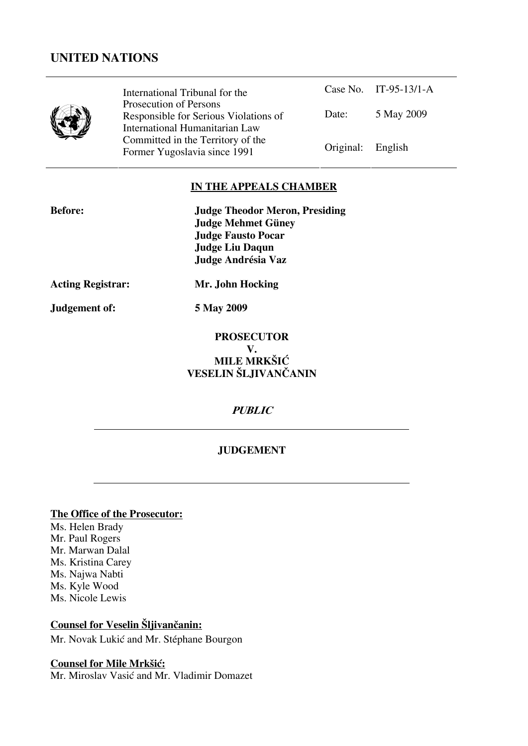# UNITED NATIONS

| | International Tribunal for the Prosecution of Persons Responsible for Serious Violations of International Humanitarian Law Committed in the Territory of the Former Yugoslavia since 1991 | Case No. | IT-95-13/1-A |
|---|---|---|---|
| | | Date: | 5 May 2009 |
| | | Original: | English |

## IN THE APPEALS CHAMBER

**Before:** **Judge Theodor Meron, Presiding**
**Judge Mehmet Güney**
**Judge Fausto Pocar**
**Judge Liu Daqun**
**Judge Andrésia Vaz**

**Acting Registrar:** **Mr. John Hocking**

**Judgement of:** **5 May 2009**

**PROSECUTOR**
**V.**
**MILE MRKŠIĆ**
**VESELIN ŠLJIVANČANIN**

***PUBLIC***

## JUDGEMENT

**The Office of the Prosecutor:**

Ms. Helen Brady
Mr. Paul Rogers
Mr. Marwan Dalal
Ms. Kristina Carey
Ms. Najwa Nabti
Ms. Kyle Wood
Ms. Nicole Lewis

**Counsel for Veselin Šljivančanin:**

Mr. Novak Lukić and Mr. Stéphane Bourgon

**Counsel for Mile Mrkšić:**

Mr. Miroslav Vasić and Mr. Vladimir Domazet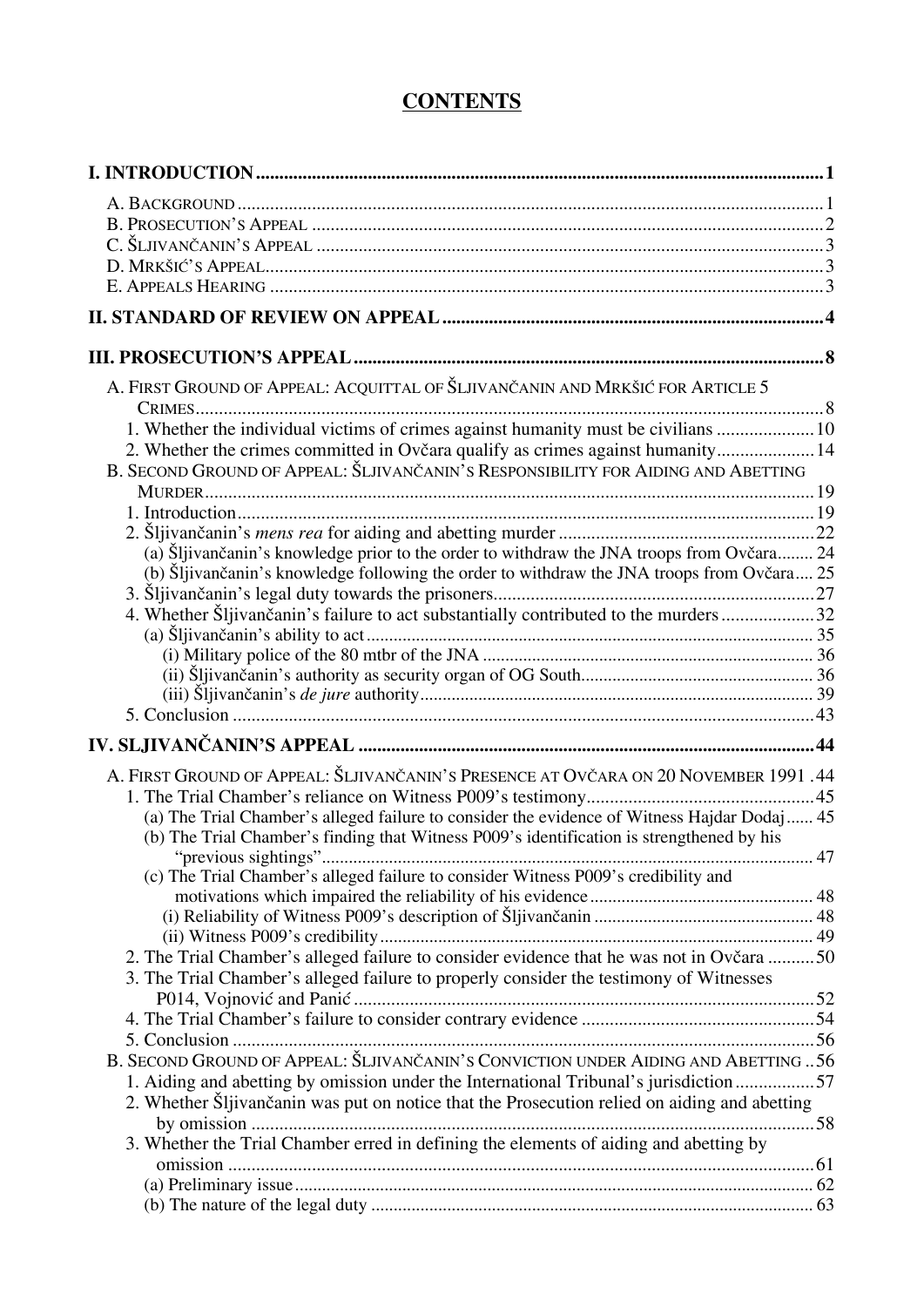# CONTENTS

I. INTRODUCTION ..... 1

- A. BACKGROUND ..... 1
- B. PROSECUTION'S APPEAL ..... 2
- C. ŠLJIVANČANIN'S APPEAL ..... 3
- D. MRKŠIĆ'S APPEAL ..... 3
- E. APPEALS HEARING ..... 3

II. STANDARD OF REVIEW ON APPEAL ..... 4

III. PROSECUTION'S APPEAL ..... 8

- A. FIRST GROUND OF APPEAL: ACQUITTAL OF ŠLJIVANČANIN AND MRKŠIĆ FOR ARTICLE 5 CRIMES ..... 8
  - 1. Whether the individual victims of crimes against humanity must be civilians ..... 10
  - 2. Whether the crimes committed in Ovčara qualify as crimes against humanity ..... 14
- B. SECOND GROUND OF APPEAL: ŠLJIVANČANIN'S RESPONSIBILITY FOR AIDING AND ABETTING MURDER ..... 19
  - 1. Introduction ..... 19
  - 2. Šljivančanin's *mens rea* for aiding and abetting murder ..... 22
    - (a) Šljivančanin's knowledge prior to the order to withdraw the JNA troops from Ovčara ..... 24
    - (b) Šljivančanin's knowledge following the order to withdraw the JNA troops from Ovčara ..... 25
  - 3. Šljivančanin's legal duty towards the prisoners ..... 27
  - 4. Whether Šljivančanin's failure to act substantially contributed to the murders ..... 32
    - (a) Šljivančanin's ability to act ..... 35
      - (i) Military police of the 80 mtbr of the JNA ..... 36
      - (ii) Šljivančanin's authority as security organ of OG South ..... 36
      - (iii) Šljivančanin's *de jure* authority ..... 39
  - 5. Conclusion ..... 43

IV. SLJIVANČANIN'S APPEAL ..... 44

- A. FIRST GROUND OF APPEAL: ŠLJIVANČANIN'S PRESENCE AT OVČARA ON 20 NOVEMBER 1991 ..... 44
  - 1. The Trial Chamber's reliance on Witness P009's testimony ..... 45
    - (a) The Trial Chamber's alleged failure to consider the evidence of Witness Hajdar Dodaj ..... 45
    - (b) The Trial Chamber's finding that Witness P009's identification is strengthened by his "previous sightings" ..... 47
    - (c) The Trial Chamber's alleged failure to consider Witness P009's credibility and motivations which impaired the reliability of his evidence ..... 48
      - (i) Reliability of Witness P009's description of Šljivančanin ..... 48
      - (ii) Witness P009's credibility ..... 49
  - 2. The Trial Chamber's alleged failure to consider evidence that he was not in Ovčara ..... 50
  - 3. The Trial Chamber's alleged failure to properly consider the testimony of Witnesses P014, Vojnović and Panić ..... 52
  - 4. The Trial Chamber's failure to consider contrary evidence ..... 54
  - 5. Conclusion ..... 56
- B. SECOND GROUND OF APPEAL: ŠLJIVANČANIN'S CONVICTION UNDER AIDING AND ABETTING ..... 56
  - 1. Aiding and abetting by omission under the International Tribunal's jurisdiction ..... 57
  - 2. Whether Šljivančanin was put on notice that the Prosecution relied on aiding and abetting by omission ..... 58
  - 3. Whether the Trial Chamber erred in defining the elements of aiding and abetting by omission ..... 61
    - (a) Preliminary issue ..... 62
    - (b) The nature of the legal duty ..... 63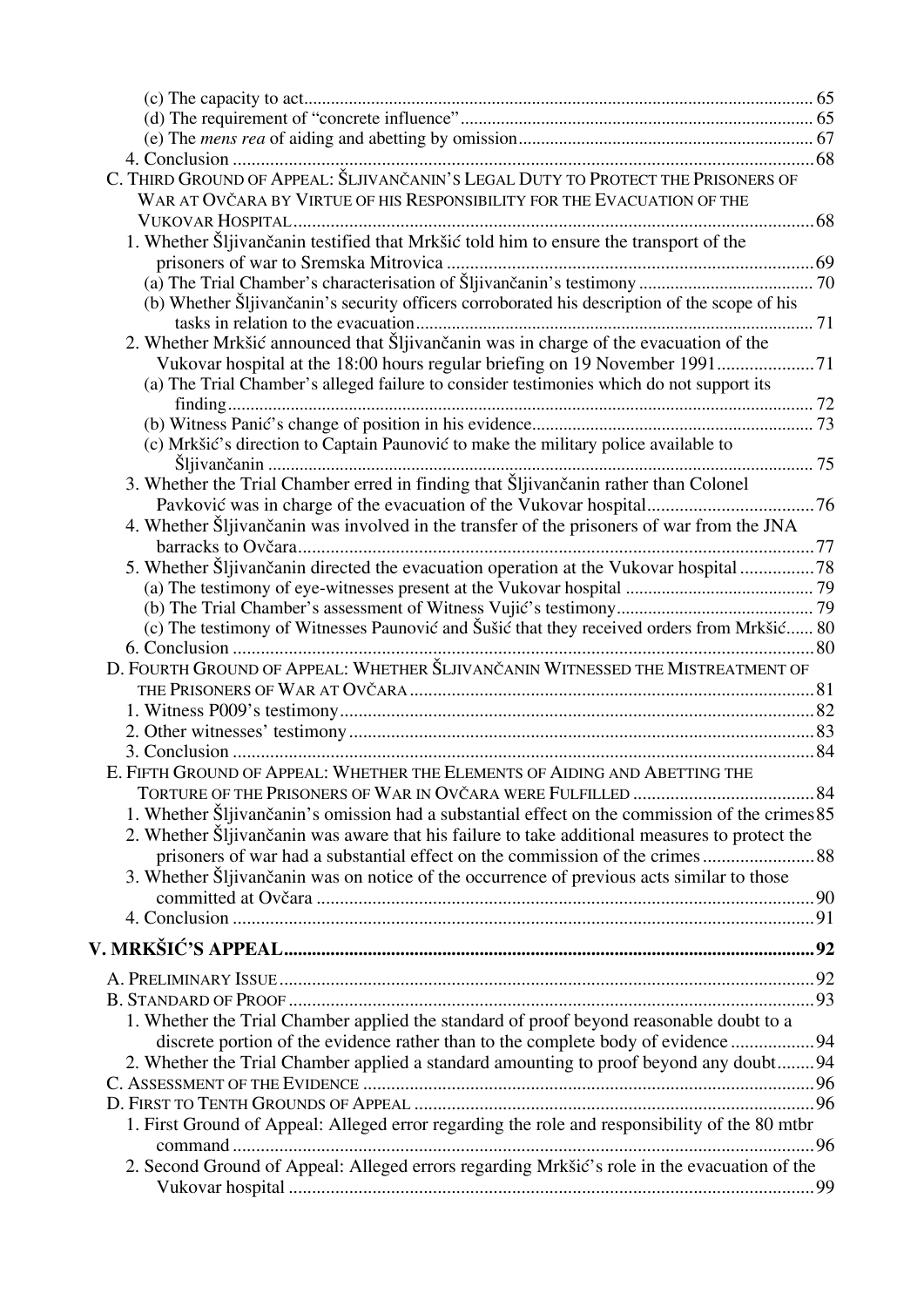(c) The capacity to act ............................................................................................. 65
(d) The requirement of "concrete influence" ............................................................... 65
(e) The *mens rea* of aiding and abetting by omission ............................................... 67
4. Conclusion ................................................................................................................ 68

C. THIRD GROUND OF APPEAL: ŠLJIVANČANIN'S LEGAL DUTY TO PROTECT THE PRISONERS OF WAR AT OVČARA BY VIRTUE OF HIS RESPONSIBILITY FOR THE EVACUATION OF THE VUKOVAR HOSPITAL ................................................................................................ 68
1. Whether Šljivančanin testified that Mrkšić told him to ensure the transport of the prisoners of war to Sremska Mitrovica ............................................................... 69
(a) The Trial Chamber's characterisation of Šljivančanin's testimony ........................ 70
(b) Whether Šljivančanin's security officers corroborated his description of the scope of his tasks in relation to the evacuation ............................................................... 71
2. Whether Mrkšić announced that Šljivančanin was in charge of the evacuation of the Vukovar hospital at the 18:00 hours regular briefing on 19 November 1991 ............. 71
(a) The Trial Chamber's alleged failure to consider testimonies which do not support its finding ........................................................................................................ 72
(b) Witness Panić's change of position in his evidence ............................................. 73
(c) Mrkšić's direction to Captain Paunović to make the military police available to Šljivančanin ........................................................................................................ 75
3. Whether the Trial Chamber erred in finding that Šljivančanin rather than Colonel Pavković was in charge of the evacuation of the Vukovar hospital ............................ 76
4. Whether Šljivančanin was involved in the transfer of the prisoners of war from the JNA barracks to Ovčara .............................................................................................. 77
5. Whether Šljivančanin directed the evacuation operation at the Vukovar hospital ........ 78
(a) The testimony of eye-witnesses present at the Vukovar hospital ........................... 79
(b) The Trial Chamber's assessment of Witness Vujić's testimony ............................. 79
(c) The testimony of Witnesses Paunović and Šušić that they received orders from Mrkšić ...... 80
6. Conclusion ................................................................................................................ 80

D. FOURTH GROUND OF APPEAL: WHETHER ŠLJIVANČANIN WITNESSED THE MISTREATMENT OF THE PRISONERS OF WAR AT OVČARA ................................................................... 81
1. Witness P009's testimony ......................................................................................... 82
2. Other witnesses' testimony ....................................................................................... 83
3. Conclusion ................................................................................................................ 84

E. FIFTH GROUND OF APPEAL: WHETHER THE ELEMENTS OF AIDING AND ABETTING THE TORTURE OF THE PRISONERS OF WAR IN OVČARA WERE FULFILLED ................................ 84
1. Whether Šljivančanin's omission had a substantial effect on the commission of the crimes 85
2. Whether Šljivančanin was aware that his failure to take additional measures to protect the prisoners of war had a substantial effect on the commission of the crimes ............... 88
3. Whether Šljivančanin was on notice of the occurrence of previous acts similar to those committed at Ovčara ................................................................................................ 90
4. Conclusion ................................................................................................................ 91

**V. MRKŠIĆ'S APPEAL ........................................................................................................ 92**

A. PRELIMINARY ISSUE ................................................................................................... 92
B. STANDARD OF PROOF ................................................................................................. 93
1. Whether the Trial Chamber applied the standard of proof beyond reasonable doubt to a discrete portion of the evidence rather than to the complete body of evidence .................. 94
2. Whether the Trial Chamber applied a standard amounting to proof beyond any doubt ........ 94
C. ASSESSMENT OF THE EVIDENCE ................................................................................. 96
D. FIRST TO TENTH GROUNDS OF APPEAL ...................................................................... 96
1. First Ground of Appeal: Alleged error regarding the role and responsibility of the 80 mtbr command ................................................................................................................ 96
2. Second Ground of Appeal: Alleged errors regarding Mrkšić's role in the evacuation of the Vukovar hospital .................................................................................................. 99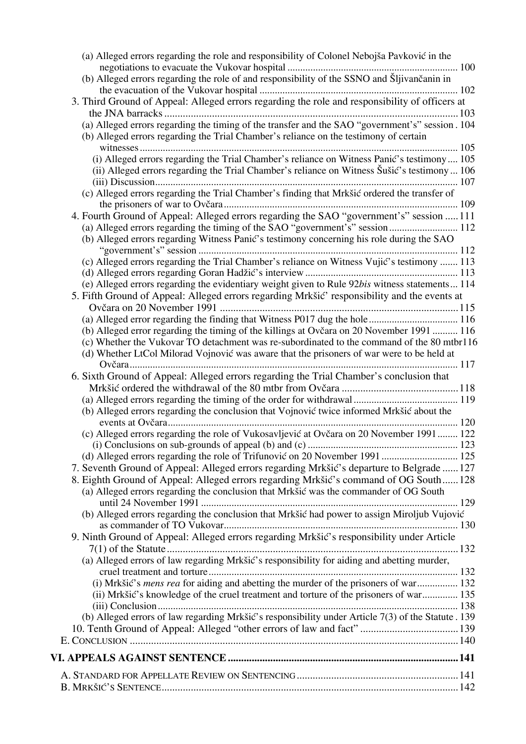(a) Alleged errors regarding the role and responsibility of Colonel Nebojša Pavković in the negotiations to evacuate the Vukovar hospital .................................................................. 100
(b) Alleged errors regarding the role of and responsibility of the SSNO and Šljivančanin in the evacuation of the Vukovar hospital ............................................................................ 102

3. Third Ground of Appeal: Alleged errors regarding the role and responsibility of officers at the JNA barracks ................................................................................................................ 103
   (a) Alleged errors regarding the timing of the transfer and the SAO "government's" session . 104
   (b) Alleged errors regarding the Trial Chamber's reliance on the testimony of certain witnesses ............................................................................................................................ 105
      (i) Alleged errors regarding the Trial Chamber's reliance on Witness Panić's testimony .... 105
      (ii) Alleged errors regarding the Trial Chamber's reliance on Witness Šušić's testimony ... 106
      (iii) Discussion ..................................................................................................................... 107
   (c) Alleged errors regarding the Trial Chamber's finding that Mrkšić ordered the transfer of the prisoners of war to Ovčara ........................................................................................... 109
4. Fourth Ground of Appeal: Alleged errors regarding the SAO "government's" session ..... 111
   (a) Alleged errors regarding the timing of the SAO "government's" session .......................... 112
   (b) Alleged errors regarding Witness Panić's testimony concerning his role during the SAO "government's" session .................................................................................................... 112
   (c) Alleged errors regarding the Trial Chamber's reliance on Witness Vujić's testimony ....... 113
   (d) Alleged errors regarding Goran Hadžić's interview ........................................................... 113
   (e) Alleged errors regarding the evidentiary weight given to Rule 92*bis* witness statements ... 114
5. Fifth Ground of Appeal: Alleged errors regarding Mrkšić' responsibility and the events at Ovčara on 20 November 1991 ............................................................................................ 115
   (a) Alleged error regarding the finding that Witness P017 dug the hole .................................. 116
   (b) Alleged error regarding the timing of the killings at Ovčara on 20 November 1991 .......... 116
   (c) Whether the Vukovar TO detachment was re-subordinated to the command of the 80 mtbr 116
   (d) Whether LtCol Milorad Vojnović was aware that the prisoners of war were to be held at Ovčara ................................................................................................................................ 117
6. Sixth Ground of Appeal: Alleged errors regarding the Trial Chamber's conclusion that Mrkšić ordered the withdrawal of the 80 mtbr from Ovčara ............................................ 118
   (a) Alleged errors regarding the timing of the order for withdrawal ........................................ 119
   (b) Alleged errors regarding the conclusion that Vojnović twice informed Mrkšić about the events at Ovčara ................................................................................................................ 120
   (c) Alleged errors regarding the role of Vukosavljević at Ovčara on 20 November 1991 ........ 122
      (i) Conclusions on sub-grounds of appeal (b) and (c) .......................................................... 123
   (d) Alleged errors regarding the role of Trifunović on 20 November 1991 ............................. 125
7. Seventh Ground of Appeal: Alleged errors regarding Mrkšić's departure to Belgrade ...... 127
8. Eighth Ground of Appeal: Alleged errors regarding Mrkšić's command of OG South ...... 128
   (a) Alleged errors regarding the conclusion that Mrkšić was the commander of OG South until 24 November 1991 .................................................................................................... 129
   (b) Alleged errors regarding the conclusion that Mrkšić had power to assign Miroljub Vujović as commander of TO Vukovar ........................................................................................... 130
9. Ninth Ground of Appeal: Alleged errors regarding Mrkšić's responsibility under Article 7(1) of the Statute ............................................................................................................... 132
   (a) Alleged errors of law regarding Mrkšić's responsibility for aiding and abetting murder, cruel treatment and torture ................................................................................................. 132
      (i) Mrkšić's *mens rea* for aiding and abetting the murder of the prisoners of war ................ 132
      (ii) Mrkšić's knowledge of the cruel treatment and torture of the prisoners of war .............. 135
      (iii) Conclusion .................................................................................................................... 138
   (b) Alleged errors of law regarding Mrkšić's responsibility under Article 7(3) of the Statute . 139
10. Tenth Ground of Appeal: Alleged "other errors of law and fact" ..................................... 139

E. CONCLUSION ............................................................................................................................ 140

**VI. APPEALS AGAINST SENTENCE ...................................................................................... 141**

A. STANDARD FOR APPELLATE REVIEW ON SENTENCING ............................................................. 141
B. MRKŠIĆ'S SENTENCE ................................................................................................................ 142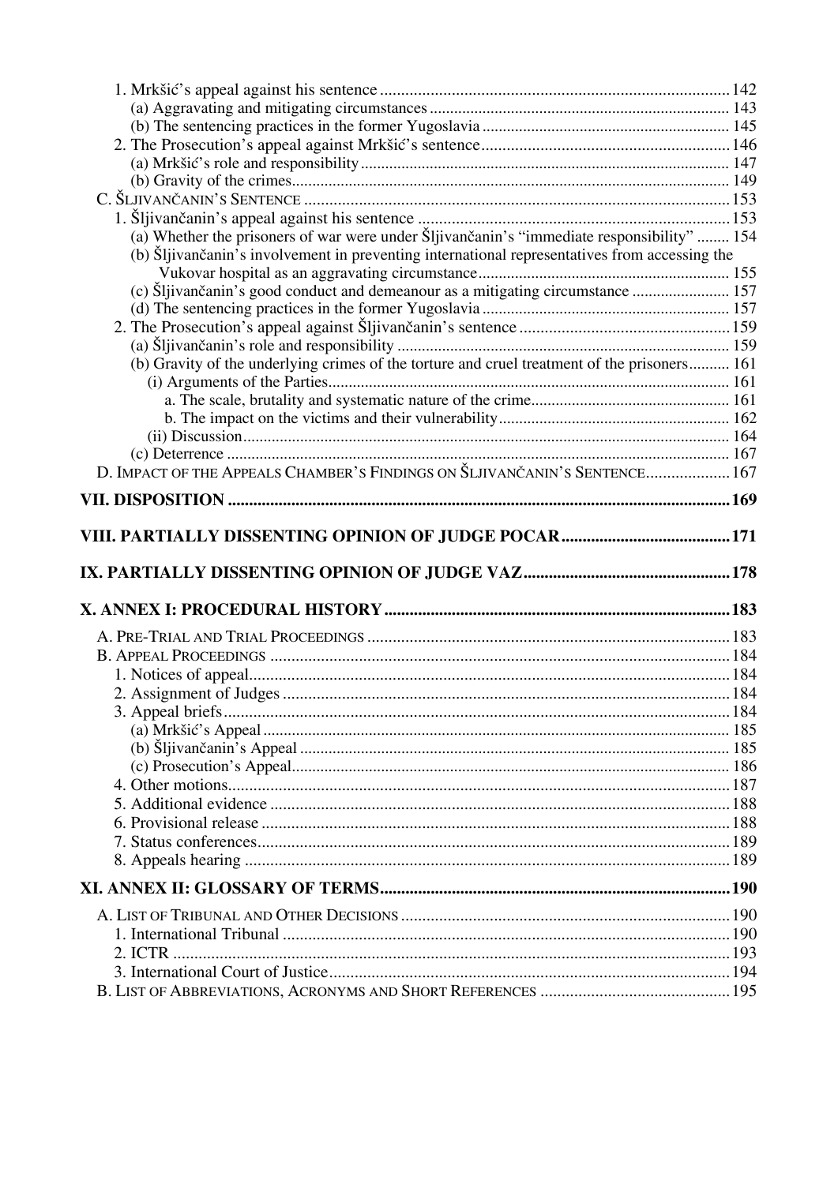1. Mrkšić's appeal against his sentence ........ 142
   (a) Aggravating and mitigating circumstances ........ 143
   (b) The sentencing practices in the former Yugoslavia ........ 145
2. The Prosecution's appeal against Mrkšić's sentence ........ 146
   (a) Mrkšić's role and responsibility ........ 147
   (b) Gravity of the crimes ........ 149

C. ŠLJIVANČANIN'S SENTENCE ........ 153

1. Šljivančanin's appeal against his sentence ........ 153
   (a) Whether the prisoners of war were under Šljivančanin's "immediate responsibility" ........ 154
   (b) Šljivančanin's involvement in preventing international representatives from accessing the Vukovar hospital as an aggravating circumstance ........ 155
   (c) Šljivančanin's good conduct and demeanour as a mitigating circumstance ........ 157
   (d) The sentencing practices in the former Yugoslavia ........ 157
2. The Prosecution's appeal against Šljivančanin's sentence ........ 159
   (a) Šljivančanin's role and responsibility ........ 159
   (b) Gravity of the underlying crimes of the torture and cruel treatment of the prisoners ........ 161
      (i) Arguments of the Parties ........ 161
         a. The scale, brutality and systematic nature of the crime ........ 161
         b. The impact on the victims and their vulnerability ........ 162
      (ii) Discussion ........ 164
   (c) Deterrence ........ 167

D. IMPACT OF THE APPEALS CHAMBER'S FINDINGS ON ŠLJIVANČANIN'S SENTENCE ........ 167

**VII. DISPOSITION ........ 169**

**VIII. PARTIALLY DISSENTING OPINION OF JUDGE POCAR ........ 171**

**IX. PARTIALLY DISSENTING OPINION OF JUDGE VAZ ........ 178**

**X. ANNEX I: PROCEDURAL HISTORY ........ 183**

A. PRE-TRIAL AND TRIAL PROCEEDINGS ........ 183

B. APPEAL PROCEEDINGS ........ 184

1. Notices of appeal ........ 184
2. Assignment of Judges ........ 184
3. Appeal briefs ........ 184
   (a) Mrkšić's Appeal ........ 185
   (b) Šljivančanin's Appeal ........ 185
   (c) Prosecution's Appeal ........ 186
4. Other motions ........ 187
5. Additional evidence ........ 188
6. Provisional release ........ 188
7. Status conferences ........ 189
8. Appeals hearing ........ 189

**XI. ANNEX II: GLOSSARY OF TERMS ........ 190**

A. LIST OF TRIBUNAL AND OTHER DECISIONS ........ 190

1. International Tribunal ........ 190
2. ICTR ........ 193
3. International Court of Justice ........ 194

B. LIST OF ABBREVIATIONS, ACRONYMS AND SHORT REFERENCES ........ 195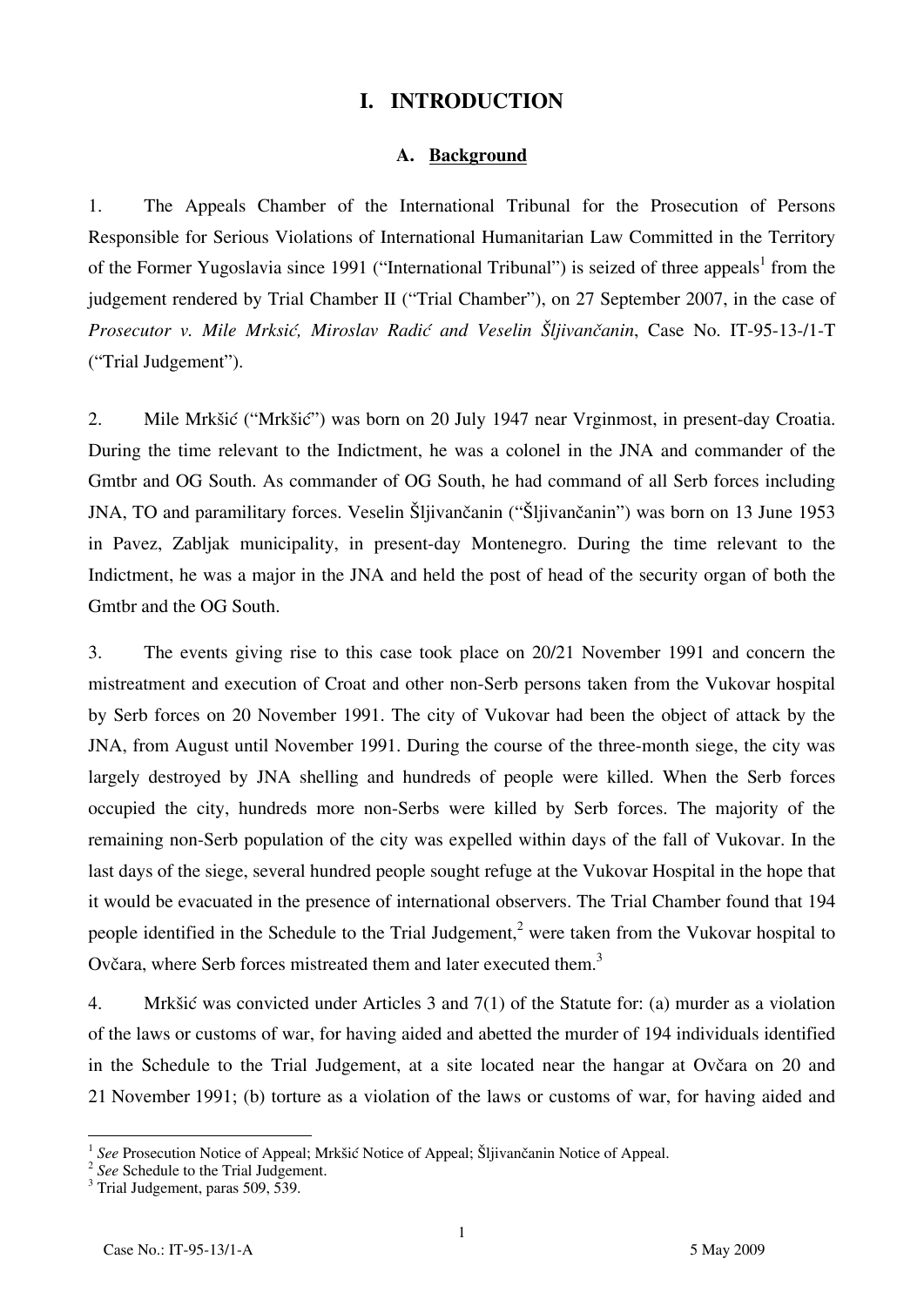# I. INTRODUCTION

## A. Background

1. The Appeals Chamber of the International Tribunal for the Prosecution of Persons Responsible for Serious Violations of International Humanitarian Law Committed in the Territory of the Former Yugoslavia since 1991 ("International Tribunal") is seized of three appeals[1] from the judgement rendered by Trial Chamber II ("Trial Chamber"), on 27 September 2007, in the case of *Prosecutor v. Mile Mrksić, Miroslav Radić and Veselin Šljivančanin*, Case No. IT-95-13-/1-T ("Trial Judgement").

2. Mile Mrkšić ("Mrkšić") was born on 20 July 1947 near Vrginmost, in present-day Croatia. During the time relevant to the Indictment, he was a colonel in the JNA and commander of the Gmtbr and OG South. As commander of OG South, he had command of all Serb forces including JNA, TO and paramilitary forces. Veselin Šljivančanin ("Šljivančanin") was born on 13 June 1953 in Pavez, Zabljak municipality, in present-day Montenegro. During the time relevant to the Indictment, he was a major in the JNA and held the post of head of the security organ of both the Gmtbr and the OG South.

3. The events giving rise to this case took place on 20/21 November 1991 and concern the mistreatment and execution of Croat and other non-Serb persons taken from the Vukovar hospital by Serb forces on 20 November 1991. The city of Vukovar had been the object of attack by the JNA, from August until November 1991. During the course of the three-month siege, the city was largely destroyed by JNA shelling and hundreds of people were killed. When the Serb forces occupied the city, hundreds more non-Serbs were killed by Serb forces. The majority of the remaining non-Serb population of the city was expelled within days of the fall of Vukovar. In the last days of the siege, several hundred people sought refuge at the Vukovar Hospital in the hope that it would be evacuated in the presence of international observers. The Trial Chamber found that 194 people identified in the Schedule to the Trial Judgement,[2] were taken from the Vukovar hospital to Ovčara, where Serb forces mistreated them and later executed them.[3]

4. Mrkšić was convicted under Articles 3 and 7(1) of the Statute for: (a) murder as a violation of the laws or customs of war, for having aided and abetted the murder of 194 individuals identified in the Schedule to the Trial Judgement, at a site located near the hangar at Ovčara on 20 and 21 November 1991; (b) torture as a violation of the laws or customs of war, for having aided and

---

[1] *See* Prosecution Notice of Appeal; Mrkšić Notice of Appeal; Šljivančanin Notice of Appeal.

[2] *See* Schedule to the Trial Judgement.

[3] Trial Judgement, paras 509, 539.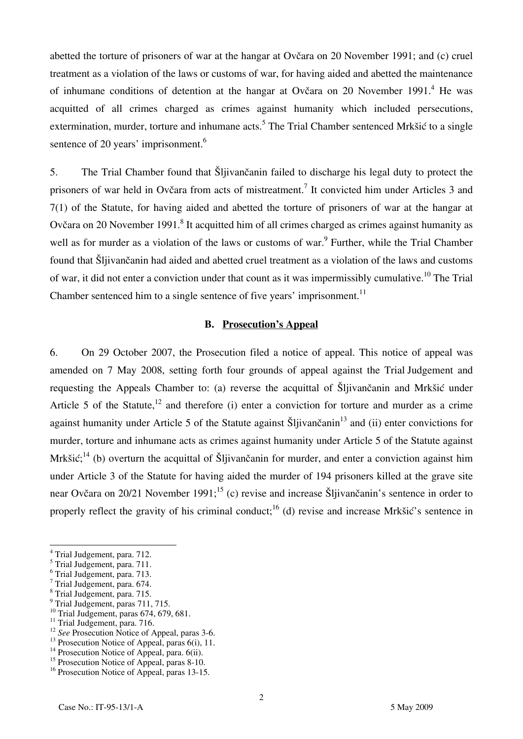abetted the torture of prisoners of war at the hangar at Ovčara on 20 November 1991; and (c) cruel treatment as a violation of the laws or customs of war, for having aided and abetted the maintenance of inhumane conditions of detention at the hangar at Ovčara on 20 November 1991.[4] He was acquitted of all crimes charged as crimes against humanity which included persecutions, extermination, murder, torture and inhumane acts.[5] The Trial Chamber sentenced Mrkšić to a single sentence of 20 years' imprisonment.[6]

5. The Trial Chamber found that Šljivančanin failed to discharge his legal duty to protect the prisoners of war held in Ovčara from acts of mistreatment.[7] It convicted him under Articles 3 and 7(1) of the Statute, for having aided and abetted the torture of prisoners of war at the hangar at Ovčara on 20 November 1991.[8] It acquitted him of all crimes charged as crimes against humanity as well as for murder as a violation of the laws or customs of war.[9] Further, while the Trial Chamber found that Šljivančanin had aided and abetted cruel treatment as a violation of the laws and customs of war, it did not enter a conviction under that count as it was impermissibly cumulative.[10] The Trial Chamber sentenced him to a single sentence of five years' imprisonment.[11]

### B. Prosecution's Appeal

6. On 29 October 2007, the Prosecution filed a notice of appeal. This notice of appeal was amended on 7 May 2008, setting forth four grounds of appeal against the Trial Judgement and requesting the Appeals Chamber to: (a) reverse the acquittal of Šljivančanin and Mrkšić under Article 5 of the Statute,[12] and therefore (i) enter a conviction for torture and murder as a crime against humanity under Article 5 of the Statute against Šljivančanin[13] and (ii) enter convictions for murder, torture and inhumane acts as crimes against humanity under Article 5 of the Statute against Mrkšić;[14] (b) overturn the acquittal of Šljivančanin for murder, and enter a conviction against him under Article 3 of the Statute for having aided the murder of 194 prisoners killed at the grave site near Ovčara on 20/21 November 1991;[15] (c) revise and increase Šljivančanin's sentence in order to properly reflect the gravity of his criminal conduct;[16] (d) revise and increase Mrkšić's sentence in

[4] Trial Judgement, para. 712.
[5] Trial Judgement, para. 711.
[6] Trial Judgement, para. 713.
[7] Trial Judgement, para. 674.
[8] Trial Judgement, para. 715.
[9] Trial Judgement, paras 711, 715.
[10] Trial Judgement, paras 674, 679, 681.
[11] Trial Judgement, para. 716.
[12] *See* Prosecution Notice of Appeal, paras 3-6.
[13] Prosecution Notice of Appeal, paras 6(i), 11.
[14] Prosecution Notice of Appeal, para. 6(ii).
[15] Prosecution Notice of Appeal, paras 8-10.
[16] Prosecution Notice of Appeal, paras 13-15.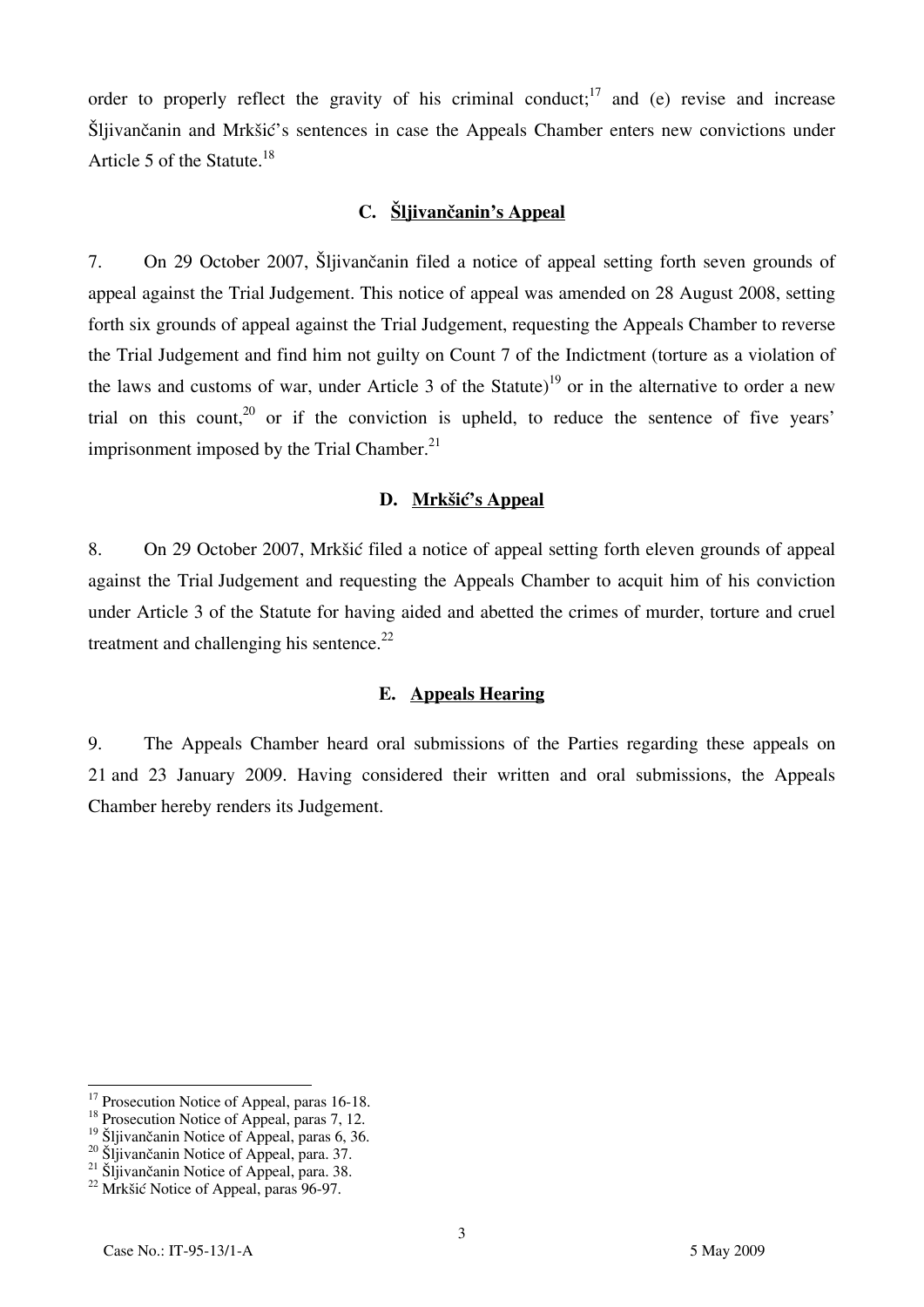order to properly reflect the gravity of his criminal conduct;[17] and (e) revise and increase Šljivančanin and Mrkšić's sentences in case the Appeals Chamber enters new convictions under Article 5 of the Statute.[18]

### C. Šljivančanin's Appeal

7. On 29 October 2007, Šljivančanin filed a notice of appeal setting forth seven grounds of appeal against the Trial Judgement. This notice of appeal was amended on 28 August 2008, setting forth six grounds of appeal against the Trial Judgement, requesting the Appeals Chamber to reverse the Trial Judgement and find him not guilty on Count 7 of the Indictment (torture as a violation of the laws and customs of war, under Article 3 of the Statute)[19] or in the alternative to order a new trial on this count,[20] or if the conviction is upheld, to reduce the sentence of five years' imprisonment imposed by the Trial Chamber.[21]

### D. Mrkšić's Appeal

8. On 29 October 2007, Mrkšić filed a notice of appeal setting forth eleven grounds of appeal against the Trial Judgement and requesting the Appeals Chamber to acquit him of his conviction under Article 3 of the Statute for having aided and abetted the crimes of murder, torture and cruel treatment and challenging his sentence.[22]

### E. Appeals Hearing

9. The Appeals Chamber heard oral submissions of the Parties regarding these appeals on 21 and 23 January 2009. Having considered their written and oral submissions, the Appeals Chamber hereby renders its Judgement.

---

[17] Prosecution Notice of Appeal, paras 16-18.
[18] Prosecution Notice of Appeal, paras 7, 12.
[19] Šljivančanin Notice of Appeal, paras 6, 36.
[20] Šljivančanin Notice of Appeal, para. 37.
[21] Šljivančanin Notice of Appeal, para. 38.
[22] Mrkšić Notice of Appeal, paras 96-97.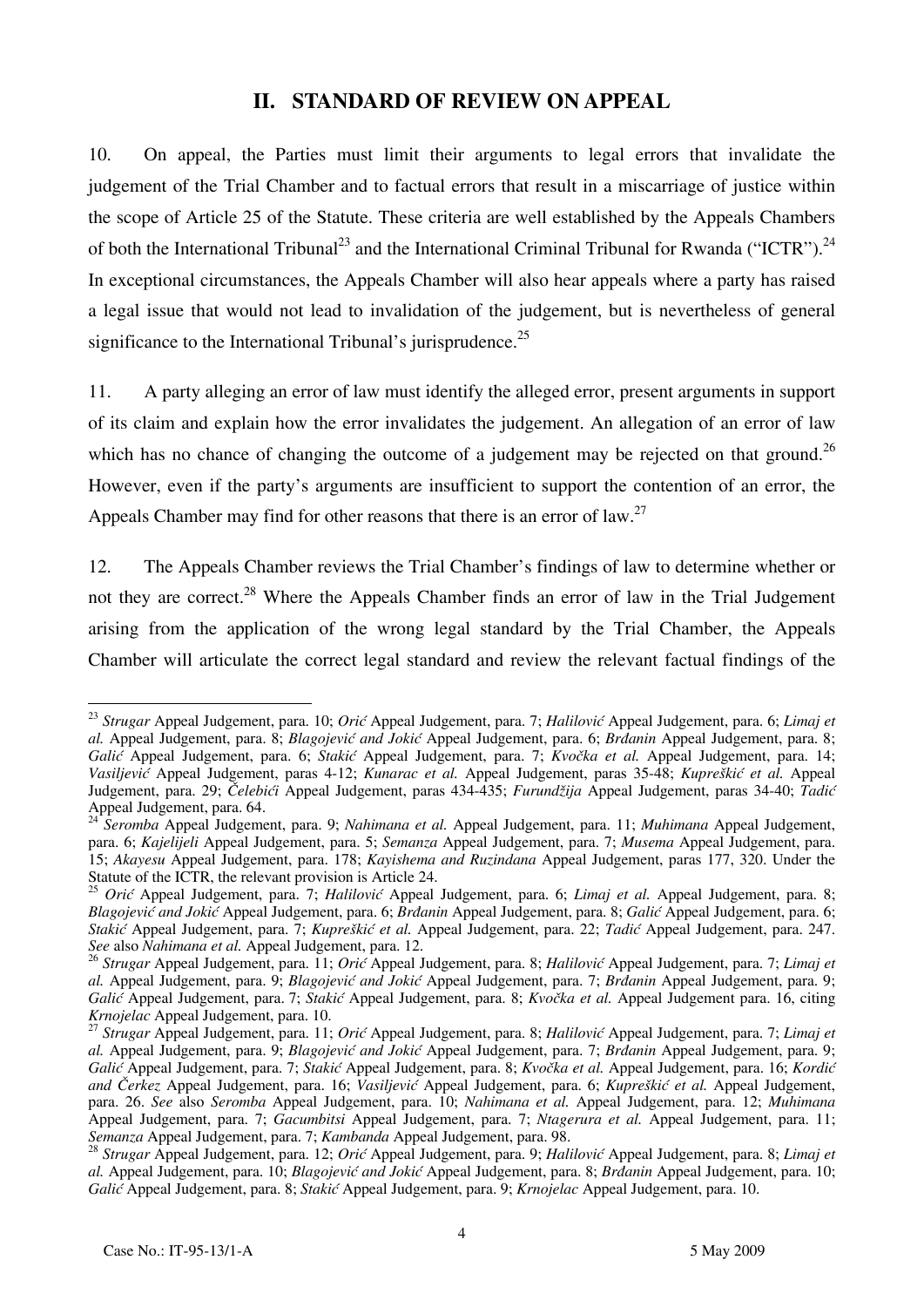## II. STANDARD OF REVIEW ON APPEAL

10. On appeal, the Parties must limit their arguments to legal errors that invalidate the judgement of the Trial Chamber and to factual errors that result in a miscarriage of justice within the scope of Article 25 of the Statute. These criteria are well established by the Appeals Chambers of both the International Tribunal[23] and the International Criminal Tribunal for Rwanda ("ICTR").[24] In exceptional circumstances, the Appeals Chamber will also hear appeals where a party has raised a legal issue that would not lead to invalidation of the judgement, but is nevertheless of general significance to the International Tribunal's jurisprudence.[25]

11. A party alleging an error of law must identify the alleged error, present arguments in support of its claim and explain how the error invalidates the judgement. An allegation of an error of law which has no chance of changing the outcome of a judgement may be rejected on that ground.[26] However, even if the party's arguments are insufficient to support the contention of an error, the Appeals Chamber may find for other reasons that there is an error of law.[27]

12. The Appeals Chamber reviews the Trial Chamber's findings of law to determine whether or not they are correct.[28] Where the Appeals Chamber finds an error of law in the Trial Judgement arising from the application of the wrong legal standard by the Trial Chamber, the Appeals Chamber will articulate the correct legal standard and review the relevant factual findings of the

---

[23] *Strugar* Appeal Judgement, para. 10; *Orić* Appeal Judgement, para. 7; *Halilović* Appeal Judgement, para. 6; *Limaj et al.* Appeal Judgement, para. 8; *Blagojević and Jokić* Appeal Judgement, para. 6; *Brđanin* Appeal Judgement, para. 8; *Galić* Appeal Judgement, para. 6; *Stakić* Appeal Judgement, para. 7; *Kvočka et al.* Appeal Judgement, para. 14; *Vasiljević* Appeal Judgement, paras 4-12; *Kunarac et al.* Appeal Judgement, paras 35-48; *Kupreškić et al.* Appeal Judgement, para. 29; *Čelebići* Appeal Judgement, paras 434-435; *Furundžija* Appeal Judgement, paras 34-40; *Tadić* Appeal Judgement, para. 64.

[24] *Seromba* Appeal Judgement, para. 9; *Nahimana et al.* Appeal Judgement, para. 11; *Muhimana* Appeal Judgement, para. 6; *Kajelijeli* Appeal Judgement, para. 5; *Semanza* Appeal Judgement, para. 7; *Musema* Appeal Judgement, para. 15; *Akayesu* Appeal Judgement, para. 178; *Kayishema and Ruzindana* Appeal Judgement, paras 177, 320. Under the Statute of the ICTR, the relevant provision is Article 24.

[25] *Orić* Appeal Judgement, para. 7; *Halilović* Appeal Judgement, para. 6; *Limaj et al.* Appeal Judgement, para. 8; *Blagojević and Jokić* Appeal Judgement, para. 6; *Brđanin* Appeal Judgement, para. 8; *Galić* Appeal Judgement, para. 6; *Stakić* Appeal Judgement, para. 7; *Kupreškić et al.* Appeal Judgement, para. 22; *Tadić* Appeal Judgement, para. 247. *See* also *Nahimana et al.* Appeal Judgement, para. 12.

[26] *Strugar* Appeal Judgement, para. 11; *Orić* Appeal Judgement, para. 8; *Halilović* Appeal Judgement, para. 7; *Limaj et al.* Appeal Judgement, para. 9; *Blagojević and Jokić* Appeal Judgement, para. 7; *Brđanin* Appeal Judgement, para. 9; *Galić* Appeal Judgement, para. 7; *Stakić* Appeal Judgement, para. 8; *Kvočka et al.* Appeal Judgement para. 16, citing *Krnojelac* Appeal Judgement, para. 10.

[27] *Strugar* Appeal Judgement, para. 11; *Orić* Appeal Judgement, para. 8; *Halilović* Appeal Judgement, para. 7; *Limaj et al.* Appeal Judgement, para. 9; *Blagojević and Jokić* Appeal Judgement, para. 7; *Brđanin* Appeal Judgement, para. 9; *Galić* Appeal Judgement, para. 7; *Stakić* Appeal Judgement, para. 8; *Kvočka et al.* Appeal Judgement, para. 16; *Kordić and Čerkez* Appeal Judgement, para. 16; *Vasiljević* Appeal Judgement, para. 6; *Kupreškić et al.* Appeal Judgement, para. 26. *See* also *Seromba* Appeal Judgement, para. 10; *Nahimana et al.* Appeal Judgement, para. 12; *Muhimana* Appeal Judgement, para. 7; *Gacumbitsi* Appeal Judgement, para. 7; *Ntagerura et al.* Appeal Judgement, para. 11; *Semanza* Appeal Judgement, para. 7; *Kambanda* Appeal Judgement, para. 98.

[28] *Strugar* Appeal Judgement, para. 12; *Orić* Appeal Judgement, para. 9; *Halilović* Appeal Judgement, para. 8; *Limaj et al.* Appeal Judgement, para. 10; *Blagojević and Jokić* Appeal Judgement, para. 8; *Brđanin* Appeal Judgement, para. 10; *Galić* Appeal Judgement, para. 8; *Stakić* Appeal Judgement, para. 9; *Krnojelac* Appeal Judgement, para. 10.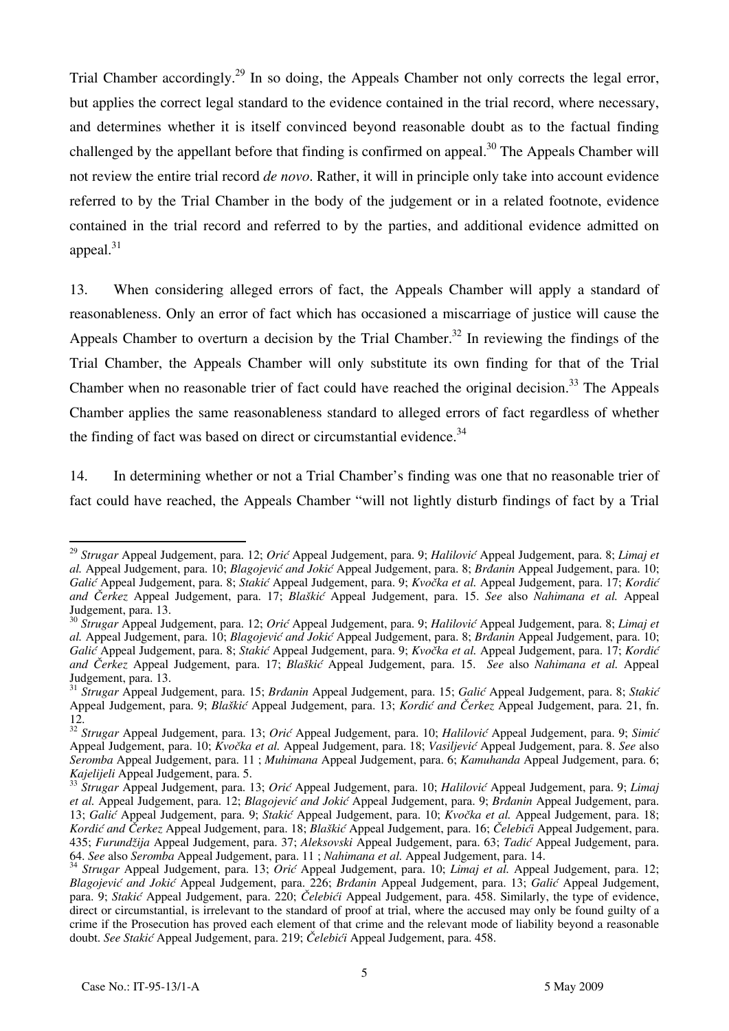Trial Chamber accordingly.[29] In so doing, the Appeals Chamber not only corrects the legal error, but applies the correct legal standard to the evidence contained in the trial record, where necessary, and determines whether it is itself convinced beyond reasonable doubt as to the factual finding challenged by the appellant before that finding is confirmed on appeal.[30] The Appeals Chamber will not review the entire trial record *de novo*. Rather, it will in principle only take into account evidence referred to by the Trial Chamber in the body of the judgement or in a related footnote, evidence contained in the trial record and referred to by the parties, and additional evidence admitted on appeal.[31]

13. When considering alleged errors of fact, the Appeals Chamber will apply a standard of reasonableness. Only an error of fact which has occasioned a miscarriage of justice will cause the Appeals Chamber to overturn a decision by the Trial Chamber.[32] In reviewing the findings of the Trial Chamber, the Appeals Chamber will only substitute its own finding for that of the Trial Chamber when no reasonable trier of fact could have reached the original decision.[33] The Appeals Chamber applies the same reasonableness standard to alleged errors of fact regardless of whether the finding of fact was based on direct or circumstantial evidence.[34]

14. In determining whether or not a Trial Chamber's finding was one that no reasonable trier of fact could have reached, the Appeals Chamber "will not lightly disturb findings of fact by a Trial

---

[29] *Strugar* Appeal Judgement, para. 12; *Orić* Appeal Judgement, para. 9; *Halilović* Appeal Judgement, para. 8; *Limaj et al.* Appeal Judgement, para. 10; *Blagojević and Jokić* Appeal Judgement, para. 8; *Brđanin* Appeal Judgement, para. 10; *Galić* Appeal Judgement, para. 8; *Stakić* Appeal Judgement, para. 9; *Kvočka et al.* Appeal Judgement, para. 17; *Kordić and Čerkez* Appeal Judgement, para. 17; *Blaškić* Appeal Judgement, para. 15. *See* also *Nahimana et al.* Appeal Judgement, para. 13.

[30] *Strugar* Appeal Judgement, para. 12; *Orić* Appeal Judgement, para. 9; *Halilović* Appeal Judgement, para. 8; *Limaj et al.* Appeal Judgement, para. 10; *Blagojević and Jokić* Appeal Judgement, para. 8; *Brđanin* Appeal Judgement, para. 10; *Galić* Appeal Judgement, para. 8; *Stakić* Appeal Judgement, para. 9; *Kvočka et al.* Appeal Judgement, para. 17; *Kordić and Čerkez* Appeal Judgement, para. 17; *Blaškić* Appeal Judgement, para. 15. *See* also *Nahimana et al.* Appeal Judgement, para. 13.

[31] *Strugar* Appeal Judgement, para. 15; *Brđanin* Appeal Judgement, para. 15; *Galić* Appeal Judgement, para. 8; *Stakić* Appeal Judgement, para. 9; *Blaškić* Appeal Judgement, para. 13; *Kordić and Čerkez* Appeal Judgement, para. 21, fn. 12.

[32] *Strugar* Appeal Judgement, para. 13; *Orić* Appeal Judgement, para. 10; *Halilović* Appeal Judgement, para. 9; *Simić* Appeal Judgement, para. 10; *Kvočka et al.* Appeal Judgement, para. 18; *Vasiljević* Appeal Judgement, para. 8. *See* also *Seromba* Appeal Judgement, para. 11 ; *Muhimana* Appeal Judgement, para. 6; *Kamuhanda* Appeal Judgement, para. 6; *Kajelijeli* Appeal Judgement, para. 5.

[33] *Strugar* Appeal Judgement, para. 13; *Orić* Appeal Judgement, para. 10; *Halilović* Appeal Judgement, para. 9; *Limaj et al.* Appeal Judgement, para. 12; *Blagojević and Jokić* Appeal Judgement, para. 9; *Brđanin* Appeal Judgement, para. 13; *Galić* Appeal Judgement, para. 9; *Stakić* Appeal Judgement, para. 10; *Kvočka et al.* Appeal Judgement, para. 18; *Kordić and Čerkez* Appeal Judgement, para. 18; *Blaškić* Appeal Judgement, para. 16; *Čelebići* Appeal Judgement, para. 435; *Furundžija* Appeal Judgement, para. 37; *Aleksovski* Appeal Judgement, para. 63; *Tadić* Appeal Judgement, para. 64. *See* also *Seromba* Appeal Judgement, para. 11 ; *Nahimana et al.* Appeal Judgement, para. 14.

[34] *Strugar* Appeal Judgement, para. 13; *Orić* Appeal Judgement, para. 10; *Limaj et al.* Appeal Judgement, para. 12; *Blagojević and Jokić* Appeal Judgement, para. 226; *Brđanin* Appeal Judgement, para. 13; *Galić* Appeal Judgement, para. 9; *Stakić* Appeal Judgement, para. 220; *Čelebići* Appeal Judgement, para. 458. Similarly, the type of evidence, direct or circumstantial, is irrelevant to the standard of proof at trial, where the accused may only be found guilty of a crime if the Prosecution has proved each element of that crime and the relevant mode of liability beyond a reasonable doubt. *See Stakić* Appeal Judgement, para. 219; *Čelebići* Appeal Judgement, para. 458.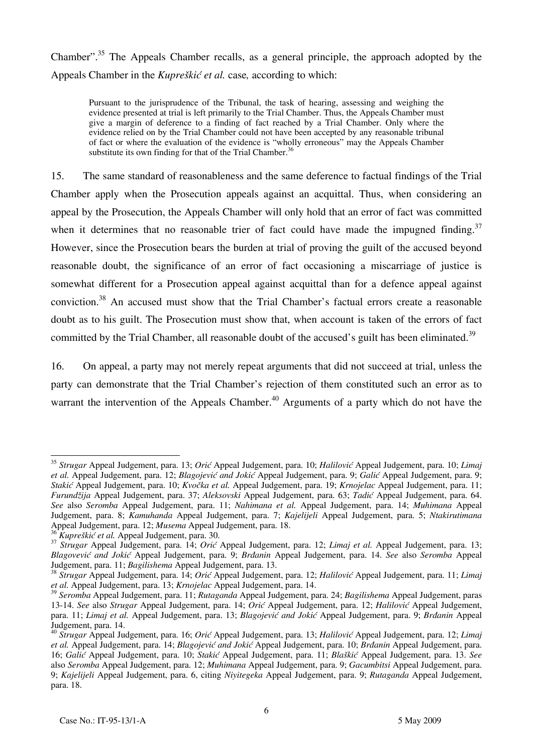Chamber".[35] The Appeals Chamber recalls, as a general principle, the approach adopted by the Appeals Chamber in the *Kupreškić et al.* case*,* according to which:

> Pursuant to the jurisprudence of the Tribunal, the task of hearing, assessing and weighing the evidence presented at trial is left primarily to the Trial Chamber. Thus, the Appeals Chamber must give a margin of deference to a finding of fact reached by a Trial Chamber. Only where the evidence relied on by the Trial Chamber could not have been accepted by any reasonable tribunal of fact or where the evaluation of the evidence is "wholly erroneous" may the Appeals Chamber substitute its own finding for that of the Trial Chamber.[36]

15. The same standard of reasonableness and the same deference to factual findings of the Trial Chamber apply when the Prosecution appeals against an acquittal. Thus, when considering an appeal by the Prosecution, the Appeals Chamber will only hold that an error of fact was committed when it determines that no reasonable trier of fact could have made the impugned finding.[37] However, since the Prosecution bears the burden at trial of proving the guilt of the accused beyond reasonable doubt, the significance of an error of fact occasioning a miscarriage of justice is somewhat different for a Prosecution appeal against acquittal than for a defence appeal against conviction.[38] An accused must show that the Trial Chamber's factual errors create a reasonable doubt as to his guilt. The Prosecution must show that, when account is taken of the errors of fact committed by the Trial Chamber, all reasonable doubt of the accused's guilt has been eliminated.[39]

16. On appeal, a party may not merely repeat arguments that did not succeed at trial, unless the party can demonstrate that the Trial Chamber's rejection of them constituted such an error as to warrant the intervention of the Appeals Chamber.[40] Arguments of a party which do not have the

---

[35] *Strugar* Appeal Judgement, para. 13; *Orić* Appeal Judgement, para. 10; *Halilović* Appeal Judgement, para. 10; *Limaj et al.* Appeal Judgement, para. 12; *Blagojević and Jokić* Appeal Judgement, para. 9; *Galić* Appeal Judgement, para. 9; *Stakić* Appeal Judgement, para. 10; *Kvočka et al.* Appeal Judgement, para. 19; *Krnojelac* Appeal Judgement, para. 11; *Furundžija* Appeal Judgement, para. 37; *Aleksovski* Appeal Judgement, para. 63; *Tadić* Appeal Judgement, para. 64. *See* also *Seromba* Appeal Judgement, para. 11; *Nahimana et al.* Appeal Judgement, para. 14; *Muhimana* Appeal Judgement, para. 8; *Kamuhanda* Appeal Judgement, para. 7; *Kajelijeli* Appeal Judgement, para. 5; *Ntakirutimana* Appeal Judgement, para. 12; *Musema* Appeal Judgement, para. 18.

[36] *Kupreškić et al.* Appeal Judgement, para. 30.

[37] *Strugar* Appeal Judgement, para. 14; *Orić* Appeal Judgement, para. 12; *Limaj et al.* Appeal Judgement, para. 13; *Blagovević and Jokić* Appeal Judgement, para. 9; *Brđanin* Appeal Judgement, para. 14. *See* also *Seromba* Appeal Judgement, para. 11; *Bagilishema* Appeal Judgement, para. 13.

[38] *Strugar* Appeal Judgement, para. 14; *Orić* Appeal Judgement, para. 12; *Halilović* Appeal Judgement, para. 11; *Limaj et al.* Appeal Judgement, para. 13; *Krnojelac* Appeal Judgement, para. 14.

[39] *Seromba* Appeal Judgement, para. 11; *Rutaganda* Appeal Judgement, para. 24; *Bagilishema* Appeal Judgement, paras 13-14. *See* also *Strugar* Appeal Judgement, para. 14; *Orić* Appeal Judgement, para. 12; *Halilović* Appeal Judgement, para. 11; *Limaj et al.* Appeal Judgement, para. 13; *Blagojević and Jokić* Appeal Judgement, para. 9; *Brđanin* Appeal Judgement, para. 14.

[40] *Strugar* Appeal Judgement, para. 16; *Orić* Appeal Judgement, para. 13; *Halilović* Appeal Judgement, para. 12; *Limaj et al.* Appeal Judgement, para. 14; *Blagojević and Jokić* Appeal Judgement, para. 10; *Brđanin* Appeal Judgement, para. 16; *Galić* Appeal Judgement, para. 10; *Stakić* Appeal Judgement, para. 11; *Blaškić* Appeal Judgement, para. 13. *See* also *Seromba* Appeal Judgement, para. 12; *Muhimana* Appeal Judgement, para. 9; *Gacumbitsi* Appeal Judgement, para. 9; *Kajelijeli* Appeal Judgement, para. 6, citing *Niyitegeka* Appeal Judgement, para. 9; *Rutaganda* Appeal Judgement, para. 18.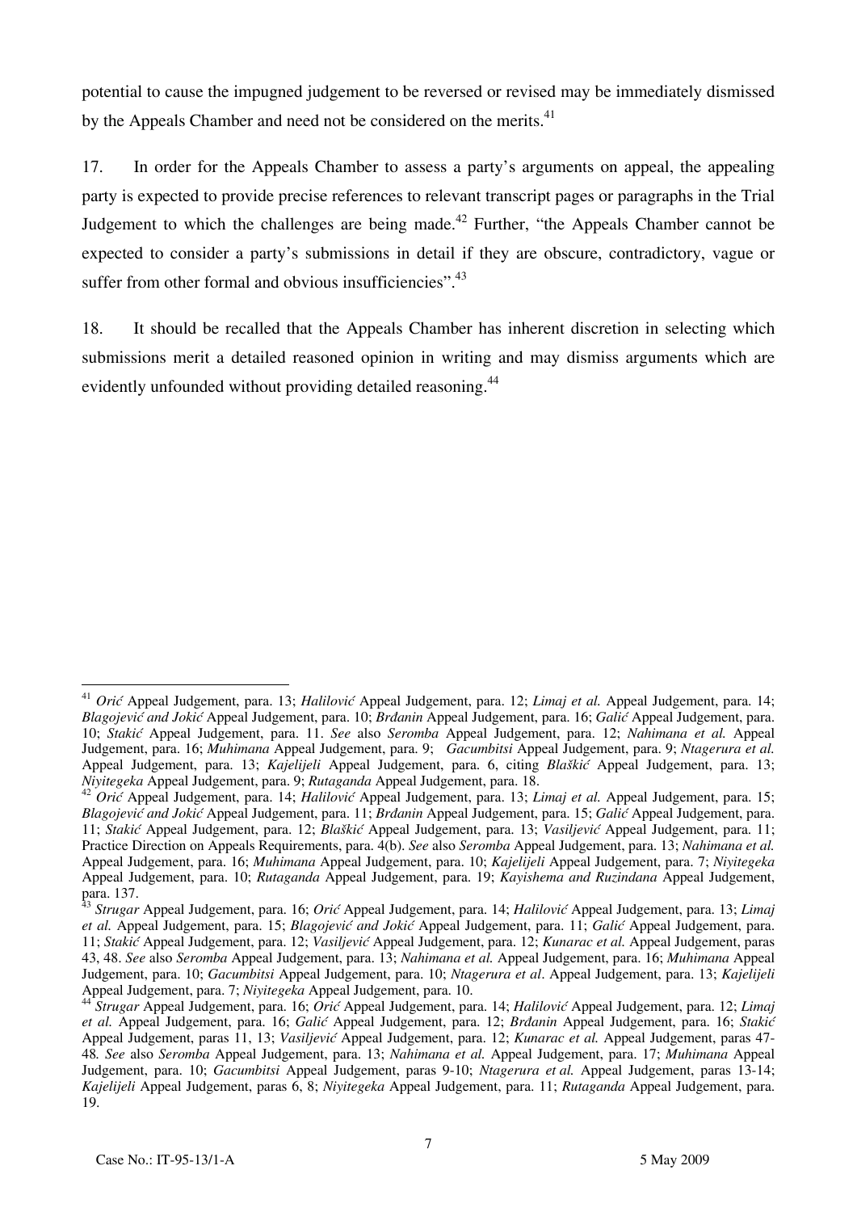potential to cause the impugned judgement to be reversed or revised may be immediately dismissed by the Appeals Chamber and need not be considered on the merits.[41]

17. In order for the Appeals Chamber to assess a party's arguments on appeal, the appealing party is expected to provide precise references to relevant transcript pages or paragraphs in the Trial Judgement to which the challenges are being made.[42] Further, "the Appeals Chamber cannot be expected to consider a party's submissions in detail if they are obscure, contradictory, vague or suffer from other formal and obvious insufficiencies".[43]

18. It should be recalled that the Appeals Chamber has inherent discretion in selecting which submissions merit a detailed reasoned opinion in writing and may dismiss arguments which are evidently unfounded without providing detailed reasoning.[44]

---

[41] *Orić* Appeal Judgement, para. 13; *Halilović* Appeal Judgement, para. 12; *Limaj et al.* Appeal Judgement, para. 14; *Blagojević and Jokić* Appeal Judgement, para. 10; *Brđanin* Appeal Judgement, para. 16; *Galić* Appeal Judgement, para. 10; *Stakić* Appeal Judgement, para. 11. *See* also *Seromba* Appeal Judgement, para. 12; *Nahimana et al.* Appeal Judgement, para. 16; *Muhimana* Appeal Judgement, para. 9; *Gacumbitsi* Appeal Judgement, para. 9; *Ntagerura et al.* Appeal Judgement, para. 13; *Kajelijeli* Appeal Judgement, para. 6, citing *Blaškić* Appeal Judgement, para. 13; *Niyitegeka* Appeal Judgement, para. 9; *Rutaganda* Appeal Judgement, para. 18.

[42] *Orić* Appeal Judgement, para. 14; *Halilović* Appeal Judgement, para. 13; *Limaj et al.* Appeal Judgement, para. 15; *Blagojević and Jokić* Appeal Judgement, para. 11; *Brđanin* Appeal Judgement, para. 15; *Galić* Appeal Judgement, para. 11; *Stakić* Appeal Judgement, para. 12; *Blaškić* Appeal Judgement, para. 13; *Vasiljević* Appeal Judgement, para. 11; Practice Direction on Appeals Requirements, para. 4(b). *See* also *Seromba* Appeal Judgement, para. 13; *Nahimana et al.* Appeal Judgement, para. 16; *Muhimana* Appeal Judgement, para. 10; *Kajelijeli* Appeal Judgement, para. 7; *Niyitegeka* Appeal Judgement, para. 10; *Rutaganda* Appeal Judgement, para. 19; *Kayishema and Ruzindana* Appeal Judgement, para. 137.

[43] *Strugar* Appeal Judgement, para. 16; *Orić* Appeal Judgement, para. 14; *Halilović* Appeal Judgement, para. 13; *Limaj et al.* Appeal Judgement, para. 15; *Blagojević and Jokić* Appeal Judgement, para. 11; *Galić* Appeal Judgement, para. 11; *Stakić* Appeal Judgement, para. 12; *Vasiljević* Appeal Judgement, para. 12; *Kunarac et al.* Appeal Judgement, paras 43, 48. *See* also *Seromba* Appeal Judgement, para. 13; *Nahimana et al.* Appeal Judgement, para. 16; *Muhimana* Appeal Judgement, para. 10; *Gacumbitsi* Appeal Judgement, para. 10; *Ntagerura et al*. Appeal Judgement, para. 13; *Kajelijeli* Appeal Judgement, para. 7; *Niyitegeka* Appeal Judgement, para. 10.

[44] *Strugar* Appeal Judgement, para. 16; *Orić* Appeal Judgement, para. 14; *Halilović* Appeal Judgement, para. 12; *Limaj et al.* Appeal Judgement, para. 16; *Galić* Appeal Judgement, para. 12; *Brđanin* Appeal Judgement, para. 16; *Stakić* Appeal Judgement, paras 11, 13; *Vasiljević* Appeal Judgement, para. 12; *Kunarac et al.* Appeal Judgement, paras 47-48*. See* also *Seromba* Appeal Judgement, para. 13; *Nahimana et al.* Appeal Judgement, para. 17; *Muhimana* Appeal Judgement, para. 10; *Gacumbitsi* Appeal Judgement, paras 9-10; *Ntagerura et al.* Appeal Judgement, paras 13-14; *Kajelijeli* Appeal Judgement, paras 6, 8; *Niyitegeka* Appeal Judgement, para. 11; *Rutaganda* Appeal Judgement, para. 19.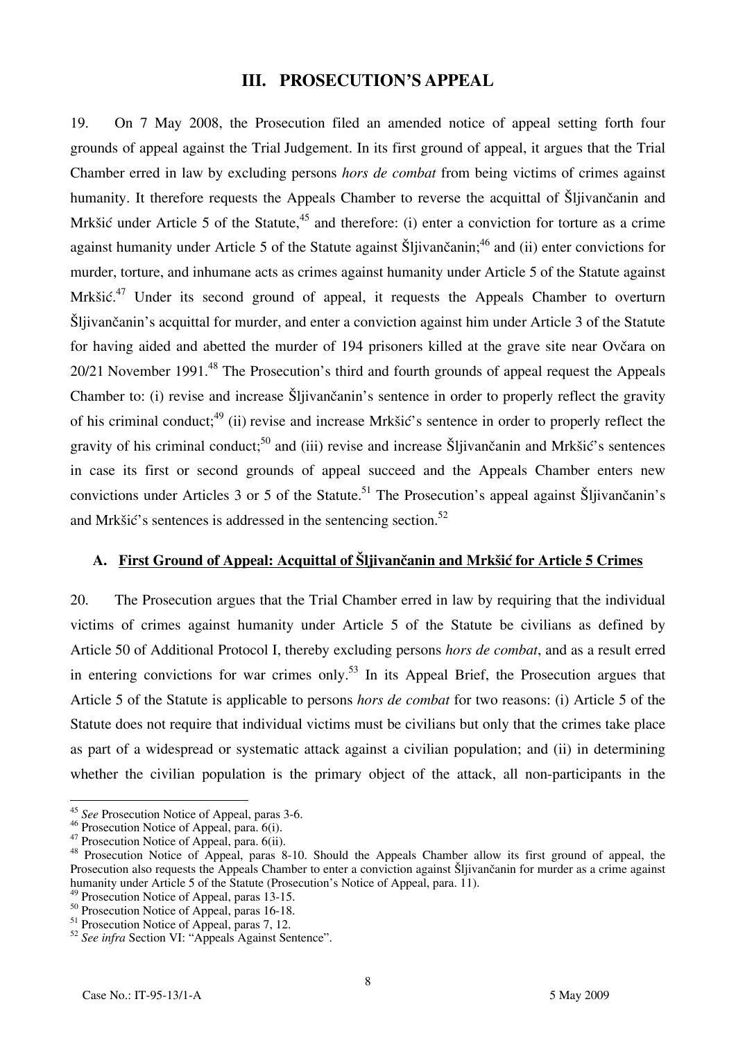## III. PROSECUTION'S APPEAL

19. On 7 May 2008, the Prosecution filed an amended notice of appeal setting forth four grounds of appeal against the Trial Judgement. In its first ground of appeal, it argues that the Trial Chamber erred in law by excluding persons *hors de combat* from being victims of crimes against humanity. It therefore requests the Appeals Chamber to reverse the acquittal of Šljivančanin and Mrkšić under Article 5 of the Statute,[45] and therefore: (i) enter a conviction for torture as a crime against humanity under Article 5 of the Statute against Šljivančanin;[46] and (ii) enter convictions for murder, torture, and inhumane acts as crimes against humanity under Article 5 of the Statute against Mrkšić.[47] Under its second ground of appeal, it requests the Appeals Chamber to overturn Šljivančanin's acquittal for murder, and enter a conviction against him under Article 3 of the Statute for having aided and abetted the murder of 194 prisoners killed at the grave site near Ovčara on 20/21 November 1991.[48] The Prosecution's third and fourth grounds of appeal request the Appeals Chamber to: (i) revise and increase Šljivančanin's sentence in order to properly reflect the gravity of his criminal conduct;[49] (ii) revise and increase Mrkšić's sentence in order to properly reflect the gravity of his criminal conduct;[50] and (iii) revise and increase Šljivančanin and Mrkšić's sentences in case its first or second grounds of appeal succeed and the Appeals Chamber enters new convictions under Articles 3 or 5 of the Statute.[51] The Prosecution's appeal against Šljivančanin's and Mrkšić's sentences is addressed in the sentencing section.[52]

### A. First Ground of Appeal: Acquittal of Šljivančanin and Mrkšić for Article 5 Crimes

20. The Prosecution argues that the Trial Chamber erred in law by requiring that the individual victims of crimes against humanity under Article 5 of the Statute be civilians as defined by Article 50 of Additional Protocol I, thereby excluding persons *hors de combat*, and as a result erred in entering convictions for war crimes only.[53] In its Appeal Brief, the Prosecution argues that Article 5 of the Statute is applicable to persons *hors de combat* for two reasons: (i) Article 5 of the Statute does not require that individual victims must be civilians but only that the crimes take place as part of a widespread or systematic attack against a civilian population; and (ii) in determining whether the civilian population is the primary object of the attack, all non-participants in the

---

[45] *See* Prosecution Notice of Appeal, paras 3-6.
[46] Prosecution Notice of Appeal, para. 6(i).
[47] Prosecution Notice of Appeal, para. 6(ii).
[48] Prosecution Notice of Appeal, paras 8-10. Should the Appeals Chamber allow its first ground of appeal, the Prosecution also requests the Appeals Chamber to enter a conviction against Šljivančanin for murder as a crime against humanity under Article 5 of the Statute (Prosecution's Notice of Appeal, para. 11).
[49] Prosecution Notice of Appeal, paras 13-15.
[50] Prosecution Notice of Appeal, paras 16-18.
[51] Prosecution Notice of Appeal, paras 7, 12.
[52] *See infra* Section VI: "Appeals Against Sentence".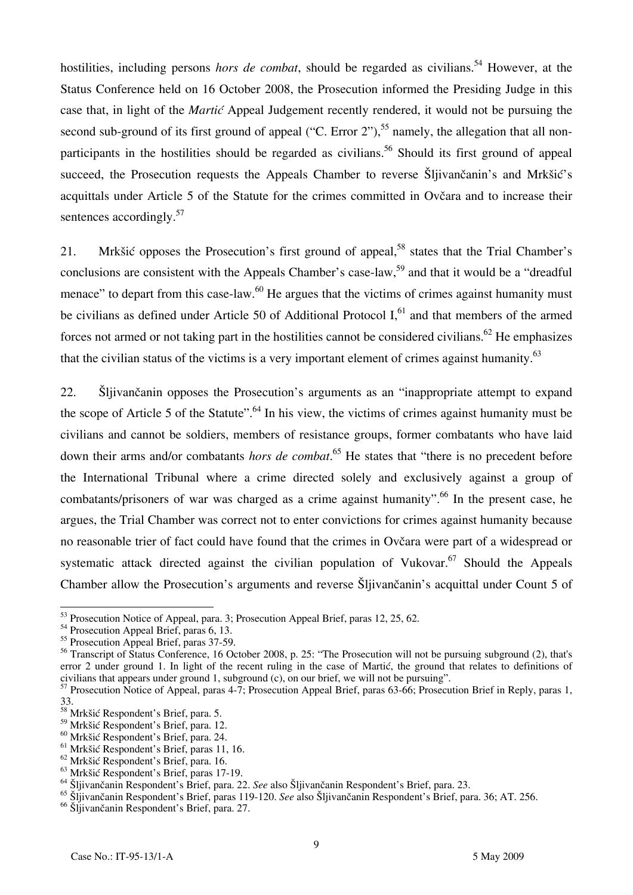hostilities, including persons *hors de combat*, should be regarded as civilians.[54] However, at the Status Conference held on 16 October 2008, the Prosecution informed the Presiding Judge in this case that, in light of the *Martić* Appeal Judgement recently rendered, it would not be pursuing the second sub-ground of its first ground of appeal ("C. Error 2"),[55] namely, the allegation that all non-participants in the hostilities should be regarded as civilians.[56] Should its first ground of appeal succeed, the Prosecution requests the Appeals Chamber to reverse Šljivančanin's and Mrkšić's acquittals under Article 5 of the Statute for the crimes committed in Ovčara and to increase their sentences accordingly.[57]

21. Mrkšić opposes the Prosecution's first ground of appeal,[58] states that the Trial Chamber's conclusions are consistent with the Appeals Chamber's case-law,[59] and that it would be a "dreadful menace" to depart from this case-law.[60] He argues that the victims of crimes against humanity must be civilians as defined under Article 50 of Additional Protocol I,[61] and that members of the armed forces not armed or not taking part in the hostilities cannot be considered civilians.[62] He emphasizes that the civilian status of the victims is a very important element of crimes against humanity.[63]

22. Šljivančanin opposes the Prosecution's arguments as an "inappropriate attempt to expand the scope of Article 5 of the Statute".[64] In his view, the victims of crimes against humanity must be civilians and cannot be soldiers, members of resistance groups, former combatants who have laid down their arms and/or combatants *hors de combat*.[65] He states that "there is no precedent before the International Tribunal where a crime directed solely and exclusively against a group of combatants/prisoners of war was charged as a crime against humanity".[66] In the present case, he argues, the Trial Chamber was correct not to enter convictions for crimes against humanity because no reasonable trier of fact could have found that the crimes in Ovčara were part of a widespread or systematic attack directed against the civilian population of Vukovar.[67] Should the Appeals Chamber allow the Prosecution's arguments and reverse Šljivančanin's acquittal under Count 5 of

---

[53] Prosecution Notice of Appeal, para. 3; Prosecution Appeal Brief, paras 12, 25, 62.
[54] Prosecution Appeal Brief, paras 6, 13.
[55] Prosecution Appeal Brief, paras 37-59.
[56] Transcript of Status Conference, 16 October 2008, p. 25: "The Prosecution will not be pursuing subground (2), that's error 2 under ground 1. In light of the recent ruling in the case of Martić, the ground that relates to definitions of civilians that appears under ground 1, subground (c), on our brief, we will not be pursuing".
[57] Prosecution Notice of Appeal, paras 4-7; Prosecution Appeal Brief, paras 63-66; Prosecution Brief in Reply, paras 1, 33.
[58] Mrkšić Respondent's Brief, para. 5.
[59] Mrkšić Respondent's Brief, para. 12.
[60] Mrkšić Respondent's Brief, para. 24.
[61] Mrkšić Respondent's Brief, paras 11, 16.
[62] Mrkšić Respondent's Brief, para. 16.
[63] Mrkšić Respondent's Brief, paras 17-19.
[64] Šljivančanin Respondent's Brief, para. 22. *See* also Šljivančanin Respondent's Brief, para. 23.
[65] Šljivančanin Respondent's Brief, paras 119-120. *See* also Šljivančanin Respondent's Brief, para. 36; AT. 256.
[66] Šljivančanin Respondent's Brief, para. 27.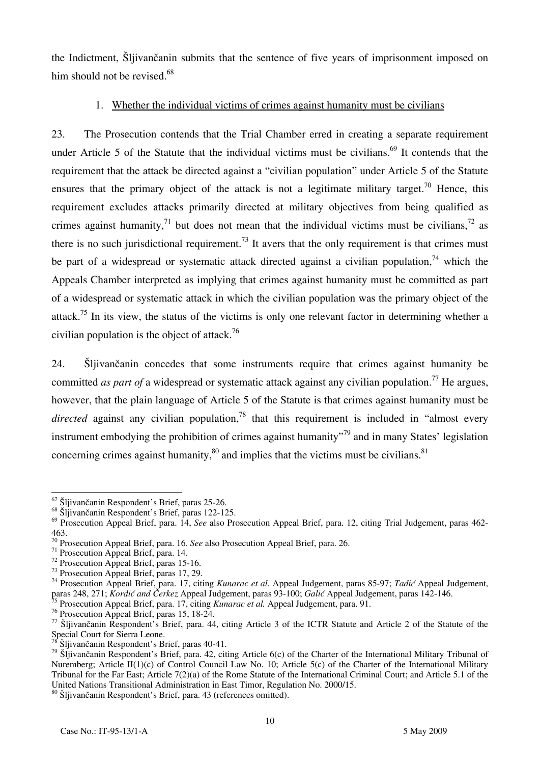the Indictment, Šljivančanin submits that the sentence of five years of imprisonment imposed on him should not be revised.[68]

1. Whether the individual victims of crimes against humanity must be civilians

23. The Prosecution contends that the Trial Chamber erred in creating a separate requirement under Article 5 of the Statute that the individual victims must be civilians.[69] It contends that the requirement that the attack be directed against a "civilian population" under Article 5 of the Statute ensures that the primary object of the attack is not a legitimate military target.[70] Hence, this requirement excludes attacks primarily directed at military objectives from being qualified as crimes against humanity,[71] but does not mean that the individual victims must be civilians,[72] as there is no such jurisdictional requirement.[73] It avers that the only requirement is that crimes must be part of a widespread or systematic attack directed against a civilian population,[74] which the Appeals Chamber interpreted as implying that crimes against humanity must be committed as part of a widespread or systematic attack in which the civilian population was the primary object of the attack.[75] In its view, the status of the victims is only one relevant factor in determining whether a civilian population is the object of attack.[76]

24. Šljivančanin concedes that some instruments require that crimes against humanity be committed *as part of* a widespread or systematic attack against any civilian population.[77] He argues, however, that the plain language of Article 5 of the Statute is that crimes against humanity must be *directed* against any civilian population,[78] that this requirement is included in "almost every instrument embodying the prohibition of crimes against humanity"[79] and in many States' legislation concerning crimes against humanity,[80] and implies that the victims must be civilians.[81]

---

[67] Šljivančanin Respondent's Brief, paras 25-26.
[68] Šljivančanin Respondent's Brief, paras 122-125.
[69] Prosecution Appeal Brief, para. 14, *See* also Prosecution Appeal Brief, para. 12, citing Trial Judgement, paras 462-463.
[70] Prosecution Appeal Brief, para. 16. *See* also Prosecution Appeal Brief, para. 26.
[71] Prosecution Appeal Brief, para. 14.
[72] Prosecution Appeal Brief, paras 15-16.
[73] Prosecution Appeal Brief, paras 17, 29.
[74] Prosecution Appeal Brief, para. 17, citing *Kunarac et al.* Appeal Judgement, paras 85-97; *Tadić* Appeal Judgement, paras 248, 271; *Kordić and Čerkez* Appeal Judgement, paras 93-100; *Galić* Appeal Judgement, paras 142-146.
[75] Prosecution Appeal Brief, para. 17, citing *Kunarac et al.* Appeal Judgement, para. 91.
[76] Prosecution Appeal Brief, paras 15, 18-24.
[77] Šljivančanin Respondent's Brief, para. 44, citing Article 3 of the ICTR Statute and Article 2 of the Statute of the Special Court for Sierra Leone.
[78] Šljivančanin Respondent's Brief, paras 40-41.
[79] Šljivančanin Respondent's Brief, para. 42, citing Article 6(c) of the Charter of the International Military Tribunal of Nuremberg; Article II(1)(c) of Control Council Law No. 10; Article 5(c) of the Charter of the International Military Tribunal for the Far East; Article 7(2)(a) of the Rome Statute of the International Criminal Court; and Article 5.1 of the United Nations Transitional Administration in East Timor, Regulation No. 2000/15.
[80] Šljivančanin Respondent's Brief, para. 43 (references omitted).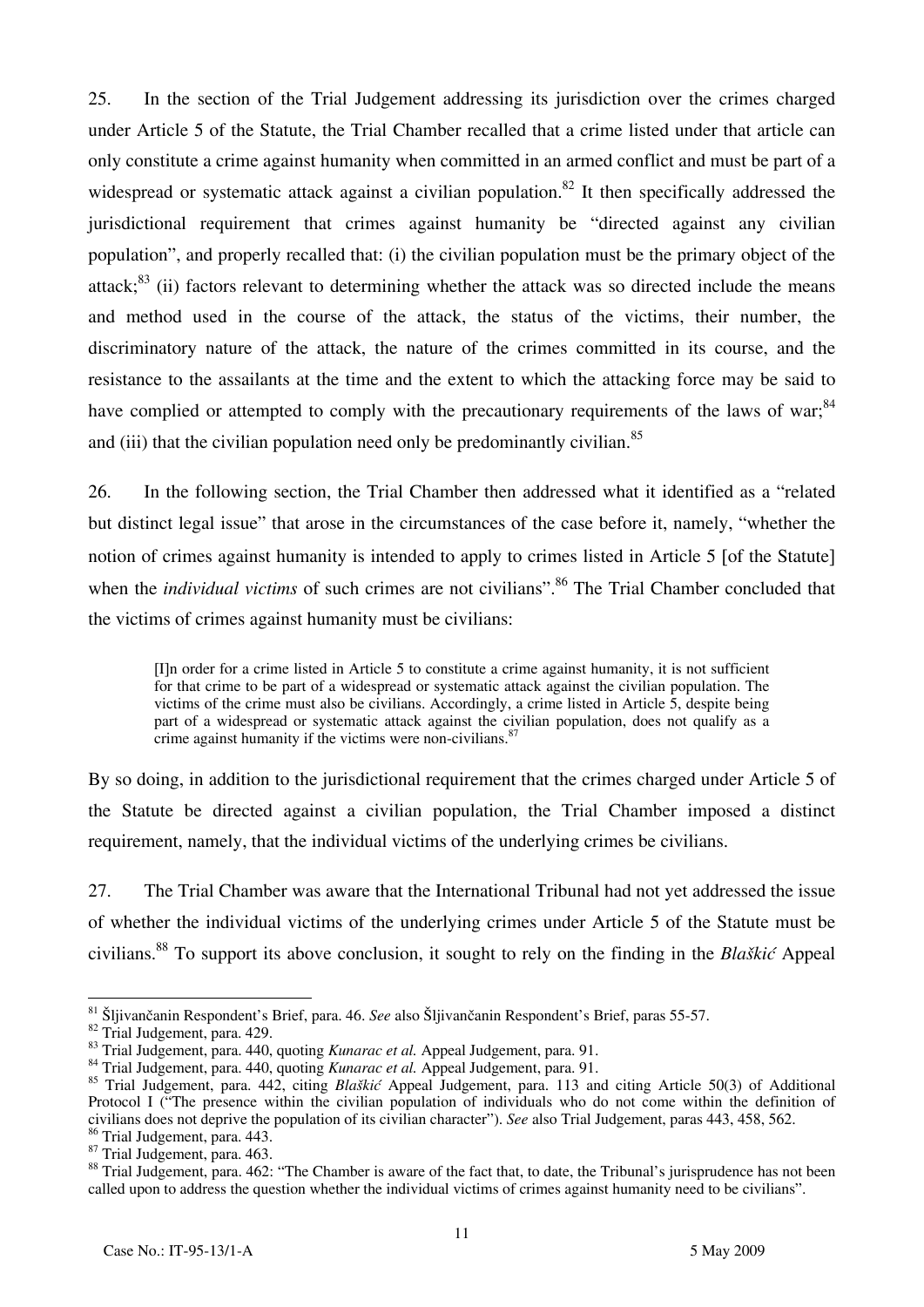25. In the section of the Trial Judgement addressing its jurisdiction over the crimes charged under Article 5 of the Statute, the Trial Chamber recalled that a crime listed under that article can only constitute a crime against humanity when committed in an armed conflict and must be part of a widespread or systematic attack against a civilian population.[82] It then specifically addressed the jurisdictional requirement that crimes against humanity be "directed against any civilian population", and properly recalled that: (i) the civilian population must be the primary object of the attack;[83] (ii) factors relevant to determining whether the attack was so directed include the means and method used in the course of the attack, the status of the victims, their number, the discriminatory nature of the attack, the nature of the crimes committed in its course, and the resistance to the assailants at the time and the extent to which the attacking force may be said to have complied or attempted to comply with the precautionary requirements of the laws of war;[84] and (iii) that the civilian population need only be predominantly civilian.[85]

26. In the following section, the Trial Chamber then addressed what it identified as a "related but distinct legal issue" that arose in the circumstances of the case before it, namely, "whether the notion of crimes against humanity is intended to apply to crimes listed in Article 5 [of the Statute] when the *individual victims* of such crimes are not civilians".[86] The Trial Chamber concluded that the victims of crimes against humanity must be civilians:

> [I]n order for a crime listed in Article 5 to constitute a crime against humanity, it is not sufficient for that crime to be part of a widespread or systematic attack against the civilian population. The victims of the crime must also be civilians. Accordingly, a crime listed in Article 5, despite being part of a widespread or systematic attack against the civilian population, does not qualify as a crime against humanity if the victims were non-civilians.[87]

By so doing, in addition to the jurisdictional requirement that the crimes charged under Article 5 of the Statute be directed against a civilian population, the Trial Chamber imposed a distinct requirement, namely, that the individual victims of the underlying crimes be civilians.

27. The Trial Chamber was aware that the International Tribunal had not yet addressed the issue of whether the individual victims of the underlying crimes under Article 5 of the Statute must be civilians.[88] To support its above conclusion, it sought to rely on the finding in the *Blaškić* Appeal

---

[81] Šljivančanin Respondent's Brief, para. 46. *See* also Šljivančanin Respondent's Brief, paras 55-57.
[82] Trial Judgement, para. 429.
[83] Trial Judgement, para. 440, quoting *Kunarac et al.* Appeal Judgement, para. 91.
[84] Trial Judgement, para. 440, quoting *Kunarac et al.* Appeal Judgement, para. 91.
[85] Trial Judgement, para. 442, citing *Blaškić* Appeal Judgement, para. 113 and citing Article 50(3) of Additional Protocol I ("The presence within the civilian population of individuals who do not come within the definition of civilians does not deprive the population of its civilian character"). *See* also Trial Judgement, paras 443, 458, 562.
[86] Trial Judgement, para. 443.
[87] Trial Judgement, para. 463.
[88] Trial Judgement, para. 462: "The Chamber is aware of the fact that, to date, the Tribunal's jurisprudence has not been called upon to address the question whether the individual victims of crimes against humanity need to be civilians".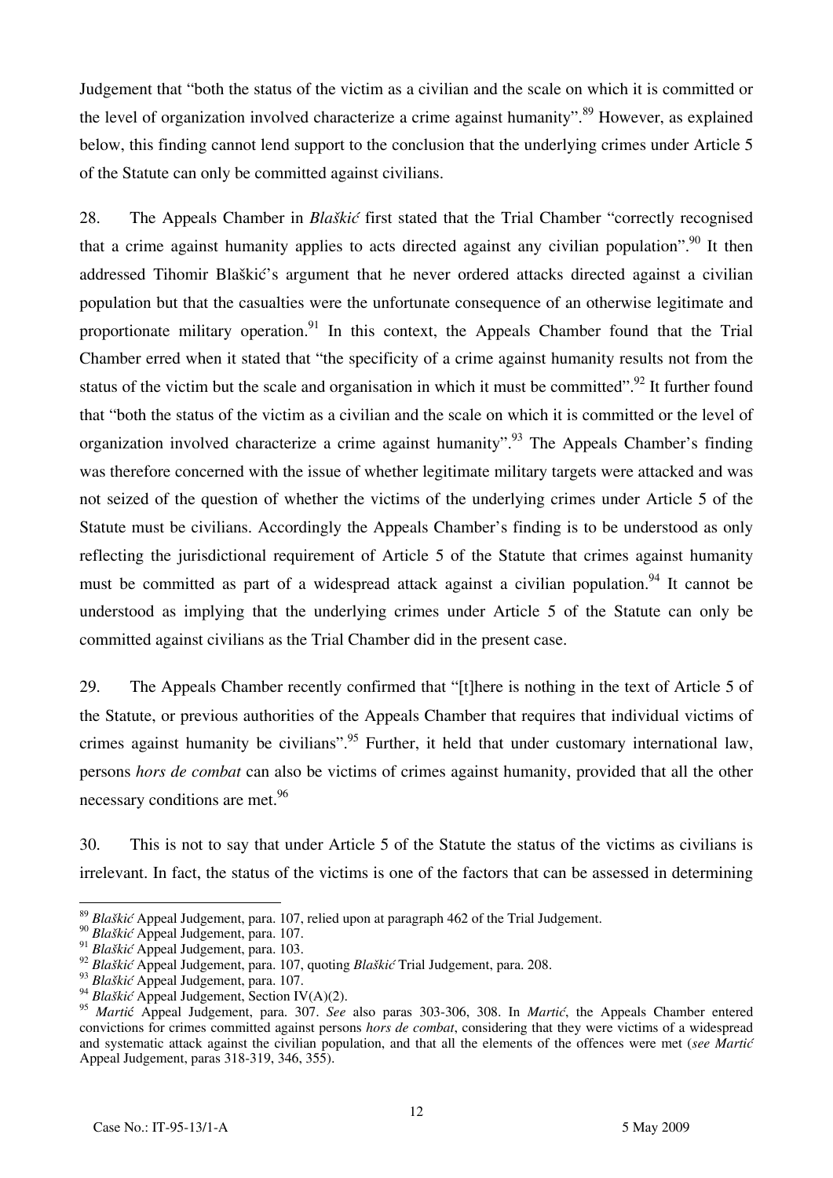Judgement that "both the status of the victim as a civilian and the scale on which it is committed or the level of organization involved characterize a crime against humanity".[89] However, as explained below, this finding cannot lend support to the conclusion that the underlying crimes under Article 5 of the Statute can only be committed against civilians.

28. The Appeals Chamber in *Blaškić* first stated that the Trial Chamber "correctly recognised that a crime against humanity applies to acts directed against any civilian population".[90] It then addressed Tihomir Blaškić's argument that he never ordered attacks directed against a civilian population but that the casualties were the unfortunate consequence of an otherwise legitimate and proportionate military operation.[91] In this context, the Appeals Chamber found that the Trial Chamber erred when it stated that "the specificity of a crime against humanity results not from the status of the victim but the scale and organisation in which it must be committed".[92] It further found that "both the status of the victim as a civilian and the scale on which it is committed or the level of organization involved characterize a crime against humanity".[93] The Appeals Chamber's finding was therefore concerned with the issue of whether legitimate military targets were attacked and was not seized of the question of whether the victims of the underlying crimes under Article 5 of the Statute must be civilians. Accordingly the Appeals Chamber's finding is to be understood as only reflecting the jurisdictional requirement of Article 5 of the Statute that crimes against humanity must be committed as part of a widespread attack against a civilian population.[94] It cannot be understood as implying that the underlying crimes under Article 5 of the Statute can only be committed against civilians as the Trial Chamber did in the present case.

29. The Appeals Chamber recently confirmed that "[t]here is nothing in the text of Article 5 of the Statute, or previous authorities of the Appeals Chamber that requires that individual victims of crimes against humanity be civilians".[95] Further, it held that under customary international law, persons *hors de combat* can also be victims of crimes against humanity, provided that all the other necessary conditions are met.[96]

30. This is not to say that under Article 5 of the Statute the status of the victims as civilians is irrelevant. In fact, the status of the victims is one of the factors that can be assessed in determining

---

[89] *Blaškić* Appeal Judgement, para. 107, relied upon at paragraph 462 of the Trial Judgement.

[90] *Blaškić* Appeal Judgement, para. 107.

[91] *Blaškić* Appeal Judgement, para. 103.

[92] *Blaškić* Appeal Judgement, para. 107, quoting *Blaškić* Trial Judgement, para. 208.

[93] *Blaškić* Appeal Judgement, para. 107.

[94] *Blaškić* Appeal Judgement, Section IV(A)(2).

[95] *Martić* Appeal Judgement, para. 307. *See* also paras 303-306, 308. In *Martić*, the Appeals Chamber entered convictions for crimes committed against persons *hors de combat*, considering that they were victims of a widespread and systematic attack against the civilian population, and that all the elements of the offences were met (*see Martić* Appeal Judgement, paras 318-319, 346, 355).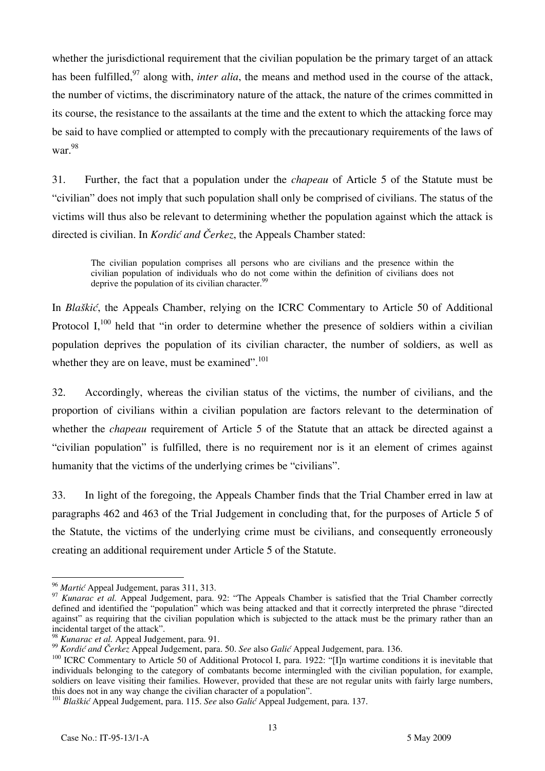whether the jurisdictional requirement that the civilian population be the primary target of an attack has been fulfilled,[97] along with, *inter alia*, the means and method used in the course of the attack, the number of victims, the discriminatory nature of the attack, the nature of the crimes committed in its course, the resistance to the assailants at the time and the extent to which the attacking force may be said to have complied or attempted to comply with the precautionary requirements of the laws of war.[98]

31. Further, the fact that a population under the *chapeau* of Article 5 of the Statute must be "civilian" does not imply that such population shall only be comprised of civilians. The status of the victims will thus also be relevant to determining whether the population against which the attack is directed is civilian. In *Kordić and Čerkez*, the Appeals Chamber stated:

> The civilian population comprises all persons who are civilians and the presence within the civilian population of individuals who do not come within the definition of civilians does not deprive the population of its civilian character.[99]

In *Blaškić*, the Appeals Chamber, relying on the ICRC Commentary to Article 50 of Additional Protocol I,[100] held that "in order to determine whether the presence of soldiers within a civilian population deprives the population of its civilian character, the number of soldiers, as well as whether they are on leave, must be examined".[101]

32. Accordingly, whereas the civilian status of the victims, the number of civilians, and the proportion of civilians within a civilian population are factors relevant to the determination of whether the *chapeau* requirement of Article 5 of the Statute that an attack be directed against a "civilian population" is fulfilled, there is no requirement nor is it an element of crimes against humanity that the victims of the underlying crimes be "civilians".

33. In light of the foregoing, the Appeals Chamber finds that the Trial Chamber erred in law at paragraphs 462 and 463 of the Trial Judgement in concluding that, for the purposes of Article 5 of the Statute, the victims of the underlying crime must be civilians, and consequently erroneously creating an additional requirement under Article 5 of the Statute.

---

[96] *Martić* Appeal Judgement, paras 311, 313.

[97] *Kunarac et al.* Appeal Judgement, para. 92: "The Appeals Chamber is satisfied that the Trial Chamber correctly defined and identified the "population" which was being attacked and that it correctly interpreted the phrase "directed against" as requiring that the civilian population which is subjected to the attack must be the primary rather than an incidental target of the attack".

[98] *Kunarac et al.* Appeal Judgement, para. 91.

[99] *Kordić and Čerkez* Appeal Judgement, para. 50. *See* also *Galić* Appeal Judgement, para. 136.

[100] ICRC Commentary to Article 50 of Additional Protocol I, para. 1922: "[I]n wartime conditions it is inevitable that individuals belonging to the category of combatants become intermingled with the civilian population, for example, soldiers on leave visiting their families. However, provided that these are not regular units with fairly large numbers, this does not in any way change the civilian character of a population".

[101] *Blaškić* Appeal Judgement, para. 115. *See* also *Galić* Appeal Judgement, para. 137.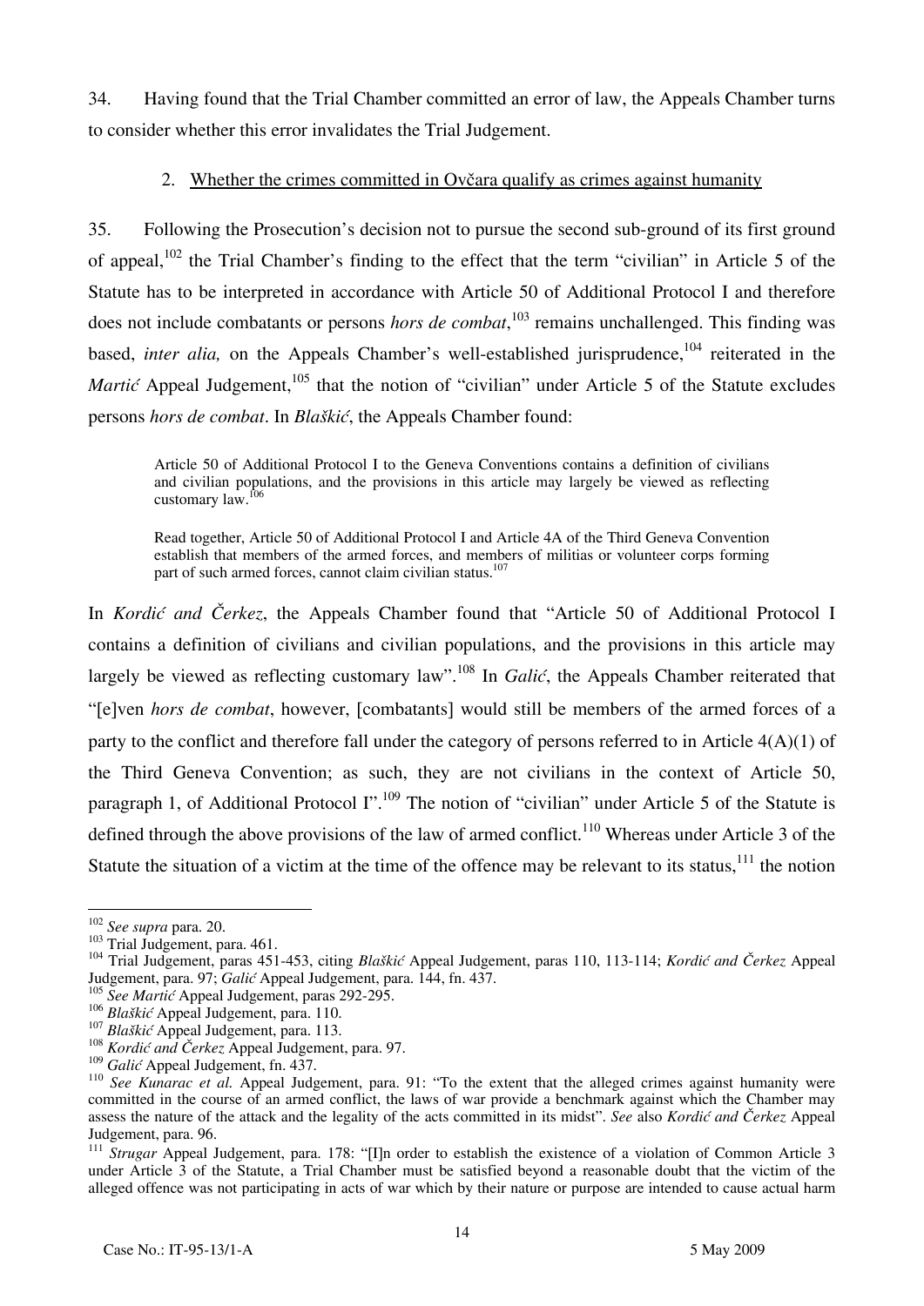34. Having found that the Trial Chamber committed an error of law, the Appeals Chamber turns to consider whether this error invalidates the Trial Judgement.

### 2. Whether the crimes committed in Ovčara qualify as crimes against humanity

35. Following the Prosecution's decision not to pursue the second sub-ground of its first ground of appeal,[102] the Trial Chamber's finding to the effect that the term "civilian" in Article 5 of the Statute has to be interpreted in accordance with Article 50 of Additional Protocol I and therefore does not include combatants or persons *hors de combat*,[103] remains unchallenged. This finding was based, *inter alia,* on the Appeals Chamber's well-established jurisprudence,[104] reiterated in the *Martić* Appeal Judgement,[105] that the notion of "civilian" under Article 5 of the Statute excludes persons *hors de combat*. In *Blaškić*, the Appeals Chamber found:

> Article 50 of Additional Protocol I to the Geneva Conventions contains a definition of civilians and civilian populations, and the provisions in this article may largely be viewed as reflecting customary law.[106]
>
> Read together, Article 50 of Additional Protocol I and Article 4A of the Third Geneva Convention establish that members of the armed forces, and members of militias or volunteer corps forming part of such armed forces, cannot claim civilian status.[107]

In *Kordić and Čerkez*, the Appeals Chamber found that "Article 50 of Additional Protocol I contains a definition of civilians and civilian populations, and the provisions in this article may largely be viewed as reflecting customary law".[108] In *Galić*, the Appeals Chamber reiterated that "[e]ven *hors de combat*, however, [combatants] would still be members of the armed forces of a party to the conflict and therefore fall under the category of persons referred to in Article 4(A)(1) of the Third Geneva Convention; as such, they are not civilians in the context of Article 50, paragraph 1, of Additional Protocol I".[109] The notion of "civilian" under Article 5 of the Statute is defined through the above provisions of the law of armed conflict.[110] Whereas under Article 3 of the Statute the situation of a victim at the time of the offence may be relevant to its status,[111] the notion

---

[102] *See supra* para. 20.

[103] Trial Judgement, para. 461.

[104] Trial Judgement, paras 451-453, citing *Blaškić* Appeal Judgement, paras 110, 113-114; *Kordić and Čerkez* Appeal Judgement, para. 97; *Galić* Appeal Judgement, para. 144, fn. 437.

[105] *See Martić* Appeal Judgement, paras 292-295.

[106] *Blaškić* Appeal Judgement, para. 110.

[107] *Blaškić* Appeal Judgement, para. 113.

[108] *Kordić and Čerkez* Appeal Judgement, para. 97.

[109] *Galić* Appeal Judgement, fn. 437.

[110] *See Kunarac et al.* Appeal Judgement, para. 91: "To the extent that the alleged crimes against humanity were committed in the course of an armed conflict, the laws of war provide a benchmark against which the Chamber may assess the nature of the attack and the legality of the acts committed in its midst". *See* also *Kordić and Čerkez* Appeal Judgement, para. 96.

[111] *Strugar* Appeal Judgement, para. 178: "[I]n order to establish the existence of a violation of Common Article 3 under Article 3 of the Statute, a Trial Chamber must be satisfied beyond a reasonable doubt that the victim of the alleged offence was not participating in acts of war which by their nature or purpose are intended to cause actual harm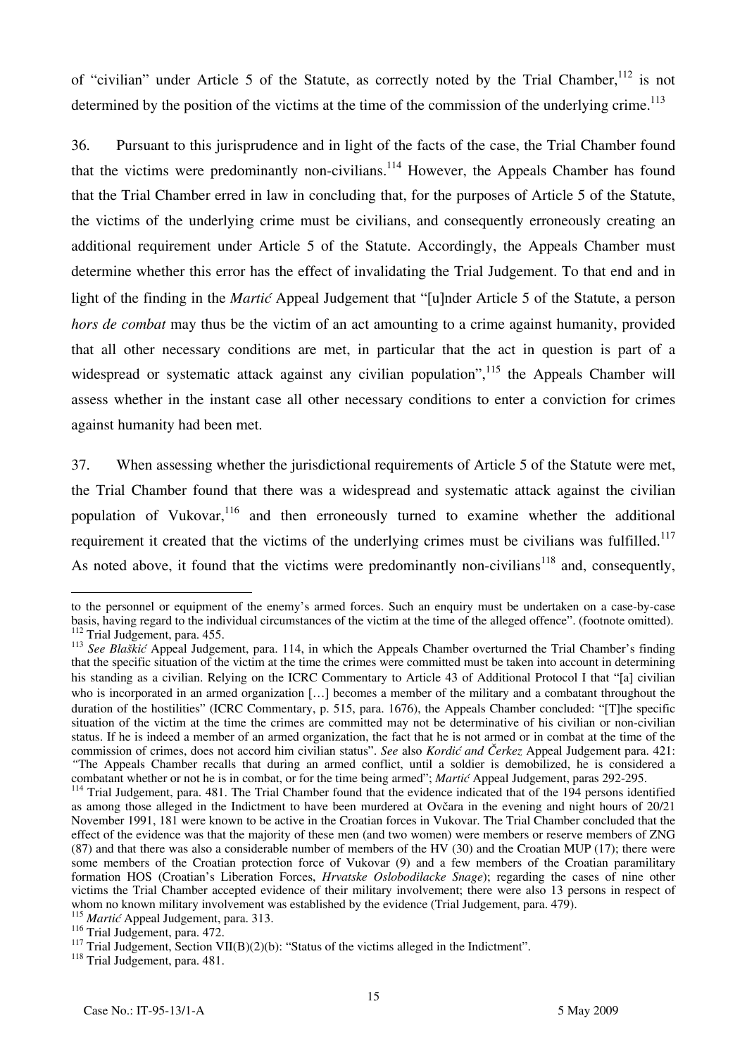of "civilian" under Article 5 of the Statute, as correctly noted by the Trial Chamber,[112] is not determined by the position of the victims at the time of the commission of the underlying crime.[113]

36. Pursuant to this jurisprudence and in light of the facts of the case, the Trial Chamber found that the victims were predominantly non-civilians.[114] However, the Appeals Chamber has found that the Trial Chamber erred in law in concluding that, for the purposes of Article 5 of the Statute, the victims of the underlying crime must be civilians, and consequently erroneously creating an additional requirement under Article 5 of the Statute. Accordingly, the Appeals Chamber must determine whether this error has the effect of invalidating the Trial Judgement. To that end and in light of the finding in the *Martić* Appeal Judgement that "[u]nder Article 5 of the Statute, a person *hors de combat* may thus be the victim of an act amounting to a crime against humanity, provided that all other necessary conditions are met, in particular that the act in question is part of a widespread or systematic attack against any civilian population",[115] the Appeals Chamber will assess whether in the instant case all other necessary conditions to enter a conviction for crimes against humanity had been met.

37. When assessing whether the jurisdictional requirements of Article 5 of the Statute were met, the Trial Chamber found that there was a widespread and systematic attack against the civilian population of Vukovar,[116] and then erroneously turned to examine whether the additional requirement it created that the victims of the underlying crimes must be civilians was fulfilled.[117] As noted above, it found that the victims were predominantly non-civilians[118] and, consequently,

---

to the personnel or equipment of the enemy's armed forces. Such an enquiry must be undertaken on a case-by-case basis, having regard to the individual circumstances of the victim at the time of the alleged offence". (footnote omitted).

[112] Trial Judgement, para. 455.

[113] *See Blaškić* Appeal Judgement, para. 114, in which the Appeals Chamber overturned the Trial Chamber's finding that the specific situation of the victim at the time the crimes were committed must be taken into account in determining his standing as a civilian. Relying on the ICRC Commentary to Article 43 of Additional Protocol I that "[a] civilian who is incorporated in an armed organization […] becomes a member of the military and a combatant throughout the duration of the hostilities" (ICRC Commentary, p. 515, para. 1676), the Appeals Chamber concluded: "[T]he specific situation of the victim at the time the crimes are committed may not be determinative of his civilian or non-civilian status. If he is indeed a member of an armed organization, the fact that he is not armed or in combat at the time of the commission of crimes, does not accord him civilian status". *See* also *Kordić and Čerkez* Appeal Judgement para. 421: "The Appeals Chamber recalls that during an armed conflict, until a soldier is demobilized, he is considered a combatant whether or not he is in combat, or for the time being armed"; *Martić* Appeal Judgement, paras 292-295.

[114] Trial Judgement, para. 481. The Trial Chamber found that the evidence indicated that of the 194 persons identified as among those alleged in the Indictment to have been murdered at Ovčara in the evening and night hours of 20/21 November 1991, 181 were known to be active in the Croatian forces in Vukovar. The Trial Chamber concluded that the effect of the evidence was that the majority of these men (and two women) were members or reserve members of ZNG (87) and that there was also a considerable number of members of the HV (30) and the Croatian MUP (17); there were some members of the Croatian protection force of Vukovar (9) and a few members of the Croatian paramilitary formation HOS (Croatian's Liberation Forces, *Hrvatske Oslobodilacke Snage*); regarding the cases of nine other victims the Trial Chamber accepted evidence of their military involvement; there were also 13 persons in respect of whom no known military involvement was established by the evidence (Trial Judgement, para. 479).

[115] *Martić* Appeal Judgement, para. 313.

[116] Trial Judgement, para. 472.

[117] Trial Judgement, Section VII(B)(2)(b): "Status of the victims alleged in the Indictment".

[118] Trial Judgement, para. 481.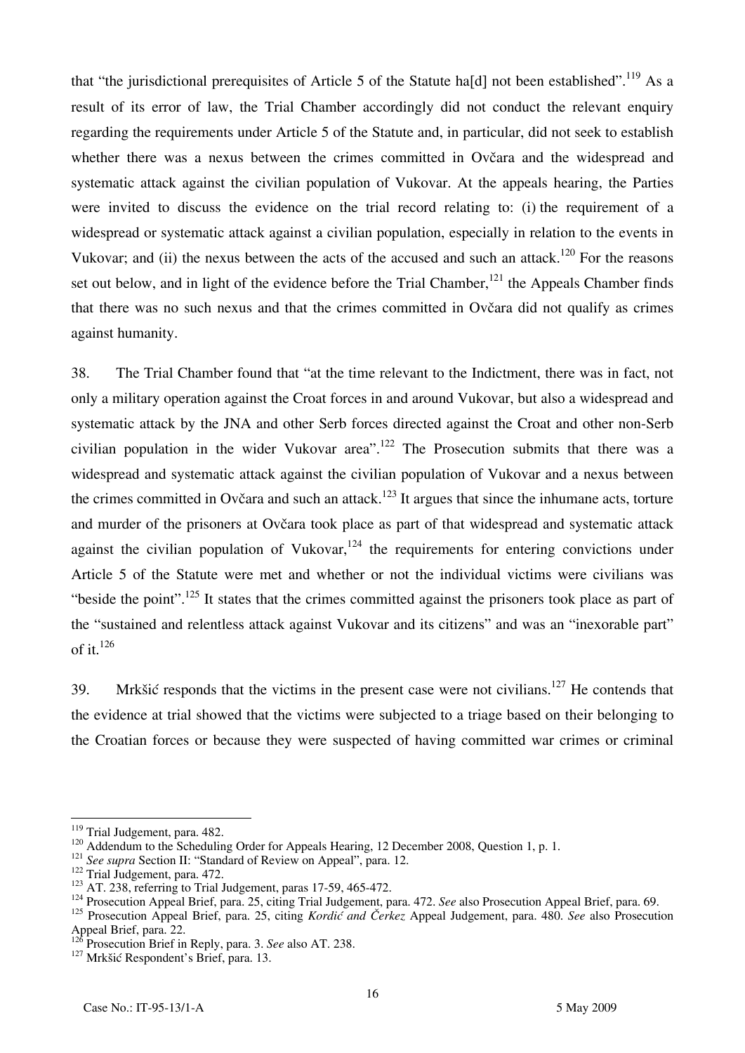that "the jurisdictional prerequisites of Article 5 of the Statute ha[d] not been established".[119] As a result of its error of law, the Trial Chamber accordingly did not conduct the relevant enquiry regarding the requirements under Article 5 of the Statute and, in particular, did not seek to establish whether there was a nexus between the crimes committed in Ovčara and the widespread and systematic attack against the civilian population of Vukovar. At the appeals hearing, the Parties were invited to discuss the evidence on the trial record relating to: (i) the requirement of a widespread or systematic attack against a civilian population, especially in relation to the events in Vukovar; and (ii) the nexus between the acts of the accused and such an attack.[120] For the reasons set out below, and in light of the evidence before the Trial Chamber,[121] the Appeals Chamber finds that there was no such nexus and that the crimes committed in Ovčara did not qualify as crimes against humanity.

38. The Trial Chamber found that "at the time relevant to the Indictment, there was in fact, not only a military operation against the Croat forces in and around Vukovar, but also a widespread and systematic attack by the JNA and other Serb forces directed against the Croat and other non-Serb civilian population in the wider Vukovar area".[122] The Prosecution submits that there was a widespread and systematic attack against the civilian population of Vukovar and a nexus between the crimes committed in Ovčara and such an attack.[123] It argues that since the inhumane acts, torture and murder of the prisoners at Ovčara took place as part of that widespread and systematic attack against the civilian population of Vukovar,[124] the requirements for entering convictions under Article 5 of the Statute were met and whether or not the individual victims were civilians was "beside the point".[125] It states that the crimes committed against the prisoners took place as part of the "sustained and relentless attack against Vukovar and its citizens" and was an "inexorable part" of it.[126]

39. Mrkšić responds that the victims in the present case were not civilians.[127] He contends that the evidence at trial showed that the victims were subjected to a triage based on their belonging to the Croatian forces or because they were suspected of having committed war crimes or criminal

---

[119] Trial Judgement, para. 482.

[120] Addendum to the Scheduling Order for Appeals Hearing, 12 December 2008, Question 1, p. 1.

[121] *See supra* Section II: "Standard of Review on Appeal", para. 12.

[122] Trial Judgement, para. 472.

[123] AT. 238, referring to Trial Judgement, paras 17-59, 465-472.

[124] Prosecution Appeal Brief, para. 25, citing Trial Judgement, para. 472. *See* also Prosecution Appeal Brief, para. 69.

[125] Prosecution Appeal Brief, para. 25, citing *Kordić and Čerkez* Appeal Judgement, para. 480. *See* also Prosecution Appeal Brief, para. 22.

[126] Prosecution Brief in Reply, para. 3. *See* also AT. 238.

[127] Mrkšić Respondent's Brief, para. 13.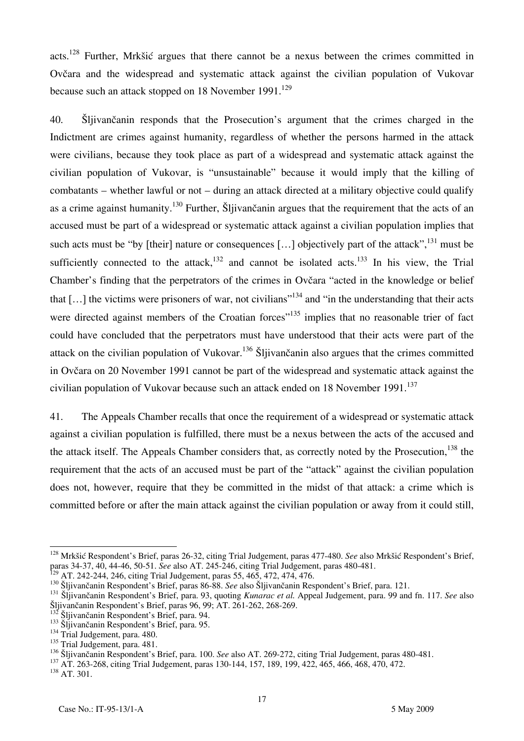acts.[128] Further, Mrkšić argues that there cannot be a nexus between the crimes committed in Ovčara and the widespread and systematic attack against the civilian population of Vukovar because such an attack stopped on 18 November 1991.[129]

40. Šljivančanin responds that the Prosecution's argument that the crimes charged in the Indictment are crimes against humanity, regardless of whether the persons harmed in the attack were civilians, because they took place as part of a widespread and systematic attack against the civilian population of Vukovar, is "unsustainable" because it would imply that the killing of combatants – whether lawful or not – during an attack directed at a military objective could qualify as a crime against humanity.[130] Further, Šljivančanin argues that the requirement that the acts of an accused must be part of a widespread or systematic attack against a civilian population implies that such acts must be "by [their] nature or consequences […] objectively part of the attack",[131] must be sufficiently connected to the attack,[132] and cannot be isolated acts.[133] In his view, the Trial Chamber's finding that the perpetrators of the crimes in Ovčara "acted in the knowledge or belief that […] the victims were prisoners of war, not civilians"[134] and "in the understanding that their acts were directed against members of the Croatian forces"[135] implies that no reasonable trier of fact could have concluded that the perpetrators must have understood that their acts were part of the attack on the civilian population of Vukovar.[136] Šljivančanin also argues that the crimes committed in Ovčara on 20 November 1991 cannot be part of the widespread and systematic attack against the civilian population of Vukovar because such an attack ended on 18 November 1991.[137]

41. The Appeals Chamber recalls that once the requirement of a widespread or systematic attack against a civilian population is fulfilled, there must be a nexus between the acts of the accused and the attack itself. The Appeals Chamber considers that, as correctly noted by the Prosecution,[138] the requirement that the acts of an accused must be part of the "attack" against the civilian population does not, however, require that they be committed in the midst of that attack: a crime which is committed before or after the main attack against the civilian population or away from it could still,

---

[128] Mrkšić Respondent's Brief, paras 26-32, citing Trial Judgement, paras 477-480. *See* also Mrkšić Respondent's Brief, paras 34-37, 40, 44-46, 50-51. *See* also AT. 245-246, citing Trial Judgement, paras 480-481.

[129] AT. 242-244, 246, citing Trial Judgement, paras 55, 465, 472, 474, 476.

[130] Šljivančanin Respondent's Brief, paras 86-88. *See* also Šljivančanin Respondent's Brief, para. 121.

[131] Šljivančanin Respondent's Brief, para. 93, quoting *Kunarac et al.* Appeal Judgement, para. 99 and fn. 117. *See* also Šljivančanin Respondent's Brief, paras 96, 99; AT. 261-262, 268-269.

[132] Šljivančanin Respondent's Brief, para. 94.

[133] Šljivančanin Respondent's Brief, para. 95.

[134] Trial Judgement, para. 480.

[135] Trial Judgement, para. 481.

[136] Šljivančanin Respondent's Brief, para. 100. *See* also AT. 269-272, citing Trial Judgement, paras 480-481.

[137] AT. 263-268, citing Trial Judgement, paras 130-144, 157, 189, 199, 422, 465, 466, 468, 470, 472.

[138] AT. 301.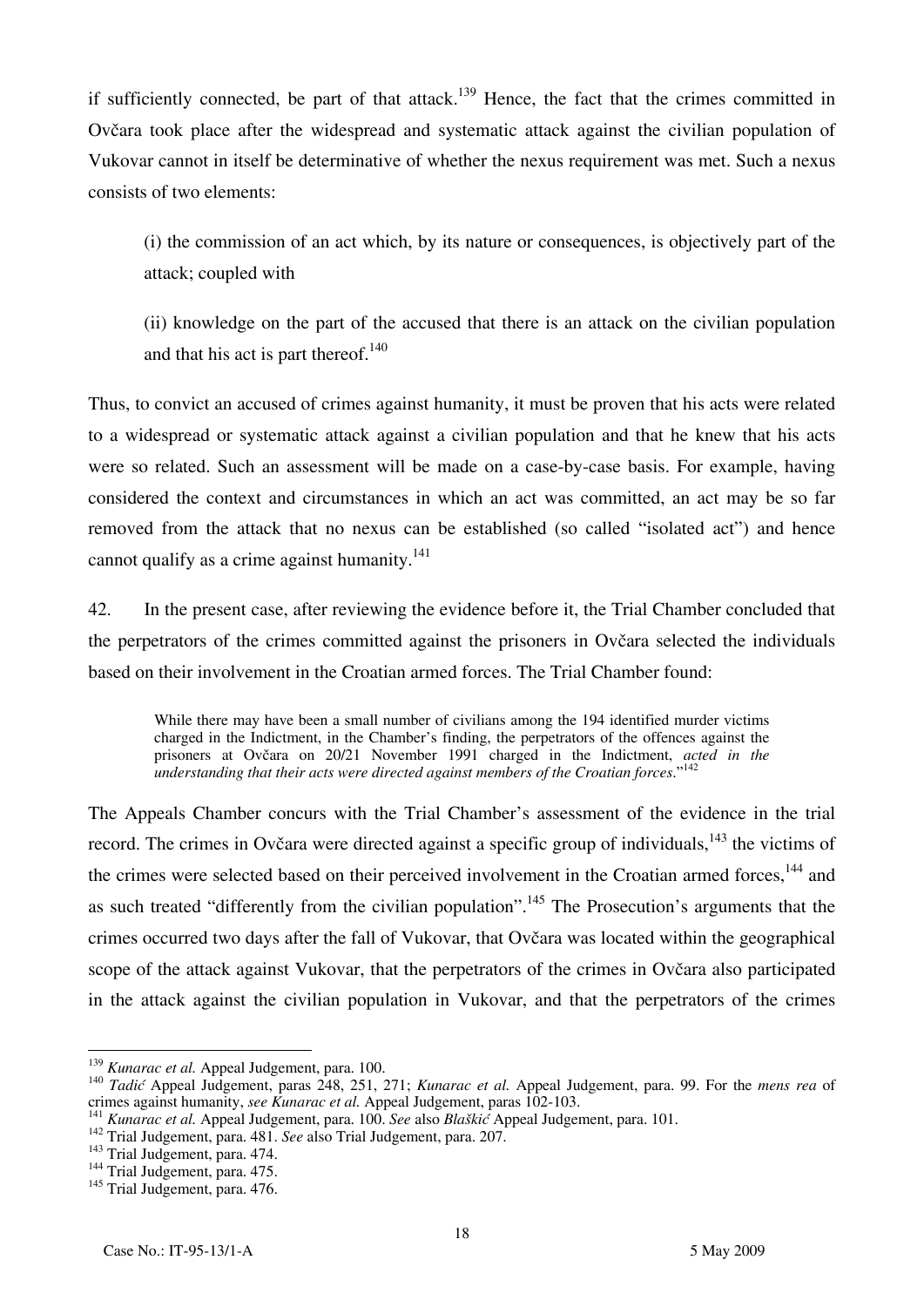if sufficiently connected, be part of that attack.[139] Hence, the fact that the crimes committed in Ovčara took place after the widespread and systematic attack against the civilian population of Vukovar cannot in itself be determinative of whether the nexus requirement was met. Such a nexus consists of two elements:

> (i) the commission of an act which, by its nature or consequences, is objectively part of the attack; coupled with
>
> (ii) knowledge on the part of the accused that there is an attack on the civilian population and that his act is part thereof.[140]

Thus, to convict an accused of crimes against humanity, it must be proven that his acts were related to a widespread or systematic attack against a civilian population and that he knew that his acts were so related. Such an assessment will be made on a case-by-case basis. For example, having considered the context and circumstances in which an act was committed, an act may be so far removed from the attack that no nexus can be established (so called "isolated act") and hence cannot qualify as a crime against humanity.[141]

42. In the present case, after reviewing the evidence before it, the Trial Chamber concluded that the perpetrators of the crimes committed against the prisoners in Ovčara selected the individuals based on their involvement in the Croatian armed forces. The Trial Chamber found:

> While there may have been a small number of civilians among the 194 identified murder victims charged in the Indictment, in the Chamber's finding, the perpetrators of the offences against the prisoners at Ovčara on 20/21 November 1991 charged in the Indictment, *acted in the understanding that their acts were directed against members of the Croatian forces*."[142]

The Appeals Chamber concurs with the Trial Chamber's assessment of the evidence in the trial record. The crimes in Ovčara were directed against a specific group of individuals,[143] the victims of the crimes were selected based on their perceived involvement in the Croatian armed forces,[144] and as such treated "differently from the civilian population".[145] The Prosecution's arguments that the crimes occurred two days after the fall of Vukovar, that Ovčara was located within the geographical scope of the attack against Vukovar, that the perpetrators of the crimes in Ovčara also participated in the attack against the civilian population in Vukovar, and that the perpetrators of the crimes

---

[139] *Kunarac et al.* Appeal Judgement, para. 100.

[140] *Tadić* Appeal Judgement, paras 248, 251, 271; *Kunarac et al.* Appeal Judgement, para. 99. For the *mens rea* of crimes against humanity, *see Kunarac et al.* Appeal Judgement, paras 102-103.

[141] *Kunarac et al.* Appeal Judgement, para. 100. *See* also *Blaškić* Appeal Judgement, para. 101.

[142] Trial Judgement, para. 481. *See* also Trial Judgement, para. 207.

[143] Trial Judgement, para. 474.

[144] Trial Judgement, para. 475.

[145] Trial Judgement, para. 476.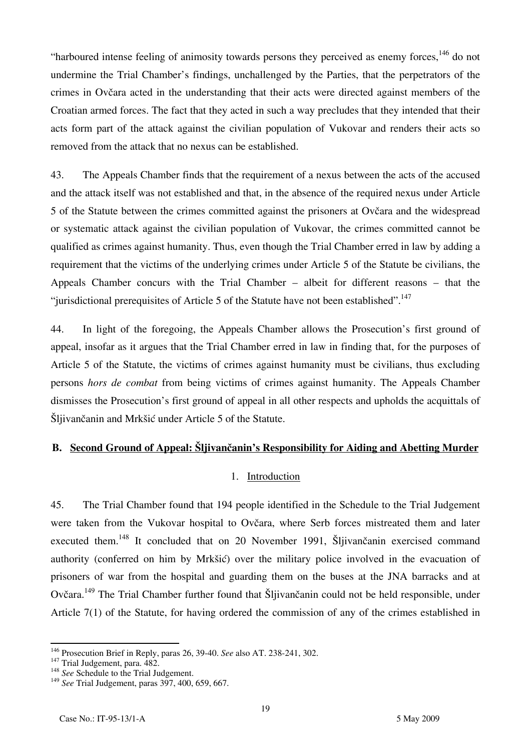"harboured intense feeling of animosity towards persons they perceived as enemy forces,[146] do not undermine the Trial Chamber's findings, unchallenged by the Parties, that the perpetrators of the crimes in Ovčara acted in the understanding that their acts were directed against members of the Croatian armed forces. The fact that they acted in such a way precludes that they intended that their acts form part of the attack against the civilian population of Vukovar and renders their acts so removed from the attack that no nexus can be established.

43. The Appeals Chamber finds that the requirement of a nexus between the acts of the accused and the attack itself was not established and that, in the absence of the required nexus under Article 5 of the Statute between the crimes committed against the prisoners at Ovčara and the widespread or systematic attack against the civilian population of Vukovar, the crimes committed cannot be qualified as crimes against humanity. Thus, even though the Trial Chamber erred in law by adding a requirement that the victims of the underlying crimes under Article 5 of the Statute be civilians, the Appeals Chamber concurs with the Trial Chamber – albeit for different reasons – that the "jurisdictional prerequisites of Article 5 of the Statute have not been established".[147]

44. In light of the foregoing, the Appeals Chamber allows the Prosecution's first ground of appeal, insofar as it argues that the Trial Chamber erred in law in finding that, for the purposes of Article 5 of the Statute, the victims of crimes against humanity must be civilians, thus excluding persons *hors de combat* from being victims of crimes against humanity. The Appeals Chamber dismisses the Prosecution's first ground of appeal in all other respects and upholds the acquittals of Šljivančanin and Mrkšić under Article 5 of the Statute.

## B. <u>Second Ground of Appeal: Šljivančanin's Responsibility for Aiding and Abetting Murder</u>

### 1. <u>Introduction</u>

45. The Trial Chamber found that 194 people identified in the Schedule to the Trial Judgement were taken from the Vukovar hospital to Ovčara, where Serb forces mistreated them and later executed them.[148] It concluded that on 20 November 1991, Šljivančanin exercised command authority (conferred on him by Mrkšić) over the military police involved in the evacuation of prisoners of war from the hospital and guarding them on the buses at the JNA barracks and at Ovčara.[149] The Trial Chamber further found that Šljivančanin could not be held responsible, under Article 7(1) of the Statute, for having ordered the commission of any of the crimes established in

---

[146] Prosecution Brief in Reply, paras 26, 39-40. *See* also AT. 238-241, 302.

[147] Trial Judgement, para. 482.

[148] *See* Schedule to the Trial Judgement.

[149] *See* Trial Judgement, paras 397, 400, 659, 667.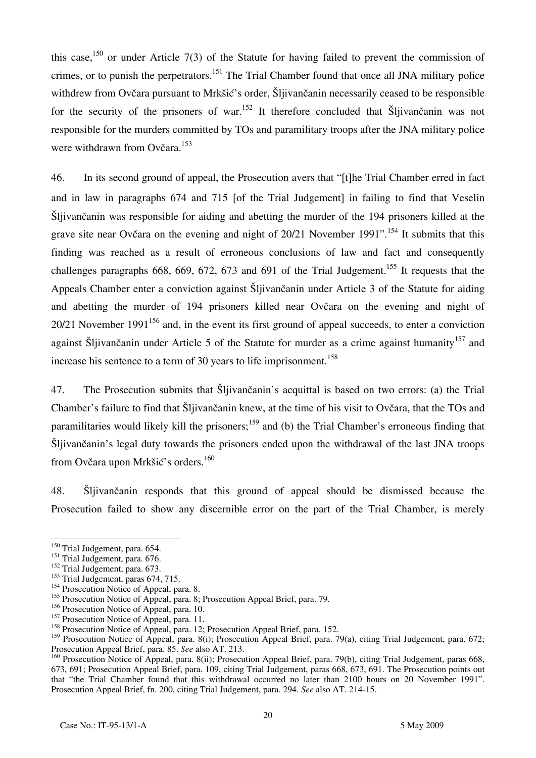this case,[150] or under Article 7(3) of the Statute for having failed to prevent the commission of crimes, or to punish the perpetrators.[151] The Trial Chamber found that once all JNA military police withdrew from Ovčara pursuant to Mrkšić's order, Šljivančanin necessarily ceased to be responsible for the security of the prisoners of war.[152] It therefore concluded that Šljivančanin was not responsible for the murders committed by TOs and paramilitary troops after the JNA military police were withdrawn from Ovčara.[153]

46. In its second ground of appeal, the Prosecution avers that "[t]he Trial Chamber erred in fact and in law in paragraphs 674 and 715 [of the Trial Judgement] in failing to find that Veselin Šljivančanin was responsible for aiding and abetting the murder of the 194 prisoners killed at the grave site near Ovčara on the evening and night of 20/21 November 1991".[154] It submits that this finding was reached as a result of erroneous conclusions of law and fact and consequently challenges paragraphs 668, 669, 672, 673 and 691 of the Trial Judgement.[155] It requests that the Appeals Chamber enter a conviction against Šljivančanin under Article 3 of the Statute for aiding and abetting the murder of 194 prisoners killed near Ovčara on the evening and night of 20/21 November 1991[156] and, in the event its first ground of appeal succeeds, to enter a conviction against Šljivančanin under Article 5 of the Statute for murder as a crime against humanity[157] and increase his sentence to a term of 30 years to life imprisonment.[158]

47. The Prosecution submits that Šljivančanin's acquittal is based on two errors: (a) the Trial Chamber's failure to find that Šljivančanin knew, at the time of his visit to Ovčara, that the TOs and paramilitaries would likely kill the prisoners;[159] and (b) the Trial Chamber's erroneous finding that Šljivančanin's legal duty towards the prisoners ended upon the withdrawal of the last JNA troops from Ovčara upon Mrkšić's orders.[160]

48. Šljivančanin responds that this ground of appeal should be dismissed because the Prosecution failed to show any discernible error on the part of the Trial Chamber, is merely

---

[150] Trial Judgement, para. 654.
[151] Trial Judgement, para. 676.
[152] Trial Judgement, para. 673.
[153] Trial Judgement, paras 674, 715.
[154] Prosecution Notice of Appeal, para. 8.
[155] Prosecution Notice of Appeal, para. 8; Prosecution Appeal Brief, para. 79.
[156] Prosecution Notice of Appeal, para. 10.
[157] Prosecution Notice of Appeal, para. 11.
[158] Prosecution Notice of Appeal, para. 12; Prosecution Appeal Brief, para. 152.
[159] Prosecution Notice of Appeal, para. 8(i); Prosecution Appeal Brief, para. 79(a), citing Trial Judgement, para. 672; Prosecution Appeal Brief, para. 85. *See* also AT. 213.
[160] Prosecution Notice of Appeal, para. 8(ii); Prosecution Appeal Brief, para. 79(b), citing Trial Judgement, paras 668, 673, 691; Prosecution Appeal Brief, para. 109, citing Trial Judgement, paras 668, 673, 691. The Prosecution points out that "the Trial Chamber found that this withdrawal occurred no later than 2100 hours on 20 November 1991". Prosecution Appeal Brief, fn. 200, citing Trial Judgement, para. 294. *See* also AT. 214-15.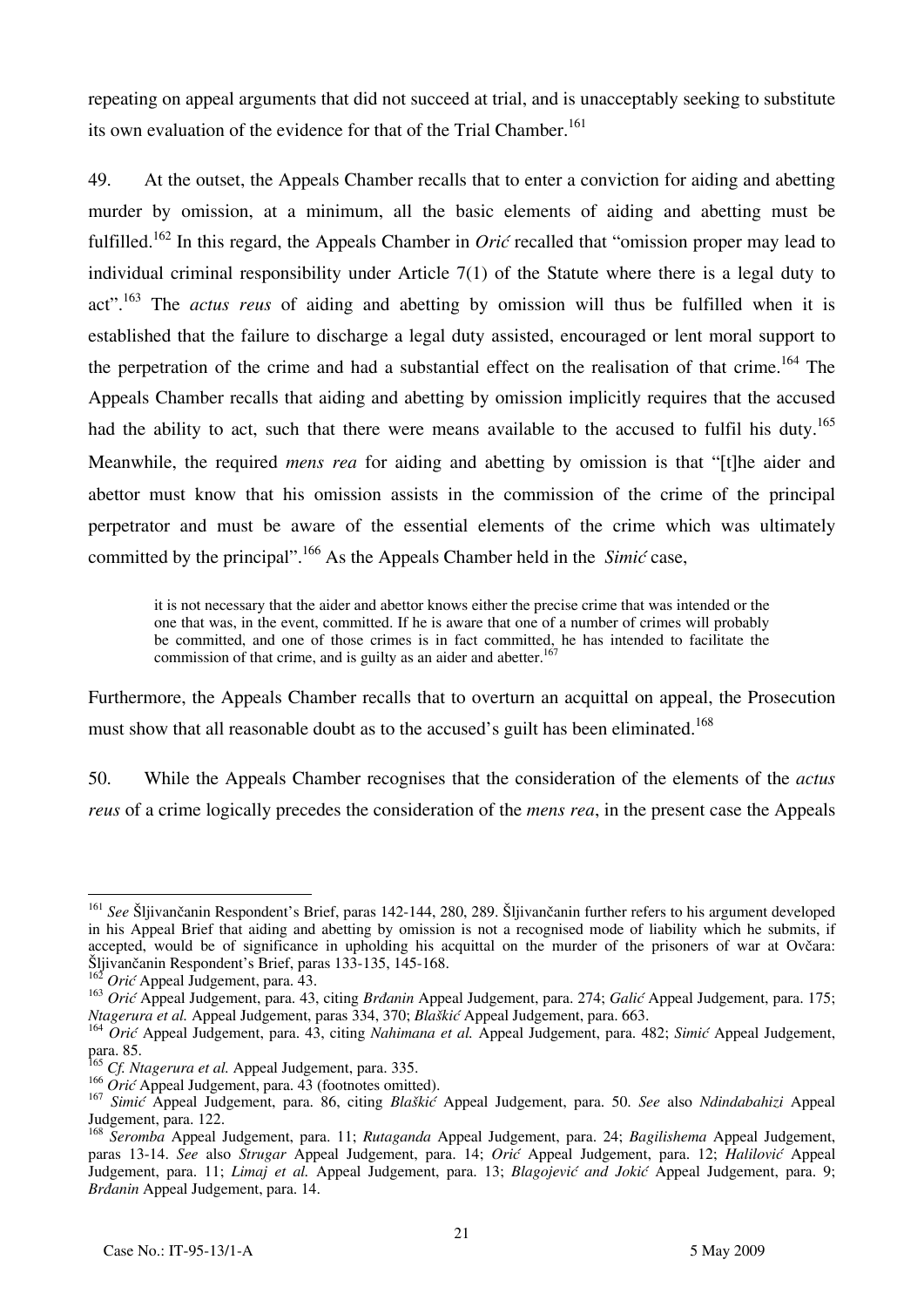repeating on appeal arguments that did not succeed at trial, and is unacceptably seeking to substitute its own evaluation of the evidence for that of the Trial Chamber.[161]

49. At the outset, the Appeals Chamber recalls that to enter a conviction for aiding and abetting murder by omission, at a minimum, all the basic elements of aiding and abetting must be fulfilled.[162] In this regard, the Appeals Chamber in *Orić* recalled that "omission proper may lead to individual criminal responsibility under Article 7(1) of the Statute where there is a legal duty to act".[163] The *actus reus* of aiding and abetting by omission will thus be fulfilled when it is established that the failure to discharge a legal duty assisted, encouraged or lent moral support to the perpetration of the crime and had a substantial effect on the realisation of that crime.[164] The Appeals Chamber recalls that aiding and abetting by omission implicitly requires that the accused had the ability to act, such that there were means available to the accused to fulfil his duty.[165] Meanwhile, the required *mens rea* for aiding and abetting by omission is that "[t]he aider and abettor must know that his omission assists in the commission of the crime of the principal perpetrator and must be aware of the essential elements of the crime which was ultimately committed by the principal".[166] As the Appeals Chamber held in the *Simić* case,

> it is not necessary that the aider and abettor knows either the precise crime that was intended or the one that was, in the event, committed. If he is aware that one of a number of crimes will probably be committed, and one of those crimes is in fact committed, he has intended to facilitate the commission of that crime, and is guilty as an aider and abetter.[167]

Furthermore, the Appeals Chamber recalls that to overturn an acquittal on appeal, the Prosecution must show that all reasonable doubt as to the accused's guilt has been eliminated.[168]

50. While the Appeals Chamber recognises that the consideration of the elements of the *actus reus* of a crime logically precedes the consideration of the *mens rea*, in the present case the Appeals

---

[161] *See* Šljivančanin Respondent's Brief, paras 142-144, 280, 289. Šljivančanin further refers to his argument developed in his Appeal Brief that aiding and abetting by omission is not a recognised mode of liability which he submits, if accepted, would be of significance in upholding his acquittal on the murder of the prisoners of war at Ovčara: Šljivančanin Respondent's Brief, paras 133-135, 145-168.

[162] *Orić* Appeal Judgement, para. 43.

[163] *Orić* Appeal Judgement, para. 43, citing *Brđanin* Appeal Judgement, para. 274; *Galić* Appeal Judgement, para. 175; *Ntagerura et al.* Appeal Judgement, paras 334, 370; *Blaškić* Appeal Judgement, para. 663.

[164] *Orić* Appeal Judgement, para. 43, citing *Nahimana et al.* Appeal Judgement, para. 482; *Simić* Appeal Judgement, para. 85.

[165] *Cf. Ntagerura et al.* Appeal Judgement, para. 335.

[166] *Orić* Appeal Judgement, para. 43 (footnotes omitted).

[167] *Simić* Appeal Judgement, para. 86, citing *Blaškić* Appeal Judgement, para. 50. *See* also *Ndindabahizi* Appeal Judgement, para. 122.

[168] *Seromba* Appeal Judgement, para. 11; *Rutaganda* Appeal Judgement, para. 24; *Bagilishema* Appeal Judgement, paras 13-14. *See* also *Strugar* Appeal Judgement, para. 14; *Orić* Appeal Judgement, para. 12; *Halilović* Appeal Judgement, para. 11; *Limaj et al.* Appeal Judgement, para. 13; *Blagojević and Jokić* Appeal Judgement, para. 9; *Brđanin* Appeal Judgement, para. 14.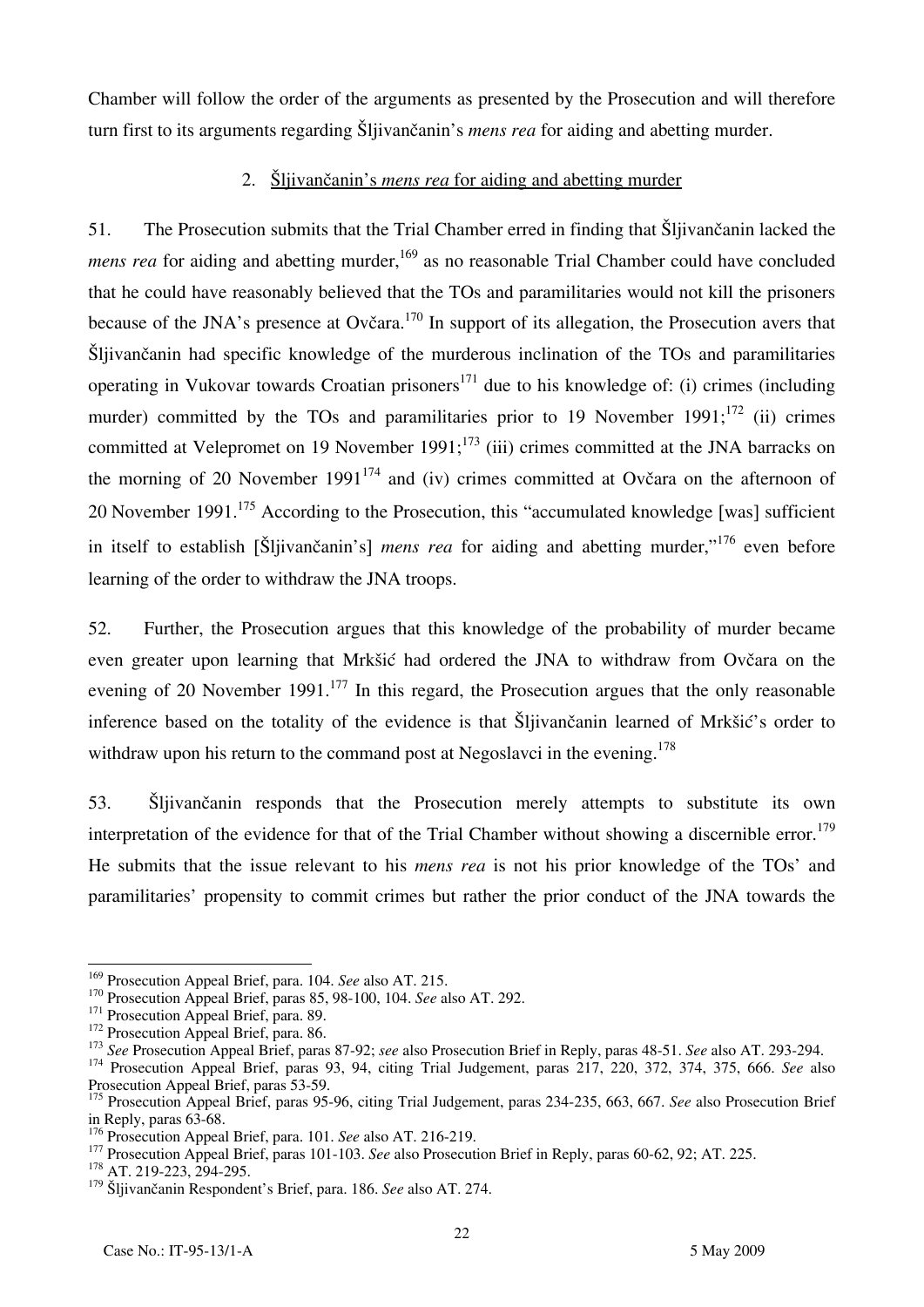Chamber will follow the order of the arguments as presented by the Prosecution and will therefore turn first to its arguments regarding Šljivančanin's *mens rea* for aiding and abetting murder.

### 2. Šljivančanin's *mens rea* for aiding and abetting murder

51. The Prosecution submits that the Trial Chamber erred in finding that Šljivančanin lacked the *mens rea* for aiding and abetting murder,[169] as no reasonable Trial Chamber could have concluded that he could have reasonably believed that the TOs and paramilitaries would not kill the prisoners because of the JNA's presence at Ovčara.[170] In support of its allegation, the Prosecution avers that Šljivančanin had specific knowledge of the murderous inclination of the TOs and paramilitaries operating in Vukovar towards Croatian prisoners[171] due to his knowledge of: (i) crimes (including murder) committed by the TOs and paramilitaries prior to 19 November 1991;[172] (ii) crimes committed at Velepromet on 19 November 1991;[173] (iii) crimes committed at the JNA barracks on the morning of 20 November 1991[174] and (iv) crimes committed at Ovčara on the afternoon of 20 November 1991.[175] According to the Prosecution, this "accumulated knowledge [was] sufficient in itself to establish [Šljivančanin's] *mens rea* for aiding and abetting murder,"[176] even before learning of the order to withdraw the JNA troops.

52. Further, the Prosecution argues that this knowledge of the probability of murder became even greater upon learning that Mrkšić had ordered the JNA to withdraw from Ovčara on the evening of 20 November 1991.[177] In this regard, the Prosecution argues that the only reasonable inference based on the totality of the evidence is that Šljivančanin learned of Mrkšić's order to withdraw upon his return to the command post at Negoslavci in the evening.[178]

53. Šljivančanin responds that the Prosecution merely attempts to substitute its own interpretation of the evidence for that of the Trial Chamber without showing a discernible error.[179] He submits that the issue relevant to his *mens rea* is not his prior knowledge of the TOs' and paramilitaries' propensity to commit crimes but rather the prior conduct of the JNA towards the

---

[169] Prosecution Appeal Brief, para. 104. *See* also AT. 215.

[170] Prosecution Appeal Brief, paras 85, 98-100, 104. *See* also AT. 292.

[171] Prosecution Appeal Brief, para. 89.

[172] Prosecution Appeal Brief, para. 86.

[173] *See* Prosecution Appeal Brief, paras 87-92; *see* also Prosecution Brief in Reply, paras 48-51. *See* also AT. 293-294.

[174] Prosecution Appeal Brief, paras 93, 94, citing Trial Judgement, paras 217, 220, 372, 374, 375, 666. *See* also Prosecution Appeal Brief, paras 53-59.

[175] Prosecution Appeal Brief, paras 95-96, citing Trial Judgement, paras 234-235, 663, 667. *See* also Prosecution Brief in Reply, paras 63-68.

[176] Prosecution Appeal Brief, para. 101. *See* also AT. 216-219.

[177] Prosecution Appeal Brief, paras 101-103. *See* also Prosecution Brief in Reply, paras 60-62, 92; AT. 225.

[178] AT. 219-223, 294-295.

[179] Šljivančanin Respondent's Brief, para. 186. *See* also AT. 274.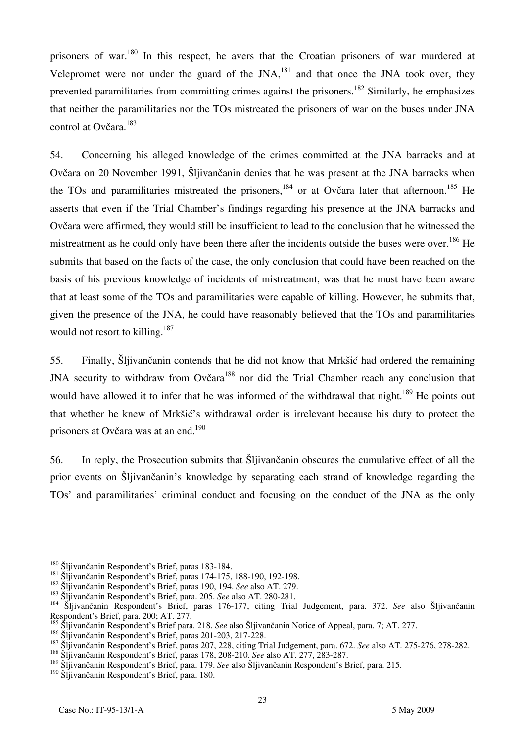prisoners of war.[180] In this respect, he avers that the Croatian prisoners of war murdered at Velepromet were not under the guard of the JNA,[181] and that once the JNA took over, they prevented paramilitaries from committing crimes against the prisoners.[182] Similarly, he emphasizes that neither the paramilitaries nor the TOs mistreated the prisoners of war on the buses under JNA control at Ovčara.[183]

54. Concerning his alleged knowledge of the crimes committed at the JNA barracks and at Ovčara on 20 November 1991, Šljivančanin denies that he was present at the JNA barracks when the TOs and paramilitaries mistreated the prisoners,[184] or at Ovčara later that afternoon.[185] He asserts that even if the Trial Chamber's findings regarding his presence at the JNA barracks and Ovčara were affirmed, they would still be insufficient to lead to the conclusion that he witnessed the mistreatment as he could only have been there after the incidents outside the buses were over.[186] He submits that based on the facts of the case, the only conclusion that could have been reached on the basis of his previous knowledge of incidents of mistreatment, was that he must have been aware that at least some of the TOs and paramilitaries were capable of killing. However, he submits that, given the presence of the JNA, he could have reasonably believed that the TOs and paramilitaries would not resort to killing.[187]

55. Finally, Šljivančanin contends that he did not know that Mrkšić had ordered the remaining JNA security to withdraw from Ovčara[188] nor did the Trial Chamber reach any conclusion that would have allowed it to infer that he was informed of the withdrawal that night.[189] He points out that whether he knew of Mrkšić's withdrawal order is irrelevant because his duty to protect the prisoners at Ovčara was at an end.[190]

56. In reply, the Prosecution submits that Šljivančanin obscures the cumulative effect of all the prior events on Šljivančanin's knowledge by separating each strand of knowledge regarding the TOs' and paramilitaries' criminal conduct and focusing on the conduct of the JNA as the only

---

[180] Šljivančanin Respondent's Brief, paras 183-184.
[181] Šljivančanin Respondent's Brief, paras 174-175, 188-190, 192-198.
[182] Šljivančanin Respondent's Brief, paras 190, 194. *See* also AT. 279.
[183] Šljivančanin Respondent's Brief, para. 205. *See* also AT. 280-281.
[184] Šljivančanin Respondent's Brief, paras 176-177, citing Trial Judgement, para. 372. *See* also Šljivančanin Respondent's Brief, para. 200; AT. 277.
[185] Šljivančanin Respondent's Brief para. 218. *See* also Šljivančanin Notice of Appeal, para. 7; AT. 277.
[186] Šljivančanin Respondent's Brief, paras 201-203, 217-228.
[187] Šljivančanin Respondent's Brief, paras 207, 228, citing Trial Judgement, para. 672. *See* also AT. 275-276, 278-282.
[188] Šljivančanin Respondent's Brief, paras 178, 208-210. *See* also AT. 277, 283-287.
[189] Šljivančanin Respondent's Brief, para. 179. *See* also Šljivančanin Respondent's Brief, para. 215.
[190] Šljivančanin Respondent's Brief, para. 180.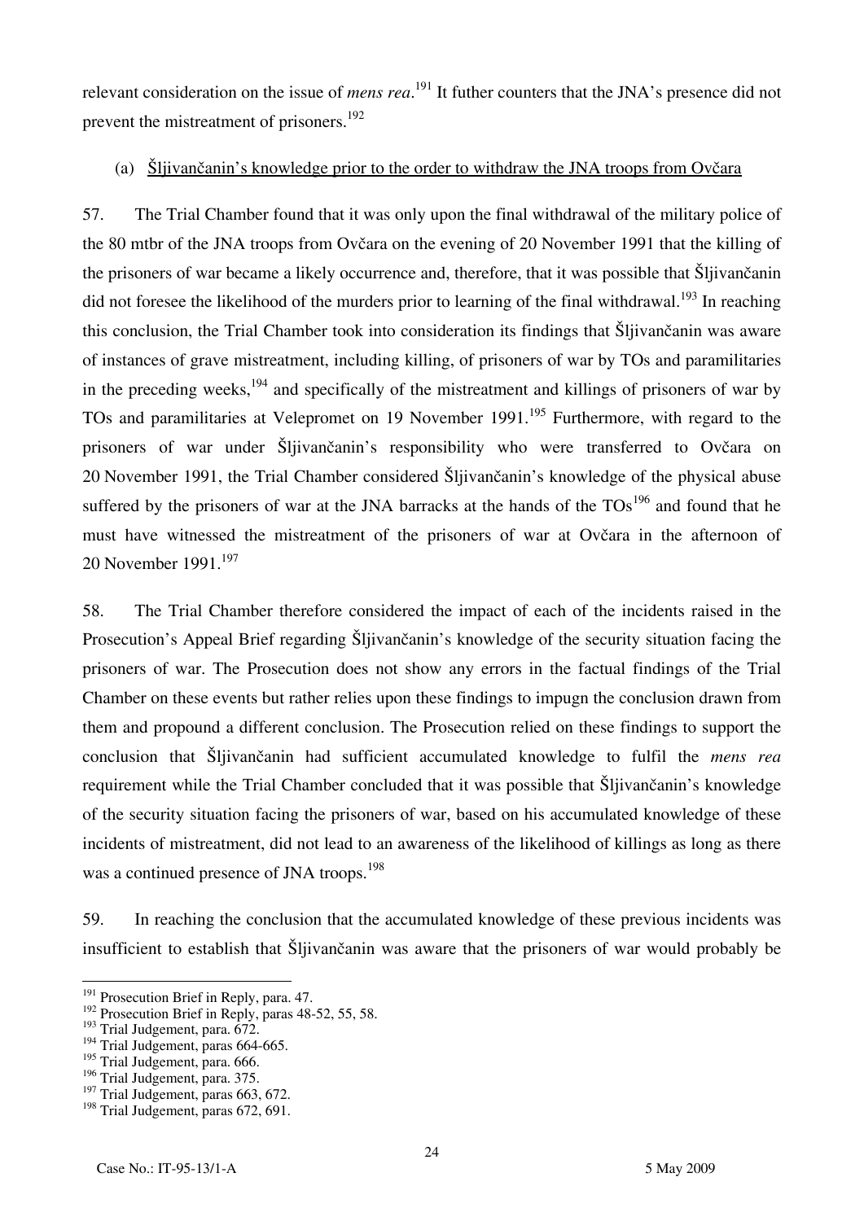relevant consideration on the issue of *mens rea*.[191] It futher counters that the JNA's presence did not prevent the mistreatment of prisoners.[192]

(a) Šljivančanin's knowledge prior to the order to withdraw the JNA troops from Ovčara

57. The Trial Chamber found that it was only upon the final withdrawal of the military police of the 80 mtbr of the JNA troops from Ovčara on the evening of 20 November 1991 that the killing of the prisoners of war became a likely occurrence and, therefore, that it was possible that Šljivančanin did not foresee the likelihood of the murders prior to learning of the final withdrawal.[193] In reaching this conclusion, the Trial Chamber took into consideration its findings that Šljivančanin was aware of instances of grave mistreatment, including killing, of prisoners of war by TOs and paramilitaries in the preceding weeks,[194] and specifically of the mistreatment and killings of prisoners of war by TOs and paramilitaries at Velepromet on 19 November 1991.[195] Furthermore, with regard to the prisoners of war under Šljivančanin's responsibility who were transferred to Ovčara on 20 November 1991, the Trial Chamber considered Šljivančanin's knowledge of the physical abuse suffered by the prisoners of war at the JNA barracks at the hands of the TOs[196] and found that he must have witnessed the mistreatment of the prisoners of war at Ovčara in the afternoon of 20 November 1991.[197]

58. The Trial Chamber therefore considered the impact of each of the incidents raised in the Prosecution's Appeal Brief regarding Šljivančanin's knowledge of the security situation facing the prisoners of war. The Prosecution does not show any errors in the factual findings of the Trial Chamber on these events but rather relies upon these findings to impugn the conclusion drawn from them and propound a different conclusion. The Prosecution relied on these findings to support the conclusion that Šljivančanin had sufficient accumulated knowledge to fulfil the *mens rea* requirement while the Trial Chamber concluded that it was possible that Šljivančanin's knowledge of the security situation facing the prisoners of war, based on his accumulated knowledge of these incidents of mistreatment, did not lead to an awareness of the likelihood of killings as long as there was a continued presence of JNA troops.[198]

59. In reaching the conclusion that the accumulated knowledge of these previous incidents was insufficient to establish that Šljivančanin was aware that the prisoners of war would probably be

---

[191] Prosecution Brief in Reply, para. 47.
[192] Prosecution Brief in Reply, paras 48-52, 55, 58.
[193] Trial Judgement, para. 672.
[194] Trial Judgement, paras 664-665.
[195] Trial Judgement, para. 666.
[196] Trial Judgement, para. 375.
[197] Trial Judgement, paras 663, 672.
[198] Trial Judgement, paras 672, 691.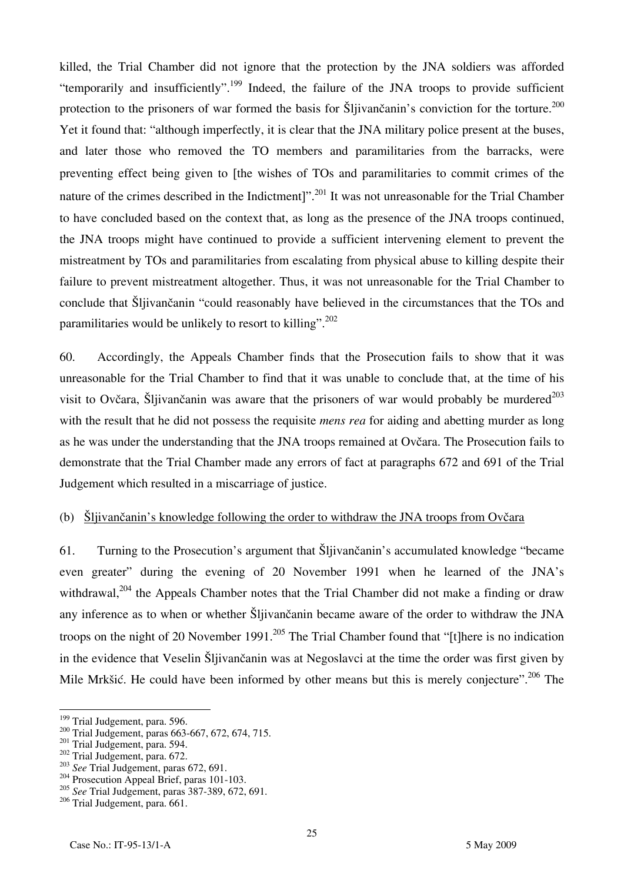killed, the Trial Chamber did not ignore that the protection by the JNA soldiers was afforded "temporarily and insufficiently".[199] Indeed, the failure of the JNA troops to provide sufficient protection to the prisoners of war formed the basis for Šljivančanin's conviction for the torture.[200] Yet it found that: "although imperfectly, it is clear that the JNA military police present at the buses, and later those who removed the TO members and paramilitaries from the barracks, were preventing effect being given to [the wishes of TOs and paramilitaries to commit crimes of the nature of the crimes described in the Indictment]".[201] It was not unreasonable for the Trial Chamber to have concluded based on the context that, as long as the presence of the JNA troops continued, the JNA troops might have continued to provide a sufficient intervening element to prevent the mistreatment by TOs and paramilitaries from escalating from physical abuse to killing despite their failure to prevent mistreatment altogether. Thus, it was not unreasonable for the Trial Chamber to conclude that Šljivančanin "could reasonably have believed in the circumstances that the TOs and paramilitaries would be unlikely to resort to killing".[202]

60. Accordingly, the Appeals Chamber finds that the Prosecution fails to show that it was unreasonable for the Trial Chamber to find that it was unable to conclude that, at the time of his visit to Ovčara, Šljivančanin was aware that the prisoners of war would probably be murdered[203] with the result that he did not possess the requisite *mens rea* for aiding and abetting murder as long as he was under the understanding that the JNA troops remained at Ovčara. The Prosecution fails to demonstrate that the Trial Chamber made any errors of fact at paragraphs 672 and 691 of the Trial Judgement which resulted in a miscarriage of justice.

(b) Šljivančanin's knowledge following the order to withdraw the JNA troops from Ovčara

61. Turning to the Prosecution's argument that Šljivančanin's accumulated knowledge "became even greater" during the evening of 20 November 1991 when he learned of the JNA's withdrawal,[204] the Appeals Chamber notes that the Trial Chamber did not make a finding or draw any inference as to when or whether Šljivančanin became aware of the order to withdraw the JNA troops on the night of 20 November 1991.[205] The Trial Chamber found that "[t]here is no indication in the evidence that Veselin Šljivančanin was at Negoslavci at the time the order was first given by Mile Mrkšić. He could have been informed by other means but this is merely conjecture".[206] The

---

[199] Trial Judgement, para. 596.
[200] Trial Judgement, paras 663-667, 672, 674, 715.
[201] Trial Judgement, para. 594.
[202] Trial Judgement, para. 672.
[203] *See* Trial Judgement, paras 672, 691.
[204] Prosecution Appeal Brief, paras 101-103.
[205] *See* Trial Judgement, paras 387-389, 672, 691.
[206] Trial Judgement, para. 661.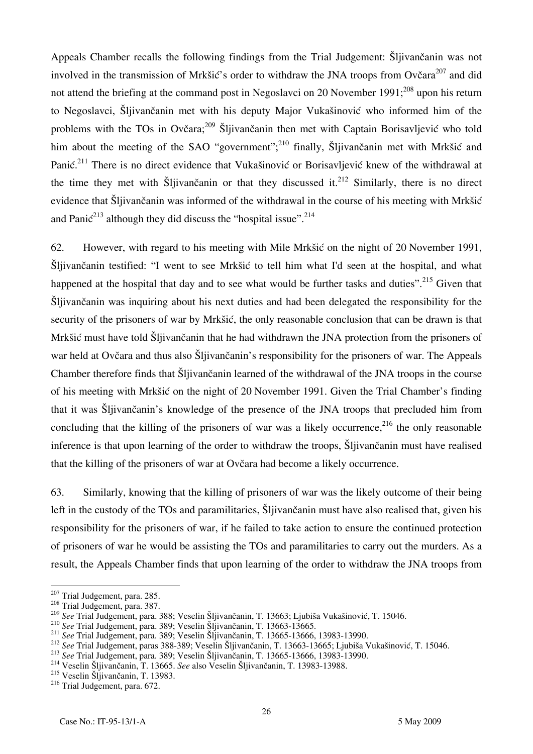Appeals Chamber recalls the following findings from the Trial Judgement: Šljivančanin was not involved in the transmission of Mrkšić's order to withdraw the JNA troops from Ovčara[207] and did not attend the briefing at the command post in Negoslavci on 20 November 1991;[208] upon his return to Negoslavci, Šljivančanin met with his deputy Major Vukašinović who informed him of the problems with the TOs in Ovčara;[209] Šljivančanin then met with Captain Borisavljević who told him about the meeting of the SAO "government";[210] finally, Šljivančanin met with Mrkšić and Panić.[211] There is no direct evidence that Vukašinović or Borisavljević knew of the withdrawal at the time they met with Šljivančanin or that they discussed it.[212] Similarly, there is no direct evidence that Šljivančanin was informed of the withdrawal in the course of his meeting with Mrkšić and Panić[213] although they did discuss the "hospital issue".[214]

62. However, with regard to his meeting with Mile Mrkšić on the night of 20 November 1991, Šljivančanin testified: "I went to see Mrkšić to tell him what I'd seen at the hospital, and what happened at the hospital that day and to see what would be further tasks and duties".[215] Given that Šljivančanin was inquiring about his next duties and had been delegated the responsibility for the security of the prisoners of war by Mrkšić, the only reasonable conclusion that can be drawn is that Mrkšić must have told Šljivančanin that he had withdrawn the JNA protection from the prisoners of war held at Ovčara and thus also Šljivančanin's responsibility for the prisoners of war. The Appeals Chamber therefore finds that Šljivančanin learned of the withdrawal of the JNA troops in the course of his meeting with Mrkšić on the night of 20 November 1991. Given the Trial Chamber's finding that it was Šljivančanin's knowledge of the presence of the JNA troops that precluded him from concluding that the killing of the prisoners of war was a likely occurrence,[216] the only reasonable inference is that upon learning of the order to withdraw the troops, Šljivančanin must have realised that the killing of the prisoners of war at Ovčara had become a likely occurrence.

63. Similarly, knowing that the killing of prisoners of war was the likely outcome of their being left in the custody of the TOs and paramilitaries, Šljivančanin must have also realised that, given his responsibility for the prisoners of war, if he failed to take action to ensure the continued protection of prisoners of war he would be assisting the TOs and paramilitaries to carry out the murders. As a result, the Appeals Chamber finds that upon learning of the order to withdraw the JNA troops from

---

[207] Trial Judgement, para. 285.

[208] Trial Judgement, para. 387.

[209] *See* Trial Judgement, para. 388; Veselin Šljivančanin, T. 13663; Ljubiša Vukašinović, T. 15046.

[210] *See* Trial Judgement, para. 389; Veselin Šljivančanin, T. 13663-13665.

[211] *See* Trial Judgement, para. 389; Veselin Šljivančanin, T. 13665-13666, 13983-13990.

[212] *See* Trial Judgement, paras 388-389; Veselin Šljivančanin, T. 13663-13665; Ljubiša Vukašinović, T. 15046.

[213] *See* Trial Judgement, para. 389; Veselin Šljivančanin, T. 13665-13666, 13983-13990.

[214] Veselin Šljivančanin, T. 13665. *See* also Veselin Šljivančanin, T. 13983-13988.

[215] Veselin Šljivančanin, T. 13983.

[216] Trial Judgement, para. 672.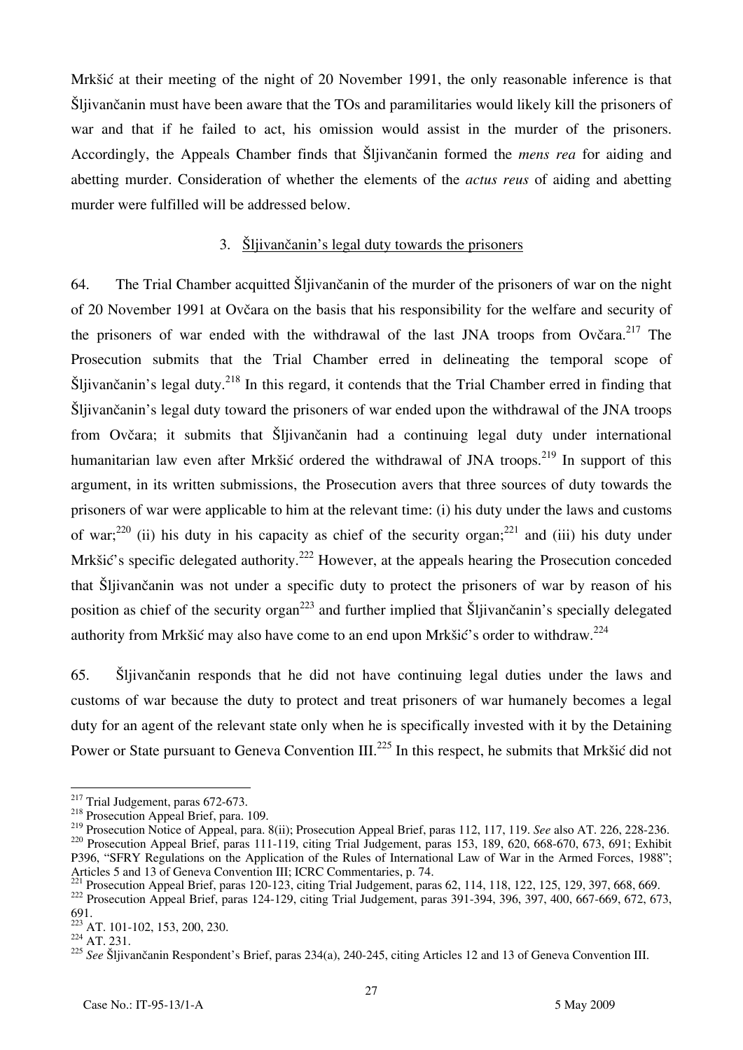Mrkšić at their meeting of the night of 20 November 1991, the only reasonable inference is that Šljivančanin must have been aware that the TOs and paramilitaries would likely kill the prisoners of war and that if he failed to act, his omission would assist in the murder of the prisoners. Accordingly, the Appeals Chamber finds that Šljivančanin formed the *mens rea* for aiding and abetting murder. Consideration of whether the elements of the *actus reus* of aiding and abetting murder were fulfilled will be addressed below.

### 3. Šljivančanin's legal duty towards the prisoners

64. The Trial Chamber acquitted Šljivančanin of the murder of the prisoners of war on the night of 20 November 1991 at Ovčara on the basis that his responsibility for the welfare and security of the prisoners of war ended with the withdrawal of the last JNA troops from Ovčara.[217] The Prosecution submits that the Trial Chamber erred in delineating the temporal scope of Šljivančanin's legal duty.[218] In this regard, it contends that the Trial Chamber erred in finding that Šljivančanin's legal duty toward the prisoners of war ended upon the withdrawal of the JNA troops from Ovčara; it submits that Šljivančanin had a continuing legal duty under international humanitarian law even after Mrkšić ordered the withdrawal of JNA troops.[219] In support of this argument, in its written submissions, the Prosecution avers that three sources of duty towards the prisoners of war were applicable to him at the relevant time: (i) his duty under the laws and customs of war;[220] (ii) his duty in his capacity as chief of the security organ;[221] and (iii) his duty under Mrkšić's specific delegated authority.[222] However, at the appeals hearing the Prosecution conceded that Šljivančanin was not under a specific duty to protect the prisoners of war by reason of his position as chief of the security organ[223] and further implied that Šljivančanin's specially delegated authority from Mrkšić may also have come to an end upon Mrkšić's order to withdraw.[224]

65. Šljivančanin responds that he did not have continuing legal duties under the laws and customs of war because the duty to protect and treat prisoners of war humanely becomes a legal duty for an agent of the relevant state only when he is specifically invested with it by the Detaining Power or State pursuant to Geneva Convention III.[225] In this respect, he submits that Mrkšić did not

---

[217] Trial Judgement, paras 672-673.

[218] Prosecution Appeal Brief, para. 109.

[219] Prosecution Notice of Appeal, para. 8(ii); Prosecution Appeal Brief, paras 112, 117, 119. *See* also AT. 226, 228-236.

[220] Prosecution Appeal Brief, paras 111-119, citing Trial Judgement, paras 153, 189, 620, 668-670, 673, 691; Exhibit P396, "SFRY Regulations on the Application of the Rules of International Law of War in the Armed Forces, 1988"; Articles 5 and 13 of Geneva Convention III; ICRC Commentaries, p. 74.

[221] Prosecution Appeal Brief, paras 120-123, citing Trial Judgement, paras 62, 114, 118, 122, 125, 129, 397, 668, 669.

[222] Prosecution Appeal Brief, paras 124-129, citing Trial Judgement, paras 391-394, 396, 397, 400, 667-669, 672, 673, 691.

[223] AT. 101-102, 153, 200, 230.

[224] AT. 231.

[225] *See* Šljivančanin Respondent's Brief, paras 234(a), 240-245, citing Articles 12 and 13 of Geneva Convention III.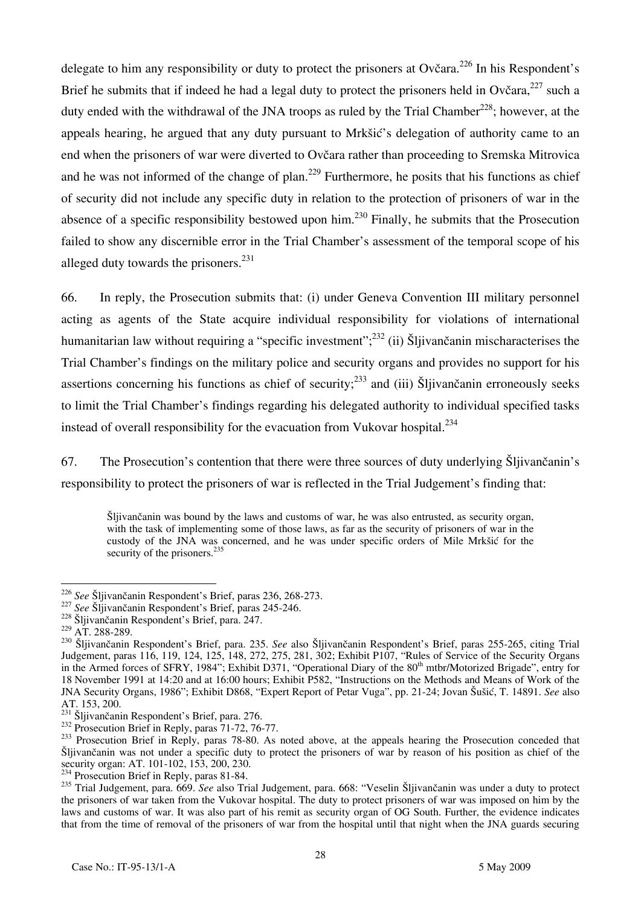delegate to him any responsibility or duty to protect the prisoners at Ovčara.[226] In his Respondent's Brief he submits that if indeed he had a legal duty to protect the prisoners held in Ovčara,[227] such a duty ended with the withdrawal of the JNA troops as ruled by the Trial Chamber[228]; however, at the appeals hearing, he argued that any duty pursuant to Mrkšić's delegation of authority came to an end when the prisoners of war were diverted to Ovčara rather than proceeding to Sremska Mitrovica and he was not informed of the change of plan.[229] Furthermore, he posits that his functions as chief of security did not include any specific duty in relation to the protection of prisoners of war in the absence of a specific responsibility bestowed upon him.[230] Finally, he submits that the Prosecution failed to show any discernible error in the Trial Chamber's assessment of the temporal scope of his alleged duty towards the prisoners.[231]

66. In reply, the Prosecution submits that: (i) under Geneva Convention III military personnel acting as agents of the State acquire individual responsibility for violations of international humanitarian law without requiring a "specific investment";[232] (ii) Šljivančanin mischaracterises the Trial Chamber's findings on the military police and security organs and provides no support for his assertions concerning his functions as chief of security;[233] and (iii) Šljivančanin erroneously seeks to limit the Trial Chamber's findings regarding his delegated authority to individual specified tasks instead of overall responsibility for the evacuation from Vukovar hospital.[234]

67. The Prosecution's contention that there were three sources of duty underlying Šljivančanin's responsibility to protect the prisoners of war is reflected in the Trial Judgement's finding that:

> Šljivančanin was bound by the laws and customs of war, he was also entrusted, as security organ, with the task of implementing some of those laws, as far as the security of prisoners of war in the custody of the JNA was concerned, and he was under specific orders of Mile Mrkšić for the security of the prisoners.[235]

---

[226] *See* Šljivančanin Respondent's Brief, paras 236, 268-273.

[227] *See* Šljivančanin Respondent's Brief, paras 245-246.

[228] Šljivančanin Respondent's Brief, para. 247.

[229] AT. 288-289.

[230] Šljivančanin Respondent's Brief, para. 235. *See* also Šljivančanin Respondent's Brief, paras 255-265, citing Trial Judgement, paras 116, 119, 124, 125, 148, 272, 275, 281, 302; Exhibit P107, "Rules of Service of the Security Organs in the Armed forces of SFRY, 1984"; Exhibit D371, "Operational Diary of the 80th mtbr/Motorized Brigade", entry for 18 November 1991 at 14:20 and at 16:00 hours; Exhibit P582, "Instructions on the Methods and Means of Work of the JNA Security Organs, 1986"; Exhibit D868, "Expert Report of Petar Vuga", pp. 21-24; Jovan Šušić, T. 14891. *See* also AT. 153, 200.

[231] Šljivančanin Respondent's Brief, para. 276.

[232] Prosecution Brief in Reply, paras 71-72, 76-77.

[233] Prosecution Brief in Reply, paras 78-80. As noted above, at the appeals hearing the Prosecution conceded that Šljivančanin was not under a specific duty to protect the prisoners of war by reason of his position as chief of the security organ: AT. 101-102, 153, 200, 230.

[234] Prosecution Brief in Reply, paras 81-84.

[235] Trial Judgement, para. 669. *See* also Trial Judgement, para. 668: "Veselin Šljivančanin was under a duty to protect the prisoners of war taken from the Vukovar hospital. The duty to protect prisoners of war was imposed on him by the laws and customs of war. It was also part of his remit as security organ of OG South. Further, the evidence indicates that from the time of removal of the prisoners of war from the hospital until that night when the JNA guards securing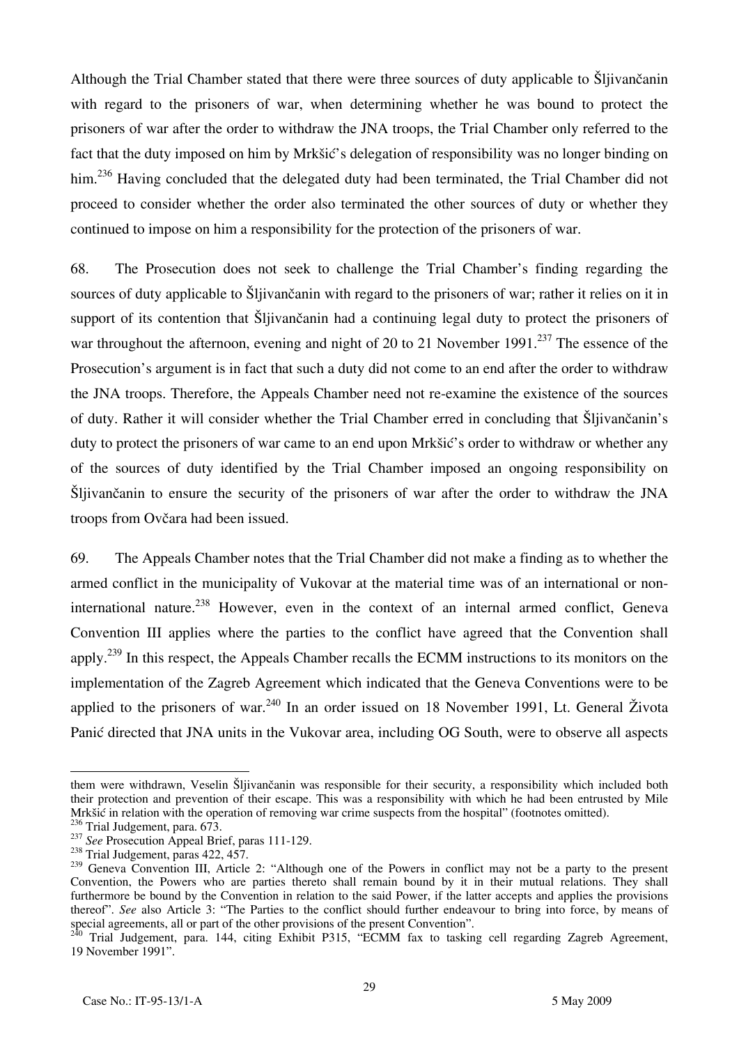Although the Trial Chamber stated that there were three sources of duty applicable to Šljivančanin with regard to the prisoners of war, when determining whether he was bound to protect the prisoners of war after the order to withdraw the JNA troops, the Trial Chamber only referred to the fact that the duty imposed on him by Mrkšić's delegation of responsibility was no longer binding on him.[236] Having concluded that the delegated duty had been terminated, the Trial Chamber did not proceed to consider whether the order also terminated the other sources of duty or whether they continued to impose on him a responsibility for the protection of the prisoners of war.

68. The Prosecution does not seek to challenge the Trial Chamber's finding regarding the sources of duty applicable to Šljivančanin with regard to the prisoners of war; rather it relies on it in support of its contention that Šljivančanin had a continuing legal duty to protect the prisoners of war throughout the afternoon, evening and night of 20 to 21 November 1991.[237] The essence of the Prosecution's argument is in fact that such a duty did not come to an end after the order to withdraw the JNA troops. Therefore, the Appeals Chamber need not re-examine the existence of the sources of duty. Rather it will consider whether the Trial Chamber erred in concluding that Šljivančanin's duty to protect the prisoners of war came to an end upon Mrkšić's order to withdraw or whether any of the sources of duty identified by the Trial Chamber imposed an ongoing responsibility on Šljivančanin to ensure the security of the prisoners of war after the order to withdraw the JNA troops from Ovčara had been issued.

69. The Appeals Chamber notes that the Trial Chamber did not make a finding as to whether the armed conflict in the municipality of Vukovar at the material time was of an international or non-international nature.[238] However, even in the context of an internal armed conflict, Geneva Convention III applies where the parties to the conflict have agreed that the Convention shall apply.[239] In this respect, the Appeals Chamber recalls the ECMM instructions to its monitors on the implementation of the Zagreb Agreement which indicated that the Geneva Conventions were to be applied to the prisoners of war.[240] In an order issued on 18 November 1991, Lt. General Života Panić directed that JNA units in the Vukovar area, including OG South, were to observe all aspects

---

them were withdrawn, Veselin Šljivančanin was responsible for their security, a responsibility which included both their protection and prevention of their escape. This was a responsibility with which he had been entrusted by Mile Mrkšić in relation with the operation of removing war crime suspects from the hospital" (footnotes omitted).

[236] Trial Judgement, para. 673.

[237] *See* Prosecution Appeal Brief, paras 111-129.

[238] Trial Judgement, paras 422, 457.

[239] Geneva Convention III, Article 2: "Although one of the Powers in conflict may not be a party to the present Convention, the Powers who are parties thereto shall remain bound by it in their mutual relations. They shall furthermore be bound by the Convention in relation to the said Power, if the latter accepts and applies the provisions thereof". *See* also Article 3: "The Parties to the conflict should further endeavour to bring into force, by means of special agreements, all or part of the other provisions of the present Convention".

[240] Trial Judgement, para. 144, citing Exhibit P315, "ECMM fax to tasking cell regarding Zagreb Agreement, 19 November 1991".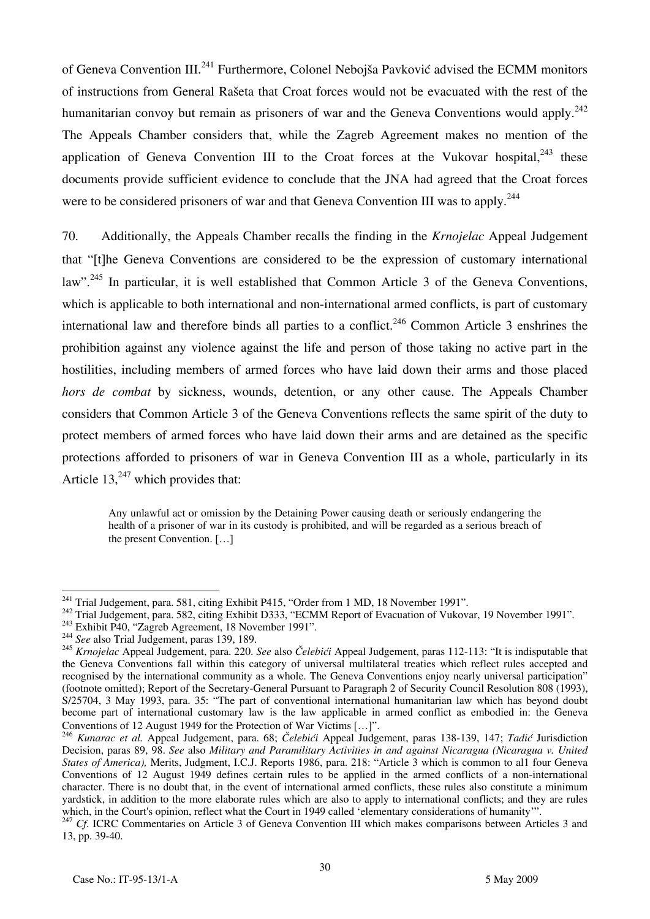of Geneva Convention III.[241] Furthermore, Colonel Nebojša Pavković advised the ECMM monitors of instructions from General Rašeta that Croat forces would not be evacuated with the rest of the humanitarian convoy but remain as prisoners of war and the Geneva Conventions would apply.[242] The Appeals Chamber considers that, while the Zagreb Agreement makes no mention of the application of Geneva Convention III to the Croat forces at the Vukovar hospital,[243] these documents provide sufficient evidence to conclude that the JNA had agreed that the Croat forces were to be considered prisoners of war and that Geneva Convention III was to apply.[244]

70. Additionally, the Appeals Chamber recalls the finding in the *Krnojelac* Appeal Judgement that "[t]he Geneva Conventions are considered to be the expression of customary international law".[245] In particular, it is well established that Common Article 3 of the Geneva Conventions, which is applicable to both international and non-international armed conflicts, is part of customary international law and therefore binds all parties to a conflict.[246] Common Article 3 enshrines the prohibition against any violence against the life and person of those taking no active part in the hostilities, including members of armed forces who have laid down their arms and those placed *hors de combat* by sickness, wounds, detention, or any other cause. The Appeals Chamber considers that Common Article 3 of the Geneva Conventions reflects the same spirit of the duty to protect members of armed forces who have laid down their arms and are detained as the specific protections afforded to prisoners of war in Geneva Convention III as a whole, particularly in its Article 13,[247] which provides that:

> Any unlawful act or omission by the Detaining Power causing death or seriously endangering the health of a prisoner of war in its custody is prohibited, and will be regarded as a serious breach of the present Convention. […]

---

[241] Trial Judgement, para. 581, citing Exhibit P415, "Order from 1 MD, 18 November 1991".

[242] Trial Judgement, para. 582, citing Exhibit D333, "ECMM Report of Evacuation of Vukovar, 19 November 1991".

[243] Exhibit P40, "Zagreb Agreement, 18 November 1991".

[244] *See* also Trial Judgement, paras 139, 189.

[245] *Krnojelac* Appeal Judgement, para. 220. *See* also *Čelebići* Appeal Judgement, paras 112-113: "It is indisputable that the Geneva Conventions fall within this category of universal multilateral treaties which reflect rules accepted and recognised by the international community as a whole. The Geneva Conventions enjoy nearly universal participation" (footnote omitted); Report of the Secretary-General Pursuant to Paragraph 2 of Security Council Resolution 808 (1993), S/25704, 3 May 1993, para. 35: "The part of conventional international humanitarian law which has beyond doubt become part of international customary law is the law applicable in armed conflict as embodied in: the Geneva Conventions of 12 August 1949 for the Protection of War Victims […]".

[246] *Kunarac et al.* Appeal Judgement, para. 68; *Čelebići* Appeal Judgement, paras 138-139, 147; *Tadić* Jurisdiction Decision, paras 89, 98. *See* also *Military and Paramilitary Activities in and against Nicaragua (Nicaragua v. United States of America),* Merits, Judgment, I.C.J. Reports 1986, para. 218: "Article 3 which is common to al1 four Geneva Conventions of 12 August 1949 defines certain rules to be applied in the armed conflicts of a non-international character. There is no doubt that, in the event of international armed conflicts, these rules also constitute a minimum yardstick, in addition to the more elaborate rules which are also to apply to international conflicts; and they are rules which, in the Court's opinion, reflect what the Court in 1949 called 'elementary considerations of humanity'".

[247] *Cf.* ICRC Commentaries on Article 3 of Geneva Convention III which makes comparisons between Articles 3 and 13, pp. 39-40.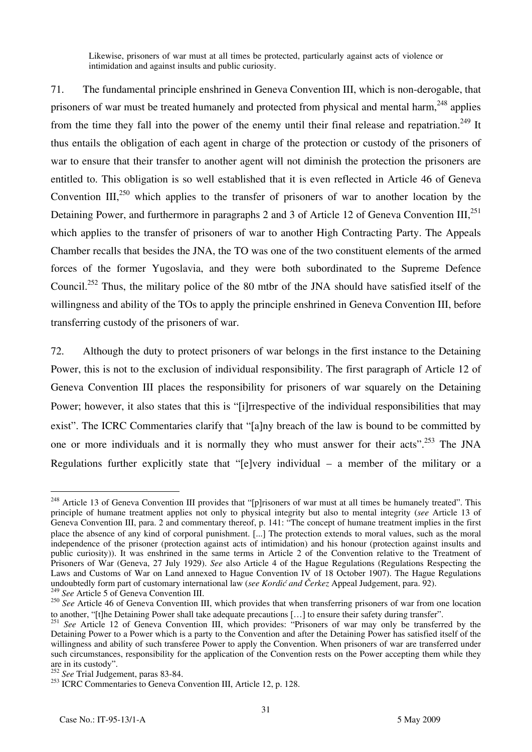> Likewise, prisoners of war must at all times be protected, particularly against acts of violence or intimidation and against insults and public curiosity.

71. The fundamental principle enshrined in Geneva Convention III, which is non-derogable, that prisoners of war must be treated humanely and protected from physical and mental harm,[248] applies from the time they fall into the power of the enemy until their final release and repatriation.[249] It thus entails the obligation of each agent in charge of the protection or custody of the prisoners of war to ensure that their transfer to another agent will not diminish the protection the prisoners are entitled to. This obligation is so well established that it is even reflected in Article 46 of Geneva Convention III,[250] which applies to the transfer of prisoners of war to another location by the Detaining Power, and furthermore in paragraphs 2 and 3 of Article 12 of Geneva Convention III,[251] which applies to the transfer of prisoners of war to another High Contracting Party. The Appeals Chamber recalls that besides the JNA, the TO was one of the two constituent elements of the armed forces of the former Yugoslavia, and they were both subordinated to the Supreme Defence Council.[252] Thus, the military police of the 80 mtbr of the JNA should have satisfied itself of the willingness and ability of the TOs to apply the principle enshrined in Geneva Convention III, before transferring custody of the prisoners of war.

72. Although the duty to protect prisoners of war belongs in the first instance to the Detaining Power, this is not to the exclusion of individual responsibility. The first paragraph of Article 12 of Geneva Convention III places the responsibility for prisoners of war squarely on the Detaining Power; however, it also states that this is "[i]rrespective of the individual responsibilities that may exist". The ICRC Commentaries clarify that "[a]ny breach of the law is bound to be committed by one or more individuals and it is normally they who must answer for their acts".[253] The JNA Regulations further explicitly state that "[e]very individual – a member of the military or a

---

[248] Article 13 of Geneva Convention III provides that "[p]risoners of war must at all times be humanely treated". This principle of humane treatment applies not only to physical integrity but also to mental integrity (*see* Article 13 of Geneva Convention III, para. 2 and commentary thereof, p. 141: "The concept of humane treatment implies in the first place the absence of any kind of corporal punishment. [...] The protection extends to moral values, such as the moral independence of the prisoner (protection against acts of intimidation) and his honour (protection against insults and public curiosity)). It was enshrined in the same terms in Article 2 of the Convention relative to the Treatment of Prisoners of War (Geneva, 27 July 1929). *See* also Article 4 of the Hague Regulations (Regulations Respecting the Laws and Customs of War on Land annexed to Hague Convention IV of 18 October 1907). The Hague Regulations undoubtedly form part of customary international law (*see Kordić and Čerkez* Appeal Judgement, para. 92).

[249] *See* Article 5 of Geneva Convention III.

[250] *See* Article 46 of Geneva Convention III, which provides that when transferring prisoners of war from one location to another, "[t]he Detaining Power shall take adequate precautions […] to ensure their safety during transfer".

[251] *See* Article 12 of Geneva Convention III, which provides: "Prisoners of war may only be transferred by the Detaining Power to a Power which is a party to the Convention and after the Detaining Power has satisfied itself of the willingness and ability of such transferee Power to apply the Convention. When prisoners of war are transferred under such circumstances, responsibility for the application of the Convention rests on the Power accepting them while they are in its custody".

[252] *See* Trial Judgement, paras 83-84.

[253] ICRC Commentaries to Geneva Convention III, Article 12, p. 128.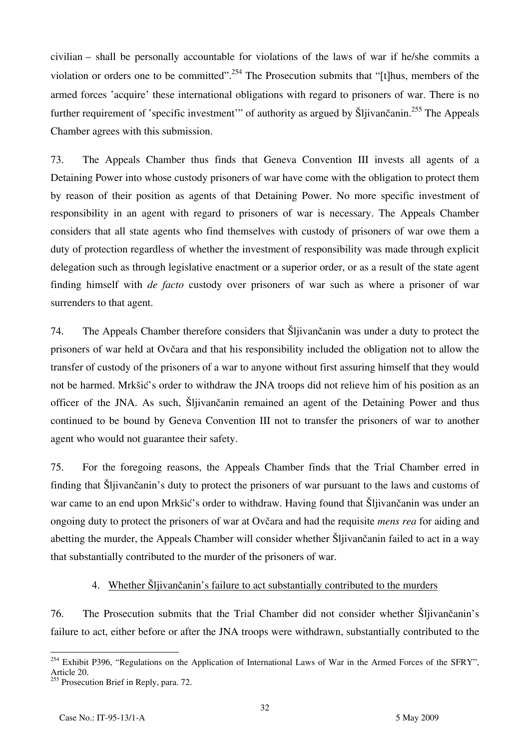civilian – shall be personally accountable for violations of the laws of war if he/she commits a violation or orders one to be committed".[254] The Prosecution submits that "[t]hus, members of the armed forces 'acquire' these international obligations with regard to prisoners of war. There is no further requirement of 'specific investment'" of authority as argued by Šljivančanin.[255] The Appeals Chamber agrees with this submission.

73. The Appeals Chamber thus finds that Geneva Convention III invests all agents of a Detaining Power into whose custody prisoners of war have come with the obligation to protect them by reason of their position as agents of that Detaining Power. No more specific investment of responsibility in an agent with regard to prisoners of war is necessary. The Appeals Chamber considers that all state agents who find themselves with custody of prisoners of war owe them a duty of protection regardless of whether the investment of responsibility was made through explicit delegation such as through legislative enactment or a superior order, or as a result of the state agent finding himself with *de facto* custody over prisoners of war such as where a prisoner of war surrenders to that agent.

74. The Appeals Chamber therefore considers that Šljivančanin was under a duty to protect the prisoners of war held at Ovčara and that his responsibility included the obligation not to allow the transfer of custody of the prisoners of a war to anyone without first assuring himself that they would not be harmed. Mrkšić's order to withdraw the JNA troops did not relieve him of his position as an officer of the JNA. As such, Šljivančanin remained an agent of the Detaining Power and thus continued to be bound by Geneva Convention III not to transfer the prisoners of war to another agent who would not guarantee their safety.

75. For the foregoing reasons, the Appeals Chamber finds that the Trial Chamber erred in finding that Šljivančanin's duty to protect the prisoners of war pursuant to the laws and customs of war came to an end upon Mrkšić's order to withdraw. Having found that Šljivančanin was under an ongoing duty to protect the prisoners of war at Ovčara and had the requisite *mens rea* for aiding and abetting the murder, the Appeals Chamber will consider whether Šljivančanin failed to act in a way that substantially contributed to the murder of the prisoners of war.

#### 4. Whether Šljivančanin's failure to act substantially contributed to the murders

76. The Prosecution submits that the Trial Chamber did not consider whether Šljivančanin's failure to act, either before or after the JNA troops were withdrawn, substantially contributed to the

---

[254] Exhibit P396, "Regulations on the Application of International Laws of War in the Armed Forces of the SFRY", Article 20.

[255] Prosecution Brief in Reply, para. 72.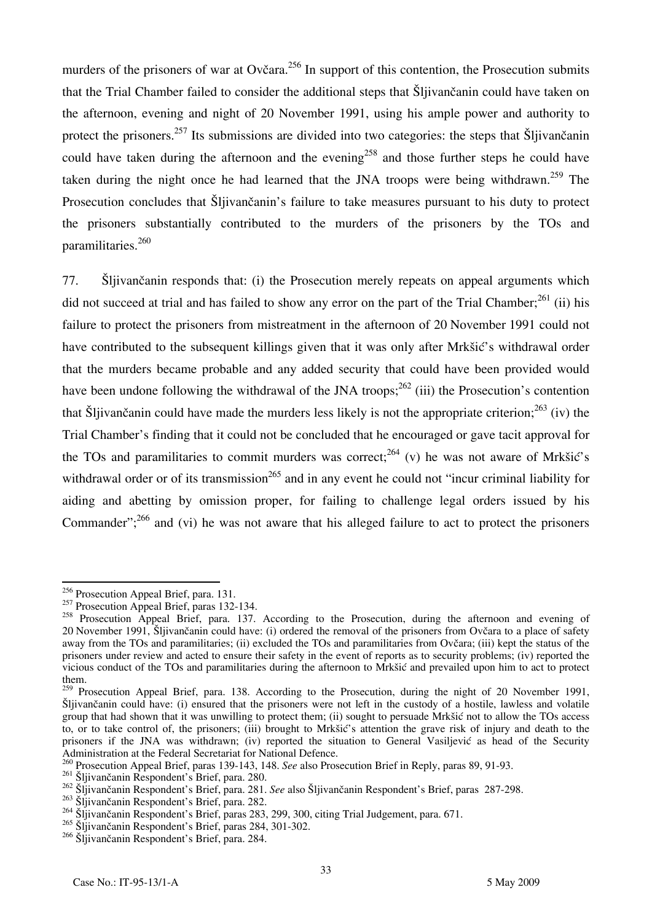murders of the prisoners of war at Ovčara.[256] In support of this contention, the Prosecution submits that the Trial Chamber failed to consider the additional steps that Šljivančanin could have taken on the afternoon, evening and night of 20 November 1991, using his ample power and authority to protect the prisoners.[257] Its submissions are divided into two categories: the steps that Šljivančanin could have taken during the afternoon and the evening[258] and those further steps he could have taken during the night once he had learned that the JNA troops were being withdrawn.[259] The Prosecution concludes that Šljivančanin's failure to take measures pursuant to his duty to protect the prisoners substantially contributed to the murders of the prisoners by the TOs and paramilitaries.[260]

77. Šljivančanin responds that: (i) the Prosecution merely repeats on appeal arguments which did not succeed at trial and has failed to show any error on the part of the Trial Chamber;[261] (ii) his failure to protect the prisoners from mistreatment in the afternoon of 20 November 1991 could not have contributed to the subsequent killings given that it was only after Mrkšić's withdrawal order that the murders became probable and any added security that could have been provided would have been undone following the withdrawal of the JNA troops;[262] (iii) the Prosecution's contention that Šljivančanin could have made the murders less likely is not the appropriate criterion;[263] (iv) the Trial Chamber's finding that it could not be concluded that he encouraged or gave tacit approval for the TOs and paramilitaries to commit murders was correct;[264] (v) he was not aware of Mrkšić's withdrawal order or of its transmission[265] and in any event he could not "incur criminal liability for aiding and abetting by omission proper, for failing to challenge legal orders issued by his Commander";[266] and (vi) he was not aware that his alleged failure to act to protect the prisoners

---

[256] Prosecution Appeal Brief, para. 131.

[257] Prosecution Appeal Brief, paras 132-134.

[258] Prosecution Appeal Brief, para. 137. According to the Prosecution, during the afternoon and evening of 20 November 1991, Šljivančanin could have: (i) ordered the removal of the prisoners from Ovčara to a place of safety away from the TOs and paramilitaries; (ii) excluded the TOs and paramilitaries from Ovčara; (iii) kept the status of the prisoners under review and acted to ensure their safety in the event of reports as to security problems; (iv) reported the vicious conduct of the TOs and paramilitaries during the afternoon to Mrkšić and prevailed upon him to act to protect them.

[259] Prosecution Appeal Brief, para. 138. According to the Prosecution, during the night of 20 November 1991, Šljivančanin could have: (i) ensured that the prisoners were not left in the custody of a hostile, lawless and volatile group that had shown that it was unwilling to protect them; (ii) sought to persuade Mrkšić not to allow the TOs access to, or to take control of, the prisoners; (iii) brought to Mrkšić's attention the grave risk of injury and death to the prisoners if the JNA was withdrawn; (iv) reported the situation to General Vasiljević as head of the Security Administration at the Federal Secretariat for National Defence.

[260] Prosecution Appeal Brief, paras 139-143, 148. *See* also Prosecution Brief in Reply, paras 89, 91-93.

[261] Šljivančanin Respondent's Brief, para. 280.

[262] Šljivančanin Respondent's Brief, para. 281. *See* also Šljivančanin Respondent's Brief, paras 287-298.

[263] Šljivančanin Respondent's Brief, para. 282.

[264] Šljivančanin Respondent's Brief, paras 283, 299, 300, citing Trial Judgement, para. 671.

[265] Šljivančanin Respondent's Brief, paras 284, 301-302.

[266] Šljivančanin Respondent's Brief, para. 284.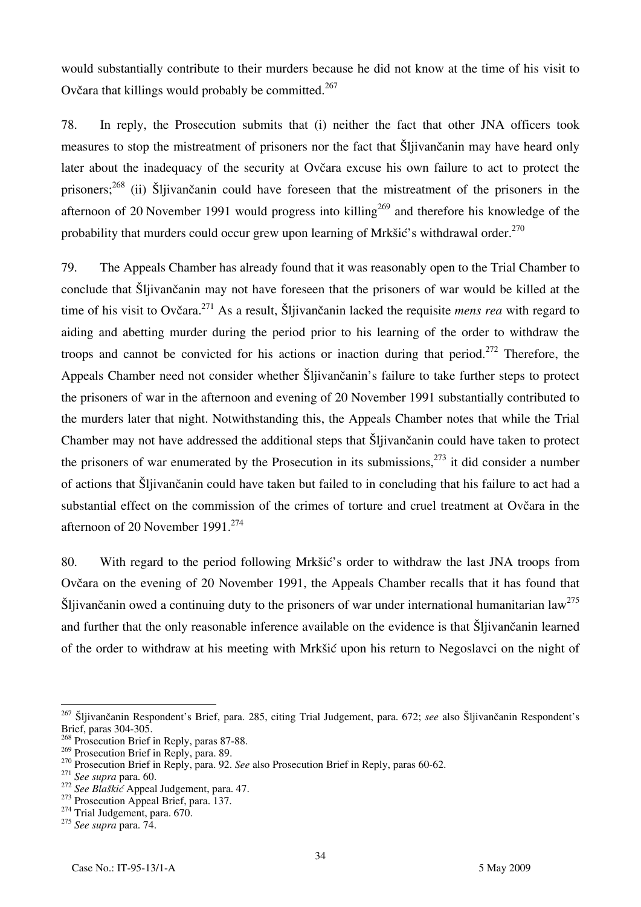would substantially contribute to their murders because he did not know at the time of his visit to Ovčara that killings would probably be committed.[267]

78. In reply, the Prosecution submits that (i) neither the fact that other JNA officers took measures to stop the mistreatment of prisoners nor the fact that Šljivančanin may have heard only later about the inadequacy of the security at Ovčara excuse his own failure to act to protect the prisoners;[268] (ii) Šljivančanin could have foreseen that the mistreatment of the prisoners in the afternoon of 20 November 1991 would progress into killing[269] and therefore his knowledge of the probability that murders could occur grew upon learning of Mrkšić's withdrawal order.[270]

79. The Appeals Chamber has already found that it was reasonably open to the Trial Chamber to conclude that Šljivančanin may not have foreseen that the prisoners of war would be killed at the time of his visit to Ovčara.[271] As a result, Šljivančanin lacked the requisite *mens rea* with regard to aiding and abetting murder during the period prior to his learning of the order to withdraw the troops and cannot be convicted for his actions or inaction during that period.[272] Therefore, the Appeals Chamber need not consider whether Šljivančanin's failure to take further steps to protect the prisoners of war in the afternoon and evening of 20 November 1991 substantially contributed to the murders later that night. Notwithstanding this, the Appeals Chamber notes that while the Trial Chamber may not have addressed the additional steps that Šljivančanin could have taken to protect the prisoners of war enumerated by the Prosecution in its submissions,[273] it did consider a number of actions that Šljivančanin could have taken but failed to in concluding that his failure to act had a substantial effect on the commission of the crimes of torture and cruel treatment at Ovčara in the afternoon of 20 November 1991.[274]

80. With regard to the period following Mrkšić's order to withdraw the last JNA troops from Ovčara on the evening of 20 November 1991, the Appeals Chamber recalls that it has found that Šljivančanin owed a continuing duty to the prisoners of war under international humanitarian law[275] and further that the only reasonable inference available on the evidence is that Šljivančanin learned of the order to withdraw at his meeting with Mrkšić upon his return to Negoslavci on the night of

---

[267] Šljivančanin Respondent's Brief, para. 285, citing Trial Judgement, para. 672; *see* also Šljivančanin Respondent's Brief, paras 304-305.

[268] Prosecution Brief in Reply, paras 87-88.

[269] Prosecution Brief in Reply, para. 89.

[270] Prosecution Brief in Reply, para. 92. *See* also Prosecution Brief in Reply, paras 60-62.

[271] *See supra* para. 60.

[272] *See Blaškić* Appeal Judgement, para. 47.

[273] Prosecution Appeal Brief, para. 137.

[274] Trial Judgement, para. 670.

[275] *See supra* para. 74.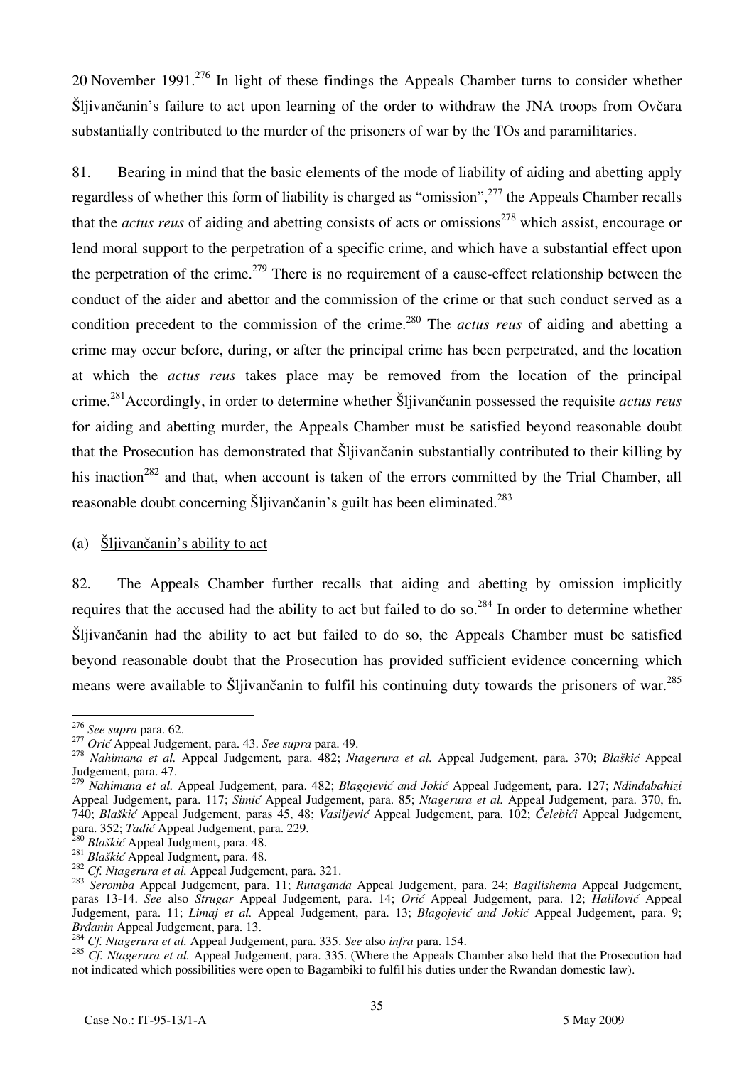20 November 1991.[276] In light of these findings the Appeals Chamber turns to consider whether Šljivančanin's failure to act upon learning of the order to withdraw the JNA troops from Ovčara substantially contributed to the murder of the prisoners of war by the TOs and paramilitaries.

81. Bearing in mind that the basic elements of the mode of liability of aiding and abetting apply regardless of whether this form of liability is charged as "omission",[277] the Appeals Chamber recalls that the *actus reus* of aiding and abetting consists of acts or omissions[278] which assist, encourage or lend moral support to the perpetration of a specific crime, and which have a substantial effect upon the perpetration of the crime.[279] There is no requirement of a cause-effect relationship between the conduct of the aider and abettor and the commission of the crime or that such conduct served as a condition precedent to the commission of the crime.[280] The *actus reus* of aiding and abetting a crime may occur before, during, or after the principal crime has been perpetrated, and the location at which the *actus reus* takes place may be removed from the location of the principal crime.[281] Accordingly, in order to determine whether Šljivančanin possessed the requisite *actus reus* for aiding and abetting murder, the Appeals Chamber must be satisfied beyond reasonable doubt that the Prosecution has demonstrated that Šljivančanin substantially contributed to their killing by his inaction[282] and that, when account is taken of the errors committed by the Trial Chamber, all reasonable doubt concerning Šljivančanin's guilt has been eliminated.[283]

(a) Šljivančanin's ability to act

82. The Appeals Chamber further recalls that aiding and abetting by omission implicitly requires that the accused had the ability to act but failed to do so.[284] In order to determine whether Šljivančanin had the ability to act but failed to do so, the Appeals Chamber must be satisfied beyond reasonable doubt that the Prosecution has provided sufficient evidence concerning which means were available to Šljivančanin to fulfil his continuing duty towards the prisoners of war.[285]

---

[276] *See supra* para. 62.

[277] *Orić* Appeal Judgement, para. 43. *See supra* para. 49.

[278] *Nahimana et al.* Appeal Judgement, para. 482; *Ntagerura et al.* Appeal Judgement, para. 370; *Blaškić* Appeal Judgement, para. 47.

[279] *Nahimana et al.* Appeal Judgement, para. 482; *Blagojević and Jokić* Appeal Judgement, para. 127; *Ndindabahizi* Appeal Judgement, para. 117; *Simić* Appeal Judgement, para. 85; *Ntagerura et al.* Appeal Judgement, para. 370, fn. 740; *Blaškić* Appeal Judgement, paras 45, 48; *Vasiljević* Appeal Judgement, para. 102; *Čelebići* Appeal Judgement, para. 352; *Tadić* Appeal Judgement, para. 229.

[280] *Blaškić* Appeal Judgment, para. 48.

[281] *Blaškić* Appeal Judgment, para. 48.

[282] *Cf. Ntagerura et al.* Appeal Judgement, para. 321.

[283] *Seromba* Appeal Judgement, para. 11; *Rutaganda* Appeal Judgement, para. 24; *Bagilishema* Appeal Judgement, paras 13-14. *See* also *Strugar* Appeal Judgement, para. 14; *Orić* Appeal Judgement, para. 12; *Halilović* Appeal Judgement, para. 11; *Limaj et al.* Appeal Judgement, para. 13; *Blagojević and Jokić* Appeal Judgement, para. 9; *Brđanin* Appeal Judgement, para. 13.

[284] *Cf. Ntagerura et al.* Appeal Judgement, para. 335. *See* also *infra* para. 154.

[285] *Cf. Ntagerura et al.* Appeal Judgement, para. 335. (Where the Appeals Chamber also held that the Prosecution had not indicated which possibilities were open to Bagambiki to fulfil his duties under the Rwandan domestic law).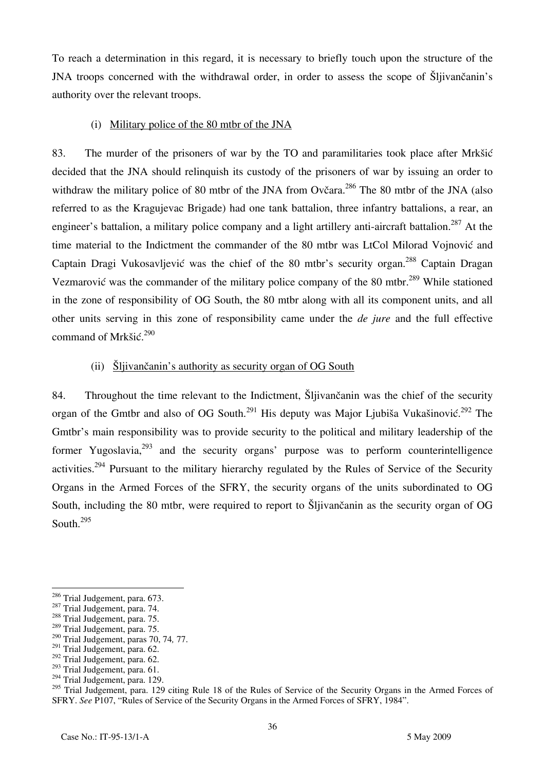To reach a determination in this regard, it is necessary to briefly touch upon the structure of the JNA troops concerned with the withdrawal order, in order to assess the scope of Šljivančanin's authority over the relevant troops.

(i) Military police of the 80 mtbr of the JNA

83. The murder of the prisoners of war by the TO and paramilitaries took place after Mrkšić decided that the JNA should relinquish its custody of the prisoners of war by issuing an order to withdraw the military police of 80 mtbr of the JNA from Ovčara.[286] The 80 mtbr of the JNA (also referred to as the Kragujevac Brigade) had one tank battalion, three infantry battalions, a rear, an engineer's battalion, a military police company and a light artillery anti-aircraft battalion.[287] At the time material to the Indictment the commander of the 80 mtbr was LtCol Milorad Vojnović and Captain Dragi Vukosavljević was the chief of the 80 mtbr's security organ.[288] Captain Dragan Vezmarović was the commander of the military police company of the 80 mtbr.[289] While stationed in the zone of responsibility of OG South, the 80 mtbr along with all its component units, and all other units serving in this zone of responsibility came under the *de jure* and the full effective command of Mrkšić.[290]

(ii) Šljivančanin's authority as security organ of OG South

84. Throughout the time relevant to the Indictment, Šljivančanin was the chief of the security organ of the Gmtbr and also of OG South.[291] His deputy was Major Ljubiša Vukašinović.[292] The Gmtbr's main responsibility was to provide security to the political and military leadership of the former Yugoslavia,[293] and the security organs' purpose was to perform counterintelligence activities.[294] Pursuant to the military hierarchy regulated by the Rules of Service of the Security Organs in the Armed Forces of the SFRY, the security organs of the units subordinated to OG South, including the 80 mtbr, were required to report to Šljivančanin as the security organ of OG South.[295]

---

[286] Trial Judgement, para. 673.
[287] Trial Judgement, para. 74.
[288] Trial Judgement, para. 75.
[289] Trial Judgement, para. 75.
[290] Trial Judgement, paras 70, 74, 77.
[291] Trial Judgement, para. 62.
[292] Trial Judgement, para. 62.
[293] Trial Judgement, para. 61.
[294] Trial Judgement, para. 129.
[295] Trial Judgement, para. 129 citing Rule 18 of the Rules of Service of the Security Organs in the Armed Forces of SFRY. *See* P107, "Rules of Service of the Security Organs in the Armed Forces of SFRY, 1984".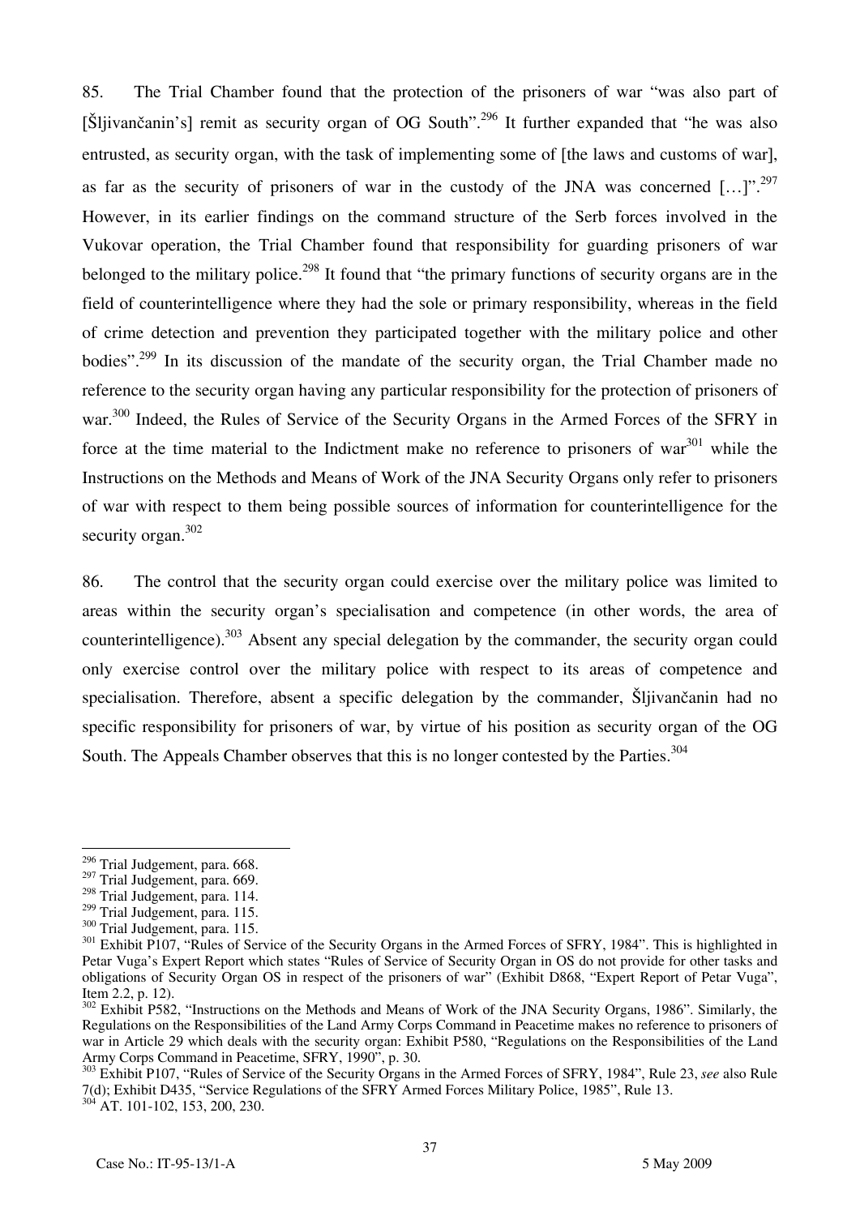85. The Trial Chamber found that the protection of the prisoners of war "was also part of [Šljivančanin's] remit as security organ of OG South".[296] It further expanded that "he was also entrusted, as security organ, with the task of implementing some of [the laws and customs of war], as far as the security of prisoners of war in the custody of the JNA was concerned […]".[297] However, in its earlier findings on the command structure of the Serb forces involved in the Vukovar operation, the Trial Chamber found that responsibility for guarding prisoners of war belonged to the military police.[298] It found that "the primary functions of security organs are in the field of counterintelligence where they had the sole or primary responsibility, whereas in the field of crime detection and prevention they participated together with the military police and other bodies".[299] In its discussion of the mandate of the security organ, the Trial Chamber made no reference to the security organ having any particular responsibility for the protection of prisoners of war.[300] Indeed, the Rules of Service of the Security Organs in the Armed Forces of the SFRY in force at the time material to the Indictment make no reference to prisoners of war[301] while the Instructions on the Methods and Means of Work of the JNA Security Organs only refer to prisoners of war with respect to them being possible sources of information for counterintelligence for the security organ.[302]

86. The control that the security organ could exercise over the military police was limited to areas within the security organ's specialisation and competence (in other words, the area of counterintelligence).[303] Absent any special delegation by the commander, the security organ could only exercise control over the military police with respect to its areas of competence and specialisation. Therefore, absent a specific delegation by the commander, Šljivančanin had no specific responsibility for prisoners of war, by virtue of his position as security organ of the OG South. The Appeals Chamber observes that this is no longer contested by the Parties.[304]

---

[296] Trial Judgement, para. 668.
[297] Trial Judgement, para. 669.
[298] Trial Judgement, para. 114.
[299] Trial Judgement, para. 115.
[300] Trial Judgement, para. 115.
[301] Exhibit P107, "Rules of Service of the Security Organs in the Armed Forces of SFRY, 1984". This is highlighted in Petar Vuga's Expert Report which states "Rules of Service of Security Organ in OS do not provide for other tasks and obligations of Security Organ OS in respect of the prisoners of war" (Exhibit D868, "Expert Report of Petar Vuga", Item 2.2, p. 12).
[302] Exhibit P582, "Instructions on the Methods and Means of Work of the JNA Security Organs, 1986". Similarly, the Regulations on the Responsibilities of the Land Army Corps Command in Peacetime makes no reference to prisoners of war in Article 29 which deals with the security organ: Exhibit P580, "Regulations on the Responsibilities of the Land Army Corps Command in Peacetime, SFRY, 1990", p. 30.
[303] Exhibit P107, "Rules of Service of the Security Organs in the Armed Forces of SFRY, 1984", Rule 23, *see* also Rule 7(d); Exhibit D435, "Service Regulations of the SFRY Armed Forces Military Police, 1985", Rule 13.
[304] AT. 101-102, 153, 200, 230.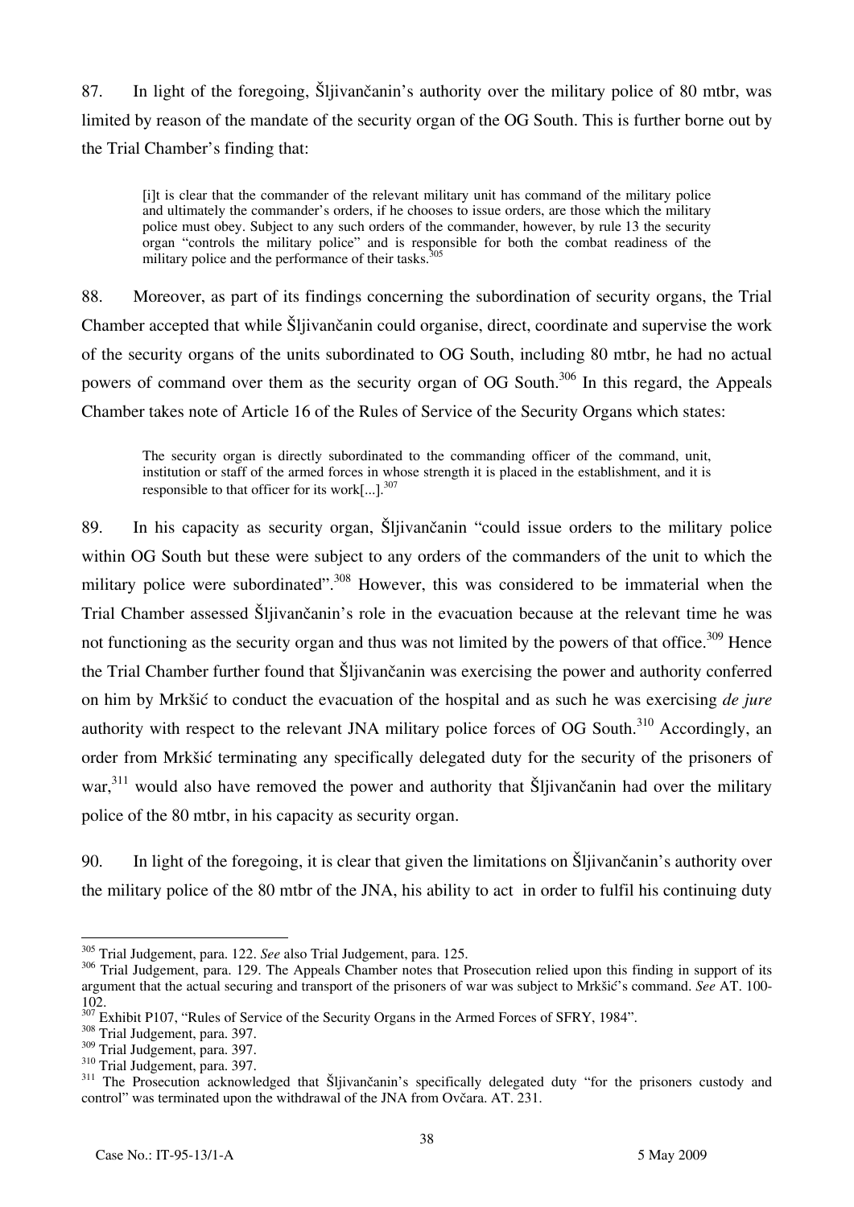87. In light of the foregoing, Šljivančanin's authority over the military police of 80 mtbr, was limited by reason of the mandate of the security organ of the OG South. This is further borne out by the Trial Chamber's finding that:

> [i]t is clear that the commander of the relevant military unit has command of the military police and ultimately the commander's orders, if he chooses to issue orders, are those which the military police must obey. Subject to any such orders of the commander, however, by rule 13 the security organ "controls the military police" and is responsible for both the combat readiness of the military police and the performance of their tasks.[305]

88. Moreover, as part of its findings concerning the subordination of security organs, the Trial Chamber accepted that while Šljivančanin could organise, direct, coordinate and supervise the work of the security organs of the units subordinated to OG South, including 80 mtbr, he had no actual powers of command over them as the security organ of OG South.[306] In this regard, the Appeals Chamber takes note of Article 16 of the Rules of Service of the Security Organs which states:

> The security organ is directly subordinated to the commanding officer of the command, unit, institution or staff of the armed forces in whose strength it is placed in the establishment, and it is responsible to that officer for its work[...].[307]

89. In his capacity as security organ, Šljivančanin "could issue orders to the military police within OG South but these were subject to any orders of the commanders of the unit to which the military police were subordinated".[308] However, this was considered to be immaterial when the Trial Chamber assessed Šljivančanin's role in the evacuation because at the relevant time he was not functioning as the security organ and thus was not limited by the powers of that office.[309] Hence the Trial Chamber further found that Šljivančanin was exercising the power and authority conferred on him by Mrkšić to conduct the evacuation of the hospital and as such he was exercising *de jure* authority with respect to the relevant JNA military police forces of OG South.[310] Accordingly, an order from Mrkšić terminating any specifically delegated duty for the security of the prisoners of war,[311] would also have removed the power and authority that Šljivančanin had over the military police of the 80 mtbr, in his capacity as security organ.

90. In light of the foregoing, it is clear that given the limitations on Šljivančanin's authority over the military police of the 80 mtbr of the JNA, his ability to act in order to fulfil his continuing duty

---

[305] Trial Judgement, para. 122. *See* also Trial Judgement, para. 125.

[306] Trial Judgement, para. 129. The Appeals Chamber notes that Prosecution relied upon this finding in support of its argument that the actual securing and transport of the prisoners of war was subject to Mrkšić's command. *See* AT. 100-102.

[307] Exhibit P107, "Rules of Service of the Security Organs in the Armed Forces of SFRY, 1984".

[308] Trial Judgement, para. 397.

[309] Trial Judgement, para. 397.

[310] Trial Judgement, para. 397.

[311] The Prosecution acknowledged that Šljivančanin's specifically delegated duty "for the prisoners custody and control" was terminated upon the withdrawal of the JNA from Ovčara. AT. 231.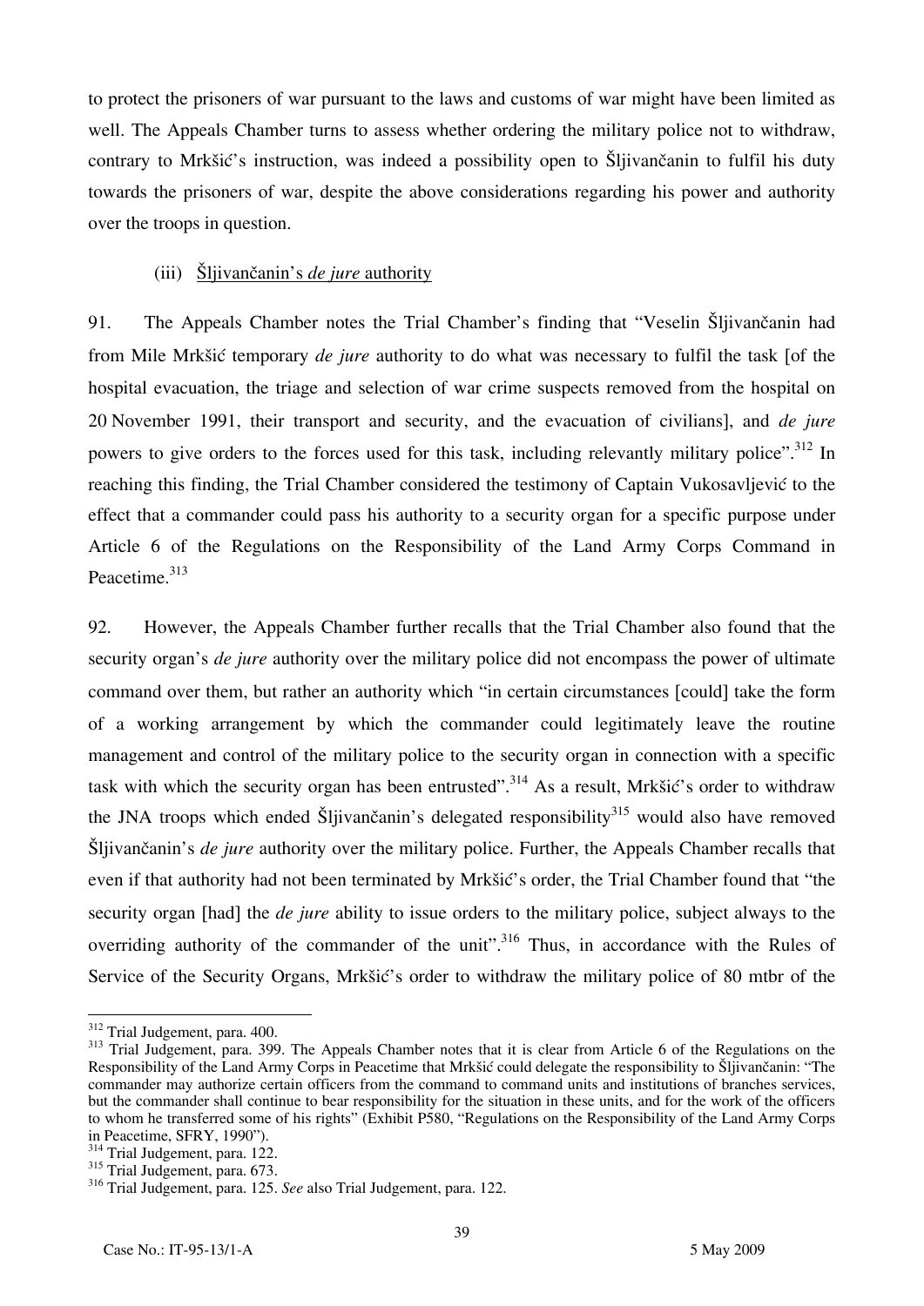to protect the prisoners of war pursuant to the laws and customs of war might have been limited as well. The Appeals Chamber turns to assess whether ordering the military police not to withdraw, contrary to Mrkšić's instruction, was indeed a possibility open to Šljivančanin to fulfil his duty towards the prisoners of war, despite the above considerations regarding his power and authority over the troops in question.

#### (iii) Šljivančanin's *de jure* authority

91. The Appeals Chamber notes the Trial Chamber's finding that "Veselin Šljivančanin had from Mile Mrkšić temporary *de jure* authority to do what was necessary to fulfil the task [of the hospital evacuation, the triage and selection of war crime suspects removed from the hospital on 20 November 1991, their transport and security, and the evacuation of civilians], and *de jure* powers to give orders to the forces used for this task, including relevantly military police".[312] In reaching this finding, the Trial Chamber considered the testimony of Captain Vukosavljević to the effect that a commander could pass his authority to a security organ for a specific purpose under Article 6 of the Regulations on the Responsibility of the Land Army Corps Command in Peacetime.[313]

92. However, the Appeals Chamber further recalls that the Trial Chamber also found that the security organ's *de jure* authority over the military police did not encompass the power of ultimate command over them, but rather an authority which "in certain circumstances [could] take the form of a working arrangement by which the commander could legitimately leave the routine management and control of the military police to the security organ in connection with a specific task with which the security organ has been entrusted".[314] As a result, Mrkšić's order to withdraw the JNA troops which ended Šljivančanin's delegated responsibility[315] would also have removed Šljivančanin's *de jure* authority over the military police. Further, the Appeals Chamber recalls that even if that authority had not been terminated by Mrkšić's order, the Trial Chamber found that "the security organ [had] the *de jure* ability to issue orders to the military police, subject always to the overriding authority of the commander of the unit".[316] Thus, in accordance with the Rules of Service of the Security Organs, Mrkšić's order to withdraw the military police of 80 mtbr of the

---

[312] Trial Judgement, para. 400.

[313] Trial Judgement, para. 399. The Appeals Chamber notes that it is clear from Article 6 of the Regulations on the Responsibility of the Land Army Corps in Peacetime that Mrkšić could delegate the responsibility to Šljivančanin: "The commander may authorize certain officers from the command to command units and institutions of branches services, but the commander shall continue to bear responsibility for the situation in these units, and for the work of the officers to whom he transferred some of his rights" (Exhibit P580, "Regulations on the Responsibility of the Land Army Corps in Peacetime, SFRY, 1990").

[314] Trial Judgement, para. 122.

[315] Trial Judgement, para. 673.

[316] Trial Judgement, para. 125. *See* also Trial Judgement, para. 122.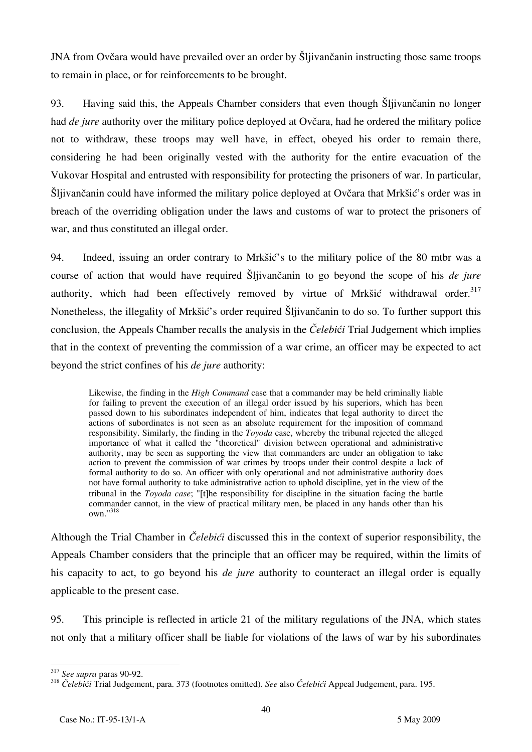JNA from Ovčara would have prevailed over an order by Šljivančanin instructing those same troops to remain in place, or for reinforcements to be brought.

93. Having said this, the Appeals Chamber considers that even though Šljivančanin no longer had *de jure* authority over the military police deployed at Ovčara, had he ordered the military police not to withdraw, these troops may well have, in effect, obeyed his order to remain there, considering he had been originally vested with the authority for the entire evacuation of the Vukovar Hospital and entrusted with responsibility for protecting the prisoners of war. In particular, Šljivančanin could have informed the military police deployed at Ovčara that Mrkšić's order was in breach of the overriding obligation under the laws and customs of war to protect the prisoners of war, and thus constituted an illegal order.

94. Indeed, issuing an order contrary to Mrkšić's to the military police of the 80 mtbr was a course of action that would have required Šljivančanin to go beyond the scope of his *de jure* authority, which had been effectively removed by virtue of Mrkšić withdrawal order.[317] Nonetheless, the illegality of Mrkšić's order required Šljivančanin to do so. To further support this conclusion, the Appeals Chamber recalls the analysis in the *Čelebići* Trial Judgement which implies that in the context of preventing the commission of a war crime, an officer may be expected to act beyond the strict confines of his *de jure* authority:

> Likewise, the finding in the *High Command* case that a commander may be held criminally liable for failing to prevent the execution of an illegal order issued by his superiors, which has been passed down to his subordinates independent of him, indicates that legal authority to direct the actions of subordinates is not seen as an absolute requirement for the imposition of command responsibility. Similarly, the finding in the *Toyoda* case, whereby the tribunal rejected the alleged importance of what it called the "theoretical" division between operational and administrative authority, may be seen as supporting the view that commanders are under an obligation to take action to prevent the commission of war crimes by troops under their control despite a lack of formal authority to do so. An officer with only operational and not administrative authority does not have formal authority to take administrative action to uphold discipline, yet in the view of the tribunal in the *Toyoda case*; "[t]he responsibility for discipline in the situation facing the battle commander cannot, in the view of practical military men, be placed in any hands other than his own."[318]

Although the Trial Chamber in *Čelebići* discussed this in the context of superior responsibility, the Appeals Chamber considers that the principle that an officer may be required, within the limits of his capacity to act, to go beyond his *de jure* authority to counteract an illegal order is equally applicable to the present case.

95. This principle is reflected in article 21 of the military regulations of the JNA, which states not only that a military officer shall be liable for violations of the laws of war by his subordinates

---

[317] *See supra* paras 90-92.

[318] *Čelebići* Trial Judgement, para. 373 (footnotes omitted). *See* also *Čelebići* Appeal Judgement, para. 195.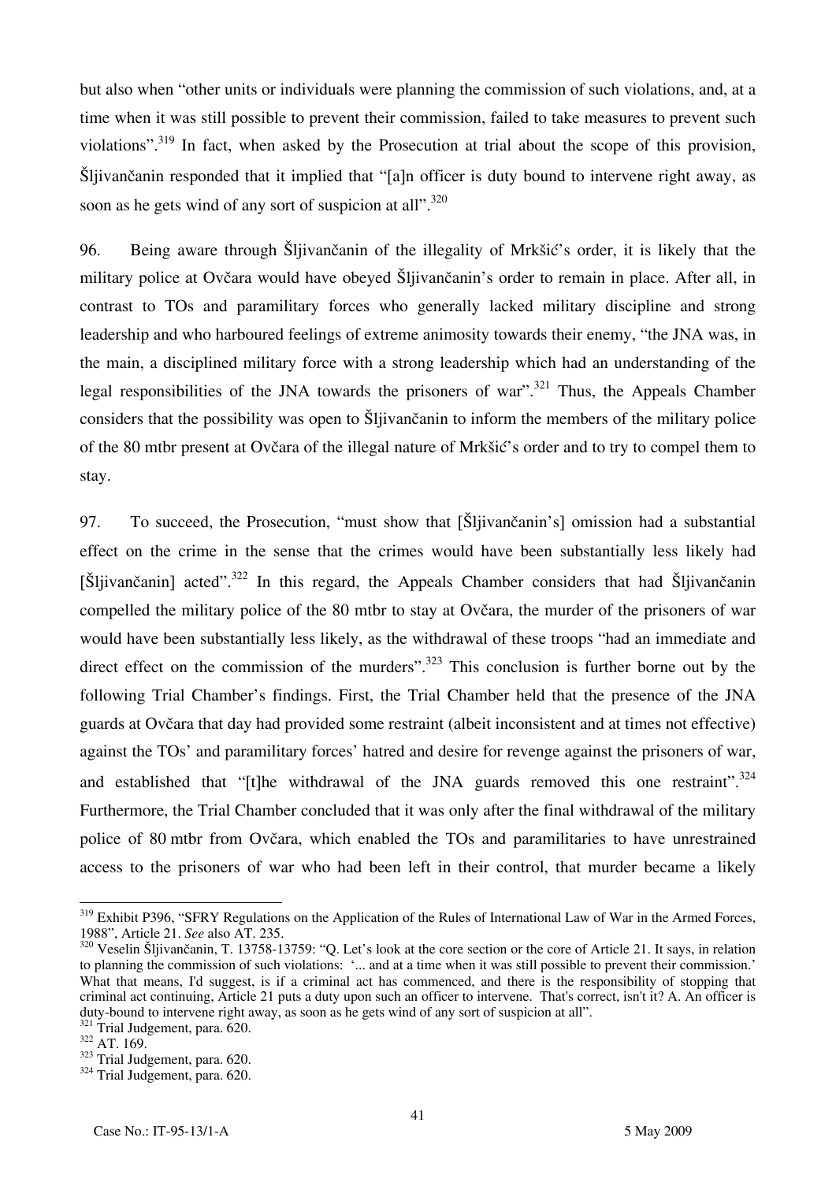but also when "other units or individuals were planning the commission of such violations, and, at a time when it was still possible to prevent their commission, failed to take measures to prevent such violations".[319] In fact, when asked by the Prosecution at trial about the scope of this provision, Šljivančanin responded that it implied that "[a]n officer is duty bound to intervene right away, as soon as he gets wind of any sort of suspicion at all".[320]

96. Being aware through Šljivančanin of the illegality of Mrkšić's order, it is likely that the military police at Ovčara would have obeyed Šljivančanin's order to remain in place. After all, in contrast to TOs and paramilitary forces who generally lacked military discipline and strong leadership and who harboured feelings of extreme animosity towards their enemy, "the JNA was, in the main, a disciplined military force with a strong leadership which had an understanding of the legal responsibilities of the JNA towards the prisoners of war".[321] Thus, the Appeals Chamber considers that the possibility was open to Šljivančanin to inform the members of the military police of the 80 mtbr present at Ovčara of the illegal nature of Mrkšić's order and to try to compel them to stay.

97. To succeed, the Prosecution, "must show that [Šljivančanin's] omission had a substantial effect on the crime in the sense that the crimes would have been substantially less likely had [Šljivančanin] acted".[322] In this regard, the Appeals Chamber considers that had Šljivančanin compelled the military police of the 80 mtbr to stay at Ovčara, the murder of the prisoners of war would have been substantially less likely, as the withdrawal of these troops "had an immediate and direct effect on the commission of the murders".[323] This conclusion is further borne out by the following Trial Chamber's findings. First, the Trial Chamber held that the presence of the JNA guards at Ovčara that day had provided some restraint (albeit inconsistent and at times not effective) against the TOs' and paramilitary forces' hatred and desire for revenge against the prisoners of war, and established that "[t]he withdrawal of the JNA guards removed this one restraint".[324] Furthermore, the Trial Chamber concluded that it was only after the final withdrawal of the military police of 80 mtbr from Ovčara, which enabled the TOs and paramilitaries to have unrestrained access to the prisoners of war who had been left in their control, that murder became a likely

---

[319] Exhibit P396, "SFRY Regulations on the Application of the Rules of International Law of War in the Armed Forces, 1988", Article 21. *See* also AT. 235.

[320] Veselin Šljivančanin, T. 13758-13759: "Q. Let's look at the core section or the core of Article 21. It says, in relation to planning the commission of such violations: '... and at a time when it was still possible to prevent their commission.' What that means, I'd suggest, is if a criminal act has commenced, and there is the responsibility of stopping that criminal act continuing, Article 21 puts a duty upon such an officer to intervene. That's correct, isn't it? A. An officer is duty-bound to intervene right away, as soon as he gets wind of any sort of suspicion at all".

[321] Trial Judgement, para. 620.

[322] AT. 169.

[323] Trial Judgement, para. 620.

[324] Trial Judgement, para. 620.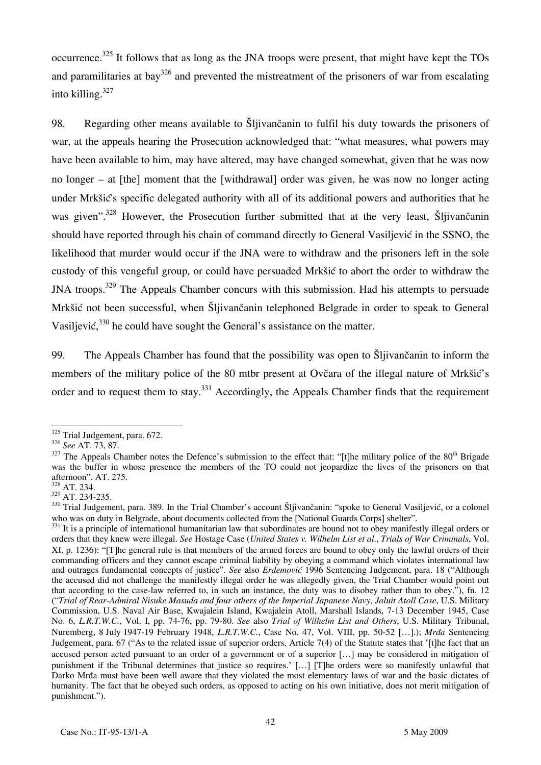occurrence.[325] It follows that as long as the JNA troops were present, that might have kept the TOs and paramilitaries at bay[326] and prevented the mistreatment of the prisoners of war from escalating into killing.[327]

98. Regarding other means available to Šljivančanin to fulfil his duty towards the prisoners of war, at the appeals hearing the Prosecution acknowledged that: "what measures, what powers may have been available to him, may have altered, may have changed somewhat, given that he was now no longer – at [the] moment that the [withdrawal] order was given, he was now no longer acting under Mrkšić's specific delegated authority with all of its additional powers and authorities that he was given".[328] However, the Prosecution further submitted that at the very least, Šljivančanin should have reported through his chain of command directly to General Vasiljević in the SSNO, the likelihood that murder would occur if the JNA were to withdraw and the prisoners left in the sole custody of this vengeful group, or could have persuaded Mrkšić to abort the order to withdraw the JNA troops.[329] The Appeals Chamber concurs with this submission. Had his attempts to persuade Mrkšić not been successful, when Šljivančanin telephoned Belgrade in order to speak to General Vasiljević,[330] he could have sought the General's assistance on the matter.

99. The Appeals Chamber has found that the possibility was open to Šljivančanin to inform the members of the military police of the 80 mtbr present at Ovčara of the illegal nature of Mrkšić's order and to request them to stay.[331] Accordingly, the Appeals Chamber finds that the requirement

---

[325] Trial Judgement, para. 672.

[326] *See* AT. 73, 87.

[327] The Appeals Chamber notes the Defence's submission to the effect that: "[t]he military police of the 80th Brigade was the buffer in whose presence the members of the TO could not jeopardize the lives of the prisoners on that afternoon". AT. 275.

[328] AT. 234.

[329] AT. 234-235.

[330] Trial Judgement, para. 389. In the Trial Chamber's account Šljivančanin: "spoke to General Vasiljević, or a colonel who was on duty in Belgrade, about documents collected from the [National Guards Corps] shelter".

[331] It is a principle of international humanitarian law that subordinates are bound not to obey manifestly illegal orders or orders that they knew were illegal. *See* Hostage Case (*United States v. Wilhelm List et al*., *Trials of War Criminals*, Vol. XI, p. 1236): "[T]he general rule is that members of the armed forces are bound to obey only the lawful orders of their commanding officers and they cannot escape criminal liability by obeying a command which violates international law and outrages fundamental concepts of justice". *See* also *Erdemović* 1996 Sentencing Judgement, para. 18 ("Although the accused did not challenge the manifestly illegal order he was allegedly given, the Trial Chamber would point out that according to the case-law referred to, in such an instance, the duty was to disobey rather than to obey."), fn. 12 ("*Trial of Rear-Admiral Nisuke Masuda and four others of the Imperial Japanese Navy, Jaluit Atoll Case*, U.S. Military Commission, U.S. Naval Air Base, Kwajalein Island, Kwajalein Atoll, Marshall Islands, 7-13 December 1945, Case No. 6, *L.R.T.W.C.*, Vol. I, pp. 74-76, pp. 79-80. *See* also *Trial of Wilhelm List and Others*, U.S. Military Tribunal, Nuremberg, 8 July 1947-19 February 1948, *L.R.T.W.C.*, Case No. 47, Vol. VIII, pp. 50-52 […].); *Mrđa* Sentencing Judgement, para. 67 ("As to the related issue of superior orders, Article 7(4) of the Statute states that '[t]he fact that an accused person acted pursuant to an order of a government or of a superior […] may be considered in mitigation of punishment if the Tribunal determines that justice so requires.' […] [T]he orders were so manifestly unlawful that Darko Mrđa must have been well aware that they violated the most elementary laws of war and the basic dictates of humanity. The fact that he obeyed such orders, as opposed to acting on his own initiative, does not merit mitigation of punishment.").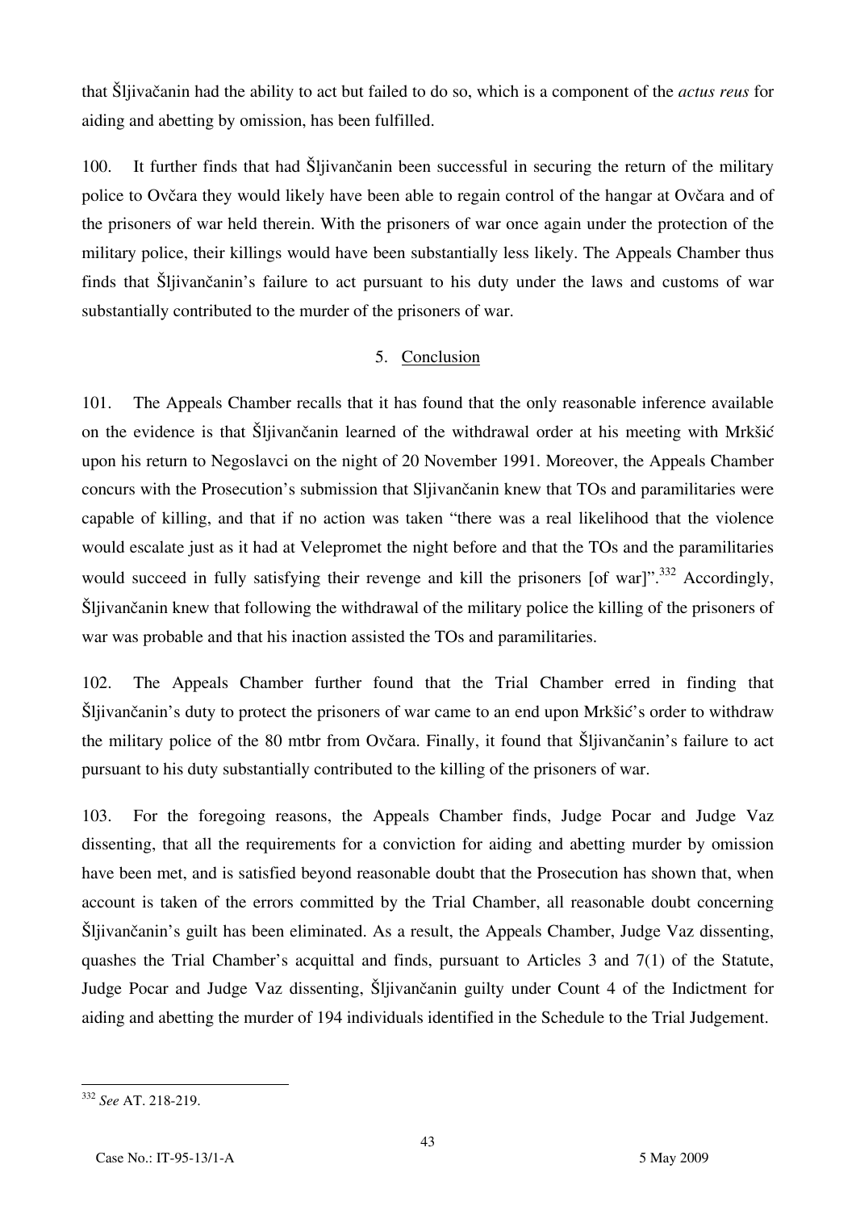that Šljivančanin had the ability to act but failed to do so, which is a component of the *actus reus* for aiding and abetting by omission, has been fulfilled.

100. It further finds that had Šljivančanin been successful in securing the return of the military police to Ovčara they would likely have been able to regain control of the hangar at Ovčara and of the prisoners of war held therein. With the prisoners of war once again under the protection of the military police, their killings would have been substantially less likely. The Appeals Chamber thus finds that Šljivančanin's failure to act pursuant to his duty under the laws and customs of war substantially contributed to the murder of the prisoners of war.

### 5. Conclusion

101. The Appeals Chamber recalls that it has found that the only reasonable inference available on the evidence is that Šljivančanin learned of the withdrawal order at his meeting with Mrkšić upon his return to Negoslavci on the night of 20 November 1991. Moreover, the Appeals Chamber concurs with the Prosecution's submission that Sljivančanin knew that TOs and paramilitaries were capable of killing, and that if no action was taken "there was a real likelihood that the violence would escalate just as it had at Velepromet the night before and that the TOs and the paramilitaries would succeed in fully satisfying their revenge and kill the prisoners [of war]".[332] Accordingly, Šljivančanin knew that following the withdrawal of the military police the killing of the prisoners of war was probable and that his inaction assisted the TOs and paramilitaries.

102. The Appeals Chamber further found that the Trial Chamber erred in finding that Šljivančanin's duty to protect the prisoners of war came to an end upon Mrkšić's order to withdraw the military police of the 80 mtbr from Ovčara. Finally, it found that Šljivančanin's failure to act pursuant to his duty substantially contributed to the killing of the prisoners of war.

103. For the foregoing reasons, the Appeals Chamber finds, Judge Pocar and Judge Vaz dissenting, that all the requirements for a conviction for aiding and abetting murder by omission have been met, and is satisfied beyond reasonable doubt that the Prosecution has shown that, when account is taken of the errors committed by the Trial Chamber, all reasonable doubt concerning Šljivančanin's guilt has been eliminated. As a result, the Appeals Chamber, Judge Vaz dissenting, quashes the Trial Chamber's acquittal and finds, pursuant to Articles 3 and 7(1) of the Statute, Judge Pocar and Judge Vaz dissenting, Šljivančanin guilty under Count 4 of the Indictment for aiding and abetting the murder of 194 individuals identified in the Schedule to the Trial Judgement.

---

[332] *See* AT. 218-219.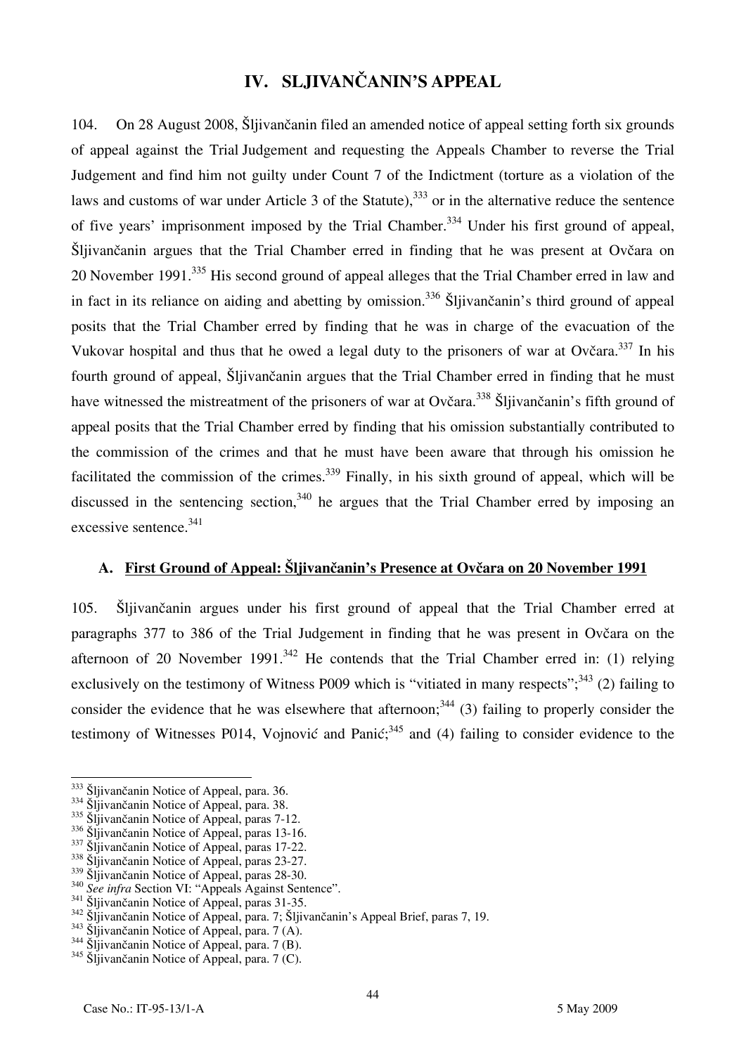# IV. SLJIVANČANIN'S APPEAL

104. On 28 August 2008, Šljivančanin filed an amended notice of appeal setting forth six grounds of appeal against the Trial Judgement and requesting the Appeals Chamber to reverse the Trial Judgement and find him not guilty under Count 7 of the Indictment (torture as a violation of the laws and customs of war under Article 3 of the Statute),[333] or in the alternative reduce the sentence of five years' imprisonment imposed by the Trial Chamber.[334] Under his first ground of appeal, Šljivančanin argues that the Trial Chamber erred in finding that he was present at Ovčara on 20 November 1991.[335] His second ground of appeal alleges that the Trial Chamber erred in law and in fact in its reliance on aiding and abetting by omission.[336] Šljivančanin's third ground of appeal posits that the Trial Chamber erred by finding that he was in charge of the evacuation of the Vukovar hospital and thus that he owed a legal duty to the prisoners of war at Ovčara.[337] In his fourth ground of appeal, Šljivančanin argues that the Trial Chamber erred in finding that he must have witnessed the mistreatment of the prisoners of war at Ovčara.[338] Šljivančanin's fifth ground of appeal posits that the Trial Chamber erred by finding that his omission substantially contributed to the commission of the crimes and that he must have been aware that through his omission he facilitated the commission of the crimes.[339] Finally, in his sixth ground of appeal, which will be discussed in the sentencing section,[340] he argues that the Trial Chamber erred by imposing an excessive sentence.[341]

## A. First Ground of Appeal: Šljivančanin's Presence at Ovčara on 20 November 1991

105. Šljivančanin argues under his first ground of appeal that the Trial Chamber erred at paragraphs 377 to 386 of the Trial Judgement in finding that he was present in Ovčara on the afternoon of 20 November 1991.[342] He contends that the Trial Chamber erred in: (1) relying exclusively on the testimony of Witness P009 which is "vitiated in many respects";[343] (2) failing to consider the evidence that he was elsewhere that afternoon;[344] (3) failing to properly consider the testimony of Witnesses P014, Vojnović and Panić;[345] and (4) failing to consider evidence to the

---

[333] Šljivančanin Notice of Appeal, para. 36.
[334] Šljivančanin Notice of Appeal, para. 38.
[335] Šljivančanin Notice of Appeal, paras 7-12.
[336] Šljivančanin Notice of Appeal, paras 13-16.
[337] Šljivančanin Notice of Appeal, paras 17-22.
[338] Šljivančanin Notice of Appeal, paras 23-27.
[339] Šljivančanin Notice of Appeal, paras 28-30.
[340] *See infra* Section VI: "Appeals Against Sentence".
[341] Šljivančanin Notice of Appeal, paras 31-35.
[342] Šljivančanin Notice of Appeal, para. 7; Šljivančanin's Appeal Brief, paras 7, 19.
[343] Šljivančanin Notice of Appeal, para. 7 (A).
[344] Šljivančanin Notice of Appeal, para. 7 (B).
[345] Šljivančanin Notice of Appeal, para. 7 (C).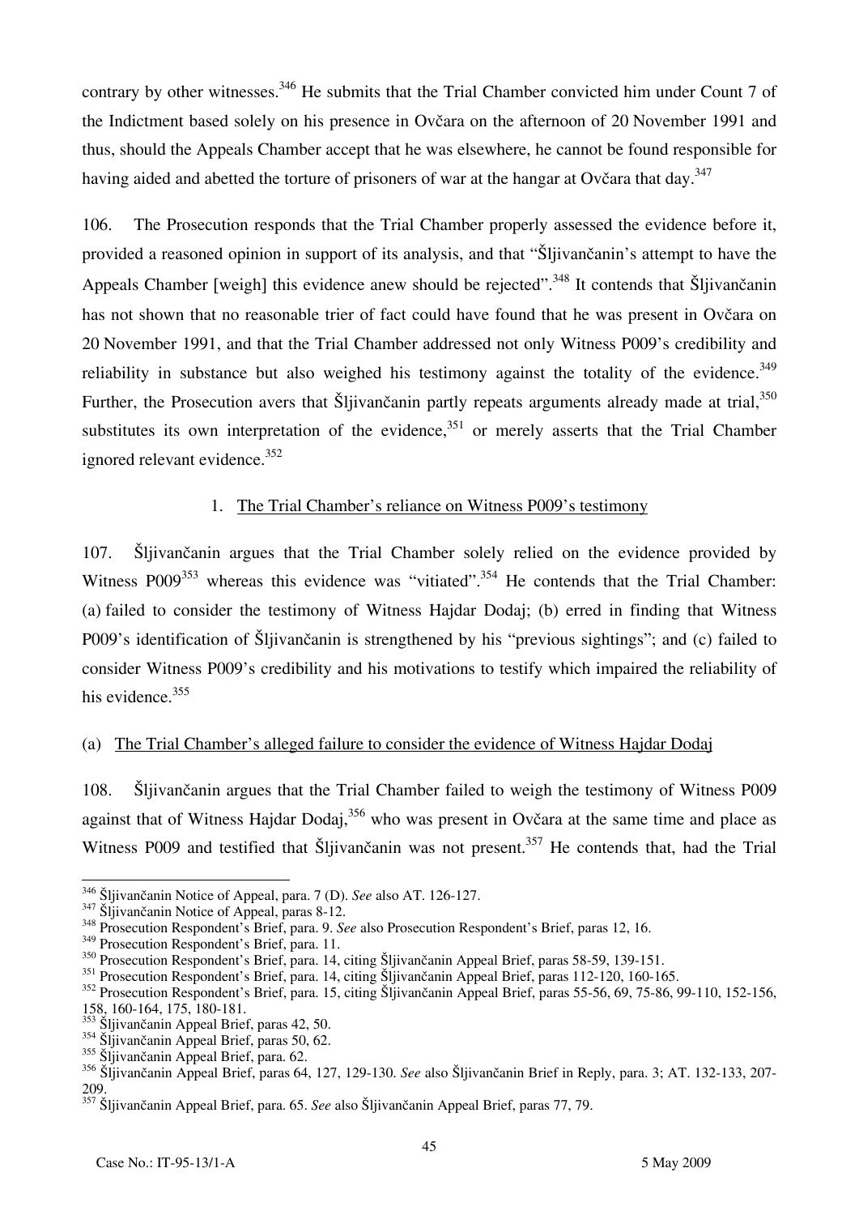contrary by other witnesses.[346] He submits that the Trial Chamber convicted him under Count 7 of the Indictment based solely on his presence in Ovčara on the afternoon of 20 November 1991 and thus, should the Appeals Chamber accept that he was elsewhere, he cannot be found responsible for having aided and abetted the torture of prisoners of war at the hangar at Ovčara that day.[347]

106. The Prosecution responds that the Trial Chamber properly assessed the evidence before it, provided a reasoned opinion in support of its analysis, and that "Šljivančanin's attempt to have the Appeals Chamber [weigh] this evidence anew should be rejected".[348] It contends that Šljivančanin has not shown that no reasonable trier of fact could have found that he was present in Ovčara on 20 November 1991, and that the Trial Chamber addressed not only Witness P009's credibility and reliability in substance but also weighed his testimony against the totality of the evidence.[349] Further, the Prosecution avers that Šljivančanin partly repeats arguments already made at trial,[350] substitutes its own interpretation of the evidence,[351] or merely asserts that the Trial Chamber ignored relevant evidence.[352]

### 1. The Trial Chamber's reliance on Witness P009's testimony

107. Šljivančanin argues that the Trial Chamber solely relied on the evidence provided by Witness P009[353] whereas this evidence was "vitiated".[354] He contends that the Trial Chamber: (a) failed to consider the testimony of Witness Hajdar Dodaj; (b) erred in finding that Witness P009's identification of Šljivančanin is strengthened by his "previous sightings"; and (c) failed to consider Witness P009's credibility and his motivations to testify which impaired the reliability of his evidence.[355]

#### (a) The Trial Chamber's alleged failure to consider the evidence of Witness Hajdar Dodaj

108. Šljivančanin argues that the Trial Chamber failed to weigh the testimony of Witness P009 against that of Witness Hajdar Dodaj,[356] who was present in Ovčara at the same time and place as Witness P009 and testified that Šljivančanin was not present.[357] He contends that, had the Trial

---

[346] Šljivančanin Notice of Appeal, para. 7 (D). *See* also AT. 126-127.
[347] Šljivančanin Notice of Appeal, paras 8-12.
[348] Prosecution Respondent's Brief, para. 9. *See* also Prosecution Respondent's Brief, paras 12, 16.
[349] Prosecution Respondent's Brief, para. 11.
[350] Prosecution Respondent's Brief, para. 14, citing Šljivančanin Appeal Brief, paras 58-59, 139-151.
[351] Prosecution Respondent's Brief, para. 14, citing Šljivančanin Appeal Brief, paras 112-120, 160-165.
[352] Prosecution Respondent's Brief, para. 15, citing Šljivančanin Appeal Brief, paras 55-56, 69, 75-86, 99-110, 152-156, 158, 160-164, 175, 180-181.
[353] Šljivančanin Appeal Brief, paras 42, 50.
[354] Šljivančanin Appeal Brief, paras 50, 62.
[355] Šljivančanin Appeal Brief, para. 62.
[356] Šljivančanin Appeal Brief, paras 64, 127, 129-130. *See* also Šljivančanin Brief in Reply, para. 3; AT. 132-133, 207-209.
[357] Šljivančanin Appeal Brief, para. 65. *See* also Šljivančanin Appeal Brief, paras 77, 79.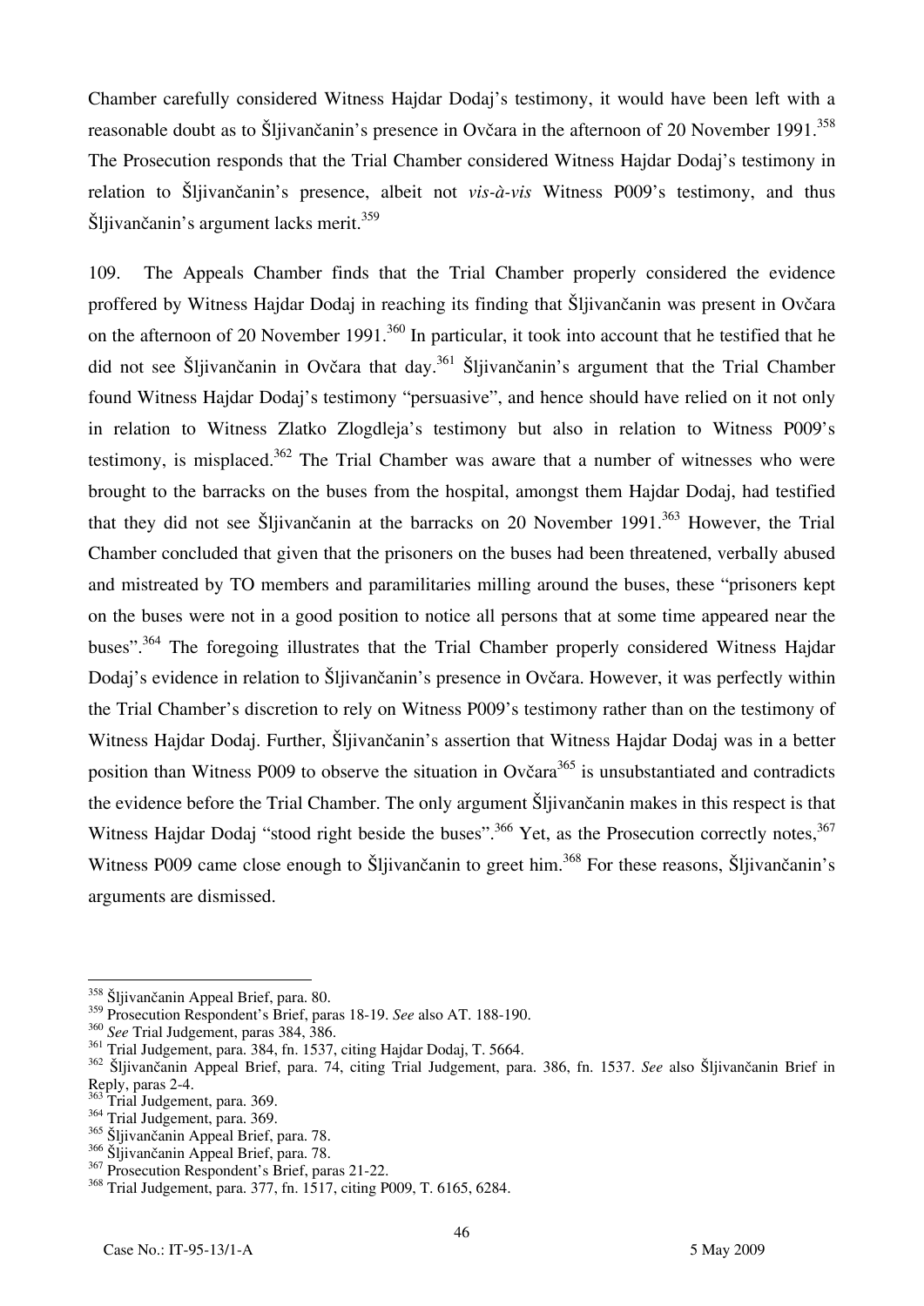Chamber carefully considered Witness Hajdar Dodaj's testimony, it would have been left with a reasonable doubt as to Šljivančanin's presence in Ovčara in the afternoon of 20 November 1991.[358] The Prosecution responds that the Trial Chamber considered Witness Hajdar Dodaj's testimony in relation to Šljivančanin's presence, albeit not *vis-à-vis* Witness P009's testimony, and thus Šljivančanin's argument lacks merit.[359]

109. The Appeals Chamber finds that the Trial Chamber properly considered the evidence proffered by Witness Hajdar Dodaj in reaching its finding that Šljivančanin was present in Ovčara on the afternoon of 20 November 1991.[360] In particular, it took into account that he testified that he did not see Šljivančanin in Ovčara that day.[361] Šljivančanin's argument that the Trial Chamber found Witness Hajdar Dodaj's testimony "persuasive", and hence should have relied on it not only in relation to Witness Zlatko Zlogdleja's testimony but also in relation to Witness P009's testimony, is misplaced.[362] The Trial Chamber was aware that a number of witnesses who were brought to the barracks on the buses from the hospital, amongst them Hajdar Dodaj, had testified that they did not see Šljivančanin at the barracks on 20 November 1991.[363] However, the Trial Chamber concluded that given that the prisoners on the buses had been threatened, verbally abused and mistreated by TO members and paramilitaries milling around the buses, these "prisoners kept on the buses were not in a good position to notice all persons that at some time appeared near the buses".[364] The foregoing illustrates that the Trial Chamber properly considered Witness Hajdar Dodaj's evidence in relation to Šljivančanin's presence in Ovčara. However, it was perfectly within the Trial Chamber's discretion to rely on Witness P009's testimony rather than on the testimony of Witness Hajdar Dodaj. Further, Šljivančanin's assertion that Witness Hajdar Dodaj was in a better position than Witness P009 to observe the situation in Ovčara[365] is unsubstantiated and contradicts the evidence before the Trial Chamber. The only argument Šljivančanin makes in this respect is that Witness Hajdar Dodaj "stood right beside the buses".[366] Yet, as the Prosecution correctly notes,[367] Witness P009 came close enough to Šljivančanin to greet him.[368] For these reasons, Šljivančanin's arguments are dismissed.

---

[358] Šljivančanin Appeal Brief, para. 80.

[359] Prosecution Respondent's Brief, paras 18-19. *See* also AT. 188-190.

[360] *See* Trial Judgement, paras 384, 386.

[361] Trial Judgement, para. 384, fn. 1537, citing Hajdar Dodaj, T. 5664.

[362] Šljivančanin Appeal Brief, para. 74, citing Trial Judgement, para. 386, fn. 1537. *See* also Šljivančanin Brief in Reply, paras 2-4.

[363] Trial Judgement, para. 369.

[364] Trial Judgement, para. 369.

[365] Šljivančanin Appeal Brief, para. 78.

[366] Šljivančanin Appeal Brief, para. 78.

[367] Prosecution Respondent's Brief, paras 21-22.

[368] Trial Judgement, para. 377, fn. 1517, citing P009, T. 6165, 6284.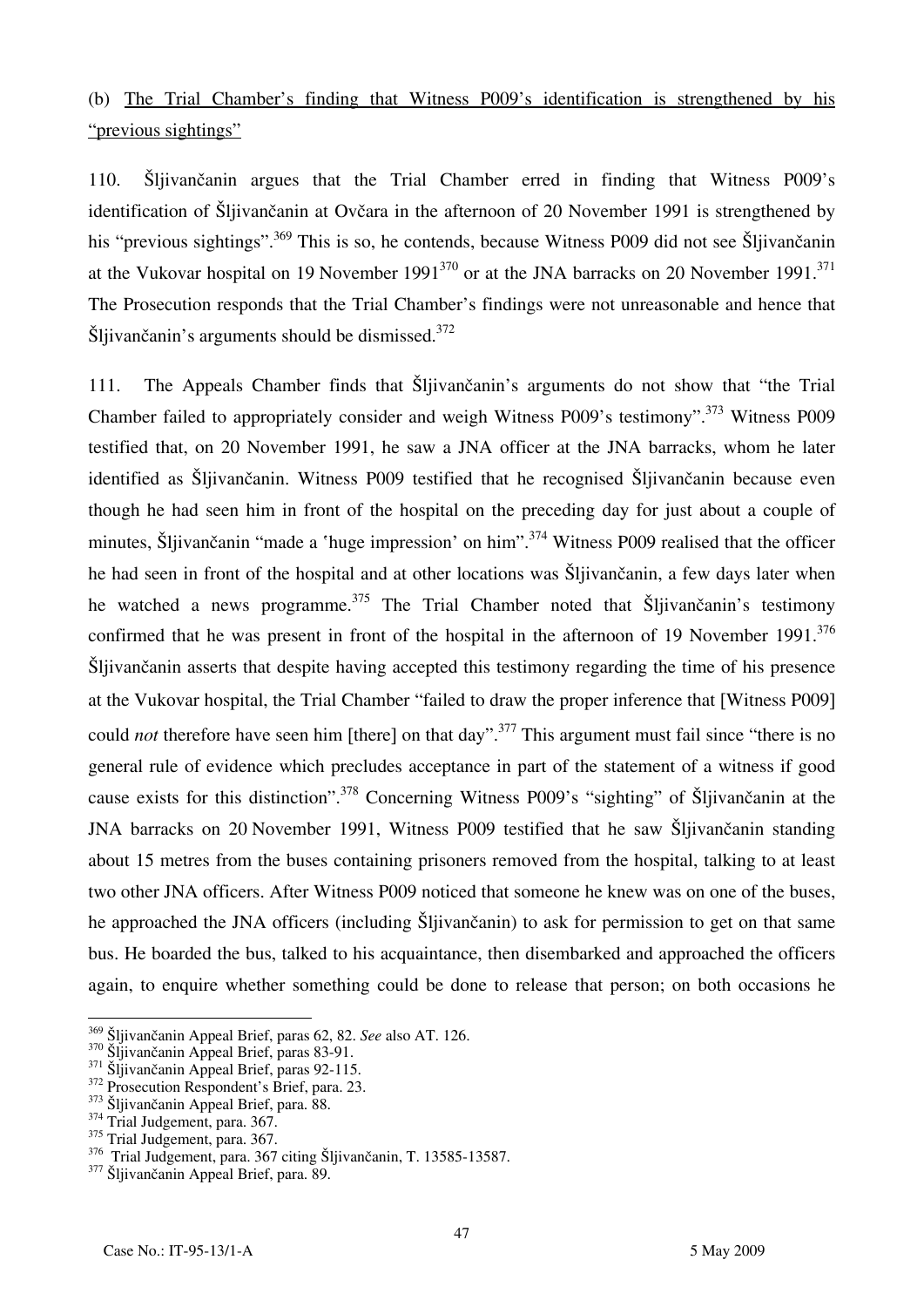(b) <u>The Trial Chamber's finding that Witness P009's identification is strengthened by his "previous sightings"</u>

110. Šljivančanin argues that the Trial Chamber erred in finding that Witness P009's identification of Šljivančanin at Ovčara in the afternoon of 20 November 1991 is strengthened by his "previous sightings".[369] This is so, he contends, because Witness P009 did not see Šljivančanin at the Vukovar hospital on 19 November 1991[370] or at the JNA barracks on 20 November 1991.[371] The Prosecution responds that the Trial Chamber's findings were not unreasonable and hence that Šljivančanin's arguments should be dismissed.[372]

111. The Appeals Chamber finds that Šljivančanin's arguments do not show that "the Trial Chamber failed to appropriately consider and weigh Witness P009's testimony".[373] Witness P009 testified that, on 20 November 1991, he saw a JNA officer at the JNA barracks, whom he later identified as Šljivančanin. Witness P009 testified that he recognised Šljivančanin because even though he had seen him in front of the hospital on the preceding day for just about a couple of minutes, Šljivančanin "made a 'huge impression' on him".[374] Witness P009 realised that the officer he had seen in front of the hospital and at other locations was Šljivančanin, a few days later when he watched a news programme.[375] The Trial Chamber noted that Šljivančanin's testimony confirmed that he was present in front of the hospital in the afternoon of 19 November 1991.[376] Šljivančanin asserts that despite having accepted this testimony regarding the time of his presence at the Vukovar hospital, the Trial Chamber "failed to draw the proper inference that [Witness P009] could *not* therefore have seen him [there] on that day".[377] This argument must fail since "there is no general rule of evidence which precludes acceptance in part of the statement of a witness if good cause exists for this distinction".[378] Concerning Witness P009's "sighting" of Šljivančanin at the JNA barracks on 20 November 1991, Witness P009 testified that he saw Šljivančanin standing about 15 metres from the buses containing prisoners removed from the hospital, talking to at least two other JNA officers. After Witness P009 noticed that someone he knew was on one of the buses, he approached the JNA officers (including Šljivančanin) to ask for permission to get on that same bus. He boarded the bus, talked to his acquaintance, then disembarked and approached the officers again, to enquire whether something could be done to release that person; on both occasions he

---

[369] Šljivančanin Appeal Brief, paras 62, 82. *See* also AT. 126.

[370] Šljivančanin Appeal Brief, paras 83-91.

[371] Šljivančanin Appeal Brief, paras 92-115.

[372] Prosecution Respondent's Brief, para. 23.

[373] Šljivančanin Appeal Brief, para. 88.

[374] Trial Judgement, para. 367.

[375] Trial Judgement, para. 367.

[376] Trial Judgement, para. 367 citing Šljivančanin, T. 13585-13587.

[377] Šljivančanin Appeal Brief, para. 89.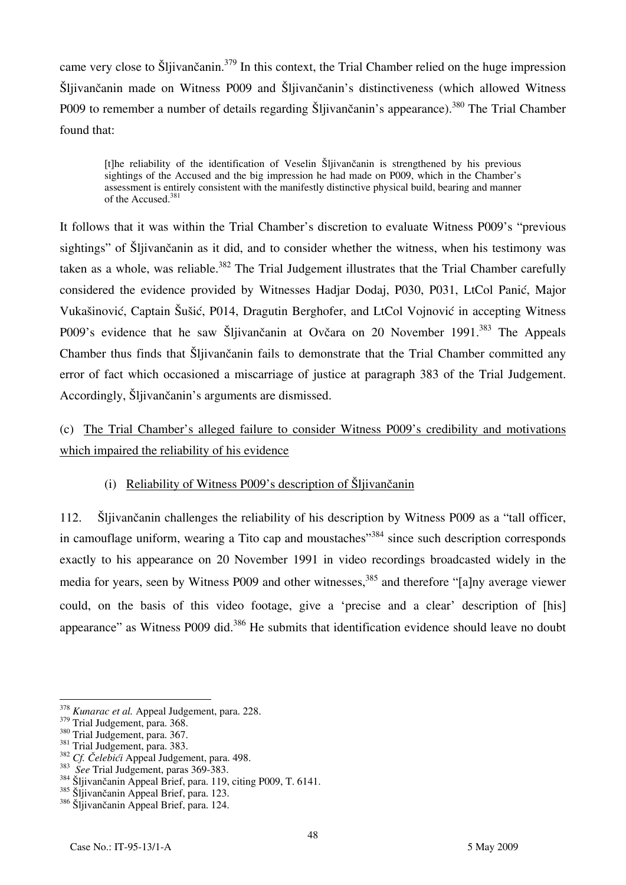came very close to Šljivančanin.[379] In this context, the Trial Chamber relied on the huge impression Šljivančanin made on Witness P009 and Šljivančanin's distinctiveness (which allowed Witness P009 to remember a number of details regarding Šljivančanin's appearance).[380] The Trial Chamber found that:

> [t]he reliability of the identification of Veselin Šljivančanin is strengthened by his previous sightings of the Accused and the big impression he had made on P009, which in the Chamber's assessment is entirely consistent with the manifestly distinctive physical build, bearing and manner of the Accused.[381]

It follows that it was within the Trial Chamber's discretion to evaluate Witness P009's "previous sightings" of Šljivančanin as it did, and to consider whether the witness, when his testimony was taken as a whole, was reliable.[382] The Trial Judgement illustrates that the Trial Chamber carefully considered the evidence provided by Witnesses Hadjar Dodaj, P030, P031, LtCol Panić, Major Vukašinović, Captain Šušić, P014, Dragutin Berghofer, and LtCol Vojnović in accepting Witness P009's evidence that he saw Šljivančanin at Ovčara on 20 November 1991.[383] The Appeals Chamber thus finds that Šljivančanin fails to demonstrate that the Trial Chamber committed any error of fact which occasioned a miscarriage of justice at paragraph 383 of the Trial Judgement. Accordingly, Šljivančanin's arguments are dismissed.

(c) <u>The Trial Chamber's alleged failure to consider Witness P009's credibility and motivations which impaired the reliability of his evidence</u>

(i) <u>Reliability of Witness P009's description of Šljivančanin</u>

112. Šljivančanin challenges the reliability of his description by Witness P009 as a "tall officer, in camouflage uniform, wearing a Tito cap and moustaches"[384] since such description corresponds exactly to his appearance on 20 November 1991 in video recordings broadcasted widely in the media for years, seen by Witness P009 and other witnesses,[385] and therefore "[a]ny average viewer could, on the basis of this video footage, give a 'precise and a clear' description of [his] appearance" as Witness P009 did.[386] He submits that identification evidence should leave no doubt

---

[378] *Kunarac et al.* Appeal Judgement, para. 228.

[379] Trial Judgement, para. 368.

[380] Trial Judgement, para. 367.

[381] Trial Judgement, para. 383.

[382] *Cf. Čelebići* Appeal Judgement, para. 498.

[383] *See* Trial Judgement, paras 369-383.

[384] Šljivančanin Appeal Brief, para. 119, citing P009, T. 6141.

[385] Šljivančanin Appeal Brief, para. 123.

[386] Šljivančanin Appeal Brief, para. 124.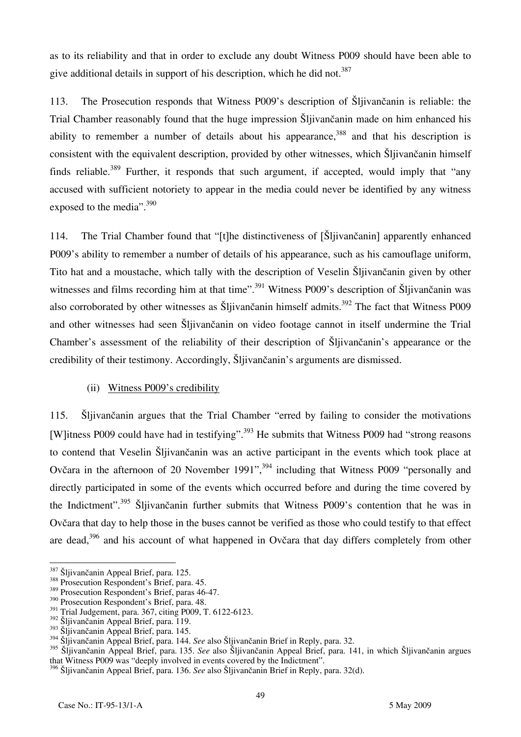as to its reliability and that in order to exclude any doubt Witness P009 should have been able to give additional details in support of his description, which he did not.[387]

113. The Prosecution responds that Witness P009's description of Šljivančanin is reliable: the Trial Chamber reasonably found that the huge impression Šljivančanin made on him enhanced his ability to remember a number of details about his appearance,[388] and that his description is consistent with the equivalent description, provided by other witnesses, which Šljivančanin himself finds reliable.[389] Further, it responds that such argument, if accepted, would imply that "any accused with sufficient notoriety to appear in the media could never be identified by any witness exposed to the media".[390]

114. The Trial Chamber found that "[t]he distinctiveness of [Šljivančanin] apparently enhanced P009's ability to remember a number of details of his appearance, such as his camouflage uniform, Tito hat and a moustache, which tally with the description of Veselin Šljivančanin given by other witnesses and films recording him at that time".[391] Witness P009's description of Šljivančanin was also corroborated by other witnesses as Šljivančanin himself admits.[392] The fact that Witness P009 and other witnesses had seen Šljivančanin on video footage cannot in itself undermine the Trial Chamber's assessment of the reliability of their description of Šljivančanin's appearance or the credibility of their testimony. Accordingly, Šljivančanin's arguments are dismissed.

(ii) <u>Witness P009's credibility</u>

115. Šljivančanin argues that the Trial Chamber "erred by failing to consider the motivations [W]itness P009 could have had in testifying".[393] He submits that Witness P009 had "strong reasons to contend that Veselin Šljivančanin was an active participant in the events which took place at Ovčara in the afternoon of 20 November 1991",[394] including that Witness P009 "personally and directly participated in some of the events which occurred before and during the time covered by the Indictment".[395] Šljivančanin further submits that Witness P009's contention that he was in Ovčara that day to help those in the buses cannot be verified as those who could testify to that effect are dead,[396] and his account of what happened in Ovčara that day differs completely from other

---

[387] Šljivančanin Appeal Brief, para. 125.

[388] Prosecution Respondent's Brief, para. 45.

[389] Prosecution Respondent's Brief, paras 46-47.

[390] Prosecution Respondent's Brief, para. 48.

[391] Trial Judgement, para. 367, citing P009, T. 6122-6123.

[392] Šljivančanin Appeal Brief, para. 119.

[393] Šljivančanin Appeal Brief, para. 145.

[394] Šljivančanin Appeal Brief, para. 144. *See* also Šljivančanin Brief in Reply, para. 32.

[395] Šljivančanin Appeal Brief, para. 135. *See* also Šljivančanin Appeal Brief, para. 141, in which Šljivančanin argues that Witness P009 was "deeply involved in events covered by the Indictment".

[396] Šljivančanin Appeal Brief, para. 136. *See* also Šljivančanin Brief in Reply, para. 32(d).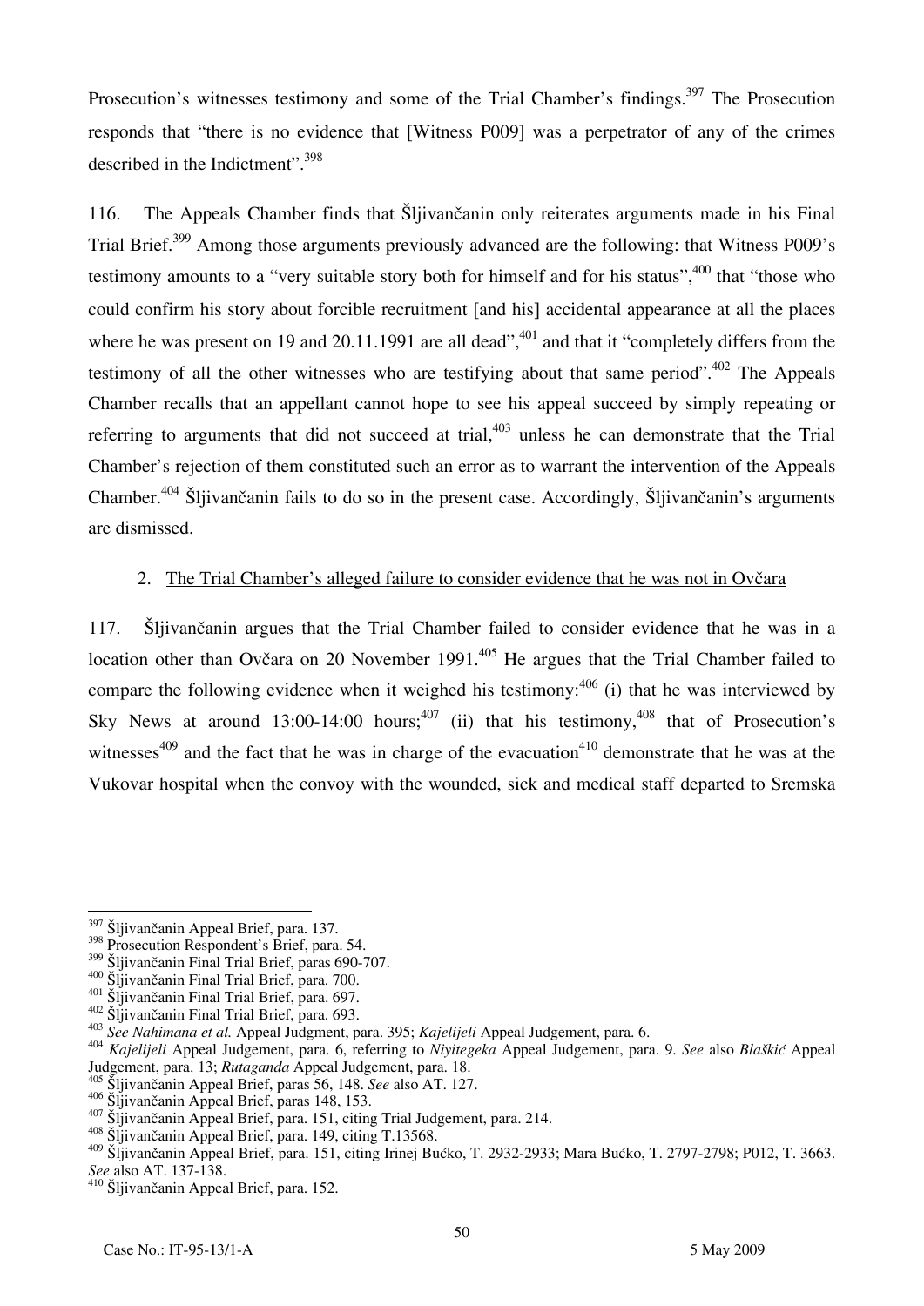Prosecution's witnesses testimony and some of the Trial Chamber's findings.[397] The Prosecution responds that "there is no evidence that [Witness P009] was a perpetrator of any of the crimes described in the Indictment".[398]

116. The Appeals Chamber finds that Šljivančanin only reiterates arguments made in his Final Trial Brief.[399] Among those arguments previously advanced are the following: that Witness P009's testimony amounts to a "very suitable story both for himself and for his status",[400] that "those who could confirm his story about forcible recruitment [and his] accidental appearance at all the places where he was present on 19 and 20.11.1991 are all dead",[401] and that it "completely differs from the testimony of all the other witnesses who are testifying about that same period".[402] The Appeals Chamber recalls that an appellant cannot hope to see his appeal succeed by simply repeating or referring to arguments that did not succeed at trial,[403] unless he can demonstrate that the Trial Chamber's rejection of them constituted such an error as to warrant the intervention of the Appeals Chamber.[404] Šljivančanin fails to do so in the present case. Accordingly, Šljivančanin's arguments are dismissed.

### 2. The Trial Chamber's alleged failure to consider evidence that he was not in Ovčara

117. Šljivančanin argues that the Trial Chamber failed to consider evidence that he was in a location other than Ovčara on 20 November 1991.[405] He argues that the Trial Chamber failed to compare the following evidence when it weighed his testimony:[406] (i) that he was interviewed by Sky News at around 13:00-14:00 hours;[407] (ii) that his testimony,[408] that of Prosecution's witnesses[409] and the fact that he was in charge of the evacuation[410] demonstrate that he was at the Vukovar hospital when the convoy with the wounded, sick and medical staff departed to Sremska

---

[397] Šljivančanin Appeal Brief, para. 137.
[398] Prosecution Respondent's Brief, para. 54.
[399] Šljivančanin Final Trial Brief, paras 690-707.
[400] Šljivančanin Final Trial Brief, para. 700.
[401] Šljivančanin Final Trial Brief, para. 697.
[402] Šljivančanin Final Trial Brief, para. 693.
[403] *See Nahimana et al.* Appeal Judgment, para. 395; *Kajelijeli* Appeal Judgement, para. 6.
[404] *Kajelijeli* Appeal Judgement, para. 6, referring to *Niyitegeka* Appeal Judgement, para. 9. *See* also *Blaškić* Appeal Judgement, para. 13; *Rutaganda* Appeal Judgement, para. 18.
[405] Šljivančanin Appeal Brief, paras 56, 148. *See* also AT. 127.
[406] Šljivančanin Appeal Brief, paras 148, 153.
[407] Šljivančanin Appeal Brief, para. 151, citing Trial Judgement, para. 214.
[408] Šljivančanin Appeal Brief, para. 149, citing T.13568.
[409] Šljivančanin Appeal Brief, para. 151, citing Irinej Bućko, T. 2932-2933; Mara Bućko, T. 2797-2798; P012, T. 3663. *See* also AT. 137-138.
[410] Šljivančanin Appeal Brief, para. 152.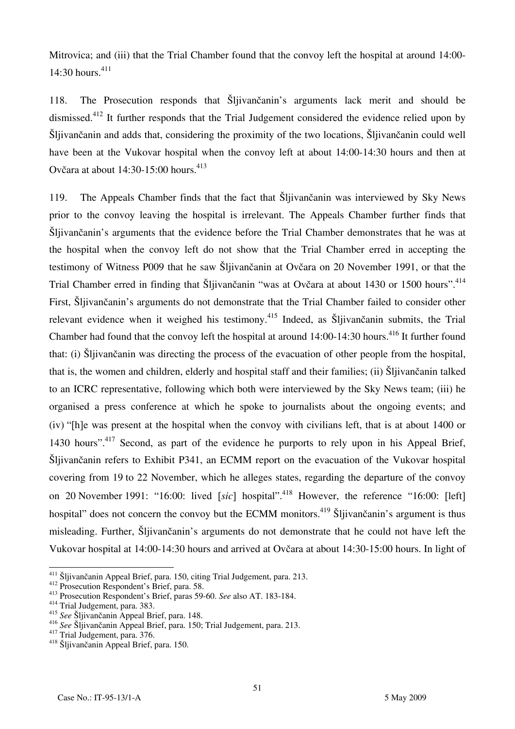Mitrovica; and (iii) that the Trial Chamber found that the convoy left the hospital at around 14:00-14:30 hours.[411]

118. The Prosecution responds that Šljivančanin's arguments lack merit and should be dismissed.[412] It further responds that the Trial Judgement considered the evidence relied upon by Šljivančanin and adds that, considering the proximity of the two locations, Šljivančanin could well have been at the Vukovar hospital when the convoy left at about 14:00-14:30 hours and then at Ovčara at about 14:30-15:00 hours.[413]

119. The Appeals Chamber finds that the fact that Šljivančanin was interviewed by Sky News prior to the convoy leaving the hospital is irrelevant. The Appeals Chamber further finds that Šljivančanin's arguments that the evidence before the Trial Chamber demonstrates that he was at the hospital when the convoy left do not show that the Trial Chamber erred in accepting the testimony of Witness P009 that he saw Šljivančanin at Ovčara on 20 November 1991, or that the Trial Chamber erred in finding that Šljivančanin "was at Ovčara at about 1430 or 1500 hours".[414] First, Šljivančanin's arguments do not demonstrate that the Trial Chamber failed to consider other relevant evidence when it weighed his testimony.[415] Indeed, as Šljivančanin submits, the Trial Chamber had found that the convoy left the hospital at around 14:00-14:30 hours.[416] It further found that: (i) Šljivančanin was directing the process of the evacuation of other people from the hospital, that is, the women and children, elderly and hospital staff and their families; (ii) Šljivančanin talked to an ICRC representative, following which both were interviewed by the Sky News team; (iii) he organised a press conference at which he spoke to journalists about the ongoing events; and (iv) "[h]e was present at the hospital when the convoy with civilians left, that is at about 1400 or 1430 hours".[417] Second, as part of the evidence he purports to rely upon in his Appeal Brief, Šljivančanin refers to Exhibit P341, an ECMM report on the evacuation of the Vukovar hospital covering from 19 to 22 November, which he alleges states, regarding the departure of the convoy on 20 November 1991: "16:00: lived [*sic*] hospital".[418] However, the reference "16:00: [left] hospital" does not concern the convoy but the ECMM monitors.[419] Šljivančanin's argument is thus misleading. Further, Šljivančanin's arguments do not demonstrate that he could not have left the Vukovar hospital at 14:00-14:30 hours and arrived at Ovčara at about 14:30-15:00 hours. In light of

---

[411] Šljivančanin Appeal Brief, para. 150, citing Trial Judgement, para. 213.
[412] Prosecution Respondent's Brief, para. 58.
[413] Prosecution Respondent's Brief, paras 59-60. *See* also AT. 183-184.
[414] Trial Judgement, para. 383.
[415] *See* Šljivančanin Appeal Brief, para. 148.
[416] *See* Šljivančanin Appeal Brief, para. 150; Trial Judgement, para. 213.
[417] Trial Judgement, para. 376.
[418] Šljivančanin Appeal Brief, para. 150.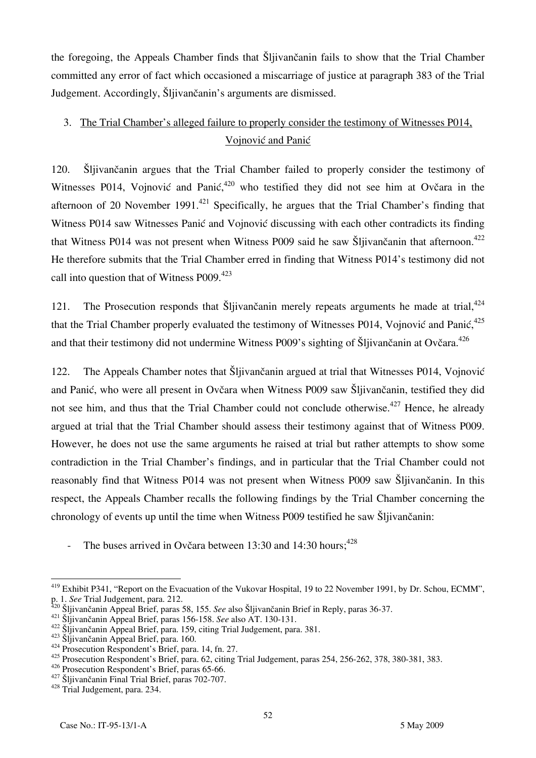the foregoing, the Appeals Chamber finds that Šljivančanin fails to show that the Trial Chamber committed any error of fact which occasioned a miscarriage of justice at paragraph 383 of the Trial Judgement. Accordingly, Šljivančanin's arguments are dismissed.

### 3. The Trial Chamber's alleged failure to properly consider the testimony of Witnesses P014, Vojnović and Panić

120. Šljivančanin argues that the Trial Chamber failed to properly consider the testimony of Witnesses P014, Vojnović and Panić,[420] who testified they did not see him at Ovčara in the afternoon of 20 November 1991.[421] Specifically, he argues that the Trial Chamber's finding that Witness P014 saw Witnesses Panić and Vojnović discussing with each other contradicts its finding that Witness P014 was not present when Witness P009 said he saw Šljivančanin that afternoon.[422] He therefore submits that the Trial Chamber erred in finding that Witness P014's testimony did not call into question that of Witness P009.[423]

121. The Prosecution responds that Šljivančanin merely repeats arguments he made at trial,[424] that the Trial Chamber properly evaluated the testimony of Witnesses P014, Vojnović and Panić,[425] and that their testimony did not undermine Witness P009's sighting of Šljivančanin at Ovčara.[426]

122. The Appeals Chamber notes that Šljivančanin argued at trial that Witnesses P014, Vojnović and Panić, who were all present in Ovčara when Witness P009 saw Šljivančanin, testified they did not see him, and thus that the Trial Chamber could not conclude otherwise.[427] Hence, he already argued at trial that the Trial Chamber should assess their testimony against that of Witness P009. However, he does not use the same arguments he raised at trial but rather attempts to show some contradiction in the Trial Chamber's findings, and in particular that the Trial Chamber could not reasonably find that Witness P014 was not present when Witness P009 saw Šljivančanin. In this respect, the Appeals Chamber recalls the following findings by the Trial Chamber concerning the chronology of events up until the time when Witness P009 testified he saw Šljivančanin:

- The buses arrived in Ovčara between 13:30 and 14:30 hours;[428]

---

[419] Exhibit P341, "Report on the Evacuation of the Vukovar Hospital, 19 to 22 November 1991, by Dr. Schou, ECMM", p. 1. *See* Trial Judgement, para. 212.

[420] Šljivančanin Appeal Brief, paras 58, 155. *See* also Šljivančanin Brief in Reply, paras 36-37.

[421] Šljivančanin Appeal Brief, paras 156-158. *See* also AT. 130-131.

[422] Šljivančanin Appeal Brief, para. 159, citing Trial Judgement, para. 381.

[423] Šljivančanin Appeal Brief, para. 160.

[424] Prosecution Respondent's Brief, para. 14, fn. 27.

[425] Prosecution Respondent's Brief, para. 62, citing Trial Judgement, paras 254, 256-262, 378, 380-381, 383.

[426] Prosecution Respondent's Brief, paras 65-66.

[427] Šljivančanin Final Trial Brief, paras 702-707.

[428] Trial Judgement, para. 234.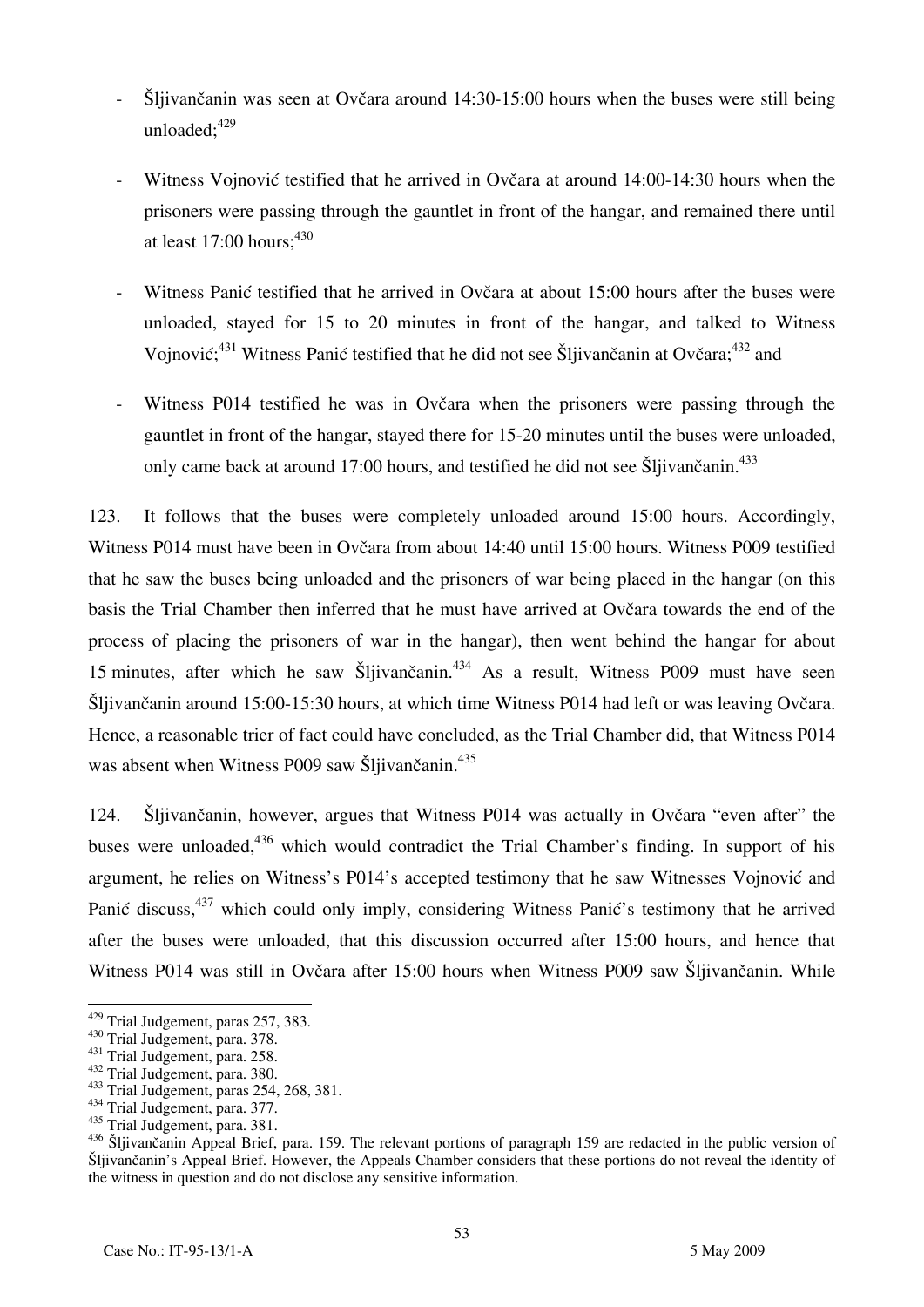- Šljivančanin was seen at Ovčara around 14:30-15:00 hours when the buses were still being unloaded;[429]

- Witness Vojnović testified that he arrived in Ovčara at around 14:00-14:30 hours when the prisoners were passing through the gauntlet in front of the hangar, and remained there until at least 17:00 hours;[430]

- Witness Panić testified that he arrived in Ovčara at about 15:00 hours after the buses were unloaded, stayed for 15 to 20 minutes in front of the hangar, and talked to Witness Vojnović;[431] Witness Panić testified that he did not see Šljivančanin at Ovčara;[432] and

- Witness P014 testified he was in Ovčara when the prisoners were passing through the gauntlet in front of the hangar, stayed there for 15-20 minutes until the buses were unloaded, only came back at around 17:00 hours, and testified he did not see Šljivančanin.[433]

123. It follows that the buses were completely unloaded around 15:00 hours. Accordingly, Witness P014 must have been in Ovčara from about 14:40 until 15:00 hours. Witness P009 testified that he saw the buses being unloaded and the prisoners of war being placed in the hangar (on this basis the Trial Chamber then inferred that he must have arrived at Ovčara towards the end of the process of placing the prisoners of war in the hangar), then went behind the hangar for about 15 minutes, after which he saw Šljivančanin.[434] As a result, Witness P009 must have seen Šljivančanin around 15:00-15:30 hours, at which time Witness P014 had left or was leaving Ovčara. Hence, a reasonable trier of fact could have concluded, as the Trial Chamber did, that Witness P014 was absent when Witness P009 saw Šljivančanin.[435]

124. Šljivančanin, however, argues that Witness P014 was actually in Ovčara "even after" the buses were unloaded,[436] which would contradict the Trial Chamber's finding. In support of his argument, he relies on Witness's P014's accepted testimony that he saw Witnesses Vojnović and Panić discuss,[437] which could only imply, considering Witness Panić's testimony that he arrived after the buses were unloaded, that this discussion occurred after 15:00 hours, and hence that Witness P014 was still in Ovčara after 15:00 hours when Witness P009 saw Šljivančanin. While

---

[429] Trial Judgement, paras 257, 383.
[430] Trial Judgement, para. 378.
[431] Trial Judgement, para. 258.
[432] Trial Judgement, para. 380.
[433] Trial Judgement, paras 254, 268, 381.
[434] Trial Judgement, para. 377.
[435] Trial Judgement, para. 381.
[436] Šljivančanin Appeal Brief, para. 159. The relevant portions of paragraph 159 are redacted in the public version of Šljivančanin's Appeal Brief. However, the Appeals Chamber considers that these portions do not reveal the identity of the witness in question and do not disclose any sensitive information.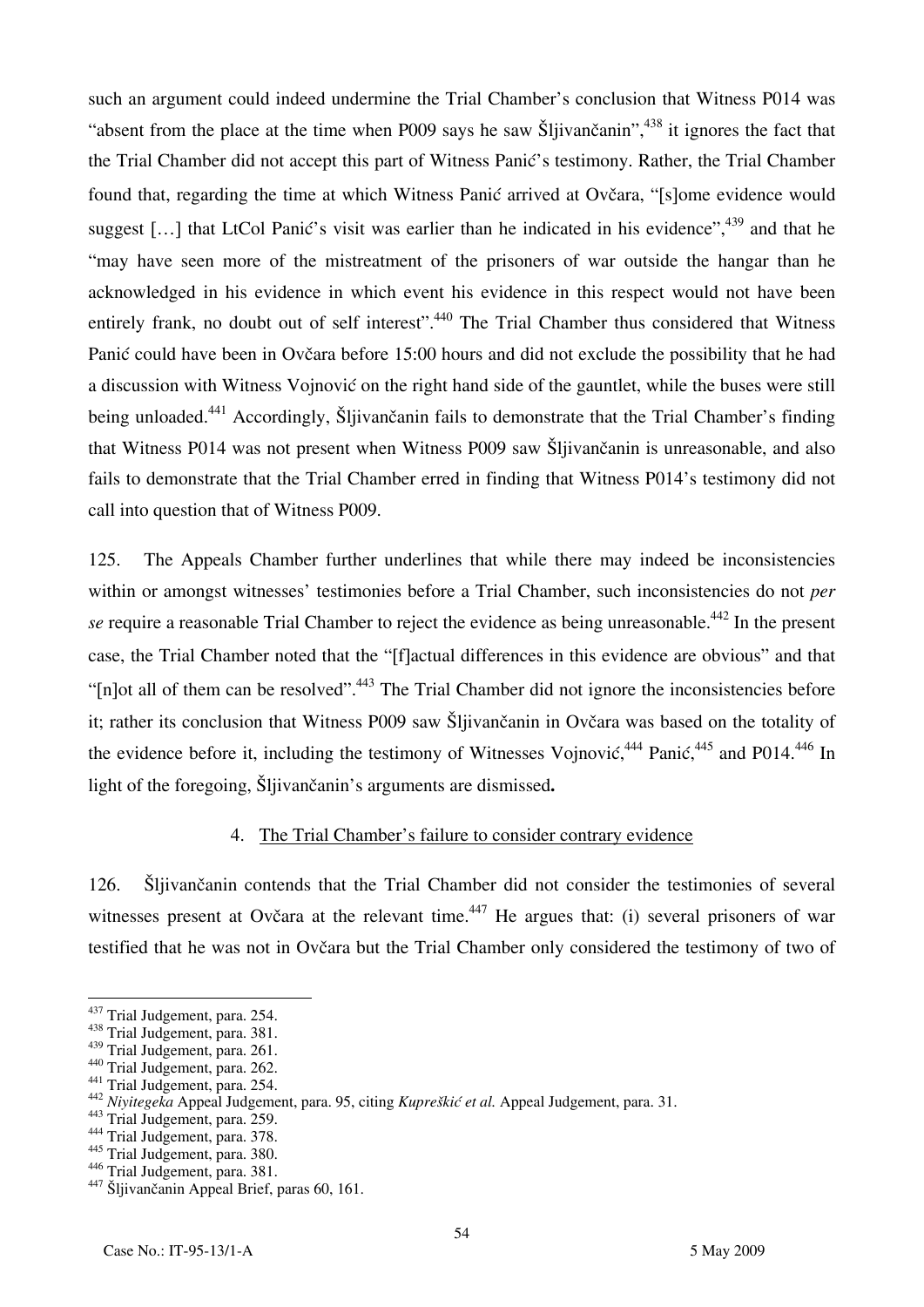such an argument could indeed undermine the Trial Chamber's conclusion that Witness P014 was "absent from the place at the time when P009 says he saw Šljivančanin",[438] it ignores the fact that the Trial Chamber did not accept this part of Witness Panić's testimony. Rather, the Trial Chamber found that, regarding the time at which Witness Panić arrived at Ovčara, "[s]ome evidence would suggest […] that LtCol Panić's visit was earlier than he indicated in his evidence",[439] and that he "may have seen more of the mistreatment of the prisoners of war outside the hangar than he acknowledged in his evidence in which event his evidence in this respect would not have been entirely frank, no doubt out of self interest".[440] The Trial Chamber thus considered that Witness Panić could have been in Ovčara before 15:00 hours and did not exclude the possibility that he had a discussion with Witness Vojnović on the right hand side of the gauntlet, while the buses were still being unloaded.[441] Accordingly, Šljivančanin fails to demonstrate that the Trial Chamber's finding that Witness P014 was not present when Witness P009 saw Šljivančanin is unreasonable, and also fails to demonstrate that the Trial Chamber erred in finding that Witness P014's testimony did not call into question that of Witness P009.

125. The Appeals Chamber further underlines that while there may indeed be inconsistencies within or amongst witnesses' testimonies before a Trial Chamber, such inconsistencies do not *per se* require a reasonable Trial Chamber to reject the evidence as being unreasonable.[442] In the present case, the Trial Chamber noted that the "[f]actual differences in this evidence are obvious" and that "[n]ot all of them can be resolved".[443] The Trial Chamber did not ignore the inconsistencies before it; rather its conclusion that Witness P009 saw Šljivančanin in Ovčara was based on the totality of the evidence before it, including the testimony of Witnesses Vojnović,[444] Panić,[445] and P014.[446] In light of the foregoing, Šljivančanin's arguments are dismissed**.**

### 4. The Trial Chamber's failure to consider contrary evidence

126. Šljivančanin contends that the Trial Chamber did not consider the testimonies of several witnesses present at Ovčara at the relevant time.[447] He argues that: (i) several prisoners of war testified that he was not in Ovčara but the Trial Chamber only considered the testimony of two of

---

[437] Trial Judgement, para. 254.
[438] Trial Judgement, para. 381.
[439] Trial Judgement, para. 261.
[440] Trial Judgement, para. 262.
[441] Trial Judgement, para. 254.
[442] *Niyitegeka* Appeal Judgement, para. 95, citing *Kupreškić et al.* Appeal Judgement, para. 31.
[443] Trial Judgement, para. 259.
[444] Trial Judgement, para. 378.
[445] Trial Judgement, para. 380.
[446] Trial Judgement, para. 381.
[447] Šljivančanin Appeal Brief, paras 60, 161.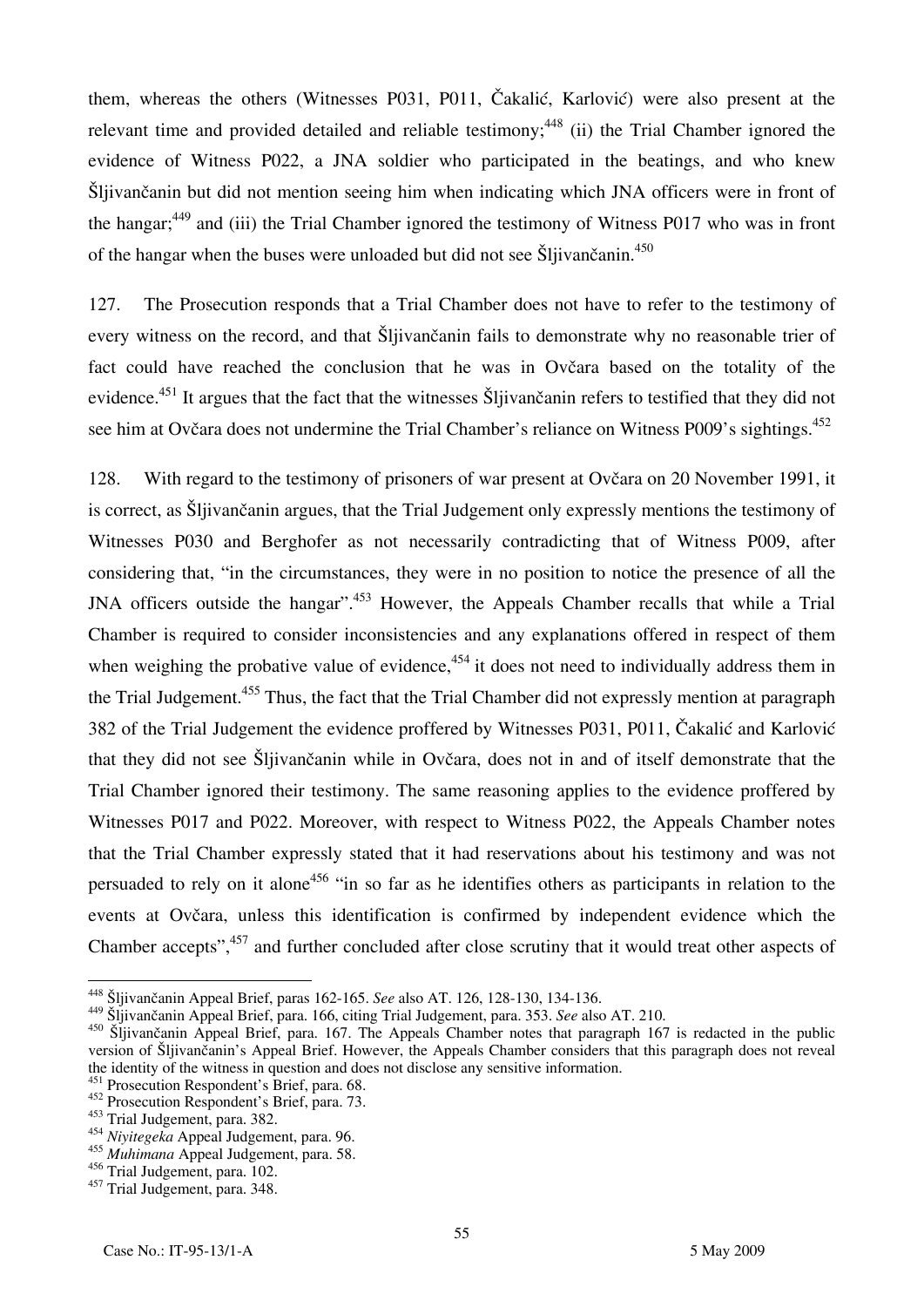them, whereas the others (Witnesses P031, P011, Čakalić, Karlović) were also present at the relevant time and provided detailed and reliable testimony;[448] (ii) the Trial Chamber ignored the evidence of Witness P022, a JNA soldier who participated in the beatings, and who knew Šljivančanin but did not mention seeing him when indicating which JNA officers were in front of the hangar;[449] and (iii) the Trial Chamber ignored the testimony of Witness P017 who was in front of the hangar when the buses were unloaded but did not see Šljivančanin.[450]

127. The Prosecution responds that a Trial Chamber does not have to refer to the testimony of every witness on the record, and that Šljivančanin fails to demonstrate why no reasonable trier of fact could have reached the conclusion that he was in Ovčara based on the totality of the evidence.[451] It argues that the fact that the witnesses Šljivančanin refers to testified that they did not see him at Ovčara does not undermine the Trial Chamber's reliance on Witness P009's sightings.[452]

128. With regard to the testimony of prisoners of war present at Ovčara on 20 November 1991, it is correct, as Šljivančanin argues, that the Trial Judgement only expressly mentions the testimony of Witnesses P030 and Berghofer as not necessarily contradicting that of Witness P009, after considering that, "in the circumstances, they were in no position to notice the presence of all the JNA officers outside the hangar".[453] However, the Appeals Chamber recalls that while a Trial Chamber is required to consider inconsistencies and any explanations offered in respect of them when weighing the probative value of evidence,[454] it does not need to individually address them in the Trial Judgement.[455] Thus, the fact that the Trial Chamber did not expressly mention at paragraph 382 of the Trial Judgement the evidence proffered by Witnesses P031, P011, Čakalić and Karlović that they did not see Šljivančanin while in Ovčara, does not in and of itself demonstrate that the Trial Chamber ignored their testimony. The same reasoning applies to the evidence proffered by Witnesses P017 and P022. Moreover, with respect to Witness P022, the Appeals Chamber notes that the Trial Chamber expressly stated that it had reservations about his testimony and was not persuaded to rely on it alone[456] "in so far as he identifies others as participants in relation to the events at Ovčara, unless this identification is confirmed by independent evidence which the Chamber accepts",[457] and further concluded after close scrutiny that it would treat other aspects of

---

[448] Šljivančanin Appeal Brief, paras 162-165. *See* also AT. 126, 128-130, 134-136.

[449] Šljivančanin Appeal Brief, para. 166, citing Trial Judgement, para. 353. *See* also AT. 210.

[450] Šljivančanin Appeal Brief, para. 167. The Appeals Chamber notes that paragraph 167 is redacted in the public version of Šljivančanin's Appeal Brief. However, the Appeals Chamber considers that this paragraph does not reveal the identity of the witness in question and does not disclose any sensitive information.

[451] Prosecution Respondent's Brief, para. 68.

[452] Prosecution Respondent's Brief, para. 73.

[453] Trial Judgement, para. 382.

[454] *Niyitegeka* Appeal Judgement, para. 96.

[455] *Muhimana* Appeal Judgement, para. 58.

[456] Trial Judgement, para. 102.

[457] Trial Judgement, para. 348.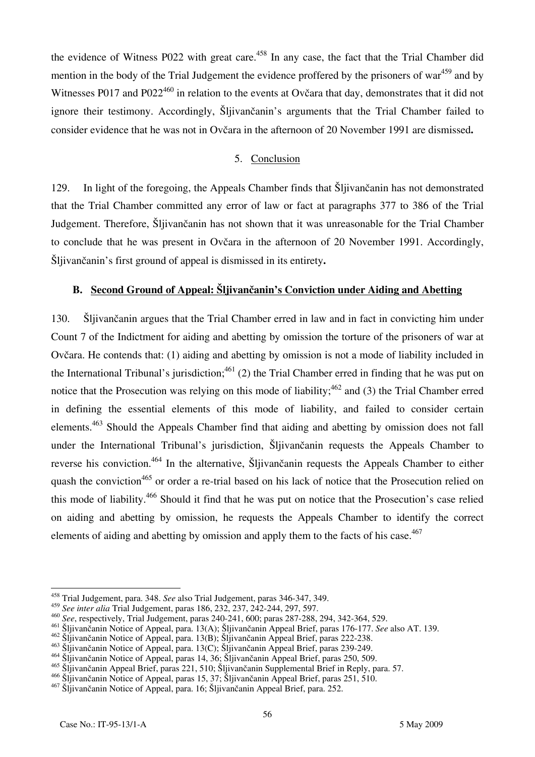the evidence of Witness P022 with great care.[458] In any case, the fact that the Trial Chamber did mention in the body of the Trial Judgement the evidence proffered by the prisoners of war[459] and by Witnesses P017 and P022[460] in relation to the events at Ovčara that day, demonstrates that it did not ignore their testimony. Accordingly, Šljivančanin's arguments that the Trial Chamber failed to consider evidence that he was not in Ovčara in the afternoon of 20 November 1991 are dismissed**.**

5. Conclusion

129. In light of the foregoing, the Appeals Chamber finds that Šljivančanin has not demonstrated that the Trial Chamber committed any error of law or fact at paragraphs 377 to 386 of the Trial Judgement. Therefore, Šljivančanin has not shown that it was unreasonable for the Trial Chamber to conclude that he was present in Ovčara in the afternoon of 20 November 1991. Accordingly, Šljivančanin's first ground of appeal is dismissed in its entirety**.**

### B. Second Ground of Appeal: Šljivančanin's Conviction under Aiding and Abetting

130. Šljivančanin argues that the Trial Chamber erred in law and in fact in convicting him under Count 7 of the Indictment for aiding and abetting by omission the torture of the prisoners of war at Ovčara. He contends that: (1) aiding and abetting by omission is not a mode of liability included in the International Tribunal's jurisdiction;[461] (2) the Trial Chamber erred in finding that he was put on notice that the Prosecution was relying on this mode of liability;[462] and (3) the Trial Chamber erred in defining the essential elements of this mode of liability, and failed to consider certain elements.[463] Should the Appeals Chamber find that aiding and abetting by omission does not fall under the International Tribunal's jurisdiction, Šljivančanin requests the Appeals Chamber to reverse his conviction.[464] In the alternative, Šljivančanin requests the Appeals Chamber to either quash the conviction[465] or order a re-trial based on his lack of notice that the Prosecution relied on this mode of liability.[466] Should it find that he was put on notice that the Prosecution's case relied on aiding and abetting by omission, he requests the Appeals Chamber to identify the correct elements of aiding and abetting by omission and apply them to the facts of his case.[467]

---

[458] Trial Judgement, para. 348. *See* also Trial Judgement, paras 346-347, 349.
[459] *See inter alia* Trial Judgement, paras 186, 232, 237, 242-244, 297, 597.
[460] *See*, respectively, Trial Judgement, paras 240-241, 600; paras 287-288, 294, 342-364, 529.
[461] Šljivančanin Notice of Appeal, para. 13(A); Šljivančanin Appeal Brief, paras 176-177. *See* also AT. 139.
[462] Šljivančanin Notice of Appeal, para. 13(B); Šljivančanin Appeal Brief, paras 222-238.
[463] Šljivančanin Notice of Appeal, para. 13(C); Šljivančanin Appeal Brief, paras 239-249.
[464] Šljivančanin Notice of Appeal, paras 14, 36; Šljivančanin Appeal Brief, paras 250, 509.
[465] Šljivančanin Appeal Brief, paras 221, 510; Šljivančanin Supplemental Brief in Reply, para. 57.
[466] Šljivančanin Notice of Appeal, paras 15, 37; Šljivančanin Appeal Brief, paras 251, 510.
[467] Šljivančanin Notice of Appeal, para. 16; Šljivančanin Appeal Brief, para. 252.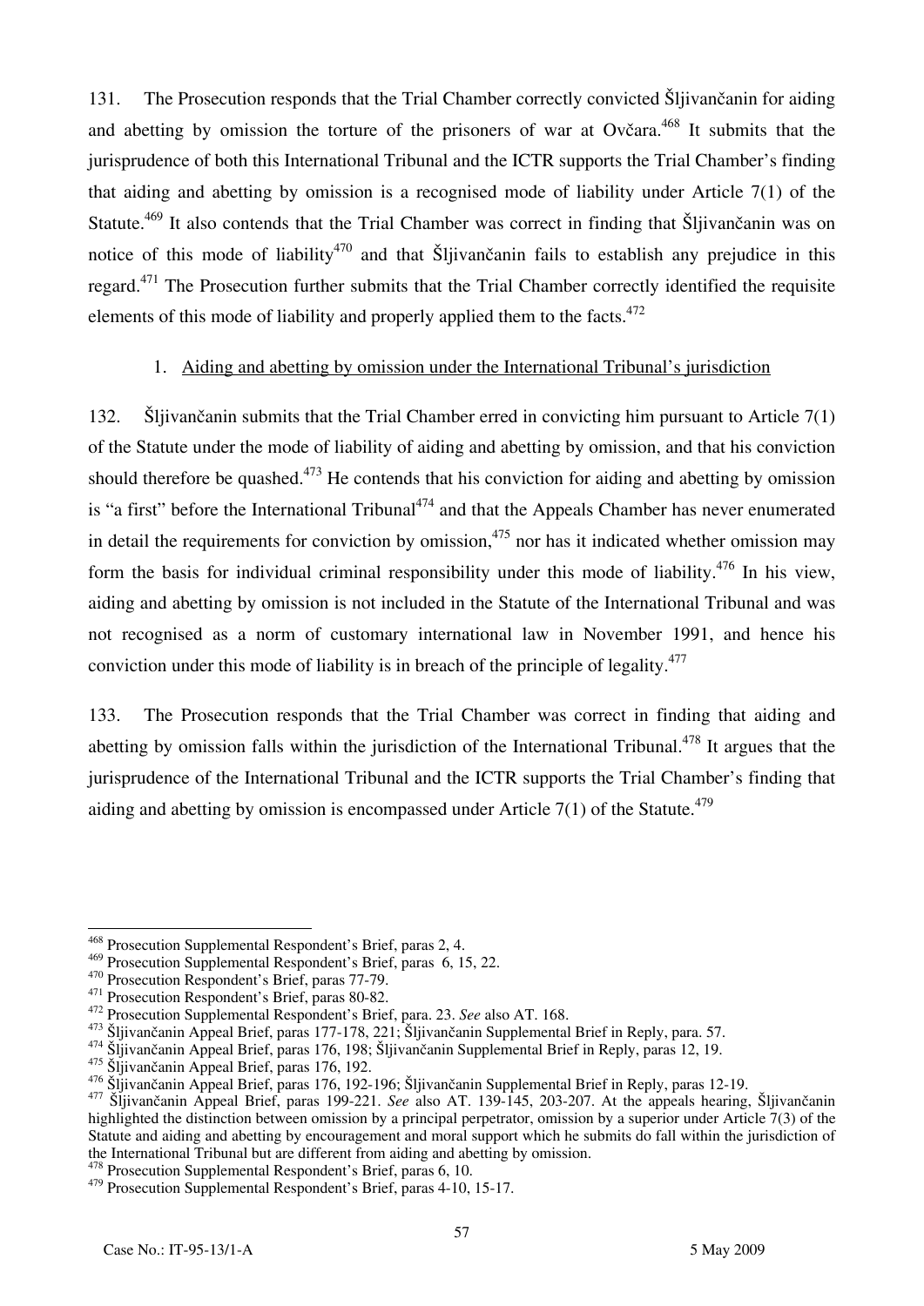131. The Prosecution responds that the Trial Chamber correctly convicted Šljivančanin for aiding and abetting by omission the torture of the prisoners of war at Ovčara.[468] It submits that the jurisprudence of both this International Tribunal and the ICTR supports the Trial Chamber's finding that aiding and abetting by omission is a recognised mode of liability under Article 7(1) of the Statute.[469] It also contends that the Trial Chamber was correct in finding that Šljivančanin was on notice of this mode of liability[470] and that Šljivančanin fails to establish any prejudice in this regard.[471] The Prosecution further submits that the Trial Chamber correctly identified the requisite elements of this mode of liability and properly applied them to the facts.[472]

1. Aiding and abetting by omission under the International Tribunal's jurisdiction

132. Šljivančanin submits that the Trial Chamber erred in convicting him pursuant to Article 7(1) of the Statute under the mode of liability of aiding and abetting by omission, and that his conviction should therefore be quashed.[473] He contends that his conviction for aiding and abetting by omission is "a first" before the International Tribunal[474] and that the Appeals Chamber has never enumerated in detail the requirements for conviction by omission,[475] nor has it indicated whether omission may form the basis for individual criminal responsibility under this mode of liability.[476] In his view, aiding and abetting by omission is not included in the Statute of the International Tribunal and was not recognised as a norm of customary international law in November 1991, and hence his conviction under this mode of liability is in breach of the principle of legality.[477]

133. The Prosecution responds that the Trial Chamber was correct in finding that aiding and abetting by omission falls within the jurisdiction of the International Tribunal.[478] It argues that the jurisprudence of the International Tribunal and the ICTR supports the Trial Chamber's finding that aiding and abetting by omission is encompassed under Article 7(1) of the Statute.[479]

---

[468] Prosecution Supplemental Respondent's Brief, paras 2, 4.
[469] Prosecution Supplemental Respondent's Brief, paras 6, 15, 22.
[470] Prosecution Respondent's Brief, paras 77-79.
[471] Prosecution Respondent's Brief, paras 80-82.
[472] Prosecution Supplemental Respondent's Brief, para. 23. *See* also AT. 168.
[473] Šljivančanin Appeal Brief, paras 177-178, 221; Šljivančanin Supplemental Brief in Reply, para. 57.
[474] Šljivančanin Appeal Brief, paras 176, 198; Šljivančanin Supplemental Brief in Reply, paras 12, 19.
[475] Šljivančanin Appeal Brief, paras 176, 192.
[476] Šljivančanin Appeal Brief, paras 176, 192-196; Šljivančanin Supplemental Brief in Reply, paras 12-19.
[477] Šljivančanin Appeal Brief, paras 199-221. *See* also AT. 139-145, 203-207. At the appeals hearing, Šljivančanin highlighted the distinction between omission by a principal perpetrator, omission by a superior under Article 7(3) of the Statute and aiding and abetting by encouragement and moral support which he submits do fall within the jurisdiction of the International Tribunal but are different from aiding and abetting by omission.
[478] Prosecution Supplemental Respondent's Brief, paras 6, 10.
[479] Prosecution Supplemental Respondent's Brief, paras 4-10, 15-17.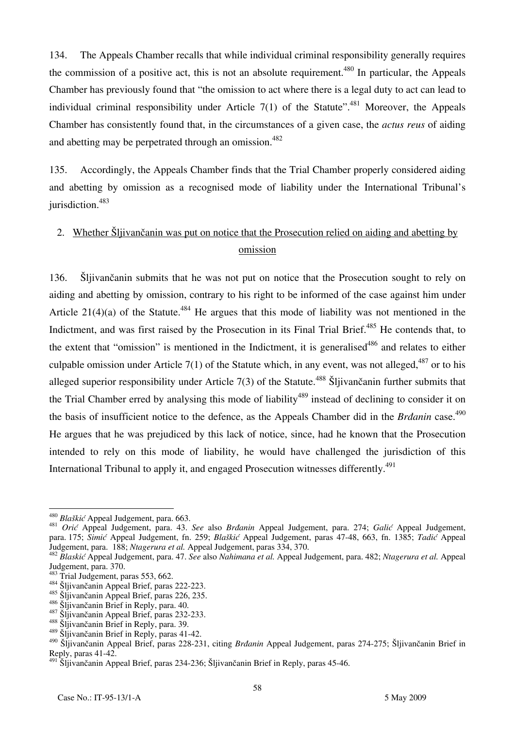134. The Appeals Chamber recalls that while individual criminal responsibility generally requires the commission of a positive act, this is not an absolute requirement.[480] In particular, the Appeals Chamber has previously found that "the omission to act where there is a legal duty to act can lead to individual criminal responsibility under Article 7(1) of the Statute".[481] Moreover, the Appeals Chamber has consistently found that, in the circumstances of a given case, the *actus reus* of aiding and abetting may be perpetrated through an omission.[482]

135. Accordingly, the Appeals Chamber finds that the Trial Chamber properly considered aiding and abetting by omission as a recognised mode of liability under the International Tribunal's jurisdiction.[483]

## 2. Whether Šljivančanin was put on notice that the Prosecution relied on aiding and abetting by omission

136. Šljivančanin submits that he was not put on notice that the Prosecution sought to rely on aiding and abetting by omission, contrary to his right to be informed of the case against him under Article 21(4)(a) of the Statute.[484] He argues that this mode of liability was not mentioned in the Indictment, and was first raised by the Prosecution in its Final Trial Brief.[485] He contends that, to the extent that "omission" is mentioned in the Indictment, it is generalised[486] and relates to either culpable omission under Article 7(1) of the Statute which, in any event, was not alleged,[487] or to his alleged superior responsibility under Article 7(3) of the Statute.[488] Šljivančanin further submits that the Trial Chamber erred by analysing this mode of liability[489] instead of declining to consider it on the basis of insufficient notice to the defence, as the Appeals Chamber did in the *Brđanin* case.[490] He argues that he was prejudiced by this lack of notice, since, had he known that the Prosecution intended to rely on this mode of liability, he would have challenged the jurisdiction of this International Tribunal to apply it, and engaged Prosecution witnesses differently.[491]

---

[480] *Blaškić* Appeal Judgement, para. 663.

[481] *Orić* Appeal Judgement, para. 43. *See* also *Brđanin* Appeal Judgement, para. 274; *Galić* Appeal Judgement, para. 175; *Simić* Appeal Judgement, fn. 259; *Blaškić* Appeal Judgement, paras 47-48, 663, fn. 1385; *Tadić* Appeal Judgement, para. 188; *Ntagerura et al.* Appeal Judgement, paras 334, 370.

[482] *Blaskić* Appeal Judgement, para. 47. *See* also *Nahimana et al.* Appeal Judgement, para. 482; *Ntagerura et al.* Appeal Judgement, para. 370.

[483] Trial Judgement, paras 553, 662.

[484] Šljivančanin Appeal Brief, paras 222-223.

[485] Šljivančanin Appeal Brief, paras 226, 235.

[486] Šljivančanin Brief in Reply, para. 40.

[487] Šljivančanin Appeal Brief, paras 232-233.

[488] Šljivančanin Brief in Reply, para. 39.

[489] Šljivančanin Brief in Reply, paras 41-42.

[490] Šljivančanin Appeal Brief, paras 228-231, citing *Brđanin* Appeal Judgement, paras 274-275; Šljivančanin Brief in Reply, paras 41-42.

[491] Šljivančanin Appeal Brief, paras 234-236; Šljivančanin Brief in Reply, paras 45-46.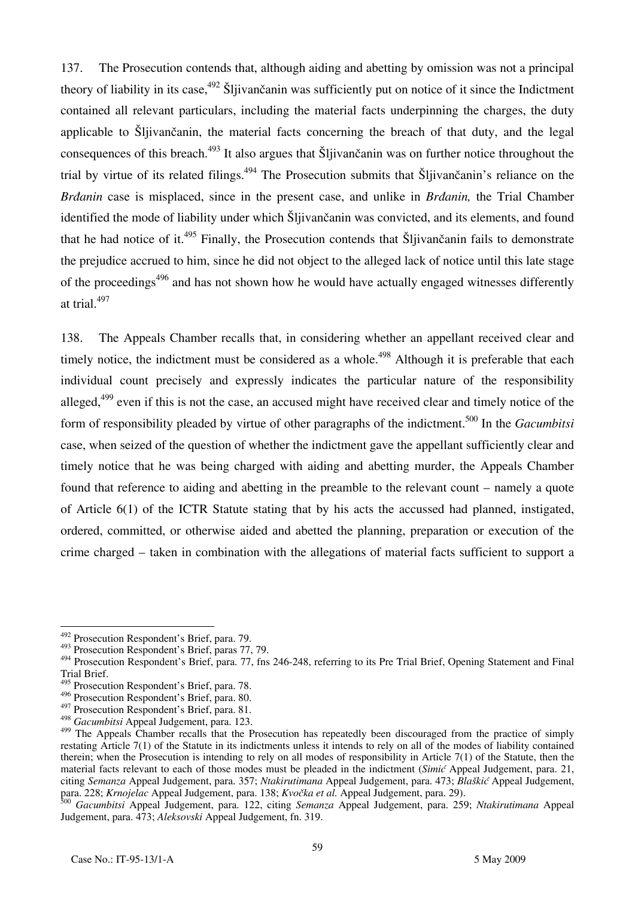137. The Prosecution contends that, although aiding and abetting by omission was not a principal theory of liability in its case,[492] Šljivančanin was sufficiently put on notice of it since the Indictment contained all relevant particulars, including the material facts underpinning the charges, the duty applicable to Šljivančanin, the material facts concerning the breach of that duty, and the legal consequences of this breach.[493] It also argues that Šljivančanin was on further notice throughout the trial by virtue of its related filings.[494] The Prosecution submits that Šljivančanin's reliance on the *Brđanin* case is misplaced, since in the present case, and unlike in *Brđanin,* the Trial Chamber identified the mode of liability under which Šljivančanin was convicted, and its elements, and found that he had notice of it.[495] Finally, the Prosecution contends that Šljivančanin fails to demonstrate the prejudice accrued to him, since he did not object to the alleged lack of notice until this late stage of the proceedings[496] and has not shown how he would have actually engaged witnesses differently at trial.[497]

138. The Appeals Chamber recalls that, in considering whether an appellant received clear and timely notice, the indictment must be considered as a whole.[498] Although it is preferable that each individual count precisely and expressly indicates the particular nature of the responsibility alleged,[499] even if this is not the case, an accused might have received clear and timely notice of the form of responsibility pleaded by virtue of other paragraphs of the indictment.[500] In the *Gacumbitsi* case, when seized of the question of whether the indictment gave the appellant sufficiently clear and timely notice that he was being charged with aiding and abetting murder, the Appeals Chamber found that reference to aiding and abetting in the preamble to the relevant count – namely a quote of Article 6(1) of the ICTR Statute stating that by his acts the accussed had planned, instigated, ordered, committed, or otherwise aided and abetted the planning, preparation or execution of the crime charged – taken in combination with the allegations of material facts sufficient to support a

---

[492] Prosecution Respondent's Brief, para. 79.

[493] Prosecution Respondent's Brief, paras 77, 79.

[494] Prosecution Respondent's Brief, para. 77, fns 246-248, referring to its Pre Trial Brief, Opening Statement and Final Trial Brief.

[495] Prosecution Respondent's Brief, para. 78.

[496] Prosecution Respondent's Brief, para. 80.

[497] Prosecution Respondent's Brief, para. 81.

[498] *Gacumbitsi* Appeal Judgement, para. 123.

[499] The Appeals Chamber recalls that the Prosecution has repeatedly been discouraged from the practice of simply restating Article 7(1) of the Statute in its indictments unless it intends to rely on all of the modes of liability contained therein; when the Prosecution is intending to rely on all modes of responsibility in Article 7(1) of the Statute, then the material facts relevant to each of those modes must be pleaded in the indictment (*Simić* Appeal Judgement, para. 21, citing *Semanza* Appeal Judgement, para. 357; *Ntakirutimana* Appeal Judgement, para. 473; *Blaškić* Appeal Judgement, para. 228; *Krnojelac* Appeal Judgement, para. 138; *Kvočka et al.* Appeal Judgement, para. 29).

[500] *Gacumbitsi* Appeal Judgement, para. 122, citing *Semanza* Appeal Judgement, para. 259; *Ntakirutimana* Appeal Judgement, para. 473; *Aleksovski* Appeal Judgement, fn. 319.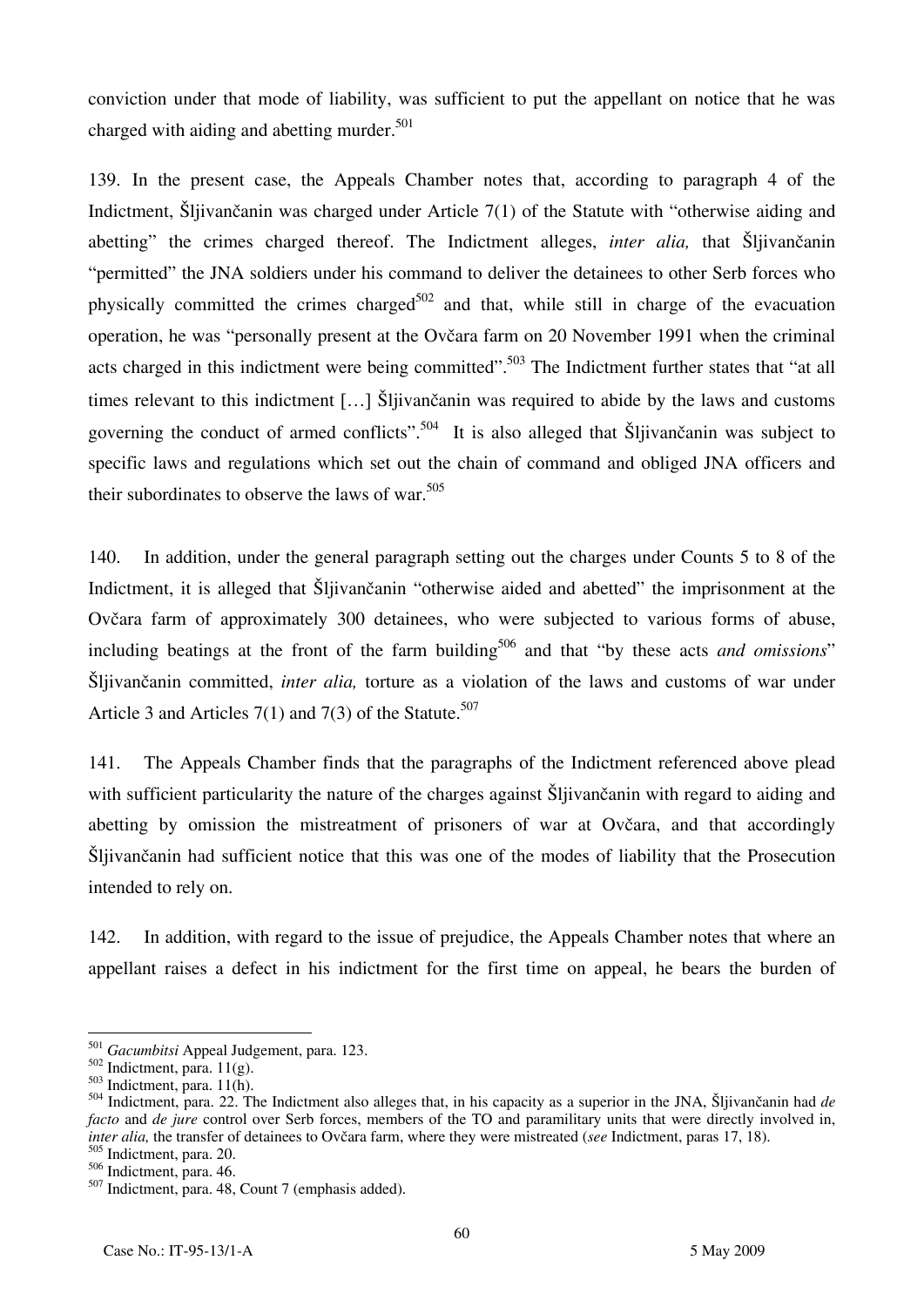conviction under that mode of liability, was sufficient to put the appellant on notice that he was charged with aiding and abetting murder.[501]

139. In the present case, the Appeals Chamber notes that, according to paragraph 4 of the Indictment, Šljivančanin was charged under Article 7(1) of the Statute with "otherwise aiding and abetting" the crimes charged thereof. The Indictment alleges, *inter alia,* that Šljivančanin "permitted" the JNA soldiers under his command to deliver the detainees to other Serb forces who physically committed the crimes charged[502] and that, while still in charge of the evacuation operation, he was "personally present at the Ovčara farm on 20 November 1991 when the criminal acts charged in this indictment were being committed".[503] The Indictment further states that "at all times relevant to this indictment […] Šljivančanin was required to abide by the laws and customs governing the conduct of armed conflicts".[504] It is also alleged that Šljivančanin was subject to specific laws and regulations which set out the chain of command and obliged JNA officers and their subordinates to observe the laws of war.[505]

140. In addition, under the general paragraph setting out the charges under Counts 5 to 8 of the Indictment, it is alleged that Šljivančanin "otherwise aided and abetted" the imprisonment at the Ovčara farm of approximately 300 detainees, who were subjected to various forms of abuse, including beatings at the front of the farm building[506] and that "by these acts *and omissions*" Šljivančanin committed, *inter alia,* torture as a violation of the laws and customs of war under Article 3 and Articles 7(1) and 7(3) of the Statute.[507]

141. The Appeals Chamber finds that the paragraphs of the Indictment referenced above plead with sufficient particularity the nature of the charges against Šljivančanin with regard to aiding and abetting by omission the mistreatment of prisoners of war at Ovčara, and that accordingly Šljivančanin had sufficient notice that this was one of the modes of liability that the Prosecution intended to rely on.

142. In addition, with regard to the issue of prejudice, the Appeals Chamber notes that where an appellant raises a defect in his indictment for the first time on appeal, he bears the burden of

---

[501] *Gacumbitsi* Appeal Judgement, para. 123.
[502] Indictment, para. 11(g).
[503] Indictment, para. 11(h).
[504] Indictment, para. 22. The Indictment also alleges that, in his capacity as a superior in the JNA, Šljivančanin had *de facto* and *de jure* control over Serb forces, members of the TO and paramilitary units that were directly involved in, *inter alia,* the transfer of detainees to Ovčara farm, where they were mistreated (*see* Indictment, paras 17, 18).
[505] Indictment, para. 20.
[506] Indictment, para. 46.
[507] Indictment, para. 48, Count 7 (emphasis added).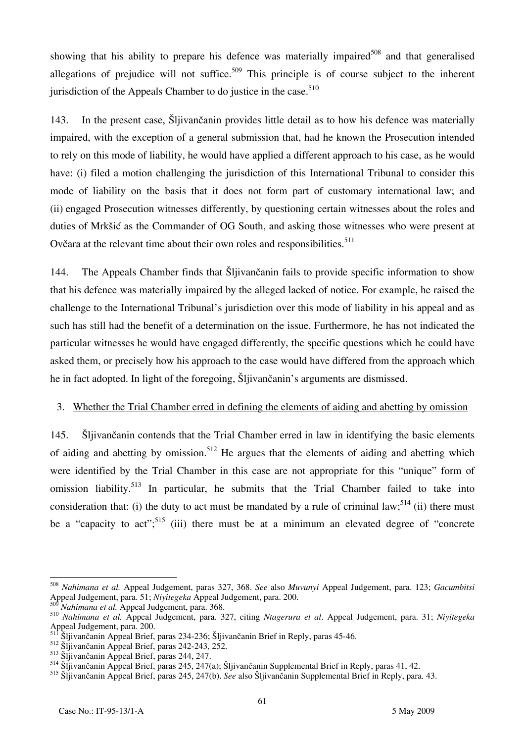showing that his ability to prepare his defence was materially impaired[508] and that generalised allegations of prejudice will not suffice.[509] This principle is of course subject to the inherent jurisdiction of the Appeals Chamber to do justice in the case.[510]

143. In the present case, Šljivančanin provides little detail as to how his defence was materially impaired, with the exception of a general submission that, had he known the Prosecution intended to rely on this mode of liability, he would have applied a different approach to his case, as he would have: (i) filed a motion challenging the jurisdiction of this International Tribunal to consider this mode of liability on the basis that it does not form part of customary international law; and (ii) engaged Prosecution witnesses differently, by questioning certain witnesses about the roles and duties of Mrkšić as the Commander of OG South, and asking those witnesses who were present at Ovčara at the relevant time about their own roles and responsibilities.[511]

144. The Appeals Chamber finds that Šljivančanin fails to provide specific information to show that his defence was materially impaired by the alleged lacked of notice. For example, he raised the challenge to the International Tribunal's jurisdiction over this mode of liability in his appeal and as such has still had the benefit of a determination on the issue. Furthermore, he has not indicated the particular witnesses he would have engaged differently, the specific questions which he could have asked them, or precisely how his approach to the case would have differed from the approach which he in fact adopted. In light of the foregoing, Šljivančanin's arguments are dismissed.

### 3. Whether the Trial Chamber erred in defining the elements of aiding and abetting by omission

145. Šljivančanin contends that the Trial Chamber erred in law in identifying the basic elements of aiding and abetting by omission.[512] He argues that the elements of aiding and abetting which were identified by the Trial Chamber in this case are not appropriate for this "unique" form of omission liability.[513] In particular, he submits that the Trial Chamber failed to take into consideration that: (i) the duty to act must be mandated by a rule of criminal law;[514] (ii) there must be a "capacity to act";[515] (iii) there must be at a minimum an elevated degree of "concrete

---

[508] *Nahimana et al.* Appeal Judgement, paras 327, 368. *See* also *Muvunyi* Appeal Judgement, para. 123; *Gacumbitsi* Appeal Judgement, para. 51; *Niyitegeka* Appeal Judgement, para. 200.

[509] *Nahimana et al.* Appeal Judgement, para. 368.

[510] *Nahimana et al.* Appeal Judgement, para. 327, citing *Ntagerura et al*. Appeal Judgement, para. 31; *Niyitegeka* Appeal Judgement, para. 200.

[511] Šljivančanin Appeal Brief, paras 234-236; Šljivančanin Brief in Reply, paras 45-46.

[512] Šljivančanin Appeal Brief, paras 242-243, 252.

[513] Šljivančanin Appeal Brief, paras 244, 247.

[514] Šljivančanin Appeal Brief, paras 245, 247(a); Šljivančanin Supplemental Brief in Reply, paras 41, 42.

[515] Šljivančanin Appeal Brief, paras 245, 247(b). *See* also Šljivančanin Supplemental Brief in Reply, para. 43.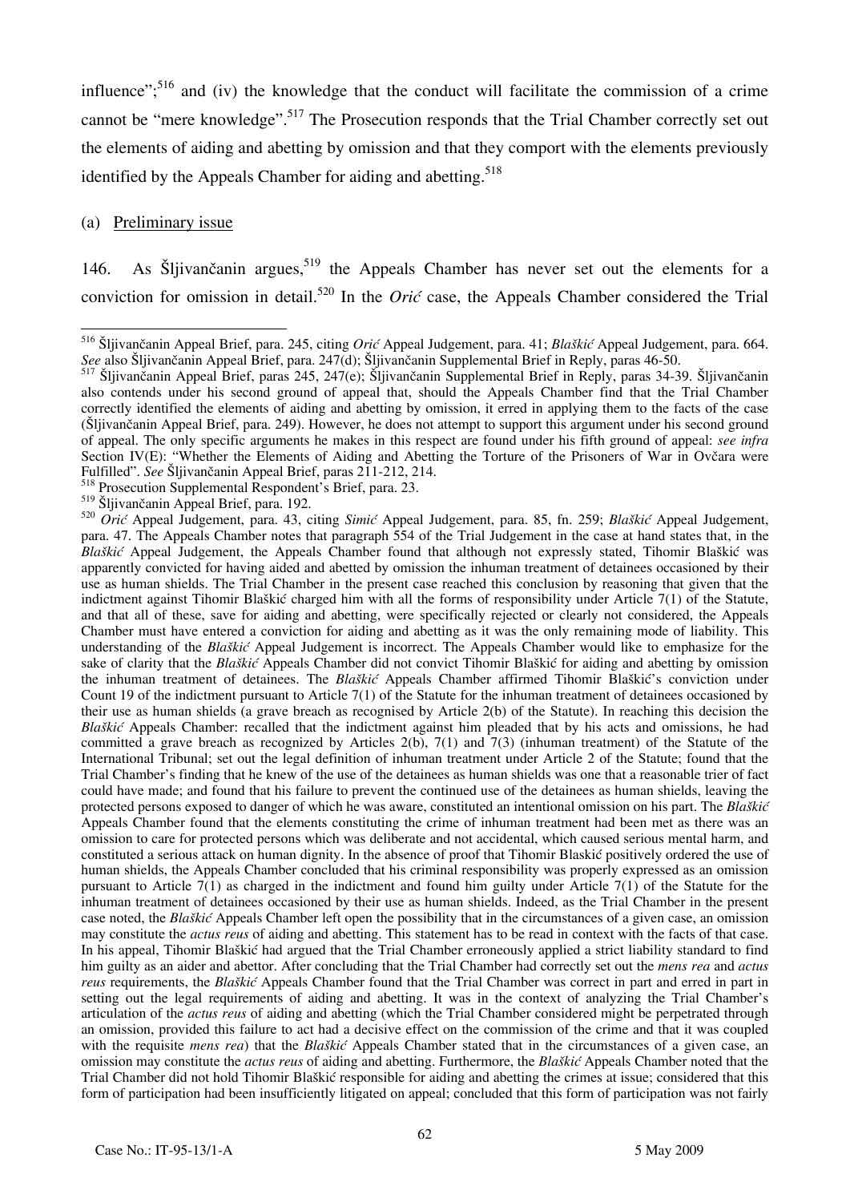influence";[516] and (iv) the knowledge that the conduct will facilitate the commission of a crime cannot be "mere knowledge".[517] The Prosecution responds that the Trial Chamber correctly set out the elements of aiding and abetting by omission and that they comport with the elements previously identified by the Appeals Chamber for aiding and abetting.[518]

(a) Preliminary issue

146. As Šljivančanin argues,[519] the Appeals Chamber has never set out the elements for a conviction for omission in detail.[520] In the *Orić* case, the Appeals Chamber considered the Trial

---

[516] Šljivančanin Appeal Brief, para. 245, citing *Orić* Appeal Judgement, para. 41; *Blaškić* Appeal Judgement, para. 664. *See* also Šljivančanin Appeal Brief, para. 247(d); Šljivančanin Supplemental Brief in Reply, paras 46-50.

[517] Šljivančanin Appeal Brief, paras 245, 247(e); Šljivančanin Supplemental Brief in Reply, paras 34-39. Šljivančanin also contends under his second ground of appeal that, should the Appeals Chamber find that the Trial Chamber correctly identified the elements of aiding and abetting by omission, it erred in applying them to the facts of the case (Šljivančanin Appeal Brief, para. 249). However, he does not attempt to support this argument under his second ground of appeal. The only specific arguments he makes in this respect are found under his fifth ground of appeal: *see infra* Section IV(E): "Whether the Elements of Aiding and Abetting the Torture of the Prisoners of War in Ovčara were Fulfilled". *See* Šljivančanin Appeal Brief, paras 211-212, 214.

[518] Prosecution Supplemental Respondent's Brief, para. 23.

[519] Šljivančanin Appeal Brief, para. 192.

[520] *Orić* Appeal Judgement, para. 43, citing *Simić* Appeal Judgement, para. 85, fn. 259; *Blaškić* Appeal Judgement, para. 47. The Appeals Chamber notes that paragraph 554 of the Trial Judgement in the case at hand states that, in the *Blaškić* Appeal Judgement, the Appeals Chamber found that although not expressly stated, Tihomir Blaškić was apparently convicted for having aided and abetted by omission the inhuman treatment of detainees occasioned by their use as human shields. The Trial Chamber in the present case reached this conclusion by reasoning that given that the indictment against Tihomir Blaškić charged him with all the forms of responsibility under Article 7(1) of the Statute, and that all of these, save for aiding and abetting, were specifically rejected or clearly not considered, the Appeals Chamber must have entered a conviction for aiding and abetting as it was the only remaining mode of liability. This understanding of the *Blaškić* Appeal Judgement is incorrect. The Appeals Chamber would like to emphasize for the sake of clarity that the *Blaškić* Appeals Chamber did not convict Tihomir Blaškić for aiding and abetting by omission the inhuman treatment of detainees. The *Blaškić* Appeals Chamber affirmed Tihomir Blaškić's conviction under Count 19 of the indictment pursuant to Article 7(1) of the Statute for the inhuman treatment of detainees occasioned by their use as human shields (a grave breach as recognised by Article 2(b) of the Statute). In reaching this decision the *Blaškić* Appeals Chamber: recalled that the indictment against him pleaded that by his acts and omissions, he had committed a grave breach as recognized by Articles 2(b), 7(1) and 7(3) (inhuman treatment) of the Statute of the International Tribunal; set out the legal definition of inhuman treatment under Article 2 of the Statute; found that the Trial Chamber's finding that he knew of the use of the detainees as human shields was one that a reasonable trier of fact could have made; and found that his failure to prevent the continued use of the detainees as human shields, leaving the protected persons exposed to danger of which he was aware, constituted an intentional omission on his part. The *Blaškić* Appeals Chamber found that the elements constituting the crime of inhuman treatment had been met as there was an omission to care for protected persons which was deliberate and not accidental, which caused serious mental harm, and constituted a serious attack on human dignity. In the absence of proof that Tihomir Blaskić positively ordered the use of human shields, the Appeals Chamber concluded that his criminal responsibility was properly expressed as an omission pursuant to Article 7(1) as charged in the indictment and found him guilty under Article 7(1) of the Statute for the inhuman treatment of detainees occasioned by their use as human shields. Indeed, as the Trial Chamber in the present case noted, the *Blaškić* Appeals Chamber left open the possibility that in the circumstances of a given case, an omission may constitute the *actus reus* of aiding and abetting. This statement has to be read in context with the facts of that case. In his appeal, Tihomir Blaškić had argued that the Trial Chamber erroneously applied a strict liability standard to find him guilty as an aider and abettor. After concluding that the Trial Chamber had correctly set out the *mens rea* and *actus reus* requirements, the *Blaškić* Appeals Chamber found that the Trial Chamber was correct in part and erred in part in setting out the legal requirements of aiding and abetting. It was in the context of analyzing the Trial Chamber's articulation of the *actus reus* of aiding and abetting (which the Trial Chamber considered might be perpetrated through an omission, provided this failure to act had a decisive effect on the commission of the crime and that it was coupled with the requisite *mens rea*) that the *Blaškić* Appeals Chamber stated that in the circumstances of a given case, an omission may constitute the *actus reus* of aiding and abetting. Furthermore, the *Blaškić* Appeals Chamber noted that the Trial Chamber did not hold Tihomir Blaškić responsible for aiding and abetting the crimes at issue; considered that this form of participation had been insufficiently litigated on appeal; concluded that this form of participation was not fairly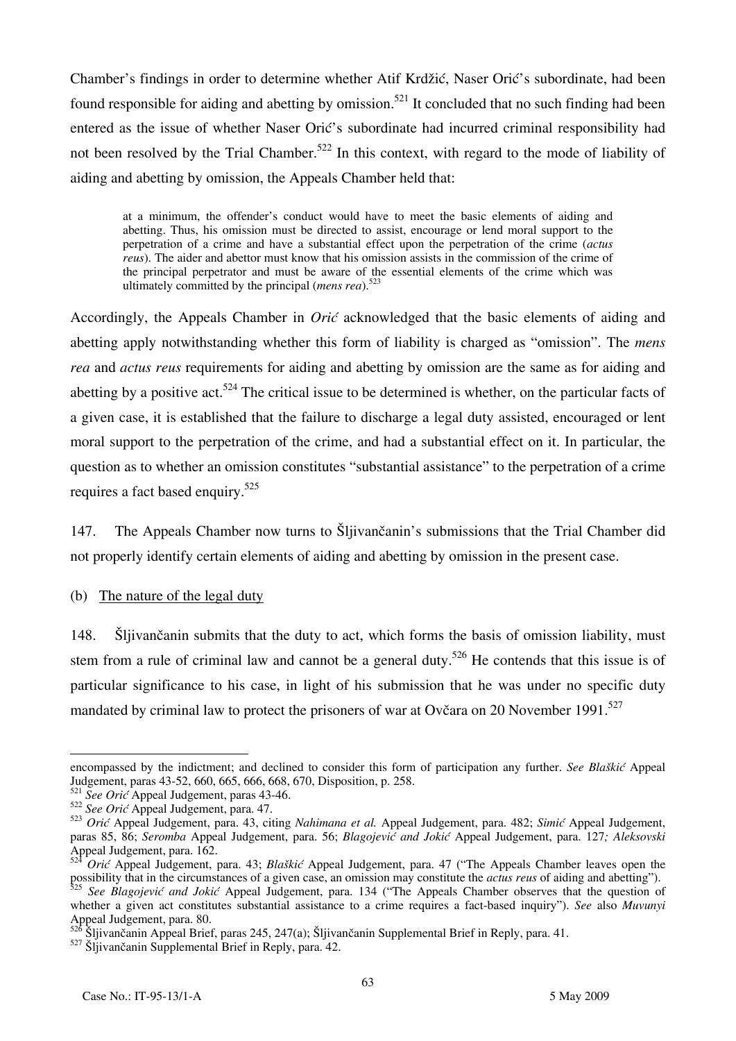Chamber's findings in order to determine whether Atif Krdžić, Naser Orić's subordinate, had been found responsible for aiding and abetting by omission.[521] It concluded that no such finding had been entered as the issue of whether Naser Orić's subordinate had incurred criminal responsibility had not been resolved by the Trial Chamber.[522] In this context, with regard to the mode of liability of aiding and abetting by omission, the Appeals Chamber held that:

> at a minimum, the offender's conduct would have to meet the basic elements of aiding and abetting. Thus, his omission must be directed to assist, encourage or lend moral support to the perpetration of a crime and have a substantial effect upon the perpetration of the crime (*actus reus*). The aider and abettor must know that his omission assists in the commission of the crime of the principal perpetrator and must be aware of the essential elements of the crime which was ultimately committed by the principal (*mens rea*).[523]

Accordingly, the Appeals Chamber in *Orić* acknowledged that the basic elements of aiding and abetting apply notwithstanding whether this form of liability is charged as "omission". The *mens rea* and *actus reus* requirements for aiding and abetting by omission are the same as for aiding and abetting by a positive act.[524] The critical issue to be determined is whether, on the particular facts of a given case, it is established that the failure to discharge a legal duty assisted, encouraged or lent moral support to the perpetration of the crime, and had a substantial effect on it. In particular, the question as to whether an omission constitutes "substantial assistance" to the perpetration of a crime requires a fact based enquiry.[525]

147. The Appeals Chamber now turns to Šljivančanin's submissions that the Trial Chamber did not properly identify certain elements of aiding and abetting by omission in the present case.

(b) The nature of the legal duty

148. Šljivančanin submits that the duty to act, which forms the basis of omission liability, must stem from a rule of criminal law and cannot be a general duty.[526] He contends that this issue is of particular significance to his case, in light of his submission that he was under no specific duty mandated by criminal law to protect the prisoners of war at Ovčara on 20 November 1991.[527]

---

encompassed by the indictment; and declined to consider this form of participation any further. *See Blaškić* Appeal Judgement, paras 43-52, 660, 665, 666, 668, 670, Disposition, p. 258.

[521] *See Orić* Appeal Judgement, paras 43-46.

[522] *See Orić* Appeal Judgement, para. 47.

[523] *Orić* Appeal Judgement, para. 43, citing *Nahimana et al.* Appeal Judgement, para. 482; *Simić* Appeal Judgement, paras 85, 86; *Seromba* Appeal Judgement, para. 56; *Blagojević and Jokić* Appeal Judgement, para. 127*; Aleksovski* Appeal Judgement, para. 162.

[524] *Orić* Appeal Judgement, para. 43; *Blaškić* Appeal Judgement, para. 47 ("The Appeals Chamber leaves open the possibility that in the circumstances of a given case, an omission may constitute the *actus reus* of aiding and abetting").

[525] *See Blagojević and Jokić* Appeal Judgement, para. 134 ("The Appeals Chamber observes that the question of whether a given act constitutes substantial assistance to a crime requires a fact-based inquiry"). *See* also *Muvunyi* Appeal Judgement, para. 80.

[526] Šljivančanin Appeal Brief, paras 245, 247(a); Šljivančanin Supplemental Brief in Reply, para. 41.

[527] Šljivančanin Supplemental Brief in Reply, para. 42.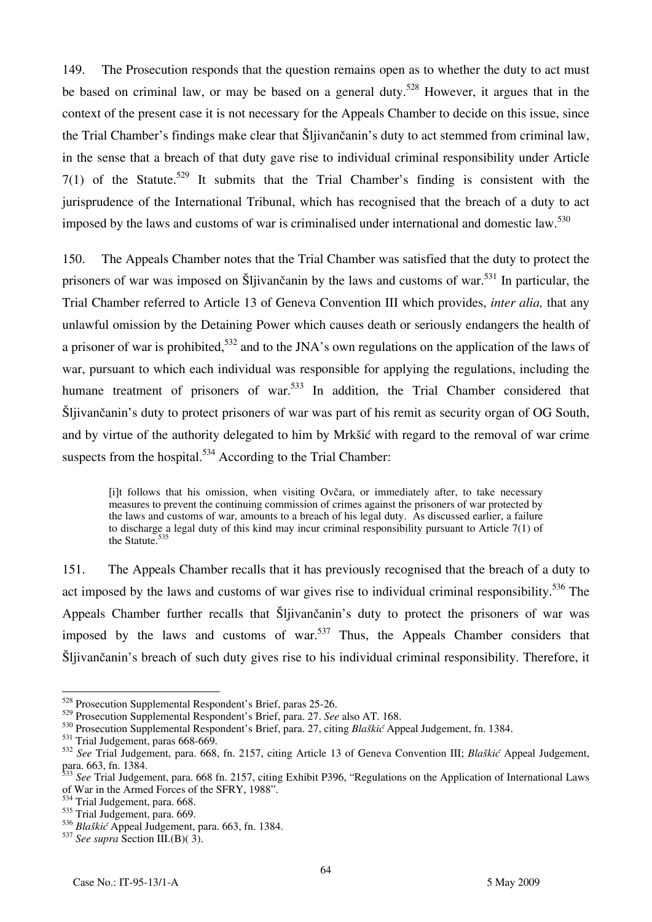149. The Prosecution responds that the question remains open as to whether the duty to act must be based on criminal law, or may be based on a general duty.[528] However, it argues that in the context of the present case it is not necessary for the Appeals Chamber to decide on this issue, since the Trial Chamber's findings make clear that Šljivančanin's duty to act stemmed from criminal law, in the sense that a breach of that duty gave rise to individual criminal responsibility under Article 7(1) of the Statute.[529] It submits that the Trial Chamber's finding is consistent with the jurisprudence of the International Tribunal, which has recognised that the breach of a duty to act imposed by the laws and customs of war is criminalised under international and domestic law.[530]

150. The Appeals Chamber notes that the Trial Chamber was satisfied that the duty to protect the prisoners of war was imposed on Šljivančanin by the laws and customs of war.[531] In particular, the Trial Chamber referred to Article 13 of Geneva Convention III which provides, *inter alia,* that any unlawful omission by the Detaining Power which causes death or seriously endangers the health of a prisoner of war is prohibited,[532] and to the JNA's own regulations on the application of the laws of war, pursuant to which each individual was responsible for applying the regulations, including the humane treatment of prisoners of war.[533] In addition, the Trial Chamber considered that Šljivančanin's duty to protect prisoners of war was part of his remit as security organ of OG South, and by virtue of the authority delegated to him by Mrkšić with regard to the removal of war crime suspects from the hospital.[534] According to the Trial Chamber:

> [i]t follows that his omission, when visiting Ovčara, or immediately after, to take necessary measures to prevent the continuing commission of crimes against the prisoners of war protected by the laws and customs of war, amounts to a breach of his legal duty. As discussed earlier, a failure to discharge a legal duty of this kind may incur criminal responsibility pursuant to Article 7(1) of the Statute.[535]

151. The Appeals Chamber recalls that it has previously recognised that the breach of a duty to act imposed by the laws and customs of war gives rise to individual criminal responsibility.[536] The Appeals Chamber further recalls that Šljivančanin's duty to protect the prisoners of war was imposed by the laws and customs of war.[537] Thus, the Appeals Chamber considers that Šljivančanin's breach of such duty gives rise to his individual criminal responsibility. Therefore, it

---

[528] Prosecution Supplemental Respondent's Brief, paras 25-26.

[529] Prosecution Supplemental Respondent's Brief, para. 27. *See* also AT. 168.

[530] Prosecution Supplemental Respondent's Brief, para. 27, citing *Blaškić* Appeal Judgement, fn. 1384.

[531] Trial Judgement, paras 668-669.

[532] *See* Trial Judgement, para. 668, fn. 2157, citing Article 13 of Geneva Convention III; *Blaškić* Appeal Judgement, para. 663, fn. 1384.

[533] *See* Trial Judgement, para. 668 fn. 2157, citing Exhibit P396, "Regulations on the Application of International Laws of War in the Armed Forces of the SFRY, 1988".

[534] Trial Judgement, para. 668.

[535] Trial Judgement, para. 669.

[536] *Blaškić* Appeal Judgement, para. 663, fn. 1384.

[537] *See supra* Section III.(B)( 3).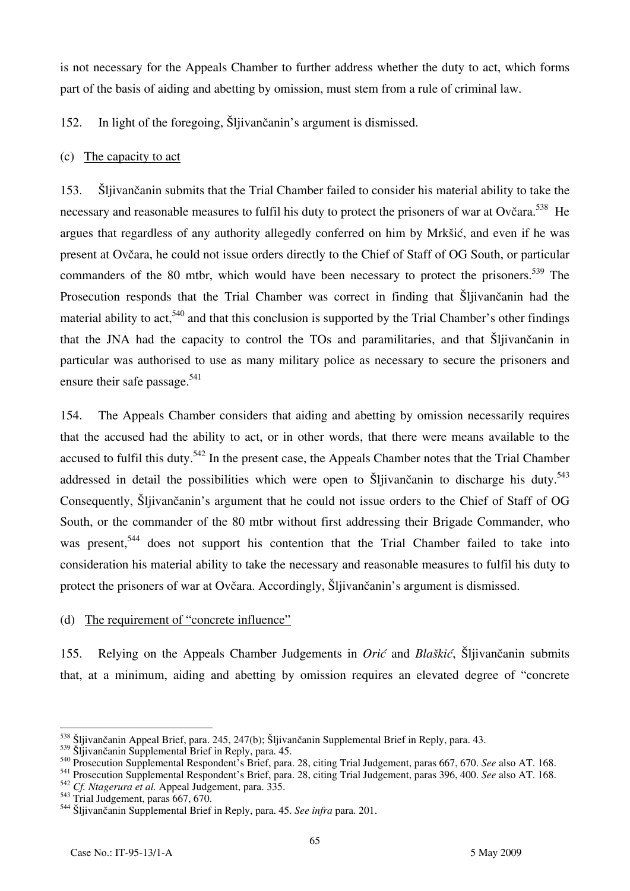is not necessary for the Appeals Chamber to further address whether the duty to act, which forms part of the basis of aiding and abetting by omission, must stem from a rule of criminal law.

152. In light of the foregoing, Šljivančanin's argument is dismissed.

(c) The capacity to act

153. Šljivančanin submits that the Trial Chamber failed to consider his material ability to take the necessary and reasonable measures to fulfil his duty to protect the prisoners of war at Ovčara.[538] He argues that regardless of any authority allegedly conferred on him by Mrkšić, and even if he was present at Ovčara, he could not issue orders directly to the Chief of Staff of OG South, or particular commanders of the 80 mtbr, which would have been necessary to protect the prisoners.[539] The Prosecution responds that the Trial Chamber was correct in finding that Šljivančanin had the material ability to act,[540] and that this conclusion is supported by the Trial Chamber's other findings that the JNA had the capacity to control the TOs and paramilitaries, and that Šljivančanin in particular was authorised to use as many military police as necessary to secure the prisoners and ensure their safe passage.[541]

154. The Appeals Chamber considers that aiding and abetting by omission necessarily requires that the accused had the ability to act, or in other words, that there were means available to the accused to fulfil this duty.[542] In the present case, the Appeals Chamber notes that the Trial Chamber addressed in detail the possibilities which were open to Šljivančanin to discharge his duty.[543] Consequently, Šljivančanin's argument that he could not issue orders to the Chief of Staff of OG South, or the commander of the 80 mtbr without first addressing their Brigade Commander, who was present,[544] does not support his contention that the Trial Chamber failed to take into consideration his material ability to take the necessary and reasonable measures to fulfil his duty to protect the prisoners of war at Ovčara. Accordingly, Šljivančanin's argument is dismissed.

(d) The requirement of "concrete influence"

155. Relying on the Appeals Chamber Judgements in *Orić* and *Blaškić*, Šljivančanin submits that, at a minimum, aiding and abetting by omission requires an elevated degree of "concrete

---

[538] Šljivančanin Appeal Brief, para. 245, 247(b); Šljivančanin Supplemental Brief in Reply, para. 43.

[539] Šljivančanin Supplemental Brief in Reply, para. 45.

[540] Prosecution Supplemental Respondent's Brief, para. 28, citing Trial Judgement, paras 667, 670. *See* also AT. 168.

[541] Prosecution Supplemental Respondent's Brief, para. 28, citing Trial Judgement, paras 396, 400. *See* also AT. 168.

[542] *Cf. Ntagerura et al.* Appeal Judgement, para. 335.

[543] Trial Judgement, paras 667, 670.

[544] Šljivančanin Supplemental Brief in Reply, para. 45. *See infra* para. 201.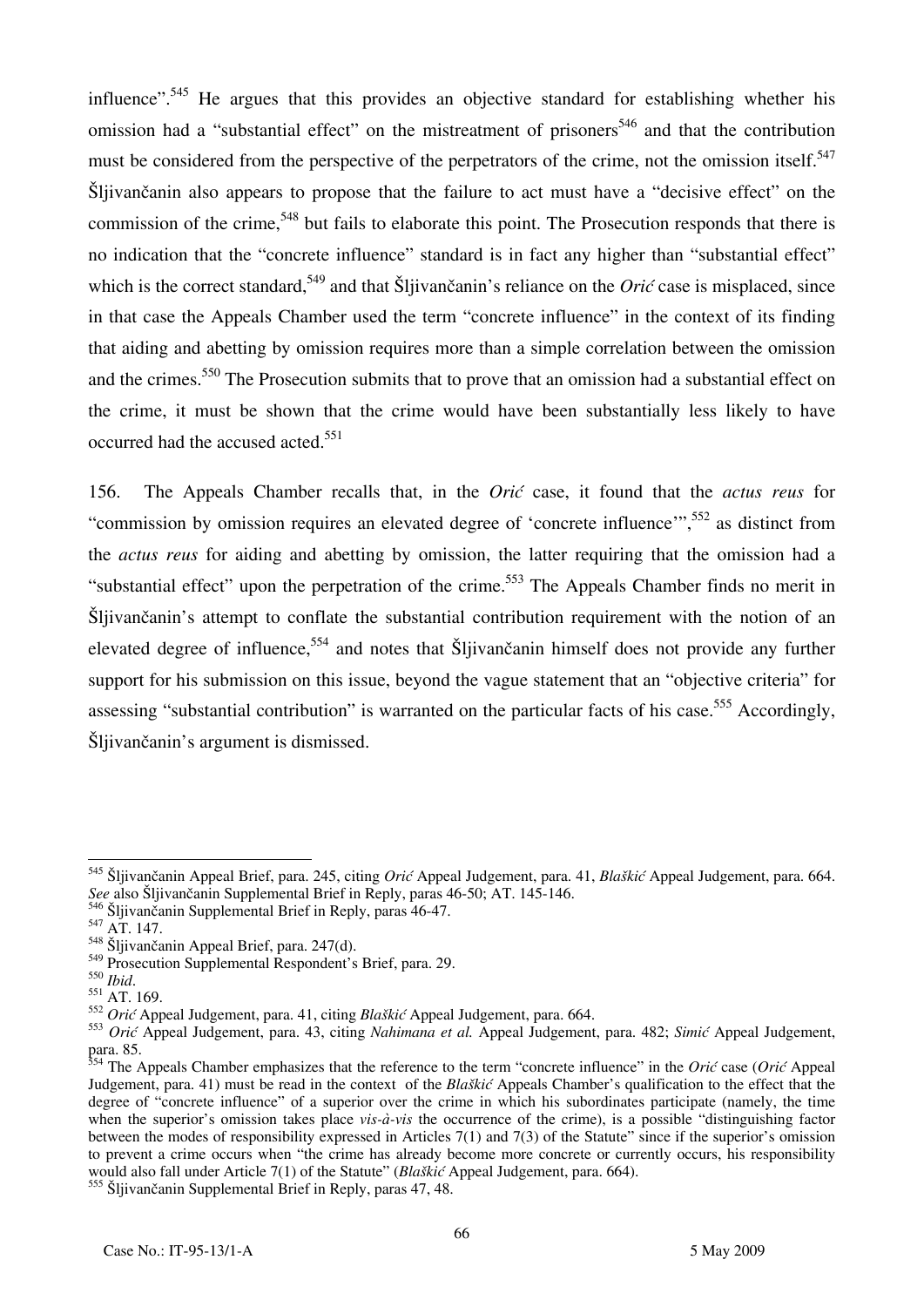influence".[545] He argues that this provides an objective standard for establishing whether his omission had a "substantial effect" on the mistreatment of prisoners[546] and that the contribution must be considered from the perspective of the perpetrators of the crime, not the omission itself.[547] Šljivančanin also appears to propose that the failure to act must have a "decisive effect" on the commission of the crime,[548] but fails to elaborate this point. The Prosecution responds that there is no indication that the "concrete influence" standard is in fact any higher than "substantial effect" which is the correct standard,[549] and that Šljivančanin's reliance on the *Orić* case is misplaced, since in that case the Appeals Chamber used the term "concrete influence" in the context of its finding that aiding and abetting by omission requires more than a simple correlation between the omission and the crimes.[550] The Prosecution submits that to prove that an omission had a substantial effect on the crime, it must be shown that the crime would have been substantially less likely to have occurred had the accused acted.[551]

156. The Appeals Chamber recalls that, in the *Orić* case, it found that the *actus reus* for "commission by omission requires an elevated degree of 'concrete influence'",[552] as distinct from the *actus reus* for aiding and abetting by omission, the latter requiring that the omission had a "substantial effect" upon the perpetration of the crime.[553] The Appeals Chamber finds no merit in Šljivančanin's attempt to conflate the substantial contribution requirement with the notion of an elevated degree of influence,[554] and notes that Šljivančanin himself does not provide any further support for his submission on this issue, beyond the vague statement that an "objective criteria" for assessing "substantial contribution" is warranted on the particular facts of his case.[555] Accordingly, Šljivančanin's argument is dismissed.

---

[545] Šljivančanin Appeal Brief, para. 245, citing *Orić* Appeal Judgement, para. 41, *Blaškić* Appeal Judgement, para. 664. *See* also Šljivančanin Supplemental Brief in Reply, paras 46-50; AT. 145-146.

[546] Šljivančanin Supplemental Brief in Reply, paras 46-47.

[547] AT. 147.

[548] Šljivančanin Appeal Brief, para. 247(d).

[549] Prosecution Supplemental Respondent's Brief, para. 29.

[550] *Ibid*.

[551] AT. 169.

[552] *Orić* Appeal Judgement, para. 41, citing *Blaškić* Appeal Judgement, para. 664.

[553] *Orić* Appeal Judgement, para. 43, citing *Nahimana et al.* Appeal Judgement, para. 482; *Simić* Appeal Judgement, para. 85.

[554] The Appeals Chamber emphasizes that the reference to the term "concrete influence" in the *Orić* case (*Orić* Appeal Judgement, para. 41) must be read in the context of the *Blaškić* Appeals Chamber's qualification to the effect that the degree of "concrete influence" of a superior over the crime in which his subordinates participate (namely, the time when the superior's omission takes place *vis-à-vis* the occurrence of the crime), is a possible "distinguishing factor between the modes of responsibility expressed in Articles 7(1) and 7(3) of the Statute" since if the superior's omission to prevent a crime occurs when "the crime has already become more concrete or currently occurs, his responsibility would also fall under Article 7(1) of the Statute" (*Blaškić* Appeal Judgement, para. 664).

[555] Šljivančanin Supplemental Brief in Reply, paras 47, 48.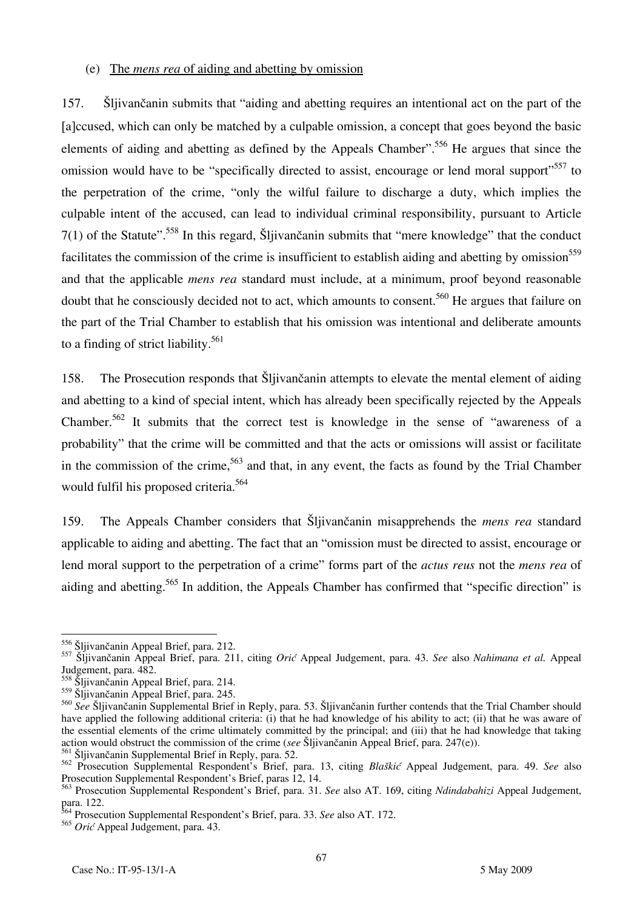(e) The *mens rea* of aiding and abetting by omission

157. Šljivančanin submits that "aiding and abetting requires an intentional act on the part of the [a]ccused, which can only be matched by a culpable omission, a concept that goes beyond the basic elements of aiding and abetting as defined by the Appeals Chamber".[556] He argues that since the omission would have to be "specifically directed to assist, encourage or lend moral support"[557] to the perpetration of the crime, "only the wilful failure to discharge a duty, which implies the culpable intent of the accused, can lead to individual criminal responsibility, pursuant to Article 7(1) of the Statute".[558] In this regard, Šljivančanin submits that "mere knowledge" that the conduct facilitates the commission of the crime is insufficient to establish aiding and abetting by omission[559] and that the applicable *mens rea* standard must include, at a minimum, proof beyond reasonable doubt that he consciously decided not to act, which amounts to consent.[560] He argues that failure on the part of the Trial Chamber to establish that his omission was intentional and deliberate amounts to a finding of strict liability.[561]

158. The Prosecution responds that Šljivančanin attempts to elevate the mental element of aiding and abetting to a kind of special intent, which has already been specifically rejected by the Appeals Chamber.[562] It submits that the correct test is knowledge in the sense of "awareness of a probability" that the crime will be committed and that the acts or omissions will assist or facilitate in the commission of the crime,[563] and that, in any event, the facts as found by the Trial Chamber would fulfil his proposed criteria.[564]

159. The Appeals Chamber considers that Šljivančanin misapprehends the *mens rea* standard applicable to aiding and abetting. The fact that an "omission must be directed to assist, encourage or lend moral support to the perpetration of a crime" forms part of the *actus reus* not the *mens rea* of aiding and abetting.[565] In addition, the Appeals Chamber has confirmed that "specific direction" is

---

[556] Šljivančanin Appeal Brief, para. 212.

[557] Šljivančanin Appeal Brief, para. 211, citing *Orić* Appeal Judgement, para. 43. *See* also *Nahimana et al.* Appeal Judgement, para. 482.

[558] Šljivančanin Appeal Brief, para. 214.

[559] Šljivančanin Appeal Brief, para. 245.

[560] *See* Šljivančanin Supplemental Brief in Reply, para. 53. Šljivančanin further contends that the Trial Chamber should have applied the following additional criteria: (i) that he had knowledge of his ability to act; (ii) that he was aware of the essential elements of the crime ultimately committed by the principal; and (iii) that he had knowledge that taking action would obstruct the commission of the crime (*see* Šljivančanin Appeal Brief, para. 247(e)).

[561] Šljivančanin Supplemental Brief in Reply, para. 52.

[562] Prosecution Supplemental Respondent's Brief, para. 13, citing *Blaškić* Appeal Judgement, para. 49. *See* also Prosecution Supplemental Respondent's Brief, paras 12, 14.

[563] Prosecution Supplemental Respondent's Brief, para. 31. *See* also AT. 169, citing *Ndindabahizi* Appeal Judgement, para. 122.

[564] Prosecution Supplemental Respondent's Brief, para. 33. *See* also AT. 172.

[565] *Orić* Appeal Judgement, para. 43.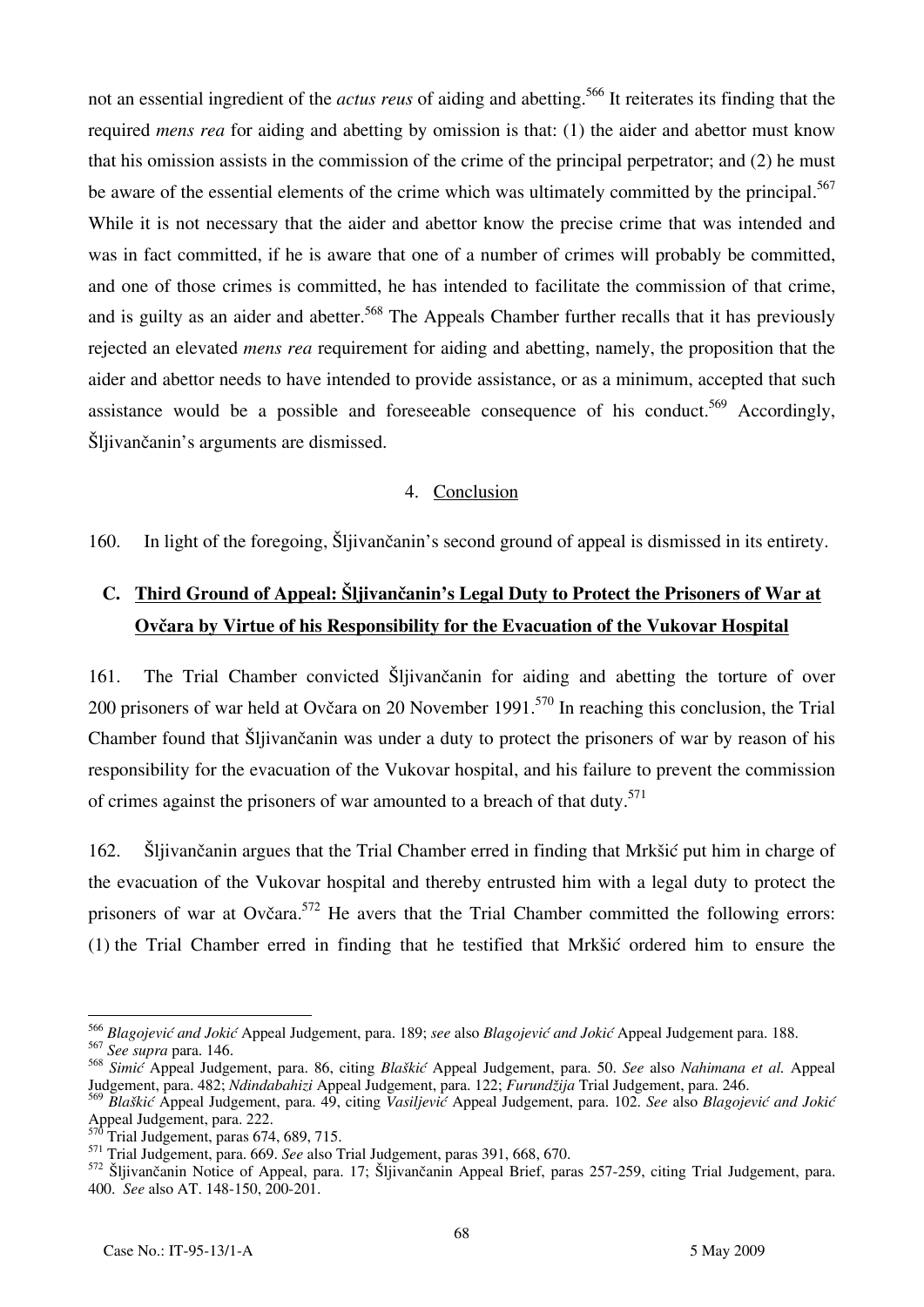not an essential ingredient of the *actus reus* of aiding and abetting.[566] It reiterates its finding that the required *mens rea* for aiding and abetting by omission is that: (1) the aider and abettor must know that his omission assists in the commission of the crime of the principal perpetrator; and (2) he must be aware of the essential elements of the crime which was ultimately committed by the principal.[567] While it is not necessary that the aider and abettor know the precise crime that was intended and was in fact committed, if he is aware that one of a number of crimes will probably be committed, and one of those crimes is committed, he has intended to facilitate the commission of that crime, and is guilty as an aider and abetter.[568] The Appeals Chamber further recalls that it has previously rejected an elevated *mens rea* requirement for aiding and abetting, namely, the proposition that the aider and abettor needs to have intended to provide assistance, or as a minimum, accepted that such assistance would be a possible and foreseeable consequence of his conduct.[569] Accordingly, Šljivančanin's arguments are dismissed.

4. Conclusion

160. In light of the foregoing, Šljivančanin's second ground of appeal is dismissed in its entirety.

## C. Third Ground of Appeal: Šljivančanin's Legal Duty to Protect the Prisoners of War at Ovčara by Virtue of his Responsibility for the Evacuation of the Vukovar Hospital

161. The Trial Chamber convicted Šljivančanin for aiding and abetting the torture of over 200 prisoners of war held at Ovčara on 20 November 1991.[570] In reaching this conclusion, the Trial Chamber found that Šljivančanin was under a duty to protect the prisoners of war by reason of his responsibility for the evacuation of the Vukovar hospital, and his failure to prevent the commission of crimes against the prisoners of war amounted to a breach of that duty.[571]

162. Šljivančanin argues that the Trial Chamber erred in finding that Mrkšić put him in charge of the evacuation of the Vukovar hospital and thereby entrusted him with a legal duty to protect the prisoners of war at Ovčara.[572] He avers that the Trial Chamber committed the following errors: (1) the Trial Chamber erred in finding that he testified that Mrkšić ordered him to ensure the

---

[566] *Blagojević and Jokić* Appeal Judgement, para. 189; *see* also *Blagojević and Jokić* Appeal Judgement para. 188.

[567] *See supra* para. 146.

[568] *Simić* Appeal Judgement, para. 86, citing *Blaškić* Appeal Judgement, para. 50. *See* also *Nahimana et al.* Appeal Judgement, para. 482; *Ndindabahizi* Appeal Judgement, para. 122; *Furundžija* Trial Judgement, para. 246.

[569] *Blaškić* Appeal Judgement, para. 49, citing *Vasiljević* Appeal Judgement, para. 102. *See* also *Blagojević and Jokić* Appeal Judgement, para. 222.

[570] Trial Judgement, paras 674, 689, 715.

[571] Trial Judgement, para. 669. *See* also Trial Judgement, paras 391, 668, 670.

[572] Šljivančanin Notice of Appeal, para. 17; Šljivančanin Appeal Brief, paras 257-259, citing Trial Judgement, para. 400. *See* also AT. 148-150, 200-201.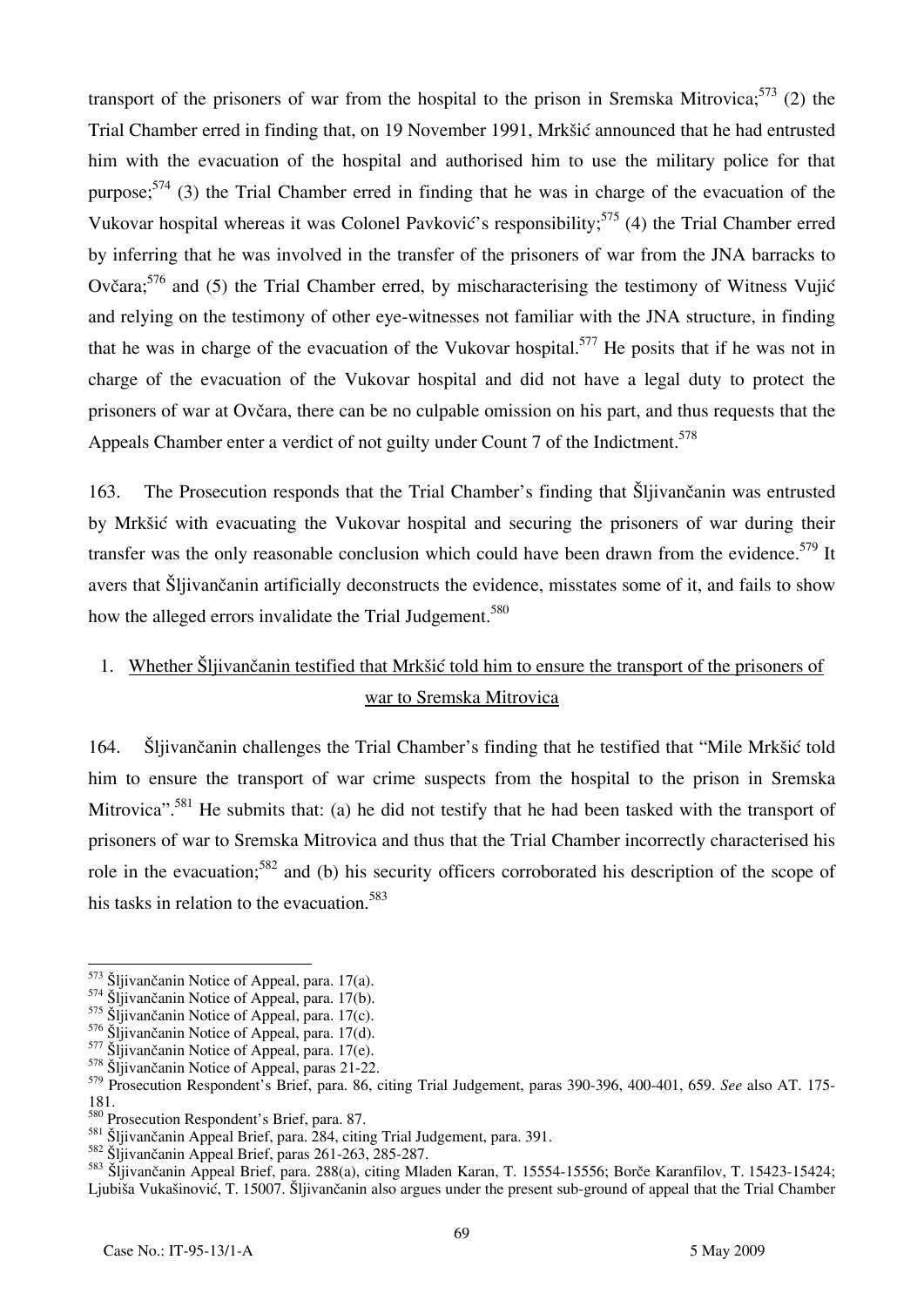transport of the prisoners of war from the hospital to the prison in Sremska Mitrovica;[573] (2) the Trial Chamber erred in finding that, on 19 November 1991, Mrkšić announced that he had entrusted him with the evacuation of the hospital and authorised him to use the military police for that purpose;[574] (3) the Trial Chamber erred in finding that he was in charge of the evacuation of the Vukovar hospital whereas it was Colonel Pavković's responsibility;[575] (4) the Trial Chamber erred by inferring that he was involved in the transfer of the prisoners of war from the JNA barracks to Ovčara;[576] and (5) the Trial Chamber erred, by mischaracterising the testimony of Witness Vujić and relying on the testimony of other eye-witnesses not familiar with the JNA structure, in finding that he was in charge of the evacuation of the Vukovar hospital.[577] He posits that if he was not in charge of the evacuation of the Vukovar hospital and did not have a legal duty to protect the prisoners of war at Ovčara, there can be no culpable omission on his part, and thus requests that the Appeals Chamber enter a verdict of not guilty under Count 7 of the Indictment.[578]

163. The Prosecution responds that the Trial Chamber's finding that Šljivančanin was entrusted by Mrkšić with evacuating the Vukovar hospital and securing the prisoners of war during their transfer was the only reasonable conclusion which could have been drawn from the evidence.[579] It avers that Šljivančanin artificially deconstructs the evidence, misstates some of it, and fails to show how the alleged errors invalidate the Trial Judgement.[580]

### 1. Whether Šljivančanin testified that Mrkšić told him to ensure the transport of the prisoners of war to Sremska Mitrovica

164. Šljivančanin challenges the Trial Chamber's finding that he testified that "Mile Mrkšić told him to ensure the transport of war crime suspects from the hospital to the prison in Sremska Mitrovica".[581] He submits that: (a) he did not testify that he had been tasked with the transport of prisoners of war to Sremska Mitrovica and thus that the Trial Chamber incorrectly characterised his role in the evacuation;[582] and (b) his security officers corroborated his description of the scope of his tasks in relation to the evacuation.[583]

---

[573] Šljivančanin Notice of Appeal, para. 17(a).
[574] Šljivančanin Notice of Appeal, para. 17(b).
[575] Šljivančanin Notice of Appeal, para. 17(c).
[576] Šljivančanin Notice of Appeal, para. 17(d).
[577] Šljivančanin Notice of Appeal, para. 17(e).
[578] Šljivančanin Notice of Appeal, paras 21-22.
[579] Prosecution Respondent's Brief, para. 86, citing Trial Judgement, paras 390-396, 400-401, 659. *See* also AT. 175-181.
[580] Prosecution Respondent's Brief, para. 87.
[581] Šljivančanin Appeal Brief, para. 284, citing Trial Judgement, para. 391.
[582] Šljivančanin Appeal Brief, paras 261-263, 285-287.
[583] Šljivančanin Appeal Brief, para. 288(a), citing Mladen Karan, T. 15554-15556; Borče Karanfilov, T. 15423-15424; Ljubiša Vukašinović, T. 15007. Šljivančanin also argues under the present sub-ground of appeal that the Trial Chamber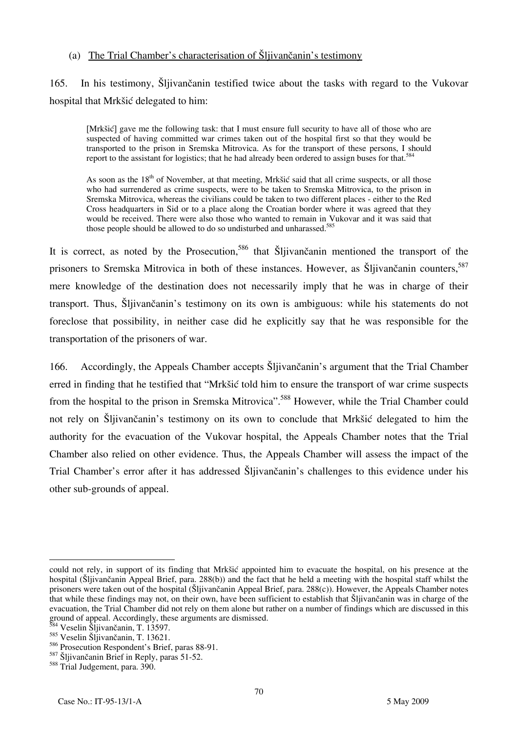(a) <u>The Trial Chamber's characterisation of Šljivančanin's testimony</u>

165. In his testimony, Šljivančanin testified twice about the tasks with regard to the Vukovar hospital that Mrkšić delegated to him:

> [Mrkšić] gave me the following task: that I must ensure full security to have all of those who are suspected of having committed war crimes taken out of the hospital first so that they would be transported to the prison in Sremska Mitrovica. As for the transport of these persons, I should report to the assistant for logistics; that he had already been ordered to assign buses for that.[584]

> As soon as the 18th of November, at that meeting, Mrkšić said that all crime suspects, or all those who had surrendered as crime suspects, were to be taken to Sremska Mitrovica, to the prison in Sremska Mitrovica, whereas the civilians could be taken to two different places - either to the Red Cross headquarters in Sid or to a place along the Croatian border where it was agreed that they would be received. There were also those who wanted to remain in Vukovar and it was said that those people should be allowed to do so undisturbed and unharassed.[585]

It is correct, as noted by the Prosecution,[586] that Šljivančanin mentioned the transport of the prisoners to Sremska Mitrovica in both of these instances. However, as Šljivančanin counters,[587] mere knowledge of the destination does not necessarily imply that he was in charge of their transport. Thus, Šljivančanin's testimony on its own is ambiguous: while his statements do not foreclose that possibility, in neither case did he explicitly say that he was responsible for the transportation of the prisoners of war.

166. Accordingly, the Appeals Chamber accepts Šljivančanin's argument that the Trial Chamber erred in finding that he testified that "Mrkšić told him to ensure the transport of war crime suspects from the hospital to the prison in Sremska Mitrovica".[588] However, while the Trial Chamber could not rely on Šljivančanin's testimony on its own to conclude that Mrkšić delegated to him the authority for the evacuation of the Vukovar hospital, the Appeals Chamber notes that the Trial Chamber also relied on other evidence. Thus, the Appeals Chamber will assess the impact of the Trial Chamber's error after it has addressed Šljivančanin's challenges to this evidence under his other sub-grounds of appeal.

---

could not rely, in support of its finding that Mrkšić appointed him to evacuate the hospital, on his presence at the hospital (Šljivančanin Appeal Brief, para. 288(b)) and the fact that he held a meeting with the hospital staff whilst the prisoners were taken out of the hospital (Šljivančanin Appeal Brief, para. 288(c)). However, the Appeals Chamber notes that while these findings may not, on their own, have been sufficient to establish that Šljivančanin was in charge of the evacuation, the Trial Chamber did not rely on them alone but rather on a number of findings which are discussed in this ground of appeal. Accordingly, these arguments are dismissed.

[584] Veselin Šljivančanin, T. 13597.

[585] Veselin Šljivančanin, T. 13621.

[586] Prosecution Respondent's Brief, paras 88-91.

[587] Šljivančanin Brief in Reply, paras 51-52.

[588] Trial Judgement, para. 390.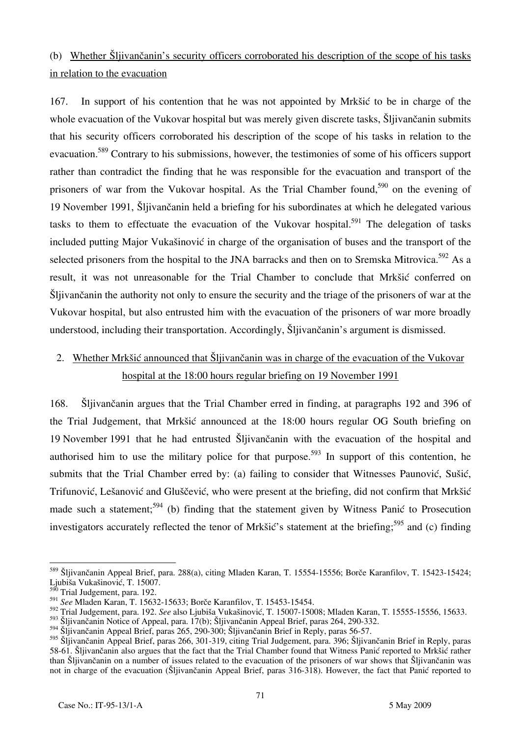(b) Whether Šljivančanin's security officers corroborated his description of the scope of his tasks in relation to the evacuation

167. In support of his contention that he was not appointed by Mrkšić to be in charge of the whole evacuation of the Vukovar hospital but was merely given discrete tasks, Šljivančanin submits that his security officers corroborated his description of the scope of his tasks in relation to the evacuation.[589] Contrary to his submissions, however, the testimonies of some of his officers support rather than contradict the finding that he was responsible for the evacuation and transport of the prisoners of war from the Vukovar hospital. As the Trial Chamber found,[590] on the evening of 19 November 1991, Šljivančanin held a briefing for his subordinates at which he delegated various tasks to them to effectuate the evacuation of the Vukovar hospital.[591] The delegation of tasks included putting Major Vukašinović in charge of the organisation of buses and the transport of the selected prisoners from the hospital to the JNA barracks and then on to Sremska Mitrovica.[592] As a result, it was not unreasonable for the Trial Chamber to conclude that Mrkšić conferred on Šljivančanin the authority not only to ensure the security and the triage of the prisoners of war at the Vukovar hospital, but also entrusted him with the evacuation of the prisoners of war more broadly understood, including their transportation. Accordingly, Šljivančanin's argument is dismissed.

2. Whether Mrkšić announced that Šljivančanin was in charge of the evacuation of the Vukovar hospital at the 18:00 hours regular briefing on 19 November 1991

168. Šljivančanin argues that the Trial Chamber erred in finding, at paragraphs 192 and 396 of the Trial Judgement, that Mrkšić announced at the 18:00 hours regular OG South briefing on 19 November 1991 that he had entrusted Šljivančanin with the evacuation of the hospital and authorised him to use the military police for that purpose.[593] In support of this contention, he submits that the Trial Chamber erred by: (a) failing to consider that Witnesses Paunović, Sušić, Trifunović, Lešanović and Gluščević, who were present at the briefing, did not confirm that Mrkšić made such a statement;[594] (b) finding that the statement given by Witness Panić to Prosecution investigators accurately reflected the tenor of Mrkšić's statement at the briefing;[595] and (c) finding

---

[589] Šljivančanin Appeal Brief, para. 288(a), citing Mladen Karan, T. 15554-15556; Borče Karanfilov, T. 15423-15424; Ljubiša Vukašinović, T. 15007.

[590] Trial Judgement, para. 192.

[591] *See* Mladen Karan, T. 15632-15633; Borče Karanfilov, T. 15453-15454.

[592] Trial Judgement, para. 192. *See* also Ljubiša Vukašinović, T. 15007-15008; Mladen Karan, T. 15555-15556, 15633.

[593] Šljivančanin Notice of Appeal, para. 17(b); Šljivančanin Appeal Brief, paras 264, 290-332.

[594] Šljivančanin Appeal Brief, paras 265, 290-300; Šljivančanin Brief in Reply, paras 56-57.

[595] Šljivančanin Appeal Brief, paras 266, 301-319, citing Trial Judgement, para. 396; Šljivančanin Brief in Reply, paras 58-61. Šljivančanin also argues that the fact that the Trial Chamber found that Witness Panić reported to Mrkšić rather than Šljivančanin on a number of issues related to the evacuation of the prisoners of war shows that Šljivančanin was not in charge of the evacuation (Šljivančanin Appeal Brief, paras 316-318). However, the fact that Panić reported to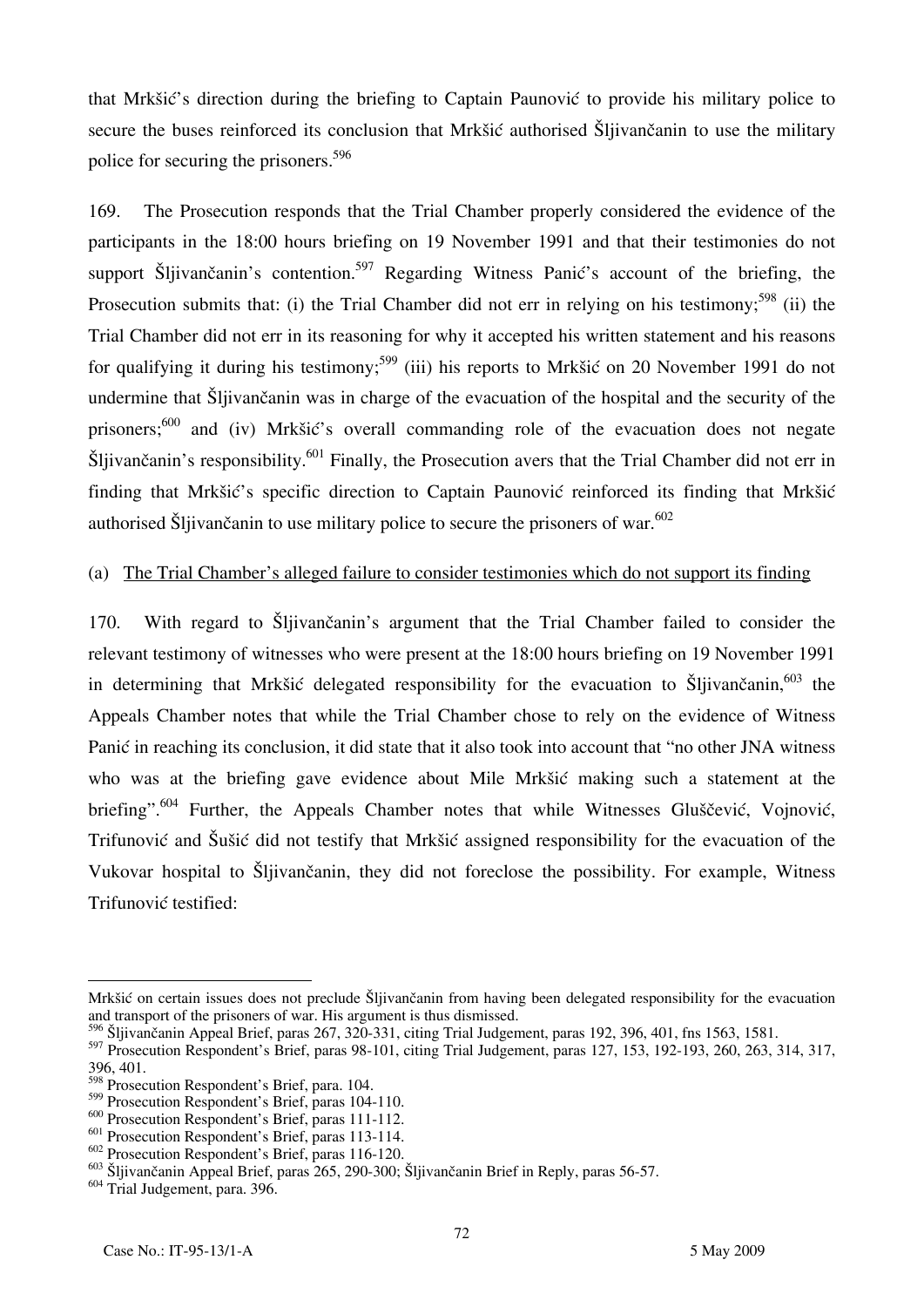that Mrkšić's direction during the briefing to Captain Paunović to provide his military police to secure the buses reinforced its conclusion that Mrkšić authorised Šljivančanin to use the military police for securing the prisoners.[596]

169. The Prosecution responds that the Trial Chamber properly considered the evidence of the participants in the 18:00 hours briefing on 19 November 1991 and that their testimonies do not support Šljivančanin's contention.[597] Regarding Witness Panić's account of the briefing, the Prosecution submits that: (i) the Trial Chamber did not err in relying on his testimony;[598] (ii) the Trial Chamber did not err in its reasoning for why it accepted his written statement and his reasons for qualifying it during his testimony;[599] (iii) his reports to Mrkšić on 20 November 1991 do not undermine that Šljivančanin was in charge of the evacuation of the hospital and the security of the prisoners;[600] and (iv) Mrkšić's overall commanding role of the evacuation does not negate Šljivančanin's responsibility.[601] Finally, the Prosecution avers that the Trial Chamber did not err in finding that Mrkšić's specific direction to Captain Paunović reinforced its finding that Mrkšić authorised Šljivančanin to use military police to secure the prisoners of war.[602]

(a) <u>The Trial Chamber's alleged failure to consider testimonies which do not support its finding</u>

170. With regard to Šljivančanin's argument that the Trial Chamber failed to consider the relevant testimony of witnesses who were present at the 18:00 hours briefing on 19 November 1991 in determining that Mrkšić delegated responsibility for the evacuation to Šljivančanin,[603] the Appeals Chamber notes that while the Trial Chamber chose to rely on the evidence of Witness Panić in reaching its conclusion, it did state that it also took into account that "no other JNA witness who was at the briefing gave evidence about Mile Mrkšić making such a statement at the briefing".[604] Further, the Appeals Chamber notes that while Witnesses Gluščević, Vojnović, Trifunović and Šušić did not testify that Mrkšić assigned responsibility for the evacuation of the Vukovar hospital to Šljivančanin, they did not foreclose the possibility. For example, Witness Trifunović testified:

---

Mrkšić on certain issues does not preclude Šljivančanin from having been delegated responsibility for the evacuation and transport of the prisoners of war. His argument is thus dismissed.

[596] Šljivančanin Appeal Brief, paras 267, 320-331, citing Trial Judgement, paras 192, 396, 401, fns 1563, 1581.

[597] Prosecution Respondent's Brief, paras 98-101, citing Trial Judgement, paras 127, 153, 192-193, 260, 263, 314, 317, 396, 401.

[598] Prosecution Respondent's Brief, para. 104.

[599] Prosecution Respondent's Brief, paras 104-110.

[600] Prosecution Respondent's Brief, paras 111-112.

[601] Prosecution Respondent's Brief, paras 113-114.

[602] Prosecution Respondent's Brief, paras 116-120.

[603] Šljivančanin Appeal Brief, paras 265, 290-300; Šljivančanin Brief in Reply, paras 56-57.

[604] Trial Judgement, para. 396.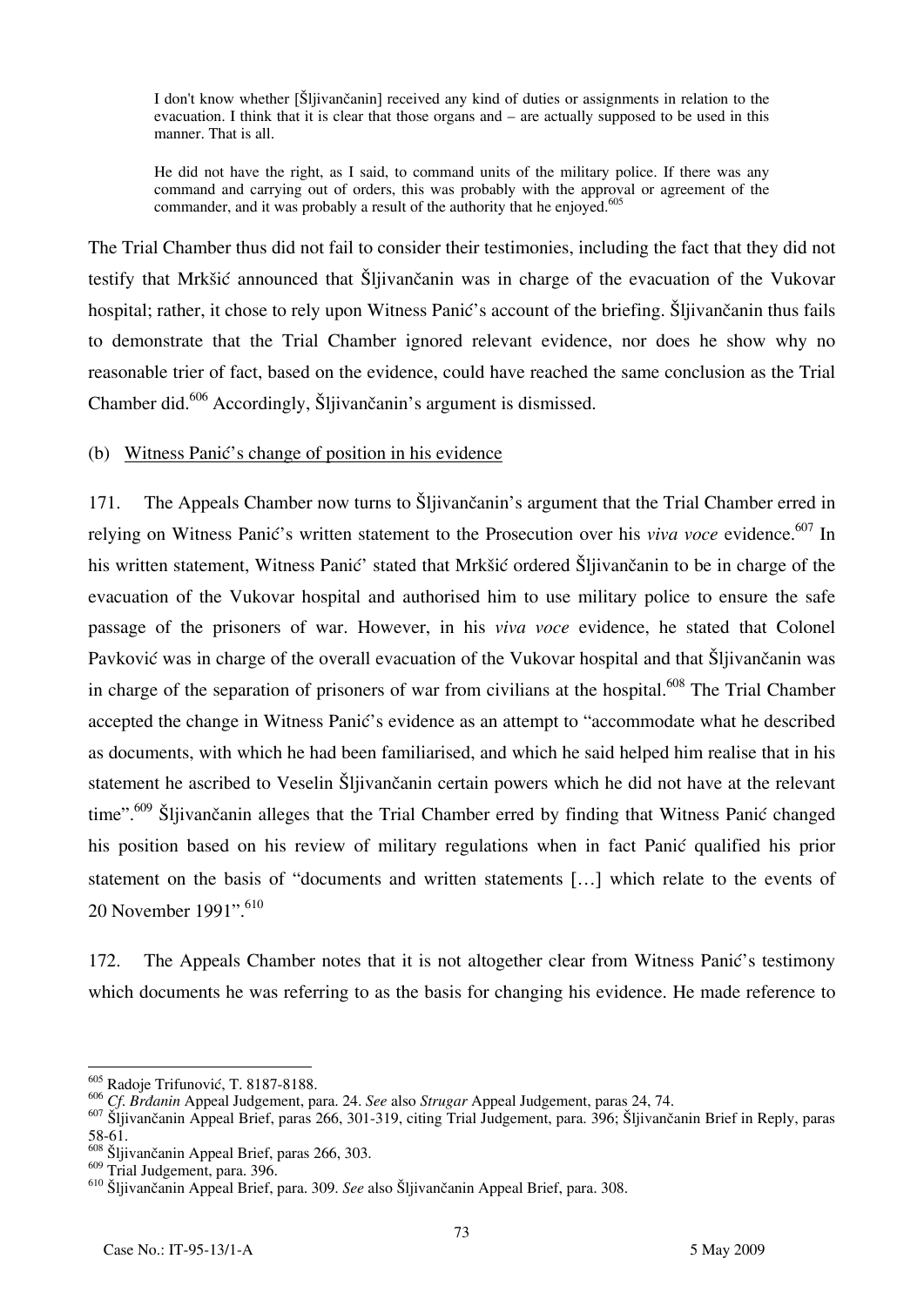> I don't know whether [Šljivančanin] received any kind of duties or assignments in relation to the evacuation. I think that it is clear that those organs and – are actually supposed to be used in this manner. That is all.
>
> He did not have the right, as I said, to command units of the military police. If there was any command and carrying out of orders, this was probably with the approval or agreement of the commander, and it was probably a result of the authority that he enjoyed.[605]

The Trial Chamber thus did not fail to consider their testimonies, including the fact that they did not testify that Mrkšić announced that Šljivančanin was in charge of the evacuation of the Vukovar hospital; rather, it chose to rely upon Witness Panić's account of the briefing. Šljivančanin thus fails to demonstrate that the Trial Chamber ignored relevant evidence, nor does he show why no reasonable trier of fact, based on the evidence, could have reached the same conclusion as the Trial Chamber did.[606] Accordingly, Šljivančanin's argument is dismissed.

(b) Witness Panić's change of position in his evidence

171. The Appeals Chamber now turns to Šljivančanin's argument that the Trial Chamber erred in relying on Witness Panić's written statement to the Prosecution over his *viva voce* evidence.[607] In his written statement, Witness Panić' stated that Mrkšić ordered Šljivančanin to be in charge of the evacuation of the Vukovar hospital and authorised him to use military police to ensure the safe passage of the prisoners of war. However, in his *viva voce* evidence, he stated that Colonel Pavković was in charge of the overall evacuation of the Vukovar hospital and that Šljivančanin was in charge of the separation of prisoners of war from civilians at the hospital.[608] The Trial Chamber accepted the change in Witness Panić's evidence as an attempt to "accommodate what he described as documents, with which he had been familiarised, and which he said helped him realise that in his statement he ascribed to Veselin Šljivančanin certain powers which he did not have at the relevant time".[609] Šljivančanin alleges that the Trial Chamber erred by finding that Witness Panić changed his position based on his review of military regulations when in fact Panić qualified his prior statement on the basis of "documents and written statements […] which relate to the events of 20 November 1991".[610]

172. The Appeals Chamber notes that it is not altogether clear from Witness Panić's testimony which documents he was referring to as the basis for changing his evidence. He made reference to

[605] Radoje Trifunović, T. 8187-8188.

[606] *Cf. Brđanin* Appeal Judgement, para. 24. *See* also *Strugar* Appeal Judgement, paras 24, 74.

[607] Šljivančanin Appeal Brief, paras 266, 301-319, citing Trial Judgement, para. 396; Šljivančanin Brief in Reply, paras 58-61.

[608] Šljivančanin Appeal Brief, paras 266, 303.

[609] Trial Judgement, para. 396.

[610] Šljivančanin Appeal Brief, para. 309. *See* also Šljivančanin Appeal Brief, para. 308.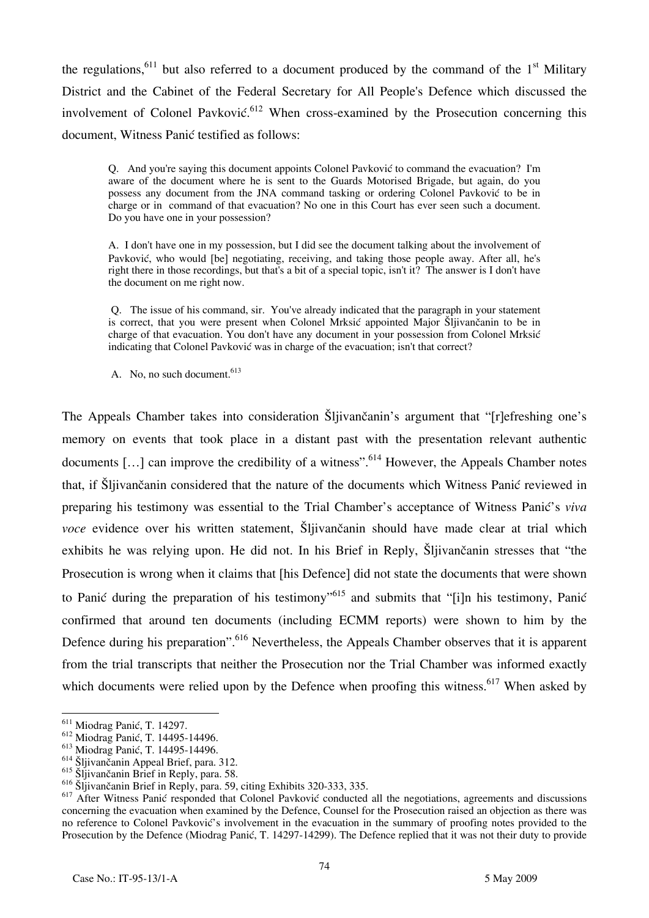the regulations,[611] but also referred to a document produced by the command of the 1st Military District and the Cabinet of the Federal Secretary for All People's Defence which discussed the involvement of Colonel Pavković.[612] When cross-examined by the Prosecution concerning this document, Witness Panić testified as follows:

> Q. And you're saying this document appoints Colonel Pavković to command the evacuation? I'm aware of the document where he is sent to the Guards Motorised Brigade, but again, do you possess any document from the JNA command tasking or ordering Colonel Pavković to be in charge or in command of that evacuation? No one in this Court has ever seen such a document. Do you have one in your possession?
>
> A. I don't have one in my possession, but I did see the document talking about the involvement of Pavković, who would [be] negotiating, receiving, and taking those people away. After all, he's right there in those recordings, but that's a bit of a special topic, isn't it? The answer is I don't have the document on me right now.
>
> Q. The issue of his command, sir. You've already indicated that the paragraph in your statement is correct, that you were present when Colonel Mrkšić appointed Major Šljivančanin to be in charge of that evacuation. You don't have any document in your possession from Colonel Mrkšić indicating that Colonel Pavković was in charge of the evacuation; isn't that correct?
>
> A. No, no such document.[613]

The Appeals Chamber takes into consideration Šljivančanin's argument that "[r]efreshing one's memory on events that took place in a distant past with the presentation relevant authentic documents […] can improve the credibility of a witness".[614] However, the Appeals Chamber notes that, if Šljivančanin considered that the nature of the documents which Witness Panić reviewed in preparing his testimony was essential to the Trial Chamber's acceptance of Witness Panić's *viva voce* evidence over his written statement, Šljivančanin should have made clear at trial which exhibits he was relying upon. He did not. In his Brief in Reply, Šljivančanin stresses that "the Prosecution is wrong when it claims that [his Defence] did not state the documents that were shown to Panić during the preparation of his testimony"[615] and submits that "[i]n his testimony, Panić confirmed that around ten documents (including ECMM reports) were shown to him by the Defence during his preparation".[616] Nevertheless, the Appeals Chamber observes that it is apparent from the trial transcripts that neither the Prosecution nor the Trial Chamber was informed exactly which documents were relied upon by the Defence when proofing this witness.[617] When asked by

---

[611] Miodrag Panić, T. 14297.

[612] Miodrag Panić, T. 14495-14496.

[613] Miodrag Panić, T. 14495-14496.

[614] Šljivančanin Appeal Brief, para. 312.

[615] Šljivančanin Brief in Reply, para. 58.

[616] Šljivančanin Brief in Reply, para. 59, citing Exhibits 320-333, 335.

[617] After Witness Panić responded that Colonel Pavković conducted all the negotiations, agreements and discussions concerning the evacuation when examined by the Defence, Counsel for the Prosecution raised an objection as there was no reference to Colonel Pavković's involvement in the evacuation in the summary of proofing notes provided to the Prosecution by the Defence (Miodrag Panić, T. 14297-14299). The Defence replied that it was not their duty to provide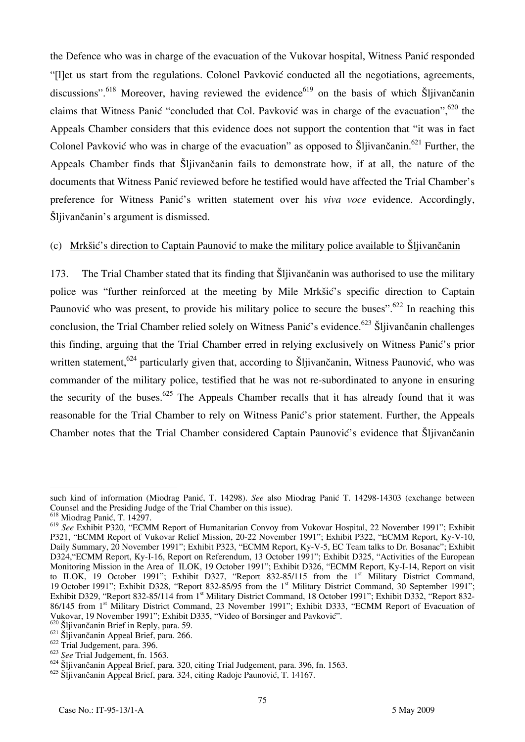the Defence who was in charge of the evacuation of the Vukovar hospital, Witness Panić responded "[l]et us start from the regulations. Colonel Pavković conducted all the negotiations, agreements, discussions".[618] Moreover, having reviewed the evidence[619] on the basis of which Šljivančanin claims that Witness Panić "concluded that Col. Pavković was in charge of the evacuation",[620] the Appeals Chamber considers that this evidence does not support the contention that "it was in fact Colonel Pavković who was in charge of the evacuation" as opposed to Šljivančanin.[621] Further, the Appeals Chamber finds that Šljivančanin fails to demonstrate how, if at all, the nature of the documents that Witness Panić reviewed before he testified would have affected the Trial Chamber's preference for Witness Panić's written statement over his *viva voce* evidence. Accordingly, Šljivančanin's argument is dismissed.

(c) <u>Mrkšić's direction to Captain Paunović to make the military police available to Šljivančanin</u>

173. The Trial Chamber stated that its finding that Šljivančanin was authorised to use the military police was "further reinforced at the meeting by Mile Mrkšić's specific direction to Captain Paunović who was present, to provide his military police to secure the buses".[622] In reaching this conclusion, the Trial Chamber relied solely on Witness Panić's evidence.[623] Šljivančanin challenges this finding, arguing that the Trial Chamber erred in relying exclusively on Witness Panić's prior written statement,[624] particularly given that, according to Šljivančanin, Witness Paunović, who was commander of the military police, testified that he was not re-subordinated to anyone in ensuring the security of the buses.[625] The Appeals Chamber recalls that it has already found that it was reasonable for the Trial Chamber to rely on Witness Panić's prior statement. Further, the Appeals Chamber notes that the Trial Chamber considered Captain Paunović's evidence that Šljivančanin

---

such kind of information (Miodrag Panić, T. 14298). *See* also Miodrag Panić T. 14298-14303 (exchange between Counsel and the Presiding Judge of the Trial Chamber on this issue).

[618] Miodrag Panić, T. 14297.

[619] *See* Exhibit P320, "ECMM Report of Humanitarian Convoy from Vukovar Hospital, 22 November 1991"; Exhibit P321, "ECMM Report of Vukovar Relief Mission, 20-22 November 1991"; Exhibit P322, "ECMM Report, Ky-V-10, Daily Summary, 20 November 1991"; Exhibit P323, "ECMM Report, Ky-V-5, EC Team talks to Dr. Bosanac"; Exhibit D324,"ECMM Report, Ky-I-16, Report on Referendum, 13 October 1991"; Exhibit D325, "Activities of the European Monitoring Mission in the Area of ILOK, 19 October 1991"; Exhibit D326, "ECMM Report, Ky-I-14, Report on visit to ILOK, 19 October 1991"; Exhibit D327, "Report 832-85/115 from the 1st Military District Command, 19 October 1991"; Exhibit D328, "Report 832-85/95 from the 1st Military District Command, 30 September 1991"; Exhibit D329, "Report 832-85/114 from 1st Military District Command, 18 October 1991"; Exhibit D332, "Report 832-86/145 from 1st Military District Command, 23 November 1991"; Exhibit D333, "ECMM Report of Evacuation of Vukovar, 19 November 1991"; Exhibit D335, "Video of Borsinger and Pavković".

[620] Šljivančanin Brief in Reply, para. 59.

[621] Šljivančanin Appeal Brief, para. 266.

[622] Trial Judgement, para. 396.

[623] *See* Trial Judgement, fn. 1563.

[624] Šljivančanin Appeal Brief, para. 320, citing Trial Judgement, para. 396, fn. 1563.

[625] Šljivančanin Appeal Brief, para. 324, citing Radoje Paunović, T. 14167.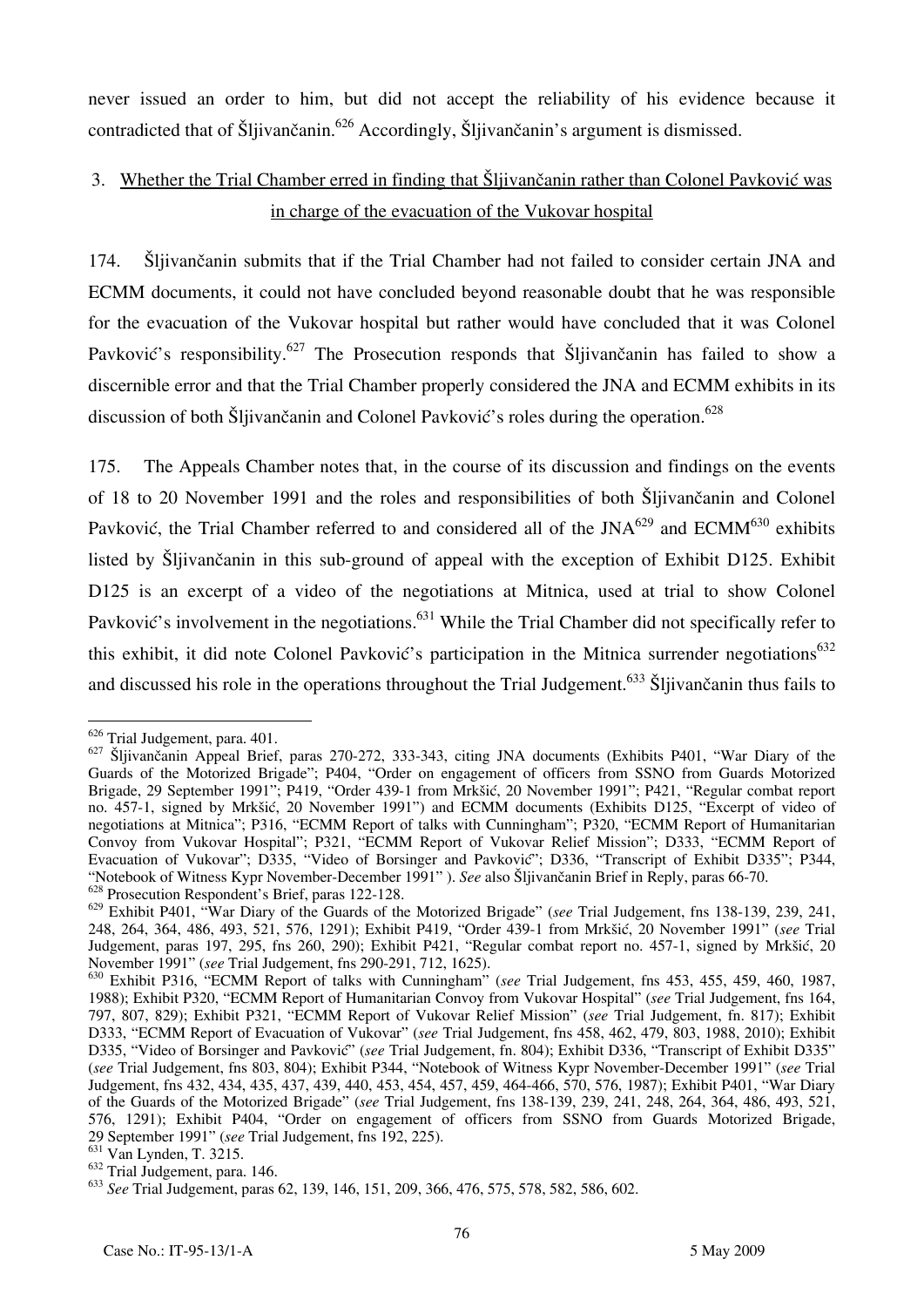never issued an order to him, but did not accept the reliability of his evidence because it contradicted that of Šljivančanin.[626] Accordingly, Šljivančanin's argument is dismissed.

### 3. Whether the Trial Chamber erred in finding that Šljivančanin rather than Colonel Pavković was in charge of the evacuation of the Vukovar hospital

174. Šljivančanin submits that if the Trial Chamber had not failed to consider certain JNA and ECMM documents, it could not have concluded beyond reasonable doubt that he was responsible for the evacuation of the Vukovar hospital but rather would have concluded that it was Colonel Pavković's responsibility.[627] The Prosecution responds that Šljivančanin has failed to show a discernible error and that the Trial Chamber properly considered the JNA and ECMM exhibits in its discussion of both Šljivančanin and Colonel Pavković's roles during the operation.[628]

175. The Appeals Chamber notes that, in the course of its discussion and findings on the events of 18 to 20 November 1991 and the roles and responsibilities of both Šljivančanin and Colonel Pavković, the Trial Chamber referred to and considered all of the JNA[629] and ECMM[630] exhibits listed by Šljivančanin in this sub-ground of appeal with the exception of Exhibit D125. Exhibit D125 is an excerpt of a video of the negotiations at Mitnica, used at trial to show Colonel Pavković's involvement in the negotiations.[631] While the Trial Chamber did not specifically refer to this exhibit, it did note Colonel Pavković's participation in the Mitnica surrender negotiations[632] and discussed his role in the operations throughout the Trial Judgement.[633] Šljivančanin thus fails to

---

[626] Trial Judgement, para. 401.

[627] Šljivančanin Appeal Brief, paras 270-272, 333-343, citing JNA documents (Exhibits P401, "War Diary of the Guards of the Motorized Brigade"; P404, "Order on engagement of officers from SSNO from Guards Motorized Brigade, 29 September 1991"; P419, "Order 439-1 from Mrkšić, 20 November 1991"; P421, "Regular combat report no. 457-1, signed by Mrkšić, 20 November 1991") and ECMM documents (Exhibits D125, "Excerpt of video of negotiations at Mitnica"; P316, "ECMM Report of talks with Cunningham"; P320, "ECMM Report of Humanitarian Convoy from Vukovar Hospital"; P321, "ECMM Report of Vukovar Relief Mission"; D333, "ECMM Report of Evacuation of Vukovar"; D335, "Video of Borsinger and Pavković"; D336, "Transcript of Exhibit D335"; P344, "Notebook of Witness Kypr November-December 1991" ). *See* also Šljivančanin Brief in Reply, paras 66-70.

[628] Prosecution Respondent's Brief, paras 122-128.

[629] Exhibit P401, "War Diary of the Guards of the Motorized Brigade" (*see* Trial Judgement, fns 138-139, 239, 241, 248, 264, 364, 486, 493, 521, 576, 1291); Exhibit P419, "Order 439-1 from Mrkšić, 20 November 1991" (*see* Trial Judgement, paras 197, 295, fns 260, 290); Exhibit P421, "Regular combat report no. 457-1, signed by Mrkšić, 20 November 1991" (*see* Trial Judgement, fns 290-291, 712, 1625).

[630] Exhibit P316, "ECMM Report of talks with Cunningham" (*see* Trial Judgement, fns 453, 455, 459, 460, 1987, 1988); Exhibit P320, "ECMM Report of Humanitarian Convoy from Vukovar Hospital" (*see* Trial Judgement, fns 164, 797, 807, 829); Exhibit P321, "ECMM Report of Vukovar Relief Mission" (*see* Trial Judgement, fn. 817); Exhibit D333, "ECMM Report of Evacuation of Vukovar" (*see* Trial Judgement, fns 458, 462, 479, 803, 1988, 2010); Exhibit D335, "Video of Borsinger and Pavković" (*see* Trial Judgement, fn. 804); Exhibit D336, "Transcript of Exhibit D335" (*see* Trial Judgement, fns 803, 804); Exhibit P344, "Notebook of Witness Kypr November-December 1991" (*see* Trial Judgement, fns 432, 434, 435, 437, 439, 440, 453, 454, 457, 459, 464-466, 570, 576, 1987); Exhibit P401, "War Diary of the Guards of the Motorized Brigade" (*see* Trial Judgement, fns 138-139, 239, 241, 248, 264, 364, 486, 493, 521, 576, 1291); Exhibit P404, "Order on engagement of officers from SSNO from Guards Motorized Brigade, 29 September 1991" (*see* Trial Judgement, fns 192, 225).

[631] Van Lynden, T. 3215.

[632] Trial Judgement, para. 146.

[633] *See* Trial Judgement, paras 62, 139, 146, 151, 209, 366, 476, 575, 578, 582, 586, 602.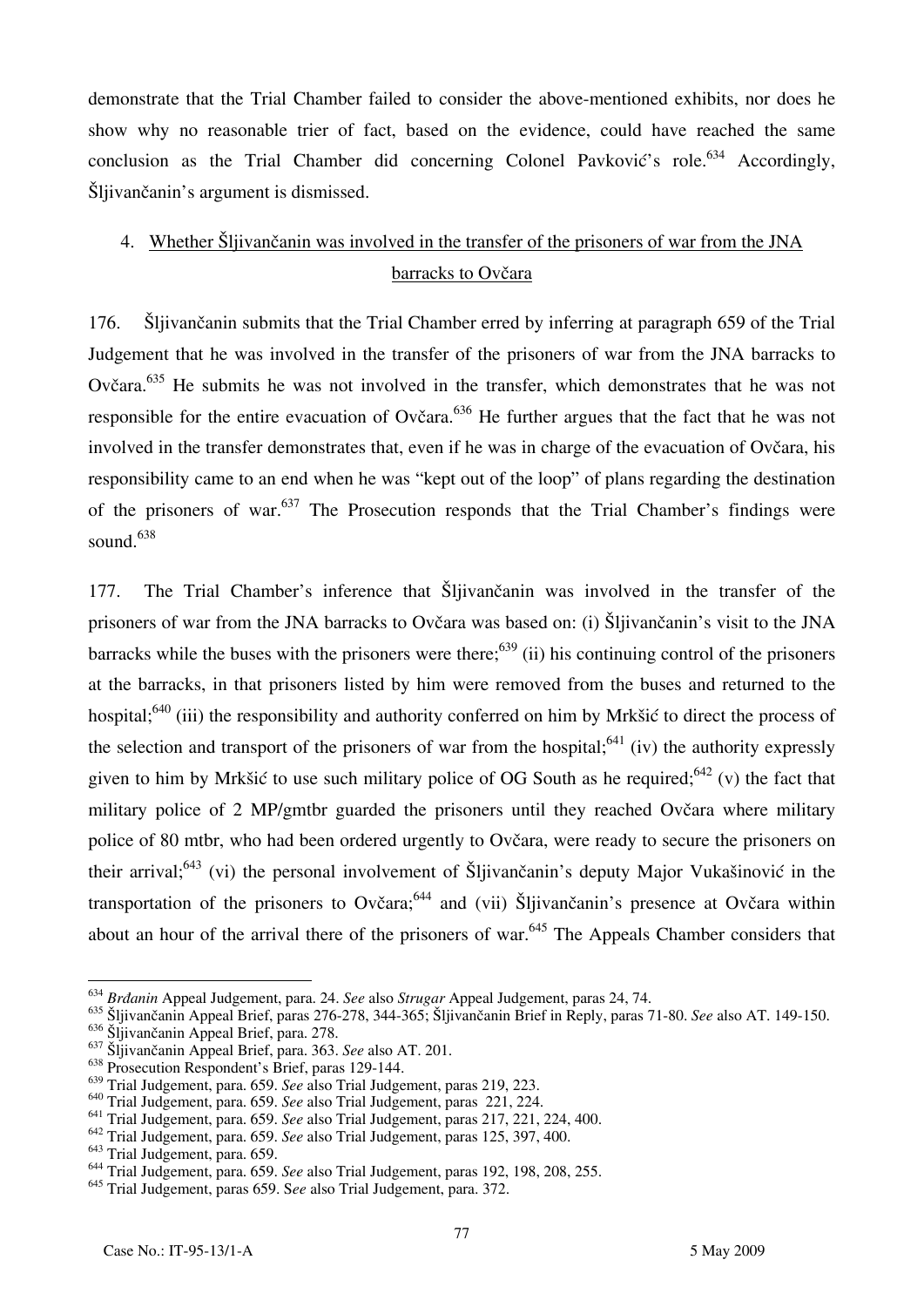demonstrate that the Trial Chamber failed to consider the above-mentioned exhibits, nor does he show why no reasonable trier of fact, based on the evidence, could have reached the same conclusion as the Trial Chamber did concerning Colonel Pavković's role.[634] Accordingly, Šljivančanin's argument is dismissed.

### 4. Whether Šljivančanin was involved in the transfer of the prisoners of war from the JNA barracks to Ovčara

176. Šljivančanin submits that the Trial Chamber erred by inferring at paragraph 659 of the Trial Judgement that he was involved in the transfer of the prisoners of war from the JNA barracks to Ovčara.[635] He submits he was not involved in the transfer, which demonstrates that he was not responsible for the entire evacuation of Ovčara.[636] He further argues that the fact that he was not involved in the transfer demonstrates that, even if he was in charge of the evacuation of Ovčara, his responsibility came to an end when he was "kept out of the loop" of plans regarding the destination of the prisoners of war.[637] The Prosecution responds that the Trial Chamber's findings were sound.[638]

177. The Trial Chamber's inference that Šljivančanin was involved in the transfer of the prisoners of war from the JNA barracks to Ovčara was based on: (i) Šljivančanin's visit to the JNA barracks while the buses with the prisoners were there;[639] (ii) his continuing control of the prisoners at the barracks, in that prisoners listed by him were removed from the buses and returned to the hospital;[640] (iii) the responsibility and authority conferred on him by Mrkšić to direct the process of the selection and transport of the prisoners of war from the hospital;[641] (iv) the authority expressly given to him by Mrkšić to use such military police of OG South as he required;[642] (v) the fact that military police of 2 MP/gmtbr guarded the prisoners until they reached Ovčara where military police of 80 mtbr, who had been ordered urgently to Ovčara, were ready to secure the prisoners on their arrival;[643] (vi) the personal involvement of Šljivančanin's deputy Major Vukašinović in the transportation of the prisoners to Ovčara;[644] and (vii) Šljivančanin's presence at Ovčara within about an hour of the arrival there of the prisoners of war.[645] The Appeals Chamber considers that

---

[634] *Brđanin* Appeal Judgement, para. 24. *See* also *Strugar* Appeal Judgement, paras 24, 74.
[635] Šljivančanin Appeal Brief, paras 276-278, 344-365; Šljivančanin Brief in Reply, paras 71-80. *See* also AT. 149-150.
[636] Šljivančanin Appeal Brief, para. 278.
[637] Šljivančanin Appeal Brief, para. 363. *See* also AT. 201.
[638] Prosecution Respondent's Brief, paras 129-144.
[639] Trial Judgement, para. 659. *See* also Trial Judgement, paras 219, 223.
[640] Trial Judgement, para. 659. *See* also Trial Judgement, paras 221, 224.
[641] Trial Judgement, para. 659. *See* also Trial Judgement, paras 217, 221, 224, 400.
[642] Trial Judgement, para. 659. *See* also Trial Judgement, paras 125, 397, 400.
[643] Trial Judgement, para. 659.
[644] Trial Judgement, para. 659. *See* also Trial Judgement, paras 192, 198, 208, 255.
[645] Trial Judgement, paras 659. S*ee* also Trial Judgement, para. 372.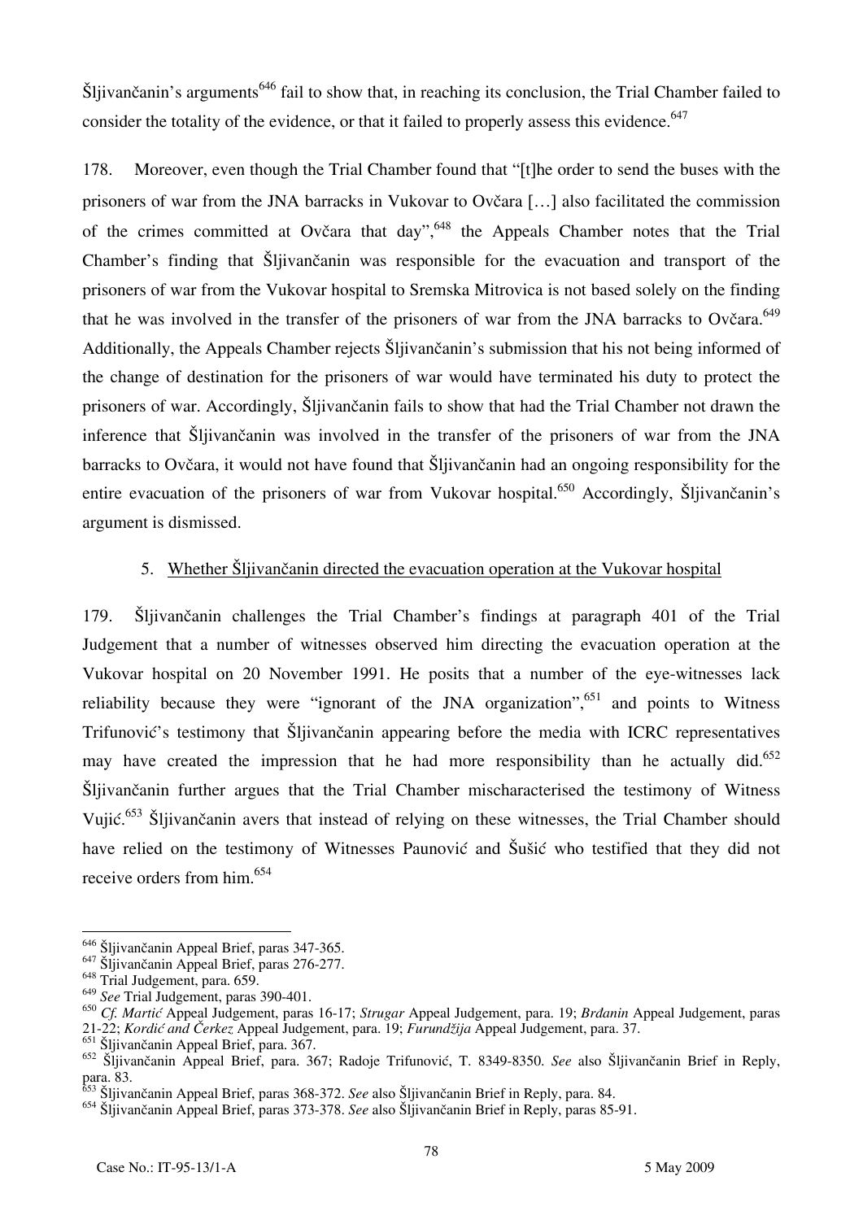Šljivančanin's arguments[646] fail to show that, in reaching its conclusion, the Trial Chamber failed to consider the totality of the evidence, or that it failed to properly assess this evidence.[647]

178. Moreover, even though the Trial Chamber found that "[t]he order to send the buses with the prisoners of war from the JNA barracks in Vukovar to Ovčara [...] also facilitated the commission of the crimes committed at Ovčara that day",[648] the Appeals Chamber notes that the Trial Chamber's finding that Šljivančanin was responsible for the evacuation and transport of the prisoners of war from the Vukovar hospital to Sremska Mitrovica is not based solely on the finding that he was involved in the transfer of the prisoners of war from the JNA barracks to Ovčara.[649] Additionally, the Appeals Chamber rejects Šljivančanin's submission that his not being informed of the change of destination for the prisoners of war would have terminated his duty to protect the prisoners of war. Accordingly, Šljivančanin fails to show that had the Trial Chamber not drawn the inference that Šljivančanin was involved in the transfer of the prisoners of war from the JNA barracks to Ovčara, it would not have found that Šljivančanin had an ongoing responsibility for the entire evacuation of the prisoners of war from Vukovar hospital.[650] Accordingly, Šljivančanin's argument is dismissed.

### 5. Whether Šljivančanin directed the evacuation operation at the Vukovar hospital

179. Šljivančanin challenges the Trial Chamber's findings at paragraph 401 of the Trial Judgement that a number of witnesses observed him directing the evacuation operation at the Vukovar hospital on 20 November 1991. He posits that a number of the eye-witnesses lack reliability because they were "ignorant of the JNA organization",[651] and points to Witness Trifunović's testimony that Šljivančanin appearing before the media with ICRC representatives may have created the impression that he had more responsibility than he actually did.[652] Šljivančanin further argues that the Trial Chamber mischaracterised the testimony of Witness Vujić.[653] Šljivančanin avers that instead of relying on these witnesses, the Trial Chamber should have relied on the testimony of Witnesses Paunović and Šušić who testified that they did not receive orders from him.[654]

---

[646] Šljivančanin Appeal Brief, paras 347-365.
[647] Šljivančanin Appeal Brief, paras 276-277.
[648] Trial Judgement, para. 659.
[649] *See* Trial Judgement, paras 390-401.
[650] *Cf. Martić* Appeal Judgement, paras 16-17; *Strugar* Appeal Judgement, para. 19; *Brđanin* Appeal Judgement, paras 21-22; *Kordić and Čerkez* Appeal Judgement, para. 19; *Furundžija* Appeal Judgement, para. 37.
[651] Šljivančanin Appeal Brief, para. 367.
[652] Šljivančanin Appeal Brief, para. 367; Radoje Trifunović, T. 8349-8350. *See* also Šljivančanin Brief in Reply, para. 83.
[653] Šljivančanin Appeal Brief, paras 368-372. *See* also Šljivančanin Brief in Reply, para. 84.
[654] Šljivančanin Appeal Brief, paras 373-378. *See* also Šljivančanin Brief in Reply, paras 85-91.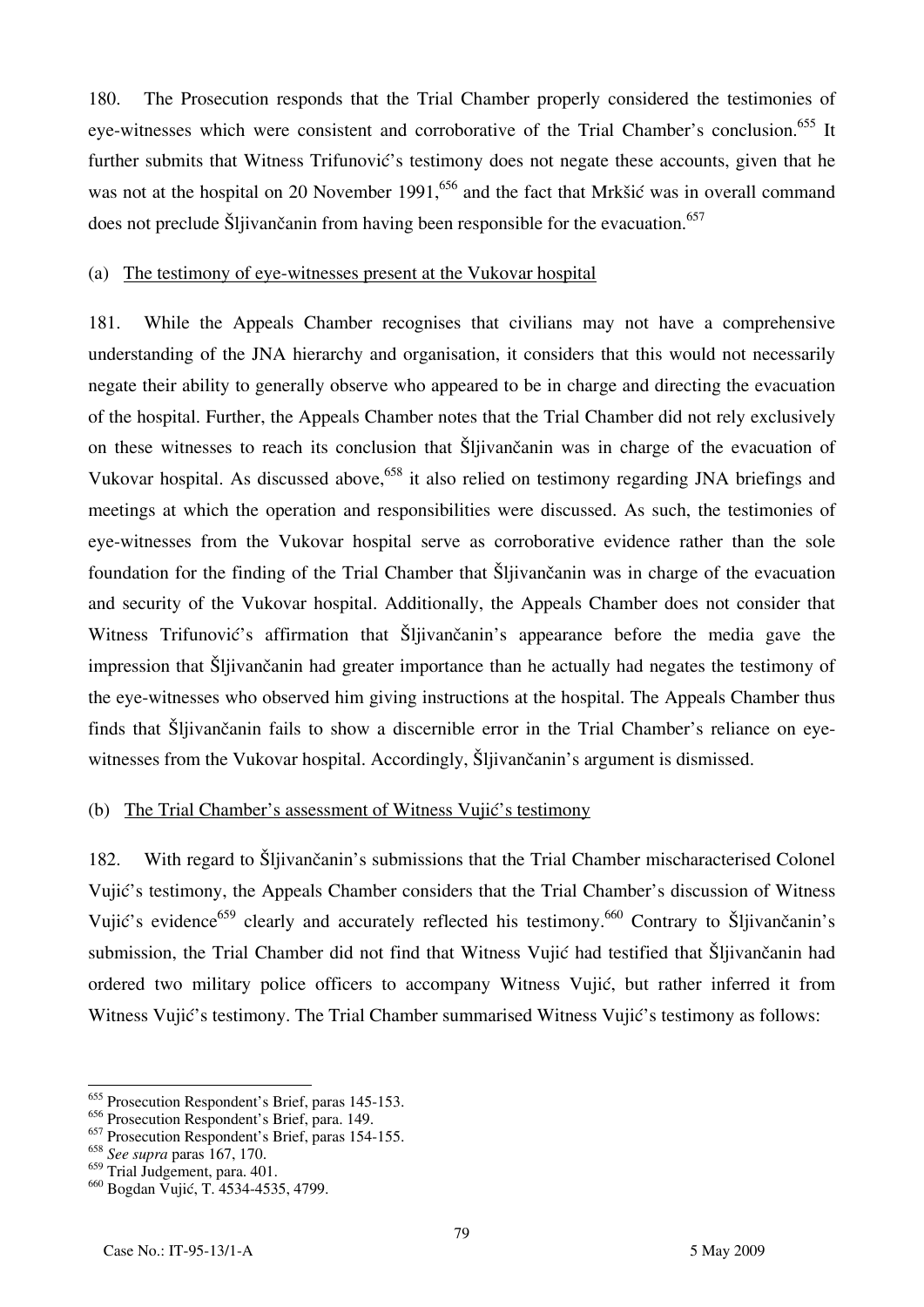180. The Prosecution responds that the Trial Chamber properly considered the testimonies of eye-witnesses which were consistent and corroborative of the Trial Chamber's conclusion.[655] It further submits that Witness Trifunović's testimony does not negate these accounts, given that he was not at the hospital on 20 November 1991,[656] and the fact that Mrkšić was in overall command does not preclude Šljivančanin from having been responsible for the evacuation.[657]

(a) The testimony of eye-witnesses present at the Vukovar hospital

181. While the Appeals Chamber recognises that civilians may not have a comprehensive understanding of the JNA hierarchy and organisation, it considers that this would not necessarily negate their ability to generally observe who appeared to be in charge and directing the evacuation of the hospital. Further, the Appeals Chamber notes that the Trial Chamber did not rely exclusively on these witnesses to reach its conclusion that Šljivančanin was in charge of the evacuation of Vukovar hospital. As discussed above,[658] it also relied on testimony regarding JNA briefings and meetings at which the operation and responsibilities were discussed. As such, the testimonies of eye-witnesses from the Vukovar hospital serve as corroborative evidence rather than the sole foundation for the finding of the Trial Chamber that Šljivančanin was in charge of the evacuation and security of the Vukovar hospital. Additionally, the Appeals Chamber does not consider that Witness Trifunović's affirmation that Šljivančanin's appearance before the media gave the impression that Šljivančanin had greater importance than he actually had negates the testimony of the eye-witnesses who observed him giving instructions at the hospital. The Appeals Chamber thus finds that Šljivančanin fails to show a discernible error in the Trial Chamber's reliance on eye-witnesses from the Vukovar hospital. Accordingly, Šljivančanin's argument is dismissed.

(b) The Trial Chamber's assessment of Witness Vujić's testimony

182. With regard to Šljivančanin's submissions that the Trial Chamber mischaracterised Colonel Vujić's testimony, the Appeals Chamber considers that the Trial Chamber's discussion of Witness Vujić's evidence[659] clearly and accurately reflected his testimony.[660] Contrary to Šljivančanin's submission, the Trial Chamber did not find that Witness Vujić had testified that Šljivančanin had ordered two military police officers to accompany Witness Vujić, but rather inferred it from Witness Vujić's testimony. The Trial Chamber summarised Witness Vujić's testimony as follows:

---

[655] Prosecution Respondent's Brief, paras 145-153.
[656] Prosecution Respondent's Brief, para. 149.
[657] Prosecution Respondent's Brief, paras 154-155.
[658] *See supra* paras 167, 170.
[659] Trial Judgement, para. 401.
[660] Bogdan Vujić, T. 4534-4535, 4799.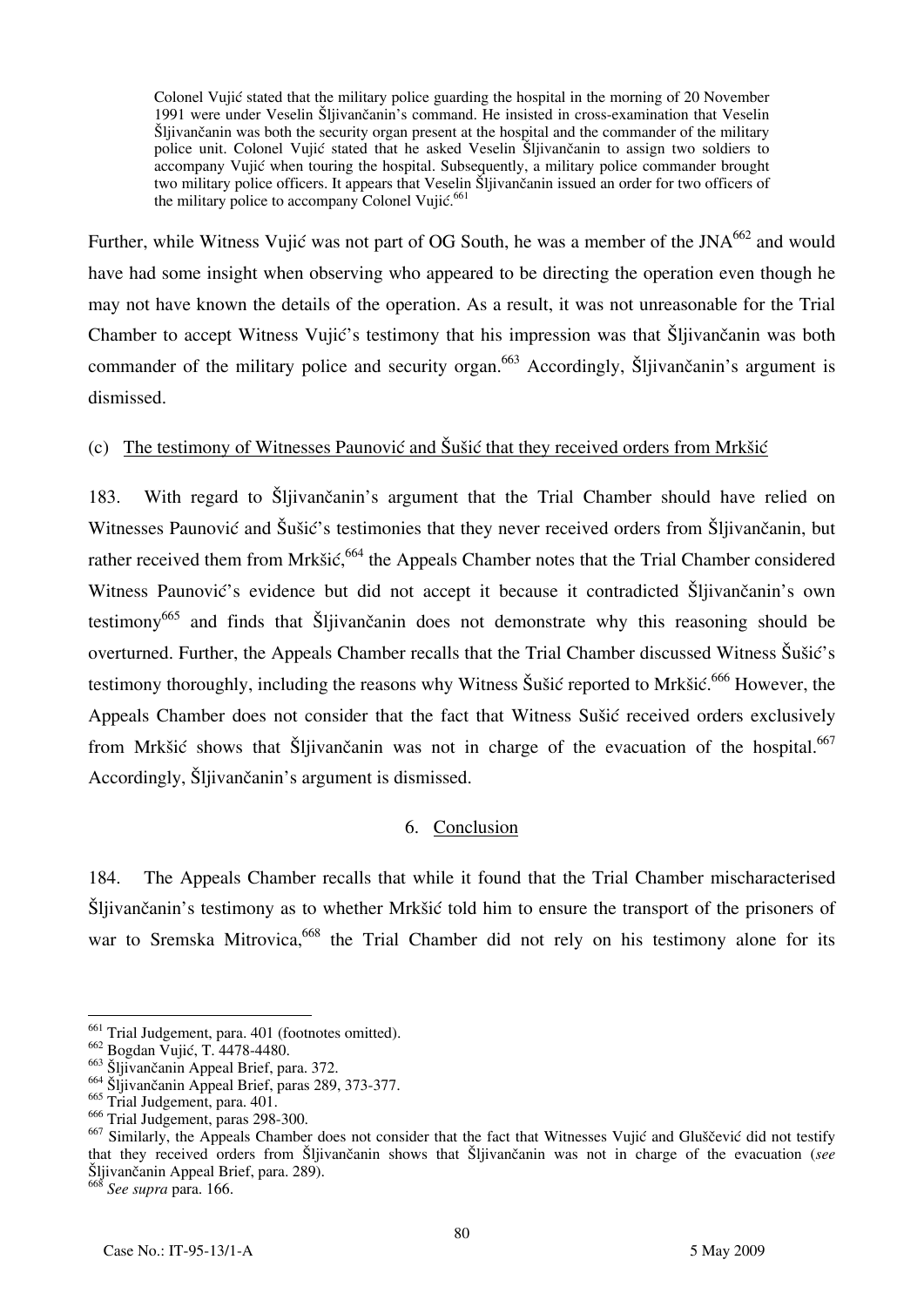> Colonel Vujić stated that the military police guarding the hospital in the morning of 20 November 1991 were under Veselin Šljivančanin's command. He insisted in cross-examination that Veselin Šljivančanin was both the security organ present at the hospital and the commander of the military police unit. Colonel Vujić stated that he asked Veselin Šljivančanin to assign two soldiers to accompany Vujić when touring the hospital. Subsequently, a military police commander brought two military police officers. It appears that Veselin Šljivančanin issued an order for two officers of the military police to accompany Colonel Vujić.[661]

Further, while Witness Vujić was not part of OG South, he was a member of the JNA[662] and would have had some insight when observing who appeared to be directing the operation even though he may not have known the details of the operation. As a result, it was not unreasonable for the Trial Chamber to accept Witness Vujić's testimony that his impression was that Šljivančanin was both commander of the military police and security organ.[663] Accordingly, Šljivančanin's argument is dismissed.

(c) The testimony of Witnesses Paunović and Šušić that they received orders from Mrkšić

183. With regard to Šljivančanin's argument that the Trial Chamber should have relied on Witnesses Paunović and Šušić's testimonies that they never received orders from Šljivančanin, but rather received them from Mrkšić,[664] the Appeals Chamber notes that the Trial Chamber considered Witness Paunović's evidence but did not accept it because it contradicted Šljivančanin's own testimony[665] and finds that Šljivančanin does not demonstrate why this reasoning should be overturned. Further, the Appeals Chamber recalls that the Trial Chamber discussed Witness Šušić's testimony thoroughly, including the reasons why Witness Šušić reported to Mrkšić.[666] However, the Appeals Chamber does not consider that the fact that Witness Sušić received orders exclusively from Mrkšić shows that Šljivančanin was not in charge of the evacuation of the hospital.[667] Accordingly, Šljivančanin's argument is dismissed.

6. Conclusion

184. The Appeals Chamber recalls that while it found that the Trial Chamber mischaracterised Šljivančanin's testimony as to whether Mrkšić told him to ensure the transport of the prisoners of war to Sremska Mitrovica,[668] the Trial Chamber did not rely on his testimony alone for its

---

[661] Trial Judgement, para. 401 (footnotes omitted).
[662] Bogdan Vujić, T. 4478-4480.
[663] Šljivančanin Appeal Brief, para. 372.
[664] Šljivančanin Appeal Brief, paras 289, 373-377.
[665] Trial Judgement, para. 401.
[666] Trial Judgement, paras 298-300.
[667] Similarly, the Appeals Chamber does not consider that the fact that Witnesses Vujić and Gluščević did not testify that they received orders from Šljivančanin shows that Šljivančanin was not in charge of the evacuation (*see* Šljivančanin Appeal Brief, para. 289).
[668] *See supra* para. 166.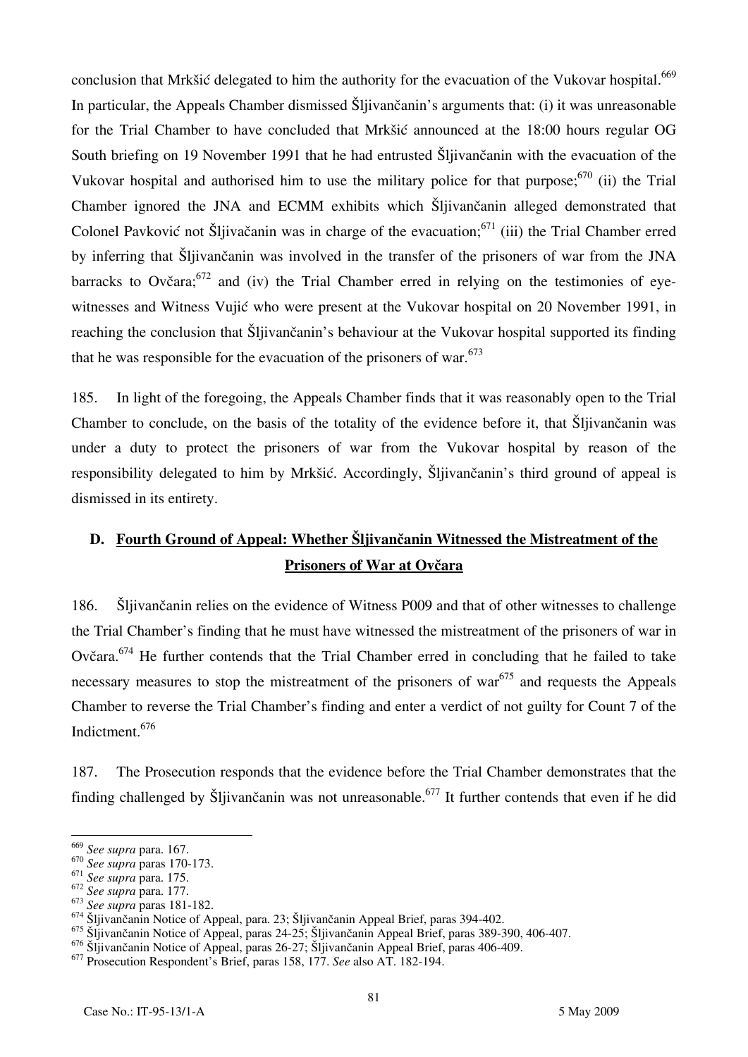conclusion that Mrkšić delegated to him the authority for the evacuation of the Vukovar hospital.[669] In particular, the Appeals Chamber dismissed Šljivančanin's arguments that: (i) it was unreasonable for the Trial Chamber to have concluded that Mrkšić announced at the 18:00 hours regular OG South briefing on 19 November 1991 that he had entrusted Šljivančanin with the evacuation of the Vukovar hospital and authorised him to use the military police for that purpose;[670] (ii) the Trial Chamber ignored the JNA and ECMM exhibits which Šljivančanin alleged demonstrated that Colonel Pavković not Šljivačanin was in charge of the evacuation;[671] (iii) the Trial Chamber erred by inferring that Šljivančanin was involved in the transfer of the prisoners of war from the JNA barracks to Ovčara;[672] and (iv) the Trial Chamber erred in relying on the testimonies of eye-witnesses and Witness Vujić who were present at the Vukovar hospital on 20 November 1991, in reaching the conclusion that Šljivančanin's behaviour at the Vukovar hospital supported its finding that he was responsible for the evacuation of the prisoners of war.[673]

185. In light of the foregoing, the Appeals Chamber finds that it was reasonably open to the Trial Chamber to conclude, on the basis of the totality of the evidence before it, that Šljivančanin was under a duty to protect the prisoners of war from the Vukovar hospital by reason of the responsibility delegated to him by Mrkšić. Accordingly, Šljivančanin's third ground of appeal is dismissed in its entirety.

## D. Fourth Ground of Appeal: Whether Šljivančanin Witnessed the Mistreatment of the Prisoners of War at Ovčara

186. Šljivančanin relies on the evidence of Witness P009 and that of other witnesses to challenge the Trial Chamber's finding that he must have witnessed the mistreatment of the prisoners of war in Ovčara.[674] He further contends that the Trial Chamber erred in concluding that he failed to take necessary measures to stop the mistreatment of the prisoners of war[675] and requests the Appeals Chamber to reverse the Trial Chamber's finding and enter a verdict of not guilty for Count 7 of the Indictment.[676]

187. The Prosecution responds that the evidence before the Trial Chamber demonstrates that the finding challenged by Šljivančanin was not unreasonable.[677] It further contends that even if he did

---

[669] *See supra* para. 167.
[670] *See supra* paras 170-173.
[671] *See supra* para. 175.
[672] *See supra* para. 177.
[673] *See supra* paras 181-182.
[674] Šljivančanin Notice of Appeal, para. 23; Šljivančanin Appeal Brief, paras 394-402.
[675] Šljivančanin Notice of Appeal, paras 24-25; Šljivančanin Appeal Brief, paras 389-390, 406-407.
[676] Šljivančanin Notice of Appeal, paras 26-27; Šljivančanin Appeal Brief, paras 406-409.
[677] Prosecution Respondent's Brief, paras 158, 177. *See* also AT. 182-194.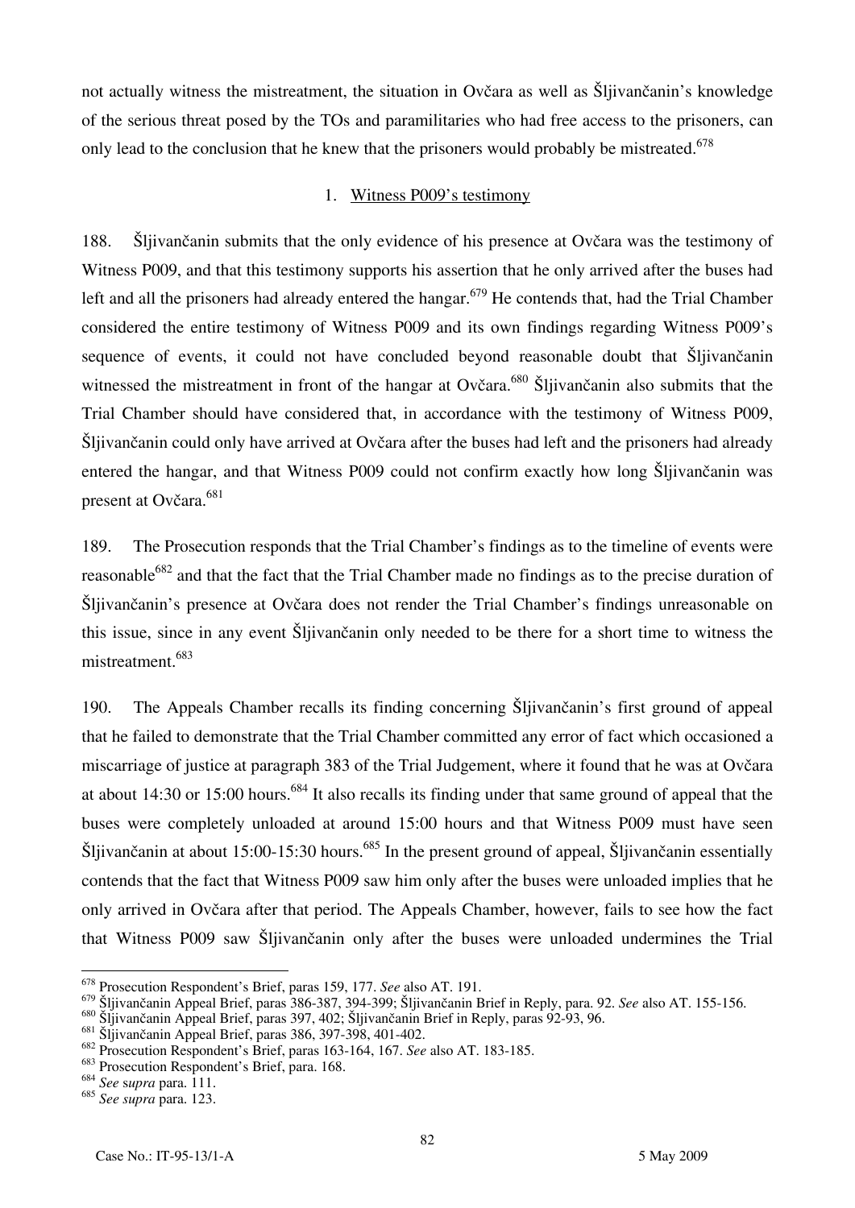not actually witness the mistreatment, the situation in Ovčara as well as Šljivančanin's knowledge of the serious threat posed by the TOs and paramilitaries who had free access to the prisoners, can only lead to the conclusion that he knew that the prisoners would probably be mistreated.[678]

1. Witness P009's testimony

188. Šljivančanin submits that the only evidence of his presence at Ovčara was the testimony of Witness P009, and that this testimony supports his assertion that he only arrived after the buses had left and all the prisoners had already entered the hangar.[679] He contends that, had the Trial Chamber considered the entire testimony of Witness P009 and its own findings regarding Witness P009's sequence of events, it could not have concluded beyond reasonable doubt that Šljivančanin witnessed the mistreatment in front of the hangar at Ovčara.[680] Šljivančanin also submits that the Trial Chamber should have considered that, in accordance with the testimony of Witness P009, Šljivančanin could only have arrived at Ovčara after the buses had left and the prisoners had already entered the hangar, and that Witness P009 could not confirm exactly how long Šljivančanin was present at Ovčara.[681]

189. The Prosecution responds that the Trial Chamber's findings as to the timeline of events were reasonable[682] and that the fact that the Trial Chamber made no findings as to the precise duration of Šljivančanin's presence at Ovčara does not render the Trial Chamber's findings unreasonable on this issue, since in any event Šljivančanin only needed to be there for a short time to witness the mistreatment.[683]

190. The Appeals Chamber recalls its finding concerning Šljivančanin's first ground of appeal that he failed to demonstrate that the Trial Chamber committed any error of fact which occasioned a miscarriage of justice at paragraph 383 of the Trial Judgement, where it found that he was at Ovčara at about 14:30 or 15:00 hours.[684] It also recalls its finding under that same ground of appeal that the buses were completely unloaded at around 15:00 hours and that Witness P009 must have seen Šljivančanin at about 15:00-15:30 hours.[685] In the present ground of appeal, Šljivančanin essentially contends that the fact that Witness P009 saw him only after the buses were unloaded implies that he only arrived in Ovčara after that period. The Appeals Chamber, however, fails to see how the fact that Witness P009 saw Šljivančanin only after the buses were unloaded undermines the Trial

---

[678] Prosecution Respondent's Brief, paras 159, 177. *See* also AT. 191.

[679] Šljivančanin Appeal Brief, paras 386-387, 394-399; Šljivančanin Brief in Reply, para. 92. *See* also AT. 155-156.

[680] Šljivančanin Appeal Brief, paras 397, 402; Šljivančanin Brief in Reply, paras 92-93, 96.

[681] Šljivančanin Appeal Brief, paras 386, 397-398, 401-402.

[682] Prosecution Respondent's Brief, paras 163-164, 167. *See* also AT. 183-185.

[683] Prosecution Respondent's Brief, para. 168.

[684] *See supra* para. 111.

[685] *See supra* para. 123.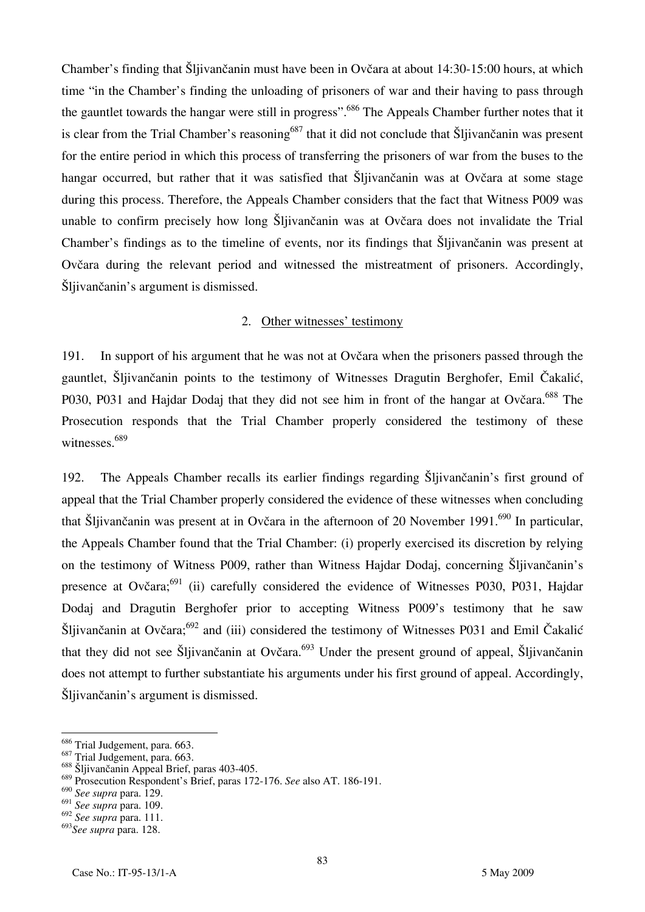Chamber's finding that Šljivančanin must have been in Ovčara at about 14:30-15:00 hours, at which time "in the Chamber's finding the unloading of prisoners of war and their having to pass through the gauntlet towards the hangar were still in progress".[686] The Appeals Chamber further notes that it is clear from the Trial Chamber's reasoning[687] that it did not conclude that Šljivančanin was present for the entire period in which this process of transferring the prisoners of war from the buses to the hangar occurred, but rather that it was satisfied that Šljivančanin was at Ovčara at some stage during this process. Therefore, the Appeals Chamber considers that the fact that Witness P009 was unable to confirm precisely how long Šljivančanin was at Ovčara does not invalidate the Trial Chamber's findings as to the timeline of events, nor its findings that Šljivančanin was present at Ovčara during the relevant period and witnessed the mistreatment of prisoners. Accordingly, Šljivančanin's argument is dismissed.

### 2. Other witnesses' testimony

191. In support of his argument that he was not at Ovčara when the prisoners passed through the gauntlet, Šljivančanin points to the testimony of Witnesses Dragutin Berghofer, Emil Čakalić, P030, P031 and Hajdar Dodaj that they did not see him in front of the hangar at Ovčara.[688] The Prosecution responds that the Trial Chamber properly considered the testimony of these witnesses.[689]

192. The Appeals Chamber recalls its earlier findings regarding Šljivančanin's first ground of appeal that the Trial Chamber properly considered the evidence of these witnesses when concluding that Šljivančanin was present at in Ovčara in the afternoon of 20 November 1991.[690] In particular, the Appeals Chamber found that the Trial Chamber: (i) properly exercised its discretion by relying on the testimony of Witness P009, rather than Witness Hajdar Dodaj, concerning Šljivančanin's presence at Ovčara;[691] (ii) carefully considered the evidence of Witnesses P030, P031, Hajdar Dodaj and Dragutin Berghofer prior to accepting Witness P009's testimony that he saw Šljivančanin at Ovčara;[692] and (iii) considered the testimony of Witnesses P031 and Emil Čakalić that they did not see Šljivančanin at Ovčara.[693] Under the present ground of appeal, Šljivančanin does not attempt to further substantiate his arguments under his first ground of appeal. Accordingly, Šljivančanin's argument is dismissed.

---

[686] Trial Judgement, para. 663.
[687] Trial Judgement, para. 663.
[688] Šljivančanin Appeal Brief, paras 403-405.
[689] Prosecution Respondent's Brief, paras 172-176. *See* also AT. 186-191.
[690] *See supra* para. 129.
[691] *See supra* para. 109.
[692] *See supra* para. 111.
[693] *See supra* para. 128.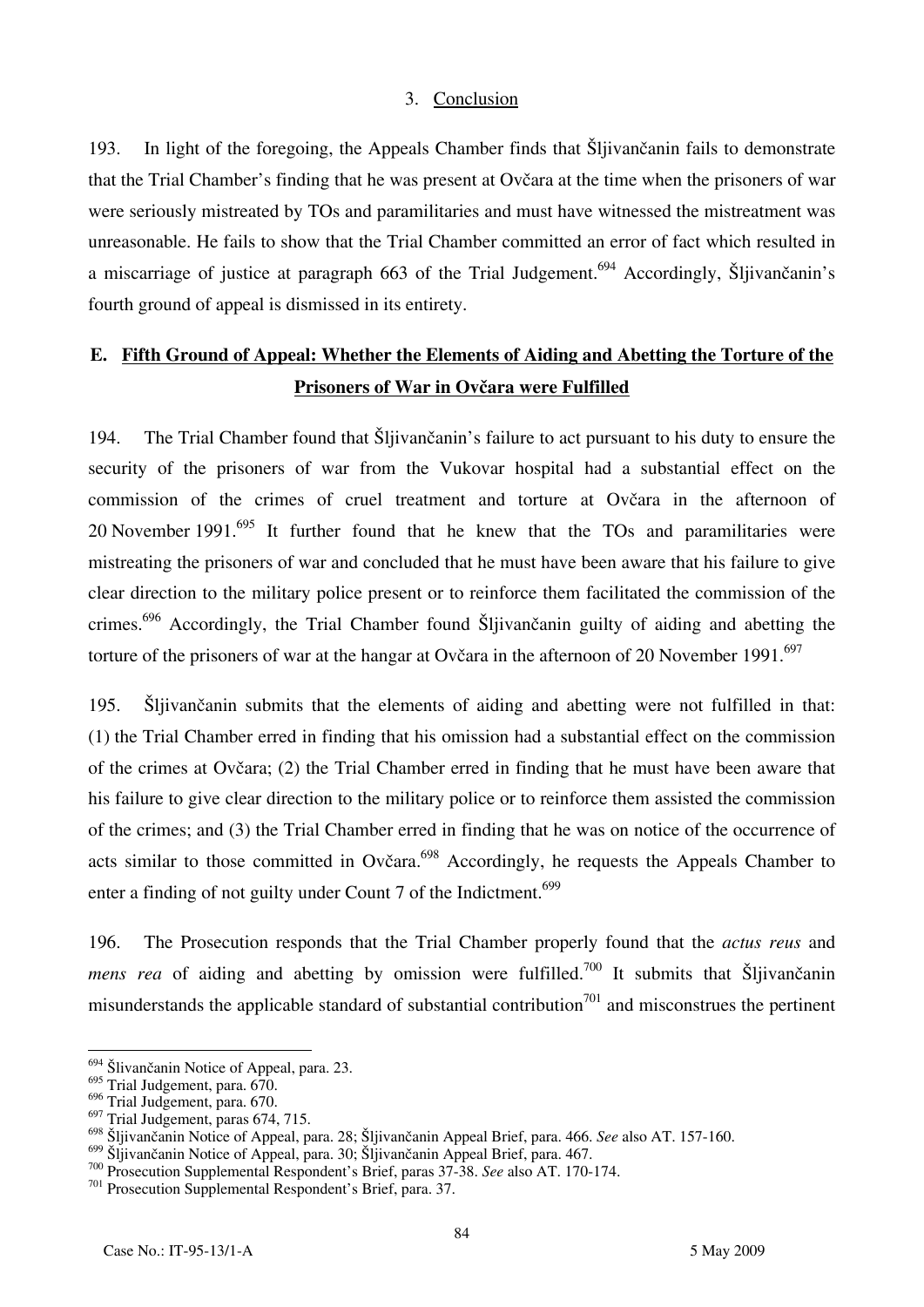### 3. Conclusion

193. In light of the foregoing, the Appeals Chamber finds that Šljivančanin fails to demonstrate that the Trial Chamber's finding that he was present at Ovčara at the time when the prisoners of war were seriously mistreated by TOs and paramilitaries and must have witnessed the mistreatment was unreasonable. He fails to show that the Trial Chamber committed an error of fact which resulted in a miscarriage of justice at paragraph 663 of the Trial Judgement.[694] Accordingly, Šljivančanin's fourth ground of appeal is dismissed in its entirety.

## E. Fifth Ground of Appeal: Whether the Elements of Aiding and Abetting the Torture of the Prisoners of War in Ovčara were Fulfilled

194. The Trial Chamber found that Šljivančanin's failure to act pursuant to his duty to ensure the security of the prisoners of war from the Vukovar hospital had a substantial effect on the commission of the crimes of cruel treatment and torture at Ovčara in the afternoon of 20 November 1991.[695] It further found that he knew that the TOs and paramilitaries were mistreating the prisoners of war and concluded that he must have been aware that his failure to give clear direction to the military police present or to reinforce them facilitated the commission of the crimes.[696] Accordingly, the Trial Chamber found Šljivančanin guilty of aiding and abetting the torture of the prisoners of war at the hangar at Ovčara in the afternoon of 20 November 1991.[697]

195. Šljivančanin submits that the elements of aiding and abetting were not fulfilled in that: (1) the Trial Chamber erred in finding that his omission had a substantial effect on the commission of the crimes at Ovčara; (2) the Trial Chamber erred in finding that he must have been aware that his failure to give clear direction to the military police or to reinforce them assisted the commission of the crimes; and (3) the Trial Chamber erred in finding that he was on notice of the occurrence of acts similar to those committed in Ovčara.[698] Accordingly, he requests the Appeals Chamber to enter a finding of not guilty under Count 7 of the Indictment.[699]

196. The Prosecution responds that the Trial Chamber properly found that the *actus reus* and *mens rea* of aiding and abetting by omission were fulfilled.[700] It submits that Šljivančanin misunderstands the applicable standard of substantial contribution[701] and misconstrues the pertinent

---

[694] Šlivančanin Notice of Appeal, para. 23.

[695] Trial Judgement, para. 670.

[696] Trial Judgement, para. 670.

[697] Trial Judgement, paras 674, 715.

[698] Šljivančanin Notice of Appeal, para. 28; Šljivančanin Appeal Brief, para. 466. *See* also AT. 157-160.

[699] Šljivančanin Notice of Appeal, para. 30; Šljivančanin Appeal Brief, para. 467.

[700] Prosecution Supplemental Respondent's Brief, paras 37-38. *See* also AT. 170-174.

[701] Prosecution Supplemental Respondent's Brief, para. 37.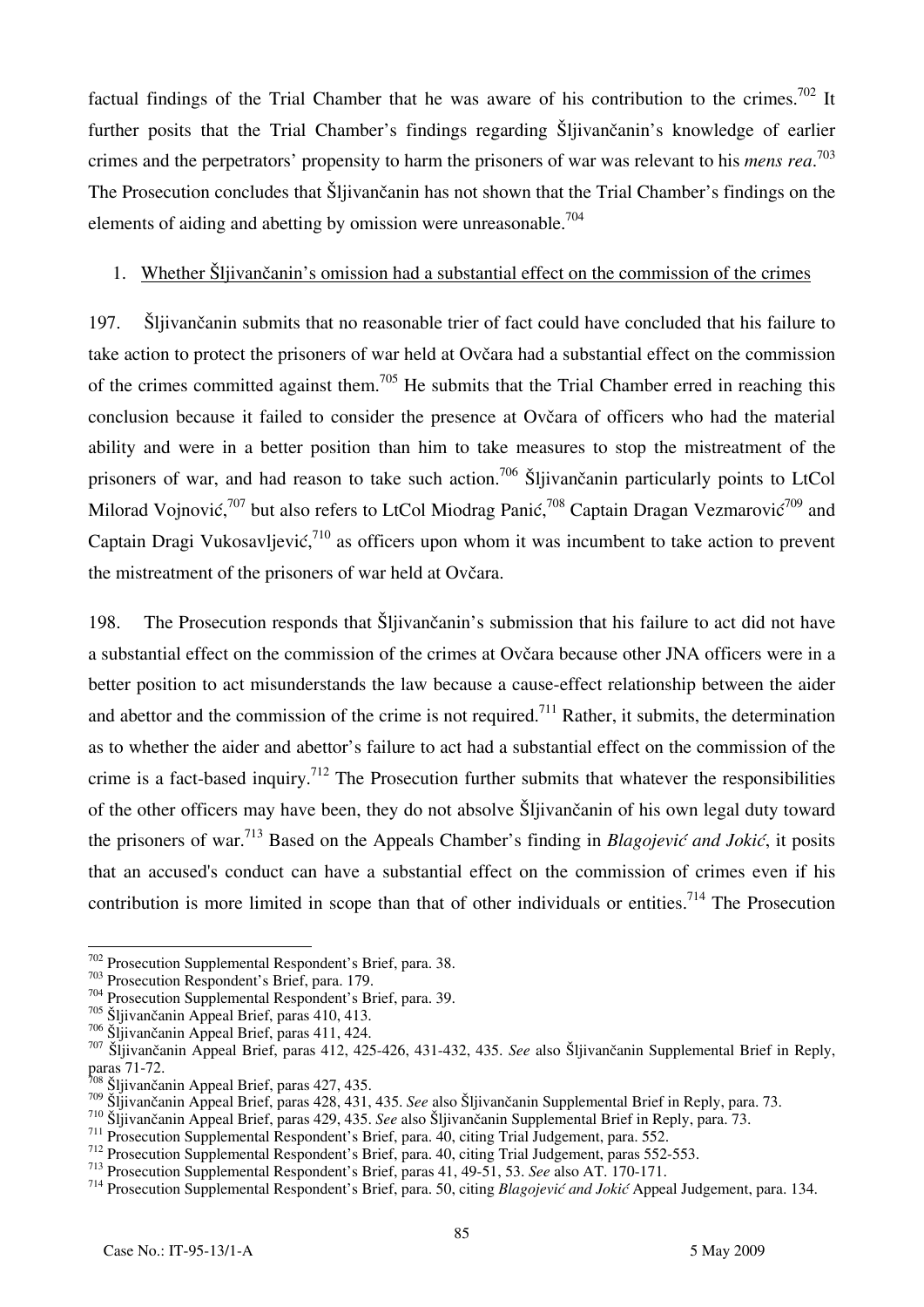factual findings of the Trial Chamber that he was aware of his contribution to the crimes.[702] It further posits that the Trial Chamber's findings regarding Šljivančanin's knowledge of earlier crimes and the perpetrators' propensity to harm the prisoners of war was relevant to his *mens rea*.[703] The Prosecution concludes that Šljivančanin has not shown that the Trial Chamber's findings on the elements of aiding and abetting by omission were unreasonable.[704]

1. Whether Šljivančanin's omission had a substantial effect on the commission of the crimes

197. Šljivančanin submits that no reasonable trier of fact could have concluded that his failure to take action to protect the prisoners of war held at Ovčara had a substantial effect on the commission of the crimes committed against them.[705] He submits that the Trial Chamber erred in reaching this conclusion because it failed to consider the presence at Ovčara of officers who had the material ability and were in a better position than him to take measures to stop the mistreatment of the prisoners of war, and had reason to take such action.[706] Šljivančanin particularly points to LtCol Milorad Vojnović,[707] but also refers to LtCol Miodrag Panić,[708] Captain Dragan Vezmarović[709] and Captain Dragi Vukosavljević,[710] as officers upon whom it was incumbent to take action to prevent the mistreatment of the prisoners of war held at Ovčara.

198. The Prosecution responds that Šljivančanin's submission that his failure to act did not have a substantial effect on the commission of the crimes at Ovčara because other JNA officers were in a better position to act misunderstands the law because a cause-effect relationship between the aider and abettor and the commission of the crime is not required.[711] Rather, it submits, the determination as to whether the aider and abettor's failure to act had a substantial effect on the commission of the crime is a fact-based inquiry.[712] The Prosecution further submits that whatever the responsibilities of the other officers may have been, they do not absolve Šljivančanin of his own legal duty toward the prisoners of war.[713] Based on the Appeals Chamber's finding in *Blagojević and Jokić*, it posits that an accused's conduct can have a substantial effect on the commission of crimes even if his contribution is more limited in scope than that of other individuals or entities.[714] The Prosecution

---

[702] Prosecution Supplemental Respondent's Brief, para. 38.
[703] Prosecution Respondent's Brief, para. 179.
[704] Prosecution Supplemental Respondent's Brief, para. 39.
[705] Šljivančanin Appeal Brief, paras 410, 413.
[706] Šljivančanin Appeal Brief, paras 411, 424.
[707] Šljivančanin Appeal Brief, paras 412, 425-426, 431-432, 435. *See* also Šljivančanin Supplemental Brief in Reply, paras 71-72.
[708] Šljivančanin Appeal Brief, paras 427, 435.
[709] Šljivančanin Appeal Brief, paras 428, 431, 435. *See* also Šljivančanin Supplemental Brief in Reply, para. 73.
[710] Šljivančanin Appeal Brief, paras 429, 435. *See* also Šljivančanin Supplemental Brief in Reply, para. 73.
[711] Prosecution Supplemental Respondent's Brief, para. 40, citing Trial Judgement, para. 552.
[712] Prosecution Supplemental Respondent's Brief, para. 40, citing Trial Judgement, paras 552-553.
[713] Prosecution Supplemental Respondent's Brief, paras 41, 49-51, 53. *See* also AT. 170-171.
[714] Prosecution Supplemental Respondent's Brief, para. 50, citing *Blagojević and Jokić* Appeal Judgement, para. 134.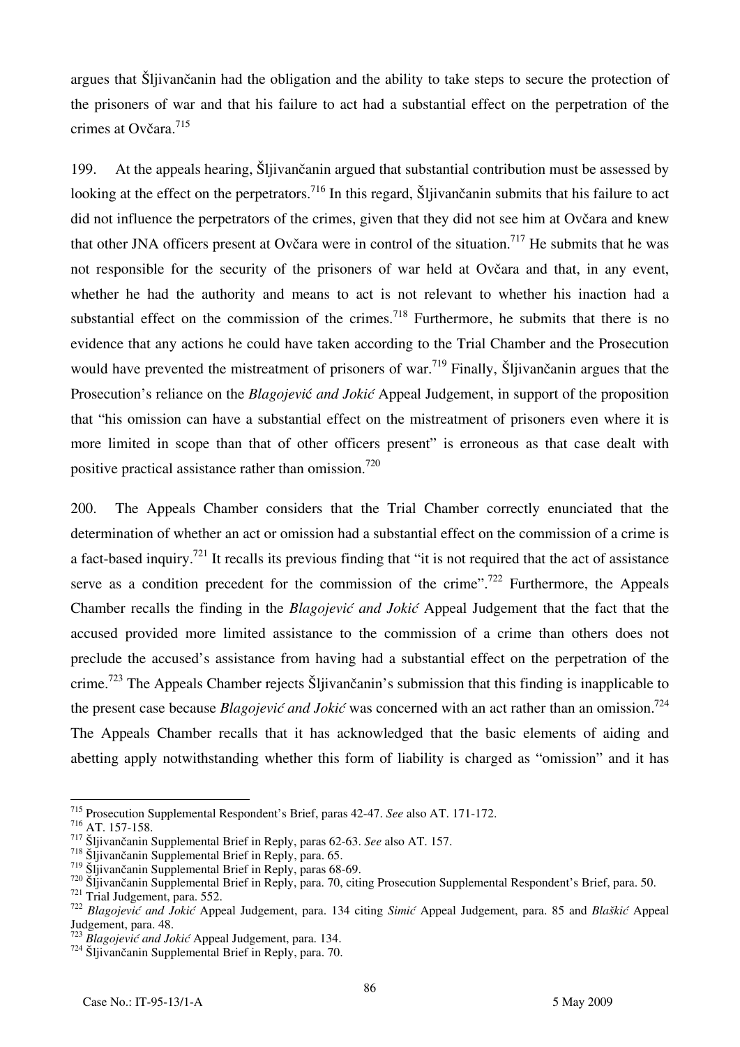argues that Šljivančanin had the obligation and the ability to take steps to secure the protection of the prisoners of war and that his failure to act had a substantial effect on the perpetration of the crimes at Ovčara.[715]

199. At the appeals hearing, Šljivančanin argued that substantial contribution must be assessed by looking at the effect on the perpetrators.[716] In this regard, Šljivančanin submits that his failure to act did not influence the perpetrators of the crimes, given that they did not see him at Ovčara and knew that other JNA officers present at Ovčara were in control of the situation.[717] He submits that he was not responsible for the security of the prisoners of war held at Ovčara and that, in any event, whether he had the authority and means to act is not relevant to whether his inaction had a substantial effect on the commission of the crimes.[718] Furthermore, he submits that there is no evidence that any actions he could have taken according to the Trial Chamber and the Prosecution would have prevented the mistreatment of prisoners of war.[719] Finally, Šljivančanin argues that the Prosecution's reliance on the *Blagojević and Jokić* Appeal Judgement, in support of the proposition that "his omission can have a substantial effect on the mistreatment of prisoners even where it is more limited in scope than that of other officers present" is erroneous as that case dealt with positive practical assistance rather than omission.[720]

200. The Appeals Chamber considers that the Trial Chamber correctly enunciated that the determination of whether an act or omission had a substantial effect on the commission of a crime is a fact-based inquiry.[721] It recalls its previous finding that "it is not required that the act of assistance serve as a condition precedent for the commission of the crime".[722] Furthermore, the Appeals Chamber recalls the finding in the *Blagojević and Jokić* Appeal Judgement that the fact that the accused provided more limited assistance to the commission of a crime than others does not preclude the accused's assistance from having had a substantial effect on the perpetration of the crime.[723] The Appeals Chamber rejects Šljivančanin's submission that this finding is inapplicable to the present case because *Blagojević and Jokić* was concerned with an act rather than an omission.[724] The Appeals Chamber recalls that it has acknowledged that the basic elements of aiding and abetting apply notwithstanding whether this form of liability is charged as "omission" and it has

---

[715] Prosecution Supplemental Respondent's Brief, paras 42-47. *See* also AT. 171-172.
[716] AT. 157-158.
[717] Šljivančanin Supplemental Brief in Reply, paras 62-63. *See* also AT. 157.
[718] Šljivančanin Supplemental Brief in Reply, para. 65.
[719] Šljivančanin Supplemental Brief in Reply, paras 68-69.
[720] Šljivančanin Supplemental Brief in Reply, para. 70, citing Prosecution Supplemental Respondent's Brief, para. 50.
[721] Trial Judgement, para. 552.
[722] *Blagojević and Jokić* Appeal Judgement, para. 134 citing *Simić* Appeal Judgement, para. 85 and *Blaškić* Appeal Judgement, para. 48.
[723] *Blagojević and Jokić* Appeal Judgement, para. 134.
[724] Šljivančanin Supplemental Brief in Reply, para. 70.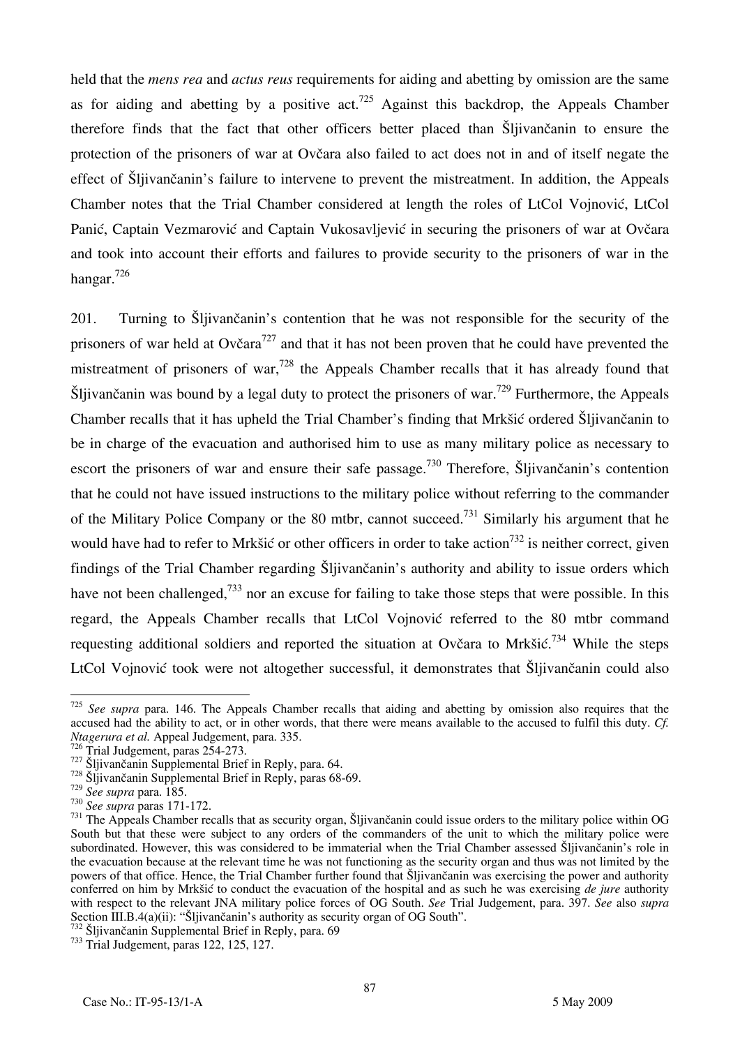held that the *mens rea* and *actus reus* requirements for aiding and abetting by omission are the same as for aiding and abetting by a positive act.[725] Against this backdrop, the Appeals Chamber therefore finds that the fact that other officers better placed than Šljivančanin to ensure the protection of the prisoners of war at Ovčara also failed to act does not in and of itself negate the effect of Šljivančanin's failure to intervene to prevent the mistreatment. In addition, the Appeals Chamber notes that the Trial Chamber considered at length the roles of LtCol Vojnović, LtCol Panić, Captain Vezmarović and Captain Vukosavljević in securing the prisoners of war at Ovčara and took into account their efforts and failures to provide security to the prisoners of war in the hangar.[726]

201. Turning to Šljivančanin's contention that he was not responsible for the security of the prisoners of war held at Ovčara[727] and that it has not been proven that he could have prevented the mistreatment of prisoners of war,[728] the Appeals Chamber recalls that it has already found that Šljivančanin was bound by a legal duty to protect the prisoners of war.[729] Furthermore, the Appeals Chamber recalls that it has upheld the Trial Chamber's finding that Mrkšić ordered Šljivančanin to be in charge of the evacuation and authorised him to use as many military police as necessary to escort the prisoners of war and ensure their safe passage.[730] Therefore, Šljivančanin's contention that he could not have issued instructions to the military police without referring to the commander of the Military Police Company or the 80 mtbr, cannot succeed.[731] Similarly his argument that he would have had to refer to Mrkšić or other officers in order to take action[732] is neither correct, given findings of the Trial Chamber regarding Šljivančanin's authority and ability to issue orders which have not been challenged,[733] nor an excuse for failing to take those steps that were possible. In this regard, the Appeals Chamber recalls that LtCol Vojnović referred to the 80 mtbr command requesting additional soldiers and reported the situation at Ovčara to Mrkšić.[734] While the steps LtCol Vojnović took were not altogether successful, it demonstrates that Šljivančanin could also

---

[725] *See supra* para. 146. The Appeals Chamber recalls that aiding and abetting by omission also requires that the accused had the ability to act, or in other words, that there were means available to the accused to fulfil this duty. *Cf. Ntagerura et al.* Appeal Judgement, para. 335.

[726] Trial Judgement, paras 254-273.

[727] Šljivančanin Supplemental Brief in Reply, para. 64.

[728] Šljivančanin Supplemental Brief in Reply, paras 68-69.

[729] *See supra* para. 185.

[730] *See supra* paras 171-172.

[731] The Appeals Chamber recalls that as security organ, Šljivančanin could issue orders to the military police within OG South but that these were subject to any orders of the commanders of the unit to which the military police were subordinated. However, this was considered to be immaterial when the Trial Chamber assessed Šljivančanin's role in the evacuation because at the relevant time he was not functioning as the security organ and thus was not limited by the powers of that office. Hence, the Trial Chamber further found that Šljivančanin was exercising the power and authority conferred on him by Mrkšić to conduct the evacuation of the hospital and as such he was exercising *de jure* authority with respect to the relevant JNA military police forces of OG South. *See* Trial Judgement, para. 397. *See* also *supra* Section III.B.4(a)(ii): "Šljivančanin's authority as security organ of OG South".

[732] Šljivančanin Supplemental Brief in Reply, para. 69

[733] Trial Judgement, paras 122, 125, 127.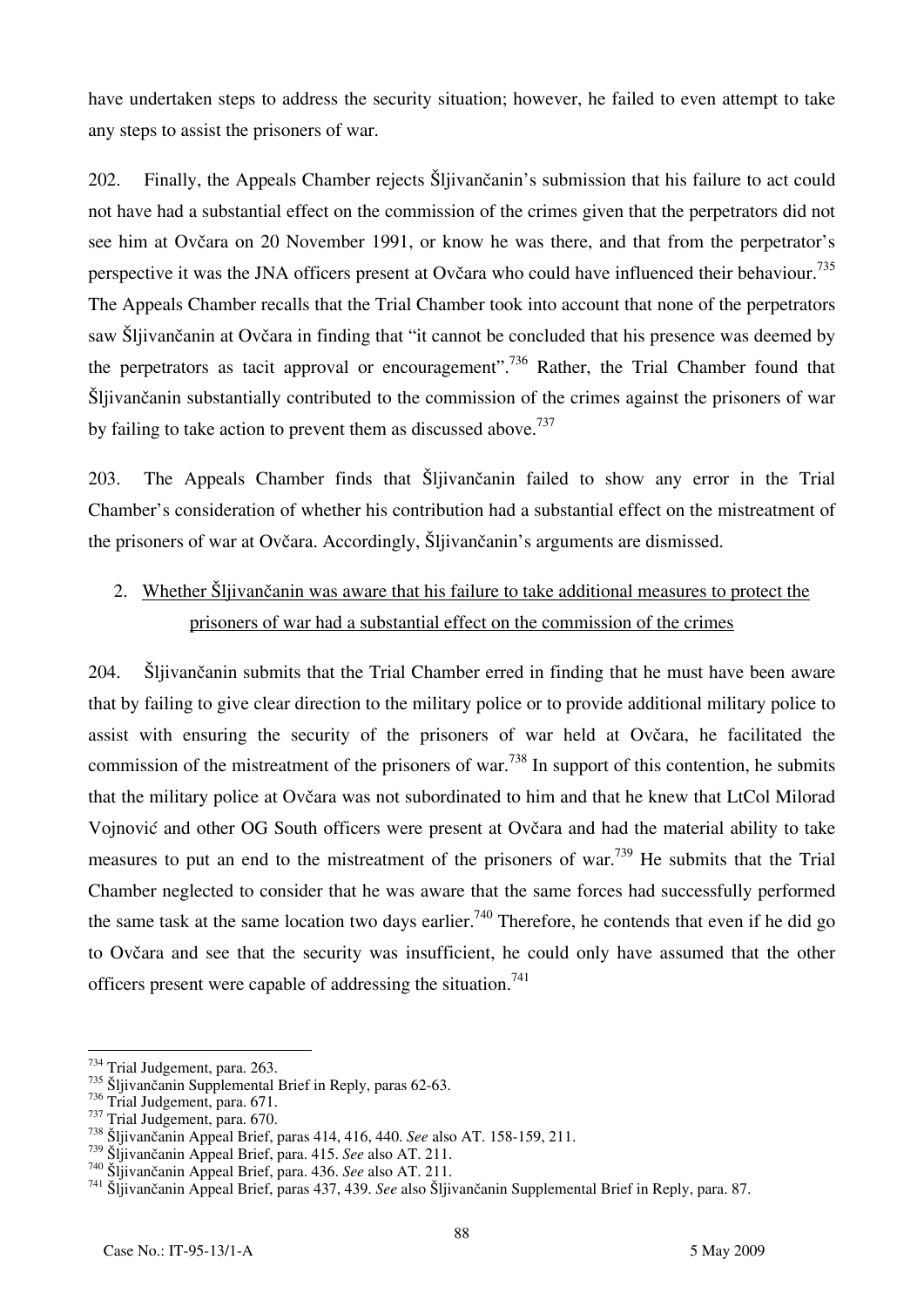have undertaken steps to address the security situation; however, he failed to even attempt to take any steps to assist the prisoners of war.

202. Finally, the Appeals Chamber rejects Šljivančanin's submission that his failure to act could not have had a substantial effect on the commission of the crimes given that the perpetrators did not see him at Ovčara on 20 November 1991, or know he was there, and that from the perpetrator's perspective it was the JNA officers present at Ovčara who could have influenced their behaviour.[735] The Appeals Chamber recalls that the Trial Chamber took into account that none of the perpetrators saw Šljivančanin at Ovčara in finding that "it cannot be concluded that his presence was deemed by the perpetrators as tacit approval or encouragement".[736] Rather, the Trial Chamber found that Šljivančanin substantially contributed to the commission of the crimes against the prisoners of war by failing to take action to prevent them as discussed above.[737]

203. The Appeals Chamber finds that Šljivančanin failed to show any error in the Trial Chamber's consideration of whether his contribution had a substantial effect on the mistreatment of the prisoners of war at Ovčara. Accordingly, Šljivančanin's arguments are dismissed.

2. Whether Šljivančanin was aware that his failure to take additional measures to protect the prisoners of war had a substantial effect on the commission of the crimes

204. Šljivančanin submits that the Trial Chamber erred in finding that he must have been aware that by failing to give clear direction to the military police or to provide additional military police to assist with ensuring the security of the prisoners of war held at Ovčara, he facilitated the commission of the mistreatment of the prisoners of war.[738] In support of this contention, he submits that the military police at Ovčara was not subordinated to him and that he knew that LtCol Milorad Vojnović and other OG South officers were present at Ovčara and had the material ability to take measures to put an end to the mistreatment of the prisoners of war.[739] He submits that the Trial Chamber neglected to consider that he was aware that the same forces had successfully performed the same task at the same location two days earlier.[740] Therefore, he contends that even if he did go to Ovčara and see that the security was insufficient, he could only have assumed that the other officers present were capable of addressing the situation.[741]

---

[734] Trial Judgement, para. 263.
[735] Šljivančanin Supplemental Brief in Reply, paras 62-63.
[736] Trial Judgement, para. 671.
[737] Trial Judgement, para. 670.
[738] Šljivančanin Appeal Brief, paras 414, 416, 440. *See* also AT. 158-159, 211.
[739] Šljivančanin Appeal Brief, para. 415. *See* also AT. 211.
[740] Šljivančanin Appeal Brief, para. 436. *See* also AT. 211.
[741] Šljivančanin Appeal Brief, paras 437, 439. *See* also Šljivančanin Supplemental Brief in Reply, para. 87.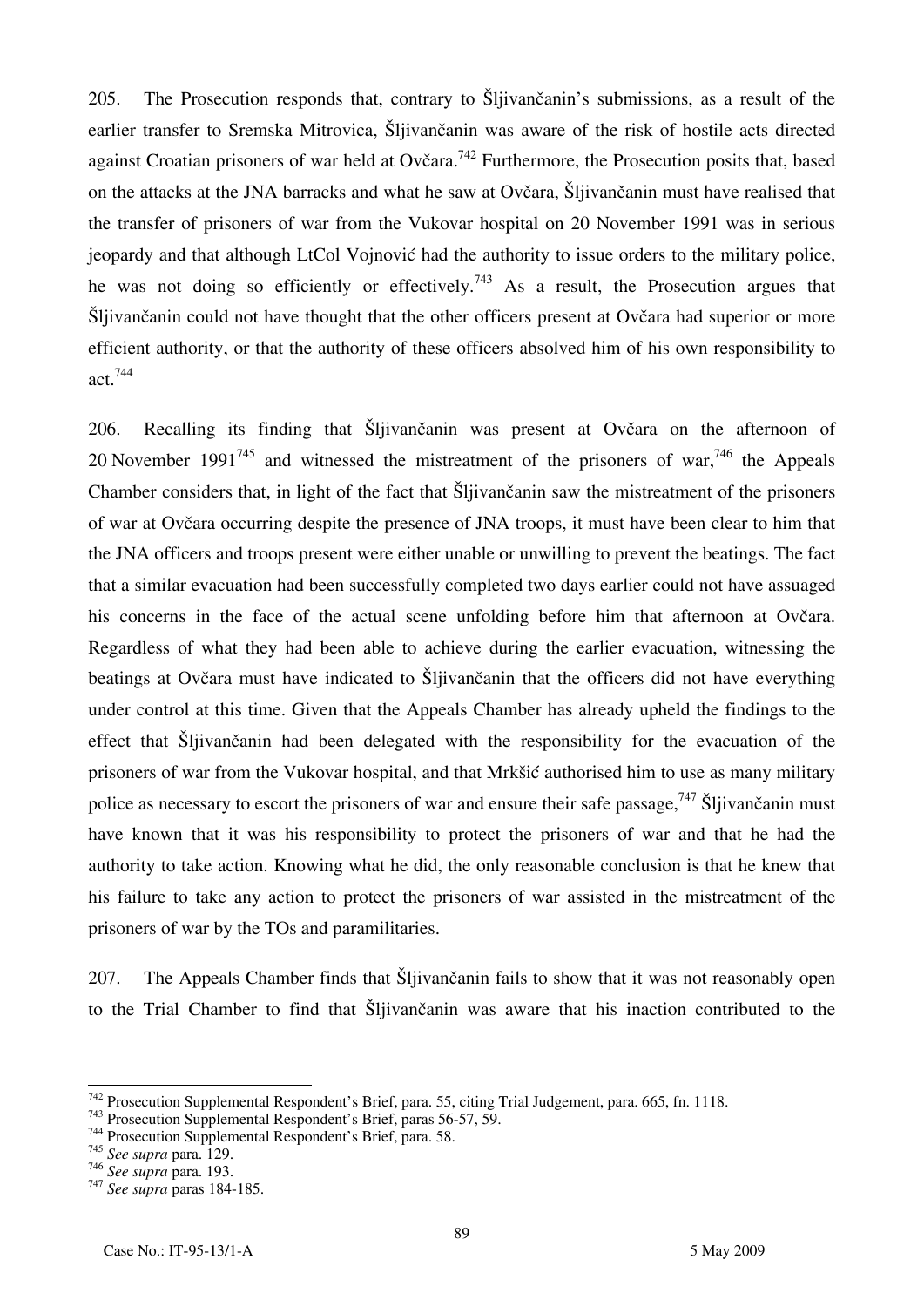205. The Prosecution responds that, contrary to Šljivančanin's submissions, as a result of the earlier transfer to Sremska Mitrovica, Šljivančanin was aware of the risk of hostile acts directed against Croatian prisoners of war held at Ovčara.[742] Furthermore, the Prosecution posits that, based on the attacks at the JNA barracks and what he saw at Ovčara, Šljivančanin must have realised that the transfer of prisoners of war from the Vukovar hospital on 20 November 1991 was in serious jeopardy and that although LtCol Vojnović had the authority to issue orders to the military police, he was not doing so efficiently or effectively.[743] As a result, the Prosecution argues that Šljivančanin could not have thought that the other officers present at Ovčara had superior or more efficient authority, or that the authority of these officers absolved him of his own responsibility to act.[744]

206. Recalling its finding that Šljivančanin was present at Ovčara on the afternoon of 20 November 1991[745] and witnessed the mistreatment of the prisoners of war,[746] the Appeals Chamber considers that, in light of the fact that Šljivančanin saw the mistreatment of the prisoners of war at Ovčara occurring despite the presence of JNA troops, it must have been clear to him that the JNA officers and troops present were either unable or unwilling to prevent the beatings. The fact that a similar evacuation had been successfully completed two days earlier could not have assuaged his concerns in the face of the actual scene unfolding before him that afternoon at Ovčara. Regardless of what they had been able to achieve during the earlier evacuation, witnessing the beatings at Ovčara must have indicated to Šljivančanin that the officers did not have everything under control at this time. Given that the Appeals Chamber has already upheld the findings to the effect that Šljivančanin had been delegated with the responsibility for the evacuation of the prisoners of war from the Vukovar hospital, and that Mrkšić authorised him to use as many military police as necessary to escort the prisoners of war and ensure their safe passage,[747] Šljivančanin must have known that it was his responsibility to protect the prisoners of war and that he had the authority to take action. Knowing what he did, the only reasonable conclusion is that he knew that his failure to take any action to protect the prisoners of war assisted in the mistreatment of the prisoners of war by the TOs and paramilitaries.

207. The Appeals Chamber finds that Šljivančanin fails to show that it was not reasonably open to the Trial Chamber to find that Šljivančanin was aware that his inaction contributed to the

---

[742] Prosecution Supplemental Respondent's Brief, para. 55, citing Trial Judgement, para. 665, fn. 1118.

[743] Prosecution Supplemental Respondent's Brief, paras 56-57, 59.

[744] Prosecution Supplemental Respondent's Brief, para. 58.

[745] *See supra* para. 129.

[746] *See supra* para. 193.

[747] *See supra* paras 184-185.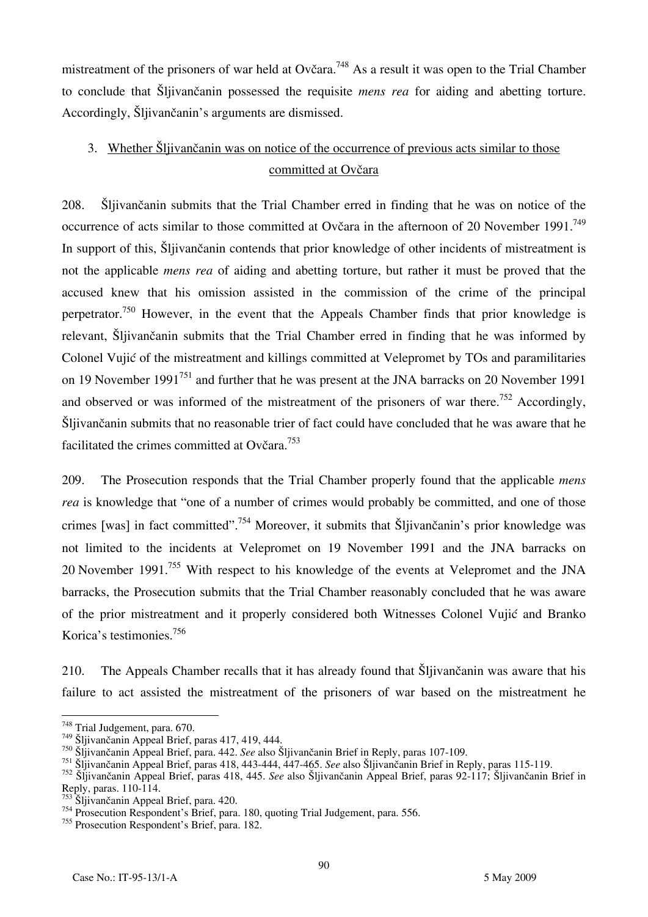mistreatment of the prisoners of war held at Ovčara.[748] As a result it was open to the Trial Chamber to conclude that Šljivančanin possessed the requisite *mens rea* for aiding and abetting torture. Accordingly, Šljivančanin's arguments are dismissed.

### 3. Whether Šljivančanin was on notice of the occurrence of previous acts similar to those committed at Ovčara

208. Šljivančanin submits that the Trial Chamber erred in finding that he was on notice of the occurrence of acts similar to those committed at Ovčara in the afternoon of 20 November 1991.[749] In support of this, Šljivančanin contends that prior knowledge of other incidents of mistreatment is not the applicable *mens rea* of aiding and abetting torture, but rather it must be proved that the accused knew that his omission assisted in the commission of the crime of the principal perpetrator.[750] However, in the event that the Appeals Chamber finds that prior knowledge is relevant, Šljivančanin submits that the Trial Chamber erred in finding that he was informed by Colonel Vujić of the mistreatment and killings committed at Velepromet by TOs and paramilitaries on 19 November 1991[751] and further that he was present at the JNA barracks on 20 November 1991 and observed or was informed of the mistreatment of the prisoners of war there.[752] Accordingly, Šljivančanin submits that no reasonable trier of fact could have concluded that he was aware that he facilitated the crimes committed at Ovčara.[753]

209. The Prosecution responds that the Trial Chamber properly found that the applicable *mens rea* is knowledge that "one of a number of crimes would probably be committed, and one of those crimes [was] in fact committed".[754] Moreover, it submits that Šljivančanin's prior knowledge was not limited to the incidents at Velepromet on 19 November 1991 and the JNA barracks on 20 November 1991.[755] With respect to his knowledge of the events at Velepromet and the JNA barracks, the Prosecution submits that the Trial Chamber reasonably concluded that he was aware of the prior mistreatment and it properly considered both Witnesses Colonel Vujić and Branko Korica's testimonies.[756]

210. The Appeals Chamber recalls that it has already found that Šljivančanin was aware that his failure to act assisted the mistreatment of the prisoners of war based on the mistreatment he

---

[748] Trial Judgement, para. 670.

[749] Šljivančanin Appeal Brief, paras 417, 419, 444.

[750] Šljivančanin Appeal Brief, para. 442. *See* also Šljivančanin Brief in Reply, paras 107-109.

[751] Šljivančanin Appeal Brief, paras 418, 443-444, 447-465. *See* also Šljivančanin Brief in Reply, paras 115-119.

[752] Šljivančanin Appeal Brief, paras 418, 445. *See* also Šljivančanin Appeal Brief, paras 92-117; Šljivančanin Brief in Reply, paras. 110-114.

[753] Šljivančanin Appeal Brief, para. 420.

[754] Prosecution Respondent's Brief, para. 180, quoting Trial Judgement, para. 556.

[755] Prosecution Respondent's Brief, para. 182.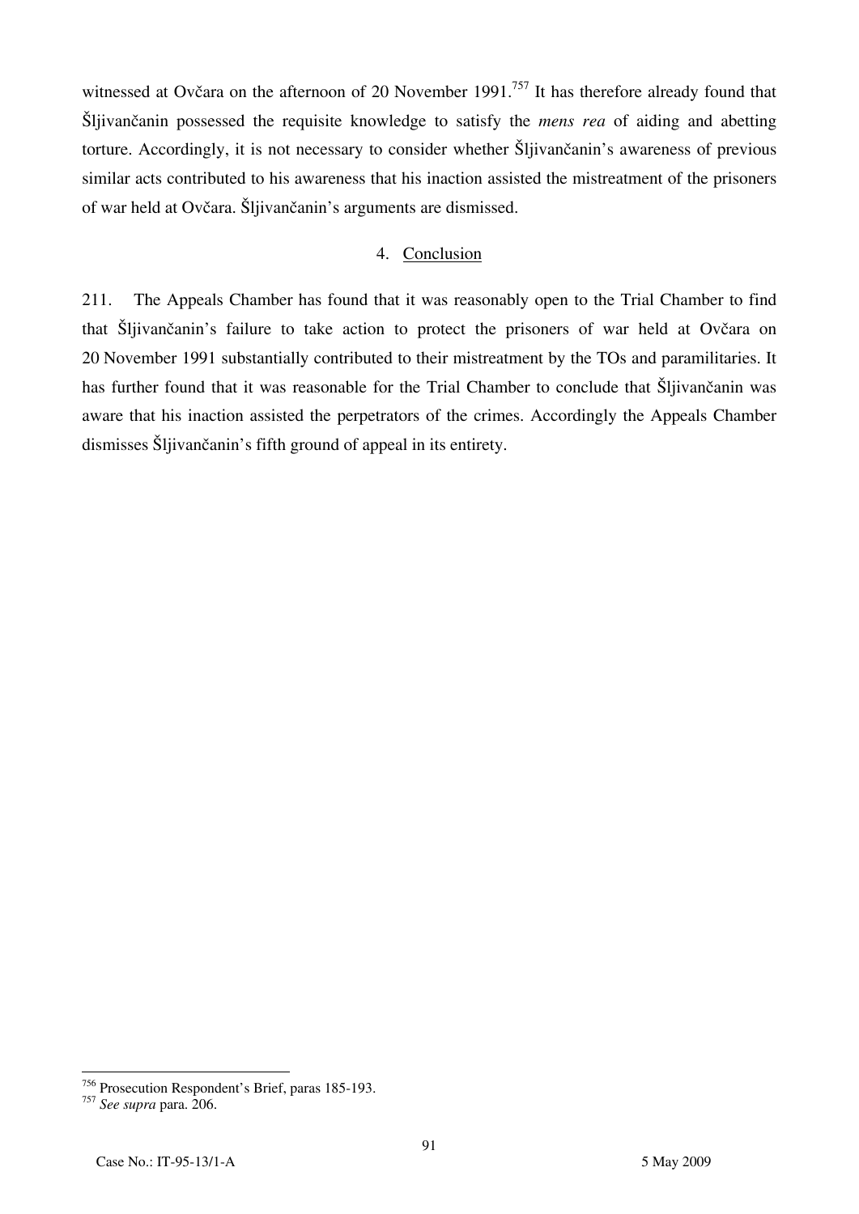witnessed at Ovčara on the afternoon of 20 November 1991.[757] It has therefore already found that Šljivančanin possessed the requisite knowledge to satisfy the *mens rea* of aiding and abetting torture. Accordingly, it is not necessary to consider whether Šljivančanin's awareness of previous similar acts contributed to his awareness that his inaction assisted the mistreatment of the prisoners of war held at Ovčara. Šljivančanin's arguments are dismissed.

### 4. Conclusion

211. The Appeals Chamber has found that it was reasonably open to the Trial Chamber to find that Šljivančanin's failure to take action to protect the prisoners of war held at Ovčara on 20 November 1991 substantially contributed to their mistreatment by the TOs and paramilitaries. It has further found that it was reasonable for the Trial Chamber to conclude that Šljivančanin was aware that his inaction assisted the perpetrators of the crimes. Accordingly the Appeals Chamber dismisses Šljivančanin's fifth ground of appeal in its entirety.

---

[756] Prosecution Respondent's Brief, paras 185-193.

[757] *See supra* para. 206.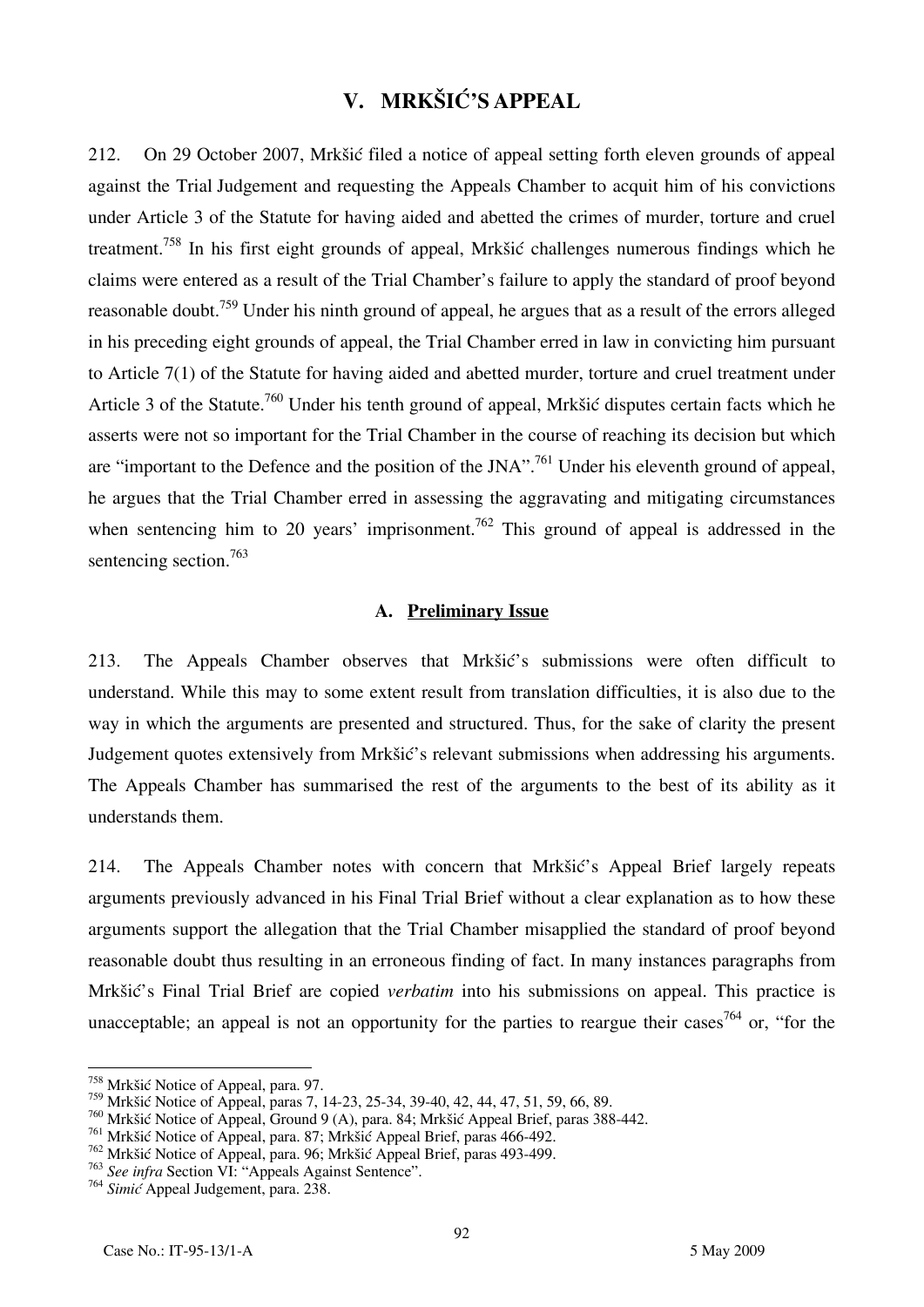# V. MRKŠIĆ'S APPEAL

212. On 29 October 2007, Mrkšić filed a notice of appeal setting forth eleven grounds of appeal against the Trial Judgement and requesting the Appeals Chamber to acquit him of his convictions under Article 3 of the Statute for having aided and abetted the crimes of murder, torture and cruel treatment.[758] In his first eight grounds of appeal, Mrkšić challenges numerous findings which he claims were entered as a result of the Trial Chamber's failure to apply the standard of proof beyond reasonable doubt.[759] Under his ninth ground of appeal, he argues that as a result of the errors alleged in his preceding eight grounds of appeal, the Trial Chamber erred in law in convicting him pursuant to Article 7(1) of the Statute for having aided and abetted murder, torture and cruel treatment under Article 3 of the Statute.[760] Under his tenth ground of appeal, Mrkšić disputes certain facts which he asserts were not so important for the Trial Chamber in the course of reaching its decision but which are "important to the Defence and the position of the JNA".[761] Under his eleventh ground of appeal, he argues that the Trial Chamber erred in assessing the aggravating and mitigating circumstances when sentencing him to 20 years' imprisonment.[762] This ground of appeal is addressed in the sentencing section.[763]

## A. Preliminary Issue

213. The Appeals Chamber observes that Mrkšić's submissions were often difficult to understand. While this may to some extent result from translation difficulties, it is also due to the way in which the arguments are presented and structured. Thus, for the sake of clarity the present Judgement quotes extensively from Mrkšić's relevant submissions when addressing his arguments. The Appeals Chamber has summarised the rest of the arguments to the best of its ability as it understands them.

214. The Appeals Chamber notes with concern that Mrkšić's Appeal Brief largely repeats arguments previously advanced in his Final Trial Brief without a clear explanation as to how these arguments support the allegation that the Trial Chamber misapplied the standard of proof beyond reasonable doubt thus resulting in an erroneous finding of fact. In many instances paragraphs from Mrkšić's Final Trial Brief are copied *verbatim* into his submissions on appeal. This practice is unacceptable; an appeal is not an opportunity for the parties to reargue their cases[764] or, "for the

---

[758] Mrkšić Notice of Appeal, para. 97.

[759] Mrkšić Notice of Appeal, paras 7, 14-23, 25-34, 39-40, 42, 44, 47, 51, 59, 66, 89.

[760] Mrkšić Notice of Appeal, Ground 9 (A), para. 84; Mrkšić Appeal Brief, paras 388-442.

[761] Mrkšić Notice of Appeal, para. 87; Mrkšić Appeal Brief, paras 466-492.

[762] Mrkšić Notice of Appeal, para. 96; Mrkšić Appeal Brief, paras 493-499.

[763] *See infra* Section VI: "Appeals Against Sentence".

[764] *Simić* Appeal Judgement, para. 238.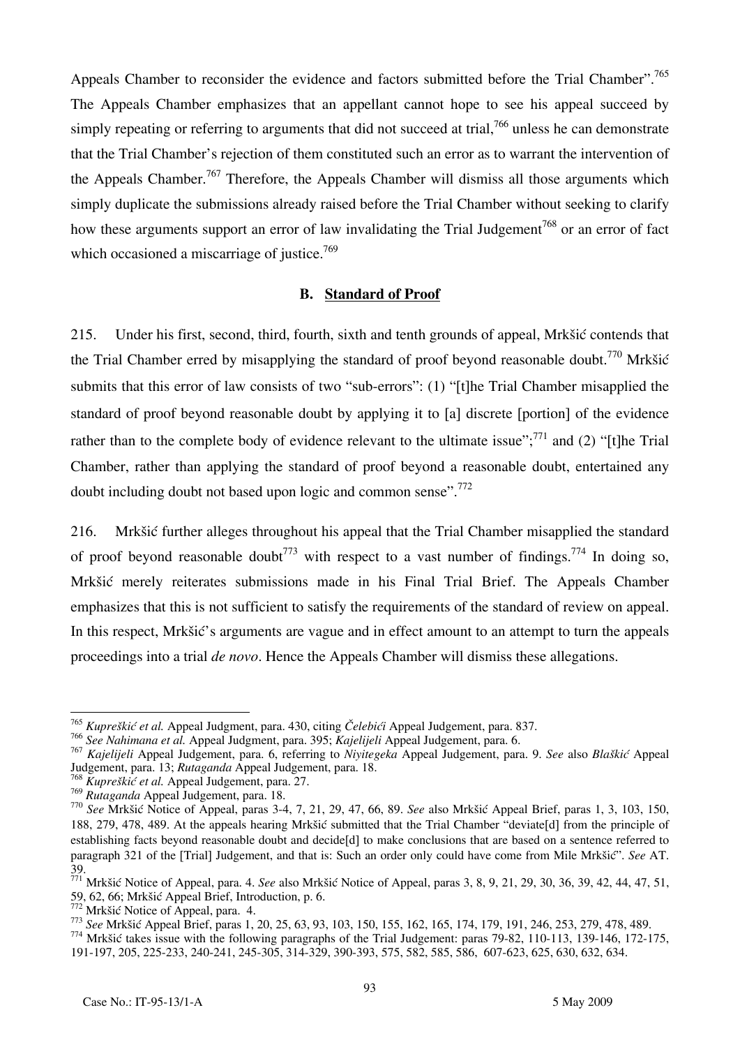Appeals Chamber to reconsider the evidence and factors submitted before the Trial Chamber".[765] The Appeals Chamber emphasizes that an appellant cannot hope to see his appeal succeed by simply repeating or referring to arguments that did not succeed at trial,[766] unless he can demonstrate that the Trial Chamber's rejection of them constituted such an error as to warrant the intervention of the Appeals Chamber.[767] Therefore, the Appeals Chamber will dismiss all those arguments which simply duplicate the submissions already raised before the Trial Chamber without seeking to clarify how these arguments support an error of law invalidating the Trial Judgement[768] or an error of fact which occasioned a miscarriage of justice.[769]

### B. Standard of Proof

215. Under his first, second, third, fourth, sixth and tenth grounds of appeal, Mrkšić contends that the Trial Chamber erred by misapplying the standard of proof beyond reasonable doubt.[770] Mrkšić submits that this error of law consists of two "sub-errors": (1) "[t]he Trial Chamber misapplied the standard of proof beyond reasonable doubt by applying it to [a] discrete [portion] of the evidence rather than to the complete body of evidence relevant to the ultimate issue";[771] and (2) "[t]he Trial Chamber, rather than applying the standard of proof beyond a reasonable doubt, entertained any doubt including doubt not based upon logic and common sense".[772]

216. Mrkšić further alleges throughout his appeal that the Trial Chamber misapplied the standard of proof beyond reasonable doubt[773] with respect to a vast number of findings.[774] In doing so, Mrkšić merely reiterates submissions made in his Final Trial Brief. The Appeals Chamber emphasizes that this is not sufficient to satisfy the requirements of the standard of review on appeal. In this respect, Mrkšić's arguments are vague and in effect amount to an attempt to turn the appeals proceedings into a trial *de novo*. Hence the Appeals Chamber will dismiss these allegations.

---

[765] *Kupreškić et al.* Appeal Judgment, para. 430, citing *Čelebići* Appeal Judgement, para. 837.

[766] *See Nahimana et al.* Appeal Judgment, para. 395; *Kajelijeli* Appeal Judgement, para. 6.

[767] *Kajelijeli* Appeal Judgement, para. 6, referring to *Niyitegeka* Appeal Judgement, para. 9. *See* also *Blaškić* Appeal Judgement, para. 13; *Rutaganda* Appeal Judgement, para. 18.

[768] *Kupreškić et al.* Appeal Judgement, para. 27.

[769] *Rutaganda* Appeal Judgement, para. 18.

[770] *See* Mrkšić Notice of Appeal, paras 3-4, 7, 21, 29, 47, 66, 89. *See* also Mrkšić Appeal Brief, paras 1, 3, 103, 150, 188, 279, 478, 489. At the appeals hearing Mrkšić submitted that the Trial Chamber "deviate[d] from the principle of establishing facts beyond reasonable doubt and decide[d] to make conclusions that are based on a sentence referred to paragraph 321 of the [Trial] Judgement, and that is: Such an order only could have come from Mile Mrkšić". *See* AT. 39.

[771] Mrkšić Notice of Appeal, para. 4. *See* also Mrkšić Notice of Appeal, paras 3, 8, 9, 21, 29, 30, 36, 39, 42, 44, 47, 51, 59, 62, 66; Mrkšić Appeal Brief, Introduction, p. 6.

[772] Mrkšić Notice of Appeal, para. 4.

[773] *See* Mrkšić Appeal Brief, paras 1, 20, 25, 63, 93, 103, 150, 155, 162, 165, 174, 179, 191, 246, 253, 279, 478, 489.

[774] Mrkšić takes issue with the following paragraphs of the Trial Judgement: paras 79-82, 110-113, 139-146, 172-175, 191-197, 205, 225-233, 240-241, 245-305, 314-329, 390-393, 575, 582, 585, 586, 607-623, 625, 630, 632, 634.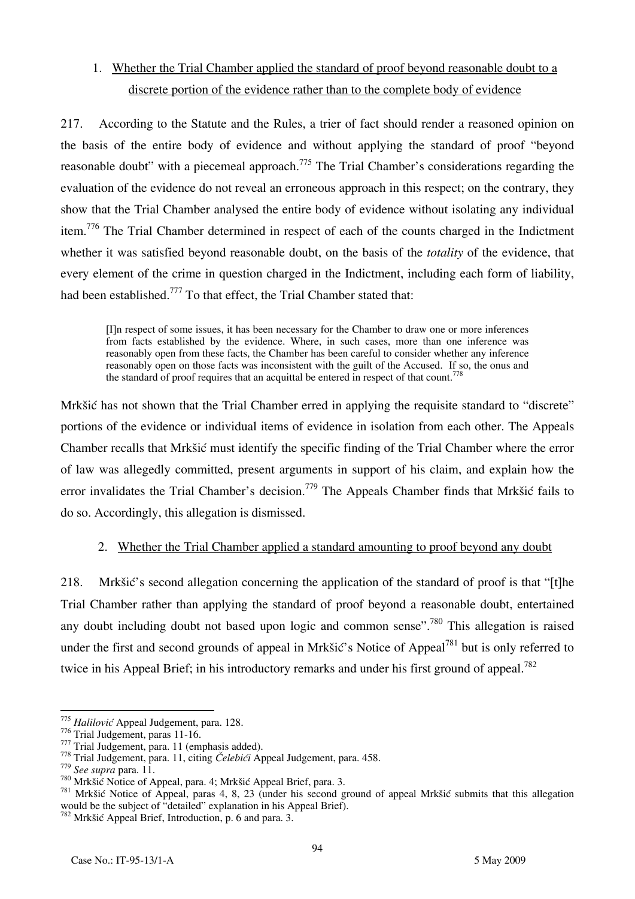1. Whether the Trial Chamber applied the standard of proof beyond reasonable doubt to a discrete portion of the evidence rather than to the complete body of evidence

217. According to the Statute and the Rules, a trier of fact should render a reasoned opinion on the basis of the entire body of evidence and without applying the standard of proof "beyond reasonable doubt" with a piecemeal approach.[775] The Trial Chamber's considerations regarding the evaluation of the evidence do not reveal an erroneous approach in this respect; on the contrary, they show that the Trial Chamber analysed the entire body of evidence without isolating any individual item.[776] The Trial Chamber determined in respect of each of the counts charged in the Indictment whether it was satisfied beyond reasonable doubt, on the basis of the *totality* of the evidence, that every element of the crime in question charged in the Indictment, including each form of liability, had been established.[777] To that effect, the Trial Chamber stated that:

> [I]n respect of some issues, it has been necessary for the Chamber to draw one or more inferences from facts established by the evidence. Where, in such cases, more than one inference was reasonably open from these facts, the Chamber has been careful to consider whether any inference reasonably open on those facts was inconsistent with the guilt of the Accused. If so, the onus and the standard of proof requires that an acquittal be entered in respect of that count.[778]

Mrkšić has not shown that the Trial Chamber erred in applying the requisite standard to "discrete" portions of the evidence or individual items of evidence in isolation from each other. The Appeals Chamber recalls that Mrkšić must identify the specific finding of the Trial Chamber where the error of law was allegedly committed, present arguments in support of his claim, and explain how the error invalidates the Trial Chamber's decision.[779] The Appeals Chamber finds that Mrkšić fails to do so. Accordingly, this allegation is dismissed.

2. Whether the Trial Chamber applied a standard amounting to proof beyond any doubt

218. Mrkšić's second allegation concerning the application of the standard of proof is that "[t]he Trial Chamber rather than applying the standard of proof beyond a reasonable doubt, entertained any doubt including doubt not based upon logic and common sense".[780] This allegation is raised under the first and second grounds of appeal in Mrkšić's Notice of Appeal[781] but is only referred to twice in his Appeal Brief; in his introductory remarks and under his first ground of appeal.[782]

---

[775] *Halilović* Appeal Judgement, para. 128.
[776] Trial Judgement, paras 11-16.
[777] Trial Judgement, para. 11 (emphasis added).
[778] Trial Judgement, para. 11, citing *Čelebići* Appeal Judgement, para. 458.
[779] *See supra* para. 11.
[780] Mrkšić Notice of Appeal, para. 4; Mrkšić Appeal Brief, para. 3.
[781] Mrkšić Notice of Appeal, paras 4, 8, 23 (under his second ground of appeal Mrkšić submits that this allegation would be the subject of "detailed" explanation in his Appeal Brief).
[782] Mrkšić Appeal Brief, Introduction, p. 6 and para. 3.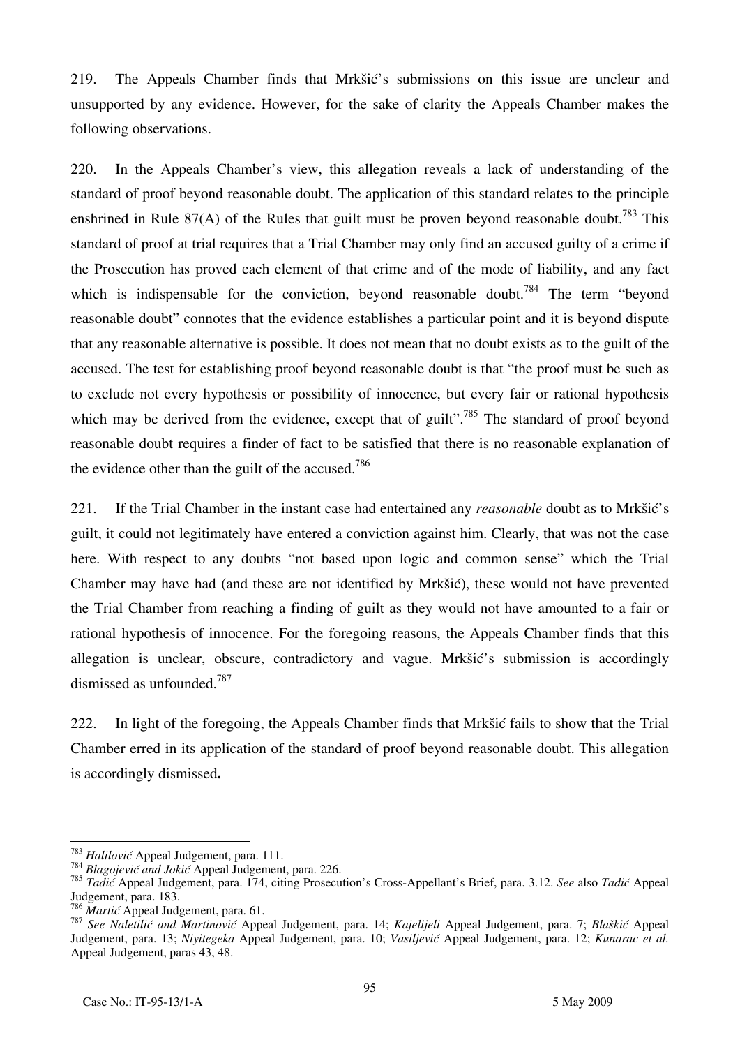219. The Appeals Chamber finds that Mrkšić's submissions on this issue are unclear and unsupported by any evidence. However, for the sake of clarity the Appeals Chamber makes the following observations.

220. In the Appeals Chamber's view, this allegation reveals a lack of understanding of the standard of proof beyond reasonable doubt. The application of this standard relates to the principle enshrined in Rule 87(A) of the Rules that guilt must be proven beyond reasonable doubt.[783] This standard of proof at trial requires that a Trial Chamber may only find an accused guilty of a crime if the Prosecution has proved each element of that crime and of the mode of liability, and any fact which is indispensable for the conviction, beyond reasonable doubt.[784] The term "beyond reasonable doubt" connotes that the evidence establishes a particular point and it is beyond dispute that any reasonable alternative is possible. It does not mean that no doubt exists as to the guilt of the accused. The test for establishing proof beyond reasonable doubt is that "the proof must be such as to exclude not every hypothesis or possibility of innocence, but every fair or rational hypothesis which may be derived from the evidence, except that of guilt".[785] The standard of proof beyond reasonable doubt requires a finder of fact to be satisfied that there is no reasonable explanation of the evidence other than the guilt of the accused.[786]

221. If the Trial Chamber in the instant case had entertained any *reasonable* doubt as to Mrkšić's guilt, it could not legitimately have entered a conviction against him. Clearly, that was not the case here. With respect to any doubts "not based upon logic and common sense" which the Trial Chamber may have had (and these are not identified by Mrkšić), these would not have prevented the Trial Chamber from reaching a finding of guilt as they would not have amounted to a fair or rational hypothesis of innocence. For the foregoing reasons, the Appeals Chamber finds that this allegation is unclear, obscure, contradictory and vague. Mrkšić's submission is accordingly dismissed as unfounded.[787]

222. In light of the foregoing, the Appeals Chamber finds that Mrkšić fails to show that the Trial Chamber erred in its application of the standard of proof beyond reasonable doubt. This allegation is accordingly dismissed**.**

---

[783] *Halilović* Appeal Judgement, para. 111.

[784] *Blagojević and Jokić* Appeal Judgement, para. 226.

[785] *Tadić* Appeal Judgement, para. 174, citing Prosecution's Cross-Appellant's Brief, para. 3.12. *See* also *Tadić* Appeal Judgement, para. 183.

[786] *Martić* Appeal Judgement, para. 61.

[787] *See Naletilić and Martinović* Appeal Judgement, para. 14; *Kajelijeli* Appeal Judgement, para. 7; *Blaškić* Appeal Judgement, para. 13; *Niyitegeka* Appeal Judgement, para. 10; *Vasiljević* Appeal Judgement, para. 12; *Kunarac et al.* Appeal Judgement, paras 43, 48.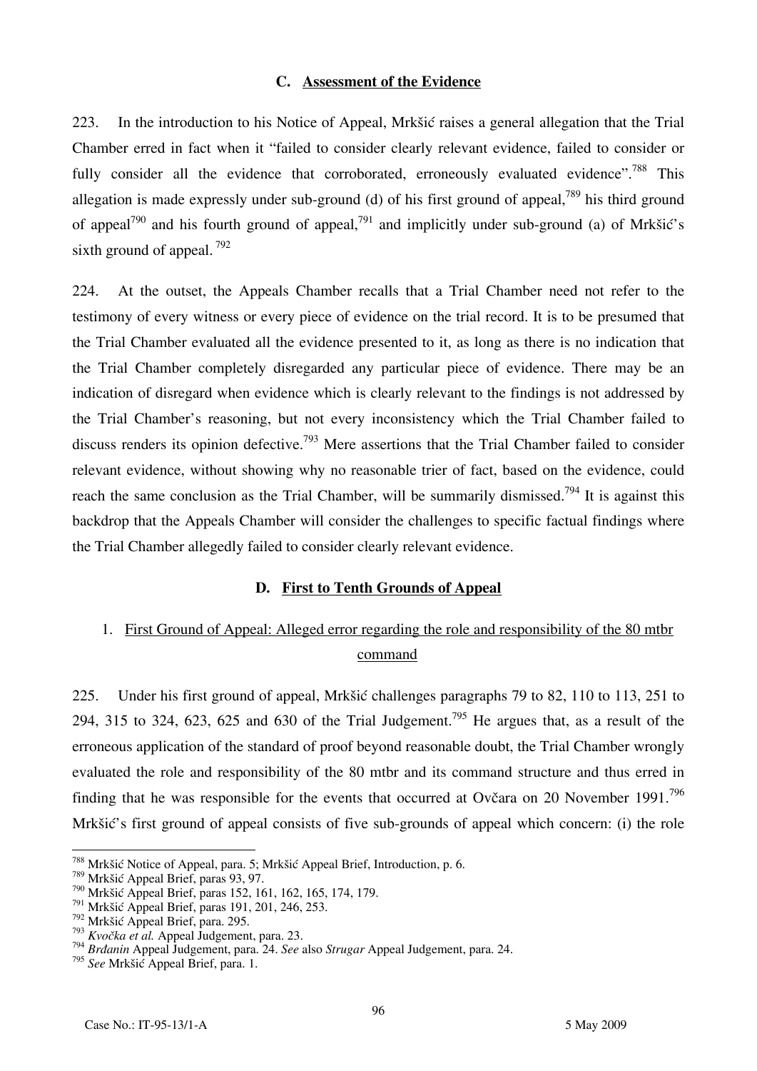### C. Assessment of the Evidence

223. In the introduction to his Notice of Appeal, Mrkšić raises a general allegation that the Trial Chamber erred in fact when it "failed to consider clearly relevant evidence, failed to consider or fully consider all the evidence that corroborated, erroneously evaluated evidence".[788] This allegation is made expressly under sub-ground (d) of his first ground of appeal,[789] his third ground of appeal[790] and his fourth ground of appeal,[791] and implicitly under sub-ground (a) of Mrkšić's sixth ground of appeal.[792]

224. At the outset, the Appeals Chamber recalls that a Trial Chamber need not refer to the testimony of every witness or every piece of evidence on the trial record. It is to be presumed that the Trial Chamber evaluated all the evidence presented to it, as long as there is no indication that the Trial Chamber completely disregarded any particular piece of evidence. There may be an indication of disregard when evidence which is clearly relevant to the findings is not addressed by the Trial Chamber's reasoning, but not every inconsistency which the Trial Chamber failed to discuss renders its opinion defective.[793] Mere assertions that the Trial Chamber failed to consider relevant evidence, without showing why no reasonable trier of fact, based on the evidence, could reach the same conclusion as the Trial Chamber, will be summarily dismissed.[794] It is against this backdrop that the Appeals Chamber will consider the challenges to specific factual findings where the Trial Chamber allegedly failed to consider clearly relevant evidence.

### D. First to Tenth Grounds of Appeal

#### 1. First Ground of Appeal: Alleged error regarding the role and responsibility of the 80 mtbr command

225. Under his first ground of appeal, Mrkšić challenges paragraphs 79 to 82, 110 to 113, 251 to 294, 315 to 324, 623, 625 and 630 of the Trial Judgement.[795] He argues that, as a result of the erroneous application of the standard of proof beyond reasonable doubt, the Trial Chamber wrongly evaluated the role and responsibility of the 80 mtbr and its command structure and thus erred in finding that he was responsible for the events that occurred at Ovčara on 20 November 1991.[796] Mrkšić's first ground of appeal consists of five sub-grounds of appeal which concern: (i) the role

---

[788] Mrkšić Notice of Appeal, para. 5; Mrkšić Appeal Brief, Introduction, p. 6.

[789] Mrkšić Appeal Brief, paras 93, 97.

[790] Mrkšić Appeal Brief, paras 152, 161, 162, 165, 174, 179.

[791] Mrkšić Appeal Brief, paras 191, 201, 246, 253.

[792] Mrkšić Appeal Brief, para. 295.

[793] *Kvočka et al.* Appeal Judgement, para. 23.

[794] *Brđanin* Appeal Judgement, para. 24. *See* also *Strugar* Appeal Judgement, para. 24.

[795] *See* Mrkšić Appeal Brief, para. 1.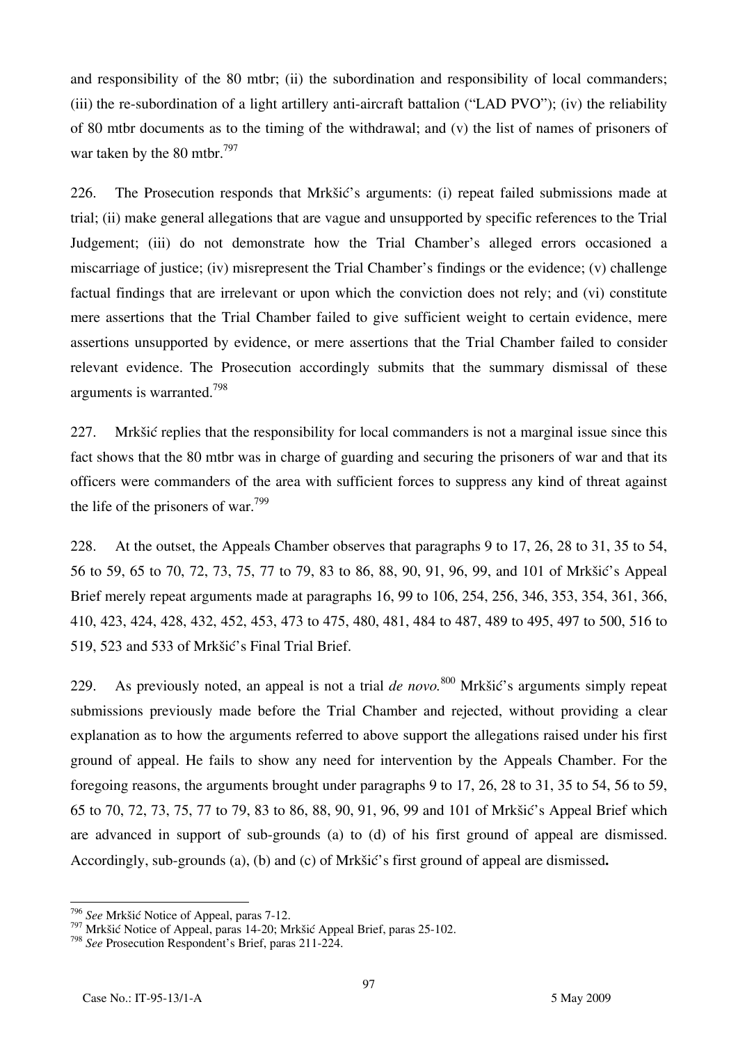and responsibility of the 80 mtbr; (ii) the subordination and responsibility of local commanders; (iii) the re-subordination of a light artillery anti-aircraft battalion ("LAD PVO"); (iv) the reliability of 80 mtbr documents as to the timing of the withdrawal; and (v) the list of names of prisoners of war taken by the 80 mtbr.[797]

226. The Prosecution responds that Mrkšić's arguments: (i) repeat failed submissions made at trial; (ii) make general allegations that are vague and unsupported by specific references to the Trial Judgement; (iii) do not demonstrate how the Trial Chamber's alleged errors occasioned a miscarriage of justice; (iv) misrepresent the Trial Chamber's findings or the evidence; (v) challenge factual findings that are irrelevant or upon which the conviction does not rely; and (vi) constitute mere assertions that the Trial Chamber failed to give sufficient weight to certain evidence, mere assertions unsupported by evidence, or mere assertions that the Trial Chamber failed to consider relevant evidence. The Prosecution accordingly submits that the summary dismissal of these arguments is warranted.[798]

227. Mrkšić replies that the responsibility for local commanders is not a marginal issue since this fact shows that the 80 mtbr was in charge of guarding and securing the prisoners of war and that its officers were commanders of the area with sufficient forces to suppress any kind of threat against the life of the prisoners of war.[799]

228. At the outset, the Appeals Chamber observes that paragraphs 9 to 17, 26, 28 to 31, 35 to 54, 56 to 59, 65 to 70, 72, 73, 75, 77 to 79, 83 to 86, 88, 90, 91, 96, 99, and 101 of Mrkšić's Appeal Brief merely repeat arguments made at paragraphs 16, 99 to 106, 254, 256, 346, 353, 354, 361, 366, 410, 423, 424, 428, 432, 452, 453, 473 to 475, 480, 481, 484 to 487, 489 to 495, 497 to 500, 516 to 519, 523 and 533 of Mrkšić's Final Trial Brief.

229. As previously noted, an appeal is not a trial *de novo*.[800] Mrkšić's arguments simply repeat submissions previously made before the Trial Chamber and rejected, without providing a clear explanation as to how the arguments referred to above support the allegations raised under his first ground of appeal. He fails to show any need for intervention by the Appeals Chamber. For the foregoing reasons, the arguments brought under paragraphs 9 to 17, 26, 28 to 31, 35 to 54, 56 to 59, 65 to 70, 72, 73, 75, 77 to 79, 83 to 86, 88, 90, 91, 96, 99 and 101 of Mrkšić's Appeal Brief which are advanced in support of sub-grounds (a) to (d) of his first ground of appeal are dismissed. Accordingly, sub-grounds (a), (b) and (c) of Mrkšić's first ground of appeal are dismissed**.**

---

[796] *See* Mrkšić Notice of Appeal, paras 7-12.

[797] Mrkšić Notice of Appeal, paras 14-20; Mrkšić Appeal Brief, paras 25-102.

[798] *See* Prosecution Respondent's Brief, paras 211-224.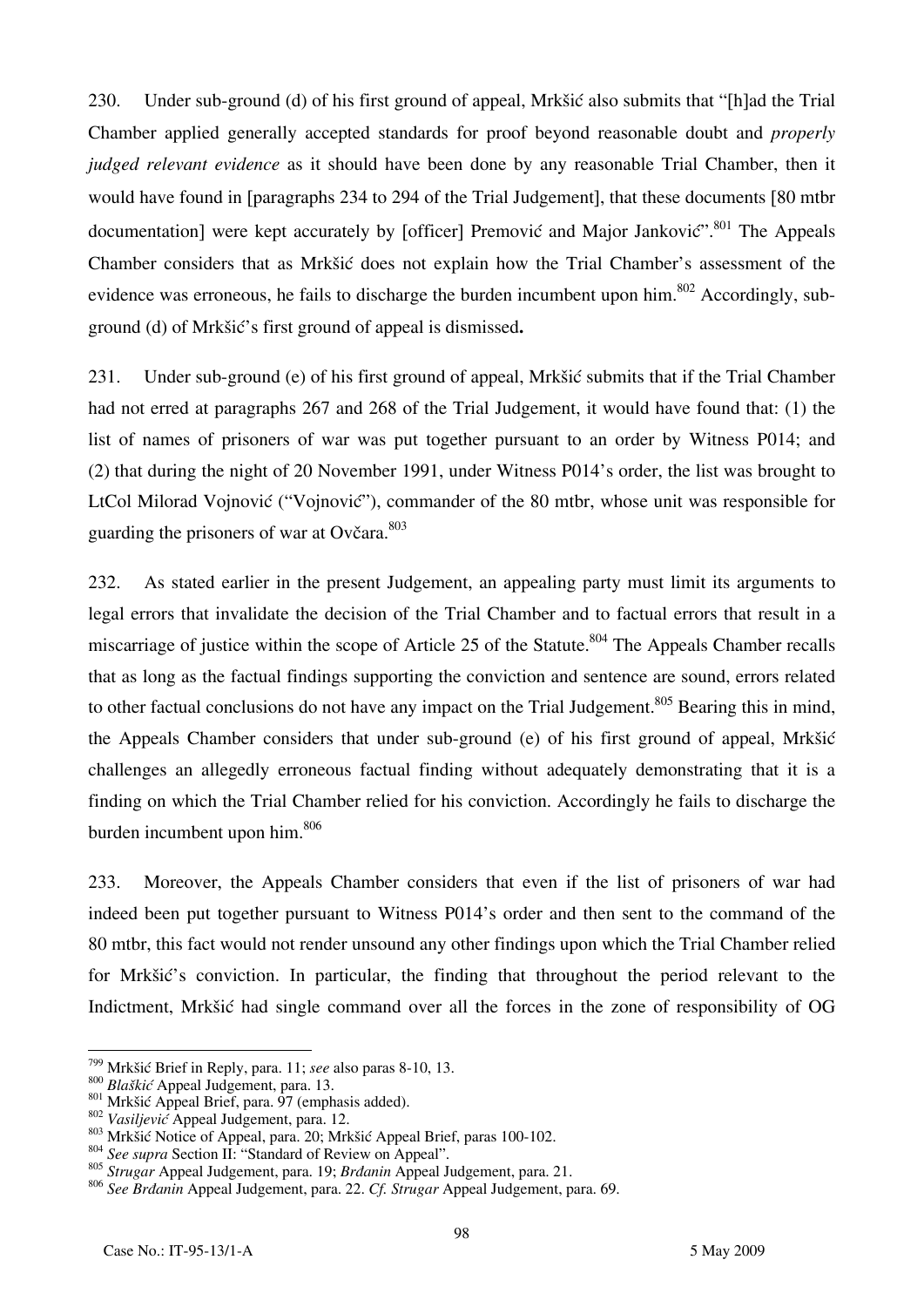230. Under sub-ground (d) of his first ground of appeal, Mrkšić also submits that "[h]ad the Trial Chamber applied generally accepted standards for proof beyond reasonable doubt and *properly judged relevant evidence* as it should have been done by any reasonable Trial Chamber, then it would have found in [paragraphs 234 to 294 of the Trial Judgement], that these documents [80 mtbr documentation] were kept accurately by [officer] Premović and Major Janković".[801] The Appeals Chamber considers that as Mrkšić does not explain how the Trial Chamber's assessment of the evidence was erroneous, he fails to discharge the burden incumbent upon him.[802] Accordingly, sub-ground (d) of Mrkšić's first ground of appeal is dismissed**.**

231. Under sub-ground (e) of his first ground of appeal, Mrkšić submits that if the Trial Chamber had not erred at paragraphs 267 and 268 of the Trial Judgement, it would have found that: (1) the list of names of prisoners of war was put together pursuant to an order by Witness P014; and (2) that during the night of 20 November 1991, under Witness P014's order, the list was brought to LtCol Milorad Vojnović ("Vojnović"), commander of the 80 mtbr, whose unit was responsible for guarding the prisoners of war at Ovčara.[803]

232. As stated earlier in the present Judgement, an appealing party must limit its arguments to legal errors that invalidate the decision of the Trial Chamber and to factual errors that result in a miscarriage of justice within the scope of Article 25 of the Statute.[804] The Appeals Chamber recalls that as long as the factual findings supporting the conviction and sentence are sound, errors related to other factual conclusions do not have any impact on the Trial Judgement.[805] Bearing this in mind, the Appeals Chamber considers that under sub-ground (e) of his first ground of appeal, Mrkšić challenges an allegedly erroneous factual finding without adequately demonstrating that it is a finding on which the Trial Chamber relied for his conviction. Accordingly he fails to discharge the burden incumbent upon him.[806]

233. Moreover, the Appeals Chamber considers that even if the list of prisoners of war had indeed been put together pursuant to Witness P014's order and then sent to the command of the 80 mtbr, this fact would not render unsound any other findings upon which the Trial Chamber relied for Mrkšić's conviction. In particular, the finding that throughout the period relevant to the Indictment, Mrkšić had single command over all the forces in the zone of responsibility of OG

---

[799] Mrkšić Brief in Reply, para. 11; *see* also paras 8-10, 13.

[800] *Blaškić* Appeal Judgement, para. 13.

[801] Mrkšić Appeal Brief, para. 97 (emphasis added).

[802] *Vasiljević* Appeal Judgement, para. 12.

[803] Mrkšić Notice of Appeal, para. 20; Mrkšić Appeal Brief, paras 100-102.

[804] *See supra* Section II: "Standard of Review on Appeal".

[805] *Strugar* Appeal Judgement, para. 19; *Brđanin* Appeal Judgement, para. 21.

[806] *See Brđanin* Appeal Judgement, para. 22. *Cf. Strugar* Appeal Judgement, para. 69.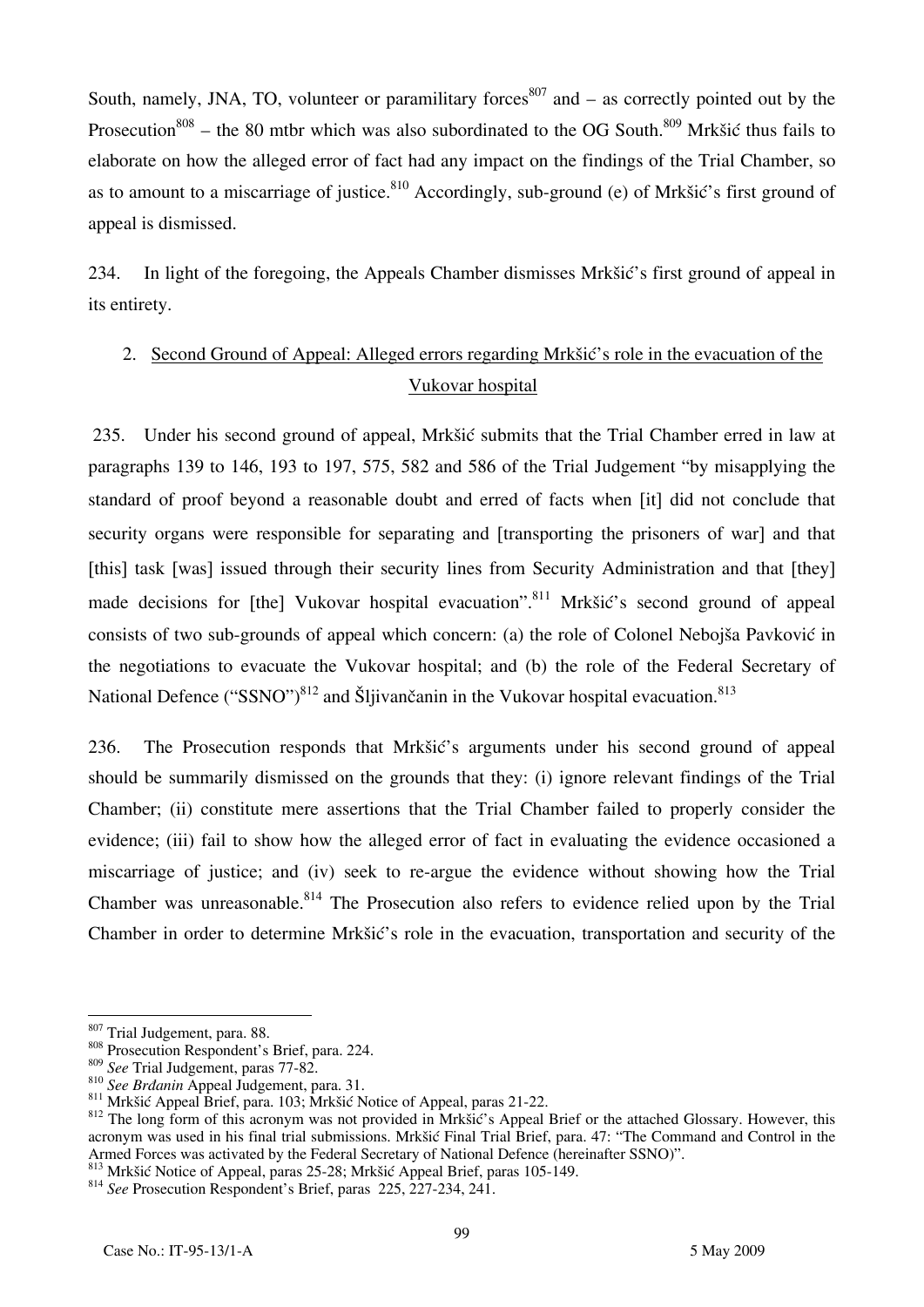South, namely, JNA, TO, volunteer or paramilitary forces[807] and – as correctly pointed out by the Prosecution[808] – the 80 mtbr which was also subordinated to the OG South.[809] Mrkšić thus fails to elaborate on how the alleged error of fact had any impact on the findings of the Trial Chamber, so as to amount to a miscarriage of justice.[810] Accordingly, sub-ground (e) of Mrkšić's first ground of appeal is dismissed.

234. In light of the foregoing, the Appeals Chamber dismisses Mrkšić's first ground of appeal in its entirety.

## 2. Second Ground of Appeal: Alleged errors regarding Mrkšić's role in the evacuation of the Vukovar hospital

235. Under his second ground of appeal, Mrkšić submits that the Trial Chamber erred in law at paragraphs 139 to 146, 193 to 197, 575, 582 and 586 of the Trial Judgement "by misapplying the standard of proof beyond a reasonable doubt and erred of facts when [it] did not conclude that security organs were responsible for separating and [transporting the prisoners of war] and that [this] task [was] issued through their security lines from Security Administration and that [they] made decisions for [the] Vukovar hospital evacuation".[811] Mrkšić's second ground of appeal consists of two sub-grounds of appeal which concern: (a) the role of Colonel Nebojša Pavković in the negotiations to evacuate the Vukovar hospital; and (b) the role of the Federal Secretary of National Defence ("SSNO")[812] and Šljivančanin in the Vukovar hospital evacuation.[813]

236. The Prosecution responds that Mrkšić's arguments under his second ground of appeal should be summarily dismissed on the grounds that they: (i) ignore relevant findings of the Trial Chamber; (ii) constitute mere assertions that the Trial Chamber failed to properly consider the evidence; (iii) fail to show how the alleged error of fact in evaluating the evidence occasioned a miscarriage of justice; and (iv) seek to re-argue the evidence without showing how the Trial Chamber was unreasonable.[814] The Prosecution also refers to evidence relied upon by the Trial Chamber in order to determine Mrkšić's role in the evacuation, transportation and security of the

---

[807] Trial Judgement, para. 88.

[808] Prosecution Respondent's Brief, para. 224.

[809] *See* Trial Judgement, paras 77-82.

[810] *See Brđanin* Appeal Judgement, para. 31.

[811] Mrkšić Appeal Brief, para. 103; Mrkšić Notice of Appeal, paras 21-22.

[812] The long form of this acronym was not provided in Mrkšić's Appeal Brief or the attached Glossary. However, this acronym was used in his final trial submissions. Mrkšić Final Trial Brief, para. 47: "The Command and Control in the Armed Forces was activated by the Federal Secretary of National Defence (hereinafter SSNO)".

[813] Mrkšić Notice of Appeal, paras 25-28; Mrkšić Appeal Brief, paras 105-149.

[814] *See* Prosecution Respondent's Brief, paras 225, 227-234, 241.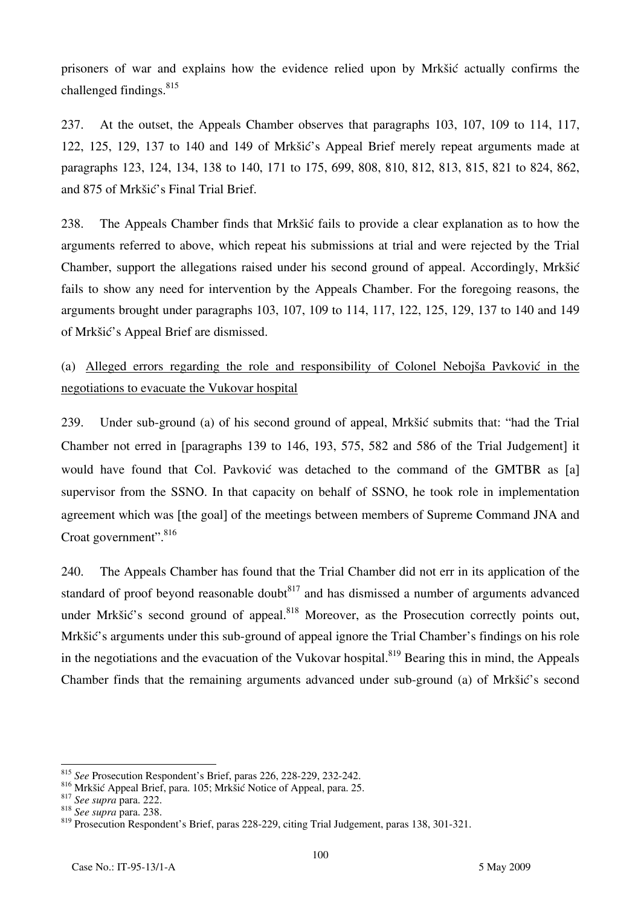prisoners of war and explains how the evidence relied upon by Mrkšić actually confirms the challenged findings.[815]

237. At the outset, the Appeals Chamber observes that paragraphs 103, 107, 109 to 114, 117, 122, 125, 129, 137 to 140 and 149 of Mrkšić's Appeal Brief merely repeat arguments made at paragraphs 123, 124, 134, 138 to 140, 171 to 175, 699, 808, 810, 812, 813, 815, 821 to 824, 862, and 875 of Mrkšić's Final Trial Brief.

238. The Appeals Chamber finds that Mrkšić fails to provide a clear explanation as to how the arguments referred to above, which repeat his submissions at trial and were rejected by the Trial Chamber, support the allegations raised under his second ground of appeal. Accordingly, Mrkšić fails to show any need for intervention by the Appeals Chamber. For the foregoing reasons, the arguments brought under paragraphs 103, 107, 109 to 114, 117, 122, 125, 129, 137 to 140 and 149 of Mrkšić's Appeal Brief are dismissed.

(a) Alleged errors regarding the role and responsibility of Colonel Nebojša Pavković in the negotiations to evacuate the Vukovar hospital

239. Under sub-ground (a) of his second ground of appeal, Mrkšić submits that: "had the Trial Chamber not erred in [paragraphs 139 to 146, 193, 575, 582 and 586 of the Trial Judgement] it would have found that Col. Pavković was detached to the command of the GMTBR as [a] supervisor from the SSNO. In that capacity on behalf of SSNO, he took role in implementation agreement which was [the goal] of the meetings between members of Supreme Command JNA and Croat government".[816]

240. The Appeals Chamber has found that the Trial Chamber did not err in its application of the standard of proof beyond reasonable doubt[817] and has dismissed a number of arguments advanced under Mrkšić's second ground of appeal.[818] Moreover, as the Prosecution correctly points out, Mrkšić's arguments under this sub-ground of appeal ignore the Trial Chamber's findings on his role in the negotiations and the evacuation of the Vukovar hospital.[819] Bearing this in mind, the Appeals Chamber finds that the remaining arguments advanced under sub-ground (a) of Mrkšić's second

---

[815] *See* Prosecution Respondent's Brief, paras 226, 228-229, 232-242.

[816] Mrkšić Appeal Brief, para. 105; Mrkšić Notice of Appeal, para. 25.

[817] *See supra* para. 222.

[818] *See supra* para. 238.

[819] Prosecution Respondent's Brief, paras 228-229, citing Trial Judgement, paras 138, 301-321.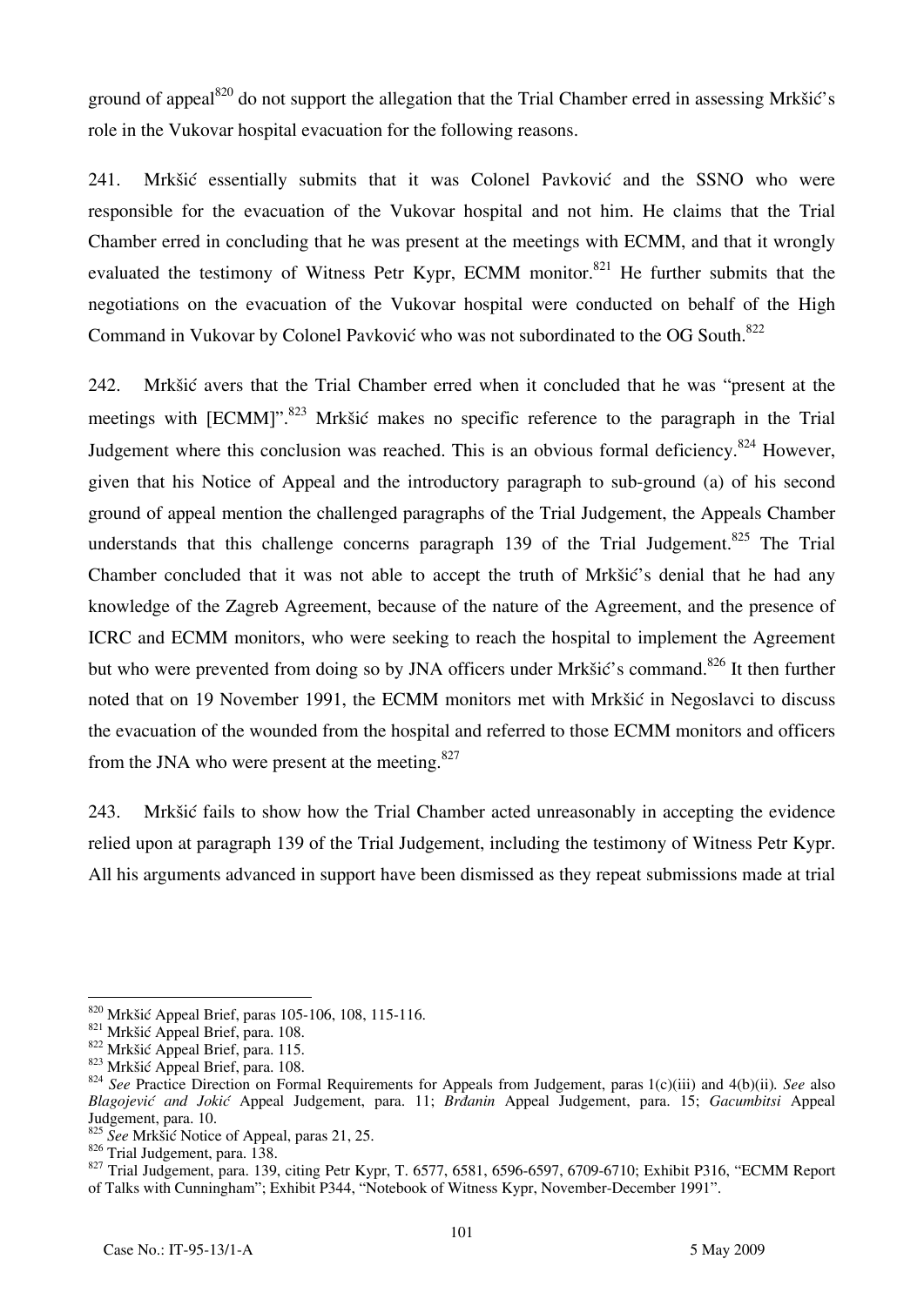ground of appeal[820] do not support the allegation that the Trial Chamber erred in assessing Mrkšić's role in the Vukovar hospital evacuation for the following reasons.

241. Mrkšić essentially submits that it was Colonel Pavković and the SSNO who were responsible for the evacuation of the Vukovar hospital and not him. He claims that the Trial Chamber erred in concluding that he was present at the meetings with ECMM, and that it wrongly evaluated the testimony of Witness Petr Kypr, ECMM monitor.[821] He further submits that the negotiations on the evacuation of the Vukovar hospital were conducted on behalf of the High Command in Vukovar by Colonel Pavković who was not subordinated to the OG South.[822]

242. Mrkšić avers that the Trial Chamber erred when it concluded that he was "present at the meetings with [ECMM]".[823] Mrkšić makes no specific reference to the paragraph in the Trial Judgement where this conclusion was reached. This is an obvious formal deficiency.[824] However, given that his Notice of Appeal and the introductory paragraph to sub-ground (a) of his second ground of appeal mention the challenged paragraphs of the Trial Judgement, the Appeals Chamber understands that this challenge concerns paragraph 139 of the Trial Judgement.[825] The Trial Chamber concluded that it was not able to accept the truth of Mrkšić's denial that he had any knowledge of the Zagreb Agreement, because of the nature of the Agreement, and the presence of ICRC and ECMM monitors, who were seeking to reach the hospital to implement the Agreement but who were prevented from doing so by JNA officers under Mrkšić's command.[826] It then further noted that on 19 November 1991, the ECMM monitors met with Mrkšić in Negoslavci to discuss the evacuation of the wounded from the hospital and referred to those ECMM monitors and officers from the JNA who were present at the meeting.[827]

243. Mrkšić fails to show how the Trial Chamber acted unreasonably in accepting the evidence relied upon at paragraph 139 of the Trial Judgement, including the testimony of Witness Petr Kypr. All his arguments advanced in support have been dismissed as they repeat submissions made at trial

---

[820] Mrkšić Appeal Brief, paras 105-106, 108, 115-116.

[821] Mrkšić Appeal Brief, para. 108.

[822] Mrkšić Appeal Brief, para. 115.

[823] Mrkšić Appeal Brief, para. 108.

[824] *See* Practice Direction on Formal Requirements for Appeals from Judgement, paras 1(c)(iii) and 4(b)(ii). *See* also *Blagojević and Jokić* Appeal Judgement, para. 11; *Brđanin* Appeal Judgement, para. 15; *Gacumbitsi* Appeal Judgement, para. 10.

[825] *See* Mrkšić Notice of Appeal, paras 21, 25.

[826] Trial Judgement, para. 138.

[827] Trial Judgement, para. 139, citing Petr Kypr, T. 6577, 6581, 6596-6597, 6709-6710; Exhibit P316, "ECMM Report of Talks with Cunningham"; Exhibit P344, "Notebook of Witness Kypr, November-December 1991".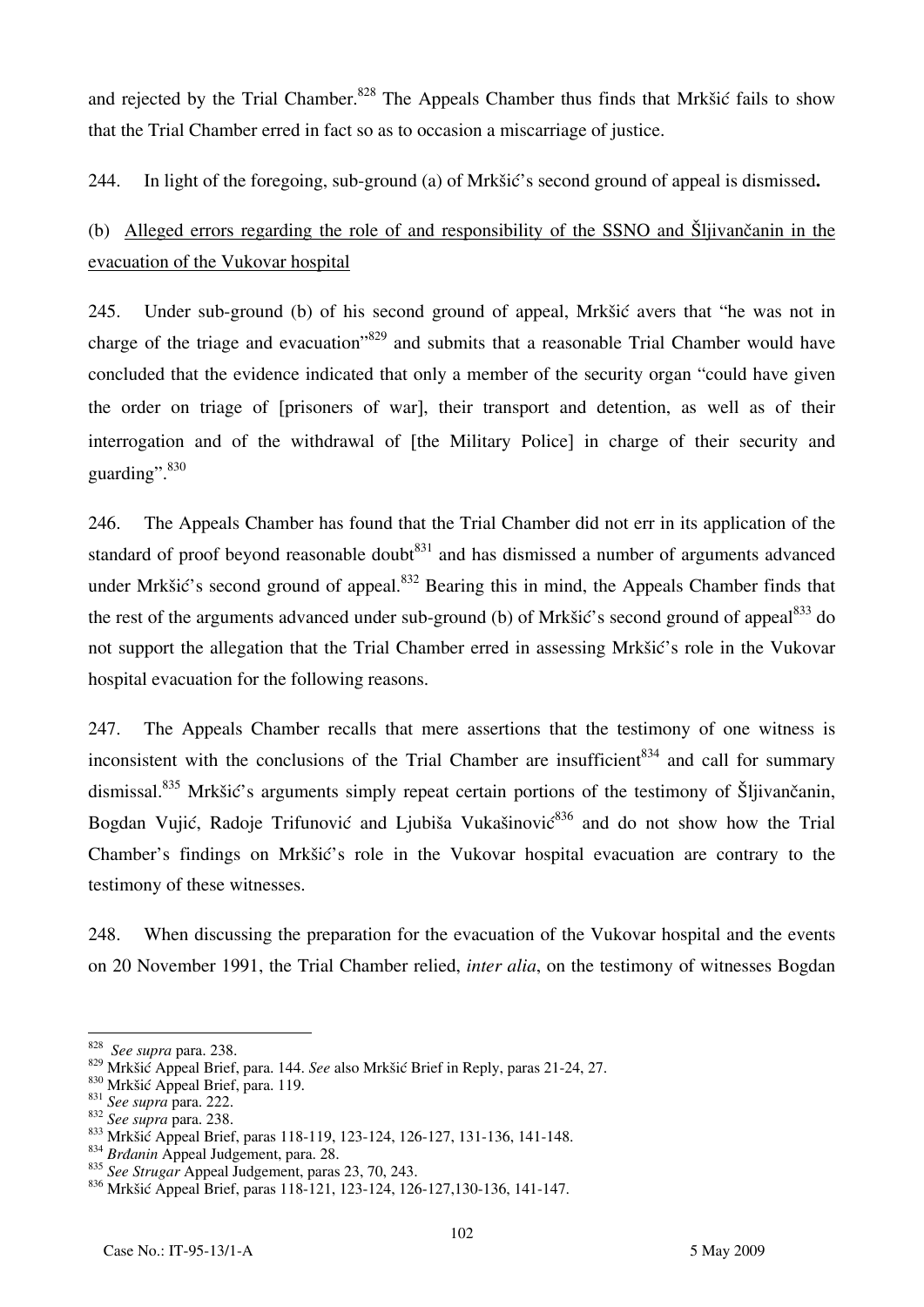and rejected by the Trial Chamber.[828] The Appeals Chamber thus finds that Mrkšić fails to show that the Trial Chamber erred in fact so as to occasion a miscarriage of justice.

244. In light of the foregoing, sub-ground (a) of Mrkšić's second ground of appeal is dismissed**.**

(b) Alleged errors regarding the role of and responsibility of the SSNO and Šljivančanin in the evacuation of the Vukovar hospital

245. Under sub-ground (b) of his second ground of appeal, Mrkšić avers that "he was not in charge of the triage and evacuation"[829] and submits that a reasonable Trial Chamber would have concluded that the evidence indicated that only a member of the security organ "could have given the order on triage of [prisoners of war], their transport and detention, as well as of their interrogation and of the withdrawal of [the Military Police] in charge of their security and guarding".[830]

246. The Appeals Chamber has found that the Trial Chamber did not err in its application of the standard of proof beyond reasonable doubt[831] and has dismissed a number of arguments advanced under Mrkšić's second ground of appeal.[832] Bearing this in mind, the Appeals Chamber finds that the rest of the arguments advanced under sub-ground (b) of Mrkšić's second ground of appeal[833] do not support the allegation that the Trial Chamber erred in assessing Mrkšić's role in the Vukovar hospital evacuation for the following reasons.

247. The Appeals Chamber recalls that mere assertions that the testimony of one witness is inconsistent with the conclusions of the Trial Chamber are insufficient[834] and call for summary dismissal.[835] Mrkšić's arguments simply repeat certain portions of the testimony of Šljivančanin, Bogdan Vujić, Radoje Trifunović and Ljubiša Vukašinović[836] and do not show how the Trial Chamber's findings on Mrkšić's role in the Vukovar hospital evacuation are contrary to the testimony of these witnesses.

248. When discussing the preparation for the evacuation of the Vukovar hospital and the events on 20 November 1991, the Trial Chamber relied, *inter alia*, on the testimony of witnesses Bogdan

---

[828] *See supra* para. 238.

[829] Mrkšić Appeal Brief, para. 144. *See* also Mrkšić Brief in Reply, paras 21-24, 27.

[830] Mrkšić Appeal Brief, para. 119.

[831] *See supra* para. 222.

[832] *See supra* para. 238.

[833] Mrkšić Appeal Brief, paras 118-119, 123-124, 126-127, 131-136, 141-148.

[834] *Brđanin* Appeal Judgement, para. 28.

[835] *See Strugar* Appeal Judgement, paras 23, 70, 243.

[836] Mrkšić Appeal Brief, paras 118-121, 123-124, 126-127,130-136, 141-147.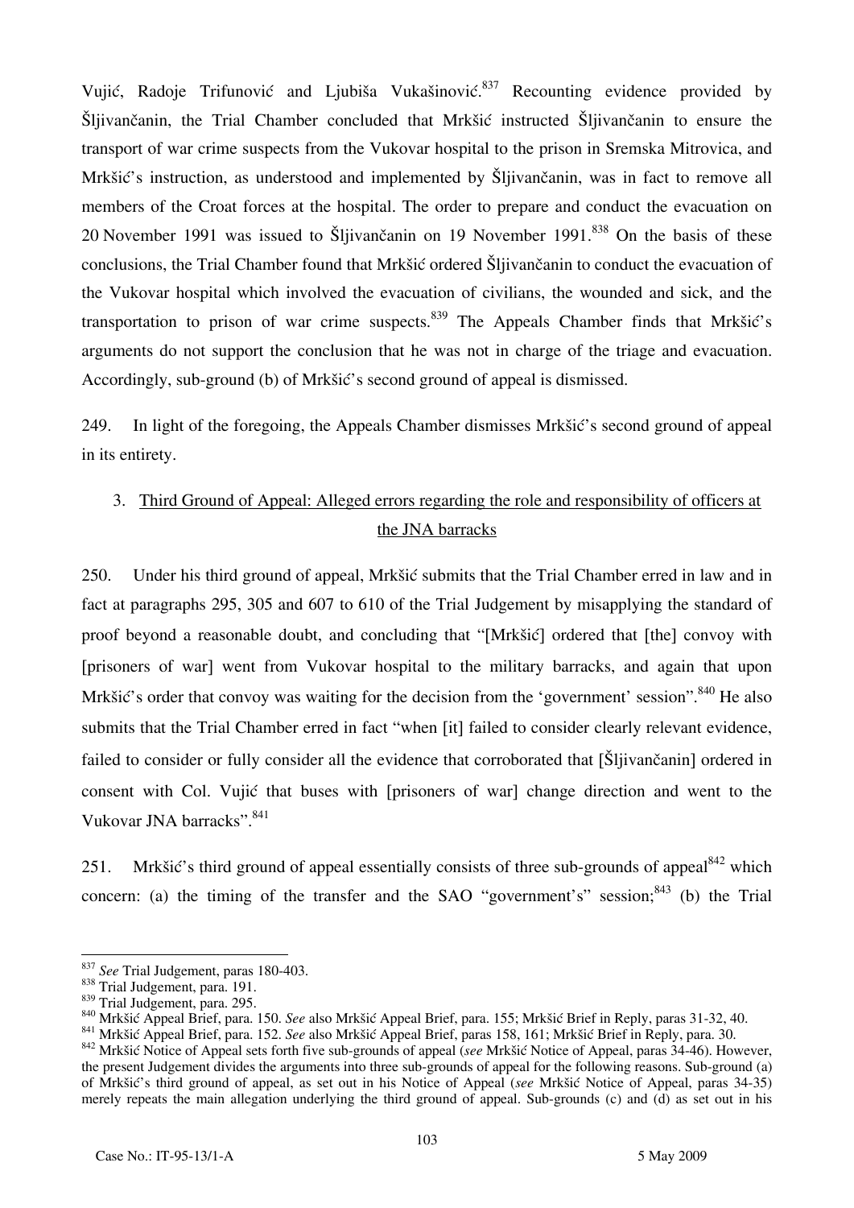Vujić, Radoje Trifunović and Ljubiša Vukašinović.[837] Recounting evidence provided by Šljivančanin, the Trial Chamber concluded that Mrkšić instructed Šljivančanin to ensure the transport of war crime suspects from the Vukovar hospital to the prison in Sremska Mitrovica, and Mrkšić's instruction, as understood and implemented by Šljivančanin, was in fact to remove all members of the Croat forces at the hospital. The order to prepare and conduct the evacuation on 20 November 1991 was issued to Šljivančanin on 19 November 1991.[838] On the basis of these conclusions, the Trial Chamber found that Mrkšić ordered Šljivančanin to conduct the evacuation of the Vukovar hospital which involved the evacuation of civilians, the wounded and sick, and the transportation to prison of war crime suspects.[839] The Appeals Chamber finds that Mrkšić's arguments do not support the conclusion that he was not in charge of the triage and evacuation. Accordingly, sub-ground (b) of Mrkšić's second ground of appeal is dismissed.

249. In light of the foregoing, the Appeals Chamber dismisses Mrkšić's second ground of appeal in its entirety.

### 3. Third Ground of Appeal: Alleged errors regarding the role and responsibility of officers at the JNA barracks

250. Under his third ground of appeal, Mrkšić submits that the Trial Chamber erred in law and in fact at paragraphs 295, 305 and 607 to 610 of the Trial Judgement by misapplying the standard of proof beyond a reasonable doubt, and concluding that "[Mrkšić] ordered that [the] convoy with [prisoners of war] went from Vukovar hospital to the military barracks, and again that upon Mrkšić's order that convoy was waiting for the decision from the 'government' session".[840] He also submits that the Trial Chamber erred in fact "when [it] failed to consider clearly relevant evidence, failed to consider or fully consider all the evidence that corroborated that [Šljivančanin] ordered in consent with Col. Vujić that buses with [prisoners of war] change direction and went to the Vukovar JNA barracks".[841]

251. Mrkšić's third ground of appeal essentially consists of three sub-grounds of appeal[842] which concern: (a) the timing of the transfer and the SAO "government's" session;[843] (b) the Trial

---

[837] *See* Trial Judgement, paras 180-403.

[838] Trial Judgement, para. 191.

[839] Trial Judgement, para. 295.

[840] Mrkšić Appeal Brief, para. 150. *See* also Mrkšić Appeal Brief, para. 155; Mrkšić Brief in Reply, paras 31-32, 40.

[841] Mrkšić Appeal Brief, para. 152. *See* also Mrkšić Appeal Brief, paras 158, 161; Mrkšić Brief in Reply, para. 30.

[842] Mrkšić Notice of Appeal sets forth five sub-grounds of appeal (*see* Mrkšić Notice of Appeal, paras 34-46). However, the present Judgement divides the arguments into three sub-grounds of appeal for the following reasons. Sub-ground (a) of Mrkšić's third ground of appeal, as set out in his Notice of Appeal (*see* Mrkšić Notice of Appeal, paras 34-35) merely repeats the main allegation underlying the third ground of appeal. Sub-grounds (c) and (d) as set out in his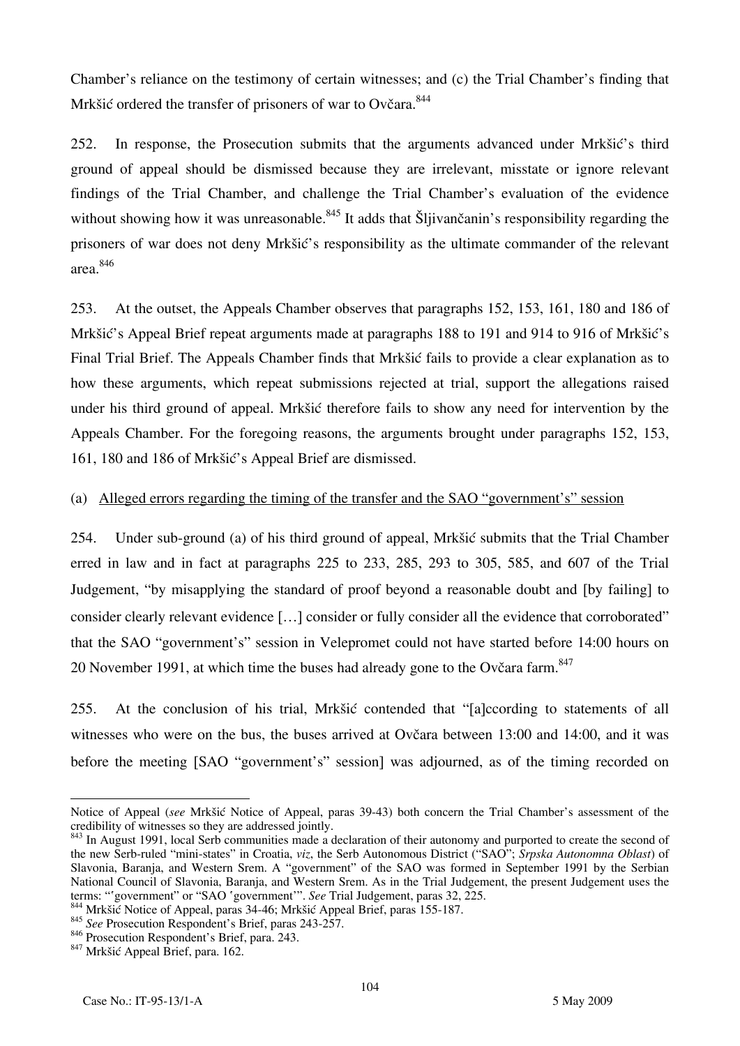Chamber's reliance on the testimony of certain witnesses; and (c) the Trial Chamber's finding that Mrkšić ordered the transfer of prisoners of war to Ovčara.[844]

252. In response, the Prosecution submits that the arguments advanced under Mrkšić's third ground of appeal should be dismissed because they are irrelevant, misstate or ignore relevant findings of the Trial Chamber, and challenge the Trial Chamber's evaluation of the evidence without showing how it was unreasonable.[845] It adds that Šljivančanin's responsibility regarding the prisoners of war does not deny Mrkšić's responsibility as the ultimate commander of the relevant area.[846]

253. At the outset, the Appeals Chamber observes that paragraphs 152, 153, 161, 180 and 186 of Mrkšić's Appeal Brief repeat arguments made at paragraphs 188 to 191 and 914 to 916 of Mrkšić's Final Trial Brief. The Appeals Chamber finds that Mrkšić fails to provide a clear explanation as to how these arguments, which repeat submissions rejected at trial, support the allegations raised under his third ground of appeal. Mrkšić therefore fails to show any need for intervention by the Appeals Chamber. For the foregoing reasons, the arguments brought under paragraphs 152, 153, 161, 180 and 186 of Mrkšić's Appeal Brief are dismissed.

(a) Alleged errors regarding the timing of the transfer and the SAO "government's" session

254. Under sub-ground (a) of his third ground of appeal, Mrkšić submits that the Trial Chamber erred in law and in fact at paragraphs 225 to 233, 285, 293 to 305, 585, and 607 of the Trial Judgement, "by misapplying the standard of proof beyond a reasonable doubt and [by failing] to consider clearly relevant evidence […] consider or fully consider all the evidence that corroborated" that the SAO "government's" session in Velepromet could not have started before 14:00 hours on 20 November 1991, at which time the buses had already gone to the Ovčara farm.[847]

255. At the conclusion of his trial, Mrkšić contended that "[a]ccording to statements of all witnesses who were on the bus, the buses arrived at Ovčara between 13:00 and 14:00, and it was before the meeting [SAO "government's" session] was adjourned, as of the timing recorded on

---

Notice of Appeal (*see* Mrkšić Notice of Appeal, paras 39-43) both concern the Trial Chamber's assessment of the credibility of witnesses so they are addressed jointly.

[843] In August 1991, local Serb communities made a declaration of their autonomy and purported to create the second of the new Serb-ruled "mini-states" in Croatia, *viz*, the Serb Autonomous District ("SAO"; *Srpska Autonomna Oblast*) of Slavonia, Baranja, and Western Srem. A "government" of the SAO was formed in September 1991 by the Serbian National Council of Slavonia, Baranja, and Western Srem. As in the Trial Judgement, the present Judgement uses the terms: "'government" or "SAO 'government'". *See* Trial Judgement, paras 32, 225.

[844] Mrkšić Notice of Appeal, paras 34-46; Mrkšić Appeal Brief, paras 155-187.

[845] *See* Prosecution Respondent's Brief, paras 243-257.

[846] Prosecution Respondent's Brief, para. 243.

[847] Mrkšić Appeal Brief, para. 162.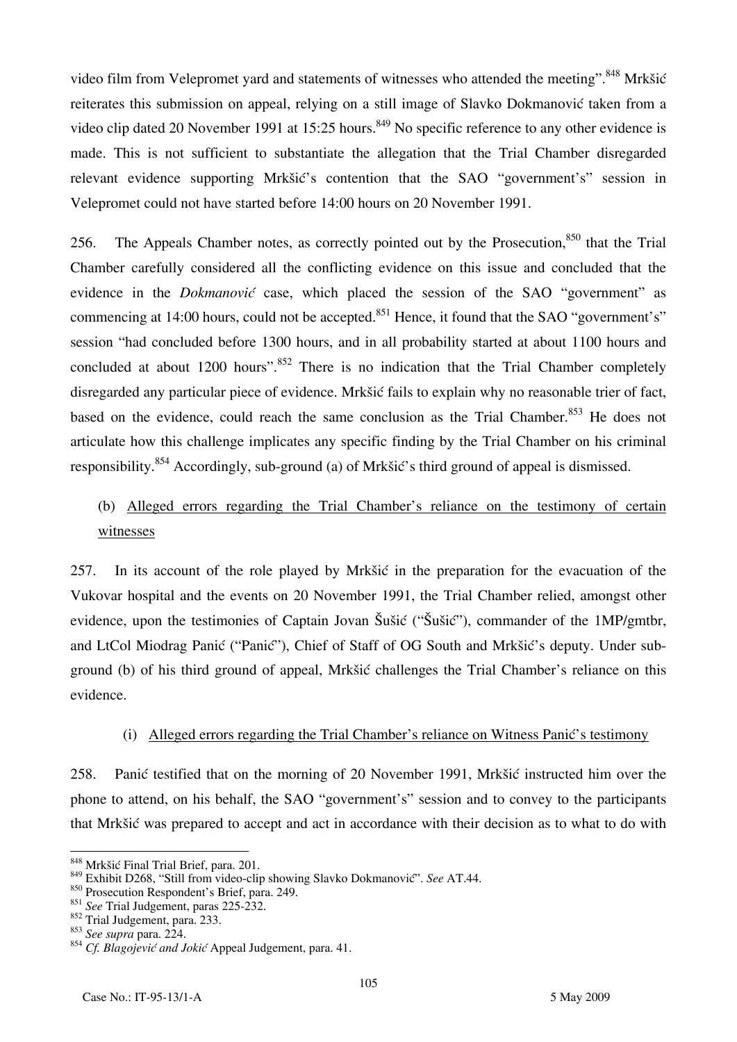video film from Velepromet yard and statements of witnesses who attended the meeting".[848] Mrkšić reiterates this submission on appeal, relying on a still image of Slavko Dokmanović taken from a video clip dated 20 November 1991 at 15:25 hours.[849] No specific reference to any other evidence is made. This is not sufficient to substantiate the allegation that the Trial Chamber disregarded relevant evidence supporting Mrkšić's contention that the SAO "government's" session in Velepromet could not have started before 14:00 hours on 20 November 1991.

256. The Appeals Chamber notes, as correctly pointed out by the Prosecution,[850] that the Trial Chamber carefully considered all the conflicting evidence on this issue and concluded that the evidence in the *Dokmanović* case, which placed the session of the SAO "government" as commencing at 14:00 hours, could not be accepted.[851] Hence, it found that the SAO "government's" session "had concluded before 1300 hours, and in all probability started at about 1100 hours and concluded at about 1200 hours".[852] There is no indication that the Trial Chamber completely disregarded any particular piece of evidence. Mrkšić fails to explain why no reasonable trier of fact, based on the evidence, could reach the same conclusion as the Trial Chamber.[853] He does not articulate how this challenge implicates any specific finding by the Trial Chamber on his criminal responsibility.[854] Accordingly, sub-ground (a) of Mrkšić's third ground of appeal is dismissed.

### (b) Alleged errors regarding the Trial Chamber's reliance on the testimony of certain witnesses

257. In its account of the role played by Mrkšić in the preparation for the evacuation of the Vukovar hospital and the events on 20 November 1991, the Trial Chamber relied, amongst other evidence, upon the testimonies of Captain Jovan Šušić ("Šušić"), commander of the 1MP/gmtbr, and LtCol Miodrag Panić ("Panić"), Chief of Staff of OG South and Mrkšić's deputy. Under sub-ground (b) of his third ground of appeal, Mrkšić challenges the Trial Chamber's reliance on this evidence.

#### (i) Alleged errors regarding the Trial Chamber's reliance on Witness Panić's testimony

258. Panić testified that on the morning of 20 November 1991, Mrkšić instructed him over the phone to attend, on his behalf, the SAO "government's" session and to convey to the participants that Mrkšić was prepared to accept and act in accordance with their decision as to what to do with

---

[848] Mrkšić Final Trial Brief, para. 201.

[849] Exhibit D268, "Still from video-clip showing Slavko Dokmanović". *See* AT.44.

[850] Prosecution Respondent's Brief, para. 249.

[851] *See* Trial Judgement, paras 225-232.

[852] Trial Judgement, para. 233.

[853] *See supra* para. 224.

[854] *Cf. Blagojević and Jokić* Appeal Judgement, para. 41.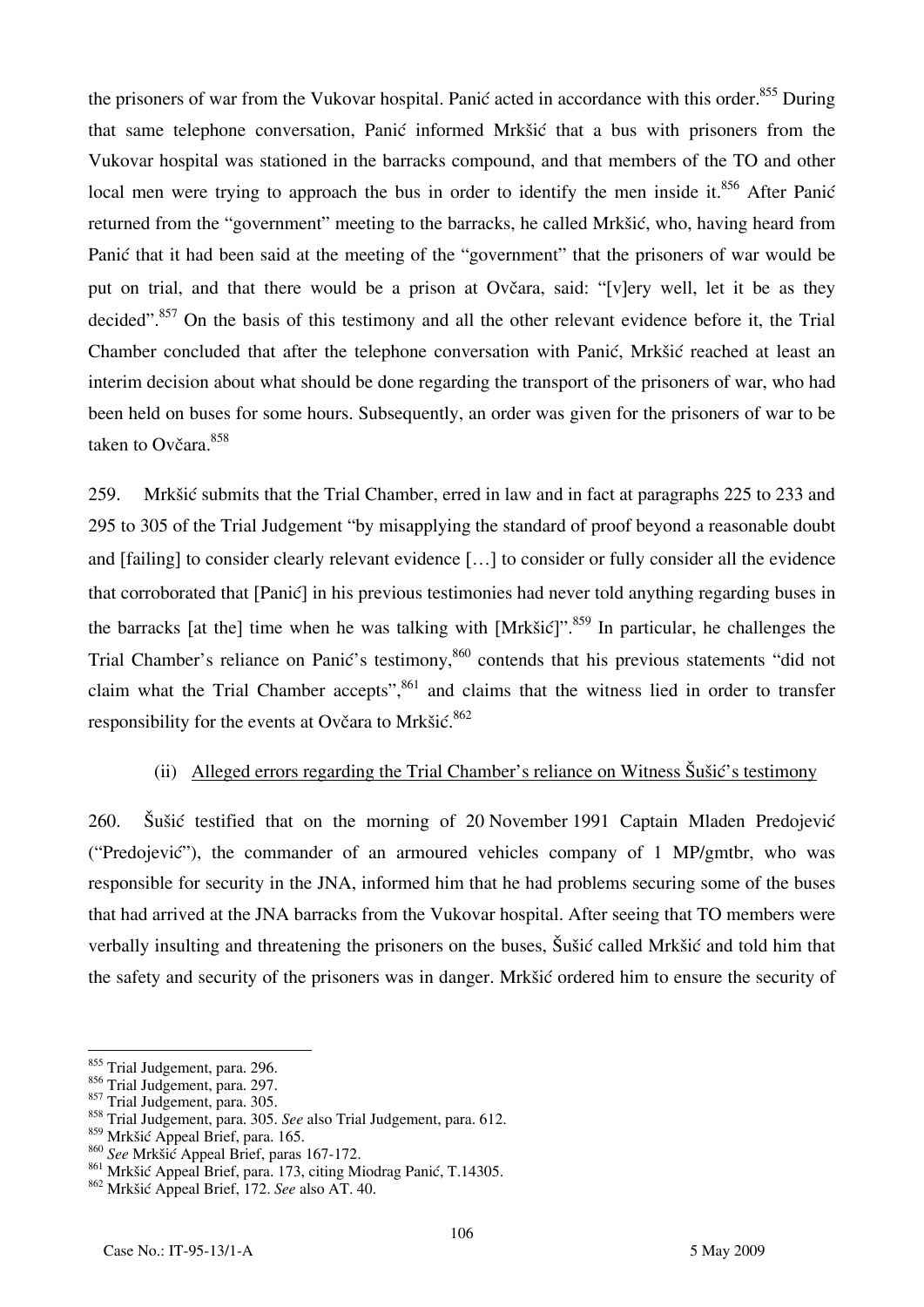the prisoners of war from the Vukovar hospital. Panić acted in accordance with this order.[855] During that same telephone conversation, Panić informed Mrkšić that a bus with prisoners from the Vukovar hospital was stationed in the barracks compound, and that members of the TO and other local men were trying to approach the bus in order to identify the men inside it.[856] After Panić returned from the "government" meeting to the barracks, he called Mrkšić, who, having heard from Panić that it had been said at the meeting of the "government" that the prisoners of war would be put on trial, and that there would be a prison at Ovčara, said: "[v]ery well, let it be as they decided".[857] On the basis of this testimony and all the other relevant evidence before it, the Trial Chamber concluded that after the telephone conversation with Panić, Mrkšić reached at least an interim decision about what should be done regarding the transport of the prisoners of war, who had been held on buses for some hours. Subsequently, an order was given for the prisoners of war to be taken to Ovčara.[858]

259. Mrkšić submits that the Trial Chamber, erred in law and in fact at paragraphs 225 to 233 and 295 to 305 of the Trial Judgement "by misapplying the standard of proof beyond a reasonable doubt and [failing] to consider clearly relevant evidence […] to consider or fully consider all the evidence that corroborated that [Panić] in his previous testimonies had never told anything regarding buses in the barracks [at the] time when he was talking with [Mrkšić]".[859] In particular, he challenges the Trial Chamber's reliance on Panić's testimony,[860] contends that his previous statements "did not claim what the Trial Chamber accepts",[861] and claims that the witness lied in order to transfer responsibility for the events at Ovčara to Mrkšić.[862]

(ii) <u>Alleged errors regarding the Trial Chamber's reliance on Witness Šušić's testimony</u>

260. Šušić testified that on the morning of 20 November 1991 Captain Mladen Predojević ("Predojević"), the commander of an armoured vehicles company of 1 MP/gmtbr, who was responsible for security in the JNA, informed him that he had problems securing some of the buses that had arrived at the JNA barracks from the Vukovar hospital. After seeing that TO members were verbally insulting and threatening the prisoners on the buses, Šušić called Mrkšić and told him that the safety and security of the prisoners was in danger. Mrkšić ordered him to ensure the security of

---

[855] Trial Judgement, para. 296.
[856] Trial Judgement, para. 297.
[857] Trial Judgement, para. 305.
[858] Trial Judgement, para. 305. *See* also Trial Judgement, para. 612.
[859] Mrkšić Appeal Brief, para. 165.
[860] *See* Mrkšić Appeal Brief, paras 167-172.
[861] Mrkšić Appeal Brief, para. 173, citing Miodrag Panić, T.14305.
[862] Mrkšić Appeal Brief, 172. *See* also AT. 40.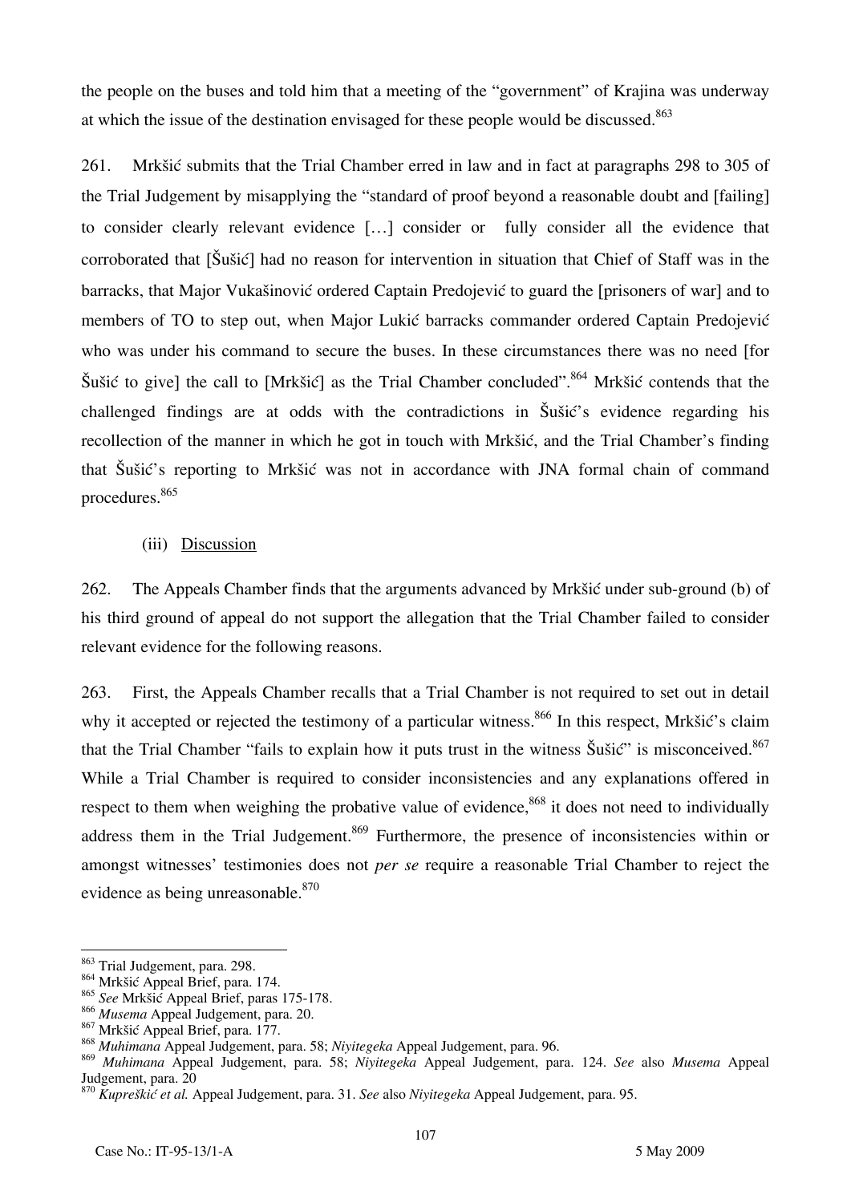the people on the buses and told him that a meeting of the "government" of Krajina was underway at which the issue of the destination envisaged for these people would be discussed.[863]

261. Mrkšić submits that the Trial Chamber erred in law and in fact at paragraphs 298 to 305 of the Trial Judgement by misapplying the "standard of proof beyond a reasonable doubt and [failing] to consider clearly relevant evidence […] consider or fully consider all the evidence that corroborated that [Šušić] had no reason for intervention in situation that Chief of Staff was in the barracks, that Major Vukašinović ordered Captain Predojević to guard the [prisoners of war] and to members of TO to step out, when Major Lukić barracks commander ordered Captain Predojević who was under his command to secure the buses. In these circumstances there was no need [for Šušić to give] the call to [Mrkšić] as the Trial Chamber concluded".[864] Mrkšić contends that the challenged findings are at odds with the contradictions in Šušić's evidence regarding his recollection of the manner in which he got in touch with Mrkšić, and the Trial Chamber's finding that Šušić's reporting to Mrkšić was not in accordance with JNA formal chain of command procedures.[865]

(iii) Discussion

262. The Appeals Chamber finds that the arguments advanced by Mrkšić under sub-ground (b) of his third ground of appeal do not support the allegation that the Trial Chamber failed to consider relevant evidence for the following reasons.

263. First, the Appeals Chamber recalls that a Trial Chamber is not required to set out in detail why it accepted or rejected the testimony of a particular witness.[866] In this respect, Mrkšić's claim that the Trial Chamber "fails to explain how it puts trust in the witness Šušić" is misconceived.[867] While a Trial Chamber is required to consider inconsistencies and any explanations offered in respect to them when weighing the probative value of evidence,[868] it does not need to individually address them in the Trial Judgement.[869] Furthermore, the presence of inconsistencies within or amongst witnesses' testimonies does not *per se* require a reasonable Trial Chamber to reject the evidence as being unreasonable.[870]

---

[863] Trial Judgement, para. 298.
[864] Mrkšić Appeal Brief, para. 174.
[865] *See* Mrkšić Appeal Brief, paras 175-178.
[866] *Musema* Appeal Judgement, para. 20.
[867] Mrkšić Appeal Brief, para. 177.
[868] *Muhimana* Appeal Judgement, para. 58; *Niyitegeka* Appeal Judgement, para. 96.
[869] *Muhimana* Appeal Judgement, para. 58; *Niyitegeka* Appeal Judgement, para. 124. *See* also *Musema* Appeal Judgement, para. 20
[870] *Kupreškić et al.* Appeal Judgement, para. 31. *See* also *Niyitegeka* Appeal Judgement, para. 95.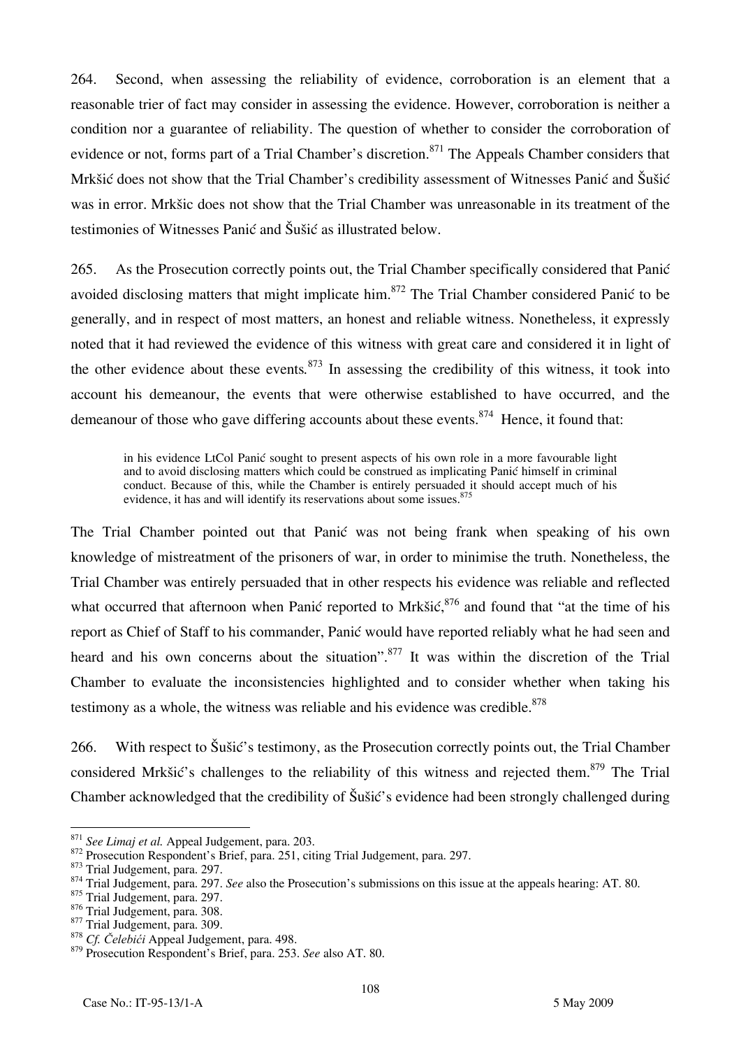264. Second, when assessing the reliability of evidence, corroboration is an element that a reasonable trier of fact may consider in assessing the evidence. However, corroboration is neither a condition nor a guarantee of reliability. The question of whether to consider the corroboration of evidence or not, forms part of a Trial Chamber's discretion.[871] The Appeals Chamber considers that Mrkšić does not show that the Trial Chamber's credibility assessment of Witnesses Panić and Šušić was in error. Mrkšic does not show that the Trial Chamber was unreasonable in its treatment of the testimonies of Witnesses Panić and Šušić as illustrated below.

265. As the Prosecution correctly points out, the Trial Chamber specifically considered that Panić avoided disclosing matters that might implicate him.[872] The Trial Chamber considered Panić to be generally, and in respect of most matters, an honest and reliable witness. Nonetheless, it expressly noted that it had reviewed the evidence of this witness with great care and considered it in light of the other evidence about these events.[873] In assessing the credibility of this witness, it took into account his demeanour, the events that were otherwise established to have occurred, and the demeanour of those who gave differing accounts about these events.[874] Hence, it found that:

> in his evidence LtCol Panić sought to present aspects of his own role in a more favourable light and to avoid disclosing matters which could be construed as implicating Panić himself in criminal conduct. Because of this, while the Chamber is entirely persuaded it should accept much of his evidence, it has and will identify its reservations about some issues.[875]

The Trial Chamber pointed out that Panić was not being frank when speaking of his own knowledge of mistreatment of the prisoners of war, in order to minimise the truth. Nonetheless, the Trial Chamber was entirely persuaded that in other respects his evidence was reliable and reflected what occurred that afternoon when Panić reported to Mrkšić,[876] and found that "at the time of his report as Chief of Staff to his commander, Panić would have reported reliably what he had seen and heard and his own concerns about the situation".[877] It was within the discretion of the Trial Chamber to evaluate the inconsistencies highlighted and to consider whether when taking his testimony as a whole, the witness was reliable and his evidence was credible.[878]

266. With respect to Šušić's testimony, as the Prosecution correctly points out, the Trial Chamber considered Mrkšić's challenges to the reliability of this witness and rejected them.[879] The Trial Chamber acknowledged that the credibility of Šušić's evidence had been strongly challenged during

---

[871] *See Limaj et al.* Appeal Judgement, para. 203.

[872] Prosecution Respondent's Brief, para. 251, citing Trial Judgement, para. 297.

[873] Trial Judgement, para. 297.

[874] Trial Judgement, para. 297. *See* also the Prosecution's submissions on this issue at the appeals hearing: AT. 80.

[875] Trial Judgement, para. 297.

[876] Trial Judgement, para. 308.

[877] Trial Judgement, para. 309.

[878] *Cf. Čelebići* Appeal Judgement, para. 498.

[879] Prosecution Respondent's Brief, para. 253. *See* also AT. 80.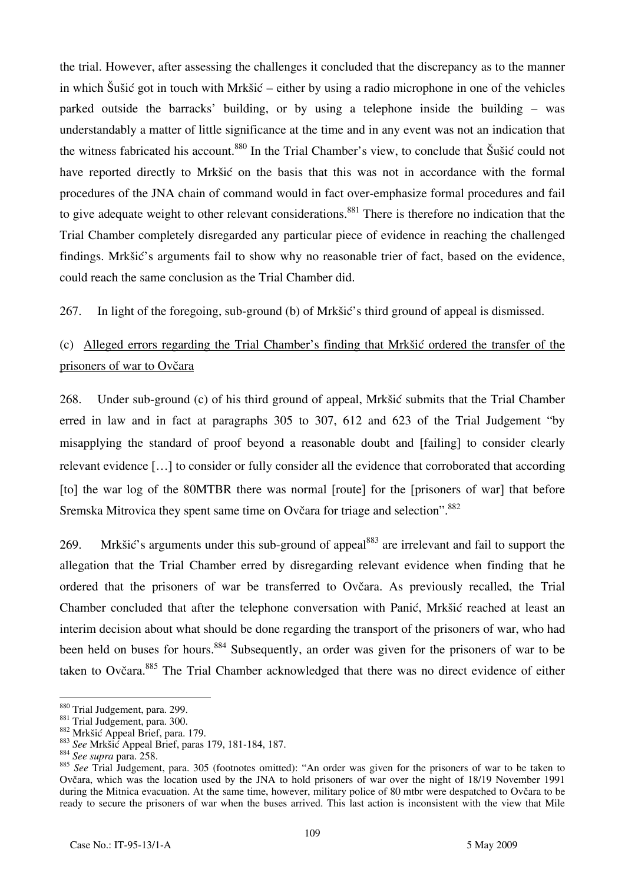the trial. However, after assessing the challenges it concluded that the discrepancy as to the manner in which Šušić got in touch with Mrkšić – either by using a radio microphone in one of the vehicles parked outside the barracks' building, or by using a telephone inside the building – was understandably a matter of little significance at the time and in any event was not an indication that the witness fabricated his account.[880] In the Trial Chamber's view, to conclude that Šušić could not have reported directly to Mrkšić on the basis that this was not in accordance with the formal procedures of the JNA chain of command would in fact over-emphasize formal procedures and fail to give adequate weight to other relevant considerations.[881] There is therefore no indication that the Trial Chamber completely disregarded any particular piece of evidence in reaching the challenged findings. Mrkšić's arguments fail to show why no reasonable trier of fact, based on the evidence, could reach the same conclusion as the Trial Chamber did.

267. In light of the foregoing, sub-ground (b) of Mrkšić's third ground of appeal is dismissed.

(c) Alleged errors regarding the Trial Chamber's finding that Mrkšić ordered the transfer of the prisoners of war to Ovčara

268. Under sub-ground (c) of his third ground of appeal, Mrkšić submits that the Trial Chamber erred in law and in fact at paragraphs 305 to 307, 612 and 623 of the Trial Judgement "by misapplying the standard of proof beyond a reasonable doubt and [failing] to consider clearly relevant evidence […] to consider or fully consider all the evidence that corroborated that according [to] the war log of the 80MTBR there was normal [route] for the [prisoners of war] that before Sremska Mitrovica they spent same time on Ovčara for triage and selection".[882]

269. Mrkšić's arguments under this sub-ground of appeal[883] are irrelevant and fail to support the allegation that the Trial Chamber erred by disregarding relevant evidence when finding that he ordered that the prisoners of war be transferred to Ovčara. As previously recalled, the Trial Chamber concluded that after the telephone conversation with Panić, Mrkšić reached at least an interim decision about what should be done regarding the transport of the prisoners of war, who had been held on buses for hours.[884] Subsequently, an order was given for the prisoners of war to be taken to Ovčara.[885] The Trial Chamber acknowledged that there was no direct evidence of either

---

[880] Trial Judgement, para. 299.

[881] Trial Judgement, para. 300.

[882] Mrkšić Appeal Brief, para. 179.

[883] *See* Mrkšić Appeal Brief, paras 179, 181-184, 187.

[884] *See supra* para. 258.

[885] *See* Trial Judgement, para. 305 (footnotes omitted): "An order was given for the prisoners of war to be taken to Ovčara, which was the location used by the JNA to hold prisoners of war over the night of 18/19 November 1991 during the Mitnica evacuation. At the same time, however, military police of 80 mtbr were despatched to Ovčara to be ready to secure the prisoners of war when the buses arrived. This last action is inconsistent with the view that Mile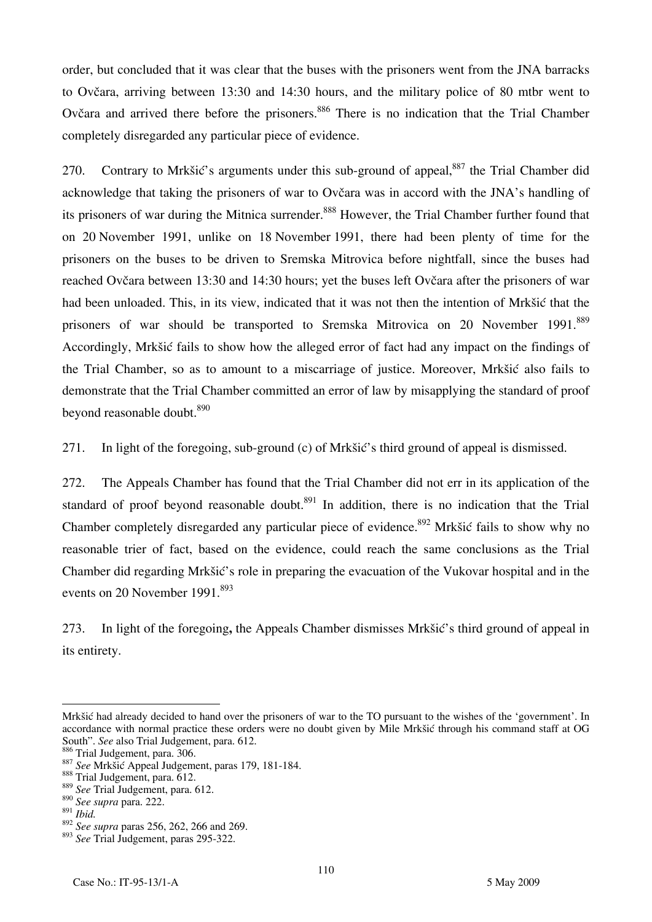order, but concluded that it was clear that the buses with the prisoners went from the JNA barracks to Ovčara, arriving between 13:30 and 14:30 hours, and the military police of 80 mtbr went to Ovčara and arrived there before the prisoners.[886] There is no indication that the Trial Chamber completely disregarded any particular piece of evidence.

270. Contrary to Mrkšić's arguments under this sub-ground of appeal,[887] the Trial Chamber did acknowledge that taking the prisoners of war to Ovčara was in accord with the JNA's handling of its prisoners of war during the Mitnica surrender.[888] However, the Trial Chamber further found that on 20 November 1991, unlike on 18 November 1991, there had been plenty of time for the prisoners on the buses to be driven to Sremska Mitrovica before nightfall, since the buses had reached Ovčara between 13:30 and 14:30 hours; yet the buses left Ovčara after the prisoners of war had been unloaded. This, in its view, indicated that it was not then the intention of Mrkšić that the prisoners of war should be transported to Sremska Mitrovica on 20 November 1991.[889] Accordingly, Mrkšić fails to show how the alleged error of fact had any impact on the findings of the Trial Chamber, so as to amount to a miscarriage of justice. Moreover, Mrkšić also fails to demonstrate that the Trial Chamber committed an error of law by misapplying the standard of proof beyond reasonable doubt.[890]

271. In light of the foregoing, sub-ground (c) of Mrkšić's third ground of appeal is dismissed.

272. The Appeals Chamber has found that the Trial Chamber did not err in its application of the standard of proof beyond reasonable doubt.[891] In addition, there is no indication that the Trial Chamber completely disregarded any particular piece of evidence.[892] Mrkšić fails to show why no reasonable trier of fact, based on the evidence, could reach the same conclusions as the Trial Chamber did regarding Mrkšić's role in preparing the evacuation of the Vukovar hospital and in the events on 20 November 1991.[893]

273. In light of the foregoing**,** the Appeals Chamber dismisses Mrkšić's third ground of appeal in its entirety.

---

Mrkšić had already decided to hand over the prisoners of war to the TO pursuant to the wishes of the 'government'. In accordance with normal practice these orders were no doubt given by Mile Mrkšić through his command staff at OG South". *See* also Trial Judgement, para. 612.

[886] Trial Judgement, para. 306.

[887] *See* Mrkšić Appeal Judgement, paras 179, 181-184.

[888] Trial Judgement, para. 612.

[889] *See* Trial Judgement, para. 612.

[890] *See supra* para. 222.

[891] *Ibid.*

[892] *See supra* paras 256, 262, 266 and 269.

[893] *See* Trial Judgement, paras 295-322.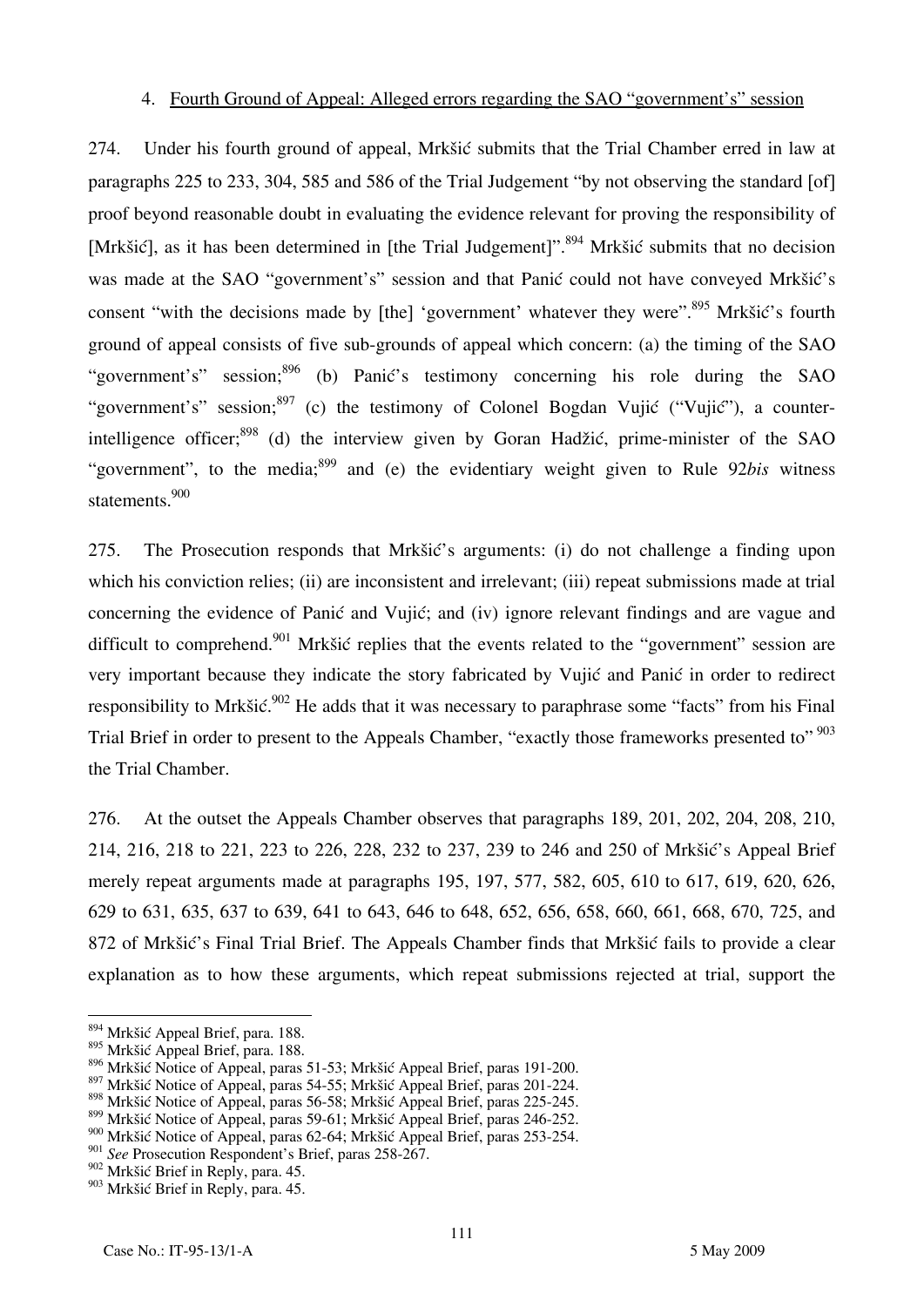#### 4. Fourth Ground of Appeal: Alleged errors regarding the SAO "government's" session

274. Under his fourth ground of appeal, Mrkšić submits that the Trial Chamber erred in law at paragraphs 225 to 233, 304, 585 and 586 of the Trial Judgement "by not observing the standard [of] proof beyond reasonable doubt in evaluating the evidence relevant for proving the responsibility of [Mrkšić], as it has been determined in [the Trial Judgement]".[894] Mrkšić submits that no decision was made at the SAO "government's" session and that Panić could not have conveyed Mrkšić's consent "with the decisions made by [the] 'government' whatever they were".[895] Mrkšić's fourth ground of appeal consists of five sub-grounds of appeal which concern: (a) the timing of the SAO "government's" session;[896] (b) Panić's testimony concerning his role during the SAO "government's" session;[897] (c) the testimony of Colonel Bogdan Vujić ("Vujić"), a counter-intelligence officer;[898] (d) the interview given by Goran Hadžić, prime-minister of the SAO "government", to the media;[899] and (e) the evidentiary weight given to Rule 92*bis* witness statements.[900]

275. The Prosecution responds that Mrkšić's arguments: (i) do not challenge a finding upon which his conviction relies; (ii) are inconsistent and irrelevant; (iii) repeat submissions made at trial concerning the evidence of Panić and Vujić; and (iv) ignore relevant findings and are vague and difficult to comprehend.[901] Mrkšić replies that the events related to the "government" session are very important because they indicate the story fabricated by Vujić and Panić in order to redirect responsibility to Mrkšić.[902] He adds that it was necessary to paraphrase some "facts" from his Final Trial Brief in order to present to the Appeals Chamber, "exactly those frameworks presented to"[903] the Trial Chamber.

276. At the outset the Appeals Chamber observes that paragraphs 189, 201, 202, 204, 208, 210, 214, 216, 218 to 221, 223 to 226, 228, 232 to 237, 239 to 246 and 250 of Mrkšić's Appeal Brief merely repeat arguments made at paragraphs 195, 197, 577, 582, 605, 610 to 617, 619, 620, 626, 629 to 631, 635, 637 to 639, 641 to 643, 646 to 648, 652, 656, 658, 660, 661, 668, 670, 725, and 872 of Mrkšić's Final Trial Brief. The Appeals Chamber finds that Mrkšić fails to provide a clear explanation as to how these arguments, which repeat submissions rejected at trial, support the

---

[894] Mrkšić Appeal Brief, para. 188.
[895] Mrkšić Appeal Brief, para. 188.
[896] Mrkšić Notice of Appeal, paras 51-53; Mrkšić Appeal Brief, paras 191-200.
[897] Mrkšić Notice of Appeal, paras 54-55; Mrkšić Appeal Brief, paras 201-224.
[898] Mrkšić Notice of Appeal, paras 56-58; Mrkšić Appeal Brief, paras 225-245.
[899] Mrkšić Notice of Appeal, paras 59-61; Mrkšić Appeal Brief, paras 246-252.
[900] Mrkšić Notice of Appeal, paras 62-64; Mrkšić Appeal Brief, paras 253-254.
[901] *See* Prosecution Respondent's Brief, paras 258-267.
[902] Mrkšić Brief in Reply, para. 45.
[903] Mrkšić Brief in Reply, para. 45.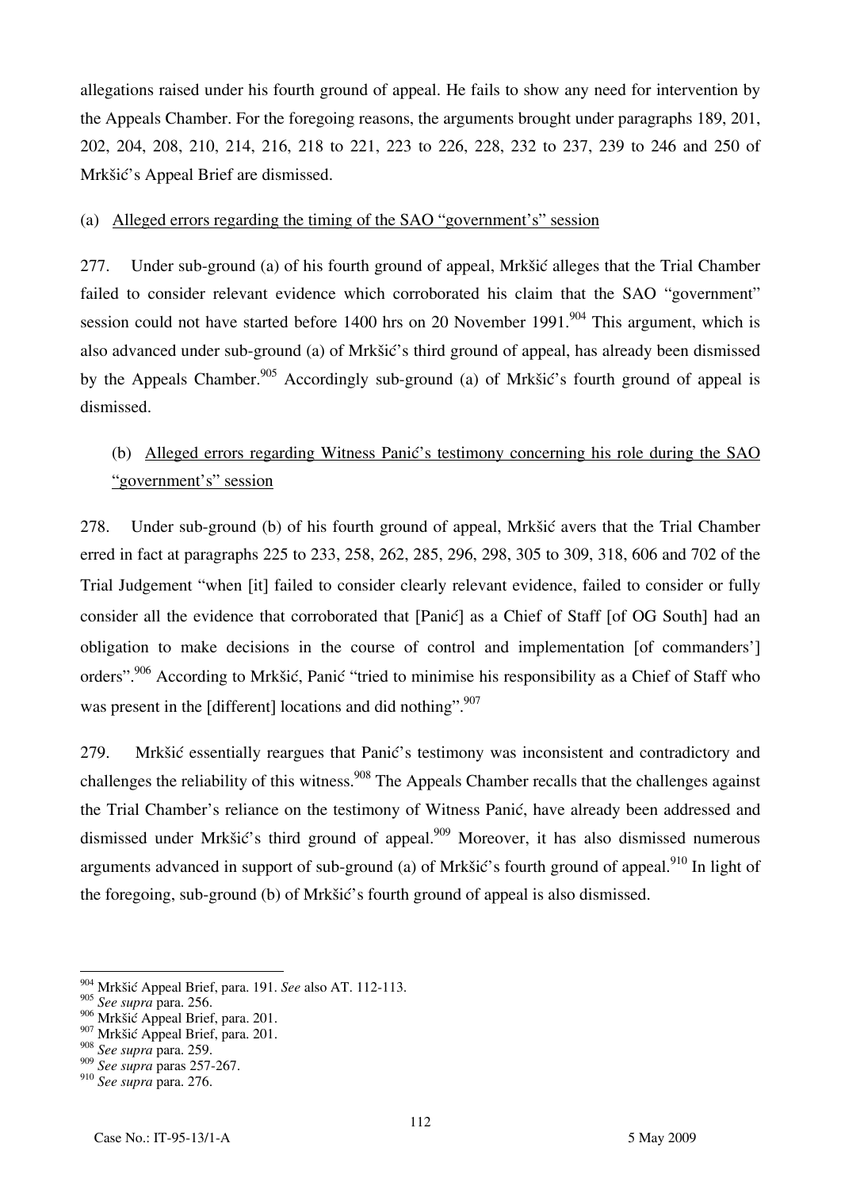allegations raised under his fourth ground of appeal. He fails to show any need for intervention by the Appeals Chamber. For the foregoing reasons, the arguments brought under paragraphs 189, 201, 202, 204, 208, 210, 214, 216, 218 to 221, 223 to 226, 228, 232 to 237, 239 to 246 and 250 of Mrkšić's Appeal Brief are dismissed.

(a) Alleged errors regarding the timing of the SAO "government's" session

277. Under sub-ground (a) of his fourth ground of appeal, Mrkšić alleges that the Trial Chamber failed to consider relevant evidence which corroborated his claim that the SAO "government" session could not have started before 1400 hrs on 20 November 1991.[904] This argument, which is also advanced under sub-ground (a) of Mrkšić's third ground of appeal, has already been dismissed by the Appeals Chamber.[905] Accordingly sub-ground (a) of Mrkšić's fourth ground of appeal is dismissed.

(b) Alleged errors regarding Witness Panić's testimony concerning his role during the SAO "government's" session

278. Under sub-ground (b) of his fourth ground of appeal, Mrkšić avers that the Trial Chamber erred in fact at paragraphs 225 to 233, 258, 262, 285, 296, 298, 305 to 309, 318, 606 and 702 of the Trial Judgement "when [it] failed to consider clearly relevant evidence, failed to consider or fully consider all the evidence that corroborated that [Panić] as a Chief of Staff [of OG South] had an obligation to make decisions in the course of control and implementation [of commanders'] orders".[906] According to Mrkšić, Panić "tried to minimise his responsibility as a Chief of Staff who was present in the [different] locations and did nothing".[907]

279. Mrkšić essentially reargues that Panić's testimony was inconsistent and contradictory and challenges the reliability of this witness.[908] The Appeals Chamber recalls that the challenges against the Trial Chamber's reliance on the testimony of Witness Panić, have already been addressed and dismissed under Mrkšić's third ground of appeal.[909] Moreover, it has also dismissed numerous arguments advanced in support of sub-ground (a) of Mrkšić's fourth ground of appeal.[910] In light of the foregoing, sub-ground (b) of Mrkšić's fourth ground of appeal is also dismissed.

---

[904] Mrkšić Appeal Brief, para. 191. *See* also AT. 112-113.
[905] *See supra* para. 256.
[906] Mrkšić Appeal Brief, para. 201.
[907] Mrkšić Appeal Brief, para. 201.
[908] *See supra* para. 259.
[909] *See supra* paras 257-267.
[910] *See supra* para. 276.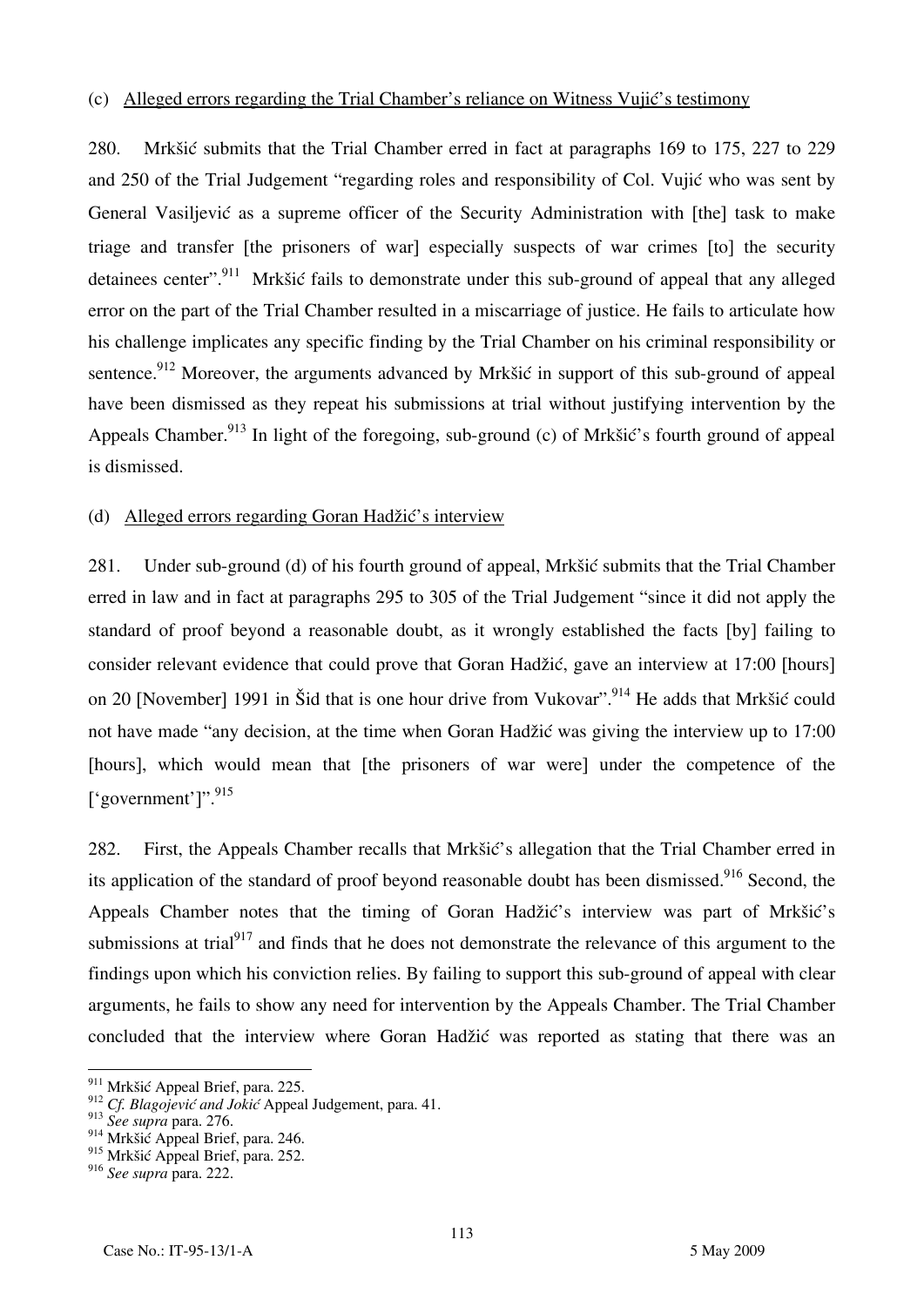(c) Alleged errors regarding the Trial Chamber's reliance on Witness Vujić's testimony

280. Mrkšić submits that the Trial Chamber erred in fact at paragraphs 169 to 175, 227 to 229 and 250 of the Trial Judgement "regarding roles and responsibility of Col. Vujić who was sent by General Vasiljević as a supreme officer of the Security Administration with [the] task to make triage and transfer [the prisoners of war] especially suspects of war crimes [to] the security detainees center".[911] Mrkšić fails to demonstrate under this sub-ground of appeal that any alleged error on the part of the Trial Chamber resulted in a miscarriage of justice. He fails to articulate how his challenge implicates any specific finding by the Trial Chamber on his criminal responsibility or sentence.[912] Moreover, the arguments advanced by Mrkšić in support of this sub-ground of appeal have been dismissed as they repeat his submissions at trial without justifying intervention by the Appeals Chamber.[913] In light of the foregoing, sub-ground (c) of Mrkšić's fourth ground of appeal is dismissed.

(d) Alleged errors regarding Goran Hadžić's interview

281. Under sub-ground (d) of his fourth ground of appeal, Mrkšić submits that the Trial Chamber erred in law and in fact at paragraphs 295 to 305 of the Trial Judgement "since it did not apply the standard of proof beyond a reasonable doubt, as it wrongly established the facts [by] failing to consider relevant evidence that could prove that Goran Hadžić, gave an interview at 17:00 [hours] on 20 [November] 1991 in Šid that is one hour drive from Vukovar".[914] He adds that Mrkšić could not have made "any decision, at the time when Goran Hadžić was giving the interview up to 17:00 [hours], which would mean that [the prisoners of war were] under the competence of the ['government']".[915]

282. First, the Appeals Chamber recalls that Mrkšić's allegation that the Trial Chamber erred in its application of the standard of proof beyond reasonable doubt has been dismissed.[916] Second, the Appeals Chamber notes that the timing of Goran Hadžić's interview was part of Mrkšić's submissions at trial[917] and finds that he does not demonstrate the relevance of this argument to the findings upon which his conviction relies. By failing to support this sub-ground of appeal with clear arguments, he fails to show any need for intervention by the Appeals Chamber. The Trial Chamber concluded that the interview where Goran Hadžić was reported as stating that there was an

---

[911] Mrkšić Appeal Brief, para. 225.
[912] *Cf. Blagojević and Jokić* Appeal Judgement, para. 41.
[913] *See supra* para. 276.
[914] Mrkšić Appeal Brief, para. 246.
[915] Mrkšić Appeal Brief, para. 252.
[916] *See supra* para. 222.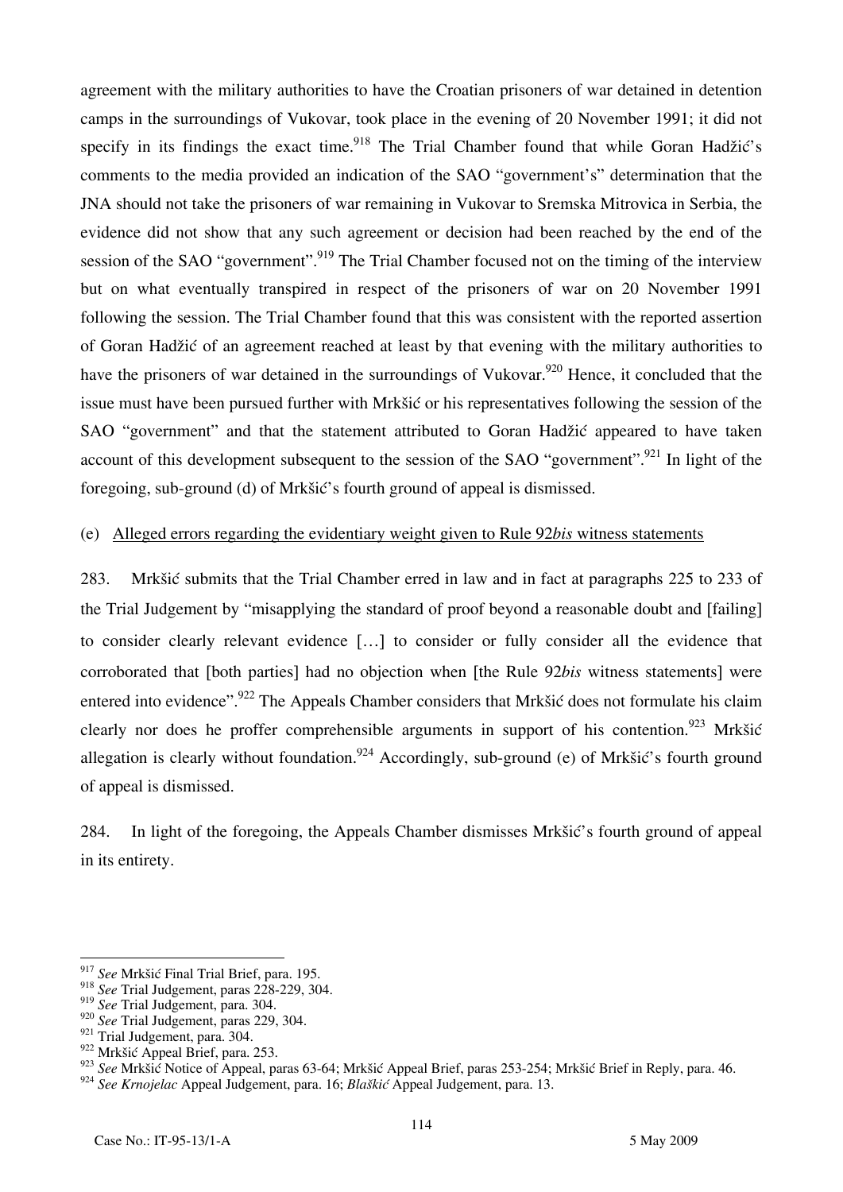agreement with the military authorities to have the Croatian prisoners of war detained in detention camps in the surroundings of Vukovar, took place in the evening of 20 November 1991; it did not specify in its findings the exact time.[918] The Trial Chamber found that while Goran Hadžić's comments to the media provided an indication of the SAO "government's" determination that the JNA should not take the prisoners of war remaining in Vukovar to Sremska Mitrovica in Serbia, the evidence did not show that any such agreement or decision had been reached by the end of the session of the SAO "government".[919] The Trial Chamber focused not on the timing of the interview but on what eventually transpired in respect of the prisoners of war on 20 November 1991 following the session. The Trial Chamber found that this was consistent with the reported assertion of Goran Hadžić of an agreement reached at least by that evening with the military authorities to have the prisoners of war detained in the surroundings of Vukovar.[920] Hence, it concluded that the issue must have been pursued further with Mrkšić or his representatives following the session of the SAO "government" and that the statement attributed to Goran Hadžić appeared to have taken account of this development subsequent to the session of the SAO "government".[921] In light of the foregoing, sub-ground (d) of Mrkšić's fourth ground of appeal is dismissed.

(e) Alleged errors regarding the evidentiary weight given to Rule 92*bis* witness statements

283. Mrkšić submits that the Trial Chamber erred in law and in fact at paragraphs 225 to 233 of the Trial Judgement by "misapplying the standard of proof beyond a reasonable doubt and [failing] to consider clearly relevant evidence […] to consider or fully consider all the evidence that corroborated that [both parties] had no objection when [the Rule 92*bis* witness statements] were entered into evidence".[922] The Appeals Chamber considers that Mrkšić does not formulate his claim clearly nor does he proffer comprehensible arguments in support of his contention.[923] Mrkšić allegation is clearly without foundation.[924] Accordingly, sub-ground (e) of Mrkšić's fourth ground of appeal is dismissed.

284. In light of the foregoing, the Appeals Chamber dismisses Mrkšić's fourth ground of appeal in its entirety.

---

[917] *See* Mrkšić Final Trial Brief, para. 195.
[918] *See* Trial Judgement, paras 228-229, 304.
[919] *See* Trial Judgement, para. 304.
[920] *See* Trial Judgement, paras 229, 304.
[921] Trial Judgement, para. 304.
[922] Mrkšić Appeal Brief, para. 253.
[923] *See* Mrkšić Notice of Appeal, paras 63-64; Mrkšić Appeal Brief, paras 253-254; Mrkšić Brief in Reply, para. 46.
[924] *See Krnojelac* Appeal Judgement, para. 16; *Blaškić* Appeal Judgement, para. 13.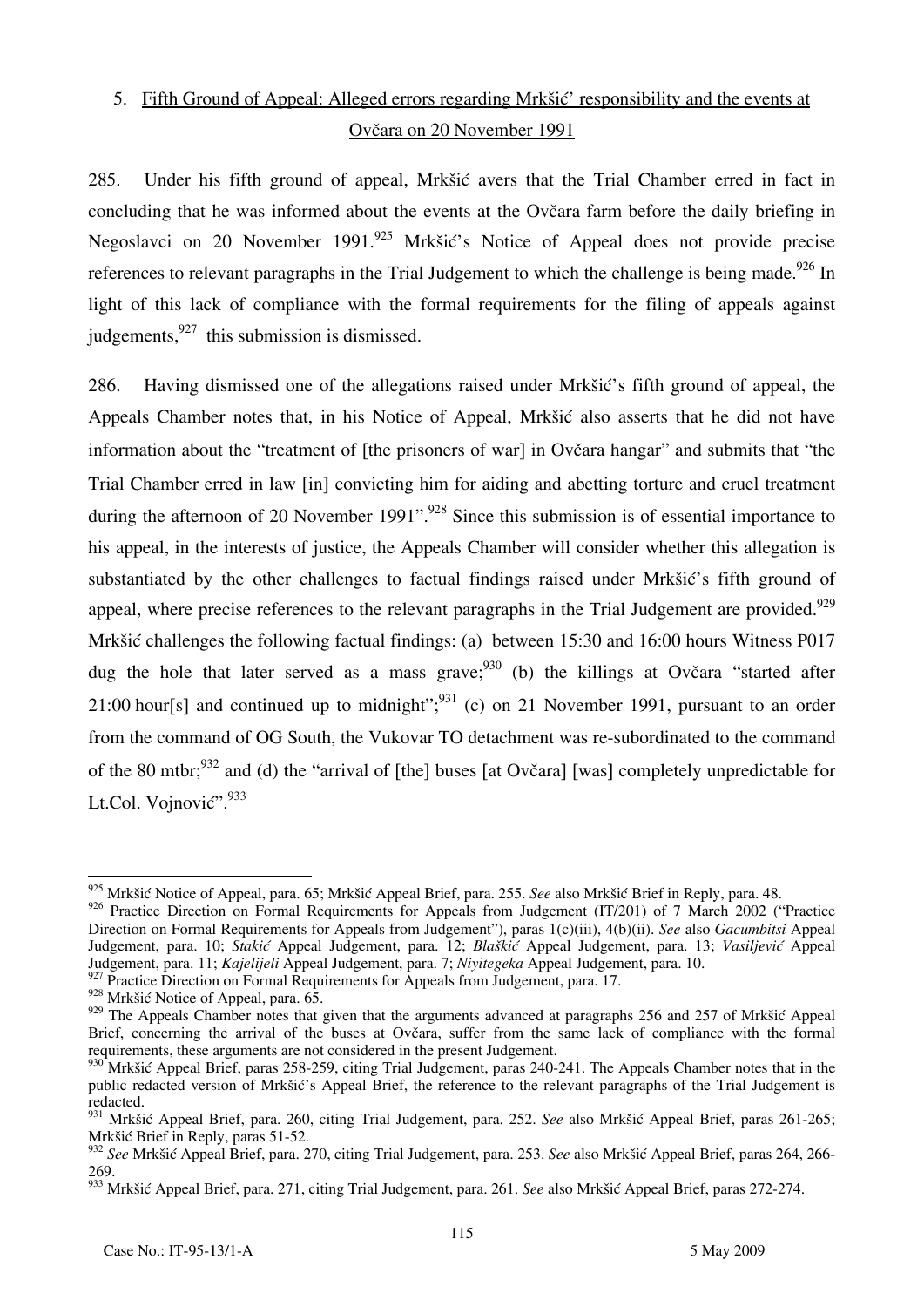## 5. Fifth Ground of Appeal: Alleged errors regarding Mrkšić' responsibility and the events at Ovčara on 20 November 1991

285. Under his fifth ground of appeal, Mrkšić avers that the Trial Chamber erred in fact in concluding that he was informed about the events at the Ovčara farm before the daily briefing in Negoslavci on 20 November 1991.[925] Mrkšić's Notice of Appeal does not provide precise references to relevant paragraphs in the Trial Judgement to which the challenge is being made.[926] In light of this lack of compliance with the formal requirements for the filing of appeals against judgements,[927] this submission is dismissed.

286. Having dismissed one of the allegations raised under Mrkšić's fifth ground of appeal, the Appeals Chamber notes that, in his Notice of Appeal, Mrkšić also asserts that he did not have information about the "treatment of [the prisoners of war] in Ovčara hangar" and submits that "the Trial Chamber erred in law [in] convicting him for aiding and abetting torture and cruel treatment during the afternoon of 20 November 1991".[928] Since this submission is of essential importance to his appeal, in the interests of justice, the Appeals Chamber will consider whether this allegation is substantiated by the other challenges to factual findings raised under Mrkšić's fifth ground of appeal, where precise references to the relevant paragraphs in the Trial Judgement are provided.[929] Mrkšić challenges the following factual findings: (a) between 15:30 and 16:00 hours Witness P017 dug the hole that later served as a mass grave;[930] (b) the killings at Ovčara "started after 21:00 hour[s] and continued up to midnight";[931] (c) on 21 November 1991, pursuant to an order from the command of OG South, the Vukovar TO detachment was re-subordinated to the command of the 80 mtbr;[932] and (d) the "arrival of [the] buses [at Ovčara] [was] completely unpredictable for Lt.Col. Vojnović".[933]

---

[925] Mrkšić Notice of Appeal, para. 65; Mrkšić Appeal Brief, para. 255. *See* also Mrkšić Brief in Reply, para. 48.

[926] Practice Direction on Formal Requirements for Appeals from Judgement (IT/201) of 7 March 2002 ("Practice Direction on Formal Requirements for Appeals from Judgement"), paras 1(c)(iii), 4(b)(ii). *See* also *Gacumbitsi* Appeal Judgement, para. 10; *Stakić* Appeal Judgement, para. 12; *Blaškić* Appeal Judgement, para. 13; *Vasiljević* Appeal Judgement, para. 11; *Kajelijeli* Appeal Judgement, para. 7; *Niyitegeka* Appeal Judgement, para. 10.

[927] Practice Direction on Formal Requirements for Appeals from Judgement, para. 17.

[928] Mrkšić Notice of Appeal, para. 65.

[929] The Appeals Chamber notes that given that the arguments advanced at paragraphs 256 and 257 of Mrkšić Appeal Brief, concerning the arrival of the buses at Ovčara, suffer from the same lack of compliance with the formal requirements, these arguments are not considered in the present Judgement.

[930] Mrkšić Appeal Brief, paras 258-259, citing Trial Judgement, paras 240-241. The Appeals Chamber notes that in the public redacted version of Mrkšić's Appeal Brief, the reference to the relevant paragraphs of the Trial Judgement is redacted.

[931] Mrkšić Appeal Brief, para. 260, citing Trial Judgement, para. 252. *See* also Mrkšić Appeal Brief, paras 261-265; Mrkšić Brief in Reply, paras 51-52.

[932] *See* Mrkšić Appeal Brief, para. 270, citing Trial Judgement, para. 253. *See* also Mrkšić Appeal Brief, paras 264, 266-269.

[933] Mrkšić Appeal Brief, para. 271, citing Trial Judgement, para. 261. *See* also Mrkšić Appeal Brief, paras 272-274.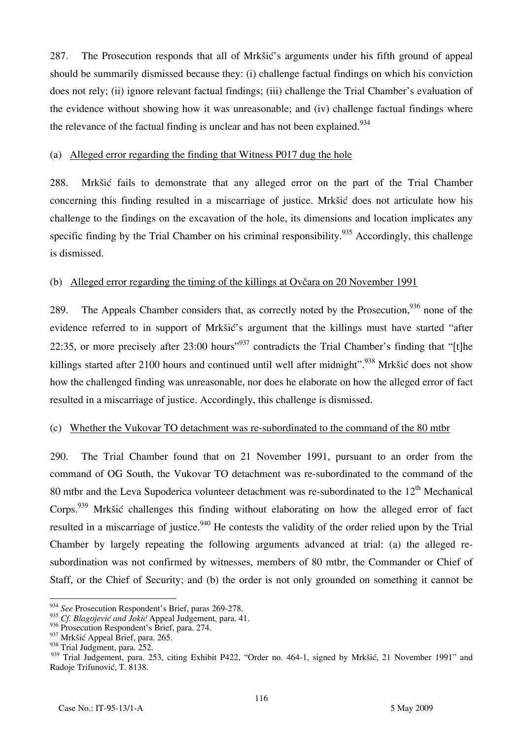287. The Prosecution responds that all of Mrkšić's arguments under his fifth ground of appeal should be summarily dismissed because they: (i) challenge factual findings on which his conviction does not rely; (ii) ignore relevant factual findings; (iii) challenge the Trial Chamber's evaluation of the evidence without showing how it was unreasonable; and (iv) challenge factual findings where the relevance of the factual finding is unclear and has not been explained.[934]

(a) Alleged error regarding the finding that Witness P017 dug the hole

288. Mrkšić fails to demonstrate that any alleged error on the part of the Trial Chamber concerning this finding resulted in a miscarriage of justice. Mrkšić does not articulate how his challenge to the findings on the excavation of the hole, its dimensions and location implicates any specific finding by the Trial Chamber on his criminal responsibility.[935] Accordingly, this challenge is dismissed.

(b) Alleged error regarding the timing of the killings at Ovčara on 20 November 1991

289. The Appeals Chamber considers that, as correctly noted by the Prosecution,[936] none of the evidence referred to in support of Mrkšić's argument that the killings must have started "after 22:35, or more precisely after 23:00 hours"[937] contradicts the Trial Chamber's finding that "[t]he killings started after 2100 hours and continued until well after midnight".[938] Mrkšić does not show how the challenged finding was unreasonable, nor does he elaborate on how the alleged error of fact resulted in a miscarriage of justice. Accordingly, this challenge is dismissed.

(c) Whether the Vukovar TO detachment was re-subordinated to the command of the 80 mtbr

290. The Trial Chamber found that on 21 November 1991, pursuant to an order from the command of OG South, the Vukovar TO detachment was re-subordinated to the command of the 80 mtbr and the Leva Supoderica volunteer detachment was re-subordinated to the 12th Mechanical Corps.[939] Mrkšić challenges this finding without elaborating on how the alleged error of fact resulted in a miscarriage of justice.[940] He contests the validity of the order relied upon by the Trial Chamber by largely repeating the following arguments advanced at trial: (a) the alleged re-subordination was not confirmed by witnesses, members of 80 mtbr, the Commander or Chief of Staff, or the Chief of Security; and (b) the order is not only grounded on something it cannot be

---

[934] *See* Prosecution Respondent's Brief, paras 269-278.
[935] *Cf. Blagojević and Jokić* Appeal Judgement, para. 41.
[936] Prosecution Respondent's Brief, para. 274.
[937] Mrkšić Appeal Brief, para. 265.
[938] Trial Judgment, para. 252.
[939] Trial Judgement, para. 253, citing Exhibit P422, "Order no. 464-1, signed by Mrkšić, 21 November 1991" and Radoje Trifunović, T. 8138.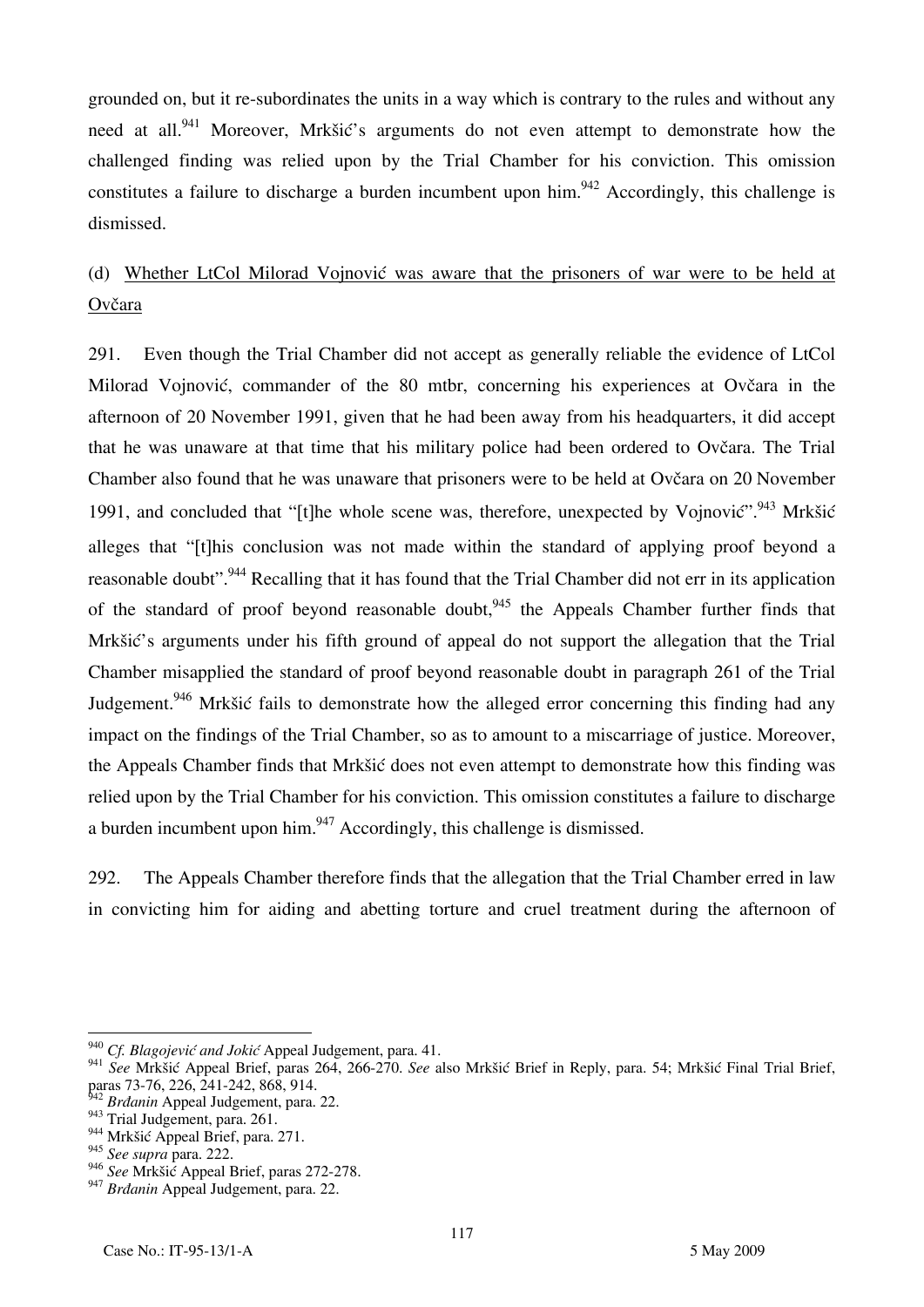grounded on, but it re-subordinates the units in a way which is contrary to the rules and without any need at all.[941] Moreover, Mrkšić's arguments do not even attempt to demonstrate how the challenged finding was relied upon by the Trial Chamber for his conviction. This omission constitutes a failure to discharge a burden incumbent upon him.[942] Accordingly, this challenge is dismissed.

### (d) Whether LtCol Milorad Vojnović was aware that the prisoners of war were to be held at Ovčara

291. Even though the Trial Chamber did not accept as generally reliable the evidence of LtCol Milorad Vojnović, commander of the 80 mtbr, concerning his experiences at Ovčara in the afternoon of 20 November 1991, given that he had been away from his headquarters, it did accept that he was unaware at that time that his military police had been ordered to Ovčara. The Trial Chamber also found that he was unaware that prisoners were to be held at Ovčara on 20 November 1991, and concluded that "[t]he whole scene was, therefore, unexpected by Vojnović".[943] Mrkšić alleges that "[t]his conclusion was not made within the standard of applying proof beyond a reasonable doubt".[944] Recalling that it has found that the Trial Chamber did not err in its application of the standard of proof beyond reasonable doubt,[945] the Appeals Chamber further finds that Mrkšić's arguments under his fifth ground of appeal do not support the allegation that the Trial Chamber misapplied the standard of proof beyond reasonable doubt in paragraph 261 of the Trial Judgement.[946] Mrkšić fails to demonstrate how the alleged error concerning this finding had any impact on the findings of the Trial Chamber, so as to amount to a miscarriage of justice. Moreover, the Appeals Chamber finds that Mrkšić does not even attempt to demonstrate how this finding was relied upon by the Trial Chamber for his conviction. This omission constitutes a failure to discharge a burden incumbent upon him.[947] Accordingly, this challenge is dismissed.

292. The Appeals Chamber therefore finds that the allegation that the Trial Chamber erred in law in convicting him for aiding and abetting torture and cruel treatment during the afternoon of

---

[940] *Cf. Blagojević and Jokić* Appeal Judgement, para. 41.

[941] *See* Mrkšić Appeal Brief, paras 264, 266-270. *See* also Mrkšić Brief in Reply, para. 54; Mrkšić Final Trial Brief, paras 73-76, 226, 241-242, 868, 914.

[942] *Brđanin* Appeal Judgement, para. 22.

[943] Trial Judgement, para. 261.

[944] Mrkšić Appeal Brief, para. 271.

[945] *See supra* para. 222.

[946] *See* Mrkšić Appeal Brief, paras 272-278.

[947] *Brđanin* Appeal Judgement, para. 22.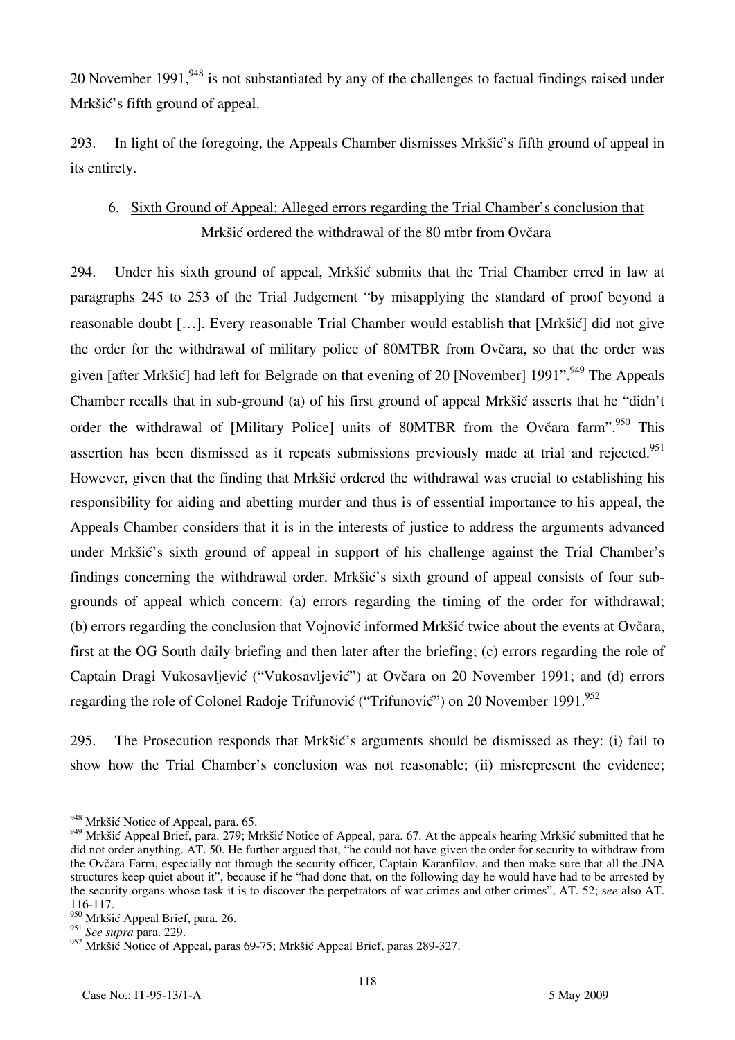20 November 1991,[948] is not substantiated by any of the challenges to factual findings raised under Mrkšić's fifth ground of appeal.

293. In light of the foregoing, the Appeals Chamber dismisses Mrkšić's fifth ground of appeal in its entirety.

### 6. Sixth Ground of Appeal: Alleged errors regarding the Trial Chamber's conclusion that Mrkšić ordered the withdrawal of the 80 mtbr from Ovčara

294. Under his sixth ground of appeal, Mrkšić submits that the Trial Chamber erred in law at paragraphs 245 to 253 of the Trial Judgement "by misapplying the standard of proof beyond a reasonable doubt […]. Every reasonable Trial Chamber would establish that [Mrkšić] did not give the order for the withdrawal of military police of 80MTBR from Ovčara, so that the order was given [after Mrkšić] had left for Belgrade on that evening of 20 [November] 1991".[949] The Appeals Chamber recalls that in sub-ground (a) of his first ground of appeal Mrkšić asserts that he "didn't order the withdrawal of [Military Police] units of 80MTBR from the Ovčara farm".[950] This assertion has been dismissed as it repeats submissions previously made at trial and rejected.[951] However, given that the finding that Mrkšić ordered the withdrawal was crucial to establishing his responsibility for aiding and abetting murder and thus is of essential importance to his appeal, the Appeals Chamber considers that it is in the interests of justice to address the arguments advanced under Mrkšić's sixth ground of appeal in support of his challenge against the Trial Chamber's findings concerning the withdrawal order. Mrkšić's sixth ground of appeal consists of four sub-grounds of appeal which concern: (a) errors regarding the timing of the order for withdrawal; (b) errors regarding the conclusion that Vojnović informed Mrkšić twice about the events at Ovčara, first at the OG South daily briefing and then later after the briefing; (c) errors regarding the role of Captain Dragi Vukosavljević ("Vukosavljević") at Ovčara on 20 November 1991; and (d) errors regarding the role of Colonel Radoje Trifunović ("Trifunović") on 20 November 1991.[952]

295. The Prosecution responds that Mrkšić's arguments should be dismissed as they: (i) fail to show how the Trial Chamber's conclusion was not reasonable; (ii) misrepresent the evidence;

---

[948] Mrkšić Notice of Appeal, para. 65.

[949] Mrkšić Appeal Brief, para. 279; Mrkšić Notice of Appeal, para. 67. At the appeals hearing Mrkšić submitted that he did not order anything. AT. 50. He further argued that, "he could not have given the order for security to withdraw from the Ovčara Farm, especially not through the security officer, Captain Karanfilov, and then make sure that all the JNA structures keep quiet about it", because if he "had done that, on the following day he would have had to be arrested by the security organs whose task it is to discover the perpetrators of war crimes and other crimes", AT. 52; *see* also AT. 116-117.

[950] Mrkšić Appeal Brief, para. 26.

[951] *See supra* para. 229.

[952] Mrkšić Notice of Appeal, paras 69-75; Mrkšić Appeal Brief, paras 289-327.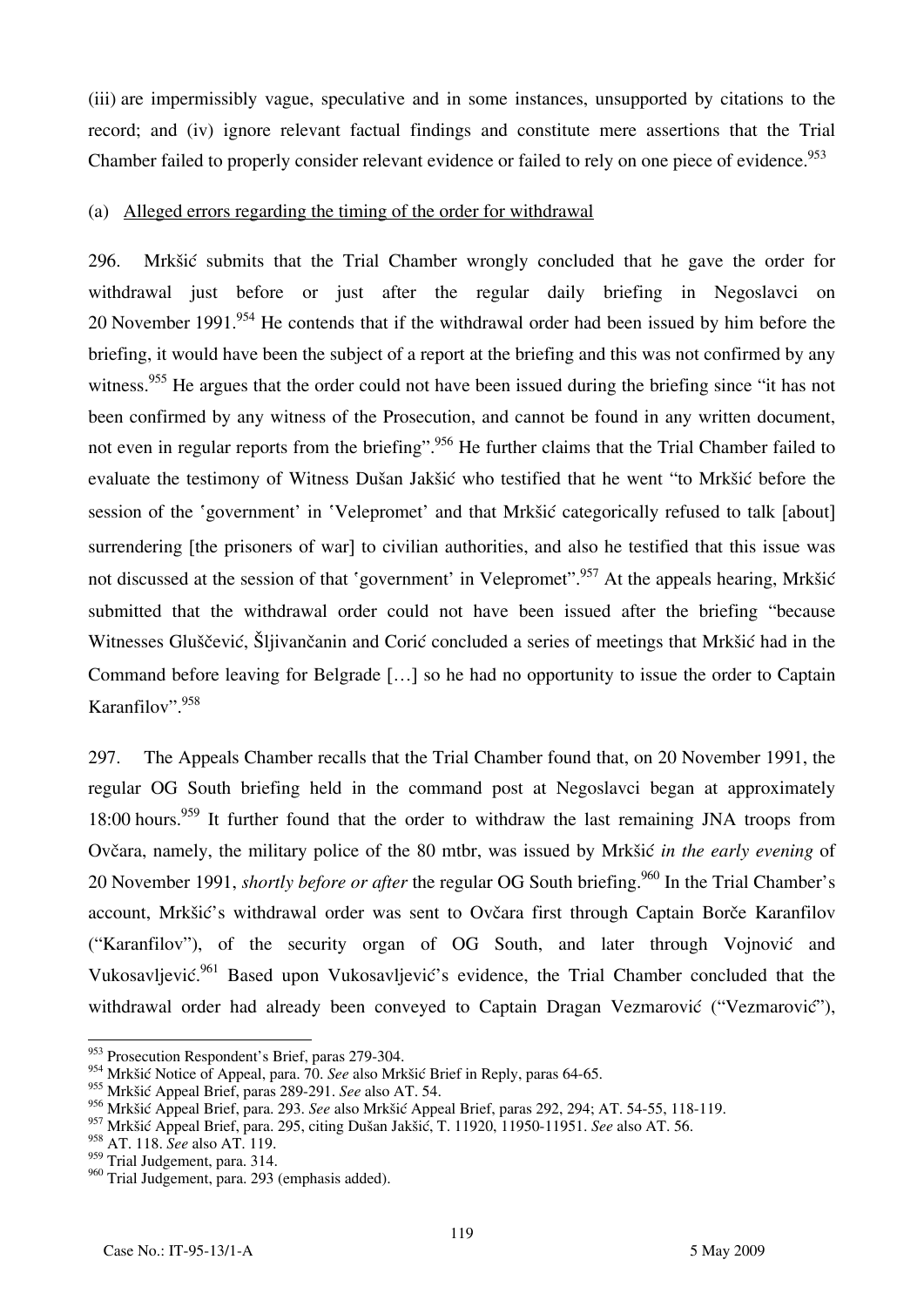(iii) are impermissibly vague, speculative and in some instances, unsupported by citations to the record; and (iv) ignore relevant factual findings and constitute mere assertions that the Trial Chamber failed to properly consider relevant evidence or failed to rely on one piece of evidence.[953]

(a) Alleged errors regarding the timing of the order for withdrawal

296. Mrkšić submits that the Trial Chamber wrongly concluded that he gave the order for withdrawal just before or just after the regular daily briefing in Negoslavci on 20 November 1991.[954] He contends that if the withdrawal order had been issued by him before the briefing, it would have been the subject of a report at the briefing and this was not confirmed by any witness.[955] He argues that the order could not have been issued during the briefing since "it has not been confirmed by any witness of the Prosecution, and cannot be found in any written document, not even in regular reports from the briefing".[956] He further claims that the Trial Chamber failed to evaluate the testimony of Witness Dušan Jakšić who testified that he went "to Mrkšić before the session of the 'government' in 'Velepromet' and that Mrkšić categorically refused to talk [about] surrendering [the prisoners of war] to civilian authorities, and also he testified that this issue was not discussed at the session of that 'government' in Velepromet".[957] At the appeals hearing, Mrkšić submitted that the withdrawal order could not have been issued after the briefing "because Witnesses Glušćević, Šljivančanin and Corić concluded a series of meetings that Mrkšić had in the Command before leaving for Belgrade […] so he had no opportunity to issue the order to Captain Karanfilov".[958]

297. The Appeals Chamber recalls that the Trial Chamber found that, on 20 November 1991, the regular OG South briefing held in the command post at Negoslavci began at approximately 18:00 hours.[959] It further found that the order to withdraw the last remaining JNA troops from Ovčara, namely, the military police of the 80 mtbr, was issued by Mrkšić *in the early evening* of 20 November 1991, *shortly before or after* the regular OG South briefing.[960] In the Trial Chamber's account, Mrkšić's withdrawal order was sent to Ovčara first through Captain Borče Karanfilov ("Karanfilov"), of the security organ of OG South, and later through Vojnović and Vukosavljević.[961] Based upon Vukosavljević's evidence, the Trial Chamber concluded that the withdrawal order had already been conveyed to Captain Dragan Vezmarović ("Vezmarović"),

---

[953] Prosecution Respondent's Brief, paras 279-304.

[954] Mrkšić Notice of Appeal, para. 70. *See* also Mrkšić Brief in Reply, paras 64-65.

[955] Mrkšić Appeal Brief, paras 289-291. *See* also AT. 54.

[956] Mrkšić Appeal Brief, para. 293. *See* also Mrkšić Appeal Brief, paras 292, 294; AT. 54-55, 118-119.

[957] Mrkšić Appeal Brief, para. 295, citing Dušan Jakšić, T. 11920, 11950-11951. *See* also AT. 56.

[958] AT. 118. *See* also AT. 119.

[959] Trial Judgement, para. 314.

[960] Trial Judgement, para. 293 (emphasis added).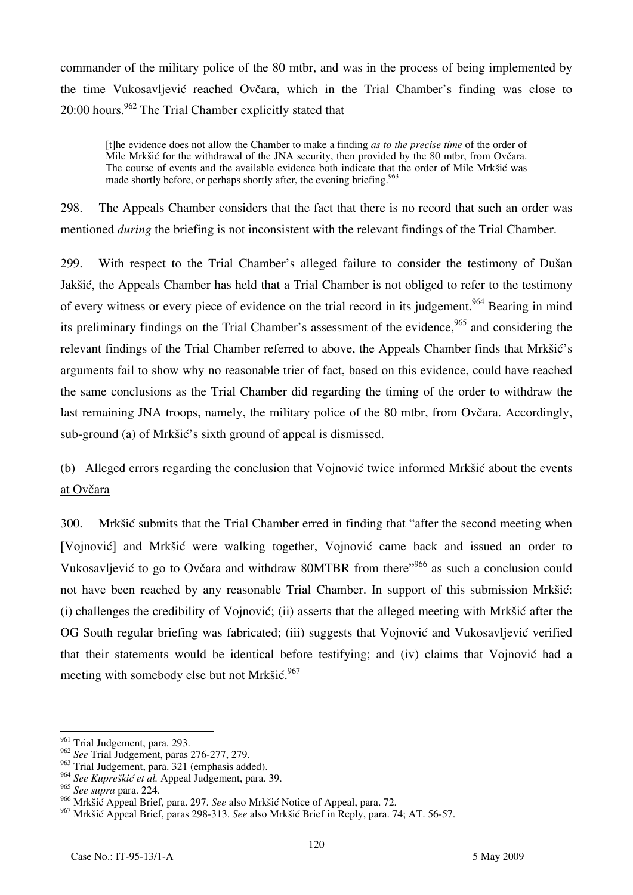commander of the military police of the 80 mtbr, and was in the process of being implemented by the time Vukosavljević reached Ovčara, which in the Trial Chamber's finding was close to 20:00 hours.[962] The Trial Chamber explicitly stated that

> [t]he evidence does not allow the Chamber to make a finding *as to the precise time* of the order of Mile Mrkšić for the withdrawal of the JNA security, then provided by the 80 mtbr, from Ovčara. The course of events and the available evidence both indicate that the order of Mile Mrkšić was made shortly before, or perhaps shortly after, the evening briefing.[963]

298. The Appeals Chamber considers that the fact that there is no record that such an order was mentioned *during* the briefing is not inconsistent with the relevant findings of the Trial Chamber.

299. With respect to the Trial Chamber's alleged failure to consider the testimony of Dušan Jakšić, the Appeals Chamber has held that a Trial Chamber is not obliged to refer to the testimony of every witness or every piece of evidence on the trial record in its judgement.[964] Bearing in mind its preliminary findings on the Trial Chamber's assessment of the evidence,[965] and considering the relevant findings of the Trial Chamber referred to above, the Appeals Chamber finds that Mrkšić's arguments fail to show why no reasonable trier of fact, based on this evidence, could have reached the same conclusions as the Trial Chamber did regarding the timing of the order to withdraw the last remaining JNA troops, namely, the military police of the 80 mtbr, from Ovčara. Accordingly, sub-ground (a) of Mrkšić's sixth ground of appeal is dismissed.

### (b) Alleged errors regarding the conclusion that Vojnović twice informed Mrkšić about the events at Ovčara

300. Mrkšić submits that the Trial Chamber erred in finding that "after the second meeting when [Vojnović] and Mrkšić were walking together, Vojnović came back and issued an order to Vukosavljević to go to Ovčara and withdraw 80MTBR from there"[966] as such a conclusion could not have been reached by any reasonable Trial Chamber. In support of this submission Mrkšić: (i) challenges the credibility of Vojnović; (ii) asserts that the alleged meeting with Mrkšić after the OG South regular briefing was fabricated; (iii) suggests that Vojnović and Vukosavljević verified that their statements would be identical before testifying; and (iv) claims that Vojnović had a meeting with somebody else but not Mrkšić.[967]

---

[961] Trial Judgement, para. 293.

[962] *See* Trial Judgement, paras 276-277, 279.

[963] Trial Judgement, para. 321 (emphasis added).

[964] *See Kupreškić et al.* Appeal Judgement, para. 39.

[965] *See supra* para. 224.

[966] Mrkšić Appeal Brief, para. 297. *See* also Mrkšić Notice of Appeal, para. 72.

[967] Mrkšić Appeal Brief, paras 298-313. *See* also Mrkšić Brief in Reply, para. 74; AT. 56-57.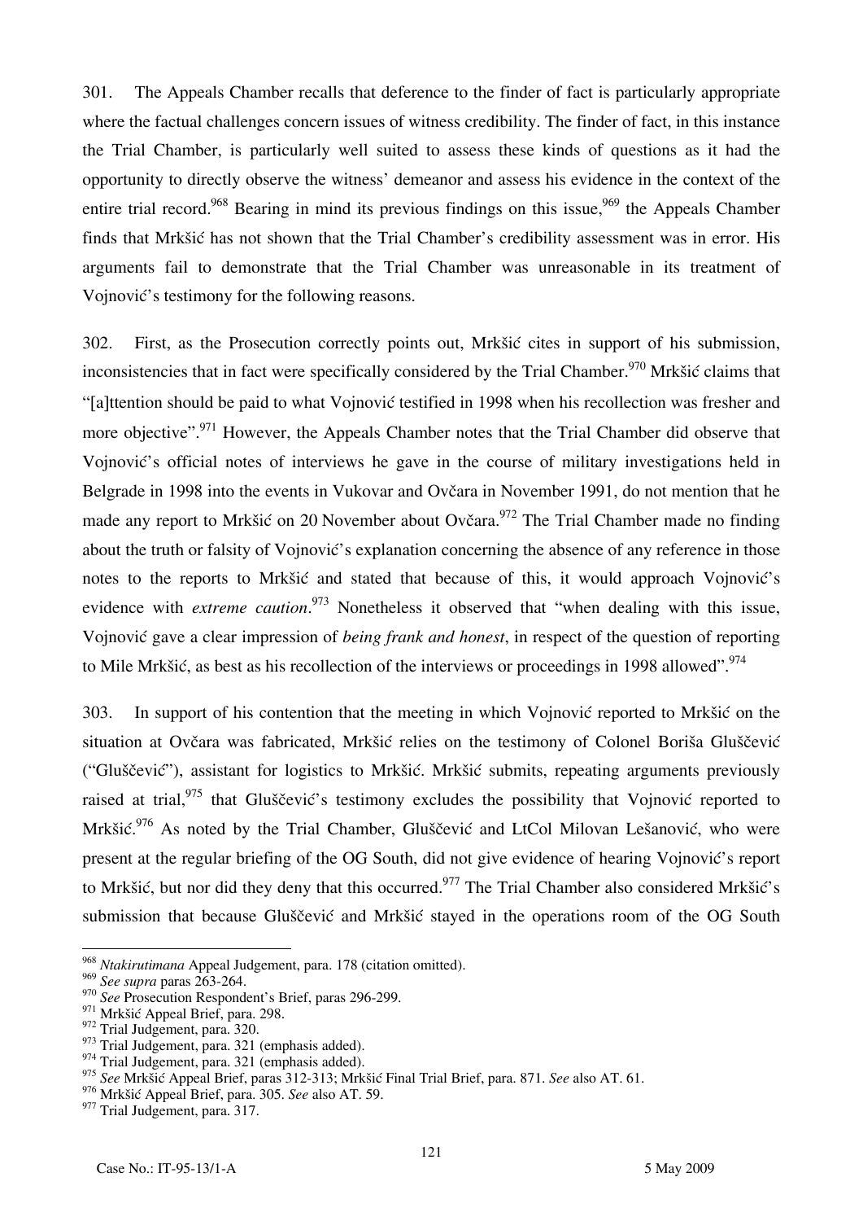301. The Appeals Chamber recalls that deference to the finder of fact is particularly appropriate where the factual challenges concern issues of witness credibility. The finder of fact, in this instance the Trial Chamber, is particularly well suited to assess these kinds of questions as it had the opportunity to directly observe the witness' demeanor and assess his evidence in the context of the entire trial record.[968] Bearing in mind its previous findings on this issue,[969] the Appeals Chamber finds that Mrkšić has not shown that the Trial Chamber's credibility assessment was in error. His arguments fail to demonstrate that the Trial Chamber was unreasonable in its treatment of Vojnović's testimony for the following reasons.

302. First, as the Prosecution correctly points out, Mrkšić cites in support of his submission, inconsistencies that in fact were specifically considered by the Trial Chamber.[970] Mrkšić claims that "[a]ttention should be paid to what Vojnović testified in 1998 when his recollection was fresher and more objective".[971] However, the Appeals Chamber notes that the Trial Chamber did observe that Vojnović's official notes of interviews he gave in the course of military investigations held in Belgrade in 1998 into the events in Vukovar and Ovčara in November 1991, do not mention that he made any report to Mrkšić on 20 November about Ovčara.[972] The Trial Chamber made no finding about the truth or falsity of Vojnović's explanation concerning the absence of any reference in those notes to the reports to Mrkšić and stated that because of this, it would approach Vojnović's evidence with *extreme caution*.[973] Nonetheless it observed that "when dealing with this issue, Vojnović gave a clear impression of *being frank and honest*, in respect of the question of reporting to Mile Mrkšić, as best as his recollection of the interviews or proceedings in 1998 allowed".[974]

303. In support of his contention that the meeting in which Vojnović reported to Mrkšić on the situation at Ovčara was fabricated, Mrkšić relies on the testimony of Colonel Boriša Glušćević ("Glušćević"), assistant for logistics to Mrkšić. Mrkšić submits, repeating arguments previously raised at trial,[975] that Glušćević's testimony excludes the possibility that Vojnović reported to Mrkšić.[976] As noted by the Trial Chamber, Glušćević and LtCol Milovan Lešanović, who were present at the regular briefing of the OG South, did not give evidence of hearing Vojnović's report to Mrkšić, but nor did they deny that this occurred.[977] The Trial Chamber also considered Mrkšić's submission that because Glušćević and Mrkšić stayed in the operations room of the OG South

---

[968] *Ntakirutimana* Appeal Judgement, para. 178 (citation omitted).

[969] *See supra* paras 263-264.

[970] *See* Prosecution Respondent's Brief, paras 296-299.

[971] Mrkšić Appeal Brief, para. 298.

[972] Trial Judgement, para. 320.

[973] Trial Judgement, para. 321 (emphasis added).

[974] Trial Judgement, para. 321 (emphasis added).

[975] *See* Mrkšić Appeal Brief, paras 312-313; Mrkšić Final Trial Brief, para. 871. *See* also AT. 61.

[976] Mrkšić Appeal Brief, para. 305. *See* also AT. 59.

[977] Trial Judgement, para. 317.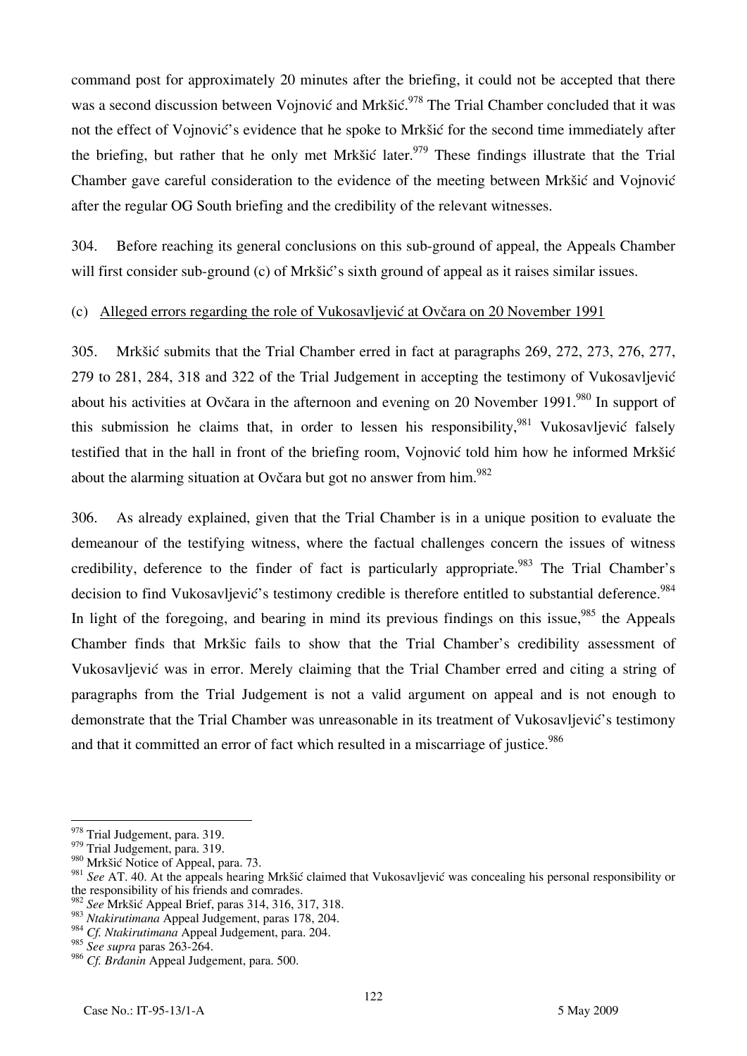command post for approximately 20 minutes after the briefing, it could not be accepted that there was a second discussion between Vojnović and Mrkšić.[978] The Trial Chamber concluded that it was not the effect of Vojnović's evidence that he spoke to Mrkšić for the second time immediately after the briefing, but rather that he only met Mrkšić later.[979] These findings illustrate that the Trial Chamber gave careful consideration to the evidence of the meeting between Mrkšić and Vojnović after the regular OG South briefing and the credibility of the relevant witnesses.

304. Before reaching its general conclusions on this sub-ground of appeal, the Appeals Chamber will first consider sub-ground (c) of Mrkšić's sixth ground of appeal as it raises similar issues.

(c) Alleged errors regarding the role of Vukosavljević at Ovčara on 20 November 1991

305. Mrkšić submits that the Trial Chamber erred in fact at paragraphs 269, 272, 273, 276, 277, 279 to 281, 284, 318 and 322 of the Trial Judgement in accepting the testimony of Vukosavljević about his activities at Ovčara in the afternoon and evening on 20 November 1991.[980] In support of this submission he claims that, in order to lessen his responsibility,[981] Vukosavljević falsely testified that in the hall in front of the briefing room, Vojnović told him how he informed Mrkšić about the alarming situation at Ovčara but got no answer from him.[982]

306. As already explained, given that the Trial Chamber is in a unique position to evaluate the demeanour of the testifying witness, where the factual challenges concern the issues of witness credibility, deference to the finder of fact is particularly appropriate.[983] The Trial Chamber's decision to find Vukosavljević's testimony credible is therefore entitled to substantial deference.[984] In light of the foregoing, and bearing in mind its previous findings on this issue,[985] the Appeals Chamber finds that Mrkšic fails to show that the Trial Chamber's credibility assessment of Vukosavljević was in error. Merely claiming that the Trial Chamber erred and citing a string of paragraphs from the Trial Judgement is not a valid argument on appeal and is not enough to demonstrate that the Trial Chamber was unreasonable in its treatment of Vukosavljević's testimony and that it committed an error of fact which resulted in a miscarriage of justice.[986]

---

[978] Trial Judgement, para. 319.

[979] Trial Judgement, para. 319.

[980] Mrkšić Notice of Appeal, para. 73.

[981] *See* AT. 40. At the appeals hearing Mrkšić claimed that Vukosavljević was concealing his personal responsibility or the responsibility of his friends and comrades.

[982] *See* Mrkšić Appeal Brief, paras 314, 316, 317, 318.

[983] *Ntakirutimana* Appeal Judgement, paras 178, 204.

[984] *Cf. Ntakirutimana* Appeal Judgement, para. 204.

[985] *See supra* paras 263-264.

[986] *Cf. Brđanin* Appeal Judgement, para. 500.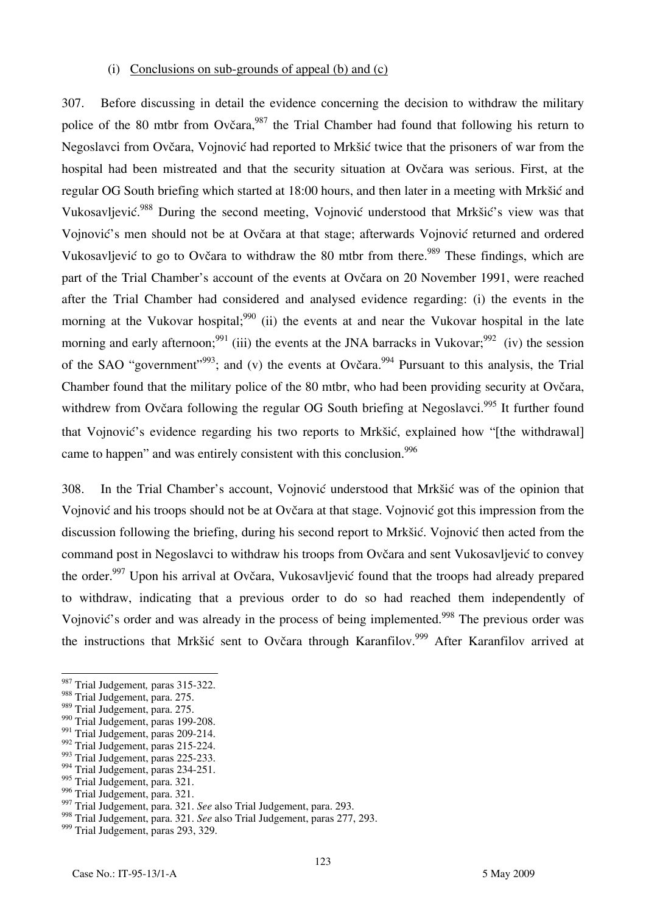(i) Conclusions on sub-grounds of appeal (b) and (c)

307. Before discussing in detail the evidence concerning the decision to withdraw the military police of the 80 mtbr from Ovčara,[987] the Trial Chamber had found that following his return to Negoslavci from Ovčara, Vojnović had reported to Mrkšić twice that the prisoners of war from the hospital had been mistreated and that the security situation at Ovčara was serious. First, at the regular OG South briefing which started at 18:00 hours, and then later in a meeting with Mrkšić and Vukosavljević.[988] During the second meeting, Vojnović understood that Mrkšić's view was that Vojnović's men should not be at Ovčara at that stage; afterwards Vojnović returned and ordered Vukosavljević to go to Ovčara to withdraw the 80 mtbr from there.[989] These findings, which are part of the Trial Chamber's account of the events at Ovčara on 20 November 1991, were reached after the Trial Chamber had considered and analysed evidence regarding: (i) the events in the morning at the Vukovar hospital;[990] (ii) the events at and near the Vukovar hospital in the late morning and early afternoon;[991] (iii) the events at the JNA barracks in Vukovar;[992] (iv) the session of the SAO "government"[993]; and (v) the events at Ovčara.[994] Pursuant to this analysis, the Trial Chamber found that the military police of the 80 mtbr, who had been providing security at Ovčara, withdrew from Ovčara following the regular OG South briefing at Negoslavci.[995] It further found that Vojnović's evidence regarding his two reports to Mrkšić, explained how "[the withdrawal] came to happen" and was entirely consistent with this conclusion.[996]

308. In the Trial Chamber's account, Vojnović understood that Mrkšić was of the opinion that Vojnović and his troops should not be at Ovčara at that stage. Vojnović got this impression from the discussion following the briefing, during his second report to Mrkšić. Vojnović then acted from the command post in Negoslavci to withdraw his troops from Ovčara and sent Vukosavljević to convey the order.[997] Upon his arrival at Ovčara, Vukosavljević found that the troops had already prepared to withdraw, indicating that a previous order to do so had reached them independently of Vojnović's order and was already in the process of being implemented.[998] The previous order was the instructions that Mrkšić sent to Ovčara through Karanfilov.[999] After Karanfilov arrived at

---

[987] Trial Judgement*,* paras 315-322.
[988] Trial Judgement, para. 275.
[989] Trial Judgement, para. 275.
[990] Trial Judgement, paras 199-208.
[991] Trial Judgement, paras 209-214.
[992] Trial Judgement, paras 215-224.
[993] Trial Judgement, paras 225-233.
[994] Trial Judgement, paras 234-251.
[995] Trial Judgement, para. 321.
[996] Trial Judgement, para. 321.
[997] Trial Judgement, para. 321. *See* also Trial Judgement, para. 293.
[998] Trial Judgement, para. 321. *See* also Trial Judgement, paras 277, 293.
[999] Trial Judgement, paras 293, 329.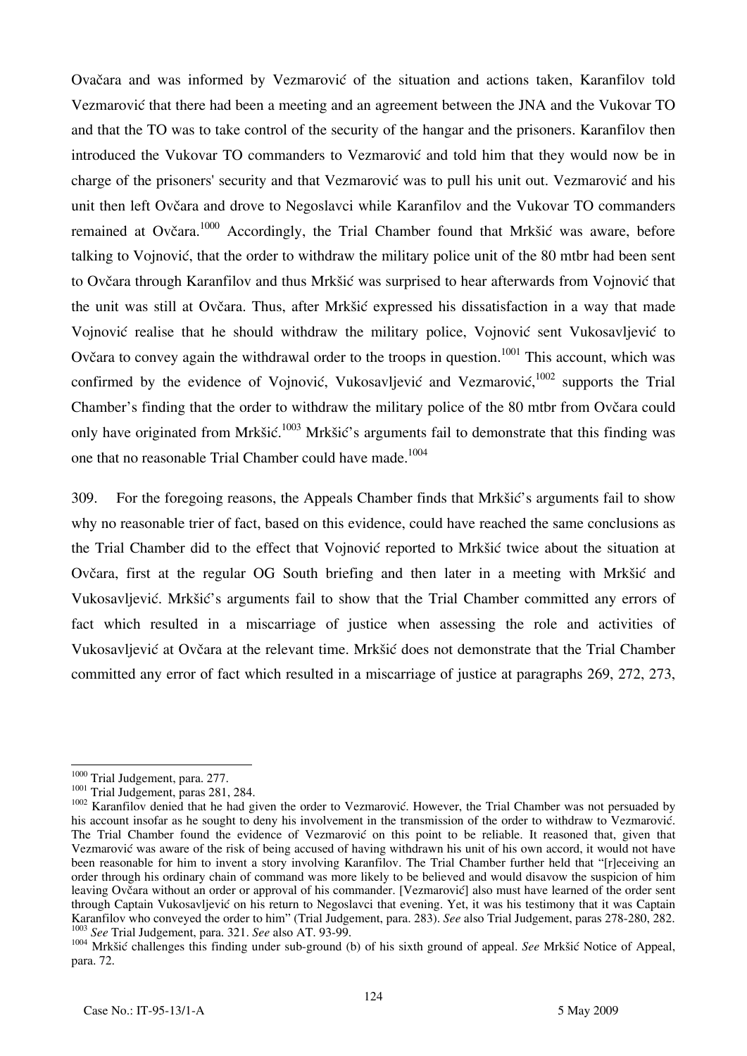Ovačara and was informed by Vezmarović of the situation and actions taken, Karanfilov told Vezmarović that there had been a meeting and an agreement between the JNA and the Vukovar TO and that the TO was to take control of the security of the hangar and the prisoners. Karanfilov then introduced the Vukovar TO commanders to Vezmarović and told him that they would now be in charge of the prisoners' security and that Vezmarović was to pull his unit out. Vezmarović and his unit then left Ovčara and drove to Negoslavci while Karanfilov and the Vukovar TO commanders remained at Ovčara.[1000] Accordingly, the Trial Chamber found that Mrkšić was aware, before talking to Vojnović, that the order to withdraw the military police unit of the 80 mtbr had been sent to Ovčara through Karanfilov and thus Mrkšić was surprised to hear afterwards from Vojnović that the unit was still at Ovčara. Thus, after Mrkšić expressed his dissatisfaction in a way that made Vojnović realise that he should withdraw the military police, Vojnović sent Vukosavljević to Ovčara to convey again the withdrawal order to the troops in question.[1001] This account, which was confirmed by the evidence of Vojnović, Vukosavljević and Vezmarović,[1002] supports the Trial Chamber's finding that the order to withdraw the military police of the 80 mtbr from Ovčara could only have originated from Mrkšić.[1003] Mrkšić's arguments fail to demonstrate that this finding was one that no reasonable Trial Chamber could have made.[1004]

309. For the foregoing reasons, the Appeals Chamber finds that Mrkšić's arguments fail to show why no reasonable trier of fact, based on this evidence, could have reached the same conclusions as the Trial Chamber did to the effect that Vojnović reported to Mrkšić twice about the situation at Ovčara, first at the regular OG South briefing and then later in a meeting with Mrkšić and Vukosavljević. Mrkšić's arguments fail to show that the Trial Chamber committed any errors of fact which resulted in a miscarriage of justice when assessing the role and activities of Vukosavljević at Ovčara at the relevant time. Mrkšić does not demonstrate that the Trial Chamber committed any error of fact which resulted in a miscarriage of justice at paragraphs 269, 272, 273,

---

[1000] Trial Judgement, para. 277.

[1001] Trial Judgement, paras 281, 284.

[1002] Karanfilov denied that he had given the order to Vezmarović. However, the Trial Chamber was not persuaded by his account insofar as he sought to deny his involvement in the transmission of the order to withdraw to Vezmarović. The Trial Chamber found the evidence of Vezmarović on this point to be reliable. It reasoned that, given that Vezmarović was aware of the risk of being accused of having withdrawn his unit of his own accord, it would not have been reasonable for him to invent a story involving Karanfilov. The Trial Chamber further held that "[r]eceiving an order through his ordinary chain of command was more likely to be believed and would disavow the suspicion of him leaving Ovčara without an order or approval of his commander. [Vezmarović] also must have learned of the order sent through Captain Vukosavljević on his return to Negoslavci that evening. Yet, it was his testimony that it was Captain Karanfilov who conveyed the order to him" (Trial Judgement, para. 283). *See* also Trial Judgement, paras 278-280, 282.

[1003] *See* Trial Judgement, para. 321. *See* also AT. 93-99.

[1004] Mrkšić challenges this finding under sub-ground (b) of his sixth ground of appeal. *See* Mrkšić Notice of Appeal, para. 72.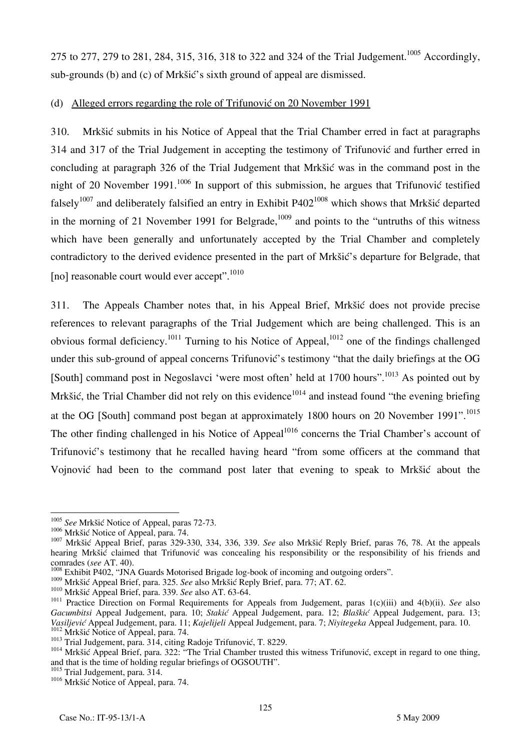275 to 277, 279 to 281, 284, 315, 316, 318 to 322 and 324 of the Trial Judgement.[1005] Accordingly, sub-grounds (b) and (c) of Mrkšić's sixth ground of appeal are dismissed.

(d) Alleged errors regarding the role of Trifunović on 20 November 1991

310. Mrkšić submits in his Notice of Appeal that the Trial Chamber erred in fact at paragraphs 314 and 317 of the Trial Judgement in accepting the testimony of Trifunović and further erred in concluding at paragraph 326 of the Trial Judgement that Mrkšić was in the command post in the night of 20 November 1991.[1006] In support of this submission, he argues that Trifunović testified falsely[1007] and deliberately falsified an entry in Exhibit P402[1008] which shows that Mrkšić departed in the morning of 21 November 1991 for Belgrade,[1009] and points to the "untruths of this witness which have been generally and unfortunately accepted by the Trial Chamber and completely contradictory to the derived evidence presented in the part of Mrkšić's departure for Belgrade, that [no] reasonable court would ever accept".[1010]

311. The Appeals Chamber notes that, in his Appeal Brief, Mrkšić does not provide precise references to relevant paragraphs of the Trial Judgement which are being challenged. This is an obvious formal deficiency.[1011] Turning to his Notice of Appeal,[1012] one of the findings challenged under this sub-ground of appeal concerns Trifunović's testimony "that the daily briefings at the OG [South] command post in Negoslavci 'were most often' held at 1700 hours".[1013] As pointed out by Mrkšić, the Trial Chamber did not rely on this evidence[1014] and instead found "the evening briefing at the OG [South] command post began at approximately 1800 hours on 20 November 1991".[1015] The other finding challenged in his Notice of Appeal[1016] concerns the Trial Chamber's account of Trifunović's testimony that he recalled having heard "from some officers at the command that Vojnović had been to the command post later that evening to speak to Mrkšić about the

---

[1005] *See* Mrkšić Notice of Appeal, paras 72-73.

[1006] Mrkšić Notice of Appeal, para. 74.

[1007] Mrkšić Appeal Brief, paras 329-330, 334, 336, 339. *See* also Mrkšić Reply Brief, paras 76, 78. At the appeals hearing Mrkšić claimed that Trifunović was concealing his responsibility or the responsibility of his friends and comrades (*see* AT. 40).

[1008] Exhibit P402, "JNA Guards Motorised Brigade log-book of incoming and outgoing orders".

[1009] Mrkšić Appeal Brief, para. 325. *See* also Mrkšić Reply Brief, para. 77; AT. 62.

[1010] Mrkšić Appeal Brief, para. 339. *See* also AT. 63-64.

[1011] Practice Direction on Formal Requirements for Appeals from Judgement, paras 1(c)(iii) and 4(b)(ii). *See* also *Gacumbitsi* Appeal Judgement, para. 10; *Stakić* Appeal Judgement, para. 12; *Blaškić* Appeal Judgement, para. 13; *Vasiljević* Appeal Judgement, para. 11; *Kajelijeli* Appeal Judgement, para. 7; *Niyitegeka* Appeal Judgement, para. 10.

[1012] Mrkšić Notice of Appeal, para. 74.

[1013] Trial Judgement, para. 314, citing Radoje Trifunović, T. 8229.

[1014] Mrkšić Appeal Brief, para. 322: "The Trial Chamber trusted this witness Trifunović, except in regard to one thing, and that is the time of holding regular briefings of OGSOUTH".

[1015] Trial Judgement, para. 314.

[1016] Mrkšić Notice of Appeal, para. 74.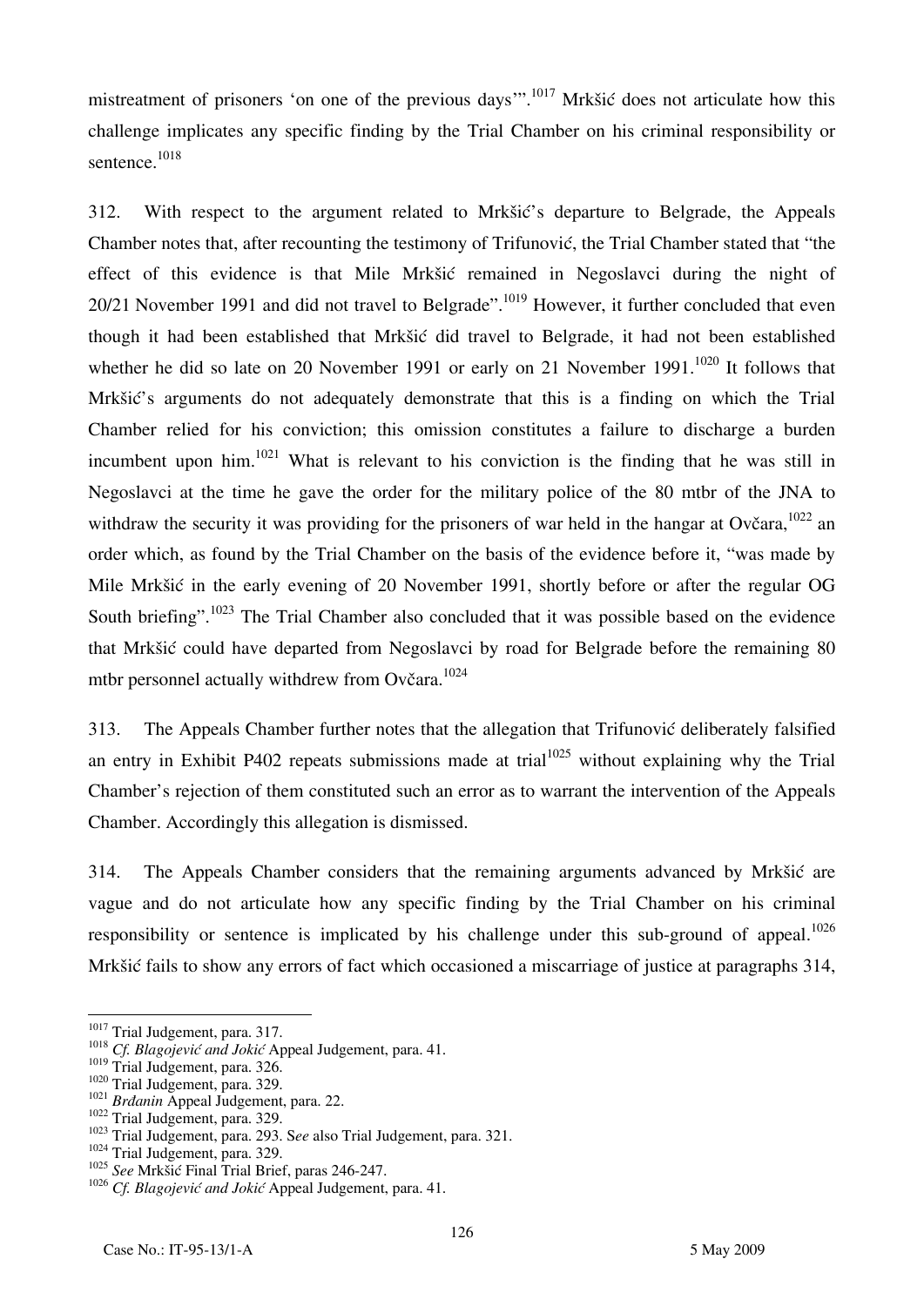mistreatment of prisoners 'on one of the previous days'".[1017] Mrkšić does not articulate how this challenge implicates any specific finding by the Trial Chamber on his criminal responsibility or sentence.[1018]

312. With respect to the argument related to Mrkšić's departure to Belgrade, the Appeals Chamber notes that, after recounting the testimony of Trifunović, the Trial Chamber stated that "the effect of this evidence is that Mile Mrkšić remained in Negoslavci during the night of 20/21 November 1991 and did not travel to Belgrade".[1019] However, it further concluded that even though it had been established that Mrkšić did travel to Belgrade, it had not been established whether he did so late on 20 November 1991 or early on 21 November 1991.[1020] It follows that Mrkšić's arguments do not adequately demonstrate that this is a finding on which the Trial Chamber relied for his conviction; this omission constitutes a failure to discharge a burden incumbent upon him.[1021] What is relevant to his conviction is the finding that he was still in Negoslavci at the time he gave the order for the military police of the 80 mtbr of the JNA to withdraw the security it was providing for the prisoners of war held in the hangar at Ovčara,[1022] an order which, as found by the Trial Chamber on the basis of the evidence before it, "was made by Mile Mrkšić in the early evening of 20 November 1991, shortly before or after the regular OG South briefing".[1023] The Trial Chamber also concluded that it was possible based on the evidence that Mrkšić could have departed from Negoslavci by road for Belgrade before the remaining 80 mtbr personnel actually withdrew from Ovčara.[1024]

313. The Appeals Chamber further notes that the allegation that Trifunović deliberately falsified an entry in Exhibit P402 repeats submissions made at trial[1025] without explaining why the Trial Chamber's rejection of them constituted such an error as to warrant the intervention of the Appeals Chamber. Accordingly this allegation is dismissed.

314. The Appeals Chamber considers that the remaining arguments advanced by Mrkšić are vague and do not articulate how any specific finding by the Trial Chamber on his criminal responsibility or sentence is implicated by his challenge under this sub-ground of appeal.[1026] Mrkšić fails to show any errors of fact which occasioned a miscarriage of justice at paragraphs 314,

---

[1017] Trial Judgement, para. 317.
[1018] *Cf. Blagojević and Jokić* Appeal Judgement, para. 41.
[1019] Trial Judgement, para. 326.
[1020] Trial Judgement, para. 329.
[1021] *Brđanin* Appeal Judgement, para. 22.
[1022] Trial Judgement, para. 329.
[1023] Trial Judgement, para. 293. S*ee* also Trial Judgement, para. 321.
[1024] Trial Judgement, para. 329.
[1025] *See* Mrkšić Final Trial Brief, paras 246-247.
[1026] *Cf. Blagojević and Jokić* Appeal Judgement, para. 41.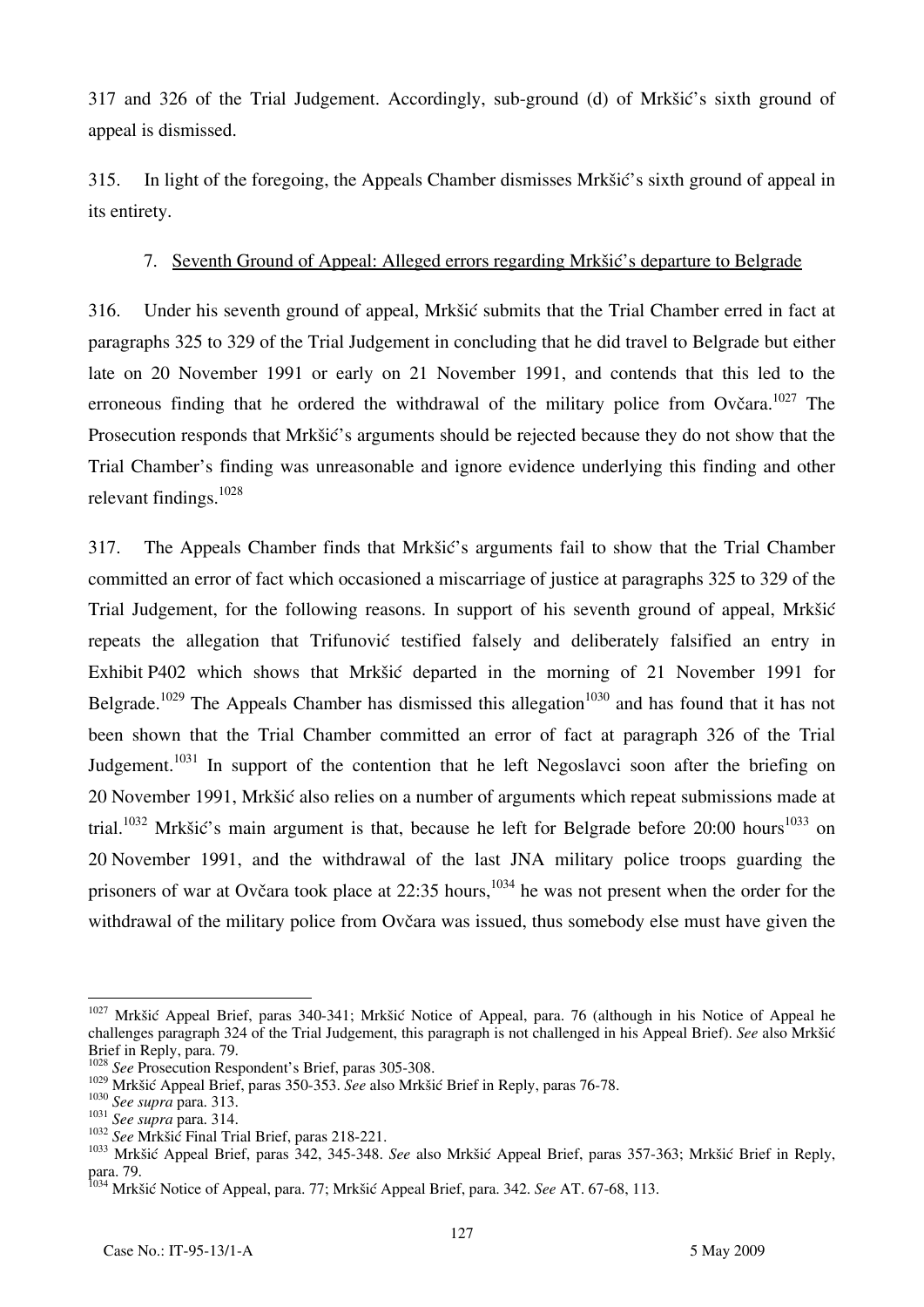317 and 326 of the Trial Judgement. Accordingly, sub-ground (d) of Mrkšić's sixth ground of appeal is dismissed.

315. In light of the foregoing, the Appeals Chamber dismisses Mrkšić's sixth ground of appeal in its entirety.

### 7. Seventh Ground of Appeal: Alleged errors regarding Mrkšić's departure to Belgrade

316. Under his seventh ground of appeal, Mrkšić submits that the Trial Chamber erred in fact at paragraphs 325 to 329 of the Trial Judgement in concluding that he did travel to Belgrade but either late on 20 November 1991 or early on 21 November 1991, and contends that this led to the erroneous finding that he ordered the withdrawal of the military police from Ovčara.[1027] The Prosecution responds that Mrkšić's arguments should be rejected because they do not show that the Trial Chamber's finding was unreasonable and ignore evidence underlying this finding and other relevant findings.[1028]

317. The Appeals Chamber finds that Mrkšić's arguments fail to show that the Trial Chamber committed an error of fact which occasioned a miscarriage of justice at paragraphs 325 to 329 of the Trial Judgement, for the following reasons. In support of his seventh ground of appeal, Mrkšić repeats the allegation that Trifunović testified falsely and deliberately falsified an entry in Exhibit P402 which shows that Mrkšić departed in the morning of 21 November 1991 for Belgrade.[1029] The Appeals Chamber has dismissed this allegation[1030] and has found that it has not been shown that the Trial Chamber committed an error of fact at paragraph 326 of the Trial Judgement.[1031] In support of the contention that he left Negoslavci soon after the briefing on 20 November 1991, Mrkšić also relies on a number of arguments which repeat submissions made at trial.[1032] Mrkšić's main argument is that, because he left for Belgrade before 20:00 hours[1033] on 20 November 1991, and the withdrawal of the last JNA military police troops guarding the prisoners of war at Ovčara took place at 22:35 hours,[1034] he was not present when the order for the withdrawal of the military police from Ovčara was issued, thus somebody else must have given the

---

[1027] Mrkšić Appeal Brief, paras 340-341; Mrkšić Notice of Appeal, para. 76 (although in his Notice of Appeal he challenges paragraph 324 of the Trial Judgement, this paragraph is not challenged in his Appeal Brief). *See* also Mrkšić Brief in Reply, para. 79.

[1028] *See* Prosecution Respondent's Brief, paras 305-308.

[1029] Mrkšić Appeal Brief, paras 350-353. *See* also Mrkšić Brief in Reply, paras 76-78.

[1030] *See supra* para. 313.

[1031] *See supra* para. 314.

[1032] *See* Mrkšić Final Trial Brief, paras 218-221.

[1033] Mrkšić Appeal Brief, paras 342, 345-348. *See* also Mrkšić Appeal Brief, paras 357-363; Mrkšić Brief in Reply, para. 79.

[1034] Mrkšić Notice of Appeal, para. 77; Mrkšić Appeal Brief, para. 342. *See* AT. 67-68, 113.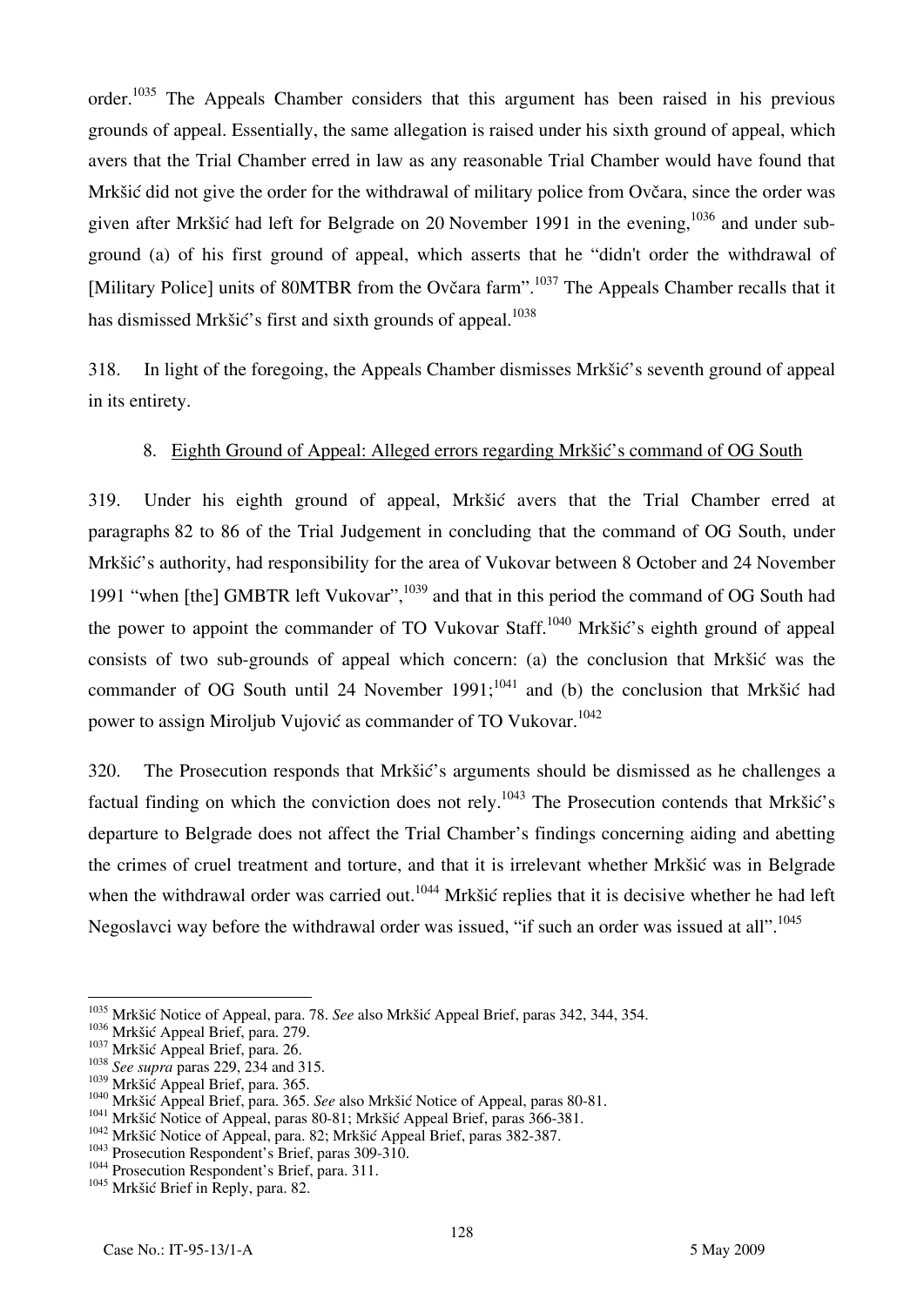order.[1035] The Appeals Chamber considers that this argument has been raised in his previous grounds of appeal. Essentially, the same allegation is raised under his sixth ground of appeal, which avers that the Trial Chamber erred in law as any reasonable Trial Chamber would have found that Mrkšić did not give the order for the withdrawal of military police from Ovčara, since the order was given after Mrkšić had left for Belgrade on 20 November 1991 in the evening,[1036] and under sub-ground (a) of his first ground of appeal, which asserts that he "didn't order the withdrawal of [Military Police] units of 80MTBR from the Ovčara farm".[1037] The Appeals Chamber recalls that it has dismissed Mrkšić's first and sixth grounds of appeal.[1038]

318. In light of the foregoing, the Appeals Chamber dismisses Mrkšić's seventh ground of appeal in its entirety.

### 8. Eighth Ground of Appeal: Alleged errors regarding Mrkšić's command of OG South

319. Under his eighth ground of appeal, Mrkšić avers that the Trial Chamber erred at paragraphs 82 to 86 of the Trial Judgement in concluding that the command of OG South, under Mrkšić's authority, had responsibility for the area of Vukovar between 8 October and 24 November 1991 "when [the] GMBTR left Vukovar",[1039] and that in this period the command of OG South had the power to appoint the commander of TO Vukovar Staff.[1040] Mrkšić's eighth ground of appeal consists of two sub-grounds of appeal which concern: (a) the conclusion that Mrkšić was the commander of OG South until 24 November 1991;[1041] and (b) the conclusion that Mrkšić had power to assign Miroljub Vujović as commander of TO Vukovar.[1042]

320. The Prosecution responds that Mrkšić's arguments should be dismissed as he challenges a factual finding on which the conviction does not rely.[1043] The Prosecution contends that Mrkšić's departure to Belgrade does not affect the Trial Chamber's findings concerning aiding and abetting the crimes of cruel treatment and torture, and that it is irrelevant whether Mrkšić was in Belgrade when the withdrawal order was carried out.[1044] Mrkšić replies that it is decisive whether he had left Negoslavci way before the withdrawal order was issued, "if such an order was issued at all".[1045]

---

[1035] Mrkšić Notice of Appeal, para. 78. *See* also Mrkšić Appeal Brief, paras 342, 344, 354.
[1036] Mrkšić Appeal Brief, para. 279.
[1037] Mrkšić Appeal Brief, para. 26.
[1038] *See supra* paras 229, 234 and 315.
[1039] Mrkšić Appeal Brief, para. 365.
[1040] Mrkšić Appeal Brief, para. 365. *See* also Mrkšić Notice of Appeal, paras 80-81.
[1041] Mrkšić Notice of Appeal, paras 80-81; Mrkšić Appeal Brief, paras 366-381.
[1042] Mrkšić Notice of Appeal, para. 82; Mrkšić Appeal Brief, paras 382-387.
[1043] Prosecution Respondent's Brief, paras 309-310.
[1044] Prosecution Respondent's Brief, para. 311.
[1045] Mrkšić Brief in Reply, para. 82.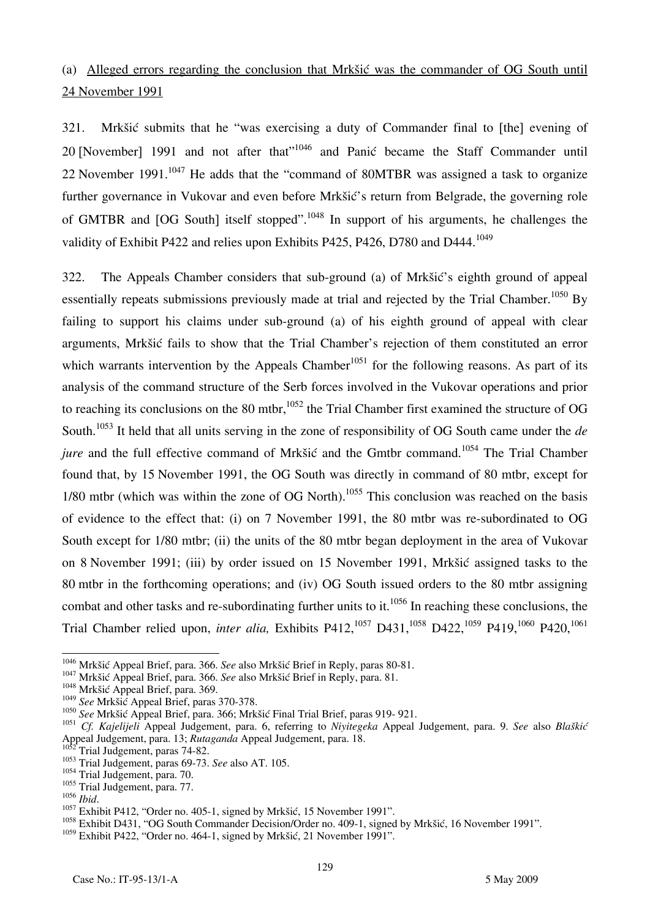(a) Alleged errors regarding the conclusion that Mrkšić was the commander of OG South until 24 November 1991

321. Mrkšić submits that he "was exercising a duty of Commander final to [the] evening of 20 [November] 1991 and not after that"[1046] and Panić became the Staff Commander until 22 November 1991.[1047] He adds that the "command of 80MTBR was assigned a task to organize further governance in Vukovar and even before Mrkšić's return from Belgrade, the governing role of GMTBR and [OG South] itself stopped".[1048] In support of his arguments, he challenges the validity of Exhibit P422 and relies upon Exhibits P425, P426, D780 and D444.[1049]

322. The Appeals Chamber considers that sub-ground (a) of Mrkšić's eighth ground of appeal essentially repeats submissions previously made at trial and rejected by the Trial Chamber.[1050] By failing to support his claims under sub-ground (a) of his eighth ground of appeal with clear arguments, Mrkšić fails to show that the Trial Chamber's rejection of them constituted an error which warrants intervention by the Appeals Chamber[1051] for the following reasons. As part of its analysis of the command structure of the Serb forces involved in the Vukovar operations and prior to reaching its conclusions on the 80 mtbr,[1052] the Trial Chamber first examined the structure of OG South.[1053] It held that all units serving in the zone of responsibility of OG South came under the *de jure* and the full effective command of Mrkšić and the Gmtbr command.[1054] The Trial Chamber found that, by 15 November 1991, the OG South was directly in command of 80 mtbr, except for 1/80 mtbr (which was within the zone of OG North).[1055] This conclusion was reached on the basis of evidence to the effect that: (i) on 7 November 1991, the 80 mtbr was re-subordinated to OG South except for 1/80 mtbr; (ii) the units of the 80 mtbr began deployment in the area of Vukovar on 8 November 1991; (iii) by order issued on 15 November 1991, Mrkšić assigned tasks to the 80 mtbr in the forthcoming operations; and (iv) OG South issued orders to the 80 mtbr assigning combat and other tasks and re-subordinating further units to it.[1056] In reaching these conclusions, the Trial Chamber relied upon, *inter alia,* Exhibits P412,[1057] D431,[1058] D422,[1059] P419,[1060] P420,[1061]

---

[1046] Mrkšić Appeal Brief, para. 366. *See* also Mrkšić Brief in Reply, paras 80-81.
[1047] Mrkšić Appeal Brief, para. 366. *See* also Mrkšić Brief in Reply, para. 81.
[1048] Mrkšić Appeal Brief, para. 369.
[1049] *See* Mrkšić Appeal Brief, paras 370-378.
[1050] *See* Mrkšić Appeal Brief, para. 366; Mrkšić Final Trial Brief, paras 919- 921.
[1051] *Cf. Kajelijeli* Appeal Judgement, para. 6, referring to *Niyitegeka* Appeal Judgement, para. 9. *See* also *Blaškić* Appeal Judgement, para. 13; *Rutaganda* Appeal Judgement, para. 18.
[1052] Trial Judgement, paras 74-82.
[1053] Trial Judgement, paras 69-73. *See* also AT. 105.
[1054] Trial Judgement, para. 70.
[1055] Trial Judgement, para. 77.
[1056] *Ibid.*
[1057] Exhibit P412, "Order no. 405-1, signed by Mrkšić, 15 November 1991".
[1058] Exhibit D431, "OG South Commander Decision/Order no. 409-1, signed by Mrkšić, 16 November 1991".
[1059] Exhibit P422, "Order no. 464-1, signed by Mrkšić, 21 November 1991".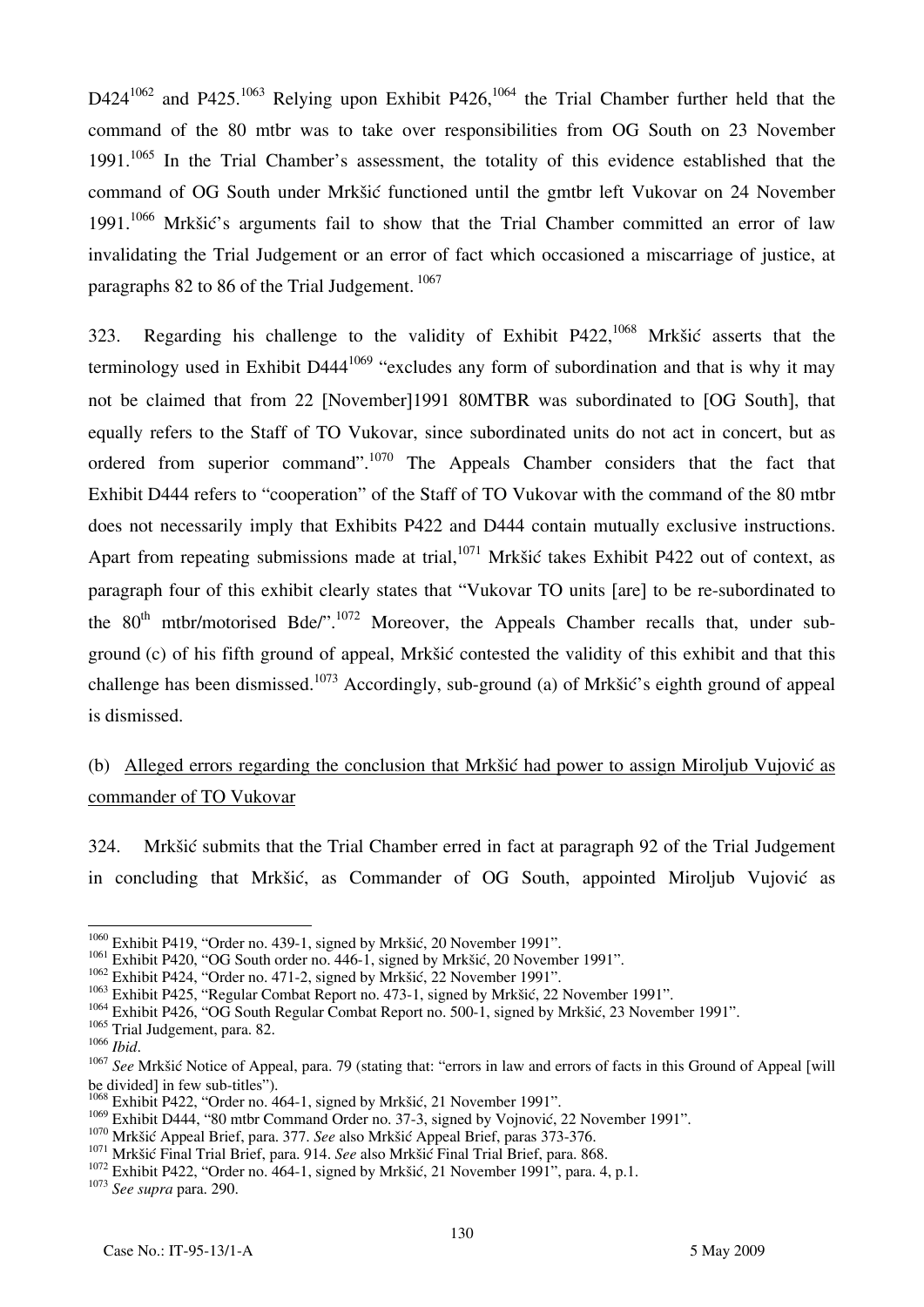D424[1062] and P425.[1063] Relying upon Exhibit P426,[1064] the Trial Chamber further held that the command of the 80 mtbr was to take over responsibilities from OG South on 23 November 1991.[1065] In the Trial Chamber's assessment, the totality of this evidence established that the command of OG South under Mrkšić functioned until the gmtbr left Vukovar on 24 November 1991.[1066] Mrkšić's arguments fail to show that the Trial Chamber committed an error of law invalidating the Trial Judgement or an error of fact which occasioned a miscarriage of justice, at paragraphs 82 to 86 of the Trial Judgement.[1067]

323. Regarding his challenge to the validity of Exhibit P422,[1068] Mrkšić asserts that the terminology used in Exhibit D444[1069] "excludes any form of subordination and that is why it may not be claimed that from 22 [November]1991 80MTBR was subordinated to [OG South], that equally refers to the Staff of TO Vukovar, since subordinated units do not act in concert, but as ordered from superior command".[1070] The Appeals Chamber considers that the fact that Exhibit D444 refers to "cooperation" of the Staff of TO Vukovar with the command of the 80 mtbr does not necessarily imply that Exhibits P422 and D444 contain mutually exclusive instructions. Apart from repeating submissions made at trial,[1071] Mrkšić takes Exhibit P422 out of context, as paragraph four of this exhibit clearly states that "Vukovar TO units [are] to be re-subordinated to the 80th mtbr/motorised Bde/".[1072] Moreover, the Appeals Chamber recalls that, under sub-ground (c) of his fifth ground of appeal, Mrkšić contested the validity of this exhibit and that this challenge has been dismissed.[1073] Accordingly, sub-ground (a) of Mrkšić's eighth ground of appeal is dismissed.

(b) Alleged errors regarding the conclusion that Mrkšić had power to assign Miroljub Vujović as commander of TO Vukovar

324. Mrkšić submits that the Trial Chamber erred in fact at paragraph 92 of the Trial Judgement in concluding that Mrkšić, as Commander of OG South, appointed Miroljub Vujović as

---

[1060] Exhibit P419, "Order no. 439-1, signed by Mrkšić, 20 November 1991".
[1061] Exhibit P420, "OG South order no. 446-1, signed by Mrkšić, 20 November 1991".
[1062] Exhibit P424, "Order no. 471-2, signed by Mrkšić, 22 November 1991".
[1063] Exhibit P425, "Regular Combat Report no. 473-1, signed by Mrkšić, 22 November 1991".
[1064] Exhibit P426, "OG South Regular Combat Report no. 500-1, signed by Mrkšić, 23 November 1991".
[1065] Trial Judgement, para. 82.
[1066] *Ibid*.
[1067] *See* Mrkšić Notice of Appeal, para. 79 (stating that: "errors in law and errors of facts in this Ground of Appeal [will be divided] in few sub-titles").
[1068] Exhibit P422, "Order no. 464-1, signed by Mrkšić, 21 November 1991".
[1069] Exhibit D444, "80 mtbr Command Order no. 37-3, signed by Vojnović, 22 November 1991".
[1070] Mrkšić Appeal Brief, para. 377. *See* also Mrkšić Appeal Brief, paras 373-376.
[1071] Mrkšić Final Trial Brief, para. 914. *See* also Mrkšić Final Trial Brief, para. 868.
[1072] Exhibit P422, "Order no. 464-1, signed by Mrkšić, 21 November 1991", para. 4, p.1.
[1073] *See supra* para. 290.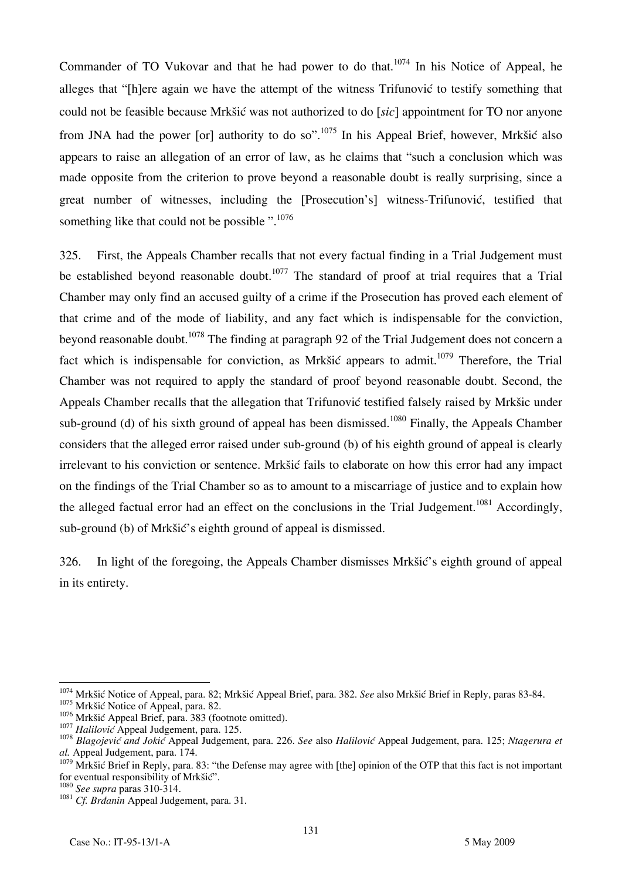Commander of TO Vukovar and that he had power to do that.[1074] In his Notice of Appeal, he alleges that "[h]ere again we have the attempt of the witness Trifunović to testify something that could not be feasible because Mrkšić was not authorized to do [*sic*] appointment for TO nor anyone from JNA had the power [or] authority to do so".[1075] In his Appeal Brief, however, Mrkšić also appears to raise an allegation of an error of law, as he claims that "such a conclusion which was made opposite from the criterion to prove beyond a reasonable doubt is really surprising, since a great number of witnesses, including the [Prosecution's] witness-Trifunović, testified that something like that could not be possible ".[1076]

325. First, the Appeals Chamber recalls that not every factual finding in a Trial Judgement must be established beyond reasonable doubt.[1077] The standard of proof at trial requires that a Trial Chamber may only find an accused guilty of a crime if the Prosecution has proved each element of that crime and of the mode of liability, and any fact which is indispensable for the conviction, beyond reasonable doubt.[1078] The finding at paragraph 92 of the Trial Judgement does not concern a fact which is indispensable for conviction, as Mrkšić appears to admit.[1079] Therefore, the Trial Chamber was not required to apply the standard of proof beyond reasonable doubt. Second, the Appeals Chamber recalls that the allegation that Trifunović testified falsely raised by Mrkšic under sub-ground (d) of his sixth ground of appeal has been dismissed.[1080] Finally, the Appeals Chamber considers that the alleged error raised under sub-ground (b) of his eighth ground of appeal is clearly irrelevant to his conviction or sentence. Mrkšić fails to elaborate on how this error had any impact on the findings of the Trial Chamber so as to amount to a miscarriage of justice and to explain how the alleged factual error had an effect on the conclusions in the Trial Judgement.[1081] Accordingly, sub-ground (b) of Mrkšić's eighth ground of appeal is dismissed.

326. In light of the foregoing, the Appeals Chamber dismisses Mrkšić's eighth ground of appeal in its entirety.

---

[1074] Mrkšić Notice of Appeal, para. 82; Mrkšić Appeal Brief, para. 382. *See* also Mrkšić Brief in Reply, paras 83-84.

[1075] Mrkšić Notice of Appeal, para. 82.

[1076] Mrkšić Appeal Brief, para. 383 (footnote omitted).

[1077] *Halilović* Appeal Judgement, para. 125.

[1078] *Blagojević and Jokić* Appeal Judgement, para. 226. *See* also *Halilović* Appeal Judgement, para. 125; *Ntagerura et al.* Appeal Judgement, para. 174.

[1079] Mrkšić Brief in Reply, para. 83: "the Defense may agree with [the] opinion of the OTP that this fact is not important for eventual responsibility of Mrkšić".

[1080] *See supra* paras 310-314.

[1081] *Cf. Brđanin* Appeal Judgement, para. 31.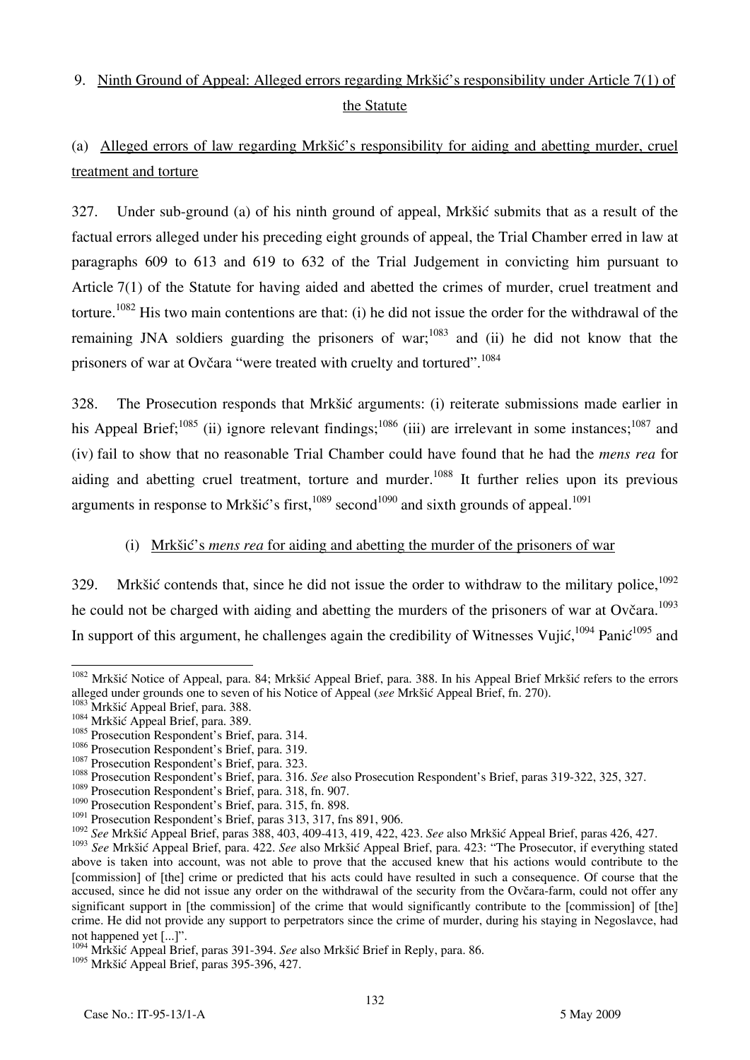## 9. Ninth Ground of Appeal: Alleged errors regarding Mrkšić's responsibility under Article 7(1) of the Statute

### (a) Alleged errors of law regarding Mrkšić's responsibility for aiding and abetting murder, cruel treatment and torture

327. Under sub-ground (a) of his ninth ground of appeal, Mrkšić submits that as a result of the factual errors alleged under his preceding eight grounds of appeal, the Trial Chamber erred in law at paragraphs 609 to 613 and 619 to 632 of the Trial Judgement in convicting him pursuant to Article 7(1) of the Statute for having aided and abetted the crimes of murder, cruel treatment and torture.[1082] His two main contentions are that: (i) he did not issue the order for the withdrawal of the remaining JNA soldiers guarding the prisoners of war;[1083] and (ii) he did not know that the prisoners of war at Ovčara "were treated with cruelty and tortured".[1084]

328. The Prosecution responds that Mrkšić arguments: (i) reiterate submissions made earlier in his Appeal Brief;[1085] (ii) ignore relevant findings;[1086] (iii) are irrelevant in some instances;[1087] and (iv) fail to show that no reasonable Trial Chamber could have found that he had the *mens rea* for aiding and abetting cruel treatment, torture and murder.[1088] It further relies upon its previous arguments in response to Mrkšić's first,[1089] second[1090] and sixth grounds of appeal.[1091]

#### (i) Mrkšić's *mens rea* for aiding and abetting the murder of the prisoners of war

329. Mrkšić contends that, since he did not issue the order to withdraw to the military police,[1092] he could not be charged with aiding and abetting the murders of the prisoners of war at Ovčara.[1093] In support of this argument, he challenges again the credibility of Witnesses Vujić,[1094] Panić[1095] and

---

[1082] Mrkšić Notice of Appeal, para. 84; Mrkšić Appeal Brief, para. 388. In his Appeal Brief Mrkšić refers to the errors alleged under grounds one to seven of his Notice of Appeal (*see* Mrkšić Appeal Brief, fn. 270).

[1083] Mrkšić Appeal Brief, para. 388.

[1084] Mrkšić Appeal Brief, para. 389.

[1085] Prosecution Respondent's Brief, para. 314.

[1086] Prosecution Respondent's Brief, para. 319.

[1087] Prosecution Respondent's Brief, para. 323.

[1088] Prosecution Respondent's Brief, para. 316. *See* also Prosecution Respondent's Brief, paras 319-322, 325, 327.

[1089] Prosecution Respondent's Brief, para. 318, fn. 907.

[1090] Prosecution Respondent's Brief, para. 315, fn. 898.

[1091] Prosecution Respondent's Brief, paras 313, 317, fns 891, 906.

[1092] *See* Mrkšić Appeal Brief, paras 388, 403, 409-413, 419, 422, 423. *See* also Mrkšić Appeal Brief, paras 426, 427.

[1093] *See* Mrkšić Appeal Brief, para. 422. *See* also Mrkšić Appeal Brief, para. 423: "The Prosecutor, if everything stated above is taken into account, was not able to prove that the accused knew that his actions would contribute to the [commission] of [the] crime or predicted that his acts could have resulted in such a consequence. Of course that the accused, since he did not issue any order on the withdrawal of the security from the Ovčara-farm, could not offer any significant support in [the commission] of the crime that would significantly contribute to the [commission] of [the] crime. He did not provide any support to perpetrators since the crime of murder, during his staying in Negoslavce, had not happened yet [...]".

[1094] Mrkšić Appeal Brief, paras 391-394. *See* also Mrkšić Brief in Reply, para. 86.

[1095] Mrkšić Appeal Brief, paras 395-396, 427.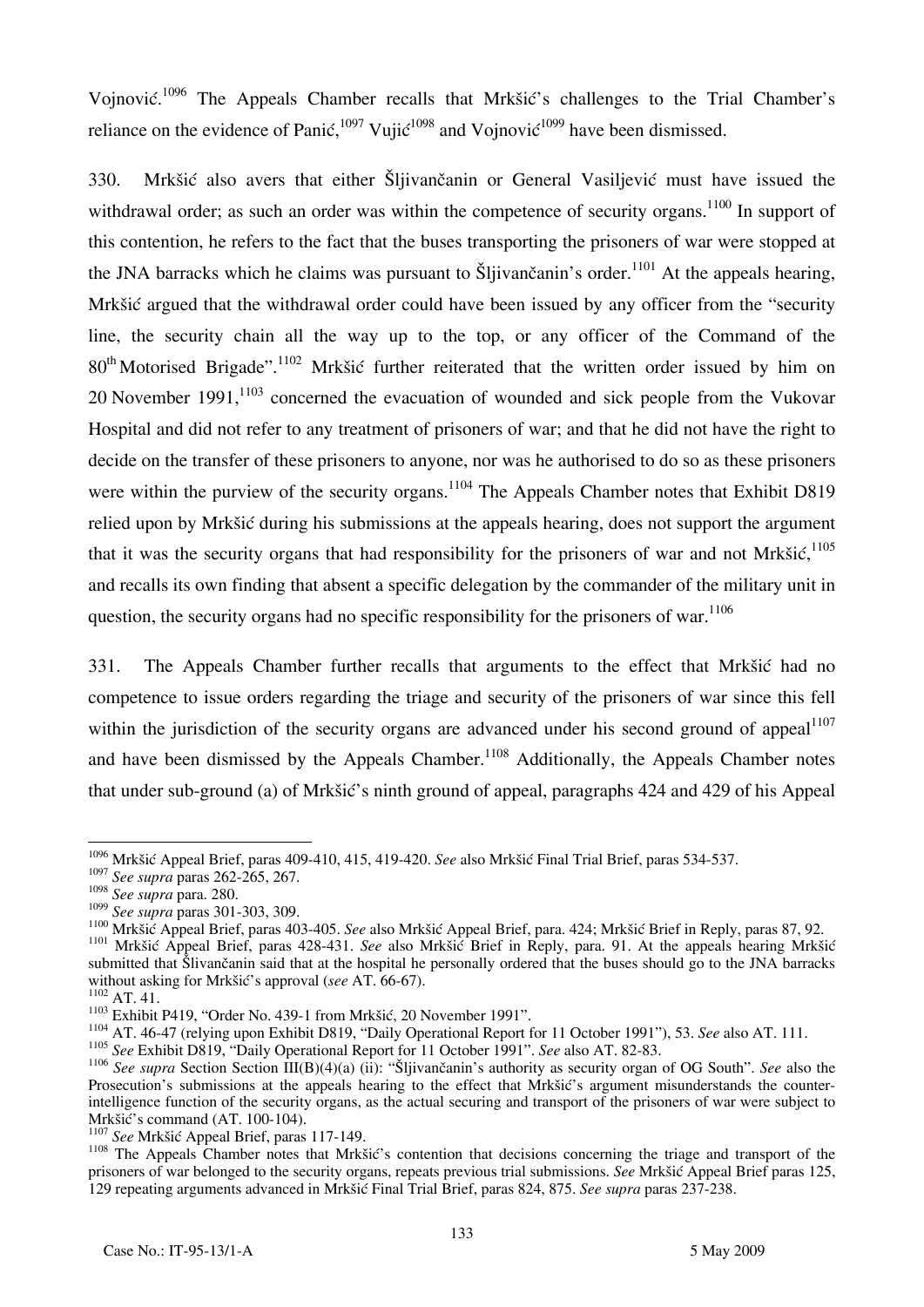Vojnović.[1096] The Appeals Chamber recalls that Mrkšić's challenges to the Trial Chamber's reliance on the evidence of Panić,[1097] Vujić[1098] and Vojnović[1099] have been dismissed.

330. Mrkšić also avers that either Šljivančanin or General Vasiljević must have issued the withdrawal order; as such an order was within the competence of security organs.[1100] In support of this contention, he refers to the fact that the buses transporting the prisoners of war were stopped at the JNA barracks which he claims was pursuant to Šljivančanin's order.[1101] At the appeals hearing, Mrkšić argued that the withdrawal order could have been issued by any officer from the "security line, the security chain all the way up to the top, or any officer of the Command of the 80th Motorised Brigade".[1102] Mrkšić further reiterated that the written order issued by him on 20 November 1991,[1103] concerned the evacuation of wounded and sick people from the Vukovar Hospital and did not refer to any treatment of prisoners of war; and that he did not have the right to decide on the transfer of these prisoners to anyone, nor was he authorised to do so as these prisoners were within the purview of the security organs.[1104] The Appeals Chamber notes that Exhibit D819 relied upon by Mrkšić during his submissions at the appeals hearing, does not support the argument that it was the security organs that had responsibility for the prisoners of war and not Mrkšić,[1105] and recalls its own finding that absent a specific delegation by the commander of the military unit in question, the security organs had no specific responsibility for the prisoners of war.[1106]

331. The Appeals Chamber further recalls that arguments to the effect that Mrkšić had no competence to issue orders regarding the triage and security of the prisoners of war since this fell within the jurisdiction of the security organs are advanced under his second ground of appeal[1107] and have been dismissed by the Appeals Chamber.[1108] Additionally, the Appeals Chamber notes that under sub-ground (a) of Mrkšić's ninth ground of appeal, paragraphs 424 and 429 of his Appeal

---

[1096] Mrkšić Appeal Brief, paras 409-410, 415, 419-420. *See* also Mrkšić Final Trial Brief, paras 534-537.

[1097] *See supra* paras 262-265, 267.

[1098] *See supra* para. 280.

[1099] *See supra* paras 301-303, 309.

[1100] Mrkšić Appeal Brief, paras 403-405. *See* also Mrkšić Appeal Brief, para. 424; Mrkšić Brief in Reply, paras 87, 92.

[1101] Mrkšić Appeal Brief, paras 428-431. *See* also Mrkšić Brief in Reply, para. 91. At the appeals hearing Mrkšić submitted that Šlivančanin said that at the hospital he personally ordered that the buses should go to the JNA barracks without asking for Mrkšić's approval (*see* AT. 66-67).

[1102] AT. 41.

[1103] Exhibit P419, "Order No. 439-1 from Mrkšić, 20 November 1991".

[1104] AT. 46-47 (relying upon Exhibit D819, "Daily Operational Report for 11 October 1991"), 53. *See* also AT. 111.

[1105] *See* Exhibit D819, "Daily Operational Report for 11 October 1991". *See* also AT. 82-83.

[1106] *See supra* Section Section III(B)(4)(a) (ii): "Šljivančanin's authority as security organ of OG South". *See* also the Prosecution's submissions at the appeals hearing to the effect that Mrkšić's argument misunderstands the counter-intelligence function of the security organs, as the actual securing and transport of the prisoners of war were subject to Mrkšić's command (AT. 100-104).

[1107] *See* Mrkšić Appeal Brief, paras 117-149.

[1108] The Appeals Chamber notes that Mrkšić's contention that decisions concerning the triage and transport of the prisoners of war belonged to the security organs, repeats previous trial submissions. *See* Mrkšić Appeal Brief paras 125, 129 repeating arguments advanced in Mrkšić Final Trial Brief, paras 824, 875. *See supra* paras 237-238.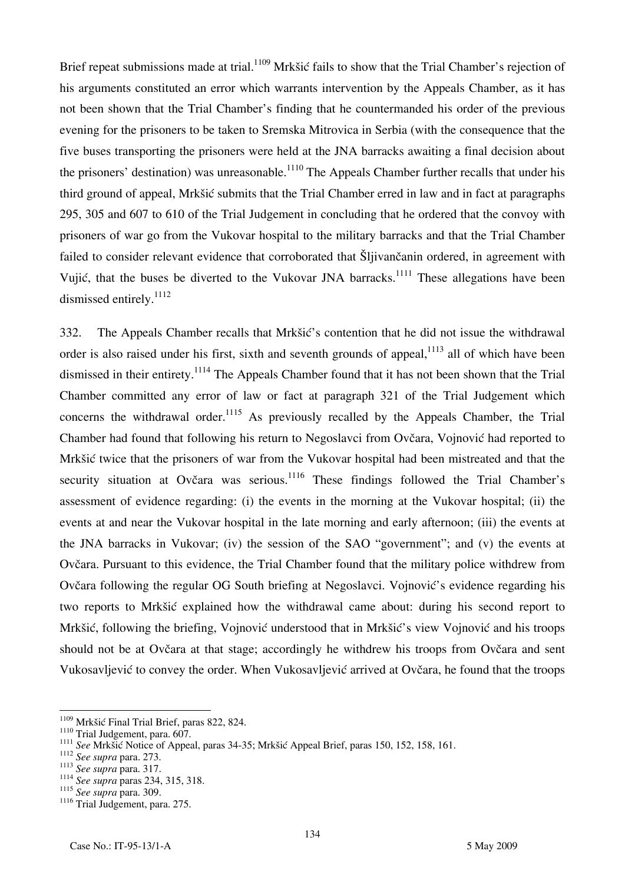Brief repeat submissions made at trial.[1109] Mrkšić fails to show that the Trial Chamber's rejection of his arguments constituted an error which warrants intervention by the Appeals Chamber, as it has not been shown that the Trial Chamber's finding that he countermanded his order of the previous evening for the prisoners to be taken to Sremska Mitrovica in Serbia (with the consequence that the five buses transporting the prisoners were held at the JNA barracks awaiting a final decision about the prisoners' destination) was unreasonable.[1110] The Appeals Chamber further recalls that under his third ground of appeal, Mrkšić submits that the Trial Chamber erred in law and in fact at paragraphs 295, 305 and 607 to 610 of the Trial Judgement in concluding that he ordered that the convoy with prisoners of war go from the Vukovar hospital to the military barracks and that the Trial Chamber failed to consider relevant evidence that corroborated that Šljivančanin ordered, in agreement with Vujić, that the buses be diverted to the Vukovar JNA barracks.[1111] These allegations have been dismissed entirely.[1112]

332. The Appeals Chamber recalls that Mrkšić's contention that he did not issue the withdrawal order is also raised under his first, sixth and seventh grounds of appeal,[1113] all of which have been dismissed in their entirety.[1114] The Appeals Chamber found that it has not been shown that the Trial Chamber committed any error of law or fact at paragraph 321 of the Trial Judgement which concerns the withdrawal order.[1115] As previously recalled by the Appeals Chamber, the Trial Chamber had found that following his return to Negoslavci from Ovčara, Vojnović had reported to Mrkšić twice that the prisoners of war from the Vukovar hospital had been mistreated and that the security situation at Ovčara was serious.[1116] These findings followed the Trial Chamber's assessment of evidence regarding: (i) the events in the morning at the Vukovar hospital; (ii) the events at and near the Vukovar hospital in the late morning and early afternoon; (iii) the events at the JNA barracks in Vukovar; (iv) the session of the SAO "government"; and (v) the events at Ovčara. Pursuant to this evidence, the Trial Chamber found that the military police withdrew from Ovčara following the regular OG South briefing at Negoslavci. Vojnović's evidence regarding his two reports to Mrkšić explained how the withdrawal came about: during his second report to Mrkšić, following the briefing, Vojnović understood that in Mrkšić's view Vojnović and his troops should not be at Ovčara at that stage; accordingly he withdrew his troops from Ovčara and sent Vukosavljević to convey the order. When Vukosavljević arrived at Ovčara, he found that the troops

---

[1109] Mrkšić Final Trial Brief, paras 822, 824.

[1110] Trial Judgement, para. 607.

[1111] *See* Mrkšić Notice of Appeal, paras 34-35; Mrkšić Appeal Brief, paras 150, 152, 158, 161.

[1112] *See supra* para. 273.

[1113] *See supra* para. 317.

[1114] *See supra* paras 234, 315, 318.

[1115] *See supra* para. 309.

[1116] Trial Judgement, para. 275.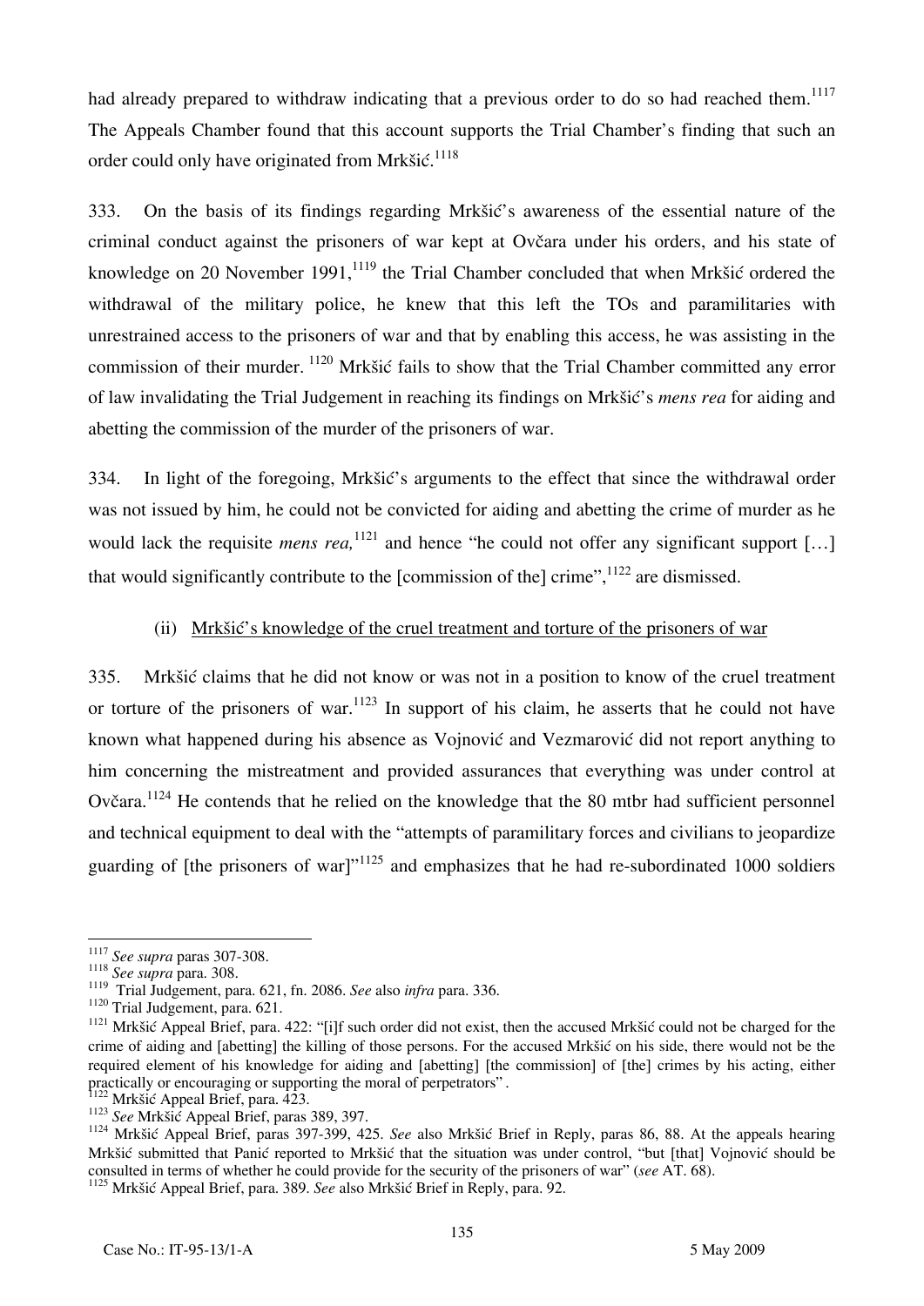had already prepared to withdraw indicating that a previous order to do so had reached them.[1117] The Appeals Chamber found that this account supports the Trial Chamber's finding that such an order could only have originated from Mrkšić.[1118]

333. On the basis of its findings regarding Mrkšić's awareness of the essential nature of the criminal conduct against the prisoners of war kept at Ovčara under his orders, and his state of knowledge on 20 November 1991,[1119] the Trial Chamber concluded that when Mrkšić ordered the withdrawal of the military police, he knew that this left the TOs and paramilitaries with unrestrained access to the prisoners of war and that by enabling this access, he was assisting in the commission of their murder.[1120] Mrkšić fails to show that the Trial Chamber committed any error of law invalidating the Trial Judgement in reaching its findings on Mrkšić's *mens rea* for aiding and abetting the commission of the murder of the prisoners of war.

334. In light of the foregoing, Mrkšić's arguments to the effect that since the withdrawal order was not issued by him, he could not be convicted for aiding and abetting the crime of murder as he would lack the requisite *mens rea,*[1121] and hence "he could not offer any significant support […] that would significantly contribute to the [commission of the] crime",[1122] are dismissed.

(ii) Mrkšić's knowledge of the cruel treatment and torture of the prisoners of war

335. Mrkšić claims that he did not know or was not in a position to know of the cruel treatment or torture of the prisoners of war.[1123] In support of his claim, he asserts that he could not have known what happened during his absence as Vojnović and Vezmarović did not report anything to him concerning the mistreatment and provided assurances that everything was under control at Ovčara.[1124] He contends that he relied on the knowledge that the 80 mtbr had sufficient personnel and technical equipment to deal with the "attempts of paramilitary forces and civilians to jeopardize guarding of [the prisoners of war]"[1125] and emphasizes that he had re-subordinated 1000 soldiers

---

[1117] *See supra* paras 307-308.

[1118] *See supra* para. 308.

[1119] Trial Judgement, para. 621, fn. 2086. *See* also *infra* para. 336.

[1120] Trial Judgement, para. 621.

[1121] Mrkšić Appeal Brief, para. 422: "[i]f such order did not exist, then the accused Mrkšić could not be charged for the crime of aiding and [abetting] the killing of those persons. For the accused Mrkšić on his side, there would not be the required element of his knowledge for aiding and [abetting] [the commission] of [the] crimes by his acting, either practically or encouraging or supporting the moral of perpetrators".

[1122] Mrkšić Appeal Brief, para. 423.

[1123] *See* Mrkšić Appeal Brief, paras 389, 397.

[1124] Mrkšić Appeal Brief, paras 397-399, 425. *See* also Mrkšić Brief in Reply, paras 86, 88. At the appeals hearing Mrkšić submitted that Panić reported to Mrkšić that the situation was under control, "but [that] Vojnović should be consulted in terms of whether he could provide for the security of the prisoners of war" (*see* AT. 68).

[1125] Mrkšić Appeal Brief, para. 389. *See* also Mrkšić Brief in Reply, para. 92.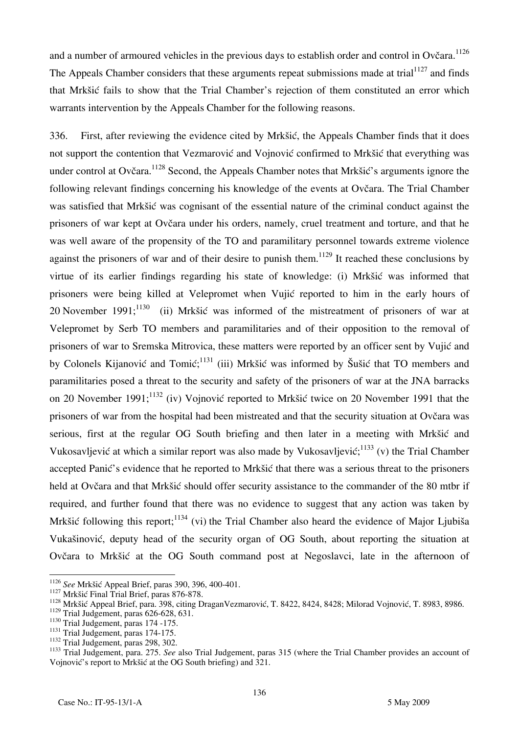and a number of armoured vehicles in the previous days to establish order and control in Ovčara.[1126] The Appeals Chamber considers that these arguments repeat submissions made at trial[1127] and finds that Mrkšić fails to show that the Trial Chamber's rejection of them constituted an error which warrants intervention by the Appeals Chamber for the following reasons.

336. First, after reviewing the evidence cited by Mrkšić, the Appeals Chamber finds that it does not support the contention that Vezmarović and Vojnović confirmed to Mrkšić that everything was under control at Ovčara.[1128] Second, the Appeals Chamber notes that Mrkšić's arguments ignore the following relevant findings concerning his knowledge of the events at Ovčara. The Trial Chamber was satisfied that Mrkšić was cognisant of the essential nature of the criminal conduct against the prisoners of war kept at Ovčara under his orders, namely, cruel treatment and torture, and that he was well aware of the propensity of the TO and paramilitary personnel towards extreme violence against the prisoners of war and of their desire to punish them.[1129] It reached these conclusions by virtue of its earlier findings regarding his state of knowledge: (i) Mrkšić was informed that prisoners were being killed at Velepromet when Vujić reported to him in the early hours of 20 November 1991;[1130] (ii) Mrkšić was informed of the mistreatment of prisoners of war at Velepromet by Serb TO members and paramilitaries and of their opposition to the removal of prisoners of war to Sremska Mitrovica, these matters were reported by an officer sent by Vujić and by Colonels Kijanović and Tomić;[1131] (iii) Mrkšić was informed by Šušić that TO members and paramilitaries posed a threat to the security and safety of the prisoners of war at the JNA barracks on 20 November 1991;[1132] (iv) Vojnović reported to Mrkšić twice on 20 November 1991 that the prisoners of war from the hospital had been mistreated and that the security situation at Ovčara was serious, first at the regular OG South briefing and then later in a meeting with Mrkšić and Vukosavljević at which a similar report was also made by Vukosavljević;[1133] (v) the Trial Chamber accepted Panić's evidence that he reported to Mrkšić that there was a serious threat to the prisoners held at Ovčara and that Mrkšić should offer security assistance to the commander of the 80 mtbr if required, and further found that there was no evidence to suggest that any action was taken by Mrkšić following this report;[1134] (vi) the Trial Chamber also heard the evidence of Major Ljubiša Vukašinović, deputy head of the security organ of OG South, about reporting the situation at Ovčara to Mrkšić at the OG South command post at Negoslavci, late in the afternoon of

---

[1126] *See* Mrkšić Appeal Brief, paras 390, 396, 400-401.

[1127] Mrkšić Final Trial Brief, paras 876-878.

[1128] Mrkšić Appeal Brief, para. 398, citing DraganVezmarović, T. 8422, 8424, 8428; Milorad Vojnović, T. 8983, 8986.

[1129] Trial Judgement, paras 626-628, 631.

[1130] Trial Judgement, paras 174 -175.

[1131] Trial Judgement, paras 174-175.

[1132] Trial Judgement, paras 298, 302.

[1133] Trial Judgement, para. 275. *See* also Trial Judgement, paras 315 (where the Trial Chamber provides an account of Vojnović's report to Mrkšić at the OG South briefing) and 321.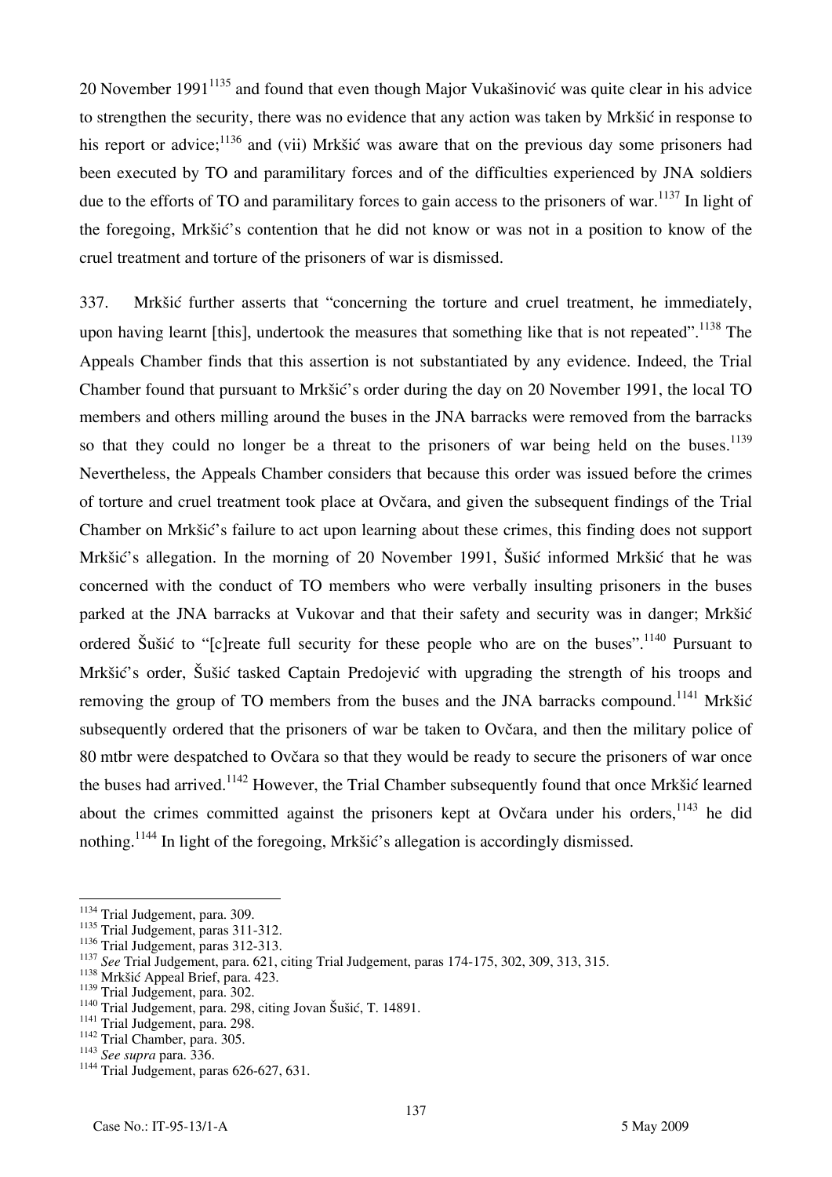20 November 1991[1135] and found that even though Major Vukašinović was quite clear in his advice to strengthen the security, there was no evidence that any action was taken by Mrkšić in response to his report or advice;[1136] and (vii) Mrkšić was aware that on the previous day some prisoners had been executed by TO and paramilitary forces and of the difficulties experienced by JNA soldiers due to the efforts of TO and paramilitary forces to gain access to the prisoners of war.[1137] In light of the foregoing, Mrkšić's contention that he did not know or was not in a position to know of the cruel treatment and torture of the prisoners of war is dismissed.

337. Mrkšić further asserts that "concerning the torture and cruel treatment, he immediately, upon having learnt [this], undertook the measures that something like that is not repeated".[1138] The Appeals Chamber finds that this assertion is not substantiated by any evidence. Indeed, the Trial Chamber found that pursuant to Mrkšić's order during the day on 20 November 1991, the local TO members and others milling around the buses in the JNA barracks were removed from the barracks so that they could no longer be a threat to the prisoners of war being held on the buses.[1139] Nevertheless, the Appeals Chamber considers that because this order was issued before the crimes of torture and cruel treatment took place at Ovčara, and given the subsequent findings of the Trial Chamber on Mrkšić's failure to act upon learning about these crimes, this finding does not support Mrkšić's allegation. In the morning of 20 November 1991, Šušić informed Mrkšić that he was concerned with the conduct of TO members who were verbally insulting prisoners in the buses parked at the JNA barracks at Vukovar and that their safety and security was in danger; Mrkšić ordered Šušić to "[c]reate full security for these people who are on the buses".[1140] Pursuant to Mrkšić's order, Šušić tasked Captain Predojević with upgrading the strength of his troops and removing the group of TO members from the buses and the JNA barracks compound.[1141] Mrkšić subsequently ordered that the prisoners of war be taken to Ovčara, and then the military police of 80 mtbr were despatched to Ovčara so that they would be ready to secure the prisoners of war once the buses had arrived.[1142] However, the Trial Chamber subsequently found that once Mrkšić learned about the crimes committed against the prisoners kept at Ovčara under his orders,[1143] he did nothing.[1144] In light of the foregoing, Mrkšić's allegation is accordingly dismissed.

---

[1134] Trial Judgement, para. 309.
[1135] Trial Judgement, paras 311-312.
[1136] Trial Judgement, paras 312-313.
[1137] *See* Trial Judgement, para. 621, citing Trial Judgement, paras 174-175, 302, 309, 313, 315.
[1138] Mrkšić Appeal Brief, para. 423.
[1139] Trial Judgement, para. 302.
[1140] Trial Judgement, para. 298, citing Jovan Šušić, T. 14891.
[1141] Trial Judgement, para. 298.
[1142] Trial Chamber, para. 305.
[1143] *See supra* para. 336.
[1144] Trial Judgement, paras 626-627, 631.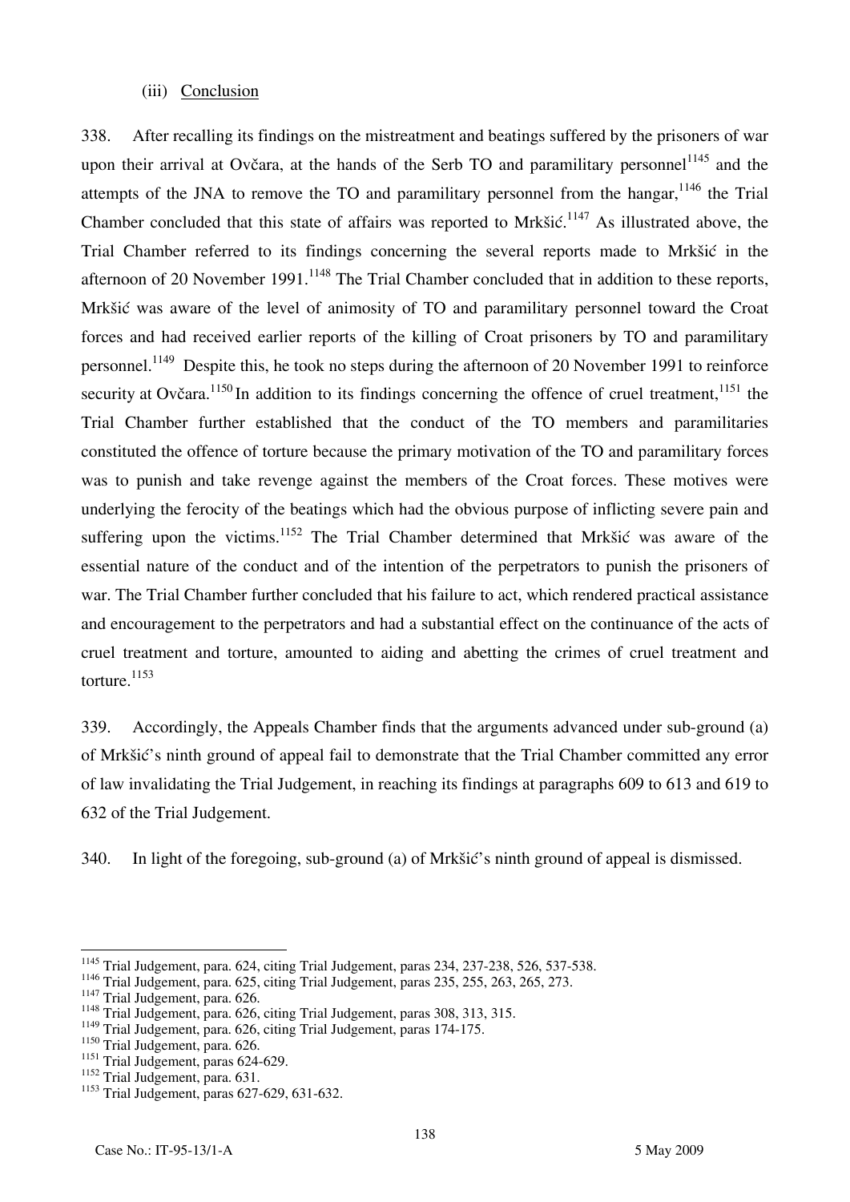(iii) Conclusion

338. After recalling its findings on the mistreatment and beatings suffered by the prisoners of war upon their arrival at Ovčara, at the hands of the Serb TO and paramilitary personnel[1145] and the attempts of the JNA to remove the TO and paramilitary personnel from the hangar,[1146] the Trial Chamber concluded that this state of affairs was reported to Mrkšić.[1147] As illustrated above, the Trial Chamber referred to its findings concerning the several reports made to Mrkšić in the afternoon of 20 November 1991.[1148] The Trial Chamber concluded that in addition to these reports, Mrkšić was aware of the level of animosity of TO and paramilitary personnel toward the Croat forces and had received earlier reports of the killing of Croat prisoners by TO and paramilitary personnel.[1149] Despite this, he took no steps during the afternoon of 20 November 1991 to reinforce security at Ovčara.[1150] In addition to its findings concerning the offence of cruel treatment,[1151] the Trial Chamber further established that the conduct of the TO members and paramilitaries constituted the offence of torture because the primary motivation of the TO and paramilitary forces was to punish and take revenge against the members of the Croat forces. These motives were underlying the ferocity of the beatings which had the obvious purpose of inflicting severe pain and suffering upon the victims.[1152] The Trial Chamber determined that Mrkšić was aware of the essential nature of the conduct and of the intention of the perpetrators to punish the prisoners of war. The Trial Chamber further concluded that his failure to act, which rendered practical assistance and encouragement to the perpetrators and had a substantial effect on the continuance of the acts of cruel treatment and torture, amounted to aiding and abetting the crimes of cruel treatment and torture.[1153]

339. Accordingly, the Appeals Chamber finds that the arguments advanced under sub-ground (a) of Mrkšić's ninth ground of appeal fail to demonstrate that the Trial Chamber committed any error of law invalidating the Trial Judgement, in reaching its findings at paragraphs 609 to 613 and 619 to 632 of the Trial Judgement.

340. In light of the foregoing, sub-ground (a) of Mrkšić's ninth ground of appeal is dismissed.

---

[1145] Trial Judgement, para. 624, citing Trial Judgement, paras 234, 237-238, 526, 537-538.
[1146] Trial Judgement, para. 625, citing Trial Judgement, paras 235, 255, 263, 265, 273.
[1147] Trial Judgement, para. 626.
[1148] Trial Judgement, para. 626, citing Trial Judgement, paras 308, 313, 315.
[1149] Trial Judgement, para. 626, citing Trial Judgement, paras 174-175.
[1150] Trial Judgement, para. 626.
[1151] Trial Judgement, paras 624-629.
[1152] Trial Judgement, para. 631.
[1153] Trial Judgement, paras 627-629, 631-632.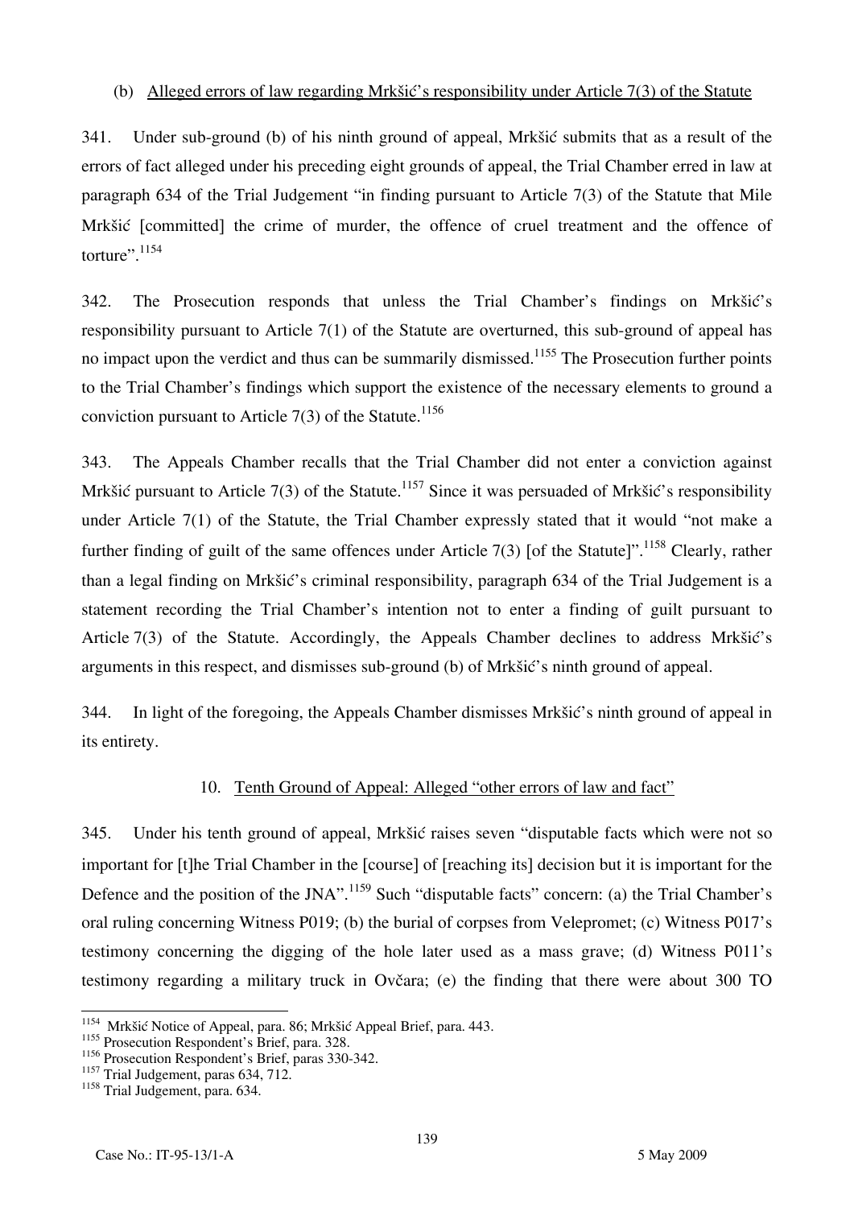(b) Alleged errors of law regarding Mrkšić's responsibility under Article 7(3) of the Statute

341. Under sub-ground (b) of his ninth ground of appeal, Mrkšić submits that as a result of the errors of fact alleged under his preceding eight grounds of appeal, the Trial Chamber erred in law at paragraph 634 of the Trial Judgement "in finding pursuant to Article 7(3) of the Statute that Mile Mrkšić [committed] the crime of murder, the offence of cruel treatment and the offence of torture".[1154]

342. The Prosecution responds that unless the Trial Chamber's findings on Mrkšić's responsibility pursuant to Article 7(1) of the Statute are overturned, this sub-ground of appeal has no impact upon the verdict and thus can be summarily dismissed.[1155] The Prosecution further points to the Trial Chamber's findings which support the existence of the necessary elements to ground a conviction pursuant to Article 7(3) of the Statute.[1156]

343. The Appeals Chamber recalls that the Trial Chamber did not enter a conviction against Mrkšić pursuant to Article 7(3) of the Statute.[1157] Since it was persuaded of Mrkšić's responsibility under Article 7(1) of the Statute, the Trial Chamber expressly stated that it would "not make a further finding of guilt of the same offences under Article 7(3) [of the Statute]".[1158] Clearly, rather than a legal finding on Mrkšić's criminal responsibility, paragraph 634 of the Trial Judgement is a statement recording the Trial Chamber's intention not to enter a finding of guilt pursuant to Article 7(3) of the Statute. Accordingly, the Appeals Chamber declines to address Mrkšić's arguments in this respect, and dismisses sub-ground (b) of Mrkšić's ninth ground of appeal.

344. In light of the foregoing, the Appeals Chamber dismisses Mrkšić's ninth ground of appeal in its entirety.

### 10. Tenth Ground of Appeal: Alleged "other errors of law and fact"

345. Under his tenth ground of appeal, Mrkšić raises seven "disputable facts which were not so important for [t]he Trial Chamber in the [course] of [reaching its] decision but it is important for the Defence and the position of the JNA".[1159] Such "disputable facts" concern: (a) the Trial Chamber's oral ruling concerning Witness P019; (b) the burial of corpses from Velepromet; (c) Witness P017's testimony concerning the digging of the hole later used as a mass grave; (d) Witness P011's testimony regarding a military truck in Ovčara; (e) the finding that there were about 300 TO

---

[1154] Mrkšić Notice of Appeal, para. 86; Mrkšić Appeal Brief, para. 443.

[1155] Prosecution Respondent's Brief, para. 328.

[1156] Prosecution Respondent's Brief, paras 330-342.

[1157] Trial Judgement, paras 634, 712.

[1158] Trial Judgement, para. 634.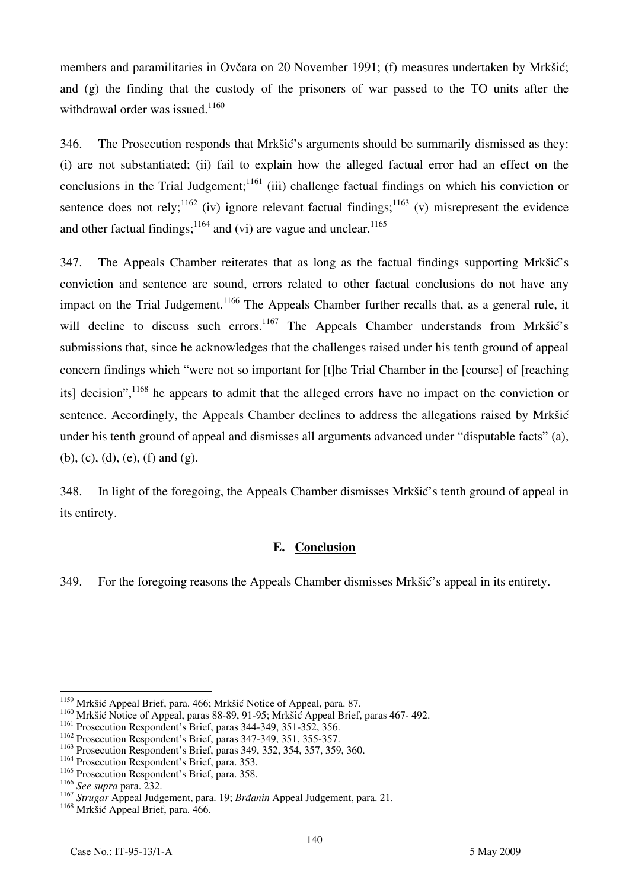members and paramilitaries in Ovčara on 20 November 1991; (f) measures undertaken by Mrkšić; and (g) the finding that the custody of the prisoners of war passed to the TO units after the withdrawal order was issued.[1160]

346. The Prosecution responds that Mrkšić's arguments should be summarily dismissed as they: (i) are not substantiated; (ii) fail to explain how the alleged factual error had an effect on the conclusions in the Trial Judgement;[1161] (iii) challenge factual findings on which his conviction or sentence does not rely;[1162] (iv) ignore relevant factual findings;[1163] (v) misrepresent the evidence and other factual findings;[1164] and (vi) are vague and unclear.[1165]

347. The Appeals Chamber reiterates that as long as the factual findings supporting Mrkšić's conviction and sentence are sound, errors related to other factual conclusions do not have any impact on the Trial Judgement.[1166] The Appeals Chamber further recalls that, as a general rule, it will decline to discuss such errors.[1167] The Appeals Chamber understands from Mrkšić's submissions that, since he acknowledges that the challenges raised under his tenth ground of appeal concern findings which "were not so important for [t]he Trial Chamber in the [course] of [reaching its] decision",[1168] he appears to admit that the alleged errors have no impact on the conviction or sentence. Accordingly, the Appeals Chamber declines to address the allegations raised by Mrkšić under his tenth ground of appeal and dismisses all arguments advanced under "disputable facts" (a), (b), (c), (d), (e), (f) and (g).

348. In light of the foregoing, the Appeals Chamber dismisses Mrkšić's tenth ground of appeal in its entirety.

### E. Conclusion

349. For the foregoing reasons the Appeals Chamber dismisses Mrkšić's appeal in its entirety.

---

[1159] Mrkšić Appeal Brief, para. 466; Mrkšić Notice of Appeal, para. 87.
[1160] Mrkšić Notice of Appeal, paras 88-89, 91-95; Mrkšić Appeal Brief, paras 467- 492.
[1161] Prosecution Respondent's Brief, paras 344-349, 351-352, 356.
[1162] Prosecution Respondent's Brief, paras 347-349, 351, 355-357.
[1163] Prosecution Respondent's Brief, paras 349, 352, 354, 357, 359, 360.
[1164] Prosecution Respondent's Brief, para. 353.
[1165] Prosecution Respondent's Brief, para. 358.
[1166] *See supra* para. 232.
[1167] *Strugar* Appeal Judgement, para. 19; *Brđanin* Appeal Judgement, para. 21.
[1168] Mrkšić Appeal Brief, para. 466.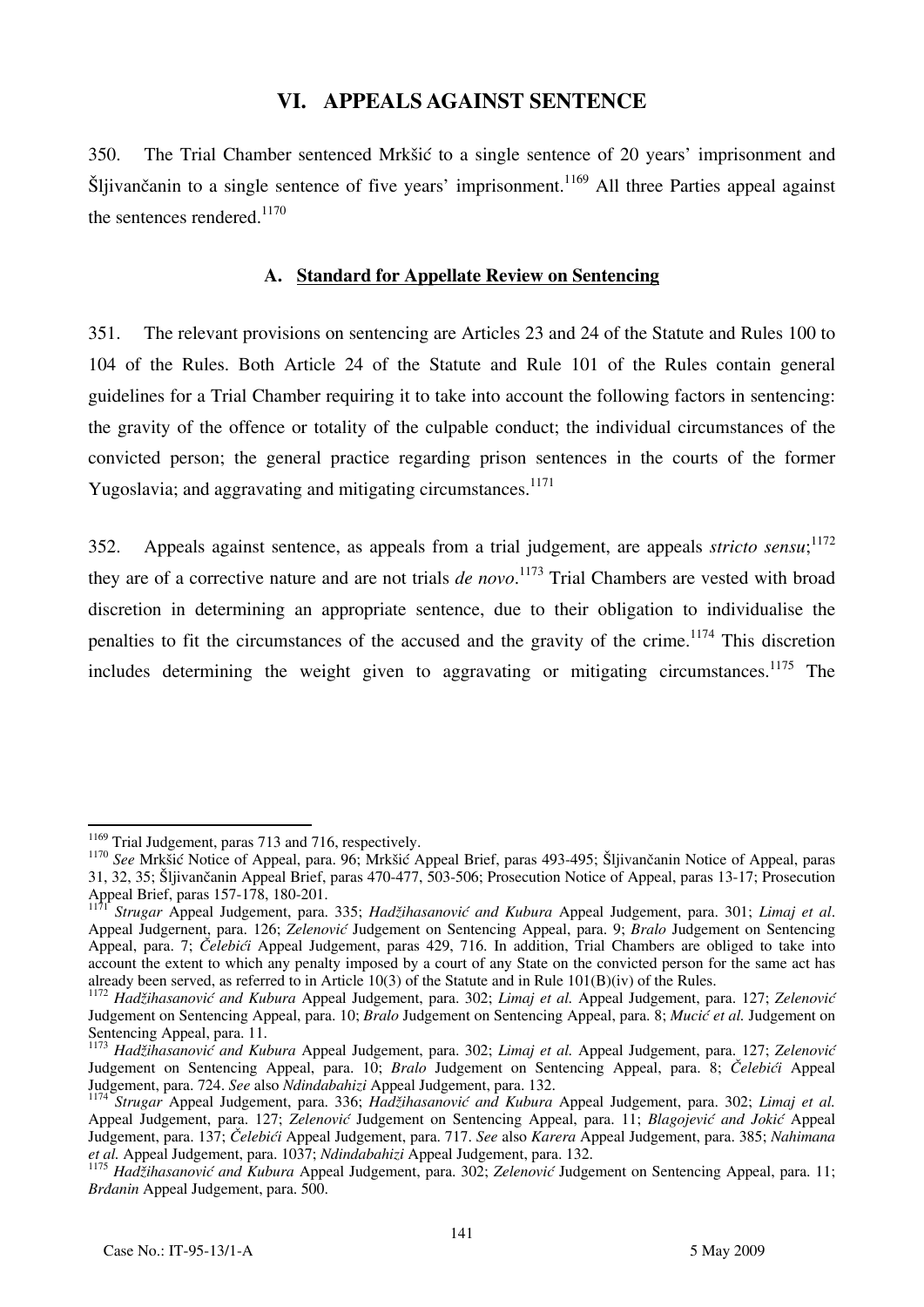## VI. APPEALS AGAINST SENTENCE

350. The Trial Chamber sentenced Mrkšić to a single sentence of 20 years' imprisonment and Šljivančanin to a single sentence of five years' imprisonment.[1169] All three Parties appeal against the sentences rendered.[1170]

### A. Standard for Appellate Review on Sentencing

351. The relevant provisions on sentencing are Articles 23 and 24 of the Statute and Rules 100 to 104 of the Rules. Both Article 24 of the Statute and Rule 101 of the Rules contain general guidelines for a Trial Chamber requiring it to take into account the following factors in sentencing: the gravity of the offence or totality of the culpable conduct; the individual circumstances of the convicted person; the general practice regarding prison sentences in the courts of the former Yugoslavia; and aggravating and mitigating circumstances.[1171]

352. Appeals against sentence, as appeals from a trial judgement, are appeals *stricto sensu*;[1172] they are of a corrective nature and are not trials *de novo*.[1173] Trial Chambers are vested with broad discretion in determining an appropriate sentence, due to their obligation to individualise the penalties to fit the circumstances of the accused and the gravity of the crime.[1174] This discretion includes determining the weight given to aggravating or mitigating circumstances.[1175] The

---

[1169] Trial Judgement, paras 713 and 716, respectively.

[1170] *See* Mrkšić Notice of Appeal, para. 96; Mrkšić Appeal Brief, paras 493-495; Šljivančanin Notice of Appeal, paras 31, 32, 35; Šljivančanin Appeal Brief, paras 470-477, 503-506; Prosecution Notice of Appeal, paras 13-17; Prosecution Appeal Brief, paras 157-178, 180-201.

[1171] *Strugar* Appeal Judgement, para. 335; *Hadžihasanović and Kubura* Appeal Judgement, para. 301; *Limaj et al*. Appeal Judgement, para. 126; *Zelenović* Judgement on Sentencing Appeal, para. 9; *Bralo* Judgement on Sentencing Appeal, para. 7; *Čelebići* Appeal Judgement, paras 429, 716. In addition, Trial Chambers are obliged to take into account the extent to which any penalty imposed by a court of any State on the convicted person for the same act has already been served, as referred to in Article 10(3) of the Statute and in Rule 101(B)(iv) of the Rules.

[1172] *Hadžihasanović and Kubura* Appeal Judgement, para. 302; *Limaj et al.* Appeal Judgement, para. 127; *Zelenović* Judgement on Sentencing Appeal, para. 10; *Bralo* Judgement on Sentencing Appeal, para. 8; *Mucić et al.* Judgement on Sentencing Appeal, para. 11.

[1173] *Hadžihasanović and Kubura* Appeal Judgement, para. 302; *Limaj et al.* Appeal Judgement, para. 127; *Zelenović* Judgement on Sentencing Appeal, para. 10; *Bralo* Judgement on Sentencing Appeal, para. 8; *Čelebići* Appeal Judgement, para. 724. *See* also *Ndindabahizi* Appeal Judgement, para. 132.

[1174] *Strugar* Appeal Judgement, para. 336; *Hadžihasanović and Kubura* Appeal Judgement, para. 302; *Limaj et al.* Appeal Judgement, para. 127; *Zelenović* Judgement on Sentencing Appeal, para. 11; *Blagojević and Jokić* Appeal Judgement, para. 137; *Čelebići* Appeal Judgement, para. 717. *See* also *Karera* Appeal Judgement, para. 385; *Nahimana et al.* Appeal Judgement, para. 1037; *Ndindabahizi* Appeal Judgement, para. 132.

[1175] *Hadžihasanović and Kubura* Appeal Judgement, para. 302; *Zelenović* Judgement on Sentencing Appeal, para. 11; *Brđanin* Appeal Judgement, para. 500.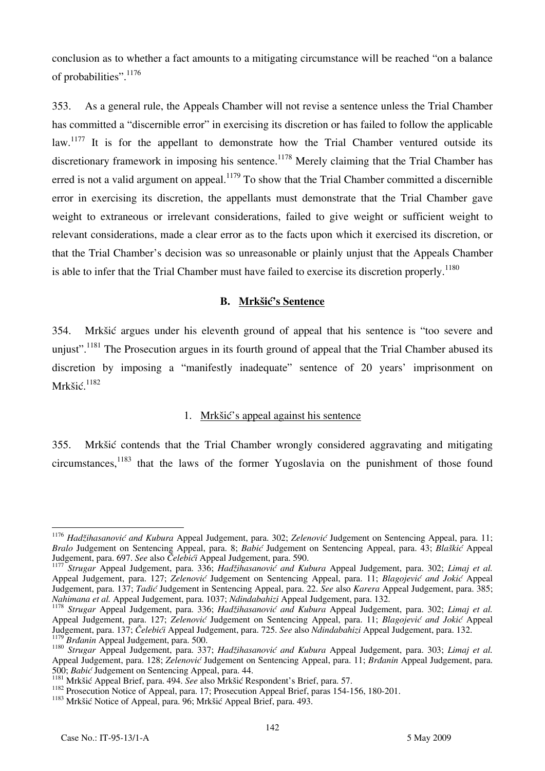conclusion as to whether a fact amounts to a mitigating circumstance will be reached "on a balance of probabilities".[1176]

353. As a general rule, the Appeals Chamber will not revise a sentence unless the Trial Chamber has committed a "discernible error" in exercising its discretion or has failed to follow the applicable law.[1177] It is for the appellant to demonstrate how the Trial Chamber ventured outside its discretionary framework in imposing his sentence.[1178] Merely claiming that the Trial Chamber has erred is not a valid argument on appeal.[1179] To show that the Trial Chamber committed a discernible error in exercising its discretion, the appellants must demonstrate that the Trial Chamber gave weight to extraneous or irrelevant considerations, failed to give weight or sufficient weight to relevant considerations, made a clear error as to the facts upon which it exercised its discretion, or that the Trial Chamber's decision was so unreasonable or plainly unjust that the Appeals Chamber is able to infer that the Trial Chamber must have failed to exercise its discretion properly.[1180]

### B. Mrkšić's Sentence

354. Mrkšić argues under his eleventh ground of appeal that his sentence is "too severe and unjust".[1181] The Prosecution argues in its fourth ground of appeal that the Trial Chamber abused its discretion by imposing a "manifestly inadequate" sentence of 20 years' imprisonment on Mrkšić.[1182]

#### 1. Mrkšić's appeal against his sentence

355. Mrkšić contends that the Trial Chamber wrongly considered aggravating and mitigating circumstances,[1183] that the laws of the former Yugoslavia on the punishment of those found

---

[1176] *Hadžihasanović and Kubura* Appeal Judgement, para. 302; *Zelenović* Judgement on Sentencing Appeal, para. 11; *Bralo* Judgement on Sentencing Appeal, para. 8; *Babić* Judgement on Sentencing Appeal, para. 43; *Blaškić* Appeal Judgement, para. 697. *See* also *Čelebići* Appeal Judgement, para. 590.

[1177] *Strugar* Appeal Judgement, para. 336; *Hadžihasanović and Kubura* Appeal Judgement, para. 302; *Limaj et al.* Appeal Judgement, para. 127; *Zelenović* Judgement on Sentencing Appeal, para. 11; *Blagojević and Jokić* Appeal Judgement, para. 137; *Tadić* Judgement in Sentencing Appeal, para. 22. *See* also *Karera* Appeal Judgement, para. 385; *Nahimana et al.* Appeal Judgement, para. 1037; *Ndindabahizi* Appeal Judgement, para. 132.

[1178] *Strugar* Appeal Judgement, para. 336; *Hadžihasanović and Kubura* Appeal Judgement, para. 302; *Limaj et al.* Appeal Judgement, para. 127; *Zelenović* Judgement on Sentencing Appeal, para. 11; *Blagojević and Jokić* Appeal Judgement, para. 137; *Čelebići* Appeal Judgement, para. 725. *See* also *Ndindabahizi* Appeal Judgement, para. 132.

[1179] *Brđanin* Appeal Judgement, para. 500.

[1180] *Strugar* Appeal Judgement, para. 337; *Hadžihasanović and Kubura* Appeal Judgement, para. 303; *Limaj et al.* Appeal Judgement, para. 128; *Zelenović* Judgement on Sentencing Appeal, para. 11; *Brđanin* Appeal Judgement, para. 500; *Babić* Judgement on Sentencing Appeal, para. 44.

[1181] Mrkšić Appeal Brief, para. 494. *See* also Mrkšić Respondent's Brief, para. 57.

[1182] Prosecution Notice of Appeal, para. 17; Prosecution Appeal Brief, paras 154-156, 180-201.

[1183] Mrkšić Notice of Appeal, para. 96; Mrkšić Appeal Brief, para. 493.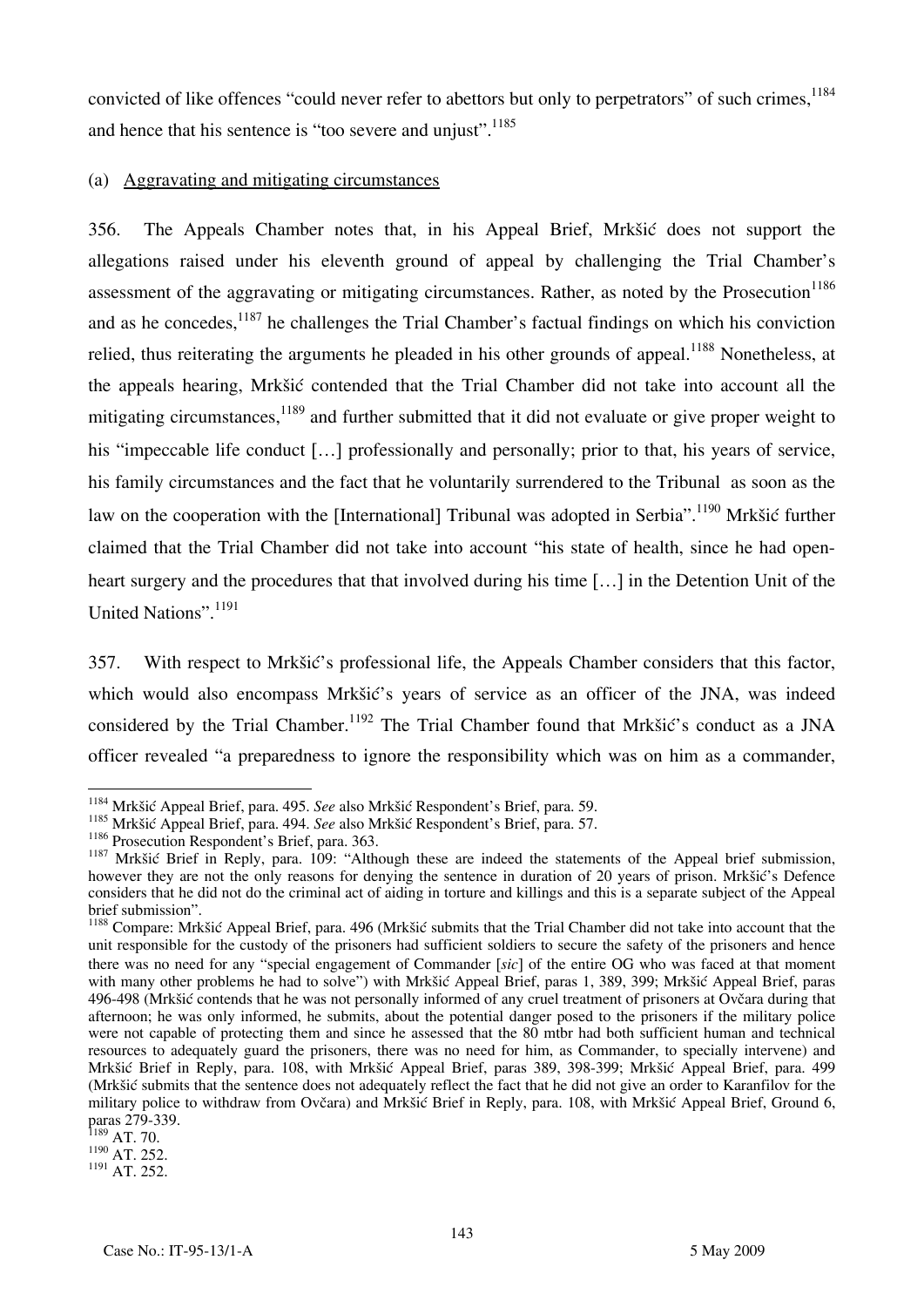convicted of like offences "could never refer to abettors but only to perpetrators" of such crimes,[1184] and hence that his sentence is "too severe and unjust".[1185]

(a) Aggravating and mitigating circumstances

356. The Appeals Chamber notes that, in his Appeal Brief, Mrkšić does not support the allegations raised under his eleventh ground of appeal by challenging the Trial Chamber's assessment of the aggravating or mitigating circumstances. Rather, as noted by the Prosecution[1186] and as he concedes,[1187] he challenges the Trial Chamber's factual findings on which his conviction relied, thus reiterating the arguments he pleaded in his other grounds of appeal.[1188] Nonetheless, at the appeals hearing, Mrkšić contended that the Trial Chamber did not take into account all the mitigating circumstances,[1189] and further submitted that it did not evaluate or give proper weight to his "impeccable life conduct […] professionally and personally; prior to that, his years of service, his family circumstances and the fact that he voluntarily surrendered to the Tribunal as soon as the law on the cooperation with the [International] Tribunal was adopted in Serbia".[1190] Mrkšić further claimed that the Trial Chamber did not take into account "his state of health, since he had open-heart surgery and the procedures that that involved during his time […] in the Detention Unit of the United Nations".[1191]

357. With respect to Mrkšić's professional life, the Appeals Chamber considers that this factor, which would also encompass Mrkšić's years of service as an officer of the JNA, was indeed considered by the Trial Chamber.[1192] The Trial Chamber found that Mrkšić's conduct as a JNA officer revealed "a preparedness to ignore the responsibility which was on him as a commander,

---

[1184] Mrkšić Appeal Brief, para. 495. *See* also Mrkšić Respondent's Brief, para. 59.

[1185] Mrkšić Appeal Brief, para. 494. *See* also Mrkšić Respondent's Brief, para. 57.

[1186] Prosecution Respondent's Brief, para. 363.

[1187] Mrkšić Brief in Reply, para. 109: "Although these are indeed the statements of the Appeal brief submission, however they are not the only reasons for denying the sentence in duration of 20 years of prison. Mrkšić's Defence considers that he did not do the criminal act of aiding in torture and killings and this is a separate subject of the Appeal brief submission".

[1188] Compare: Mrkšić Appeal Brief, para. 496 (Mrkšić submits that the Trial Chamber did not take into account that the unit responsible for the custody of the prisoners had sufficient soldiers to secure the safety of the prisoners and hence there was no need for any "special engagement of Commander [*sic*] of the entire OG who was faced at that moment with many other problems he had to solve") with Mrkšić Appeal Brief, paras 1, 389, 399; Mrkšić Appeal Brief, paras 496-498 (Mrkšić contends that he was not personally informed of any cruel treatment of prisoners at Ovčara during that afternoon; he was only informed, he submits, about the potential danger posed to the prisoners if the military police were not capable of protecting them and since he assessed that the 80 mtbr had both sufficient human and technical resources to adequately guard the prisoners, there was no need for him, as Commander, to specially intervene) and Mrkšić Brief in Reply, para. 108, with Mrkšić Appeal Brief, paras 389, 398-399; Mrkšić Appeal Brief, para. 499 (Mrkšić submits that the sentence does not adequately reflect the fact that he did not give an order to Karanfilov for the military police to withdraw from Ovčara) and Mrkšić Brief in Reply, para. 108, with Mrkšić Appeal Brief, Ground 6, paras 279-339.

[1189] AT. 70.

[1190] AT. 252.

[1191] AT. 252.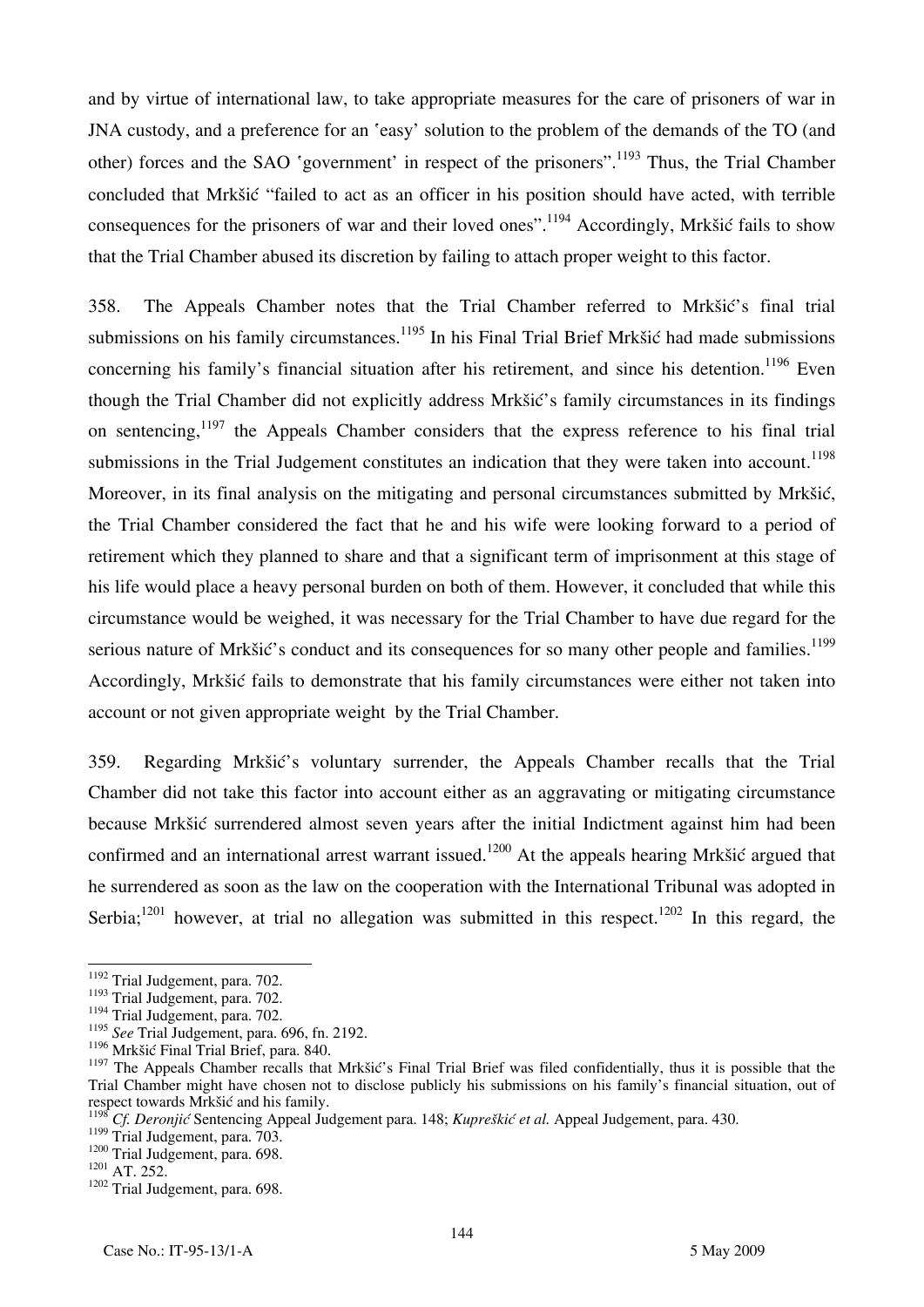and by virtue of international law, to take appropriate measures for the care of prisoners of war in JNA custody, and a preference for an 'easy' solution to the problem of the demands of the TO (and other) forces and the SAO 'government' in respect of the prisoners".[1193] Thus, the Trial Chamber concluded that Mrkšić "failed to act as an officer in his position should have acted, with terrible consequences for the prisoners of war and their loved ones".[1194] Accordingly, Mrkšić fails to show that the Trial Chamber abused its discretion by failing to attach proper weight to this factor.

358. The Appeals Chamber notes that the Trial Chamber referred to Mrkšić's final trial submissions on his family circumstances.[1195] In his Final Trial Brief Mrkšić had made submissions concerning his family's financial situation after his retirement, and since his detention.[1196] Even though the Trial Chamber did not explicitly address Mrkšić's family circumstances in its findings on sentencing,[1197] the Appeals Chamber considers that the express reference to his final trial submissions in the Trial Judgement constitutes an indication that they were taken into account.[1198] Moreover, in its final analysis on the mitigating and personal circumstances submitted by Mrkšić, the Trial Chamber considered the fact that he and his wife were looking forward to a period of retirement which they planned to share and that a significant term of imprisonment at this stage of his life would place a heavy personal burden on both of them. However, it concluded that while this circumstance would be weighed, it was necessary for the Trial Chamber to have due regard for the serious nature of Mrkšić's conduct and its consequences for so many other people and families.[1199] Accordingly, Mrkšić fails to demonstrate that his family circumstances were either not taken into account or not given appropriate weight by the Trial Chamber.

359. Regarding Mrkšić's voluntary surrender, the Appeals Chamber recalls that the Trial Chamber did not take this factor into account either as an aggravating or mitigating circumstance because Mrkšić surrendered almost seven years after the initial Indictment against him had been confirmed and an international arrest warrant issued.[1200] At the appeals hearing Mrkšić argued that he surrendered as soon as the law on the cooperation with the International Tribunal was adopted in Serbia;[1201] however, at trial no allegation was submitted in this respect.[1202] In this regard, the

---

[1192] Trial Judgement, para. 702.
[1193] Trial Judgement, para. 702.
[1194] Trial Judgement, para. 702.
[1195] *See* Trial Judgement, para. 696, fn. 2192.
[1196] Mrkšić Final Trial Brief, para. 840.
[1197] The Appeals Chamber recalls that Mrkšić's Final Trial Brief was filed confidentially, thus it is possible that the Trial Chamber might have chosen not to disclose publicly his submissions on his family's financial situation, out of respect towards Mrkšić and his family.
[1198] *Cf. Deronjić* Sentencing Appeal Judgement para. 148; *Kupreškić et al.* Appeal Judgement, para. 430.
[1199] Trial Judgement, para. 703.
[1200] Trial Judgement, para. 698.
[1201] AT. 252.
[1202] Trial Judgement, para. 698.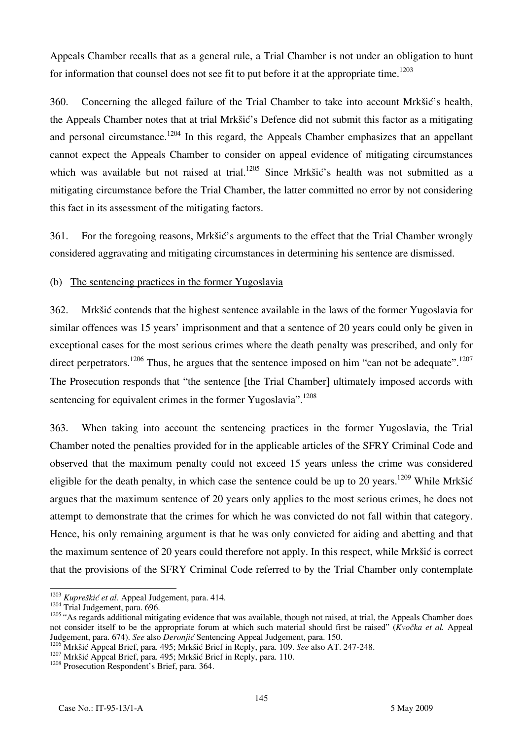Appeals Chamber recalls that as a general rule, a Trial Chamber is not under an obligation to hunt for information that counsel does not see fit to put before it at the appropriate time.[1203]

360. Concerning the alleged failure of the Trial Chamber to take into account Mrkšić's health, the Appeals Chamber notes that at trial Mrkšić's Defence did not submit this factor as a mitigating and personal circumstance.[1204] In this regard, the Appeals Chamber emphasizes that an appellant cannot expect the Appeals Chamber to consider on appeal evidence of mitigating circumstances which was available but not raised at trial.[1205] Since Mrkšić's health was not submitted as a mitigating circumstance before the Trial Chamber, the latter committed no error by not considering this fact in its assessment of the mitigating factors.

361. For the foregoing reasons, Mrkšić's arguments to the effect that the Trial Chamber wrongly considered aggravating and mitigating circumstances in determining his sentence are dismissed.

(b) The sentencing practices in the former Yugoslavia

362. Mrkšić contends that the highest sentence available in the laws of the former Yugoslavia for similar offences was 15 years' imprisonment and that a sentence of 20 years could only be given in exceptional cases for the most serious crimes where the death penalty was prescribed, and only for direct perpetrators.[1206] Thus, he argues that the sentence imposed on him "can not be adequate".[1207] The Prosecution responds that "the sentence [the Trial Chamber] ultimately imposed accords with sentencing for equivalent crimes in the former Yugoslavia".[1208]

363. When taking into account the sentencing practices in the former Yugoslavia, the Trial Chamber noted the penalties provided for in the applicable articles of the SFRY Criminal Code and observed that the maximum penalty could not exceed 15 years unless the crime was considered eligible for the death penalty, in which case the sentence could be up to 20 years.[1209] While Mrkšić argues that the maximum sentence of 20 years only applies to the most serious crimes, he does not attempt to demonstrate that the crimes for which he was convicted do not fall within that category. Hence, his only remaining argument is that he was only convicted for aiding and abetting and that the maximum sentence of 20 years could therefore not apply. In this respect, while Mrkšić is correct that the provisions of the SFRY Criminal Code referred to by the Trial Chamber only contemplate

---

[1203] *Kupreškić et al.* Appeal Judgement, para. 414.

[1204] Trial Judgement, para. 696.

[1205] "As regards additional mitigating evidence that was available, though not raised, at trial, the Appeals Chamber does not consider itself to be the appropriate forum at which such material should first be raised" (*Kvočka et al.* Appeal Judgement, para. 674). *See* also *Deronjić* Sentencing Appeal Judgement, para. 150.

[1206] Mrkšić Appeal Brief, para. 495; Mrkšić Brief in Reply, para. 109. *See* also AT. 247-248.

[1207] Mrkšić Appeal Brief, para. 495; Mrkšić Brief in Reply, para. 110.

[1208] Prosecution Respondent's Brief, para. 364.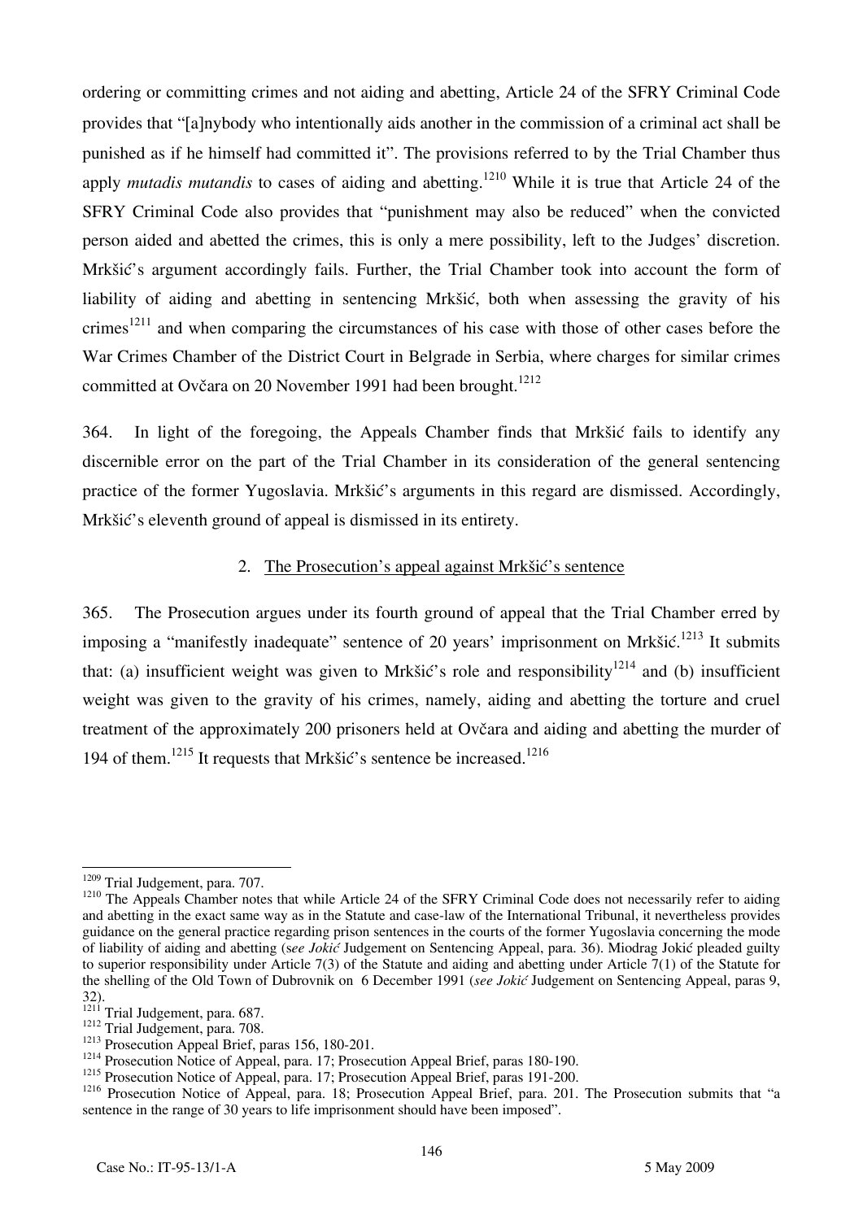ordering or committing crimes and not aiding and abetting, Article 24 of the SFRY Criminal Code provides that "[a]nybody who intentionally aids another in the commission of a criminal act shall be punished as if he himself had committed it". The provisions referred to by the Trial Chamber thus apply *mutadis mutandis* to cases of aiding and abetting.[1210] While it is true that Article 24 of the SFRY Criminal Code also provides that "punishment may also be reduced" when the convicted person aided and abetted the crimes, this is only a mere possibility, left to the Judges' discretion. Mrkšić's argument accordingly fails. Further, the Trial Chamber took into account the form of liability of aiding and abetting in sentencing Mrkšić, both when assessing the gravity of his crimes[1211] and when comparing the circumstances of his case with those of other cases before the War Crimes Chamber of the District Court in Belgrade in Serbia, where charges for similar crimes committed at Ovčara on 20 November 1991 had been brought.[1212]

364. In light of the foregoing, the Appeals Chamber finds that Mrkšić fails to identify any discernible error on the part of the Trial Chamber in its consideration of the general sentencing practice of the former Yugoslavia. Mrkšić's arguments in this regard are dismissed. Accordingly, Mrkšić's eleventh ground of appeal is dismissed in its entirety.

### 2. The Prosecution's appeal against Mrkšić's sentence

365. The Prosecution argues under its fourth ground of appeal that the Trial Chamber erred by imposing a "manifestly inadequate" sentence of 20 years' imprisonment on Mrkšić.[1213] It submits that: (a) insufficient weight was given to Mrkšić's role and responsibility[1214] and (b) insufficient weight was given to the gravity of his crimes, namely, aiding and abetting the torture and cruel treatment of the approximately 200 prisoners held at Ovčara and aiding and abetting the murder of 194 of them.[1215] It requests that Mrkšić's sentence be increased.[1216]

---

[1209] Trial Judgement, para. 707.

[1210] The Appeals Chamber notes that while Article 24 of the SFRY Criminal Code does not necessarily refer to aiding and abetting in the exact same way as in the Statute and case-law of the International Tribunal, it nevertheless provides guidance on the general practice regarding prison sentences in the courts of the former Yugoslavia concerning the mode of liability of aiding and abetting (s*ee Jokić* Judgement on Sentencing Appeal, para. 36). Miodrag Jokić pleaded guilty to superior responsibility under Article 7(3) of the Statute and aiding and abetting under Article 7(1) of the Statute for the shelling of the Old Town of Dubrovnik on 6 December 1991 (*see Jokić* Judgement on Sentencing Appeal, paras 9, 32).

[1211] Trial Judgement, para. 687.

[1212] Trial Judgement, para. 708.

[1213] Prosecution Appeal Brief, paras 156, 180-201.

[1214] Prosecution Notice of Appeal, para. 17; Prosecution Appeal Brief, paras 180-190.

[1215] Prosecution Notice of Appeal, para. 17; Prosecution Appeal Brief, paras 191-200.

[1216] Prosecution Notice of Appeal, para. 18; Prosecution Appeal Brief, para. 201. The Prosecution submits that "a sentence in the range of 30 years to life imprisonment should have been imposed".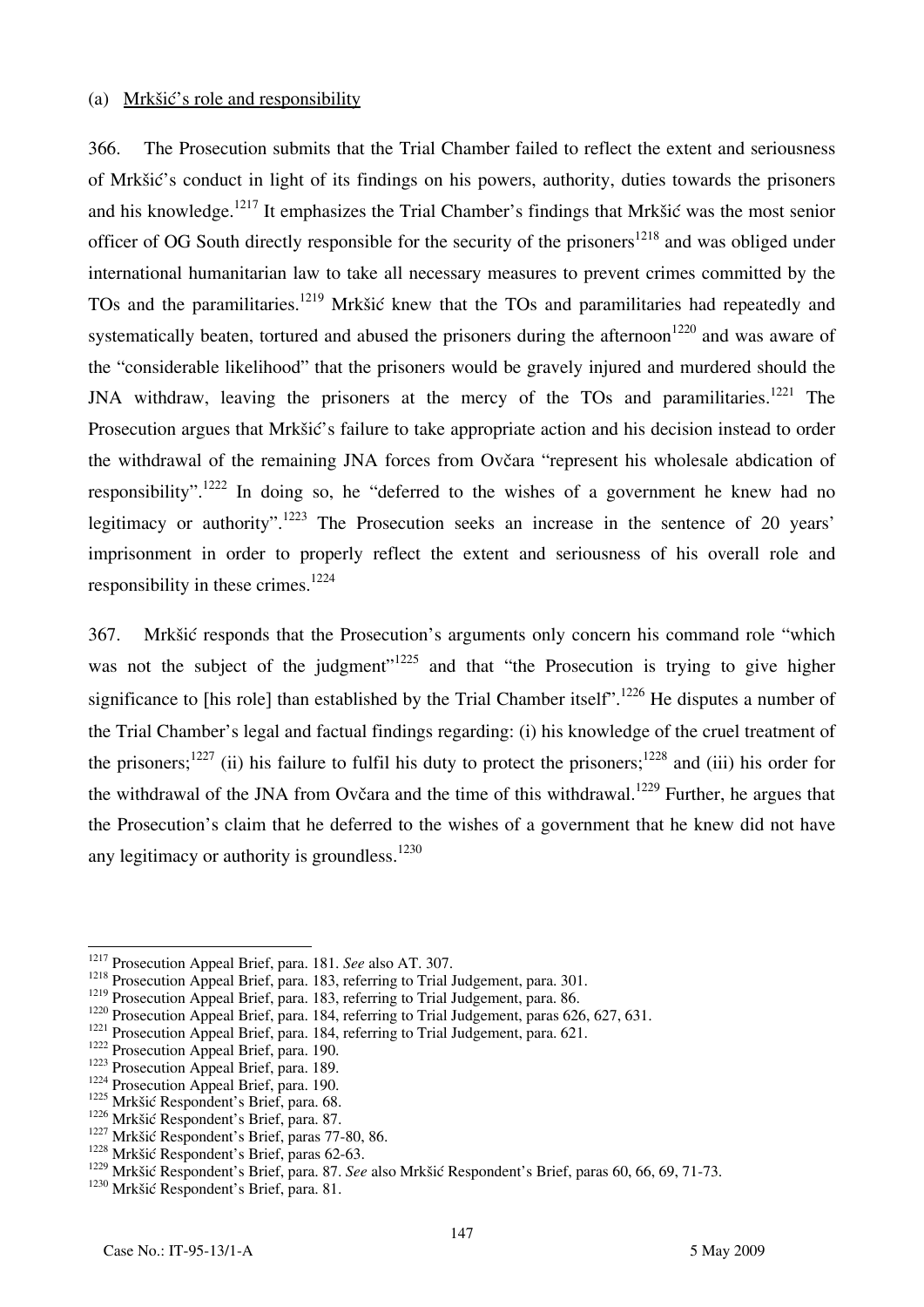(a) Mrkšić's role and responsibility

366. The Prosecution submits that the Trial Chamber failed to reflect the extent and seriousness of Mrkšić's conduct in light of its findings on his powers, authority, duties towards the prisoners and his knowledge.[1217] It emphasizes the Trial Chamber's findings that Mrkšić was the most senior officer of OG South directly responsible for the security of the prisoners[1218] and was obliged under international humanitarian law to take all necessary measures to prevent crimes committed by the TOs and the paramilitaries.[1219] Mrkšić knew that the TOs and paramilitaries had repeatedly and systematically beaten, tortured and abused the prisoners during the afternoon[1220] and was aware of the "considerable likelihood" that the prisoners would be gravely injured and murdered should the JNA withdraw, leaving the prisoners at the mercy of the TOs and paramilitaries.[1221] The Prosecution argues that Mrkšić's failure to take appropriate action and his decision instead to order the withdrawal of the remaining JNA forces from Ovčara "represent his wholesale abdication of responsibility".[1222] In doing so, he "deferred to the wishes of a government he knew had no legitimacy or authority".[1223] The Prosecution seeks an increase in the sentence of 20 years' imprisonment in order to properly reflect the extent and seriousness of his overall role and responsibility in these crimes.[1224]

367. Mrkšić responds that the Prosecution's arguments only concern his command role "which was not the subject of the judgment"[1225] and that "the Prosecution is trying to give higher significance to [his role] than established by the Trial Chamber itself".[1226] He disputes a number of the Trial Chamber's legal and factual findings regarding: (i) his knowledge of the cruel treatment of the prisoners;[1227] (ii) his failure to fulfil his duty to protect the prisoners;[1228] and (iii) his order for the withdrawal of the JNA from Ovčara and the time of this withdrawal.[1229] Further, he argues that the Prosecution's claim that he deferred to the wishes of a government that he knew did not have any legitimacy or authority is groundless.[1230]

---

[1217] Prosecution Appeal Brief, para. 181. *See* also AT. 307.
[1218] Prosecution Appeal Brief, para. 183, referring to Trial Judgement, para. 301.
[1219] Prosecution Appeal Brief, para. 183, referring to Trial Judgement, para. 86.
[1220] Prosecution Appeal Brief, para. 184, referring to Trial Judgement, paras 626, 627, 631.
[1221] Prosecution Appeal Brief, para. 184, referring to Trial Judgement, para. 621.
[1222] Prosecution Appeal Brief, para. 190.
[1223] Prosecution Appeal Brief, para. 189.
[1224] Prosecution Appeal Brief, para. 190.
[1225] Mrkšić Respondent's Brief, para. 68.
[1226] Mrkšić Respondent's Brief, para. 87.
[1227] Mrkšić Respondent's Brief, paras 77-80, 86.
[1228] Mrkšić Respondent's Brief, paras 62-63.
[1229] Mrkšić Respondent's Brief, para. 87. *See* also Mrkšić Respondent's Brief, paras 60, 66, 69, 71-73.
[1230] Mrkšić Respondent's Brief, para. 81.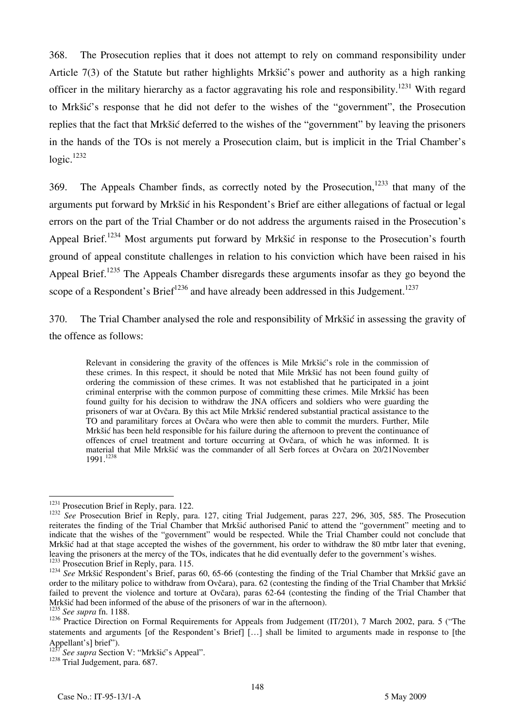368. The Prosecution replies that it does not attempt to rely on command responsibility under Article 7(3) of the Statute but rather highlights Mrkšić's power and authority as a high ranking officer in the military hierarchy as a factor aggravating his role and responsibility.[1231] With regard to Mrkšić's response that he did not defer to the wishes of the "government", the Prosecution replies that the fact that Mrkšić deferred to the wishes of the "government" by leaving the prisoners in the hands of the TOs is not merely a Prosecution claim, but is implicit in the Trial Chamber's logic.[1232]

369. The Appeals Chamber finds, as correctly noted by the Prosecution,[1233] that many of the arguments put forward by Mrkšić in his Respondent's Brief are either allegations of factual or legal errors on the part of the Trial Chamber or do not address the arguments raised in the Prosecution's Appeal Brief.[1234] Most arguments put forward by Mrkšić in response to the Prosecution's fourth ground of appeal constitute challenges in relation to his conviction which have been raised in his Appeal Brief.[1235] The Appeals Chamber disregards these arguments insofar as they go beyond the scope of a Respondent's Brief[1236] and have already been addressed in this Judgement.[1237]

370. The Trial Chamber analysed the role and responsibility of Mrkšić in assessing the gravity of the offence as follows:

> Relevant in considering the gravity of the offences is Mile Mrkšić's role in the commission of these crimes. In this respect, it should be noted that Mile Mrkšić has not been found guilty of ordering the commission of these crimes. It was not established that he participated in a joint criminal enterprise with the common purpose of committing these crimes. Mile Mrkšić has been found guilty for his decision to withdraw the JNA officers and soldiers who were guarding the prisoners of war at Ovčara. By this act Mile Mrkšić rendered substantial practical assistance to the TO and paramilitary forces at Ovčara who were then able to commit the murders. Further, Mile Mrkšić has been held responsible for his failure during the afternoon to prevent the continuance of offences of cruel treatment and torture occurring at Ovčara, of which he was informed. It is material that Mile Mrkšić was the commander of all Serb forces at Ovčara on 20/21November 1991.[1238]

---

[1231] Prosecution Brief in Reply, para. 122.

[1232] *See* Prosecution Brief in Reply, para. 127, citing Trial Judgement, paras 227, 296, 305, 585. The Prosecution reiterates the finding of the Trial Chamber that Mrkšić authorised Panić to attend the "government" meeting and to indicate that the wishes of the "government" would be respected. While the Trial Chamber could not conclude that Mrkšić had at that stage accepted the wishes of the government, his order to withdraw the 80 mtbr later that evening, leaving the prisoners at the mercy of the TOs, indicates that he did eventually defer to the government's wishes.

[1233] Prosecution Brief in Reply, para. 115.

[1234] *See* Mrkšić Respondent's Brief, paras 60, 65-66 (contesting the finding of the Trial Chamber that Mrkšić gave an order to the military police to withdraw from Ovčara), para. 62 (contesting the finding of the Trial Chamber that Mrkšić failed to prevent the violence and torture at Ovčara), paras 62-64 (contesting the finding of the Trial Chamber that Mrkšić had been informed of the abuse of the prisoners of war in the afternoon).

[1235] *See supra* fn. 1188.

[1236] Practice Direction on Formal Requirements for Appeals from Judgement (IT/201), 7 March 2002, para. 5 ("The statements and arguments [of the Respondent's Brief] […] shall be limited to arguments made in response to [the Appellant's] brief").

[1237] *See supra* Section V: "Mrkšić's Appeal".

[1238] Trial Judgement, para. 687.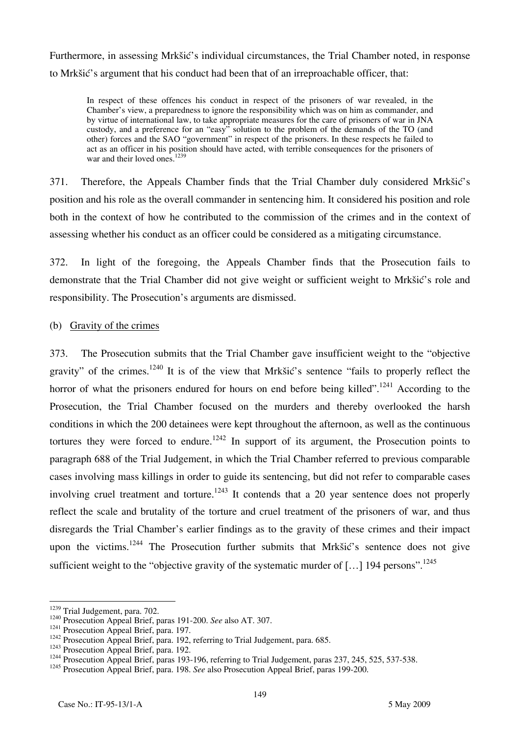Furthermore, in assessing Mrkšić's individual circumstances, the Trial Chamber noted, in response to Mrkšić's argument that his conduct had been that of an irreproachable officer, that:

> In respect of these offences his conduct in respect of the prisoners of war revealed, in the Chamber's view, a preparedness to ignore the responsibility which was on him as commander, and by virtue of international law, to take appropriate measures for the care of prisoners of war in JNA custody, and a preference for an "easy" solution to the problem of the demands of the TO (and other) forces and the SAO "government" in respect of the prisoners. In these respects he failed to act as an officer in his position should have acted, with terrible consequences for the prisoners of war and their loved ones.[1239]

371. Therefore, the Appeals Chamber finds that the Trial Chamber duly considered Mrkšić's position and his role as the overall commander in sentencing him. It considered his position and role both in the context of how he contributed to the commission of the crimes and in the context of assessing whether his conduct as an officer could be considered as a mitigating circumstance.

372. In light of the foregoing, the Appeals Chamber finds that the Prosecution fails to demonstrate that the Trial Chamber did not give weight or sufficient weight to Mrkšić's role and responsibility. The Prosecution's arguments are dismissed.

(b) Gravity of the crimes

373. The Prosecution submits that the Trial Chamber gave insufficient weight to the "objective gravity" of the crimes.[1240] It is of the view that Mrkšić's sentence "fails to properly reflect the horror of what the prisoners endured for hours on end before being killed".[1241] According to the Prosecution, the Trial Chamber focused on the murders and thereby overlooked the harsh conditions in which the 200 detainees were kept throughout the afternoon, as well as the continuous tortures they were forced to endure.[1242] In support of its argument, the Prosecution points to paragraph 688 of the Trial Judgement, in which the Trial Chamber referred to previous comparable cases involving mass killings in order to guide its sentencing, but did not refer to comparable cases involving cruel treatment and torture.[1243] It contends that a 20 year sentence does not properly reflect the scale and brutality of the torture and cruel treatment of the prisoners of war, and thus disregards the Trial Chamber's earlier findings as to the gravity of these crimes and their impact upon the victims.[1244] The Prosecution further submits that Mrkšić's sentence does not give sufficient weight to the "objective gravity of the systematic murder of […] 194 persons".[1245]

---

[1239] Trial Judgement, para. 702.

[1240] Prosecution Appeal Brief, paras 191-200. *See* also AT. 307.

[1241] Prosecution Appeal Brief, para. 197.

[1242] Prosecution Appeal Brief, para. 192, referring to Trial Judgement, para. 685.

[1243] Prosecution Appeal Brief, para. 192.

[1244] Prosecution Appeal Brief, paras 193-196, referring to Trial Judgement, paras 237, 245, 525, 537-538.

[1245] Prosecution Appeal Brief, para. 198. *See* also Prosecution Appeal Brief, paras 199-200.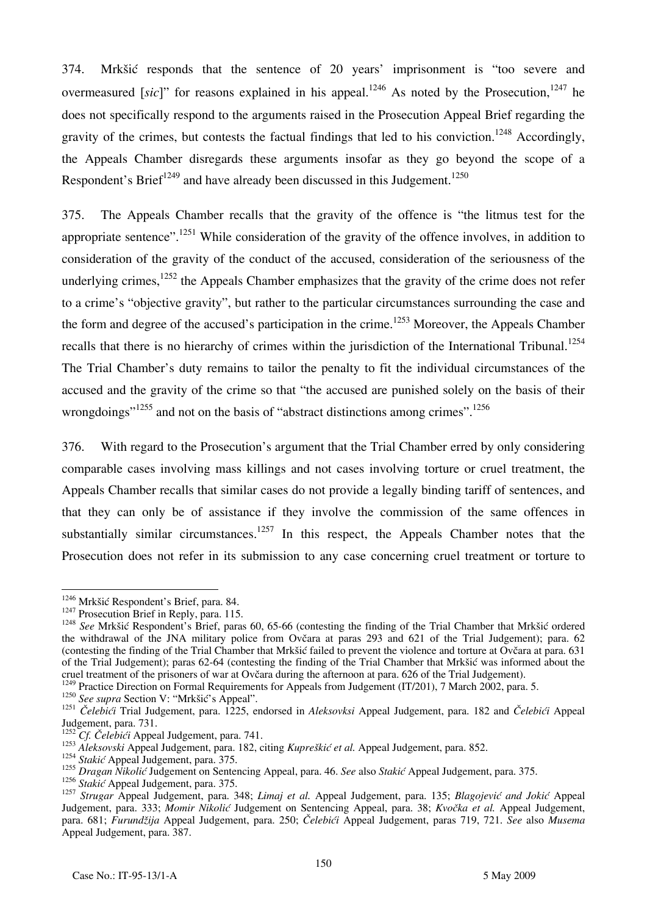374. Mrkšić responds that the sentence of 20 years' imprisonment is "too severe and overmeasured [*sic*]" for reasons explained in his appeal.[1246] As noted by the Prosecution,[1247] he does not specifically respond to the arguments raised in the Prosecution Appeal Brief regarding the gravity of the crimes, but contests the factual findings that led to his conviction.[1248] Accordingly, the Appeals Chamber disregards these arguments insofar as they go beyond the scope of a Respondent's Brief[1249] and have already been discussed in this Judgement.[1250]

375. The Appeals Chamber recalls that the gravity of the offence is "the litmus test for the appropriate sentence".[1251] While consideration of the gravity of the offence involves, in addition to consideration of the gravity of the conduct of the accused, consideration of the seriousness of the underlying crimes,[1252] the Appeals Chamber emphasizes that the gravity of the crime does not refer to a crime's "objective gravity", but rather to the particular circumstances surrounding the case and the form and degree of the accused's participation in the crime.[1253] Moreover, the Appeals Chamber recalls that there is no hierarchy of crimes within the jurisdiction of the International Tribunal.[1254] The Trial Chamber's duty remains to tailor the penalty to fit the individual circumstances of the accused and the gravity of the crime so that "the accused are punished solely on the basis of their wrongdoings"[1255] and not on the basis of "abstract distinctions among crimes".[1256]

376. With regard to the Prosecution's argument that the Trial Chamber erred by only considering comparable cases involving mass killings and not cases involving torture or cruel treatment, the Appeals Chamber recalls that similar cases do not provide a legally binding tariff of sentences, and that they can only be of assistance if they involve the commission of the same offences in substantially similar circumstances.[1257] In this respect, the Appeals Chamber notes that the Prosecution does not refer in its submission to any case concerning cruel treatment or torture to

---

[1246] Mrkšić Respondent's Brief, para. 84.

[1247] Prosecution Brief in Reply, para. 115.

[1248] *See* Mrkšić Respondent's Brief, paras 60, 65-66 (contesting the finding of the Trial Chamber that Mrkšić ordered the withdrawal of the JNA military police from Ovčara at paras 293 and 621 of the Trial Judgement); para. 62 (contesting the finding of the Trial Chamber that Mrkšić failed to prevent the violence and torture at Ovčara at para. 631 of the Trial Judgement); paras 62-64 (contesting the finding of the Trial Chamber that Mrkšić was informed about the cruel treatment of the prisoners of war at Ovčara during the afternoon at para. 626 of the Trial Judgement).

[1249] Practice Direction on Formal Requirements for Appeals from Judgement (IT/201), 7 March 2002, para. 5.

[1250] *See supra* Section V: "Mrkšić's Appeal".

[1251] *Čelebići* Trial Judgement, para. 1225, endorsed in *Aleksovksi* Appeal Judgement, para. 182 and *Čelebići* Appeal Judgement, para. 731.

[1252] *Cf. Čelebići* Appeal Judgement, para. 741.

[1253] *Aleksovski* Appeal Judgement, para. 182, citing *Kupreškić et al.* Appeal Judgement, para. 852.

[1254] *Stakić* Appeal Judgement, para. 375.

[1255] *Dragan Nikolić* Judgement on Sentencing Appeal, para. 46. *See* also *Stakić* Appeal Judgement, para. 375.

[1256] *Stakić* Appeal Judgement, para. 375.

[1257] *Strugar* Appeal Judgement, para. 348; *Limaj et al.* Appeal Judgement, para. 135; *Blagojević and Jokić* Appeal Judgement, para. 333; *Momir Nikolić* Judgement on Sentencing Appeal, para. 38; *Kvočka et al.* Appeal Judgement, para. 681; *Furundžija* Appeal Judgement, para. 250; *Čelebići* Appeal Judgement, paras 719, 721. *See* also *Musema* Appeal Judgement, para. 387.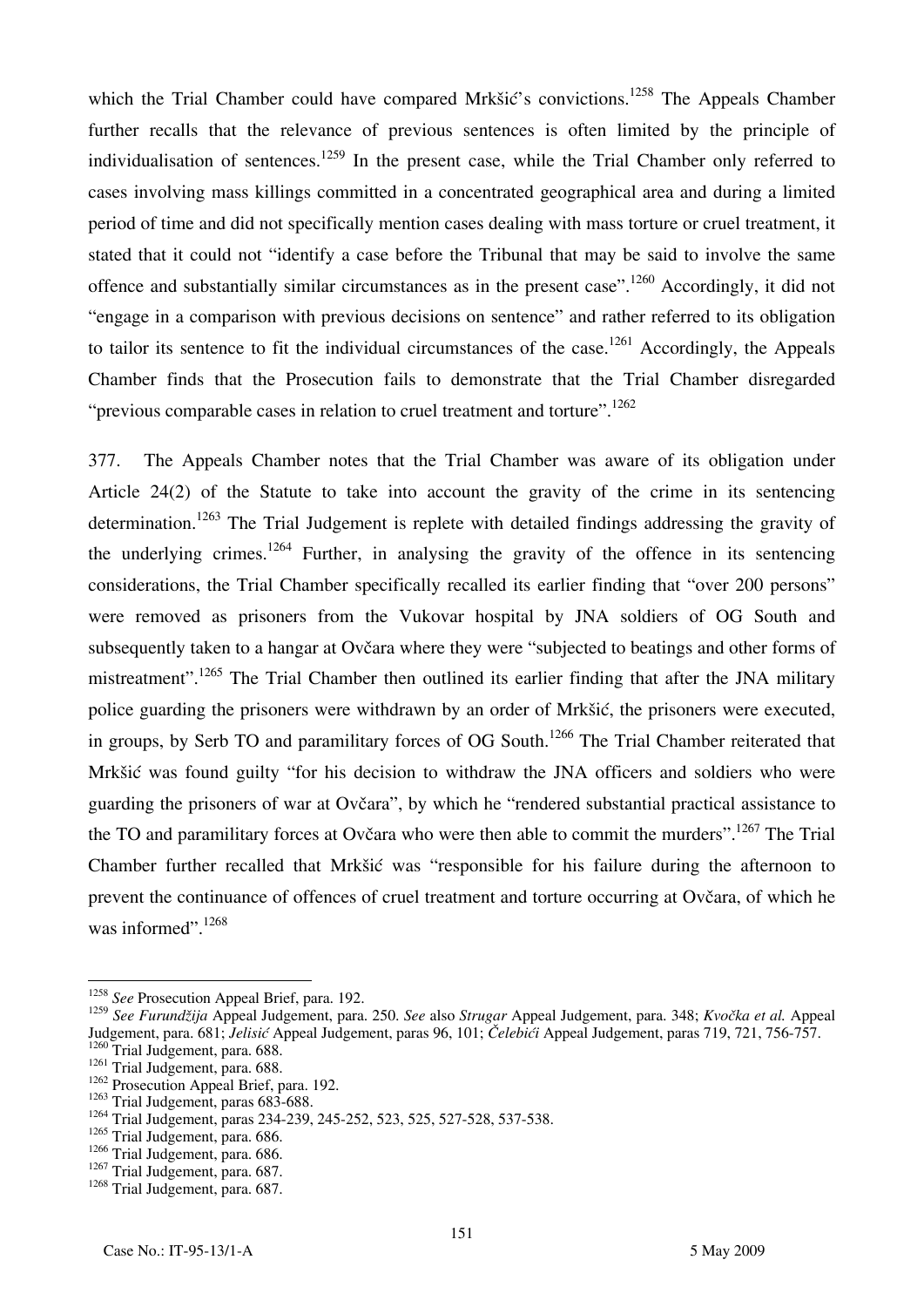which the Trial Chamber could have compared Mrkšić's convictions.[1258] The Appeals Chamber further recalls that the relevance of previous sentences is often limited by the principle of individualisation of sentences.[1259] In the present case, while the Trial Chamber only referred to cases involving mass killings committed in a concentrated geographical area and during a limited period of time and did not specifically mention cases dealing with mass torture or cruel treatment, it stated that it could not "identify a case before the Tribunal that may be said to involve the same offence and substantially similar circumstances as in the present case".[1260] Accordingly, it did not "engage in a comparison with previous decisions on sentence" and rather referred to its obligation to tailor its sentence to fit the individual circumstances of the case.[1261] Accordingly, the Appeals Chamber finds that the Prosecution fails to demonstrate that the Trial Chamber disregarded "previous comparable cases in relation to cruel treatment and torture".[1262]

377. The Appeals Chamber notes that the Trial Chamber was aware of its obligation under Article 24(2) of the Statute to take into account the gravity of the crime in its sentencing determination.[1263] The Trial Judgement is replete with detailed findings addressing the gravity of the underlying crimes.[1264] Further, in analysing the gravity of the offence in its sentencing considerations, the Trial Chamber specifically recalled its earlier finding that "over 200 persons" were removed as prisoners from the Vukovar hospital by JNA soldiers of OG South and subsequently taken to a hangar at Ovčara where they were "subjected to beatings and other forms of mistreatment".[1265] The Trial Chamber then outlined its earlier finding that after the JNA military police guarding the prisoners were withdrawn by an order of Mrkšić, the prisoners were executed, in groups, by Serb TO and paramilitary forces of OG South.[1266] The Trial Chamber reiterated that Mrkšić was found guilty "for his decision to withdraw the JNA officers and soldiers who were guarding the prisoners of war at Ovčara", by which he "rendered substantial practical assistance to the TO and paramilitary forces at Ovčara who were then able to commit the murders".[1267] The Trial Chamber further recalled that Mrkšić was "responsible for his failure during the afternoon to prevent the continuance of offences of cruel treatment and torture occurring at Ovčara, of which he was informed".[1268]

---

[1258] *See* Prosecution Appeal Brief, para. 192.

[1259] *See Furundžija* Appeal Judgement, para. 250. *See* also *Strugar* Appeal Judgement, para. 348; *Kvočka et al.* Appeal Judgement, para. 681; *Jelisić* Appeal Judgement, paras 96, 101; *Čelebići* Appeal Judgement, paras 719, 721, 756-757.

[1260] Trial Judgement, para. 688.

[1261] Trial Judgement, para. 688.

[1262] Prosecution Appeal Brief, para. 192.

[1263] Trial Judgement, paras 683-688.

[1264] Trial Judgement, paras 234-239, 245-252, 523, 525, 527-528, 537-538.

[1265] Trial Judgement, para. 686.

[1266] Trial Judgement, para. 686.

[1267] Trial Judgement, para. 687.

[1268] Trial Judgement, para. 687.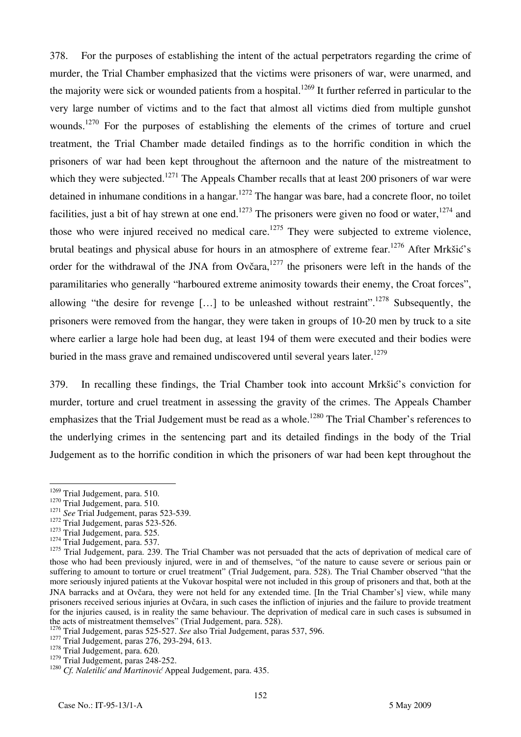378. For the purposes of establishing the intent of the actual perpetrators regarding the crime of murder, the Trial Chamber emphasized that the victims were prisoners of war, were unarmed, and the majority were sick or wounded patients from a hospital.[1269] It further referred in particular to the very large number of victims and to the fact that almost all victims died from multiple gunshot wounds.[1270] For the purposes of establishing the elements of the crimes of torture and cruel treatment, the Trial Chamber made detailed findings as to the horrific condition in which the prisoners of war had been kept throughout the afternoon and the nature of the mistreatment to which they were subjected.[1271] The Appeals Chamber recalls that at least 200 prisoners of war were detained in inhumane conditions in a hangar.[1272] The hangar was bare, had a concrete floor, no toilet facilities, just a bit of hay strewn at one end.[1273] The prisoners were given no food or water,[1274] and those who were injured received no medical care.[1275] They were subjected to extreme violence, brutal beatings and physical abuse for hours in an atmosphere of extreme fear.[1276] After Mrkšić's order for the withdrawal of the JNA from Ovčara,[1277] the prisoners were left in the hands of the paramilitaries who generally "harboured extreme animosity towards their enemy, the Croat forces", allowing "the desire for revenge […] to be unleashed without restraint".[1278] Subsequently, the prisoners were removed from the hangar, they were taken in groups of 10-20 men by truck to a site where earlier a large hole had been dug, at least 194 of them were executed and their bodies were buried in the mass grave and remained undiscovered until several years later.[1279]

379. In recalling these findings, the Trial Chamber took into account Mrkšić's conviction for murder, torture and cruel treatment in assessing the gravity of the crimes. The Appeals Chamber emphasizes that the Trial Judgement must be read as a whole.[1280] The Trial Chamber's references to the underlying crimes in the sentencing part and its detailed findings in the body of the Trial Judgement as to the horrific condition in which the prisoners of war had been kept throughout the

---

[1269] Trial Judgement, para. 510.

[1270] Trial Judgement, para. 510.

[1271] *See* Trial Judgement, paras 523-539.

[1272] Trial Judgement, paras 523-526.

[1273] Trial Judgement, para. 525.

[1274] Trial Judgement, para. 537.

[1275] Trial Judgement, para. 239. The Trial Chamber was not persuaded that the acts of deprivation of medical care of those who had been previously injured, were in and of themselves, "of the nature to cause severe or serious pain or suffering to amount to torture or cruel treatment" (Trial Judgement, para. 528). The Trial Chamber observed "that the more seriously injured patients at the Vukovar hospital were not included in this group of prisoners and that, both at the JNA barracks and at Ovčara, they were not held for any extended time. [In the Trial Chamber's] view, while many prisoners received serious injuries at Ovčara, in such cases the infliction of injuries and the failure to provide treatment for the injuries caused, is in reality the same behaviour. The deprivation of medical care in such cases is subsumed in the acts of mistreatment themselves" (Trial Judgement, para. 528).

[1276] Trial Judgement, paras 525-527. *See* also Trial Judgement, paras 537, 596.

[1277] Trial Judgement, paras 276, 293-294, 613.

[1278] Trial Judgement, para. 620.

[1279] Trial Judgement, paras 248-252.

[1280] *Cf. Naletilić and Martinović* Appeal Judgement, para. 435.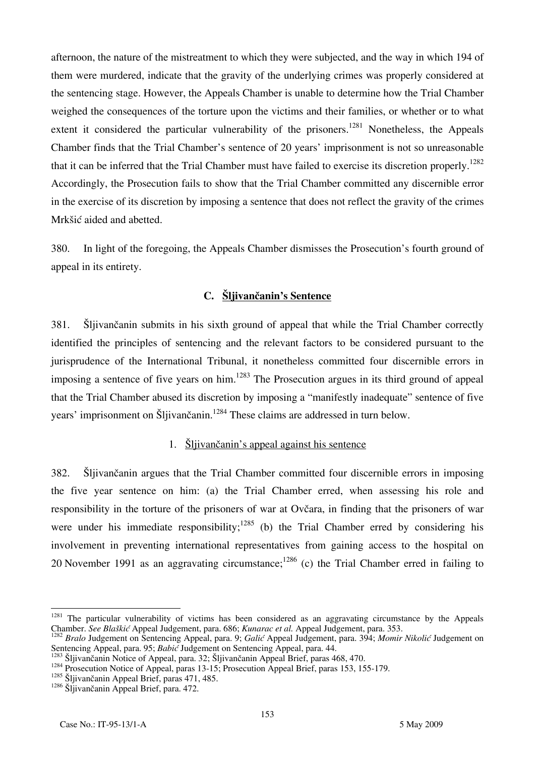afternoon, the nature of the mistreatment to which they were subjected, and the way in which 194 of them were murdered, indicate that the gravity of the underlying crimes was properly considered at the sentencing stage. However, the Appeals Chamber is unable to determine how the Trial Chamber weighed the consequences of the torture upon the victims and their families, or whether or to what extent it considered the particular vulnerability of the prisoners.[1281] Nonetheless, the Appeals Chamber finds that the Trial Chamber's sentence of 20 years' imprisonment is not so unreasonable that it can be inferred that the Trial Chamber must have failed to exercise its discretion properly.[1282] Accordingly, the Prosecution fails to show that the Trial Chamber committed any discernible error in the exercise of its discretion by imposing a sentence that does not reflect the gravity of the crimes Mrkšić aided and abetted.

380. In light of the foregoing, the Appeals Chamber dismisses the Prosecution's fourth ground of appeal in its entirety.

### C. Šljivančanin's Sentence

381. Šljivančanin submits in his sixth ground of appeal that while the Trial Chamber correctly identified the principles of sentencing and the relevant factors to be considered pursuant to the jurisprudence of the International Tribunal, it nonetheless committed four discernible errors in imposing a sentence of five years on him.[1283] The Prosecution argues in its third ground of appeal that the Trial Chamber abused its discretion by imposing a "manifestly inadequate" sentence of five years' imprisonment on Šljivančanin.[1284] These claims are addressed in turn below.

#### 1. Šljivančanin's appeal against his sentence

382. Šljivančanin argues that the Trial Chamber committed four discernible errors in imposing the five year sentence on him: (a) the Trial Chamber erred, when assessing his role and responsibility in the torture of the prisoners of war at Ovčara, in finding that the prisoners of war were under his immediate responsibility;[1285] (b) the Trial Chamber erred by considering his involvement in preventing international representatives from gaining access to the hospital on 20 November 1991 as an aggravating circumstance;[1286] (c) the Trial Chamber erred in failing to

---

[1281] The particular vulnerability of victims has been considered as an aggravating circumstance by the Appeals Chamber. *See Blaškić* Appeal Judgement, para. 686; *Kunarac et al.* Appeal Judgement, para. 353.

[1282] *Bralo* Judgement on Sentencing Appeal, para. 9; *Galić* Appeal Judgement, para. 394; *Momir Nikolić* Judgement on Sentencing Appeal, para. 95; *Babić* Judgement on Sentencing Appeal, para. 44.

[1283] Šljivančanin Notice of Appeal, para. 32; Šljivančanin Appeal Brief, paras 468, 470.

[1284] Prosecution Notice of Appeal, paras 13-15; Prosecution Appeal Brief, paras 153, 155-179.

[1285] Šljivančanin Appeal Brief, paras 471, 485.

[1286] Šljivančanin Appeal Brief, para. 472.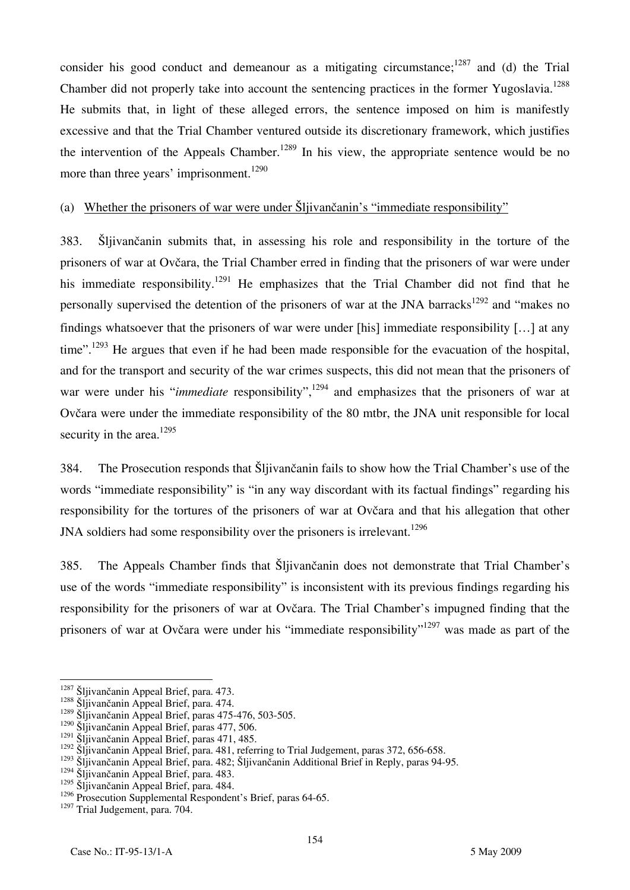consider his good conduct and demeanour as a mitigating circumstance;[1287] and (d) the Trial Chamber did not properly take into account the sentencing practices in the former Yugoslavia.[1288] He submits that, in light of these alleged errors, the sentence imposed on him is manifestly excessive and that the Trial Chamber ventured outside its discretionary framework, which justifies the intervention of the Appeals Chamber.[1289] In his view, the appropriate sentence would be no more than three years' imprisonment.[1290]

(a) Whether the prisoners of war were under Šljivančanin's "immediate responsibility"

383. Šljivančanin submits that, in assessing his role and responsibility in the torture of the prisoners of war at Ovčara, the Trial Chamber erred in finding that the prisoners of war were under his immediate responsibility.[1291] He emphasizes that the Trial Chamber did not find that he personally supervised the detention of the prisoners of war at the JNA barracks[1292] and "makes no findings whatsoever that the prisoners of war were under [his] immediate responsibility […] at any time".[1293] He argues that even if he had been made responsible for the evacuation of the hospital, and for the transport and security of the war crimes suspects, this did not mean that the prisoners of war were under his "*immediate* responsibility",[1294] and emphasizes that the prisoners of war at Ovčara were under the immediate responsibility of the 80 mtbr, the JNA unit responsible for local security in the area.[1295]

384. The Prosecution responds that Šljivančanin fails to show how the Trial Chamber's use of the words "immediate responsibility" is "in any way discordant with its factual findings" regarding his responsibility for the tortures of the prisoners of war at Ovčara and that his allegation that other JNA soldiers had some responsibility over the prisoners is irrelevant.[1296]

385. The Appeals Chamber finds that Šljivančanin does not demonstrate that Trial Chamber's use of the words "immediate responsibility" is inconsistent with its previous findings regarding his responsibility for the prisoners of war at Ovčara. The Trial Chamber's impugned finding that the prisoners of war at Ovčara were under his "immediate responsibility"[1297] was made as part of the

---

[1287] Šljivančanin Appeal Brief, para. 473.
[1288] Šljivančanin Appeal Brief, para. 474.
[1289] Šljivančanin Appeal Brief, paras 475-476, 503-505.
[1290] Šljivančanin Appeal Brief, paras 477, 506.
[1291] Šljivančanin Appeal Brief, paras 471, 485.
[1292] Šljivančanin Appeal Brief, para. 481, referring to Trial Judgement, paras 372, 656-658.
[1293] Šljivančanin Appeal Brief, para. 482; Šljivančanin Additional Brief in Reply, paras 94-95.
[1294] Šljivančanin Appeal Brief, para. 483.
[1295] Šljivančanin Appeal Brief, para. 484.
[1296] Prosecution Supplemental Respondent's Brief, paras 64-65.
[1297] Trial Judgement, para. 704.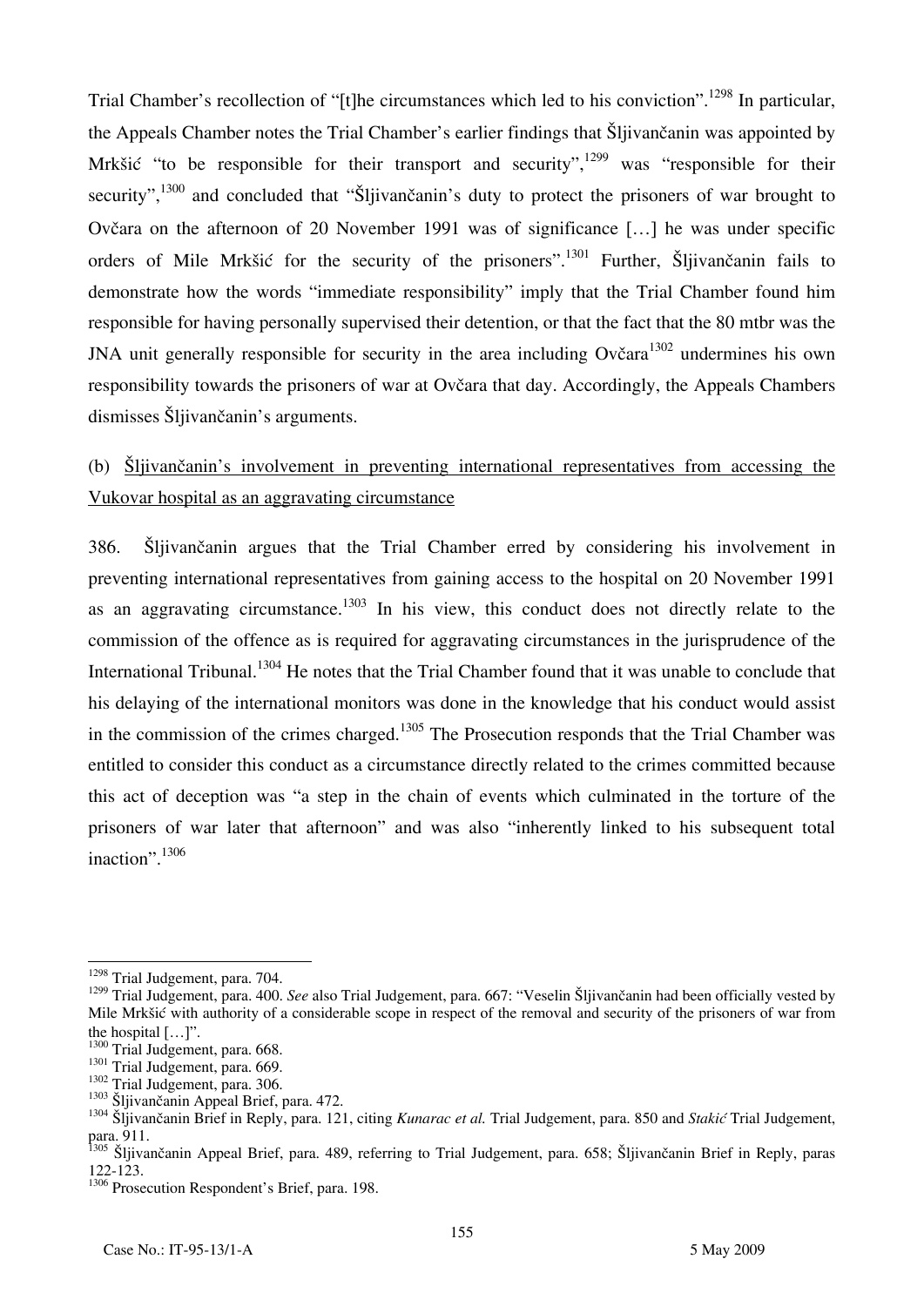Trial Chamber's recollection of "[t]he circumstances which led to his conviction".[1298] In particular, the Appeals Chamber notes the Trial Chamber's earlier findings that Šljivančanin was appointed by Mrkšić "to be responsible for their transport and security",[1299] was "responsible for their security",[1300] and concluded that "Šljivančanin's duty to protect the prisoners of war brought to Ovčara on the afternoon of 20 November 1991 was of significance […] he was under specific orders of Mile Mrkšić for the security of the prisoners".[1301] Further, Šljivančanin fails to demonstrate how the words "immediate responsibility" imply that the Trial Chamber found him responsible for having personally supervised their detention, or that the fact that the 80 mtbr was the JNA unit generally responsible for security in the area including Ovčara[1302] undermines his own responsibility towards the prisoners of war at Ovčara that day. Accordingly, the Appeals Chambers dismisses Šljivančanin's arguments.

(b) Šljivančanin's involvement in preventing international representatives from accessing the Vukovar hospital as an aggravating circumstance

386. Šljivančanin argues that the Trial Chamber erred by considering his involvement in preventing international representatives from gaining access to the hospital on 20 November 1991 as an aggravating circumstance.[1303] In his view, this conduct does not directly relate to the commission of the offence as is required for aggravating circumstances in the jurisprudence of the International Tribunal.[1304] He notes that the Trial Chamber found that it was unable to conclude that his delaying of the international monitors was done in the knowledge that his conduct would assist in the commission of the crimes charged.[1305] The Prosecution responds that the Trial Chamber was entitled to consider this conduct as a circumstance directly related to the crimes committed because this act of deception was "a step in the chain of events which culminated in the torture of the prisoners of war later that afternoon" and was also "inherently linked to his subsequent total inaction".[1306]

---

[1298] Trial Judgement, para. 704.

[1299] Trial Judgement, para. 400. *See* also Trial Judgement, para. 667: "Veselin Šljivančanin had been officially vested by Mile Mrkšić with authority of a considerable scope in respect of the removal and security of the prisoners of war from the hospital […]".

[1300] Trial Judgement, para. 668.

[1301] Trial Judgement, para. 669.

[1302] Trial Judgement, para. 306.

[1303] Šljivančanin Appeal Brief, para. 472.

[1304] Šljivančanin Brief in Reply, para. 121, citing *Kunarac et al.* Trial Judgement, para. 850 and *Stakić* Trial Judgement, para. 911.

[1305] Šljivančanin Appeal Brief, para. 489, referring to Trial Judgement, para. 658; Šljivančanin Brief in Reply, paras 122-123.

[1306] Prosecution Respondent's Brief, para. 198.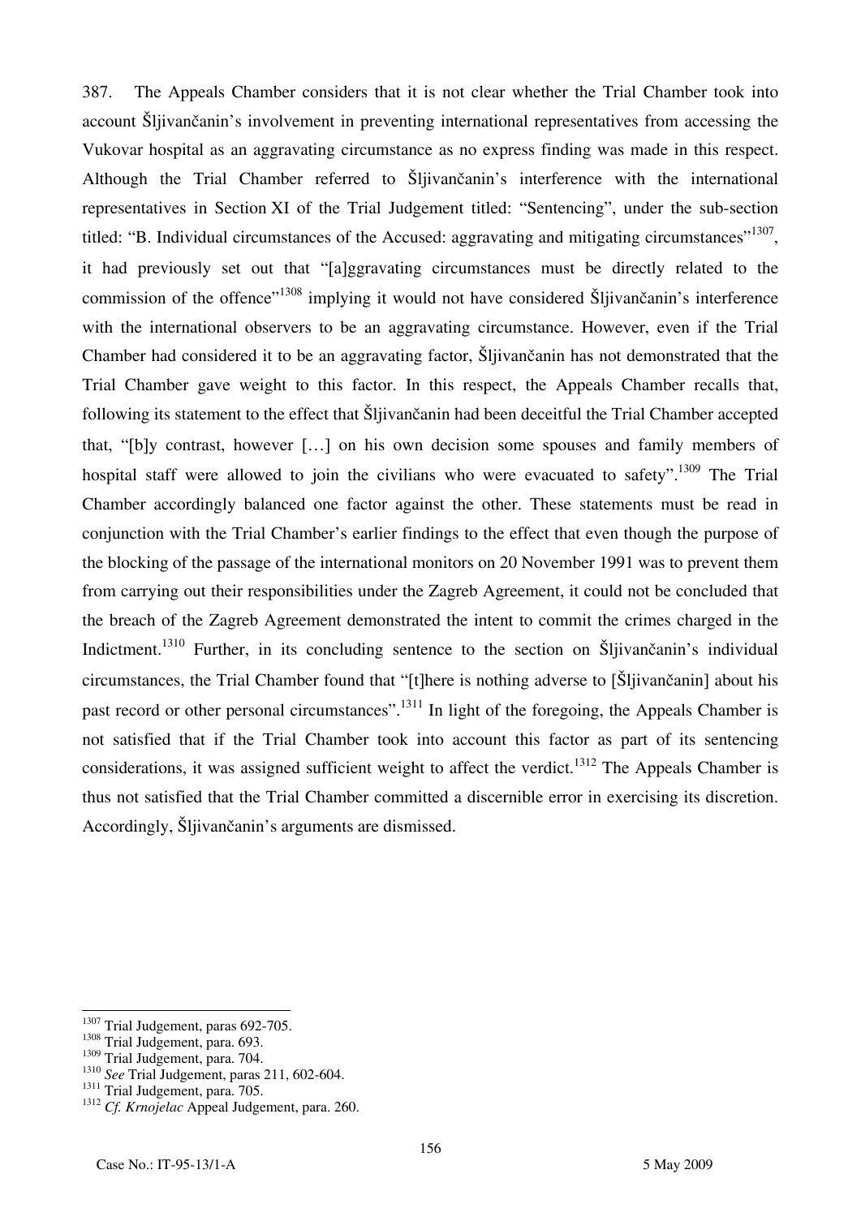387. The Appeals Chamber considers that it is not clear whether the Trial Chamber took into account Šljivančanin's involvement in preventing international representatives from accessing the Vukovar hospital as an aggravating circumstance as no express finding was made in this respect. Although the Trial Chamber referred to Šljivančanin's interference with the international representatives in Section XI of the Trial Judgement titled: "Sentencing", under the sub-section titled: "B. Individual circumstances of the Accused: aggravating and mitigating circumstances"[1307], it had previously set out that "[a]ggravating circumstances must be directly related to the commission of the offence"[1308] implying it would not have considered Šljivančanin's interference with the international observers to be an aggravating circumstance. However, even if the Trial Chamber had considered it to be an aggravating factor, Šljivančanin has not demonstrated that the Trial Chamber gave weight to this factor. In this respect, the Appeals Chamber recalls that, following its statement to the effect that Šljivančanin had been deceitful the Trial Chamber accepted that, "[b]y contrast, however […] on his own decision some spouses and family members of hospital staff were allowed to join the civilians who were evacuated to safety".[1309] The Trial Chamber accordingly balanced one factor against the other. These statements must be read in conjunction with the Trial Chamber's earlier findings to the effect that even though the purpose of the blocking of the passage of the international monitors on 20 November 1991 was to prevent them from carrying out their responsibilities under the Zagreb Agreement, it could not be concluded that the breach of the Zagreb Agreement demonstrated the intent to commit the crimes charged in the Indictment.[1310] Further, in its concluding sentence to the section on Šljivančanin's individual circumstances, the Trial Chamber found that "[t]here is nothing adverse to [Šljivančanin] about his past record or other personal circumstances".[1311] In light of the foregoing, the Appeals Chamber is not satisfied that if the Trial Chamber took into account this factor as part of its sentencing considerations, it was assigned sufficient weight to affect the verdict.[1312] The Appeals Chamber is thus not satisfied that the Trial Chamber committed a discernible error in exercising its discretion. Accordingly, Šljivančanin's arguments are dismissed.

---

[1307] Trial Judgement, paras 692-705.
[1308] Trial Judgement, para. 693.
[1309] Trial Judgement, para. 704.
[1310] *See* Trial Judgement, paras 211, 602-604.
[1311] Trial Judgement, para. 705.
[1312] *Cf. Krnojelac* Appeal Judgement, para. 260.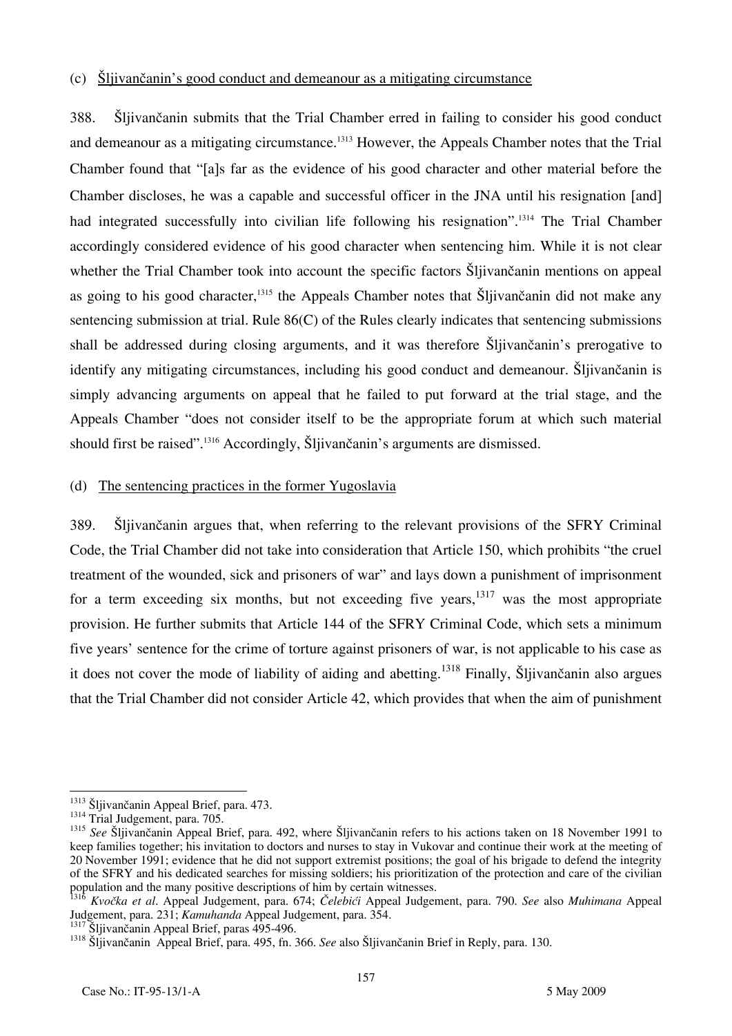(c) Šljivančanin's good conduct and demeanour as a mitigating circumstance

388. Šljivančanin submits that the Trial Chamber erred in failing to consider his good conduct and demeanour as a mitigating circumstance.[1313] However, the Appeals Chamber notes that the Trial Chamber found that "[a]s far as the evidence of his good character and other material before the Chamber discloses, he was a capable and successful officer in the JNA until his resignation [and] had integrated successfully into civilian life following his resignation".[1314] The Trial Chamber accordingly considered evidence of his good character when sentencing him. While it is not clear whether the Trial Chamber took into account the specific factors Šljivančanin mentions on appeal as going to his good character,[1315] the Appeals Chamber notes that Šljivančanin did not make any sentencing submission at trial. Rule 86(C) of the Rules clearly indicates that sentencing submissions shall be addressed during closing arguments, and it was therefore Šljivančanin's prerogative to identify any mitigating circumstances, including his good conduct and demeanour. Šljivančanin is simply advancing arguments on appeal that he failed to put forward at the trial stage, and the Appeals Chamber "does not consider itself to be the appropriate forum at which such material should first be raised".[1316] Accordingly, Šljivančanin's arguments are dismissed.

(d) The sentencing practices in the former Yugoslavia

389. Šljivančanin argues that, when referring to the relevant provisions of the SFRY Criminal Code, the Trial Chamber did not take into consideration that Article 150, which prohibits "the cruel treatment of the wounded, sick and prisoners of war" and lays down a punishment of imprisonment for a term exceeding six months, but not exceeding five years,[1317] was the most appropriate provision. He further submits that Article 144 of the SFRY Criminal Code, which sets a minimum five years' sentence for the crime of torture against prisoners of war, is not applicable to his case as it does not cover the mode of liability of aiding and abetting.[1318] Finally, Šljivančanin also argues that the Trial Chamber did not consider Article 42, which provides that when the aim of punishment

---

[1313] Šljivančanin Appeal Brief, para. 473.

[1314] Trial Judgement, para. 705.

[1315] *See* Šljivančanin Appeal Brief, para. 492, where Šljivančanin refers to his actions taken on 18 November 1991 to keep families together; his invitation to doctors and nurses to stay in Vukovar and continue their work at the meeting of 20 November 1991; evidence that he did not support extremist positions; the goal of his brigade to defend the integrity of the SFRY and his dedicated searches for missing soldiers; his prioritization of the protection and care of the civilian population and the many positive descriptions of him by certain witnesses.

[1316] *Kvočka et al.* Appeal Judgement, para. 674; *Čelebići* Appeal Judgement, para. 790. *See* also *Muhimana* Appeal Judgement, para. 231; *Kamuhanda* Appeal Judgement, para. 354.

[1317] Šljivančanin Appeal Brief, paras 495-496.

[1318] Šljivančanin Appeal Brief, para. 495, fn. 366. *See* also Šljivančanin Brief in Reply, para. 130.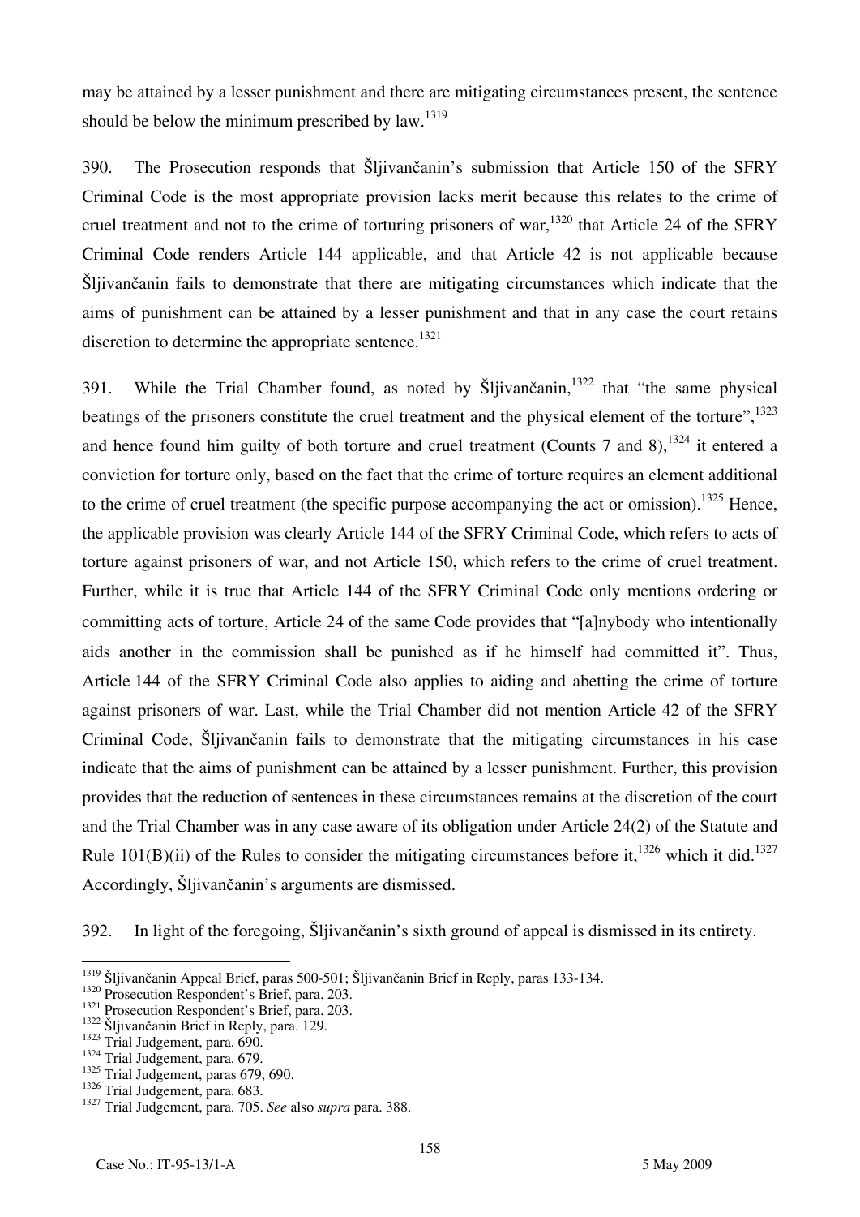may be attained by a lesser punishment and there are mitigating circumstances present, the sentence should be below the minimum prescribed by law.[1319]

390. The Prosecution responds that Šljivančanin's submission that Article 150 of the SFRY Criminal Code is the most appropriate provision lacks merit because this relates to the crime of cruel treatment and not to the crime of torturing prisoners of war,[1320] that Article 24 of the SFRY Criminal Code renders Article 144 applicable, and that Article 42 is not applicable because Šljivančanin fails to demonstrate that there are mitigating circumstances which indicate that the aims of punishment can be attained by a lesser punishment and that in any case the court retains discretion to determine the appropriate sentence.[1321]

391. While the Trial Chamber found, as noted by Šljivančanin,[1322] that "the same physical beatings of the prisoners constitute the cruel treatment and the physical element of the torture",[1323] and hence found him guilty of both torture and cruel treatment (Counts 7 and 8),[1324] it entered a conviction for torture only, based on the fact that the crime of torture requires an element additional to the crime of cruel treatment (the specific purpose accompanying the act or omission).[1325] Hence, the applicable provision was clearly Article 144 of the SFRY Criminal Code, which refers to acts of torture against prisoners of war, and not Article 150, which refers to the crime of cruel treatment. Further, while it is true that Article 144 of the SFRY Criminal Code only mentions ordering or committing acts of torture, Article 24 of the same Code provides that "[a]nybody who intentionally aids another in the commission shall be punished as if he himself had committed it". Thus, Article 144 of the SFRY Criminal Code also applies to aiding and abetting the crime of torture against prisoners of war. Last, while the Trial Chamber did not mention Article 42 of the SFRY Criminal Code, Šljivančanin fails to demonstrate that the mitigating circumstances in his case indicate that the aims of punishment can be attained by a lesser punishment. Further, this provision provides that the reduction of sentences in these circumstances remains at the discretion of the court and the Trial Chamber was in any case aware of its obligation under Article 24(2) of the Statute and Rule 101(B)(ii) of the Rules to consider the mitigating circumstances before it,[1326] which it did.[1327] Accordingly, Šljivančanin's arguments are dismissed.

392. In light of the foregoing, Šljivančanin's sixth ground of appeal is dismissed in its entirety.

---

[1319] Šljivančanin Appeal Brief, paras 500-501; Šljivančanin Brief in Reply, paras 133-134.
[1320] Prosecution Respondent's Brief, para. 203.
[1321] Prosecution Respondent's Brief, para. 203.
[1322] Šljivančanin Brief in Reply, para. 129.
[1323] Trial Judgement, para. 690.
[1324] Trial Judgement, para. 679.
[1325] Trial Judgement, paras 679, 690.
[1326] Trial Judgement, para. 683.
[1327] Trial Judgement, para. 705. *See* also *supra* para. 388.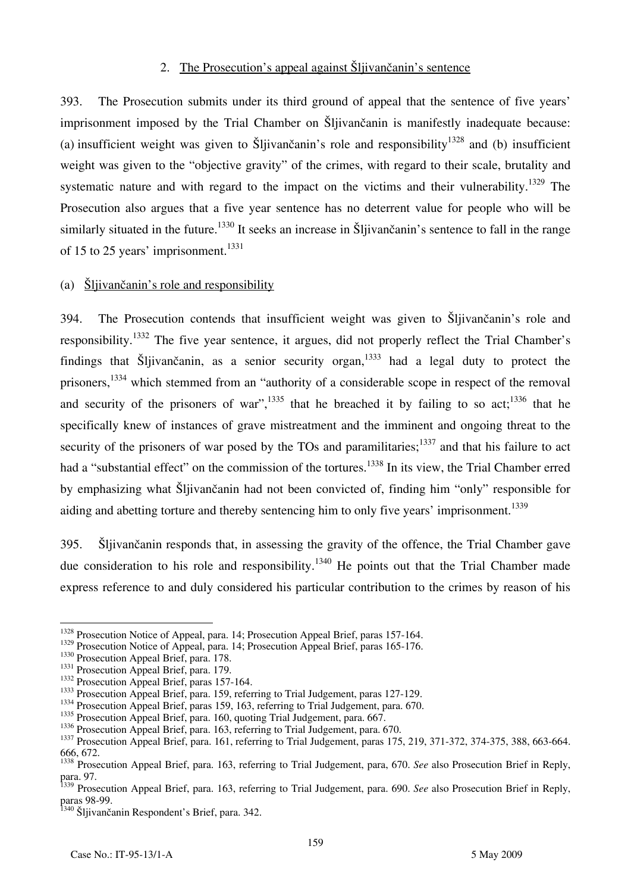2. The Prosecution's appeal against Šljivančanin's sentence

393. The Prosecution submits under its third ground of appeal that the sentence of five years' imprisonment imposed by the Trial Chamber on Šljivančanin is manifestly inadequate because: (a) insufficient weight was given to Šljivančanin's role and responsibility[1328] and (b) insufficient weight was given to the "objective gravity" of the crimes, with regard to their scale, brutality and systematic nature and with regard to the impact on the victims and their vulnerability.[1329] The Prosecution also argues that a five year sentence has no deterrent value for people who will be similarly situated in the future.[1330] It seeks an increase in Šljivančanin's sentence to fall in the range of 15 to 25 years' imprisonment.[1331]

(a) Šljivančanin's role and responsibility

394. The Prosecution contends that insufficient weight was given to Šljivančanin's role and responsibility.[1332] The five year sentence, it argues, did not properly reflect the Trial Chamber's findings that Šljivančanin, as a senior security organ,[1333] had a legal duty to protect the prisoners,[1334] which stemmed from an "authority of a considerable scope in respect of the removal and security of the prisoners of war",[1335] that he breached it by failing to so act;[1336] that he specifically knew of instances of grave mistreatment and the imminent and ongoing threat to the security of the prisoners of war posed by the TOs and paramilitaries;[1337] and that his failure to act had a "substantial effect" on the commission of the tortures.[1338] In its view, the Trial Chamber erred by emphasizing what Šljivančanin had not been convicted of, finding him "only" responsible for aiding and abetting torture and thereby sentencing him to only five years' imprisonment.[1339]

395. Šljivančanin responds that, in assessing the gravity of the offence, the Trial Chamber gave due consideration to his role and responsibility.[1340] He points out that the Trial Chamber made express reference to and duly considered his particular contribution to the crimes by reason of his

---

[1328] Prosecution Notice of Appeal, para. 14; Prosecution Appeal Brief, paras 157-164.
[1329] Prosecution Notice of Appeal, para. 14; Prosecution Appeal Brief, paras 165-176.
[1330] Prosecution Appeal Brief, para. 178.
[1331] Prosecution Appeal Brief, para. 179.
[1332] Prosecution Appeal Brief, paras 157-164.
[1333] Prosecution Appeal Brief, para. 159, referring to Trial Judgement, paras 127-129.
[1334] Prosecution Appeal Brief, paras 159, 163, referring to Trial Judgement, para. 670.
[1335] Prosecution Appeal Brief, para. 160, quoting Trial Judgement, para. 667.
[1336] Prosecution Appeal Brief, para. 163, referring to Trial Judgement, para. 670.
[1337] Prosecution Appeal Brief, para. 161, referring to Trial Judgement, paras 175, 219, 371-372, 374-375, 388, 663-664. 666, 672.
[1338] Prosecution Appeal Brief, para. 163, referring to Trial Judgement, para, 670. *See* also Prosecution Brief in Reply, para. 97.
[1339] Prosecution Appeal Brief, para. 163, referring to Trial Judgement, para. 690. *See* also Prosecution Brief in Reply, paras 98-99.
[1340] Šljivančanin Respondent's Brief, para. 342.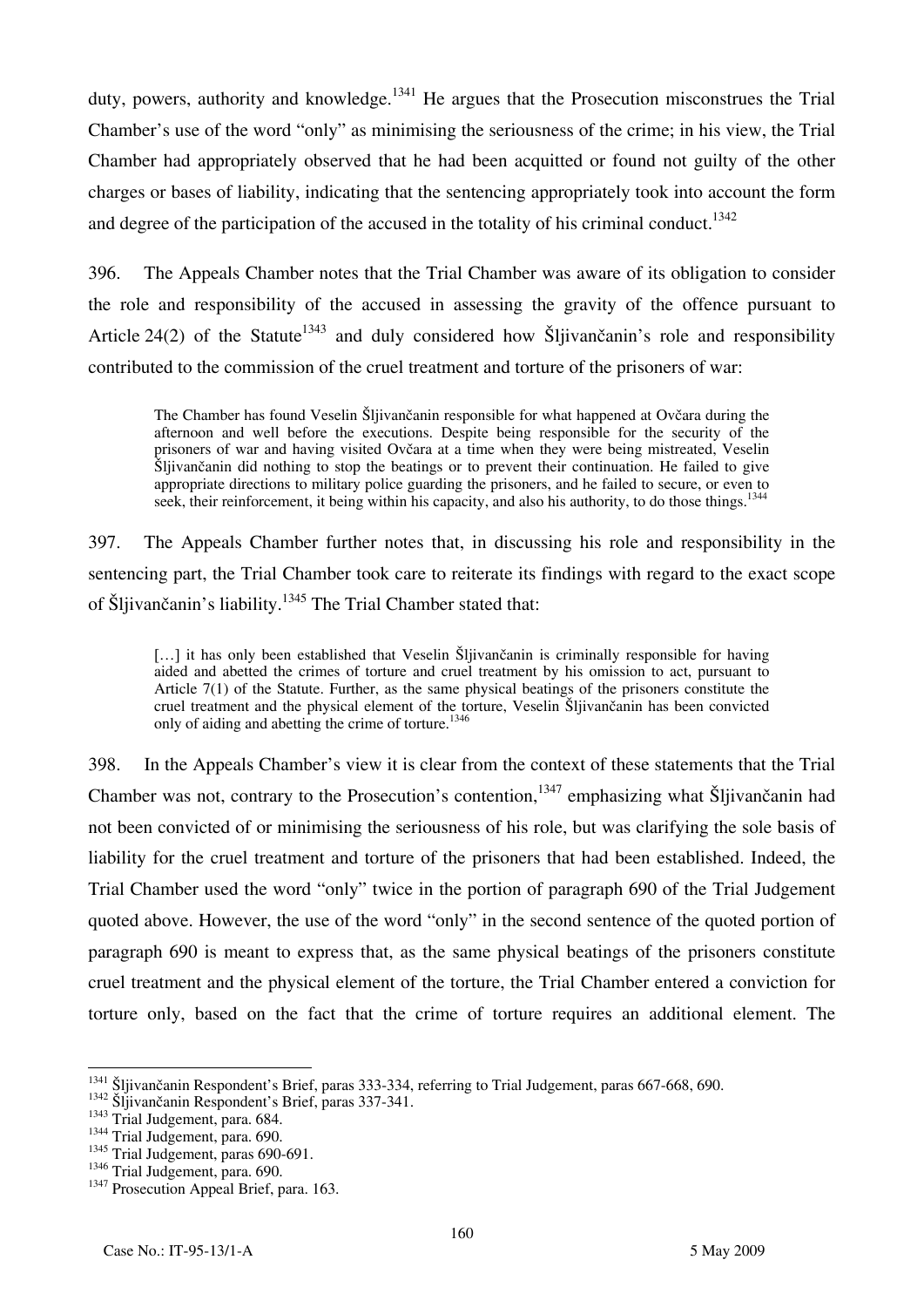duty, powers, authority and knowledge.[1341] He argues that the Prosecution misconstrues the Trial Chamber's use of the word "only" as minimising the seriousness of the crime; in his view, the Trial Chamber had appropriately observed that he had been acquitted or found not guilty of the other charges or bases of liability, indicating that the sentencing appropriately took into account the form and degree of the participation of the accused in the totality of his criminal conduct.[1342]

396. The Appeals Chamber notes that the Trial Chamber was aware of its obligation to consider the role and responsibility of the accused in assessing the gravity of the offence pursuant to Article 24(2) of the Statute[1343] and duly considered how Šljivančanin's role and responsibility contributed to the commission of the cruel treatment and torture of the prisoners of war:

> The Chamber has found Veselin Šljivančanin responsible for what happened at Ovčara during the afternoon and well before the executions. Despite being responsible for the security of the prisoners of war and having visited Ovčara at a time when they were being mistreated, Veselin Šljivančanin did nothing to stop the beatings or to prevent their continuation. He failed to give appropriate directions to military police guarding the prisoners, and he failed to secure, or even to seek, their reinforcement, it being within his capacity, and also his authority, to do those things.[1344]

397. The Appeals Chamber further notes that, in discussing his role and responsibility in the sentencing part, the Trial Chamber took care to reiterate its findings with regard to the exact scope of Šljivančanin's liability.[1345] The Trial Chamber stated that:

> […] it has only been established that Veselin Šljivančanin is criminally responsible for having aided and abetted the crimes of torture and cruel treatment by his omission to act, pursuant to Article 7(1) of the Statute. Further, as the same physical beatings of the prisoners constitute the cruel treatment and the physical element of the torture, Veselin Šljivančanin has been convicted only of aiding and abetting the crime of torture.[1346]

398. In the Appeals Chamber's view it is clear from the context of these statements that the Trial Chamber was not, contrary to the Prosecution's contention,[1347] emphasizing what Šljivančanin had not been convicted of or minimising the seriousness of his role, but was clarifying the sole basis of liability for the cruel treatment and torture of the prisoners that had been established. Indeed, the Trial Chamber used the word "only" twice in the portion of paragraph 690 of the Trial Judgement quoted above. However, the use of the word "only" in the second sentence of the quoted portion of paragraph 690 is meant to express that, as the same physical beatings of the prisoners constitute cruel treatment and the physical element of the torture, the Trial Chamber entered a conviction for torture only, based on the fact that the crime of torture requires an additional element. The

---

[1341] Šljivančanin Respondent's Brief, paras 333-334, referring to Trial Judgement, paras 667-668, 690.
[1342] Šljivančanin Respondent's Brief, paras 337-341.
[1343] Trial Judgement, para. 684.
[1344] Trial Judgement, para. 690.
[1345] Trial Judgement, paras 690-691.
[1346] Trial Judgement, para. 690.
[1347] Prosecution Appeal Brief, para. 163.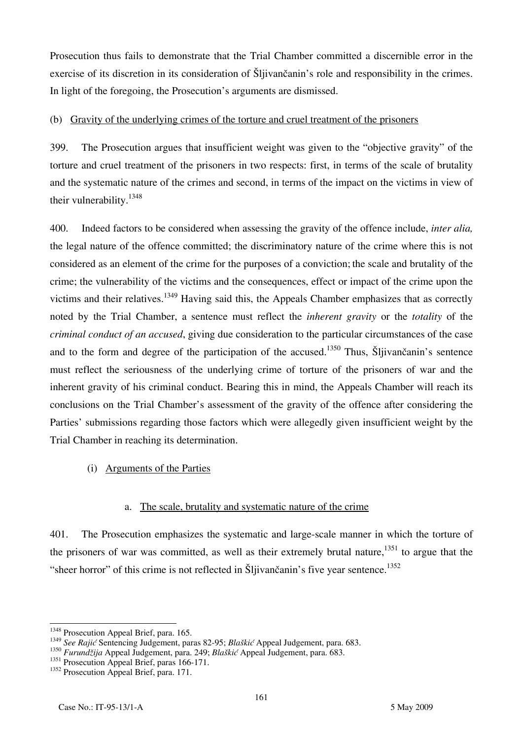Prosecution thus fails to demonstrate that the Trial Chamber committed a discernible error in the exercise of its discretion in its consideration of Šljivančanin's role and responsibility in the crimes. In light of the foregoing, the Prosecution's arguments are dismissed.

(b) Gravity of the underlying crimes of the torture and cruel treatment of the prisoners

399. The Prosecution argues that insufficient weight was given to the "objective gravity" of the torture and cruel treatment of the prisoners in two respects: first, in terms of the scale of brutality and the systematic nature of the crimes and second, in terms of the impact on the victims in view of their vulnerability.[1348]

400. Indeed factors to be considered when assessing the gravity of the offence include, *inter alia,* the legal nature of the offence committed; the discriminatory nature of the crime where this is not considered as an element of the crime for the purposes of a conviction; the scale and brutality of the crime; the vulnerability of the victims and the consequences, effect or impact of the crime upon the victims and their relatives.[1349] Having said this, the Appeals Chamber emphasizes that as correctly noted by the Trial Chamber, a sentence must reflect the *inherent gravity* or the *totality* of the *criminal conduct of an accused*, giving due consideration to the particular circumstances of the case and to the form and degree of the participation of the accused.[1350] Thus, Šljivančanin's sentence must reflect the seriousness of the underlying crime of torture of the prisoners of war and the inherent gravity of his criminal conduct. Bearing this in mind, the Appeals Chamber will reach its conclusions on the Trial Chamber's assessment of the gravity of the offence after considering the Parties' submissions regarding those factors which were allegedly given insufficient weight by the Trial Chamber in reaching its determination.

(i) Arguments of the Parties

a. The scale, brutality and systematic nature of the crime

401. The Prosecution emphasizes the systematic and large-scale manner in which the torture of the prisoners of war was committed, as well as their extremely brutal nature,[1351] to argue that the "sheer horror" of this crime is not reflected in Šljivančanin's five year sentence.[1352]

[1348] Prosecution Appeal Brief, para. 165.
[1349] *See Rajić* Sentencing Judgement, paras 82-95; *Blaškić* Appeal Judgement, para. 683.
[1350] *Furundžija* Appeal Judgement, para. 249; *Blaškić* Appeal Judgement, para. 683.
[1351] Prosecution Appeal Brief, paras 166-171.
[1352] Prosecution Appeal Brief, para. 171.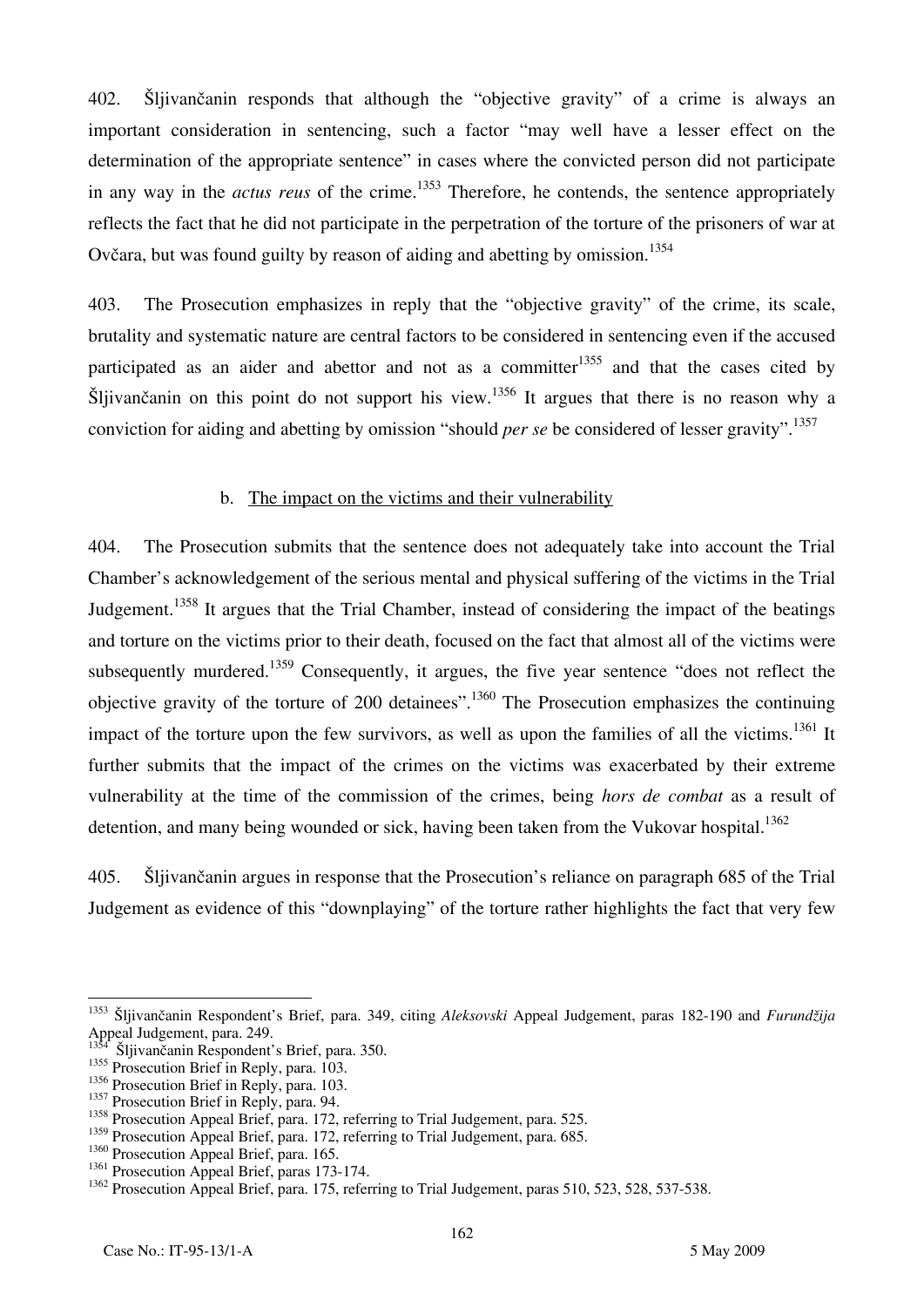402. Šljivančanin responds that although the "objective gravity" of a crime is always an important consideration in sentencing, such a factor "may well have a lesser effect on the determination of the appropriate sentence" in cases where the convicted person did not participate in any way in the *actus reus* of the crime.[1353] Therefore, he contends, the sentence appropriately reflects the fact that he did not participate in the perpetration of the torture of the prisoners of war at Ovčara, but was found guilty by reason of aiding and abetting by omission.[1354]

403. The Prosecution emphasizes in reply that the "objective gravity" of the crime, its scale, brutality and systematic nature are central factors to be considered in sentencing even if the accused participated as an aider and abettor and not as a committer[1355] and that the cases cited by Šljivančanin on this point do not support his view.[1356] It argues that there is no reason why a conviction for aiding and abetting by omission "should *per se* be considered of lesser gravity".[1357]

b. The impact on the victims and their vulnerability

404. The Prosecution submits that the sentence does not adequately take into account the Trial Chamber's acknowledgement of the serious mental and physical suffering of the victims in the Trial Judgement.[1358] It argues that the Trial Chamber, instead of considering the impact of the beatings and torture on the victims prior to their death, focused on the fact that almost all of the victims were subsequently murdered.[1359] Consequently, it argues, the five year sentence "does not reflect the objective gravity of the torture of 200 detainees".[1360] The Prosecution emphasizes the continuing impact of the torture upon the few survivors, as well as upon the families of all the victims.[1361] It further submits that the impact of the crimes on the victims was exacerbated by their extreme vulnerability at the time of the commission of the crimes, being *hors de combat* as a result of detention, and many being wounded or sick, having been taken from the Vukovar hospital.[1362]

405. Šljivančanin argues in response that the Prosecution's reliance on paragraph 685 of the Trial Judgement as evidence of this "downplaying" of the torture rather highlights the fact that very few

---

[1353] Šljivančanin Respondent's Brief, para. 349, citing *Aleksovski* Appeal Judgement, paras 182-190 and *Furundžija* Appeal Judgement, para. 249.

[1354] Šljivančanin Respondent's Brief, para. 350.

[1355] Prosecution Brief in Reply, para. 103.

[1356] Prosecution Brief in Reply, para. 103.

[1357] Prosecution Brief in Reply, para. 94.

[1358] Prosecution Appeal Brief, para. 172, referring to Trial Judgement, para. 525.

[1359] Prosecution Appeal Brief, para. 172, referring to Trial Judgement, para. 685.

[1360] Prosecution Appeal Brief, para. 165.

[1361] Prosecution Appeal Brief, paras 173-174.

[1362] Prosecution Appeal Brief, para. 175, referring to Trial Judgement, paras 510, 523, 528, 537-538.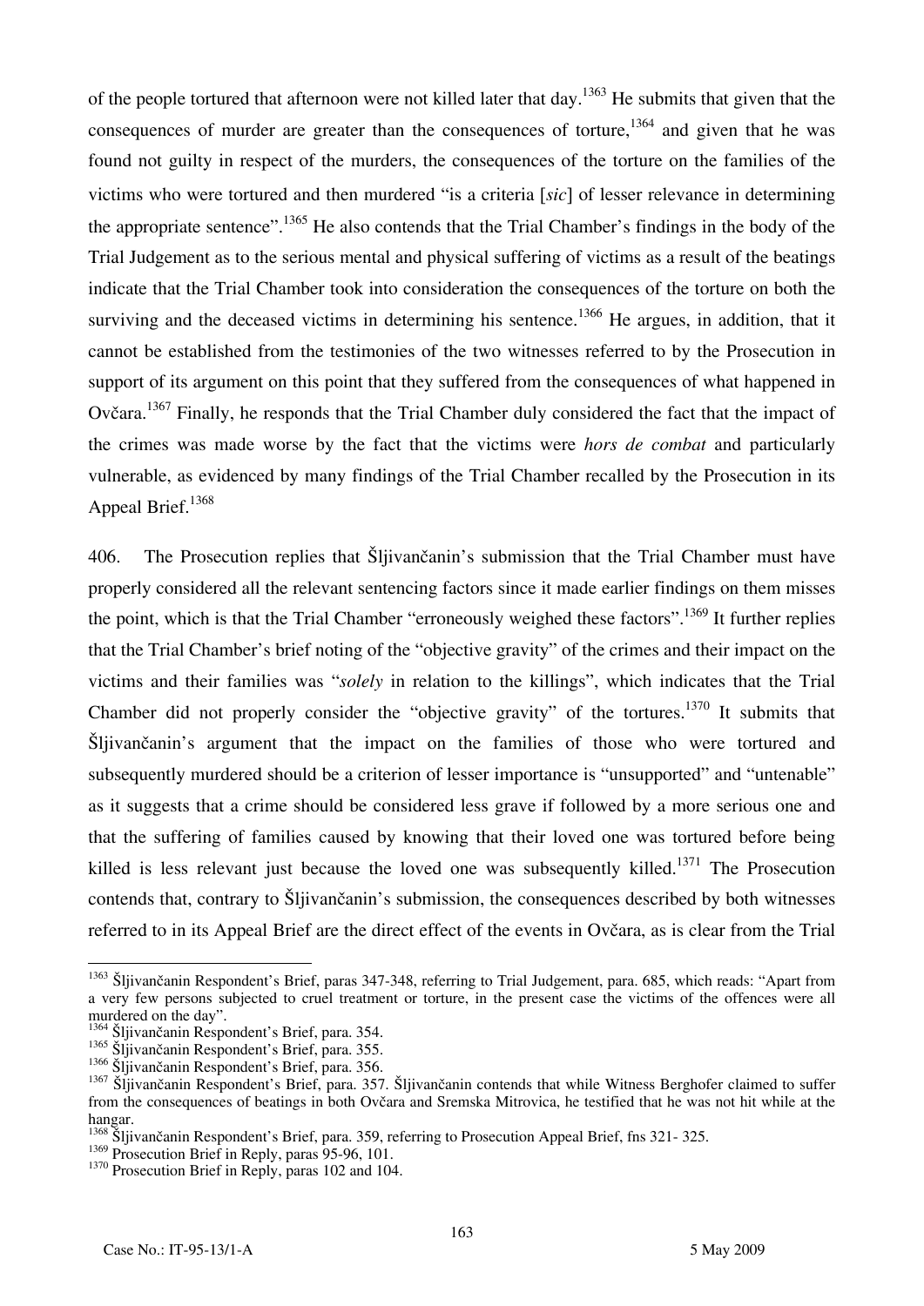of the people tortured that afternoon were not killed later that day.[1363] He submits that given that the consequences of murder are greater than the consequences of torture,[1364] and given that he was found not guilty in respect of the murders, the consequences of the torture on the families of the victims who were tortured and then murdered "is a criteria [*sic*] of lesser relevance in determining the appropriate sentence".[1365] He also contends that the Trial Chamber's findings in the body of the Trial Judgement as to the serious mental and physical suffering of victims as a result of the beatings indicate that the Trial Chamber took into consideration the consequences of the torture on both the surviving and the deceased victims in determining his sentence.[1366] He argues, in addition, that it cannot be established from the testimonies of the two witnesses referred to by the Prosecution in support of its argument on this point that they suffered from the consequences of what happened in Ovčara.[1367] Finally, he responds that the Trial Chamber duly considered the fact that the impact of the crimes was made worse by the fact that the victims were *hors de combat* and particularly vulnerable, as evidenced by many findings of the Trial Chamber recalled by the Prosecution in its Appeal Brief.[1368]

406. The Prosecution replies that Šljivančanin's submission that the Trial Chamber must have properly considered all the relevant sentencing factors since it made earlier findings on them misses the point, which is that the Trial Chamber "erroneously weighed these factors".[1369] It further replies that the Trial Chamber's brief noting of the "objective gravity" of the crimes and their impact on the victims and their families was "*solely* in relation to the killings", which indicates that the Trial Chamber did not properly consider the "objective gravity" of the tortures.[1370] It submits that Šljivančanin's argument that the impact on the families of those who were tortured and subsequently murdered should be a criterion of lesser importance is "unsupported" and "untenable" as it suggests that a crime should be considered less grave if followed by a more serious one and that the suffering of families caused by knowing that their loved one was tortured before being killed is less relevant just because the loved one was subsequently killed.[1371] The Prosecution contends that, contrary to Šljivančanin's submission, the consequences described by both witnesses referred to in its Appeal Brief are the direct effect of the events in Ovčara, as is clear from the Trial

---

[1363] Šljivančanin Respondent's Brief, paras 347-348, referring to Trial Judgement, para. 685, which reads: "Apart from a very few persons subjected to cruel treatment or torture, in the present case the victims of the offences were all murdered on the day".

[1364] Šljivančanin Respondent's Brief, para. 354.

[1365] Šljivančanin Respondent's Brief, para. 355.

[1366] Šljivančanin Respondent's Brief, para. 356.

[1367] Šljivančanin Respondent's Brief, para. 357. Šljivančanin contends that while Witness Berghofer claimed to suffer from the consequences of beatings in both Ovčara and Sremska Mitrovica, he testified that he was not hit while at the hangar.

[1368] Šljivančanin Respondent's Brief, para. 359, referring to Prosecution Appeal Brief, fns 321- 325.

[1369] Prosecution Brief in Reply, paras 95-96, 101.

[1370] Prosecution Brief in Reply, paras 102 and 104.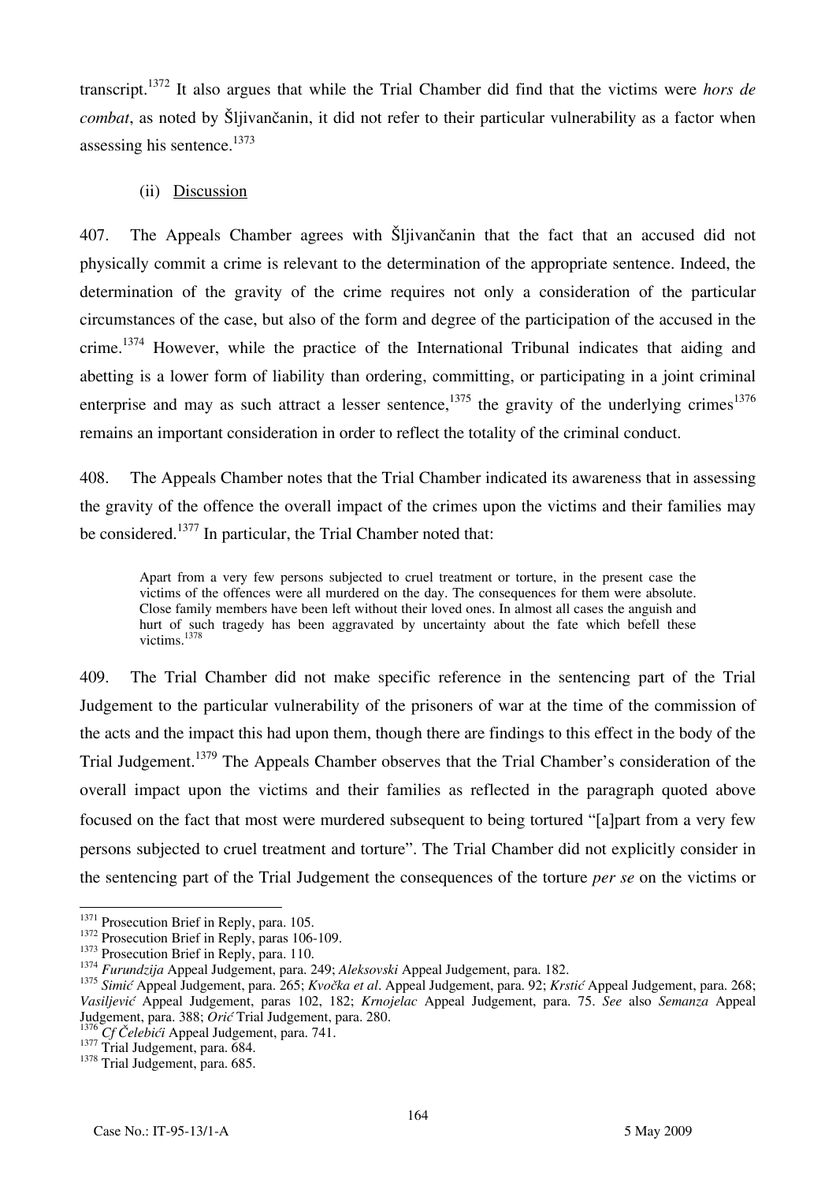transcript.[1372] It also argues that while the Trial Chamber did find that the victims were *hors de combat*, as noted by Šljivančanin, it did not refer to their particular vulnerability as a factor when assessing his sentence.[1373]

(ii) Discussion

407. The Appeals Chamber agrees with Šljivančanin that the fact that an accused did not physically commit a crime is relevant to the determination of the appropriate sentence. Indeed, the determination of the gravity of the crime requires not only a consideration of the particular circumstances of the case, but also of the form and degree of the participation of the accused in the crime.[1374] However, while the practice of the International Tribunal indicates that aiding and abetting is a lower form of liability than ordering, committing, or participating in a joint criminal enterprise and may as such attract a lesser sentence,[1375] the gravity of the underlying crimes[1376] remains an important consideration in order to reflect the totality of the criminal conduct.

408. The Appeals Chamber notes that the Trial Chamber indicated its awareness that in assessing the gravity of the offence the overall impact of the crimes upon the victims and their families may be considered.[1377] In particular, the Trial Chamber noted that:

> Apart from a very few persons subjected to cruel treatment or torture, in the present case the victims of the offences were all murdered on the day. The consequences for them were absolute. Close family members have been left without their loved ones. In almost all cases the anguish and hurt of such tragedy has been aggravated by uncertainty about the fate which befell these victims.[1378]

409. The Trial Chamber did not make specific reference in the sentencing part of the Trial Judgement to the particular vulnerability of the prisoners of war at the time of the commission of the acts and the impact this had upon them, though there are findings to this effect in the body of the Trial Judgement.[1379] The Appeals Chamber observes that the Trial Chamber's consideration of the overall impact upon the victims and their families as reflected in the paragraph quoted above focused on the fact that most were murdered subsequent to being tortured "[a]part from a very few persons subjected to cruel treatment and torture". The Trial Chamber did not explicitly consider in the sentencing part of the Trial Judgement the consequences of the torture *per se* on the victims or

---

[1371] Prosecution Brief in Reply, para. 105.
[1372] Prosecution Brief in Reply, paras 106-109.
[1373] Prosecution Brief in Reply, para. 110.
[1374] *Furundzija* Appeal Judgement, para. 249; *Aleksovski* Appeal Judgement, para. 182.
[1375] *Simić* Appeal Judgement, para. 265; *Kvočka et al*. Appeal Judgement, para. 92; *Krstić* Appeal Judgement, para. 268; *Vasiljević* Appeal Judgement, paras 102, 182; *Krnojelac* Appeal Judgement, para. 75. *See* also *Semanza* Appeal Judgement, para. 388; *Orić* Trial Judgement, para. 280.
[1376] *Cf Čelebići* Appeal Judgement, para. 741.
[1377] Trial Judgement, para. 684.
[1378] Trial Judgement, para. 685.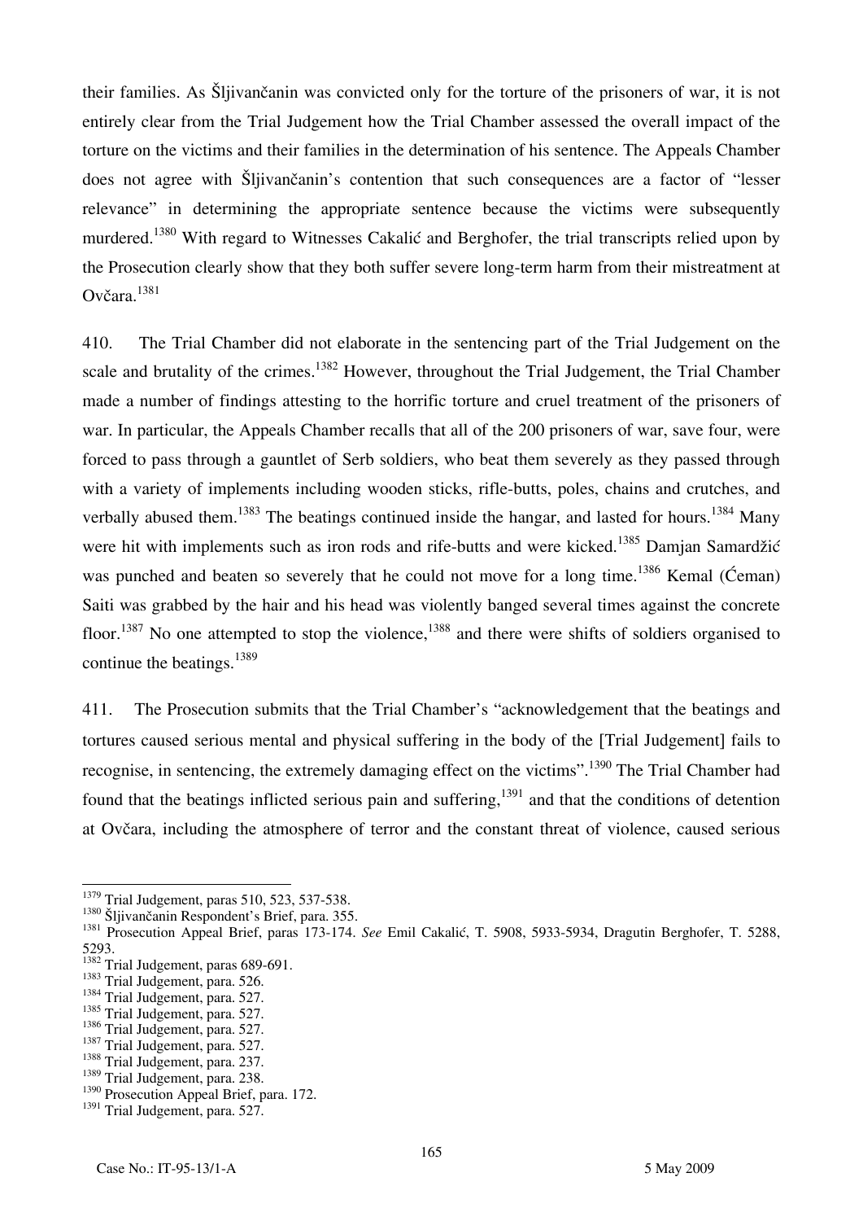their families. As Šljivančanin was convicted only for the torture of the prisoners of war, it is not entirely clear from the Trial Judgement how the Trial Chamber assessed the overall impact of the torture on the victims and their families in the determination of his sentence. The Appeals Chamber does not agree with Šljivančanin's contention that such consequences are a factor of "lesser relevance" in determining the appropriate sentence because the victims were subsequently murdered.[1380] With regard to Witnesses Cakalić and Berghofer, the trial transcripts relied upon by the Prosecution clearly show that they both suffer severe long-term harm from their mistreatment at Ovčara.[1381]

410. The Trial Chamber did not elaborate in the sentencing part of the Trial Judgement on the scale and brutality of the crimes.[1382] However, throughout the Trial Judgement, the Trial Chamber made a number of findings attesting to the horrific torture and cruel treatment of the prisoners of war. In particular, the Appeals Chamber recalls that all of the 200 prisoners of war, save four, were forced to pass through a gauntlet of Serb soldiers, who beat them severely as they passed through with a variety of implements including wooden sticks, rifle-butts, poles, chains and crutches, and verbally abused them.[1383] The beatings continued inside the hangar, and lasted for hours.[1384] Many were hit with implements such as iron rods and rife-butts and were kicked.[1385] Damjan Samardžić was punched and beaten so severely that he could not move for a long time.[1386] Kemal (Ćeman) Saiti was grabbed by the hair and his head was violently banged several times against the concrete floor.[1387] No one attempted to stop the violence,[1388] and there were shifts of soldiers organised to continue the beatings.[1389]

411. The Prosecution submits that the Trial Chamber's "acknowledgement that the beatings and tortures caused serious mental and physical suffering in the body of the [Trial Judgement] fails to recognise, in sentencing, the extremely damaging effect on the victims".[1390] The Trial Chamber had found that the beatings inflicted serious pain and suffering,[1391] and that the conditions of detention at Ovčara, including the atmosphere of terror and the constant threat of violence, caused serious

---

[1379] Trial Judgement, paras 510, 523, 537-538.
[1380] Šljivančanin Respondent's Brief, para. 355.
[1381] Prosecution Appeal Brief, paras 173-174. *See* Emil Cakalić, T. 5908, 5933-5934, Dragutin Berghofer, T. 5288, 5293.
[1382] Trial Judgement, paras 689-691.
[1383] Trial Judgement, para. 526.
[1384] Trial Judgement, para. 527.
[1385] Trial Judgement, para. 527.
[1386] Trial Judgement, para. 527.
[1387] Trial Judgement, para. 527.
[1388] Trial Judgement, para. 237.
[1389] Trial Judgement, para. 238.
[1390] Prosecution Appeal Brief, para. 172.
[1391] Trial Judgement, para. 527.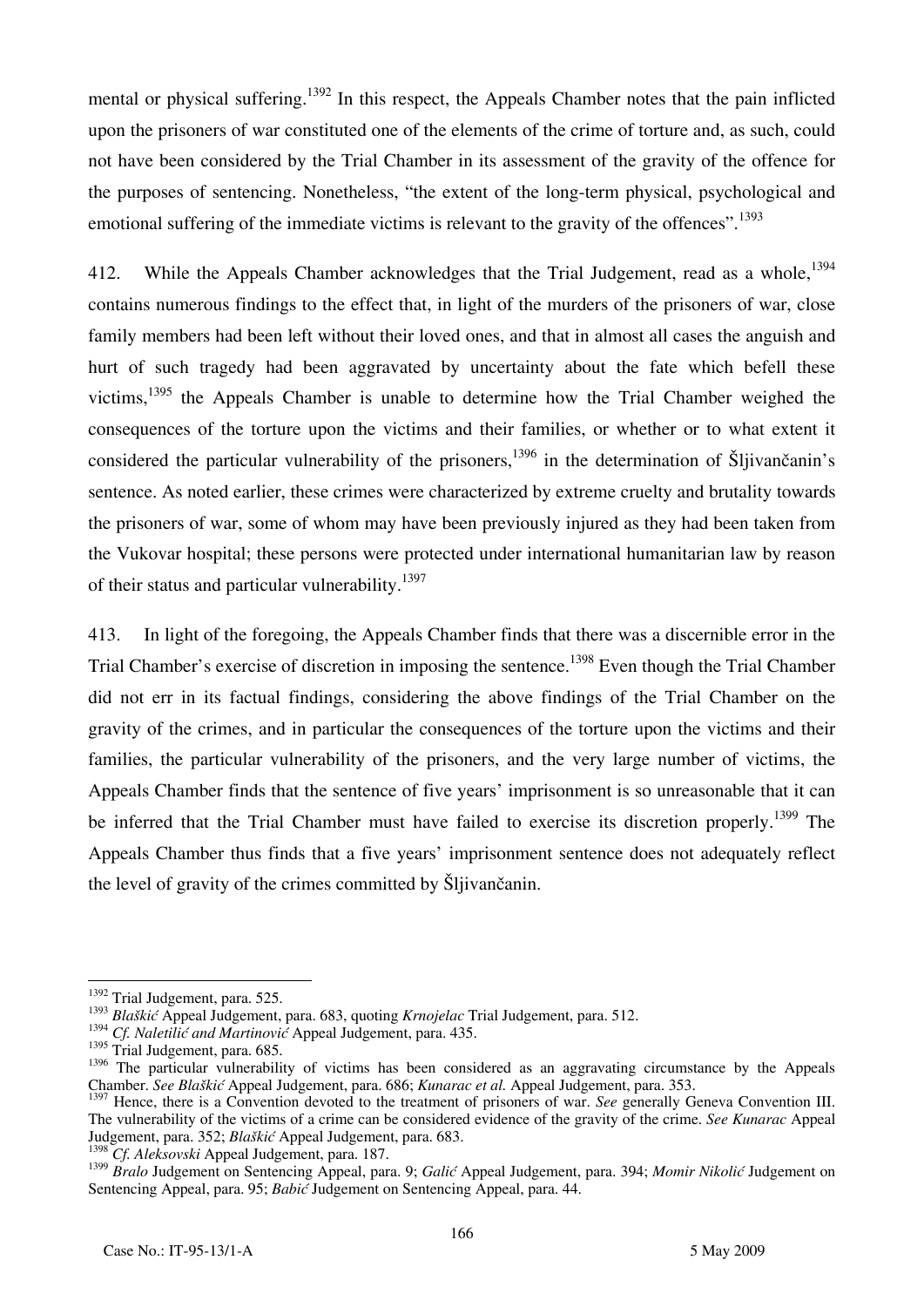mental or physical suffering.[1392] In this respect, the Appeals Chamber notes that the pain inflicted upon the prisoners of war constituted one of the elements of the crime of torture and, as such, could not have been considered by the Trial Chamber in its assessment of the gravity of the offence for the purposes of sentencing. Nonetheless, "the extent of the long-term physical, psychological and emotional suffering of the immediate victims is relevant to the gravity of the offences".[1393]

412. While the Appeals Chamber acknowledges that the Trial Judgement, read as a whole,[1394] contains numerous findings to the effect that, in light of the murders of the prisoners of war, close family members had been left without their loved ones, and that in almost all cases the anguish and hurt of such tragedy had been aggravated by uncertainty about the fate which befell these victims,[1395] the Appeals Chamber is unable to determine how the Trial Chamber weighed the consequences of the torture upon the victims and their families, or whether or to what extent it considered the particular vulnerability of the prisoners,[1396] in the determination of Šljivančanin's sentence. As noted earlier, these crimes were characterized by extreme cruelty and brutality towards the prisoners of war, some of whom may have been previously injured as they had been taken from the Vukovar hospital; these persons were protected under international humanitarian law by reason of their status and particular vulnerability.[1397]

413. In light of the foregoing, the Appeals Chamber finds that there was a discernible error in the Trial Chamber's exercise of discretion in imposing the sentence.[1398] Even though the Trial Chamber did not err in its factual findings, considering the above findings of the Trial Chamber on the gravity of the crimes, and in particular the consequences of the torture upon the victims and their families, the particular vulnerability of the prisoners, and the very large number of victims, the Appeals Chamber finds that the sentence of five years' imprisonment is so unreasonable that it can be inferred that the Trial Chamber must have failed to exercise its discretion properly.[1399] The Appeals Chamber thus finds that a five years' imprisonment sentence does not adequately reflect the level of gravity of the crimes committed by Šljivančanin.

---

[1392] Trial Judgement, para. 525.

[1393] *Blaškić* Appeal Judgement, para. 683, quoting *Krnojelac* Trial Judgement, para. 512.

[1394] *Cf. Naletilić and Martinović* Appeal Judgement, para. 435.

[1395] Trial Judgement, para. 685.

[1396] The particular vulnerability of victims has been considered as an aggravating circumstance by the Appeals Chamber. *See Blaškić* Appeal Judgement, para. 686; *Kunarac et al.* Appeal Judgement, para. 353.

[1397] Hence, there is a Convention devoted to the treatment of prisoners of war. *See* generally Geneva Convention III. The vulnerability of the victims of a crime can be considered evidence of the gravity of the crime. *See Kunarac* Appeal Judgement, para. 352; *Blaškić* Appeal Judgement, para. 683.

[1398] *Cf. Aleksovski* Appeal Judgement, para. 187.

[1399] *Bralo* Judgement on Sentencing Appeal, para. 9; *Galić* Appeal Judgement, para. 394; *Momir Nikolić* Judgement on Sentencing Appeal, para. 95; *Babić* Judgement on Sentencing Appeal, para. 44.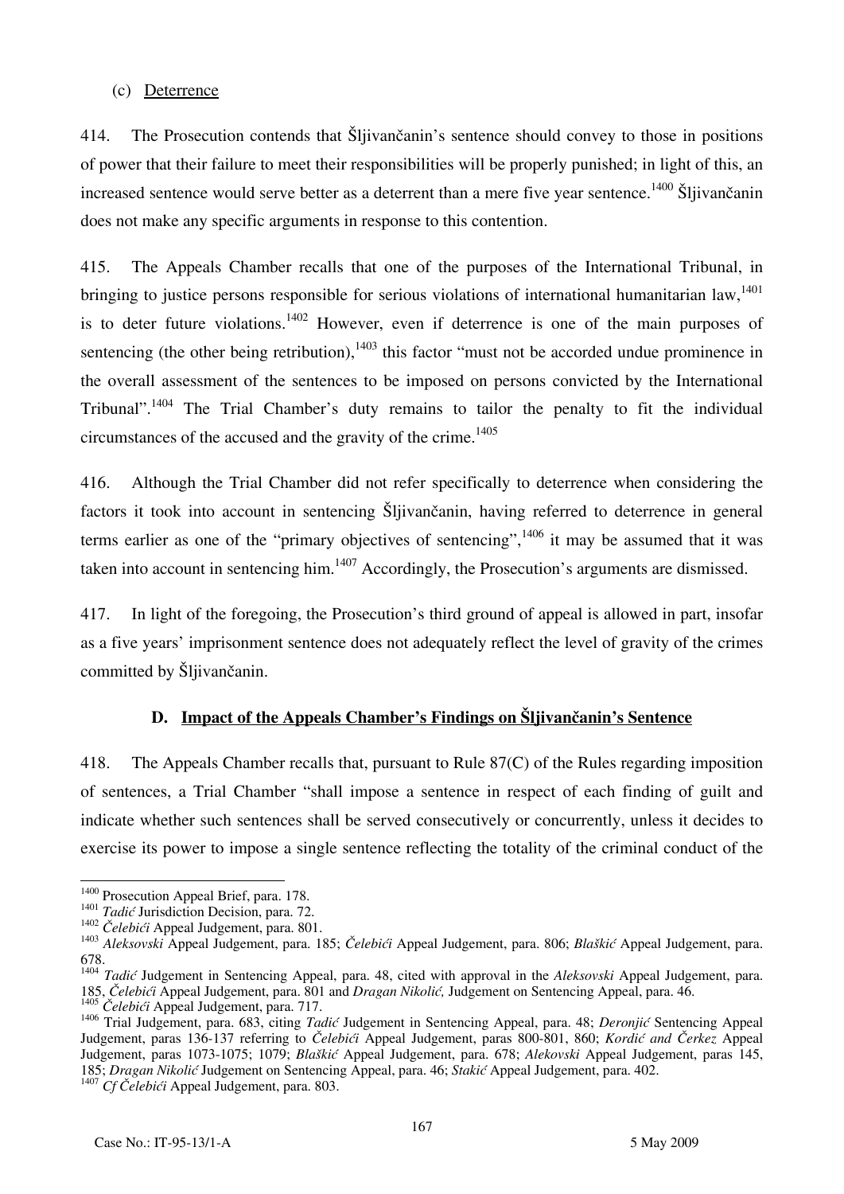(c) Deterrence

414. The Prosecution contends that Šljivančanin's sentence should convey to those in positions of power that their failure to meet their responsibilities will be properly punished; in light of this, an increased sentence would serve better as a deterrent than a mere five year sentence.[1400] Šljivančanin does not make any specific arguments in response to this contention.

415. The Appeals Chamber recalls that one of the purposes of the International Tribunal, in bringing to justice persons responsible for serious violations of international humanitarian law,[1401] is to deter future violations.[1402] However, even if deterrence is one of the main purposes of sentencing (the other being retribution),[1403] this factor "must not be accorded undue prominence in the overall assessment of the sentences to be imposed on persons convicted by the International Tribunal".[1404] The Trial Chamber's duty remains to tailor the penalty to fit the individual circumstances of the accused and the gravity of the crime.[1405]

416. Although the Trial Chamber did not refer specifically to deterrence when considering the factors it took into account in sentencing Šljivančanin, having referred to deterrence in general terms earlier as one of the "primary objectives of sentencing",[1406] it may be assumed that it was taken into account in sentencing him.[1407] Accordingly, the Prosecution's arguments are dismissed.

417. In light of the foregoing, the Prosecution's third ground of appeal is allowed in part, insofar as a five years' imprisonment sentence does not adequately reflect the level of gravity of the crimes committed by Šljivančanin.

## D. Impact of the Appeals Chamber's Findings on Šljivančanin's Sentence

418. The Appeals Chamber recalls that, pursuant to Rule 87(C) of the Rules regarding imposition of sentences, a Trial Chamber "shall impose a sentence in respect of each finding of guilt and indicate whether such sentences shall be served consecutively or concurrently, unless it decides to exercise its power to impose a single sentence reflecting the totality of the criminal conduct of the

---

[1400] Prosecution Appeal Brief, para. 178.
[1401] *Tadić* Jurisdiction Decision, para. 72.
[1402] *Čelebići* Appeal Judgement, para. 801.
[1403] *Aleksovski* Appeal Judgement, para. 185; *Čelebići* Appeal Judgement, para. 806; *Blaškić* Appeal Judgement, para. 678.
[1404] *Tadić* Judgement in Sentencing Appeal, para. 48, cited with approval in the *Aleksovski* Appeal Judgement, para. 185, *Čelebići* Appeal Judgement, para. 801 and *Dragan Nikolić,* Judgement on Sentencing Appeal, para. 46.
[1405] *Čelebići* Appeal Judgement, para. 717.
[1406] Trial Judgement, para. 683, citing *Tadić* Judgement in Sentencing Appeal, para. 48; *Deronjić* Sentencing Appeal Judgement, paras 136-137 referring to *Čelebići* Appeal Judgement, paras 800-801, 860; *Kordić and Čerkez* Appeal Judgement, paras 1073-1075; 1079; *Blaškić* Appeal Judgement, para. 678; *Alekovski* Appeal Judgement, paras 145, 185; *Dragan Nikolić* Judgement on Sentencing Appeal, para. 46; *Stakić* Appeal Judgement, para. 402.
[1407] *Cf Čelebići* Appeal Judgement, para. 803.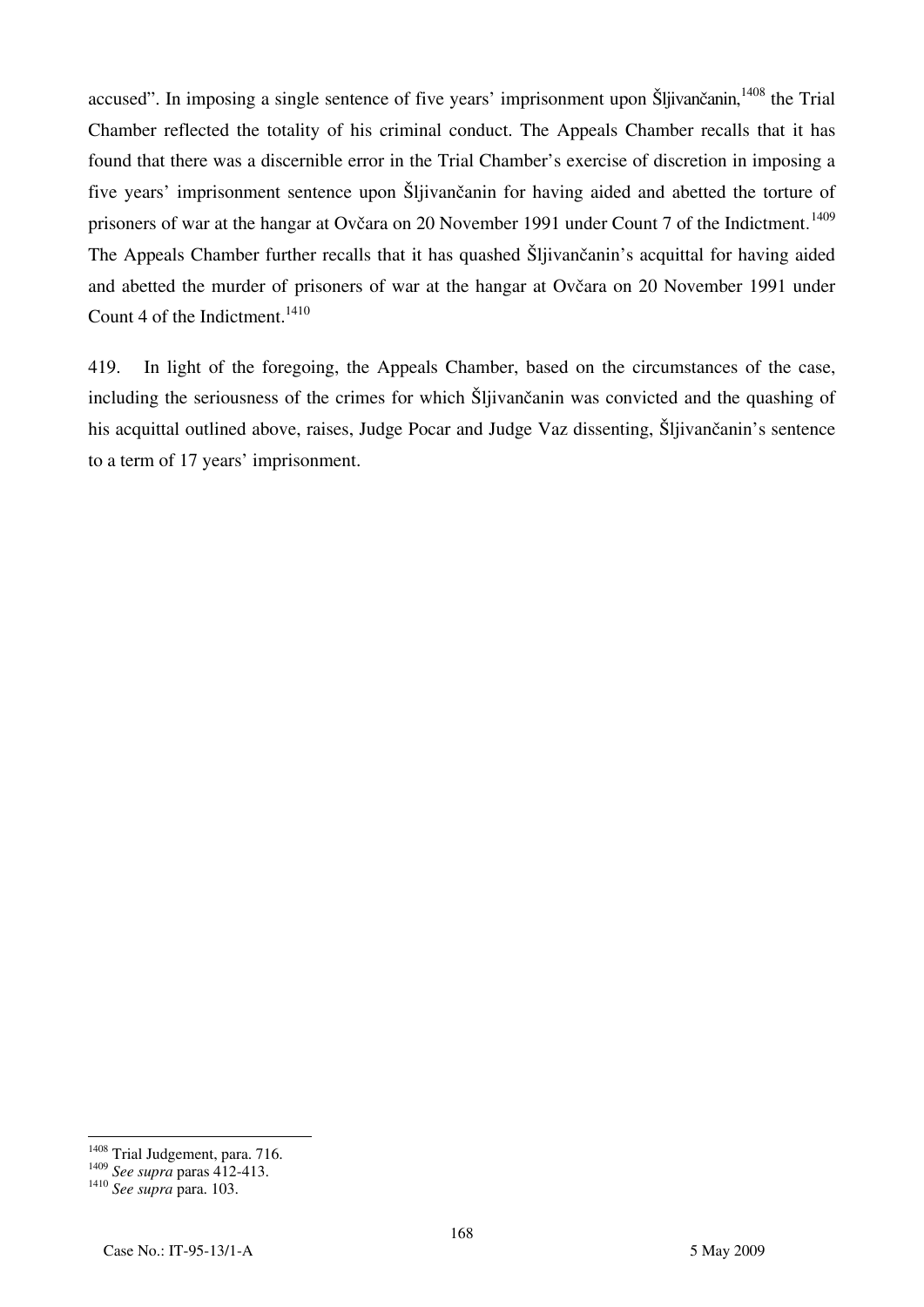accused". In imposing a single sentence of five years' imprisonment upon Šljivančanin,[1408] the Trial Chamber reflected the totality of his criminal conduct. The Appeals Chamber recalls that it has found that there was a discernible error in the Trial Chamber's exercise of discretion in imposing a five years' imprisonment sentence upon Šljivančanin for having aided and abetted the torture of prisoners of war at the hangar at Ovčara on 20 November 1991 under Count 7 of the Indictment.[1409] The Appeals Chamber further recalls that it has quashed Šljivančanin's acquittal for having aided and abetted the murder of prisoners of war at the hangar at Ovčara on 20 November 1991 under Count 4 of the Indictment.[1410]

419. In light of the foregoing, the Appeals Chamber, based on the circumstances of the case, including the seriousness of the crimes for which Šljivančanin was convicted and the quashing of his acquittal outlined above, raises, Judge Pocar and Judge Vaz dissenting, Šljivančanin's sentence to a term of 17 years' imprisonment.

---

[1408] Trial Judgement, para. 716.

[1409] *See supra* paras 412-413.

[1410] *See supra* para. 103.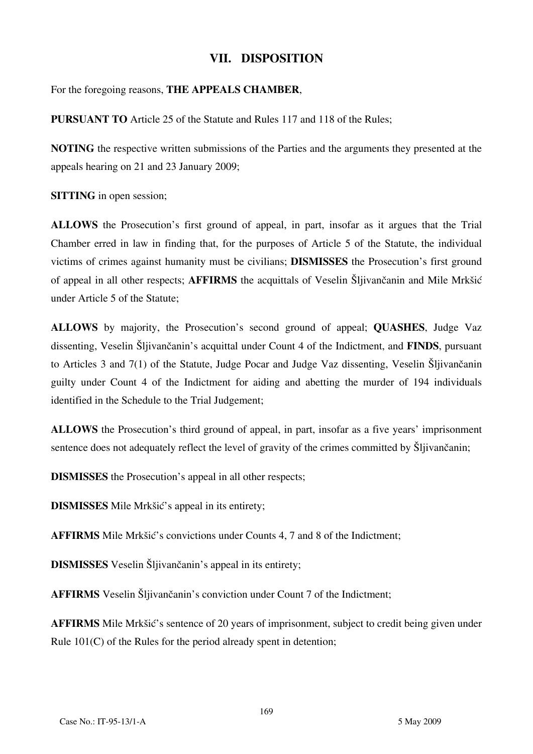# VII. DISPOSITION

For the foregoing reasons, **THE APPEALS CHAMBER**,

**PURSUANT TO** Article 25 of the Statute and Rules 117 and 118 of the Rules;

**NOTING** the respective written submissions of the Parties and the arguments they presented at the appeals hearing on 21 and 23 January 2009;

**SITTING** in open session;

**ALLOWS** the Prosecution's first ground of appeal, in part, insofar as it argues that the Trial Chamber erred in law in finding that, for the purposes of Article 5 of the Statute, the individual victims of crimes against humanity must be civilians; **DISMISSES** the Prosecution's first ground of appeal in all other respects; **AFFIRMS** the acquittals of Veselin Šljivančanin and Mile Mrkšić under Article 5 of the Statute;

**ALLOWS** by majority, the Prosecution's second ground of appeal; **QUASHES**, Judge Vaz dissenting, Veselin Šljivančanin's acquittal under Count 4 of the Indictment, and **FINDS**, pursuant to Articles 3 and 7(1) of the Statute, Judge Pocar and Judge Vaz dissenting, Veselin Šljivančanin guilty under Count 4 of the Indictment for aiding and abetting the murder of 194 individuals identified in the Schedule to the Trial Judgement;

**ALLOWS** the Prosecution's third ground of appeal, in part, insofar as a five years' imprisonment sentence does not adequately reflect the level of gravity of the crimes committed by Šljivančanin;

**DISMISSES** the Prosecution's appeal in all other respects;

**DISMISSES** Mile Mrkšić's appeal in its entirety;

**AFFIRMS** Mile Mrkšić's convictions under Counts 4, 7 and 8 of the Indictment;

**DISMISSES** Veselin Šljivančanin's appeal in its entirety;

**AFFIRMS** Veselin Šljivančanin's conviction under Count 7 of the Indictment;

**AFFIRMS** Mile Mrkšić's sentence of 20 years of imprisonment, subject to credit being given under Rule 101(C) of the Rules for the period already spent in detention;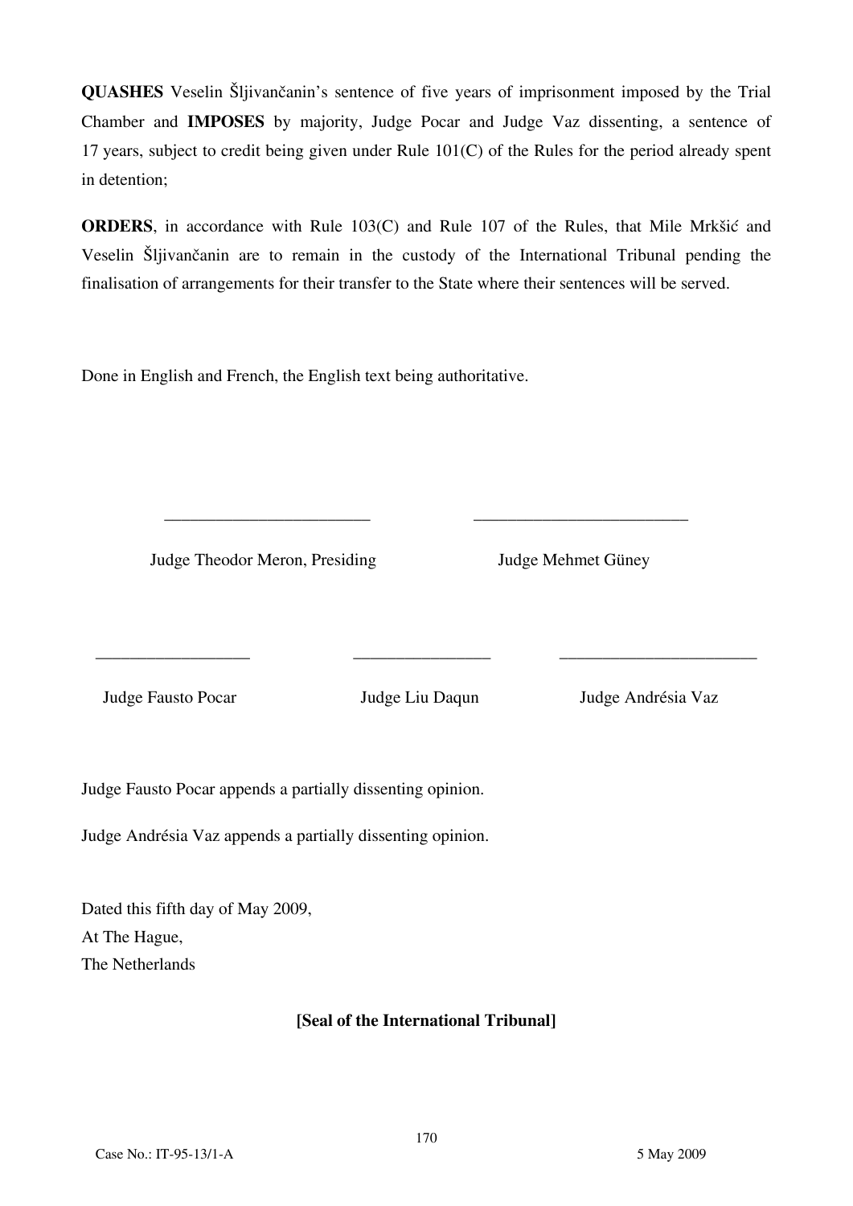**QUASHES** Veselin Šljivančanin's sentence of five years of imprisonment imposed by the Trial Chamber and **IMPOSES** by majority, Judge Pocar and Judge Vaz dissenting, a sentence of 17 years, subject to credit being given under Rule 101(C) of the Rules for the period already spent in detention;

**ORDERS**, in accordance with Rule 103(C) and Rule 107 of the Rules, that Mile Mrkšić and Veselin Šljivančanin are to remain in the custody of the International Tribunal pending the finalisation of arrangements for their transfer to the State where their sentences will be served.

Done in English and French, the English text being authoritative.

\_\_\_\_\_\_\_\_\_\_\_\_\_\_\_\_\_\_\_\_\_\_\_\_

Judge Theodor Meron, Presiding

\_\_\_\_\_\_\_\_\_\_\_\_\_\_\_\_\_\_\_\_\_\_\_\_

Judge Mehmet Güney

\_\_\_\_\_\_\_\_\_\_\_\_\_\_\_\_\_\_

Judge Fausto Pocar

\_\_\_\_\_\_\_\_\_\_\_\_\_\_\_\_

Judge Liu Daqun

\_\_\_\_\_\_\_\_\_\_\_\_\_\_\_\_\_\_\_\_\_\_

Judge Andrésia Vaz

Judge Fausto Pocar appends a partially dissenting opinion.

Judge Andrésia Vaz appends a partially dissenting opinion.

Dated this fifth day of May 2009,
At The Hague,
The Netherlands

**[Seal of the International Tribunal]**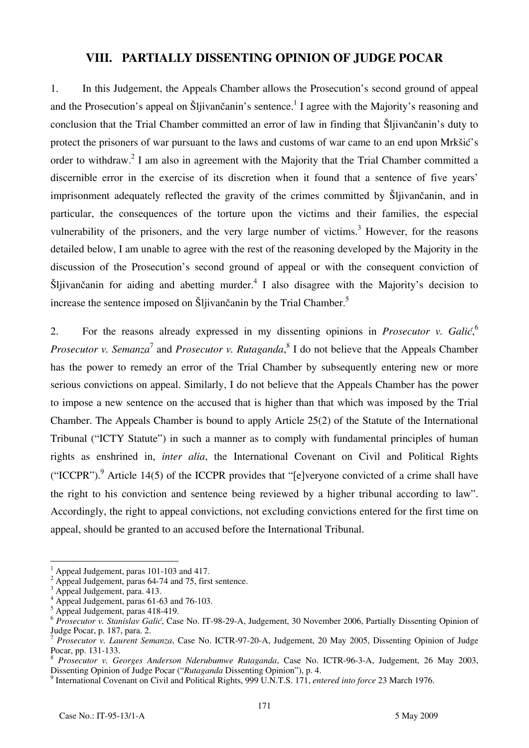## VIII. PARTIALLY DISSENTING OPINION OF JUDGE POCAR

1. In this Judgement, the Appeals Chamber allows the Prosecution's second ground of appeal and the Prosecution's appeal on Šljivančanin's sentence.[1] I agree with the Majority's reasoning and conclusion that the Trial Chamber committed an error of law in finding that Šljivančanin's duty to protect the prisoners of war pursuant to the laws and customs of war came to an end upon Mrkšić's order to withdraw.[2] I am also in agreement with the Majority that the Trial Chamber committed a discernible error in the exercise of its discretion when it found that a sentence of five years' imprisonment adequately reflected the gravity of the crimes committed by Šljivančanin, and in particular, the consequences of the torture upon the victims and their families, the especial vulnerability of the prisoners, and the very large number of victims.[3] However, for the reasons detailed below, I am unable to agree with the rest of the reasoning developed by the Majority in the discussion of the Prosecution's second ground of appeal or with the consequent conviction of Šljivančanin for aiding and abetting murder.[4] I also disagree with the Majority's decision to increase the sentence imposed on Šljivančanin by the Trial Chamber.[5]

2. For the reasons already expressed in my dissenting opinions in *Prosecutor v. Galić*,[6] *Prosecutor v. Semanza*[7] and *Prosecutor v. Rutaganda*,[8] I do not believe that the Appeals Chamber has the power to remedy an error of the Trial Chamber by subsequently entering new or more serious convictions on appeal. Similarly, I do not believe that the Appeals Chamber has the power to impose a new sentence on the accused that is higher than that which was imposed by the Trial Chamber. The Appeals Chamber is bound to apply Article 25(2) of the Statute of the International Tribunal ("ICTY Statute") in such a manner as to comply with fundamental principles of human rights as enshrined in, *inter alia*, the International Covenant on Civil and Political Rights ("ICCPR").[9] Article 14(5) of the ICCPR provides that "[e]veryone convicted of a crime shall have the right to his conviction and sentence being reviewed by a higher tribunal according to law". Accordingly, the right to appeal convictions, not excluding convictions entered for the first time on appeal, should be granted to an accused before the International Tribunal.

---

[1] Appeal Judgement, paras 101-103 and 417.

[2] Appeal Judgement, paras 64-74 and 75, first sentence.

[3] Appeal Judgement, para. 413.

[4] Appeal Judgement, paras 61-63 and 76-103.

[5] Appeal Judgement, paras 418-419.

[6] *Prosecutor v. Stanislav Galić*, Case No. IT-98-29-A, Judgement, 30 November 2006, Partially Dissenting Opinion of Judge Pocar, p. 187, para. 2.

[7] *Prosecutor v. Laurent Semanza*, Case No. ICTR-97-20-A, Judgement, 20 May 2005, Dissenting Opinion of Judge Pocar, pp. 131-133.

[8] *Prosecutor v. Georges Anderson Nderubumwe Rutaganda*, Case No. ICTR-96-3-A, Judgement, 26 May 2003, Dissenting Opinion of Judge Pocar ("*Rutaganda* Dissenting Opinion"), p. 4.

[9] International Covenant on Civil and Political Rights, 999 U.N.T.S. 171, *entered into force* 23 March 1976.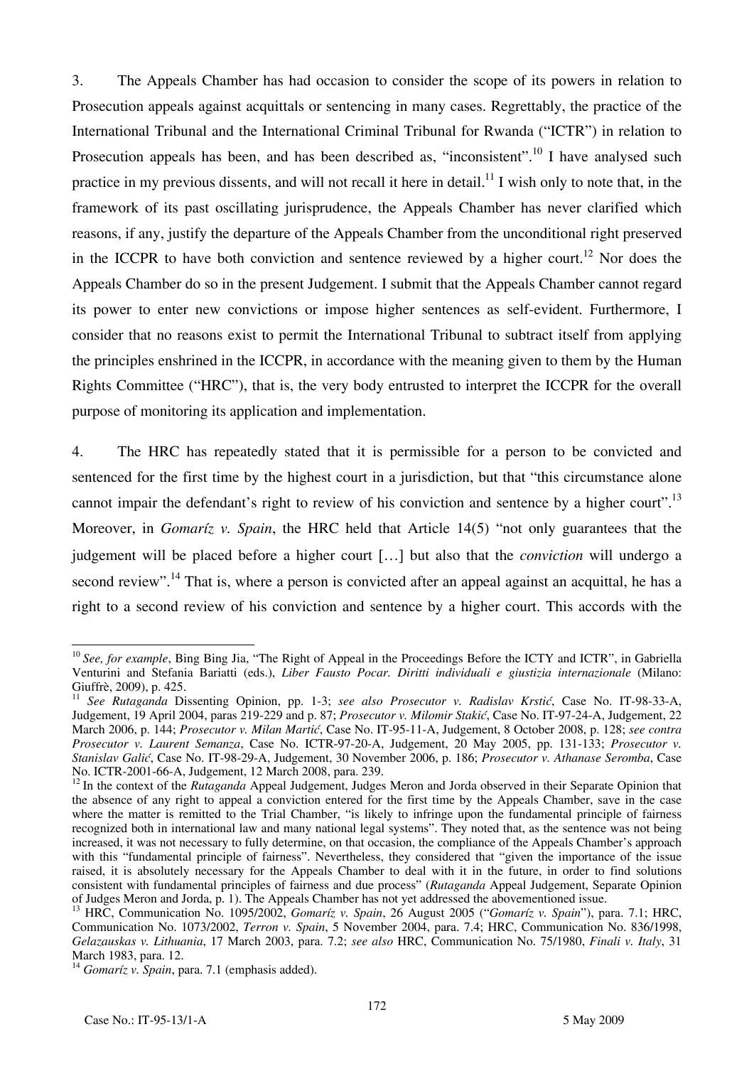3. The Appeals Chamber has had occasion to consider the scope of its powers in relation to Prosecution appeals against acquittals or sentencing in many cases. Regrettably, the practice of the International Tribunal and the International Criminal Tribunal for Rwanda ("ICTR") in relation to Prosecution appeals has been, and has been described as, "inconsistent".[10] I have analysed such practice in my previous dissents, and will not recall it here in detail.[11] I wish only to note that, in the framework of its past oscillating jurisprudence, the Appeals Chamber has never clarified which reasons, if any, justify the departure of the Appeals Chamber from the unconditional right preserved in the ICCPR to have both conviction and sentence reviewed by a higher court.[12] Nor does the Appeals Chamber do so in the present Judgement. I submit that the Appeals Chamber cannot regard its power to enter new convictions or impose higher sentences as self-evident. Furthermore, I consider that no reasons exist to permit the International Tribunal to subtract itself from applying the principles enshrined in the ICCPR, in accordance with the meaning given to them by the Human Rights Committee ("HRC"), that is, the very body entrusted to interpret the ICCPR for the overall purpose of monitoring its application and implementation.

4. The HRC has repeatedly stated that it is permissible for a person to be convicted and sentenced for the first time by the highest court in a jurisdiction, but that "this circumstance alone cannot impair the defendant's right to review of his conviction and sentence by a higher court".[13] Moreover, in *Gomaríz v. Spain*, the HRC held that Article 14(5) "not only guarantees that the judgement will be placed before a higher court […] but also that the *conviction* will undergo a second review".[14] That is, where a person is convicted after an appeal against an acquittal, he has a right to a second review of his conviction and sentence by a higher court. This accords with the

---

[10] *See, for example*, Bing Bing Jia, "The Right of Appeal in the Proceedings Before the ICTY and ICTR", in Gabriella Venturini and Stefania Bariatti (eds.), *Liber Fausto Pocar. Diritti individuali e giustizia internazionale* (Milano: Giuffrè, 2009), p. 425.

[11] *See Rutaganda* Dissenting Opinion, pp. 1-3; *see also Prosecutor v. Radislav Krstić*, Case No. IT-98-33-A, Judgement, 19 April 2004, paras 219-229 and p. 87; *Prosecutor v. Milomir Stakić*, Case No. IT-97-24-A, Judgement, 22 March 2006, p. 144; *Prosecutor v. Milan Martić*, Case No. IT-95-11-A, Judgement, 8 October 2008, p. 128; *see contra Prosecutor v. Laurent Semanza*, Case No. ICTR-97-20-A, Judgement, 20 May 2005, pp. 131-133; *Prosecutor v. Stanislav Galić*, Case No. IT-98-29-A, Judgement, 30 November 2006, p. 186; *Prosecutor v. Athanase Seromba*, Case No. ICTR-2001-66-A, Judgement, 12 March 2008, para. 239.

[12] In the context of the *Rutaganda* Appeal Judgement, Judges Meron and Jorda observed in their Separate Opinion that the absence of any right to appeal a conviction entered for the first time by the Appeals Chamber, save in the case where the matter is remitted to the Trial Chamber, "is likely to infringe upon the fundamental principle of fairness recognized both in international law and many national legal systems". They noted that, as the sentence was not being increased, it was not necessary to fully determine, on that occasion, the compliance of the Appeals Chamber's approach with this "fundamental principle of fairness". Nevertheless, they considered that "given the importance of the issue raised, it is absolutely necessary for the Appeals Chamber to deal with it in the future, in order to find solutions consistent with fundamental principles of fairness and due process" (*Rutaganda* Appeal Judgement, Separate Opinion of Judges Meron and Jorda, p. 1). The Appeals Chamber has not yet addressed the abovementioned issue.

[13] HRC, Communication No. 1095/2002, *Gomaríz v. Spain*, 26 August 2005 ("*Gomaríz v. Spain*"), para. 7.1; HRC, Communication No. 1073/2002, *Terron v. Spain*, 5 November 2004, para. 7.4; HRC, Communication No. 836/1998, *Gelazauskas v. Lithuania*, 17 March 2003, para. 7.2; *see also* HRC, Communication No. 75/1980, *Finali v. Italy*, 31 March 1983, para. 12.

[14] *Gomaríz v. Spain*, para. 7.1 (emphasis added).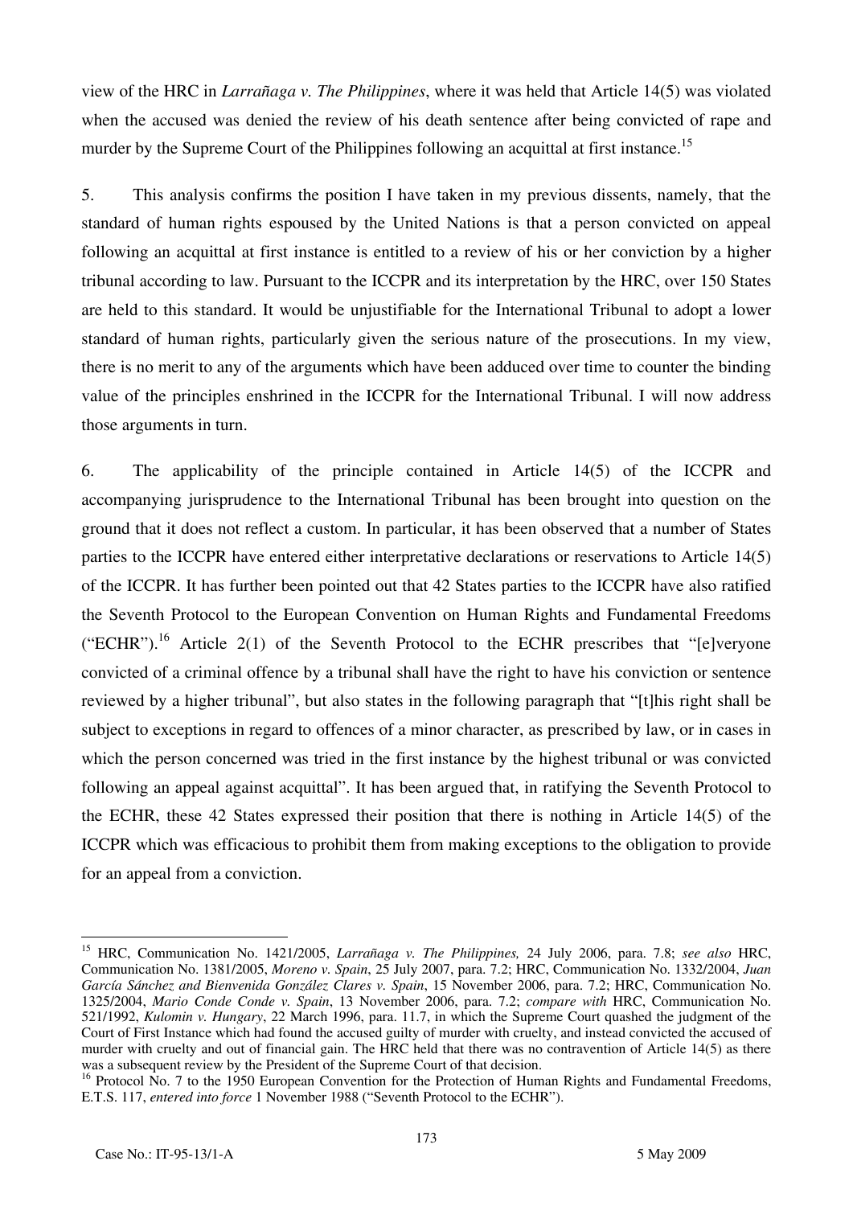view of the HRC in *Larrañaga v. The Philippines*, where it was held that Article 14(5) was violated when the accused was denied the review of his death sentence after being convicted of rape and murder by the Supreme Court of the Philippines following an acquittal at first instance.[15]

5. This analysis confirms the position I have taken in my previous dissents, namely, that the standard of human rights espoused by the United Nations is that a person convicted on appeal following an acquittal at first instance is entitled to a review of his or her conviction by a higher tribunal according to law. Pursuant to the ICCPR and its interpretation by the HRC, over 150 States are held to this standard. It would be unjustifiable for the International Tribunal to adopt a lower standard of human rights, particularly given the serious nature of the prosecutions. In my view, there is no merit to any of the arguments which have been adduced over time to counter the binding value of the principles enshrined in the ICCPR for the International Tribunal. I will now address those arguments in turn.

6. The applicability of the principle contained in Article 14(5) of the ICCPR and accompanying jurisprudence to the International Tribunal has been brought into question on the ground that it does not reflect a custom. In particular, it has been observed that a number of States parties to the ICCPR have entered either interpretative declarations or reservations to Article 14(5) of the ICCPR. It has further been pointed out that 42 States parties to the ICCPR have also ratified the Seventh Protocol to the European Convention on Human Rights and Fundamental Freedoms ("ECHR").[16] Article 2(1) of the Seventh Protocol to the ECHR prescribes that "[e]veryone convicted of a criminal offence by a tribunal shall have the right to have his conviction or sentence reviewed by a higher tribunal", but also states in the following paragraph that "[t]his right shall be subject to exceptions in regard to offences of a minor character, as prescribed by law, or in cases in which the person concerned was tried in the first instance by the highest tribunal or was convicted following an appeal against acquittal". It has been argued that, in ratifying the Seventh Protocol to the ECHR, these 42 States expressed their position that there is nothing in Article 14(5) of the ICCPR which was efficacious to prohibit them from making exceptions to the obligation to provide for an appeal from a conviction.

---

[15] HRC, Communication No. 1421/2005, *Larrañaga v. The Philippines,* 24 July 2006, para. 7.8; *see also* HRC, Communication No. 1381/2005, *Moreno v. Spain*, 25 July 2007, para. 7.2; HRC, Communication No. 1332/2004, *Juan García Sánchez and Bienvenida González Clares v. Spain*, 15 November 2006, para. 7.2; HRC, Communication No. 1325/2004, *Mario Conde Conde v. Spain*, 13 November 2006, para. 7.2; *compare with* HRC, Communication No. 521/1992, *Kulomin v. Hungary*, 22 March 1996, para. 11.7, in which the Supreme Court quashed the judgment of the Court of First Instance which had found the accused guilty of murder with cruelty, and instead convicted the accused of murder with cruelty and out of financial gain. The HRC held that there was no contravention of Article 14(5) as there was a subsequent review by the President of the Supreme Court of that decision.

[16] Protocol No. 7 to the 1950 European Convention for the Protection of Human Rights and Fundamental Freedoms, E.T.S. 117, *entered into force* 1 November 1988 ("Seventh Protocol to the ECHR").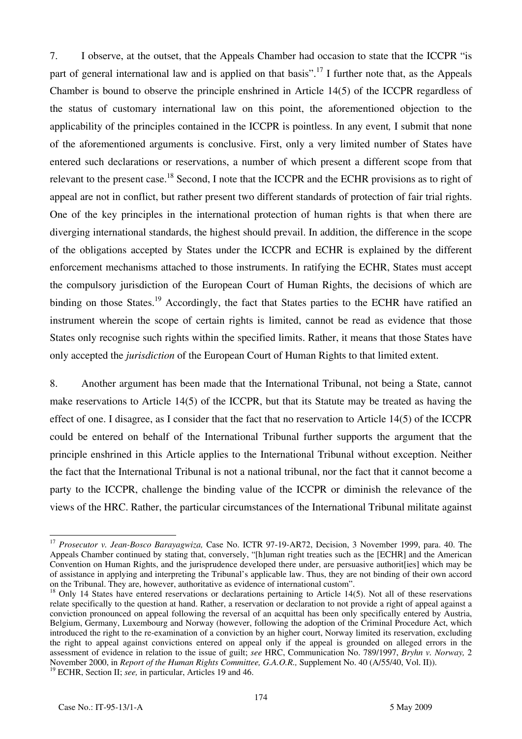7. I observe, at the outset, that the Appeals Chamber had occasion to state that the ICCPR "is part of general international law and is applied on that basis".[17] I further note that, as the Appeals Chamber is bound to observe the principle enshrined in Article 14(5) of the ICCPR regardless of the status of customary international law on this point, the aforementioned objection to the applicability of the principles contained in the ICCPR is pointless. In any event*,* I submit that none of the aforementioned arguments is conclusive. First, only a very limited number of States have entered such declarations or reservations, a number of which present a different scope from that relevant to the present case.[18] Second, I note that the ICCPR and the ECHR provisions as to right of appeal are not in conflict, but rather present two different standards of protection of fair trial rights. One of the key principles in the international protection of human rights is that when there are diverging international standards, the highest should prevail. In addition, the difference in the scope of the obligations accepted by States under the ICCPR and ECHR is explained by the different enforcement mechanisms attached to those instruments. In ratifying the ECHR, States must accept the compulsory jurisdiction of the European Court of Human Rights, the decisions of which are binding on those States.[19] Accordingly, the fact that States parties to the ECHR have ratified an instrument wherein the scope of certain rights is limited, cannot be read as evidence that those States only recognise such rights within the specified limits. Rather, it means that those States have only accepted the *jurisdiction* of the European Court of Human Rights to that limited extent.

8. Another argument has been made that the International Tribunal, not being a State, cannot make reservations to Article 14(5) of the ICCPR, but that its Statute may be treated as having the effect of one. I disagree, as I consider that the fact that no reservation to Article 14(5) of the ICCPR could be entered on behalf of the International Tribunal further supports the argument that the principle enshrined in this Article applies to the International Tribunal without exception. Neither the fact that the International Tribunal is not a national tribunal, nor the fact that it cannot become a party to the ICCPR, challenge the binding value of the ICCPR or diminish the relevance of the views of the HRC. Rather, the particular circumstances of the International Tribunal militate against

---

[17] *Prosecutor v. Jean-Bosco Barayagwiza,* Case No. ICTR 97-19-AR72, Decision, 3 November 1999, para. 40. The Appeals Chamber continued by stating that, conversely, "[h]uman right treaties such as the [ECHR] and the American Convention on Human Rights, and the jurisprudence developed there under, are persuasive authorit[ies] which may be of assistance in applying and interpreting the Tribunal's applicable law. Thus, they are not binding of their own accord on the Tribunal. They are, however, authoritative as evidence of international custom".

[18] Only 14 States have entered reservations or declarations pertaining to Article 14(5). Not all of these reservations relate specifically to the question at hand. Rather, a reservation or declaration to not provide a right of appeal against a conviction pronounced on appeal following the reversal of an acquittal has been only specifically entered by Austria, Belgium, Germany, Luxembourg and Norway (however, following the adoption of the Criminal Procedure Act, which introduced the right to the re-examination of a conviction by an higher court, Norway limited its reservation, excluding the right to appeal against convictions entered on appeal only if the appeal is grounded on alleged errors in the assessment of evidence in relation to the issue of guilt; *see* HRC, Communication No. 789/1997, *Bryhn v. Norway,* 2 November 2000, in *Report of the Human Rights Committee, G.A.O.R.,* Supplement No. 40 (A/55/40, Vol. II)).

[19] ECHR, Section II; *see,* in particular, Articles 19 and 46.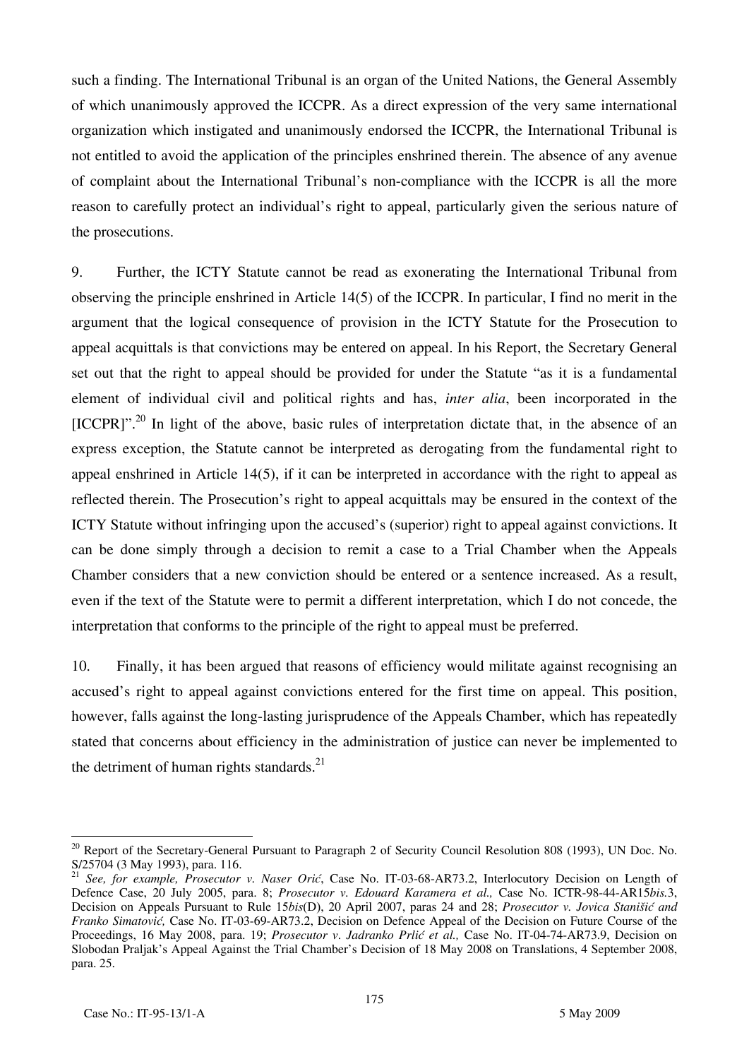such a finding. The International Tribunal is an organ of the United Nations, the General Assembly of which unanimously approved the ICCPR. As a direct expression of the very same international organization which instigated and unanimously endorsed the ICCPR, the International Tribunal is not entitled to avoid the application of the principles enshrined therein. The absence of any avenue of complaint about the International Tribunal's non-compliance with the ICCPR is all the more reason to carefully protect an individual's right to appeal, particularly given the serious nature of the prosecutions.

9. Further, the ICTY Statute cannot be read as exonerating the International Tribunal from observing the principle enshrined in Article 14(5) of the ICCPR. In particular, I find no merit in the argument that the logical consequence of provision in the ICTY Statute for the Prosecution to appeal acquittals is that convictions may be entered on appeal. In his Report, the Secretary General set out that the right to appeal should be provided for under the Statute "as it is a fundamental element of individual civil and political rights and has, *inter alia*, been incorporated in the [ICCPR]".[20] In light of the above, basic rules of interpretation dictate that, in the absence of an express exception, the Statute cannot be interpreted as derogating from the fundamental right to appeal enshrined in Article 14(5), if it can be interpreted in accordance with the right to appeal as reflected therein. The Prosecution's right to appeal acquittals may be ensured in the context of the ICTY Statute without infringing upon the accused's (superior) right to appeal against convictions. It can be done simply through a decision to remit a case to a Trial Chamber when the Appeals Chamber considers that a new conviction should be entered or a sentence increased. As a result, even if the text of the Statute were to permit a different interpretation, which I do not concede, the interpretation that conforms to the principle of the right to appeal must be preferred.

10. Finally, it has been argued that reasons of efficiency would militate against recognising an accused's right to appeal against convictions entered for the first time on appeal. This position, however, falls against the long-lasting jurisprudence of the Appeals Chamber, which has repeatedly stated that concerns about efficiency in the administration of justice can never be implemented to the detriment of human rights standards.[21]

---

[20] Report of the Secretary-General Pursuant to Paragraph 2 of Security Council Resolution 808 (1993), UN Doc. No. S/25704 (3 May 1993), para. 116.

[21] *See, for example, Prosecutor v. Naser Orić*, Case No. IT-03-68-AR73.2, Interlocutory Decision on Length of Defence Case, 20 July 2005, para. 8; *Prosecutor v. Edouard Karamera et al.,* Case No. ICTR-98-44-AR15*bis*.3, Decision on Appeals Pursuant to Rule 15*bis*(D), 20 April 2007, paras 24 and 28; *Prosecutor v. Jovica Stanišić and Franko Simatović,* Case No. IT-03-69-AR73.2, Decision on Defence Appeal of the Decision on Future Course of the Proceedings, 16 May 2008, para. 19; *Prosecutor v. Jadranko Prlić et al.,* Case No. IT-04-74-AR73.9, Decision on Slobodan Praljak's Appeal Against the Trial Chamber's Decision of 18 May 2008 on Translations, 4 September 2008, para. 25.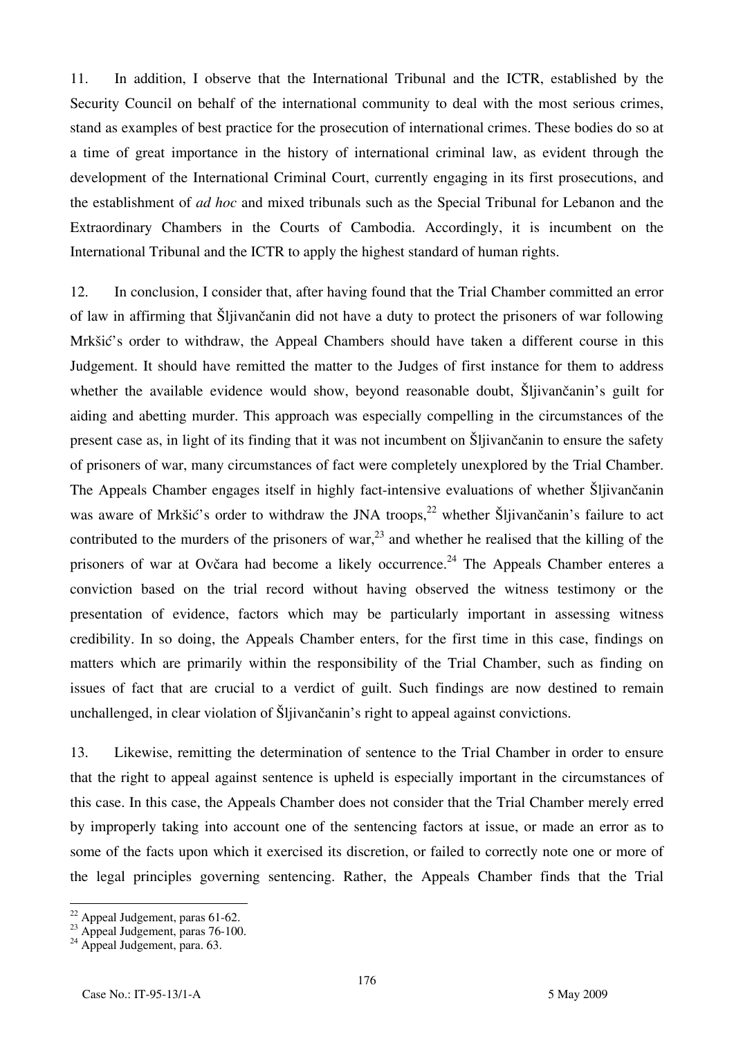11. In addition, I observe that the International Tribunal and the ICTR, established by the Security Council on behalf of the international community to deal with the most serious crimes, stand as examples of best practice for the prosecution of international crimes. These bodies do so at a time of great importance in the history of international criminal law, as evident through the development of the International Criminal Court, currently engaging in its first prosecutions, and the establishment of *ad hoc* and mixed tribunals such as the Special Tribunal for Lebanon and the Extraordinary Chambers in the Courts of Cambodia. Accordingly, it is incumbent on the International Tribunal and the ICTR to apply the highest standard of human rights.

12. In conclusion, I consider that, after having found that the Trial Chamber committed an error of law in affirming that Šljivančanin did not have a duty to protect the prisoners of war following Mrkšić's order to withdraw, the Appeal Chambers should have taken a different course in this Judgement. It should have remitted the matter to the Judges of first instance for them to address whether the available evidence would show, beyond reasonable doubt, Šljivančanin's guilt for aiding and abetting murder. This approach was especially compelling in the circumstances of the present case as, in light of its finding that it was not incumbent on Šljivančanin to ensure the safety of prisoners of war, many circumstances of fact were completely unexplored by the Trial Chamber. The Appeals Chamber engages itself in highly fact-intensive evaluations of whether Šljivančanin was aware of Mrkšić's order to withdraw the JNA troops,[22] whether Šljivančanin's failure to act contributed to the murders of the prisoners of war,[23] and whether he realised that the killing of the prisoners of war at Ovčara had become a likely occurrence.[24] The Appeals Chamber enteres a conviction based on the trial record without having observed the witness testimony or the presentation of evidence, factors which may be particularly important in assessing witness credibility. In so doing, the Appeals Chamber enters, for the first time in this case, findings on matters which are primarily within the responsibility of the Trial Chamber, such as finding on issues of fact that are crucial to a verdict of guilt. Such findings are now destined to remain unchallenged, in clear violation of Šljivančanin's right to appeal against convictions.

13. Likewise, remitting the determination of sentence to the Trial Chamber in order to ensure that the right to appeal against sentence is upheld is especially important in the circumstances of this case. In this case, the Appeals Chamber does not consider that the Trial Chamber merely erred by improperly taking into account one of the sentencing factors at issue, or made an error as to some of the facts upon which it exercised its discretion, or failed to correctly note one or more of the legal principles governing sentencing. Rather, the Appeals Chamber finds that the Trial

---

[22] Appeal Judgement, paras 61-62.

[23] Appeal Judgement, paras 76-100.

[24] Appeal Judgement, para. 63.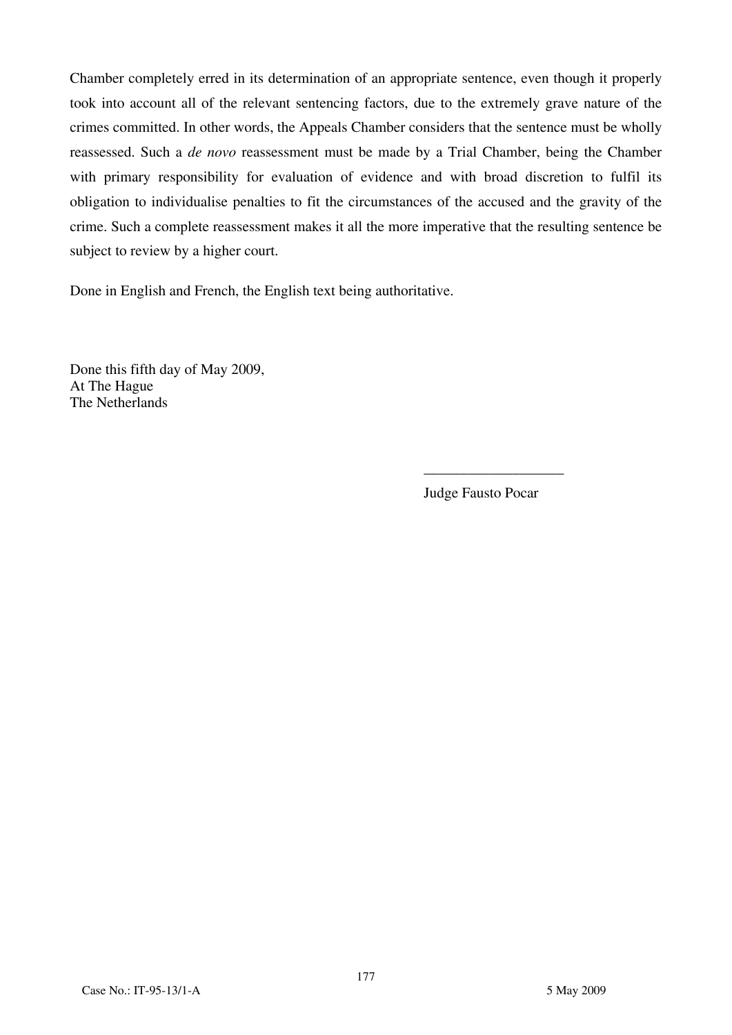Chamber completely erred in its determination of an appropriate sentence, even though it properly took into account all of the relevant sentencing factors, due to the extremely grave nature of the crimes committed. In other words, the Appeals Chamber considers that the sentence must be wholly reassessed. Such a *de novo* reassessment must be made by a Trial Chamber, being the Chamber with primary responsibility for evaluation of evidence and with broad discretion to fulfil its obligation to individualise penalties to fit the circumstances of the accused and the gravity of the crime. Such a complete reassessment makes it all the more imperative that the resulting sentence be subject to review by a higher court.

Done in English and French, the English text being authoritative.

Done this fifth day of May 2009,
At The Hague
The Netherlands

\_\_\_\_\_\_\_\_\_\_\_\_\_\_\_\_\_\_\_\_

Judge Fausto Pocar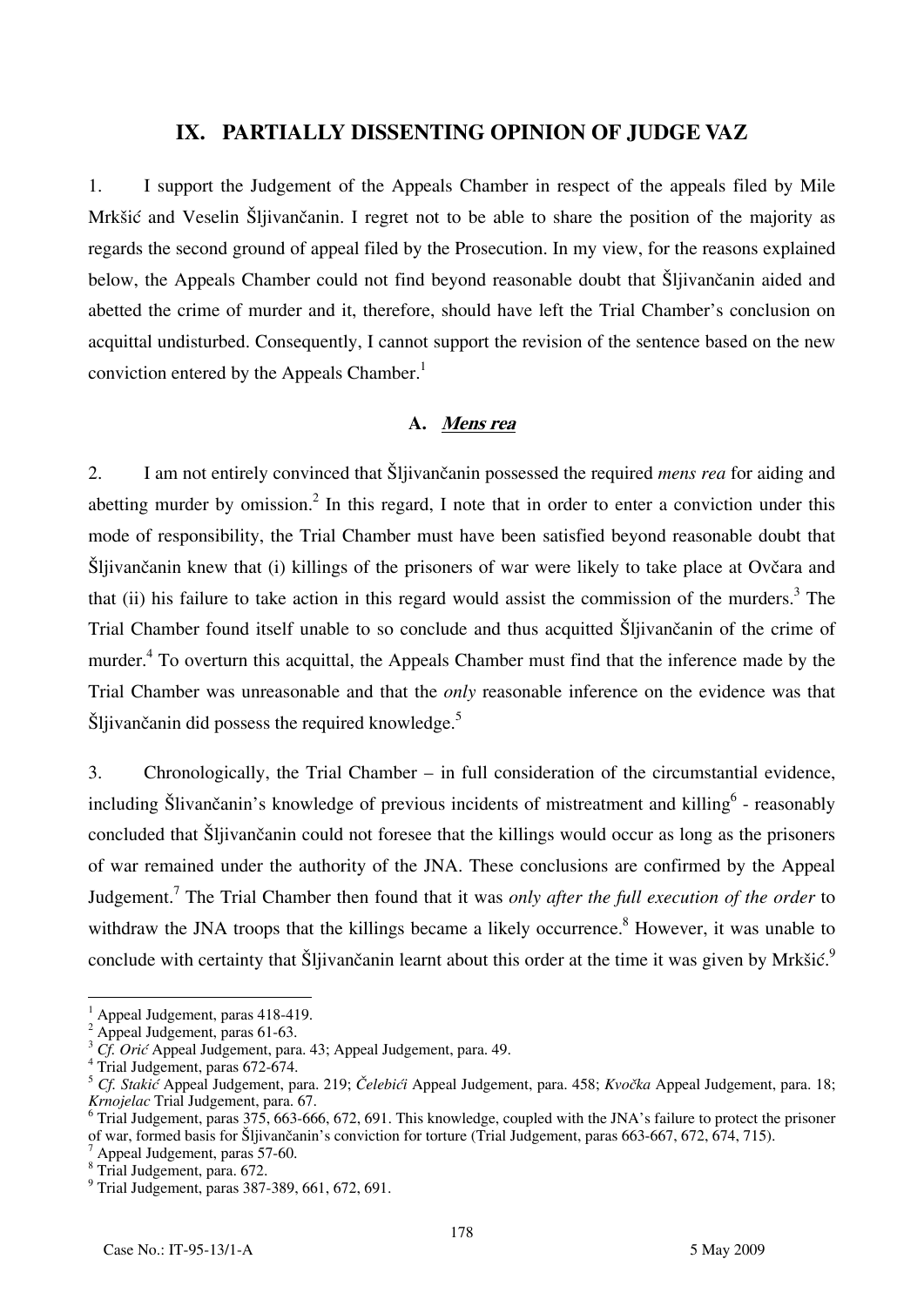## IX. PARTIALLY DISSENTING OPINION OF JUDGE VAZ

1. I support the Judgement of the Appeals Chamber in respect of the appeals filed by Mile Mrkšić and Veselin Šljivančanin. I regret not to be able to share the position of the majority as regards the second ground of appeal filed by the Prosecution. In my view, for the reasons explained below, the Appeals Chamber could not find beyond reasonable doubt that Šljivančanin aided and abetted the crime of murder and it, therefore, should have left the Trial Chamber's conclusion on acquittal undisturbed. Consequently, I cannot support the revision of the sentence based on the new conviction entered by the Appeals Chamber.[1]

### A. *Mens rea*

2. I am not entirely convinced that Šljivančanin possessed the required *mens rea* for aiding and abetting murder by omission.[2] In this regard, I note that in order to enter a conviction under this mode of responsibility, the Trial Chamber must have been satisfied beyond reasonable doubt that Šljivančanin knew that (i) killings of the prisoners of war were likely to take place at Ovčara and that (ii) his failure to take action in this regard would assist the commission of the murders.[3] The Trial Chamber found itself unable to so conclude and thus acquitted Šljivančanin of the crime of murder.[4] To overturn this acquittal, the Appeals Chamber must find that the inference made by the Trial Chamber was unreasonable and that the *only* reasonable inference on the evidence was that Šljivančanin did possess the required knowledge.[5]

3. Chronologically, the Trial Chamber – in full consideration of the circumstantial evidence, including Šlivančanin's knowledge of previous incidents of mistreatment and killing[6] - reasonably concluded that Šljivančanin could not foresee that the killings would occur as long as the prisoners of war remained under the authority of the JNA. These conclusions are confirmed by the Appeal Judgement.[7] The Trial Chamber then found that it was *only after the full execution of the order* to withdraw the JNA troops that the killings became a likely occurrence.[8] However, it was unable to conclude with certainty that Šljivančanin learnt about this order at the time it was given by Mrkšić.[9]

---

[1] Appeal Judgement, paras 418-419.

[2] Appeal Judgement, paras 61-63.

[3] *Cf. Orić* Appeal Judgement, para. 43; Appeal Judgement, para. 49.

[4] Trial Judgement, paras 672-674.

[5] *Cf. Stakić* Appeal Judgement, para. 219; *Čelebići* Appeal Judgement, para. 458; *Kvočka* Appeal Judgement, para. 18; *Krnojelac* Trial Judgement, para. 67.

[6] Trial Judgement, paras 375, 663-666, 672, 691. This knowledge, coupled with the JNA's failure to protect the prisoner of war, formed basis for Šljivančanin's conviction for torture (Trial Judgement, paras 663-667, 672, 674, 715).

[7] Appeal Judgement, paras 57-60.

[8] Trial Judgement, para. 672.

[9] Trial Judgement, paras 387-389, 661, 672, 691.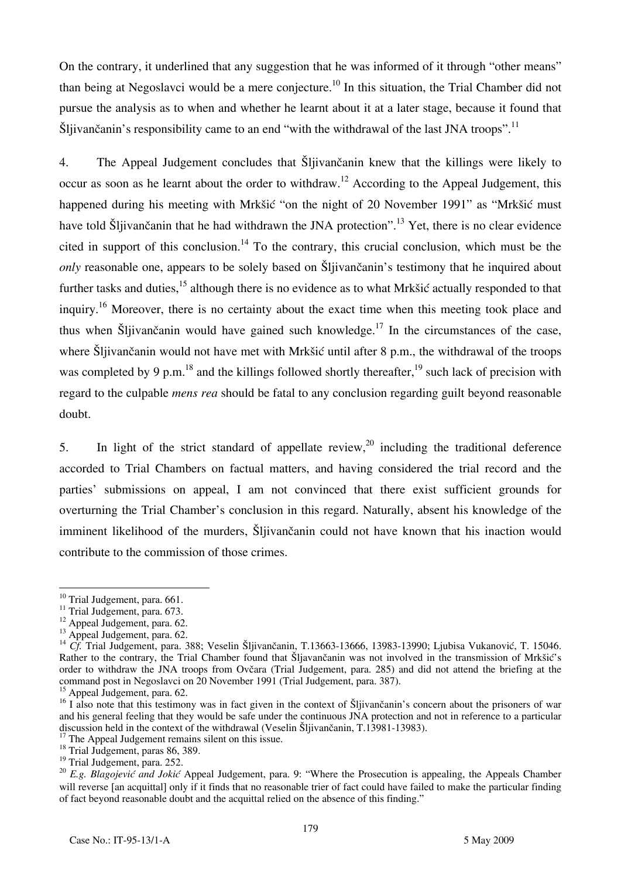On the contrary, it underlined that any suggestion that he was informed of it through "other means" than being at Negoslavci would be a mere conjecture.[10] In this situation, the Trial Chamber did not pursue the analysis as to when and whether he learnt about it at a later stage, because it found that Šljivančanin's responsibility came to an end "with the withdrawal of the last JNA troops".[11]

4. The Appeal Judgement concludes that Šljivančanin knew that the killings were likely to occur as soon as he learnt about the order to withdraw.[12] According to the Appeal Judgement, this happened during his meeting with Mrkšić "on the night of 20 November 1991" as "Mrkšić must have told Šljivančanin that he had withdrawn the JNA protection".[13] Yet, there is no clear evidence cited in support of this conclusion.[14] To the contrary, this crucial conclusion, which must be the *only* reasonable one, appears to be solely based on Šljivančanin's testimony that he inquired about further tasks and duties,[15] although there is no evidence as to what Mrkšić actually responded to that inquiry.[16] Moreover, there is no certainty about the exact time when this meeting took place and thus when Šljivančanin would have gained such knowledge.[17] In the circumstances of the case, where Šljivančanin would not have met with Mrkšić until after 8 p.m., the withdrawal of the troops was completed by 9 p.m.[18] and the killings followed shortly thereafter,[19] such lack of precision with regard to the culpable *mens rea* should be fatal to any conclusion regarding guilt beyond reasonable doubt.

5. In light of the strict standard of appellate review,[20] including the traditional deference accorded to Trial Chambers on factual matters, and having considered the trial record and the parties' submissions on appeal, I am not convinced that there exist sufficient grounds for overturning the Trial Chamber's conclusion in this regard. Naturally, absent his knowledge of the imminent likelihood of the murders, Šljivančanin could not have known that his inaction would contribute to the commission of those crimes.

---

[10] Trial Judgement, para. 661.

[11] Trial Judgement, para. 673.

[12] Appeal Judgement, para. 62.

[13] Appeal Judgement, para. 62.

[14] *Cf.* Trial Judgement, para. 388; Veselin Šljivančanin, T.13663-13666, 13983-13990; Ljubisa Vukanović, T. 15046. Rather to the contrary, the Trial Chamber found that Šljavančanin was not involved in the transmission of Mrkšić's order to withdraw the JNA troops from Ovčara (Trial Judgement, para. 285) and did not attend the briefing at the command post in Negoslavci on 20 November 1991 (Trial Judgement, para. 387).

[15] Appeal Judgement, para. 62.

[16] I also note that this testimony was in fact given in the context of Šljivančanin's concern about the prisoners of war and his general feeling that they would be safe under the continuous JNA protection and not in reference to a particular discussion held in the context of the withdrawal (Veselin Šljivančanin, T.13981-13983).

[17] The Appeal Judgement remains silent on this issue.

[18] Trial Judgement, paras 86, 389.

[19] Trial Judgement, para. 252.

[20] *E.g. Blagojević and Jokić* Appeal Judgement, para. 9: "Where the Prosecution is appealing, the Appeals Chamber will reverse [an acquittal] only if it finds that no reasonable trier of fact could have failed to make the particular finding of fact beyond reasonable doubt and the acquittal relied on the absence of this finding."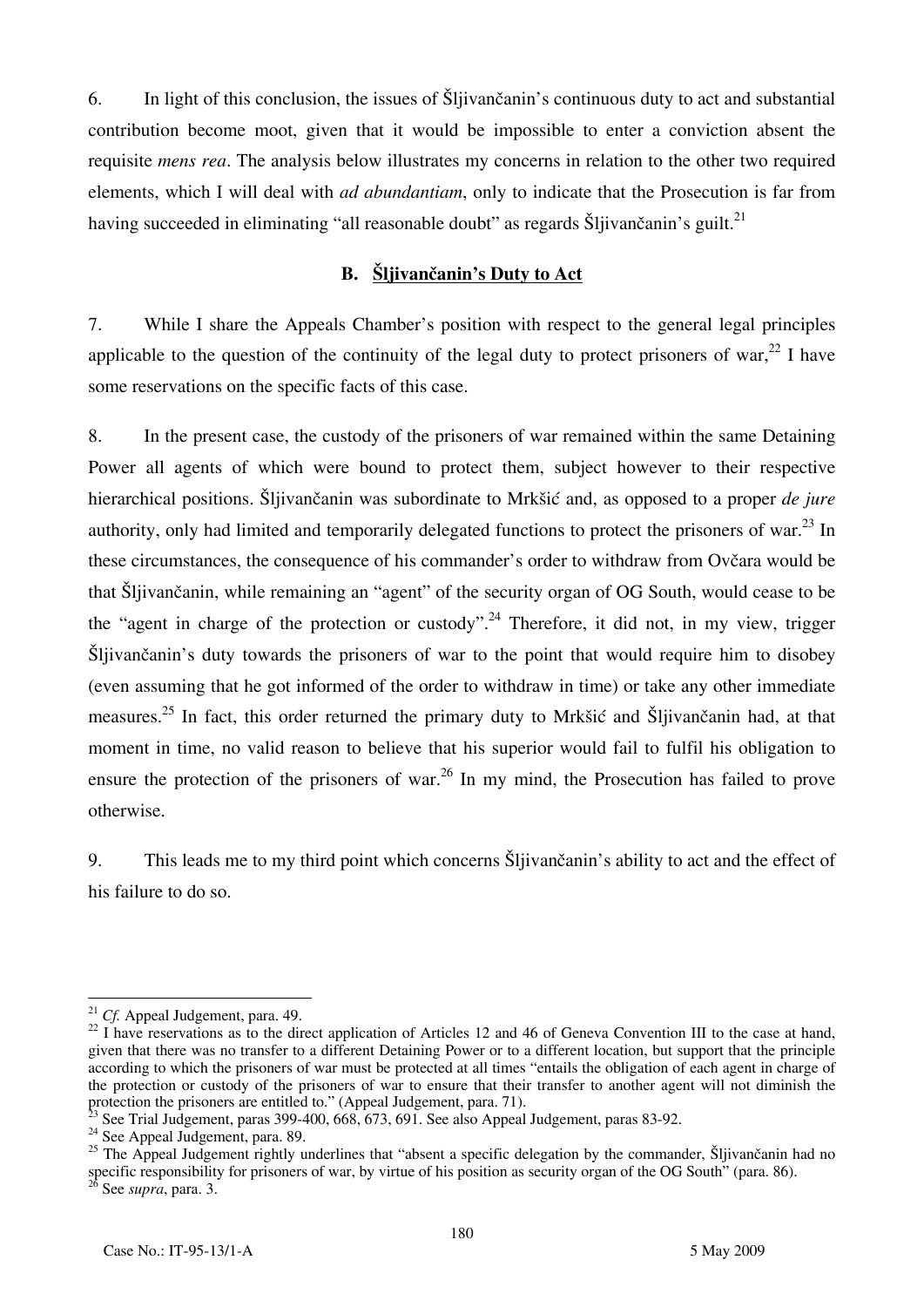6. In light of this conclusion, the issues of Šljivančanin's continuous duty to act and substantial contribution become moot, given that it would be impossible to enter a conviction absent the requisite *mens rea*. The analysis below illustrates my concerns in relation to the other two required elements, which I will deal with *ad abundantiam*, only to indicate that the Prosecution is far from having succeeded in eliminating "all reasonable doubt" as regards Šljivančanin's guilt.[21]

## B. Šljivančanin's Duty to Act

7. While I share the Appeals Chamber's position with respect to the general legal principles applicable to the question of the continuity of the legal duty to protect prisoners of war,[22] I have some reservations on the specific facts of this case.

8. In the present case, the custody of the prisoners of war remained within the same Detaining Power all agents of which were bound to protect them, subject however to their respective hierarchical positions. Šljivančanin was subordinate to Mrkšić and, as opposed to a proper *de jure* authority, only had limited and temporarily delegated functions to protect the prisoners of war.[23] In these circumstances, the consequence of his commander's order to withdraw from Ovčara would be that Šljivančanin, while remaining an "agent" of the security organ of OG South, would cease to be the "agent in charge of the protection or custody".[24] Therefore, it did not, in my view, trigger Šljivančanin's duty towards the prisoners of war to the point that would require him to disobey (even assuming that he got informed of the order to withdraw in time) or take any other immediate measures.[25] In fact, this order returned the primary duty to Mrkšić and Šljivančanin had, at that moment in time, no valid reason to believe that his superior would fail to fulfil his obligation to ensure the protection of the prisoners of war.[26] In my mind, the Prosecution has failed to prove otherwise.

9. This leads me to my third point which concerns Šljivančanin's ability to act and the effect of his failure to do so.

---

[21] *Cf.* Appeal Judgement, para. 49.

[22] I have reservations as to the direct application of Articles 12 and 46 of Geneva Convention III to the case at hand, given that there was no transfer to a different Detaining Power or to a different location, but support that the principle according to which the prisoners of war must be protected at all times "entails the obligation of each agent in charge of the protection or custody of the prisoners of war to ensure that their transfer to another agent will not diminish the protection the prisoners are entitled to." (Appeal Judgement, para. 71).

[23] See Trial Judgement, paras 399-400, 668, 673, 691. See also Appeal Judgement, paras 83-92.

[24] See Appeal Judgement, para. 89.

[25] The Appeal Judgement rightly underlines that "absent a specific delegation by the commander, Šljivančanin had no specific responsibility for prisoners of war, by virtue of his position as security organ of the OG South" (para. 86).

[26] See *supra*, para. 3.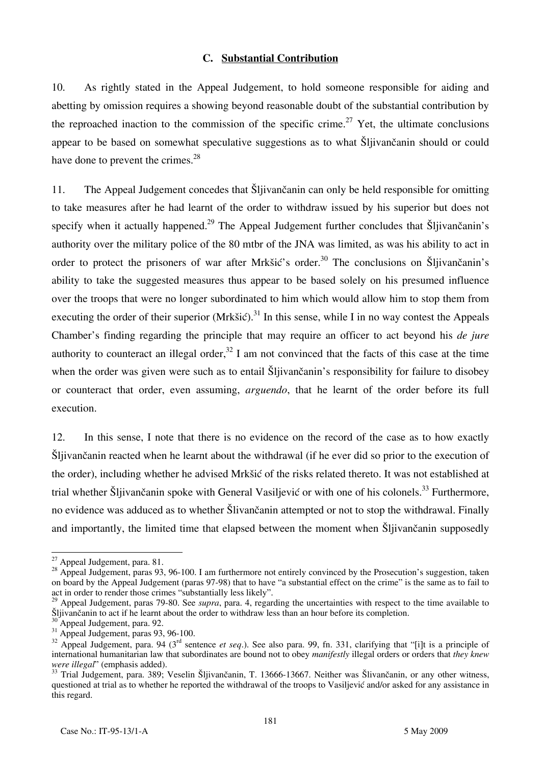### C. Substantial Contribution

10. As rightly stated in the Appeal Judgement, to hold someone responsible for aiding and abetting by omission requires a showing beyond reasonable doubt of the substantial contribution by the reproached inaction to the commission of the specific crime.[27] Yet, the ultimate conclusions appear to be based on somewhat speculative suggestions as to what Šljivančanin should or could have done to prevent the crimes.[28]

11. The Appeal Judgement concedes that Šljivančanin can only be held responsible for omitting to take measures after he had learnt of the order to withdraw issued by his superior but does not specify when it actually happened.[29] The Appeal Judgement further concludes that Šljivančanin's authority over the military police of the 80 mtbr of the JNA was limited, as was his ability to act in order to protect the prisoners of war after Mrkšić's order.[30] The conclusions on Šljivančanin's ability to take the suggested measures thus appear to be based solely on his presumed influence over the troops that were no longer subordinated to him which would allow him to stop them from executing the order of their superior (Mrkšić).[31] In this sense, while I in no way contest the Appeals Chamber's finding regarding the principle that may require an officer to act beyond his *de jure* authority to counteract an illegal order,[32] I am not convinced that the facts of this case at the time when the order was given were such as to entail Šljivančanin's responsibility for failure to disobey or counteract that order, even assuming, *arguendo*, that he learnt of the order before its full execution.

12. In this sense, I note that there is no evidence on the record of the case as to how exactly Šljivančanin reacted when he learnt about the withdrawal (if he ever did so prior to the execution of the order), including whether he advised Mrkšić of the risks related thereto. It was not established at trial whether Šljivančanin spoke with General Vasiljević or with one of his colonels.[33] Furthermore, no evidence was adduced as to whether Šlivančanin attempted or not to stop the withdrawal. Finally and importantly, the limited time that elapsed between the moment when Šljivančanin supposedly

---

[27] Appeal Judgement, para. 81.

[28] Appeal Judgement, paras 93, 96-100. I am furthermore not entirely convinced by the Prosecution's suggestion, taken on board by the Appeal Judgement (paras 97-98) that to have "a substantial effect on the crime" is the same as to fail to act in order to render those crimes "substantially less likely".

[29] Appeal Judgement, paras 79-80. See *supra*, para. 4, regarding the uncertainties with respect to the time available to Šljivančanin to act if he learnt about the order to withdraw less than an hour before its completion.

[30] Appeal Judgement, para. 92.

[31] Appeal Judgement, paras 93, 96-100.

[32] Appeal Judgement, para. 94 (3rd sentence *et seq*.). See also para. 99, fn. 331, clarifying that "[i]t is a principle of international humanitarian law that subordinates are bound not to obey *manifestly* illegal orders or orders that *they knew were illegal*" (emphasis added).

[33] Trial Judgement, para. 389; Veselin Šljivančanin, T. 13666-13667. Neither was Šlivančanin, or any other witness, questioned at trial as to whether he reported the withdrawal of the troops to Vasiljević and/or asked for any assistance in this regard.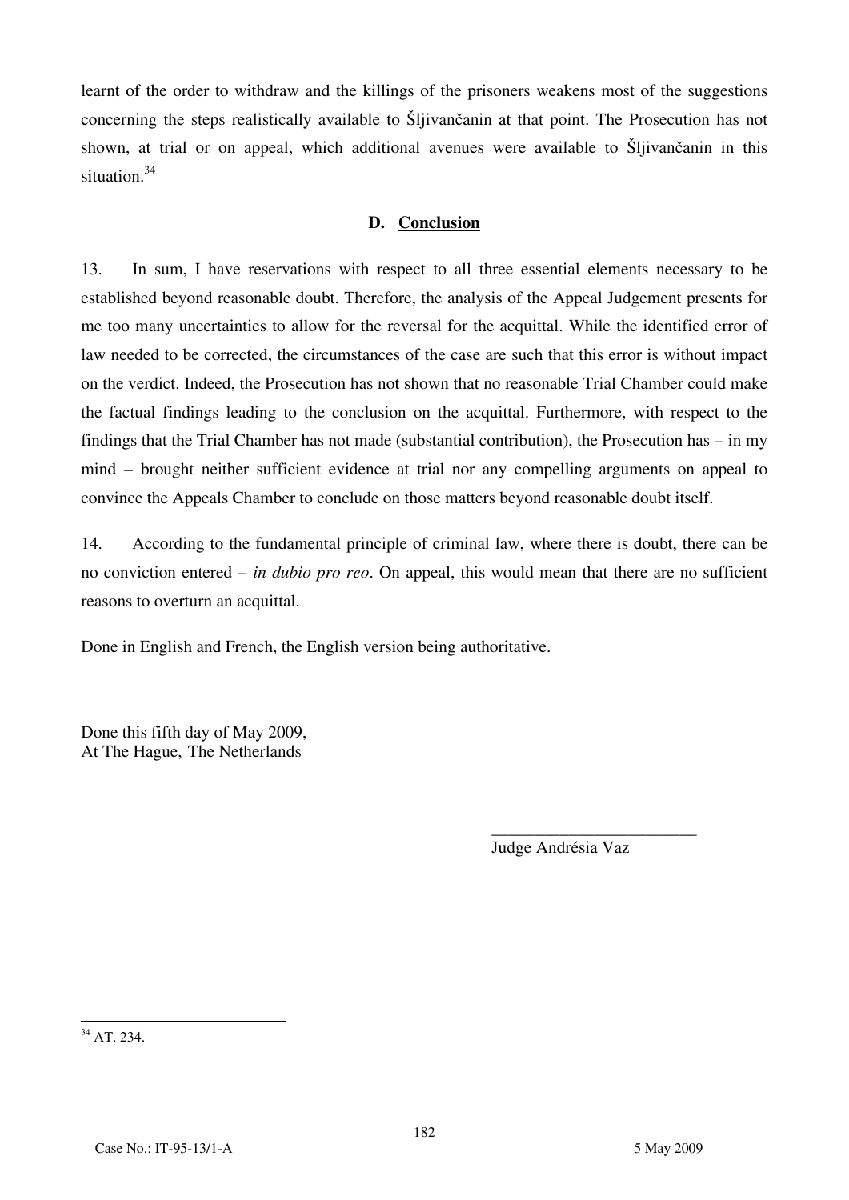learnt of the order to withdraw and the killings of the prisoners weakens most of the suggestions concerning the steps realistically available to Šljivančanin at that point. The Prosecution has not shown, at trial or on appeal, which additional avenues were available to Šljivančanin in this situation.[34]

### D. Conclusion

13. In sum, I have reservations with respect to all three essential elements necessary to be established beyond reasonable doubt. Therefore, the analysis of the Appeal Judgement presents for me too many uncertainties to allow for the reversal for the acquittal. While the identified error of law needed to be corrected, the circumstances of the case are such that this error is without impact on the verdict. Indeed, the Prosecution has not shown that no reasonable Trial Chamber could make the factual findings leading to the conclusion on the acquittal. Furthermore, with respect to the findings that the Trial Chamber has not made (substantial contribution), the Prosecution has – in my mind – brought neither sufficient evidence at trial nor any compelling arguments on appeal to convince the Appeals Chamber to conclude on those matters beyond reasonable doubt itself.

14. According to the fundamental principle of criminal law, where there is doubt, there can be no conviction entered – *in dubio pro reo*. On appeal, this would mean that there are no sufficient reasons to overturn an acquittal.

Done in English and French, the English version being authoritative.

Done this fifth day of May 2009,
At The Hague, The Netherlands

\_\_\_\_\_\_\_\_\_\_\_\_\_\_\_\_\_\_\_\_\_\_\_\_

Judge Andrésia Vaz

---

[34] AT. 234.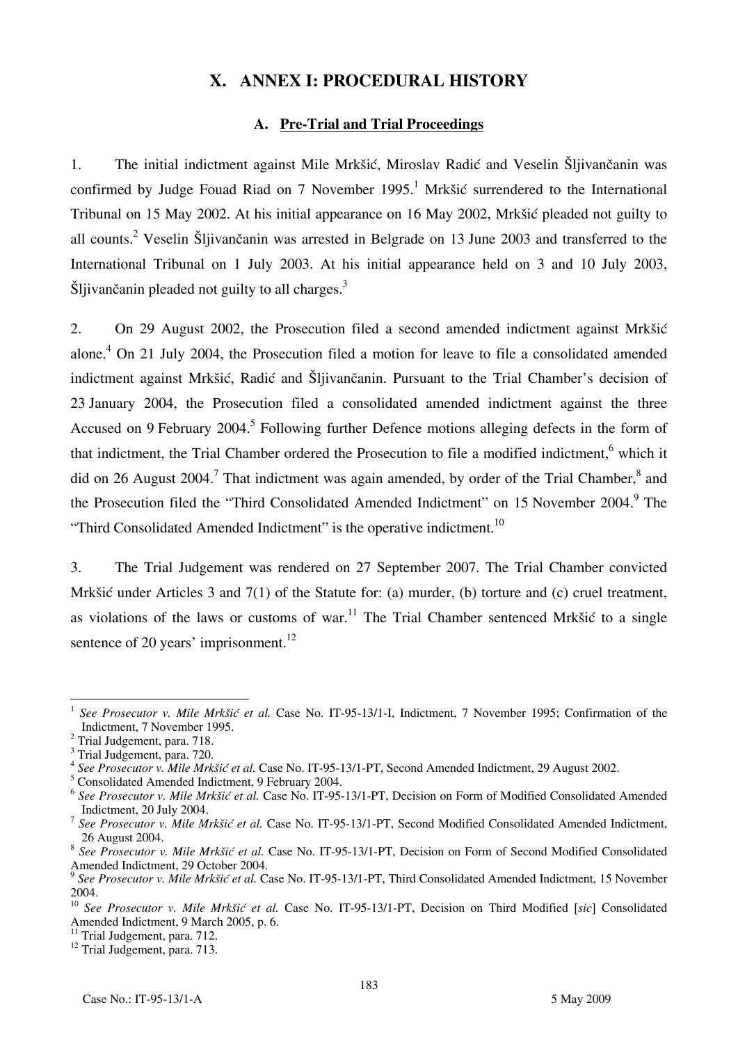# X. ANNEX I: PROCEDURAL HISTORY

## A. Pre-Trial and Trial Proceedings

1. The initial indictment against Mile Mrkšić, Miroslav Radić and Veselin Šljivančanin was confirmed by Judge Fouad Riad on 7 November 1995.[1] Mrkšić surrendered to the International Tribunal on 15 May 2002. At his initial appearance on 16 May 2002, Mrkšić pleaded not guilty to all counts.[2] Veselin Šljivančanin was arrested in Belgrade on 13 June 2003 and transferred to the International Tribunal on 1 July 2003. At his initial appearance held on 3 and 10 July 2003, Šljivančanin pleaded not guilty to all charges.[3]

2. On 29 August 2002, the Prosecution filed a second amended indictment against Mrkšić alone.[4] On 21 July 2004, the Prosecution filed a motion for leave to file a consolidated amended indictment against Mrkšić, Radić and Šljivančanin. Pursuant to the Trial Chamber's decision of 23 January 2004, the Prosecution filed a consolidated amended indictment against the three Accused on 9 February 2004.[5] Following further Defence motions alleging defects in the form of that indictment, the Trial Chamber ordered the Prosecution to file a modified indictment,[6] which it did on 26 August 2004.[7] That indictment was again amended, by order of the Trial Chamber,[8] and the Prosecution filed the "Third Consolidated Amended Indictment" on 15 November 2004.[9] The "Third Consolidated Amended Indictment" is the operative indictment.[10]

3. The Trial Judgement was rendered on 27 September 2007. The Trial Chamber convicted Mrkšić under Articles 3 and 7(1) of the Statute for: (a) murder, (b) torture and (c) cruel treatment, as violations of the laws or customs of war.[11] The Trial Chamber sentenced Mrkšić to a single sentence of 20 years' imprisonment.[12]

---

[1] *See Prosecutor v. Mile Mrkšić et al.* Case No. IT-95-13/1-I, Indictment, 7 November 1995; Confirmation of the Indictment, 7 November 1995.

[2] Trial Judgement, para. 718.

[3] Trial Judgement, para. 720.

[4] *See Prosecutor v. Mile Mrkšić et al.* Case No. IT-95-13/1-PT, Second Amended Indictment, 29 August 2002.

[5] Consolidated Amended Indictment, 9 February 2004.

[6] *See Prosecutor v. Mile Mrkšić et al.* Case No. IT-95-13/1-PT, Decision on Form of Modified Consolidated Amended Indictment, 20 July 2004.

[7] *See Prosecutor v. Mile Mrkšić et al.* Case No. IT-95-13/1-PT, Second Modified Consolidated Amended Indictment, 26 August 2004.

[8] *See Prosecutor v. Mile Mrkšić et al.* Case No. IT-95-13/1-PT, Decision on Form of Second Modified Consolidated Amended Indictment, 29 October 2004.

[9] *See Prosecutor v. Mile Mrkšić et al.* Case No. IT-95-13/1-PT, Third Consolidated Amended Indictment, 15 November 2004.

[10] *See Prosecutor v. Mile Mrkšić et al.* Case No. IT-95-13/1-PT, Decision on Third Modified [*sic*] Consolidated Amended Indictment, 9 March 2005, p. 6.

[11] Trial Judgement, para. 712.

[12] Trial Judgement, para. 713.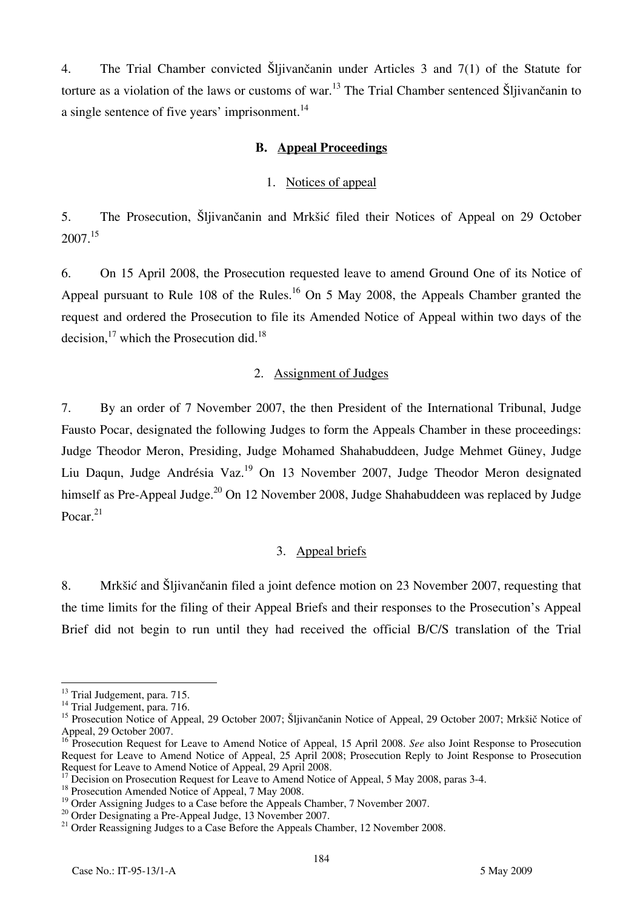4. The Trial Chamber convicted Šljivančanin under Articles 3 and 7(1) of the Statute for torture as a violation of the laws or customs of war.[13] The Trial Chamber sentenced Šljivančanin to a single sentence of five years' imprisonment.[14]

## B. Appeal Proceedings

### 1. Notices of appeal

5. The Prosecution, Šljivančanin and Mrkšić filed their Notices of Appeal on 29 October 2007.[15]

6. On 15 April 2008, the Prosecution requested leave to amend Ground One of its Notice of Appeal pursuant to Rule 108 of the Rules.[16] On 5 May 2008, the Appeals Chamber granted the request and ordered the Prosecution to file its Amended Notice of Appeal within two days of the decision,[17] which the Prosecution did.[18]

### 2. Assignment of Judges

7. By an order of 7 November 2007, the then President of the International Tribunal, Judge Fausto Pocar, designated the following Judges to form the Appeals Chamber in these proceedings: Judge Theodor Meron, Presiding, Judge Mohamed Shahabuddeen, Judge Mehmet Güney, Judge Liu Daqun, Judge Andrésia Vaz.[19] On 13 November 2007, Judge Theodor Meron designated himself as Pre-Appeal Judge.[20] On 12 November 2008, Judge Shahabuddeen was replaced by Judge Pocar.[21]

### 3. Appeal briefs

8. Mrkšić and Šljivančanin filed a joint defence motion on 23 November 2007, requesting that the time limits for the filing of their Appeal Briefs and their responses to the Prosecution's Appeal Brief did not begin to run until they had received the official B/C/S translation of the Trial

---

[13] Trial Judgement, para. 715.

[14] Trial Judgement, para. 716.

[15] Prosecution Notice of Appeal, 29 October 2007; Šljivančanin Notice of Appeal, 29 October 2007; Mrkšič Notice of Appeal, 29 October 2007.

[16] Prosecution Request for Leave to Amend Notice of Appeal, 15 April 2008. *See* also Joint Response to Prosecution Request for Leave to Amend Notice of Appeal, 25 April 2008; Prosecution Reply to Joint Response to Prosecution Request for Leave to Amend Notice of Appeal, 29 April 2008.

[17] Decision on Prosecution Request for Leave to Amend Notice of Appeal, 5 May 2008, paras 3-4.

[18] Prosecution Amended Notice of Appeal, 7 May 2008.

[19] Order Assigning Judges to a Case before the Appeals Chamber, 7 November 2007.

[20] Order Designating a Pre-Appeal Judge, 13 November 2007.

[21] Order Reassigning Judges to a Case Before the Appeals Chamber, 12 November 2008.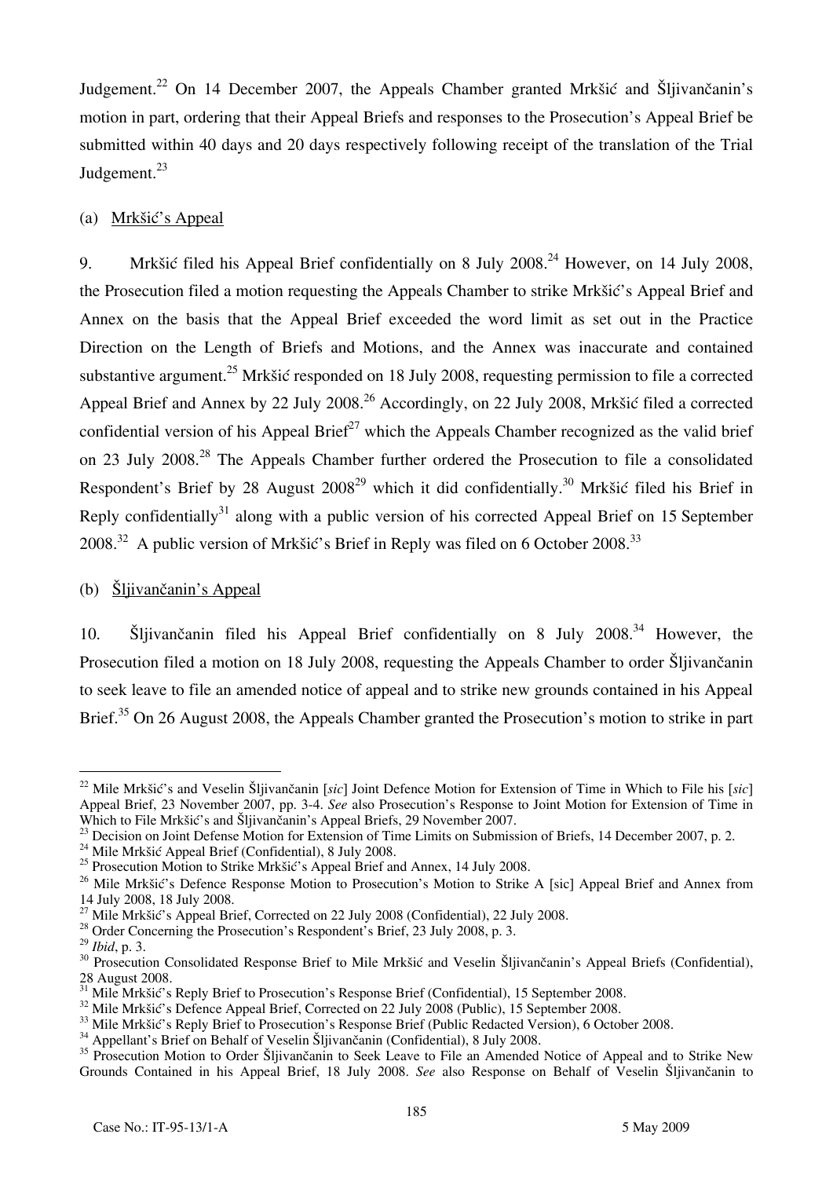Judgement.[22] On 14 December 2007, the Appeals Chamber granted Mrkšić and Šljivančanin's motion in part, ordering that their Appeal Briefs and responses to the Prosecution's Appeal Brief be submitted within 40 days and 20 days respectively following receipt of the translation of the Trial Judgement.[23]

(a) Mrkšić's Appeal

9. Mrkšić filed his Appeal Brief confidentially on 8 July 2008.[24] However, on 14 July 2008, the Prosecution filed a motion requesting the Appeals Chamber to strike Mrkšić's Appeal Brief and Annex on the basis that the Appeal Brief exceeded the word limit as set out in the Practice Direction on the Length of Briefs and Motions, and the Annex was inaccurate and contained substantive argument.[25] Mrkšić responded on 18 July 2008, requesting permission to file a corrected Appeal Brief and Annex by 22 July 2008.[26] Accordingly, on 22 July 2008, Mrkšić filed a corrected confidential version of his Appeal Brief[27] which the Appeals Chamber recognized as the valid brief on 23 July 2008.[28] The Appeals Chamber further ordered the Prosecution to file a consolidated Respondent's Brief by 28 August 2008[29] which it did confidentially.[30] Mrkšić filed his Brief in Reply confidentially[31] along with a public version of his corrected Appeal Brief on 15 September 2008.[32] A public version of Mrkšić's Brief in Reply was filed on 6 October 2008.[33]

(b) Šljivančanin's Appeal

10. Šljivančanin filed his Appeal Brief confidentially on 8 July 2008.[34] However, the Prosecution filed a motion on 18 July 2008, requesting the Appeals Chamber to order Šljivančanin to seek leave to file an amended notice of appeal and to strike new grounds contained in his Appeal Brief.[35] On 26 August 2008, the Appeals Chamber granted the Prosecution's motion to strike in part

---

[22] Mile Mrkšić's and Veselin Šljivančanin [*sic*] Joint Defence Motion for Extension of Time in Which to File his [*sic*] Appeal Brief, 23 November 2007, pp. 3-4. *See* also Prosecution's Response to Joint Motion for Extension of Time in Which to File Mrkšić's and Šljivančanin's Appeal Briefs, 29 November 2007.

[23] Decision on Joint Defense Motion for Extension of Time Limits on Submission of Briefs, 14 December 2007, p. 2.

[24] Mile Mrkšić Appeal Brief (Confidential), 8 July 2008.

[25] Prosecution Motion to Strike Mrkšić's Appeal Brief and Annex, 14 July 2008.

[26] Mile Mrkšić's Defence Response Motion to Prosecution's Motion to Strike A [sic] Appeal Brief and Annex from 14 July 2008, 18 July 2008.

[27] Mile Mrkšić's Appeal Brief, Corrected on 22 July 2008 (Confidential), 22 July 2008.

[28] Order Concerning the Prosecution's Respondent's Brief, 23 July 2008, p. 3.

[29] *Ibid*, p. 3.

[30] Prosecution Consolidated Response Brief to Mile Mrkšić and Veselin Šljivančanin's Appeal Briefs (Confidential), 28 August 2008.

[31] Mile Mrkšić's Reply Brief to Prosecution's Response Brief (Confidential), 15 September 2008.

[32] Mile Mrkšić's Defence Appeal Brief, Corrected on 22 July 2008 (Public), 15 September 2008.

[33] Mile Mrkšić's Reply Brief to Prosecution's Response Brief (Public Redacted Version), 6 October 2008.

[34] Appellant's Brief on Behalf of Veselin Šljivančanin (Confidential), 8 July 2008.

[35] Prosecution Motion to Order Šljivančanin to Seek Leave to File an Amended Notice of Appeal and to Strike New Grounds Contained in his Appeal Brief, 18 July 2008. *See* also Response on Behalf of Veselin Šljivančanin to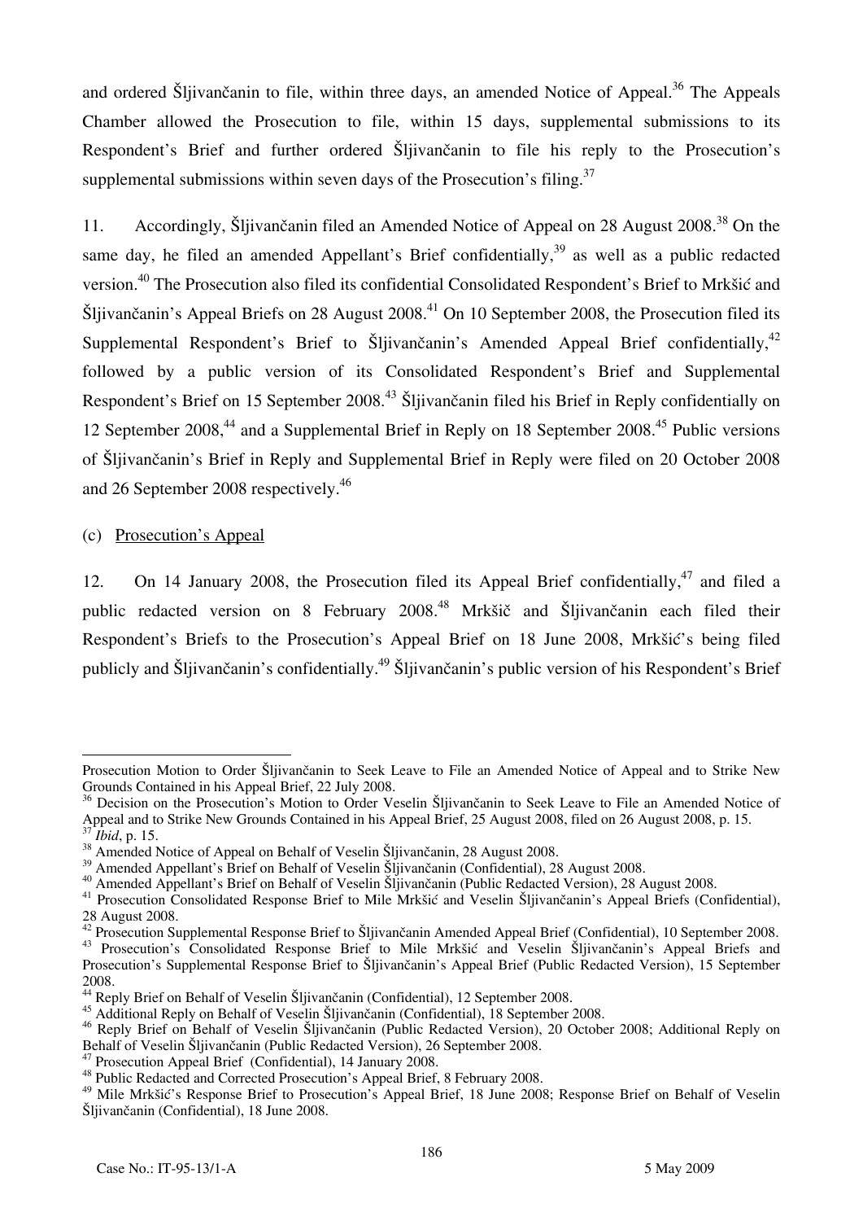and ordered Šljivančanin to file, within three days, an amended Notice of Appeal.[36] The Appeals Chamber allowed the Prosecution to file, within 15 days, supplemental submissions to its Respondent's Brief and further ordered Šljivančanin to file his reply to the Prosecution's supplemental submissions within seven days of the Prosecution's filing.[37]

11. Accordingly, Šljivančanin filed an Amended Notice of Appeal on 28 August 2008.[38] On the same day, he filed an amended Appellant's Brief confidentially,[39] as well as a public redacted version.[40] The Prosecution also filed its confidential Consolidated Respondent's Brief to Mrkšić and Šljivančanin's Appeal Briefs on 28 August 2008.[41] On 10 September 2008, the Prosecution filed its Supplemental Respondent's Brief to Šljivančanin's Amended Appeal Brief confidentially,[42] followed by a public version of its Consolidated Respondent's Brief and Supplemental Respondent's Brief on 15 September 2008.[43] Šljivančanin filed his Brief in Reply confidentially on 12 September 2008,[44] and a Supplemental Brief in Reply on 18 September 2008.[45] Public versions of Šljivančanin's Brief in Reply and Supplemental Brief in Reply were filed on 20 October 2008 and 26 September 2008 respectively.[46]

(c) Prosecution's Appeal

12. On 14 January 2008, the Prosecution filed its Appeal Brief confidentially,[47] and filed a public redacted version on 8 February 2008.[48] Mrkšič and Šljivančanin each filed their Respondent's Briefs to the Prosecution's Appeal Brief on 18 June 2008, Mrkšić's being filed publicly and Šljivančanin's confidentially.[49] Šljivančanin's public version of his Respondent's Brief

---

Prosecution Motion to Order Šljivančanin to Seek Leave to File an Amended Notice of Appeal and to Strike New Grounds Contained in his Appeal Brief, 22 July 2008.

[36] Decision on the Prosecution's Motion to Order Veselin Šljivančanin to Seek Leave to File an Amended Notice of Appeal and to Strike New Grounds Contained in his Appeal Brief, 25 August 2008, filed on 26 August 2008, p. 15.

[37] *Ibid*, p. 15.

[38] Amended Notice of Appeal on Behalf of Veselin Šljivančanin, 28 August 2008.

[39] Amended Appellant's Brief on Behalf of Veselin Šljivančanin (Confidential), 28 August 2008.

[40] Amended Appellant's Brief on Behalf of Veselin Šljivančanin (Public Redacted Version), 28 August 2008.

[41] Prosecution Consolidated Response Brief to Mile Mrkšić and Veselin Šljivančanin's Appeal Briefs (Confidential), 28 August 2008.

[42] Prosecution Supplemental Response Brief to Šljivančanin Amended Appeal Brief (Confidential), 10 September 2008.

[43] Prosecution's Consolidated Response Brief to Mile Mrkšić and Veselin Šljivančanin's Appeal Briefs and Prosecution's Supplemental Response Brief to Šljivančanin's Appeal Brief (Public Redacted Version), 15 September 2008.

[44] Reply Brief on Behalf of Veselin Šljivančanin (Confidential), 12 September 2008.

[45] Additional Reply on Behalf of Veselin Šljivančanin (Confidential), 18 September 2008.

[46] Reply Brief on Behalf of Veselin Šljivančanin (Public Redacted Version), 20 October 2008; Additional Reply on Behalf of Veselin Šljivančanin (Public Redacted Version), 26 September 2008.

[47] Prosecution Appeal Brief (Confidential), 14 January 2008.

[48] Public Redacted and Corrected Prosecution's Appeal Brief, 8 February 2008.

[49] Mile Mrkšić's Response Brief to Prosecution's Appeal Brief, 18 June 2008; Response Brief on Behalf of Veselin Šljivančanin (Confidential), 18 June 2008.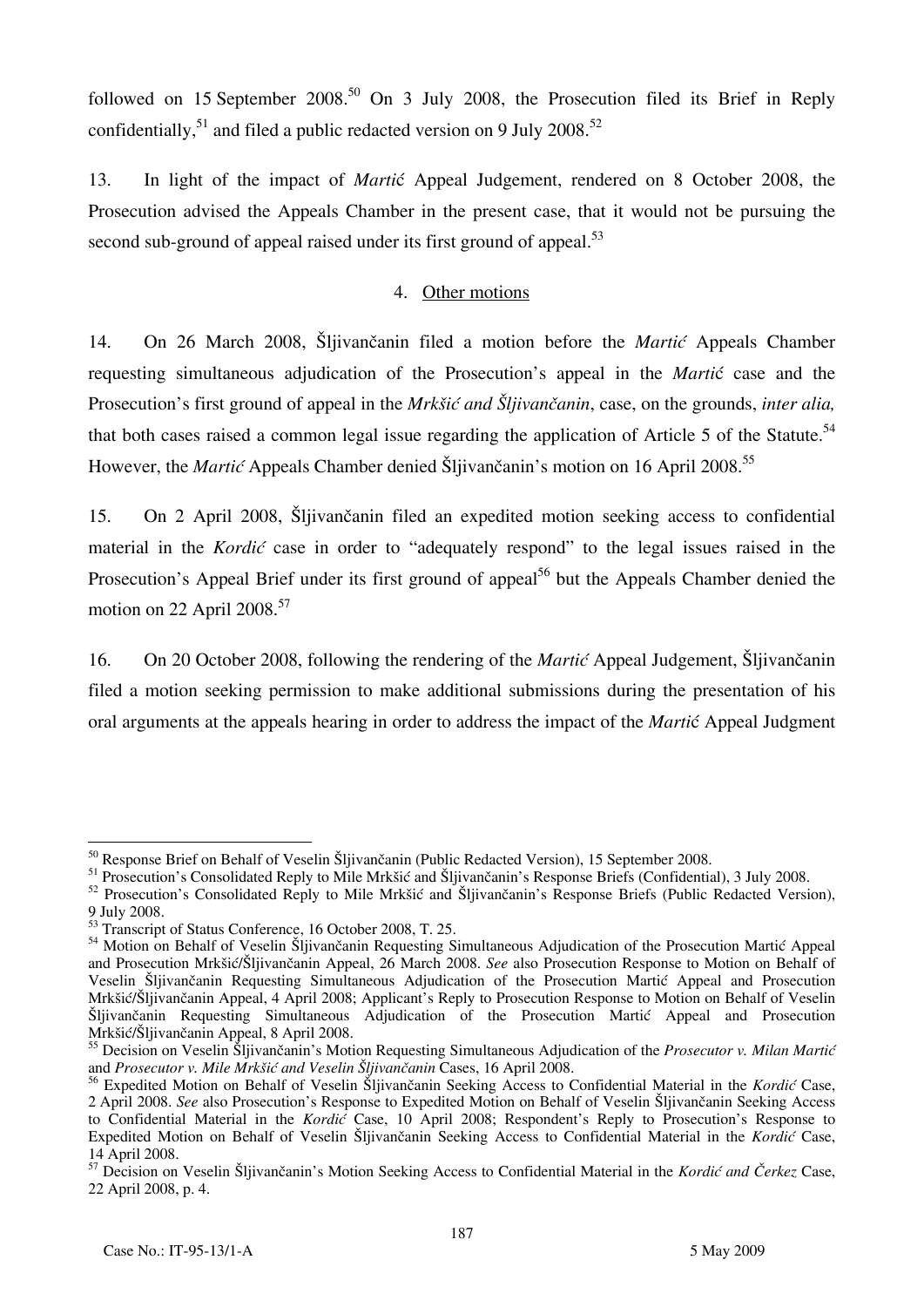followed on 15 September 2008.[50] On 3 July 2008, the Prosecution filed its Brief in Reply confidentially,[51] and filed a public redacted version on 9 July 2008.[52]

13. In light of the impact of *Martić* Appeal Judgement, rendered on 8 October 2008, the Prosecution advised the Appeals Chamber in the present case, that it would not be pursuing the second sub-ground of appeal raised under its first ground of appeal.[53]

4. Other motions

14. On 26 March 2008, Šljivančanin filed a motion before the *Martić* Appeals Chamber requesting simultaneous adjudication of the Prosecution's appeal in the *Martić* case and the Prosecution's first ground of appeal in the *Mrkšić and Šljivančanin*, case, on the grounds, *inter alia,* that both cases raised a common legal issue regarding the application of Article 5 of the Statute.[54] However, the *Martić* Appeals Chamber denied Šljivančanin's motion on 16 April 2008.[55]

15. On 2 April 2008, Šljivančanin filed an expedited motion seeking access to confidential material in the *Kordić* case in order to "adequately respond" to the legal issues raised in the Prosecution's Appeal Brief under its first ground of appeal[56] but the Appeals Chamber denied the motion on 22 April 2008.[57]

16. On 20 October 2008, following the rendering of the *Martić* Appeal Judgement, Šljivančanin filed a motion seeking permission to make additional submissions during the presentation of his oral arguments at the appeals hearing in order to address the impact of the *Martić* Appeal Judgment

---

[50] Response Brief on Behalf of Veselin Šljivančanin (Public Redacted Version), 15 September 2008.

[51] Prosecution's Consolidated Reply to Mile Mrkšić and Šljivančanin's Response Briefs (Confidential), 3 July 2008.

[52] Prosecution's Consolidated Reply to Mile Mrkšić and Šljivančanin's Response Briefs (Public Redacted Version), 9 July 2008.

[53] Transcript of Status Conference, 16 October 2008, T. 25.

[54] Motion on Behalf of Veselin Šljivančanin Requesting Simultaneous Adjudication of the Prosecution Martić Appeal and Prosecution Mrkšić/Šljivančanin Appeal, 26 March 2008. *See* also Prosecution Response to Motion on Behalf of Veselin Šljivančanin Requesting Simultaneous Adjudication of the Prosecution Martić Appeal and Prosecution Mrkšić/Šljivančanin Appeal, 4 April 2008; Applicant's Reply to Prosecution Response to Motion on Behalf of Veselin Šljivančanin Requesting Simultaneous Adjudication of the Prosecution Martić Appeal and Prosecution Mrkšić/Šljivančanin Appeal, 8 April 2008.

[55] Decision on Veselin Šljivančanin's Motion Requesting Simultaneous Adjudication of the *Prosecutor v. Milan Martić* and *Prosecutor v. Mile Mrkšić and Veselin Šljivančanin* Cases, 16 April 2008.

[56] Expedited Motion on Behalf of Veselin Šljivančanin Seeking Access to Confidential Material in the *Kordić* Case, 2 April 2008. *See* also Prosecution's Response to Expedited Motion on Behalf of Veselin Šljivančanin Seeking Access to Confidential Material in the *Kordić* Case, 10 April 2008; Respondent's Reply to Prosecution's Response to Expedited Motion on Behalf of Veselin Šljivančanin Seeking Access to Confidential Material in the *Kordić* Case, 14 April 2008.

[57] Decision on Veselin Šljivančanin's Motion Seeking Access to Confidential Material in the *Kordić and Čerkez* Case, 22 April 2008, p. 4.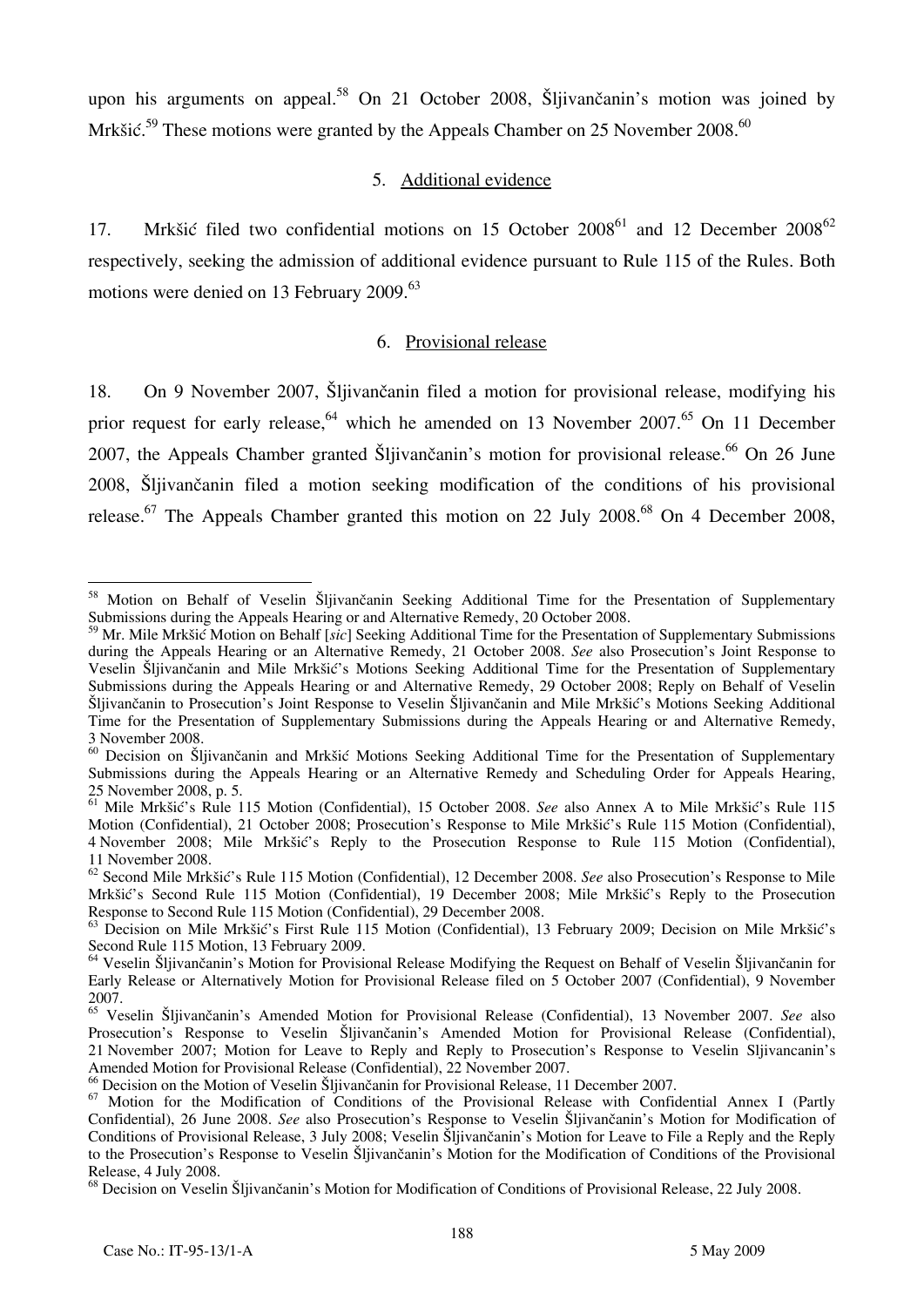upon his arguments on appeal.[58] On 21 October 2008, Šljivančanin's motion was joined by Mrkšić.[59] These motions were granted by the Appeals Chamber on 25 November 2008.[60]

### 5. Additional evidence

17. Mrkšić filed two confidential motions on 15 October 2008[61] and 12 December 2008[62] respectively, seeking the admission of additional evidence pursuant to Rule 115 of the Rules. Both motions were denied on 13 February 2009.[63]

### 6. Provisional release

18. On 9 November 2007, Šljivančanin filed a motion for provisional release, modifying his prior request for early release,[64] which he amended on 13 November 2007.[65] On 11 December 2007, the Appeals Chamber granted Šljivančanin's motion for provisional release.[66] On 26 June 2008, Šljivančanin filed a motion seeking modification of the conditions of his provisional release.[67] The Appeals Chamber granted this motion on 22 July 2008.[68] On 4 December 2008,

---

[58] Motion on Behalf of Veselin Šljivančanin Seeking Additional Time for the Presentation of Supplementary Submissions during the Appeals Hearing or and Alternative Remedy, 20 October 2008.

[59] Mr. Mile Mrkšić Motion on Behalf [*sic*] Seeking Additional Time for the Presentation of Supplementary Submissions during the Appeals Hearing or an Alternative Remedy, 21 October 2008. *See* also Prosecution's Joint Response to Veselin Šljivančanin and Mile Mrkšić's Motions Seeking Additional Time for the Presentation of Supplementary Submissions during the Appeals Hearing or and Alternative Remedy, 29 October 2008; Reply on Behalf of Veselin Šljivančanin to Prosecution's Joint Response to Veselin Šljivančanin and Mile Mrkšić's Motions Seeking Additional Time for the Presentation of Supplementary Submissions during the Appeals Hearing or and Alternative Remedy, 3 November 2008.

[60] Decision on Šljivančanin and Mrkšić Motions Seeking Additional Time for the Presentation of Supplementary Submissions during the Appeals Hearing or an Alternative Remedy and Scheduling Order for Appeals Hearing, 25 November 2008, p. 5.

[61] Mile Mrkšić's Rule 115 Motion (Confidential), 15 October 2008. *See* also Annex A to Mile Mrkšić's Rule 115 Motion (Confidential), 21 October 2008; Prosecution's Response to Mile Mrkšić's Rule 115 Motion (Confidential), 4 November 2008; Mile Mrkšić's Reply to the Prosecution Response to Rule 115 Motion (Confidential), 11 November 2008.

[62] Second Mile Mrkšić's Rule 115 Motion (Confidential), 12 December 2008. *See* also Prosecution's Response to Mile Mrkšić's Second Rule 115 Motion (Confidential), 19 December 2008; Mile Mrkšić's Reply to the Prosecution Response to Second Rule 115 Motion (Confidential), 29 December 2008.

[63] Decision on Mile Mrkšić's First Rule 115 Motion (Confidential), 13 February 2009; Decision on Mile Mrkšić's Second Rule 115 Motion, 13 February 2009.

[64] Veselin Šljivančanin's Motion for Provisional Release Modifying the Request on Behalf of Veselin Šljivančanin for Early Release or Alternatively Motion for Provisional Release filed on 5 October 2007 (Confidential), 9 November 2007.

[65] Veselin Šljivančanin's Amended Motion for Provisional Release (Confidential), 13 November 2007. *See* also Prosecution's Response to Veselin Šljivančanin's Amended Motion for Provisional Release (Confidential), 21 November 2007; Motion for Leave to Reply and Reply to Prosecution's Response to Veselin Sljivancanin's Amended Motion for Provisional Release (Confidential), 22 November 2007.

[66] Decision on the Motion of Veselin Šljivančanin for Provisional Release, 11 December 2007.

[67] Motion for the Modification of Conditions of the Provisional Release with Confidential Annex I (Partly Confidential), 26 June 2008. *See* also Prosecution's Response to Veselin Šljivančanin's Motion for Modification of Conditions of Provisional Release, 3 July 2008; Veselin Šljivančanin's Motion for Leave to File a Reply and the Reply to the Prosecution's Response to Veselin Šljivančanin's Motion for the Modification of Conditions of the Provisional Release, 4 July 2008.

[68] Decision on Veselin Šljivančanin's Motion for Modification of Conditions of Provisional Release, 22 July 2008.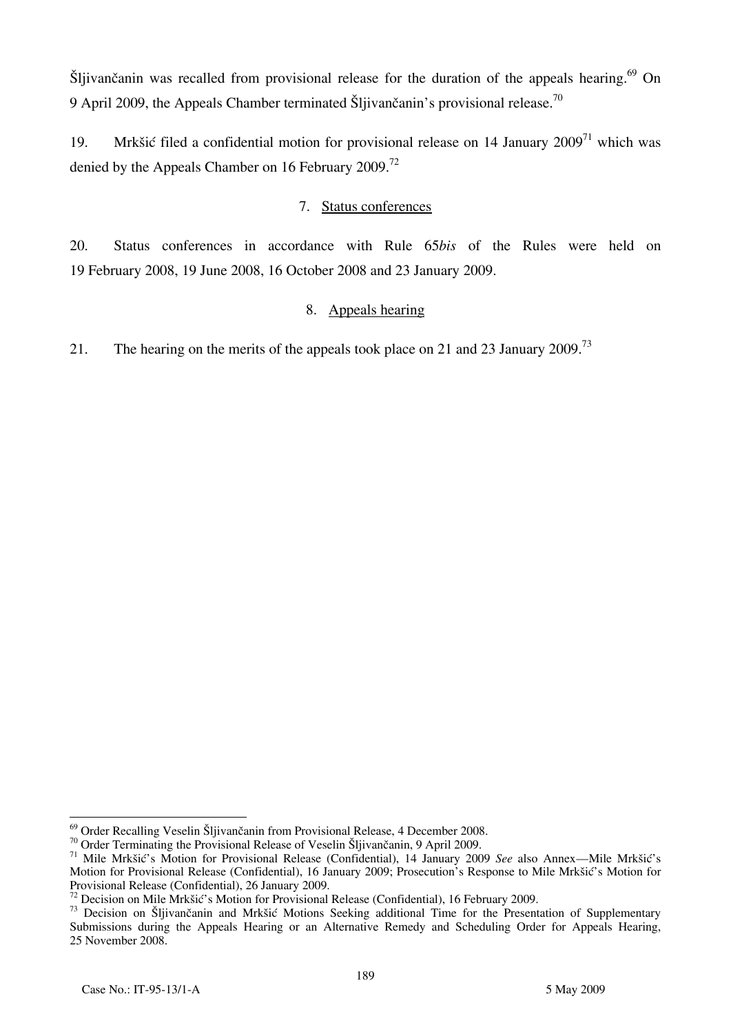Šljivančanin was recalled from provisional release for the duration of the appeals hearing.[69] On 9 April 2009, the Appeals Chamber terminated Šljivančanin's provisional release.[70]

19. Mrkšić filed a confidential motion for provisional release on 14 January 2009[71] which was denied by the Appeals Chamber on 16 February 2009.[72]

### 7. Status conferences

20. Status conferences in accordance with Rule 65*bis* of the Rules were held on 19 February 2008, 19 June 2008, 16 October 2008 and 23 January 2009.

### 8. Appeals hearing

21. The hearing on the merits of the appeals took place on 21 and 23 January 2009.[73]

---

[69] Order Recalling Veselin Šljivančanin from Provisional Release, 4 December 2008.

[70] Order Terminating the Provisional Release of Veselin Šljivančanin, 9 April 2009.

[71] Mile Mrkšić's Motion for Provisional Release (Confidential), 14 January 2009 *See* also Annex—Mile Mrkšić's Motion for Provisional Release (Confidential), 16 January 2009; Prosecution's Response to Mile Mrkšić's Motion for Provisional Release (Confidential), 26 January 2009.

[72] Decision on Mile Mrkšić's Motion for Provisional Release (Confidential), 16 February 2009.

[73] Decision on Šljivančanin and Mrkšić Motions Seeking additional Time for the Presentation of Supplementary Submissions during the Appeals Hearing or an Alternative Remedy and Scheduling Order for Appeals Hearing, 25 November 2008.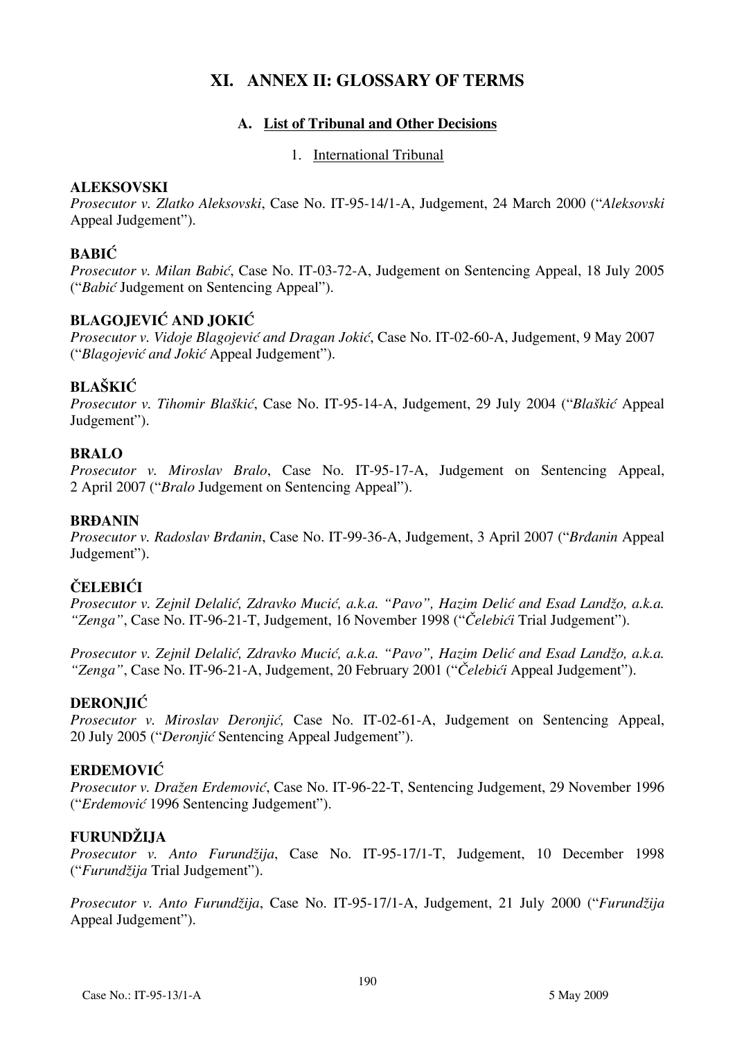# XI. ANNEX II: GLOSSARY OF TERMS

## A. List of Tribunal and Other Decisions

### 1. International Tribunal

**ALEKSOVSKI**
*Prosecutor v. Zlatko Aleksovski*, Case No. IT-95-14/1-A, Judgement, 24 March 2000 ("*Aleksovski* Appeal Judgement").

**BABIĆ**
*Prosecutor v. Milan Babić*, Case No. IT-03-72-A, Judgement on Sentencing Appeal, 18 July 2005 ("*Babić* Judgement on Sentencing Appeal").

**BLAGOJEVIĆ AND JOKIĆ**
*Prosecutor v. Vidoje Blagojević and Dragan Jokić*, Case No. IT-02-60-A, Judgement, 9 May 2007 ("*Blagojević and Jokić* Appeal Judgement").

**BLAŠKIĆ**
*Prosecutor v. Tihomir Blaškić*, Case No. IT-95-14-A, Judgement, 29 July 2004 ("*Blaškić* Appeal Judgement").

**BRALO**
*Prosecutor v. Miroslav Bralo*, Case No. IT-95-17-A, Judgement on Sentencing Appeal, 2 April 2007 ("*Bralo* Judgement on Sentencing Appeal").

**BRĐANIN**
*Prosecutor v. Radoslav Brđanin*, Case No. IT-99-36-A, Judgement, 3 April 2007 ("*Brđanin* Appeal Judgement").

**ČELEBIĆI**
*Prosecutor v. Zejnil Delalić, Zdravko Mucić, a.k.a. "Pavo", Hazim Delić and Esad Landžo, a.k.a. "Zenga"*, Case No. IT-96-21-T, Judgement, 16 November 1998 ("*Čelebići* Trial Judgement").

*Prosecutor v. Zejnil Delalić, Zdravko Mucić, a.k.a. "Pavo", Hazim Delić and Esad Landžo, a.k.a. "Zenga"*, Case No. IT-96-21-A, Judgement, 20 February 2001 ("*Čelebići* Appeal Judgement").

**DERONJIĆ**
*Prosecutor v. Miroslav Deronjić,* Case No. IT-02-61-A, Judgement on Sentencing Appeal, 20 July 2005 ("*Deronjić* Sentencing Appeal Judgement").

**ERDEMOVIĆ**
*Prosecutor v. Dražen Erdemović*, Case No. IT-96-22-T, Sentencing Judgement, 29 November 1996 ("*Erdemović* 1996 Sentencing Judgement").

**FURUNDŽIJA**
*Prosecutor v. Anto Furundžija*, Case No. IT-95-17/1-T, Judgement, 10 December 1998 ("*Furundžija* Trial Judgement").

*Prosecutor v. Anto Furundžija*, Case No. IT-95-17/1-A, Judgement, 21 July 2000 ("*Furundžija* Appeal Judgement").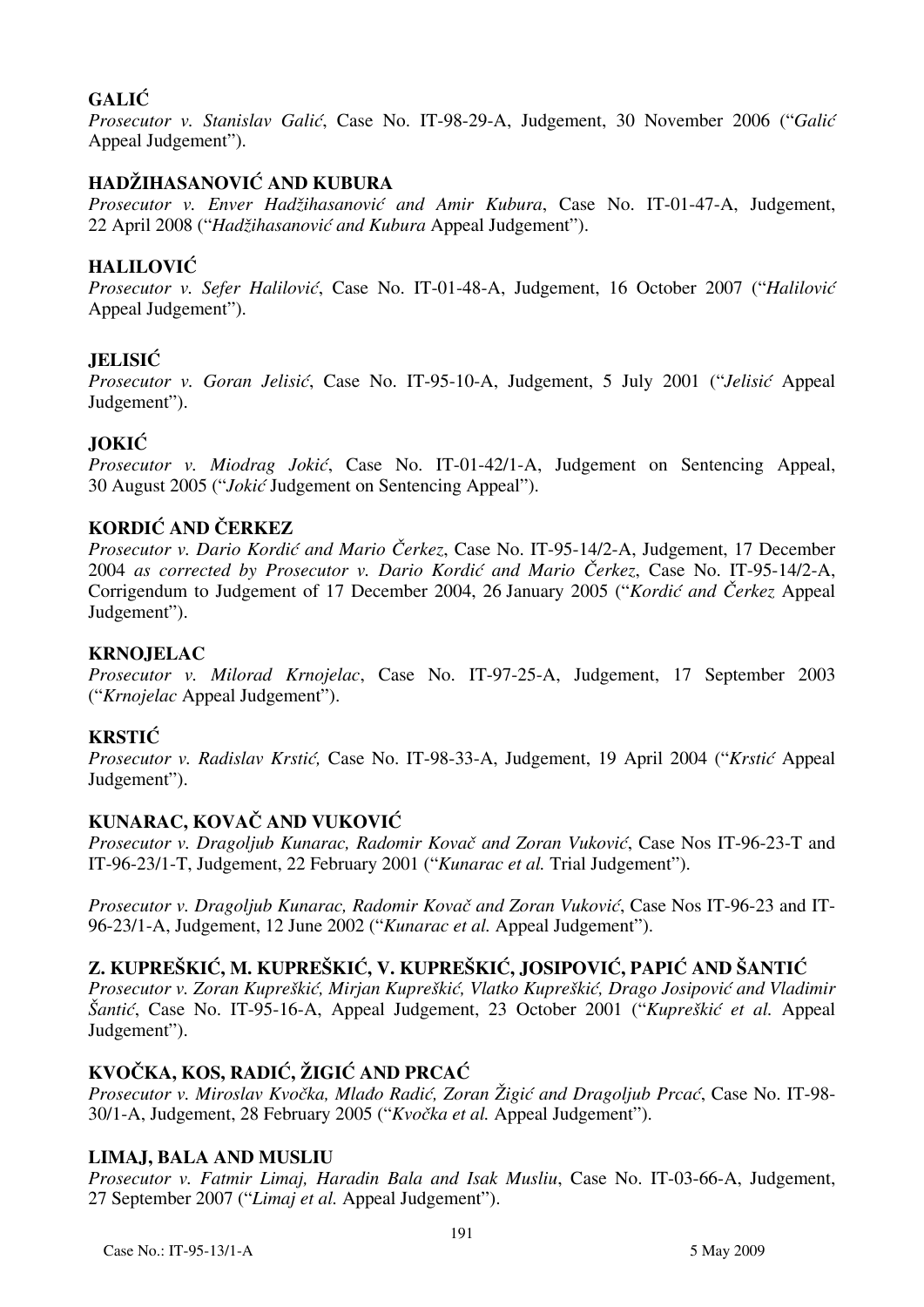**GALIĆ**

*Prosecutor v. Stanislav Galić*, Case No. IT-98-29-A, Judgement, 30 November 2006 ("*Galić* Appeal Judgement").

**HADŽIHASANOVIĆ AND KUBURA**

*Prosecutor v. Enver Hadžihasanović and Amir Kubura*, Case No. IT-01-47-A, Judgement, 22 April 2008 ("*Hadžihasanović and Kubura* Appeal Judgement").

**HALILOVIĆ**

*Prosecutor v. Sefer Halilović*, Case No. IT-01-48-A, Judgement, 16 October 2007 ("*Halilović* Appeal Judgement").

**JELISIĆ**

*Prosecutor v. Goran Jelisić*, Case No. IT-95-10-A, Judgement, 5 July 2001 ("*Jelisić* Appeal Judgement").

**JOKIĆ**

*Prosecutor v. Miodrag Jokić*, Case No. IT-01-42/1-A, Judgement on Sentencing Appeal, 30 August 2005 ("*Jokić* Judgement on Sentencing Appeal").

**KORDIĆ AND ČERKEZ**

*Prosecutor v. Dario Kordić and Mario Čerkez*, Case No. IT-95-14/2-A, Judgement, 17 December 2004 *as corrected by Prosecutor v. Dario Kordić and Mario Čerkez*, Case No. IT-95-14/2-A, Corrigendum to Judgement of 17 December 2004, 26 January 2005 ("*Kordić and Čerkez* Appeal Judgement").

**KRNOJELAC**

*Prosecutor v. Milorad Krnojelac*, Case No. IT-97-25-A, Judgement, 17 September 2003 ("*Krnojelac* Appeal Judgement").

**KRSTIĆ**

*Prosecutor v. Radislav Krstić,* Case No. IT-98-33-A, Judgement, 19 April 2004 ("*Krstić* Appeal Judgement").

**KUNARAC, KOVAČ AND VUKOVIĆ**

*Prosecutor v. Dragoljub Kunarac, Radomir Kovač and Zoran Vuković*, Case Nos IT-96-23-T and IT-96-23/1-T, Judgement, 22 February 2001 ("*Kunarac et al.* Trial Judgement").

*Prosecutor v. Dragoljub Kunarac, Radomir Kovač and Zoran Vuković*, Case Nos IT-96-23 and IT-96-23/1-A, Judgement, 12 June 2002 ("*Kunarac et al.* Appeal Judgement").

**Z. KUPREŠKIĆ, M. KUPREŠKIĆ, V. KUPREŠKIĆ, JOSIPOVIĆ, PAPIĆ AND ŠANTIĆ**

*Prosecutor v. Zoran Kupreškić, Mirjan Kupreškić, Vlatko Kupreškić, Drago Josipović and Vladimir Šantić*, Case No. IT-95-16-A, Appeal Judgement, 23 October 2001 ("*Kupreškić et al.* Appeal Judgement").

**KVOČKA, KOS, RADIĆ, ŽIGIĆ AND PRCAĆ**

*Prosecutor v. Miroslav Kvočka, Mlađo Radić, Zoran Žigić and Dragoljub Prcać*, Case No. IT-98-30/1-A, Judgement, 28 February 2005 ("*Kvočka et al.* Appeal Judgement").

**LIMAJ, BALA AND MUSLIU**

*Prosecutor v. Fatmir Limaj, Haradin Bala and Isak Musliu*, Case No. IT-03-66-A, Judgement, 27 September 2007 ("*Limaj et al.* Appeal Judgement").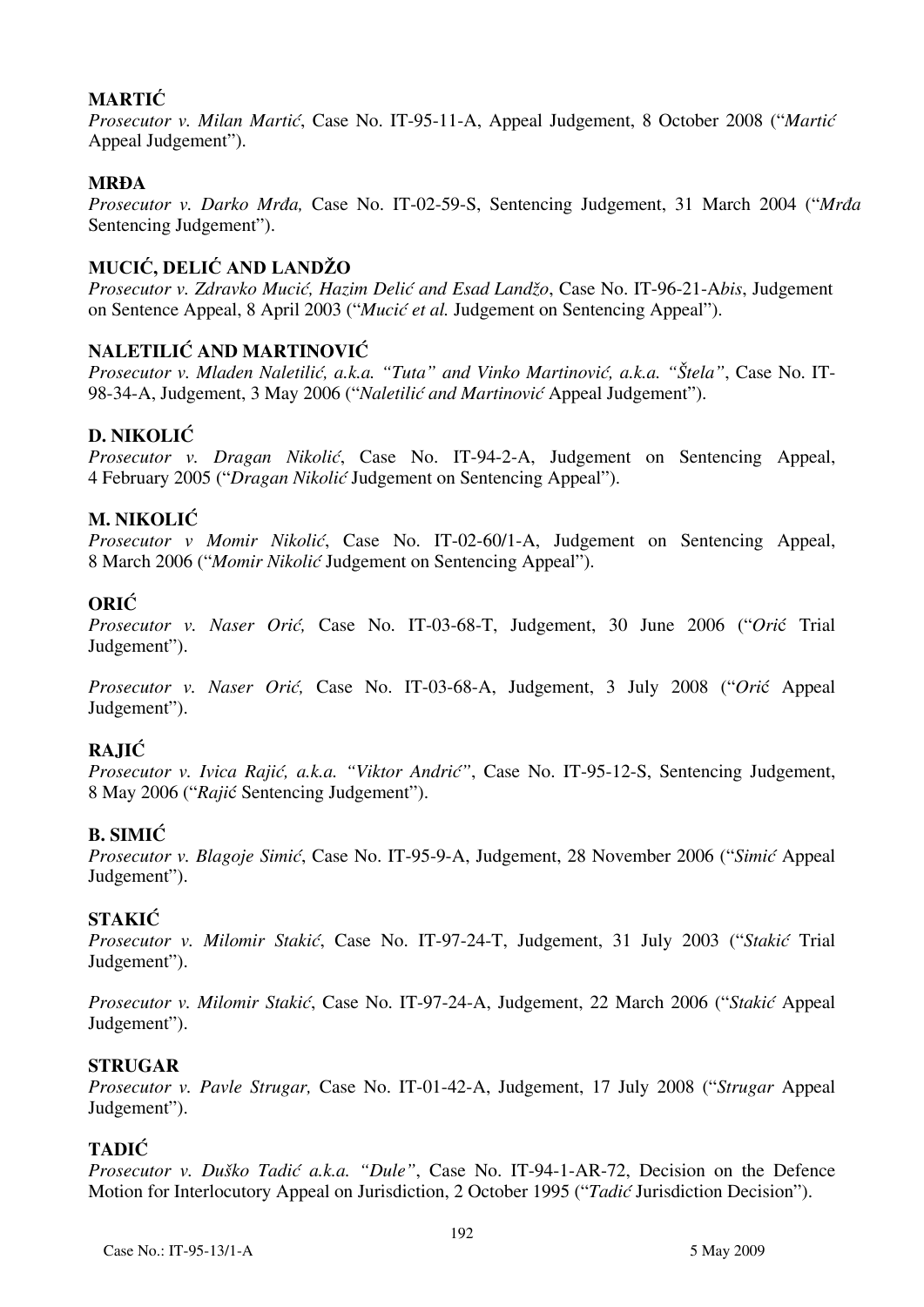### MARTIĆ

*Prosecutor v. Milan Martić*, Case No. IT-95-11-A, Appeal Judgement, 8 October 2008 ("*Martić* Appeal Judgement").

### MRĐA

*Prosecutor v. Darko Mrđa,* Case No. IT-02-59-S, Sentencing Judgement, 31 March 2004 ("*Mrđa* Sentencing Judgement").

### MUCIĆ, DELIĆ AND LANDŽO

*Prosecutor v. Zdravko Mucić, Hazim Delić and Esad Landžo*, Case No. IT-96-21-A*bis*, Judgement on Sentence Appeal, 8 April 2003 ("*Mucić et al.* Judgement on Sentencing Appeal").

### NALETILIĆ AND MARTINOVIĆ

*Prosecutor v. Mladen Naletilić, a.k.a. "Tuta" and Vinko Martinović, a.k.a. "Štela"*, Case No. IT-98-34-A, Judgement, 3 May 2006 ("*Naletilić and Martinović* Appeal Judgement").

### D. NIKOLIĆ

*Prosecutor v. Dragan Nikolić*, Case No. IT-94-2-A, Judgement on Sentencing Appeal, 4 February 2005 ("*Dragan Nikolić* Judgement on Sentencing Appeal").

### M. NIKOLIĆ

*Prosecutor v Momir Nikolić*, Case No. IT-02-60/1-A, Judgement on Sentencing Appeal, 8 March 2006 ("*Momir Nikolić* Judgement on Sentencing Appeal").

### ORIĆ

*Prosecutor v. Naser Orić,* Case No. IT-03-68-T, Judgement, 30 June 2006 ("*Orić* Trial Judgement").

*Prosecutor v. Naser Orić,* Case No. IT-03-68-A, Judgement, 3 July 2008 ("*Orić* Appeal Judgement").

### RAJIĆ

*Prosecutor v. Ivica Rajić, a.k.a. "Viktor Andrić"*, Case No. IT-95-12-S, Sentencing Judgement, 8 May 2006 ("*Rajić* Sentencing Judgement").

### B. SIMIĆ

*Prosecutor v. Blagoje Simić*, Case No. IT-95-9-A, Judgement, 28 November 2006 ("*Simić* Appeal Judgement").

### STAKIĆ

*Prosecutor v. Milomir Stakić*, Case No. IT-97-24-T, Judgement, 31 July 2003 ("*Stakić* Trial Judgement").

*Prosecutor v. Milomir Stakić*, Case No. IT-97-24-A, Judgement, 22 March 2006 ("*Stakić* Appeal Judgement").

### STRUGAR

*Prosecutor v. Pavle Strugar,* Case No. IT-01-42-A, Judgement, 17 July 2008 ("*Strugar* Appeal Judgement").

### TADIĆ

*Prosecutor v. Duško Tadić a.k.a. "Dule"*, Case No. IT-94-1-AR-72, Decision on the Defence Motion for Interlocutory Appeal on Jurisdiction, 2 October 1995 ("*Tadić* Jurisdiction Decision").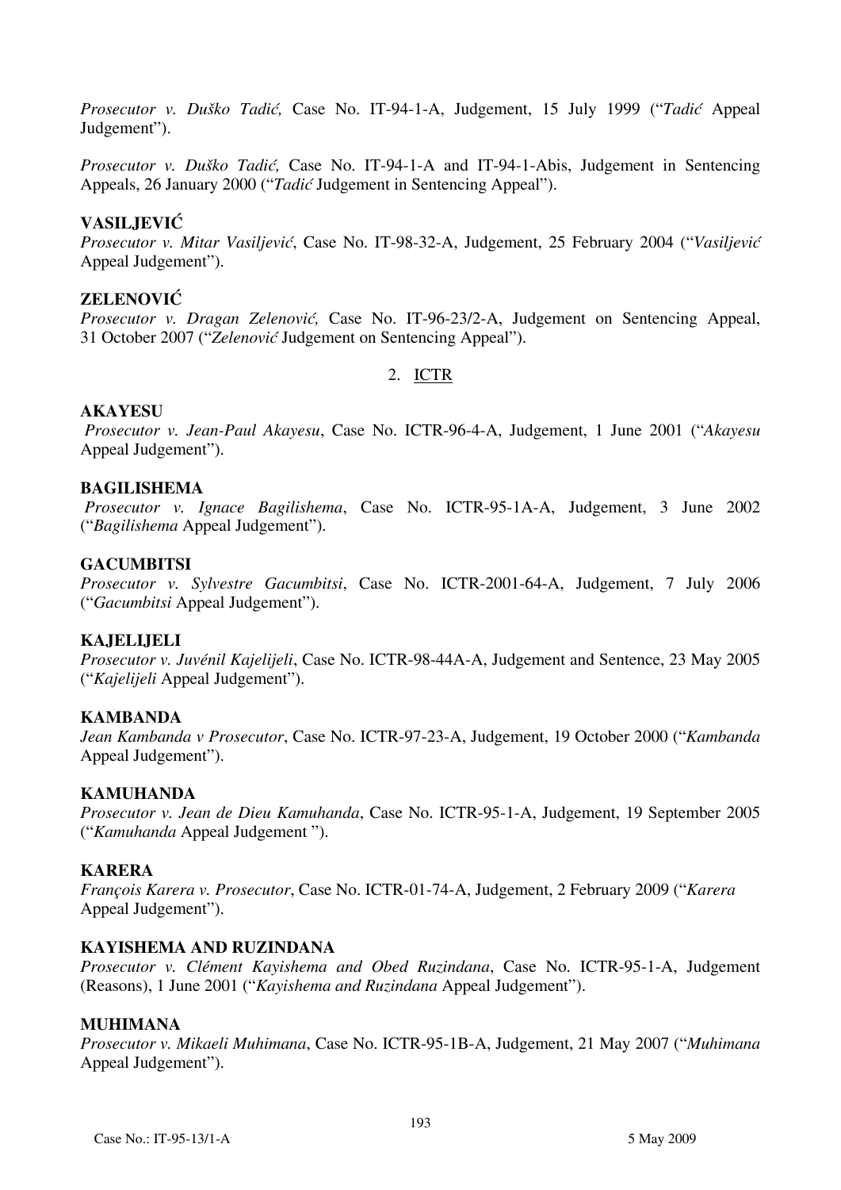*Prosecutor v. Duško Tadić,* Case No. IT-94-1-A, Judgement, 15 July 1999 ("*Tadić* Appeal Judgement").

*Prosecutor v. Duško Tadić,* Case No. IT-94-1-A and IT-94-1-Abis, Judgement in Sentencing Appeals, 26 January 2000 ("*Tadić* Judgement in Sentencing Appeal").

**VASILJEVIĆ**
*Prosecutor v. Mitar Vasiljević*, Case No. IT-98-32-A, Judgement, 25 February 2004 ("*Vasiljević* Appeal Judgement").

**ZELENOVIĆ**
*Prosecutor v. Dragan Zelenović,* Case No. IT-96-23/2-A, Judgement on Sentencing Appeal, 31 October 2007 ("*Zelenović* Judgement on Sentencing Appeal").

2. ICTR

**AKAYESU**
*Prosecutor v. Jean-Paul Akayesu*, Case No. ICTR-96-4-A, Judgement, 1 June 2001 ("*Akayesu* Appeal Judgement").

**BAGILISHEMA**
*Prosecutor v. Ignace Bagilishema*, Case No. ICTR-95-1A-A, Judgement, 3 June 2002 ("*Bagilishema* Appeal Judgement").

**GACUMBITSI**
*Prosecutor v. Sylvestre Gacumbitsi*, Case No. ICTR-2001-64-A, Judgement, 7 July 2006 ("*Gacumbitsi* Appeal Judgement").

**KAJELIJELI**
*Prosecutor v. Juvénil Kajelijeli*, Case No. ICTR-98-44A-A, Judgement and Sentence, 23 May 2005 ("*Kajelijeli* Appeal Judgement").

**KAMBANDA**
*Jean Kambanda v Prosecutor*, Case No. ICTR-97-23-A, Judgement, 19 October 2000 ("*Kambanda* Appeal Judgement").

**KAMUHANDA**
*Prosecutor v. Jean de Dieu Kamuhanda*, Case No. ICTR-95-1-A, Judgement, 19 September 2005 ("*Kamuhanda* Appeal Judgement ").

**KARERA**
*François Karera v. Prosecutor*, Case No. ICTR-01-74-A, Judgement, 2 February 2009 ("*Karera* Appeal Judgement").

**KAYISHEMA AND RUZINDANA**
*Prosecutor v. Clément Kayishema and Obed Ruzindana*, Case No. ICTR-95-1-A, Judgement (Reasons), 1 June 2001 ("*Kayishema and Ruzindana* Appeal Judgement").

**MUHIMANA**
*Prosecutor v. Mikaeli Muhimana*, Case No. ICTR-95-1B-A, Judgement, 21 May 2007 ("*Muhimana* Appeal Judgement").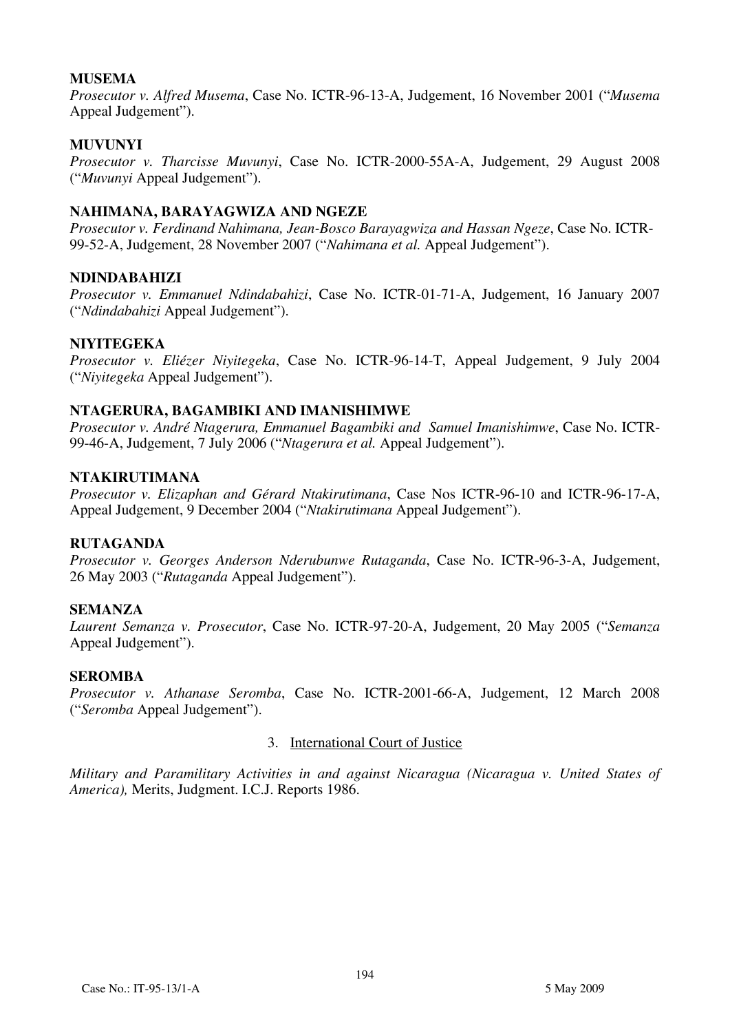**MUSEMA**
*Prosecutor v. Alfred Musema*, Case No. ICTR-96-13-A, Judgement, 16 November 2001 ("*Musema* Appeal Judgement").

**MUVUNYI**
*Prosecutor v. Tharcisse Muvunyi*, Case No. ICTR-2000-55A-A, Judgement, 29 August 2008 ("*Muvunyi* Appeal Judgement").

**NAHIMANA, BARAYAGWIZA AND NGEZE**
*Prosecutor v. Ferdinand Nahimana, Jean-Bosco Barayagwiza and Hassan Ngeze*, Case No. ICTR-99-52-A, Judgement, 28 November 2007 ("*Nahimana et al.* Appeal Judgement").

**NDINDABAHIZI**
*Prosecutor v. Emmanuel Ndindabahizi*, Case No. ICTR-01-71-A, Judgement, 16 January 2007 ("*Ndindabahizi* Appeal Judgement").

**NIYITEGEKA**
*Prosecutor v. Eliézer Niyitegeka*, Case No. ICTR-96-14-T, Appeal Judgement, 9 July 2004 ("*Niyitegeka* Appeal Judgement").

**NTAGERURA, BAGAMBIKI AND IMANISHIMWE**
*Prosecutor v. André Ntagerura, Emmanuel Bagambiki and Samuel Imanishimwe*, Case No. ICTR-99-46-A, Judgement, 7 July 2006 ("*Ntagerura et al.* Appeal Judgement").

**NTAKIRUTIMANA**
*Prosecutor v. Elizaphan and Gérard Ntakirutimana*, Case Nos ICTR-96-10 and ICTR-96-17-A, Appeal Judgement, 9 December 2004 ("*Ntakirutimana* Appeal Judgement").

**RUTAGANDA**
*Prosecutor v. Georges Anderson Nderubunwe Rutaganda*, Case No. ICTR-96-3-A, Judgement, 26 May 2003 ("*Rutaganda* Appeal Judgement").

**SEMANZA**
*Laurent Semanza v. Prosecutor*, Case No. ICTR-97-20-A, Judgement, 20 May 2005 ("*Semanza* Appeal Judgement").

**SEROMBA**
*Prosecutor v. Athanase Seromba*, Case No. ICTR-2001-66-A, Judgement, 12 March 2008 ("*Seromba* Appeal Judgement").

### 3. International Court of Justice

*Military and Paramilitary Activities in and against Nicaragua (Nicaragua v. United States of America),* Merits, Judgment. I.C.J. Reports 1986.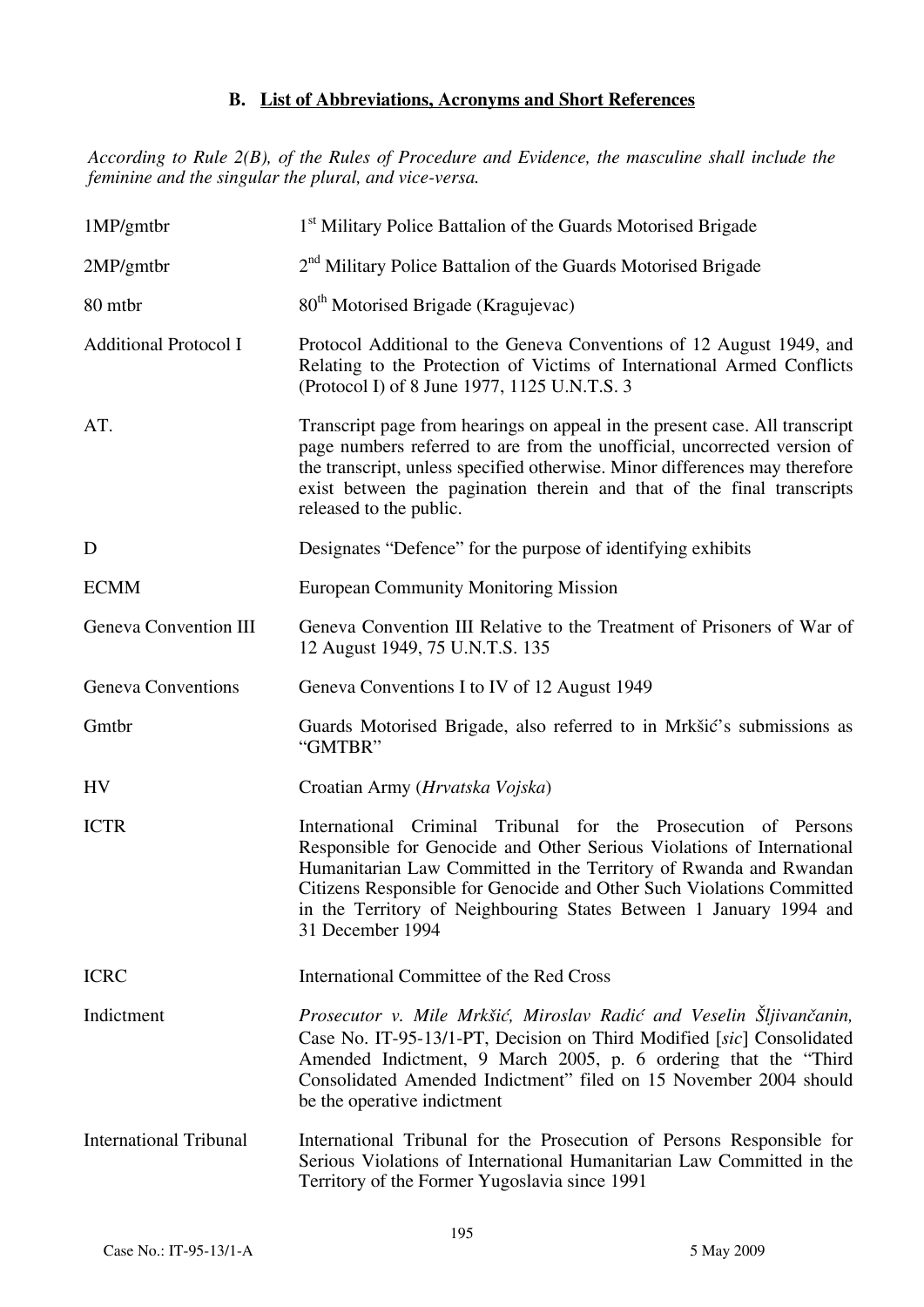### B. List of Abbreviations, Acronyms and Short References

*According to Rule 2(B), of the Rules of Procedure and Evidence, the masculine shall include the feminine and the singular the plural, and vice-versa.*

| | |
|---|---|
| 1MP/gmtbr | 1st Military Police Battalion of the Guards Motorised Brigade |
| 2MP/gmtbr | 2nd Military Police Battalion of the Guards Motorised Brigade |
| 80 mtbr | 80th Motorised Brigade (Kragujevac) |
| Additional Protocol I | Protocol Additional to the Geneva Conventions of 12 August 1949, and Relating to the Protection of Victims of International Armed Conflicts (Protocol I) of 8 June 1977, 1125 U.N.T.S. 3 |
| AT. | Transcript page from hearings on appeal in the present case. All transcript page numbers referred to are from the unofficial, uncorrected version of the transcript, unless specified otherwise. Minor differences may therefore exist between the pagination therein and that of the final transcripts released to the public. |
| D | Designates "Defence" for the purpose of identifying exhibits |
| ECMM | European Community Monitoring Mission |
| Geneva Convention III | Geneva Convention III Relative to the Treatment of Prisoners of War of 12 August 1949, 75 U.N.T.S. 135 |
| Geneva Conventions | Geneva Conventions I to IV of 12 August 1949 |
| Gmtbr | Guards Motorised Brigade, also referred to in Mrkšić's submissions as "GMTBR" |
| HV | Croatian Army (*Hrvatska Vojska*) |
| ICTR | International Criminal Tribunal for the Prosecution of Persons Responsible for Genocide and Other Serious Violations of International Humanitarian Law Committed in the Territory of Rwanda and Rwandan Citizens Responsible for Genocide and Other Such Violations Committed in the Territory of Neighbouring States Between 1 January 1994 and 31 December 1994 |
| ICRC | International Committee of the Red Cross |
| Indictment | *Prosecutor v. Mile Mrkšić, Miroslav Radić and Veselin Šljivančanin,* Case No. IT-95-13/1-PT, Decision on Third Modified [*sic*] Consolidated Amended Indictment, 9 March 2005, p. 6 ordering that the "Third Consolidated Amended Indictment" filed on 15 November 2004 should be the operative indictment |
| International Tribunal | International Tribunal for the Prosecution of Persons Responsible for Serious Violations of International Humanitarian Law Committed in the Territory of the Former Yugoslavia since 1991 |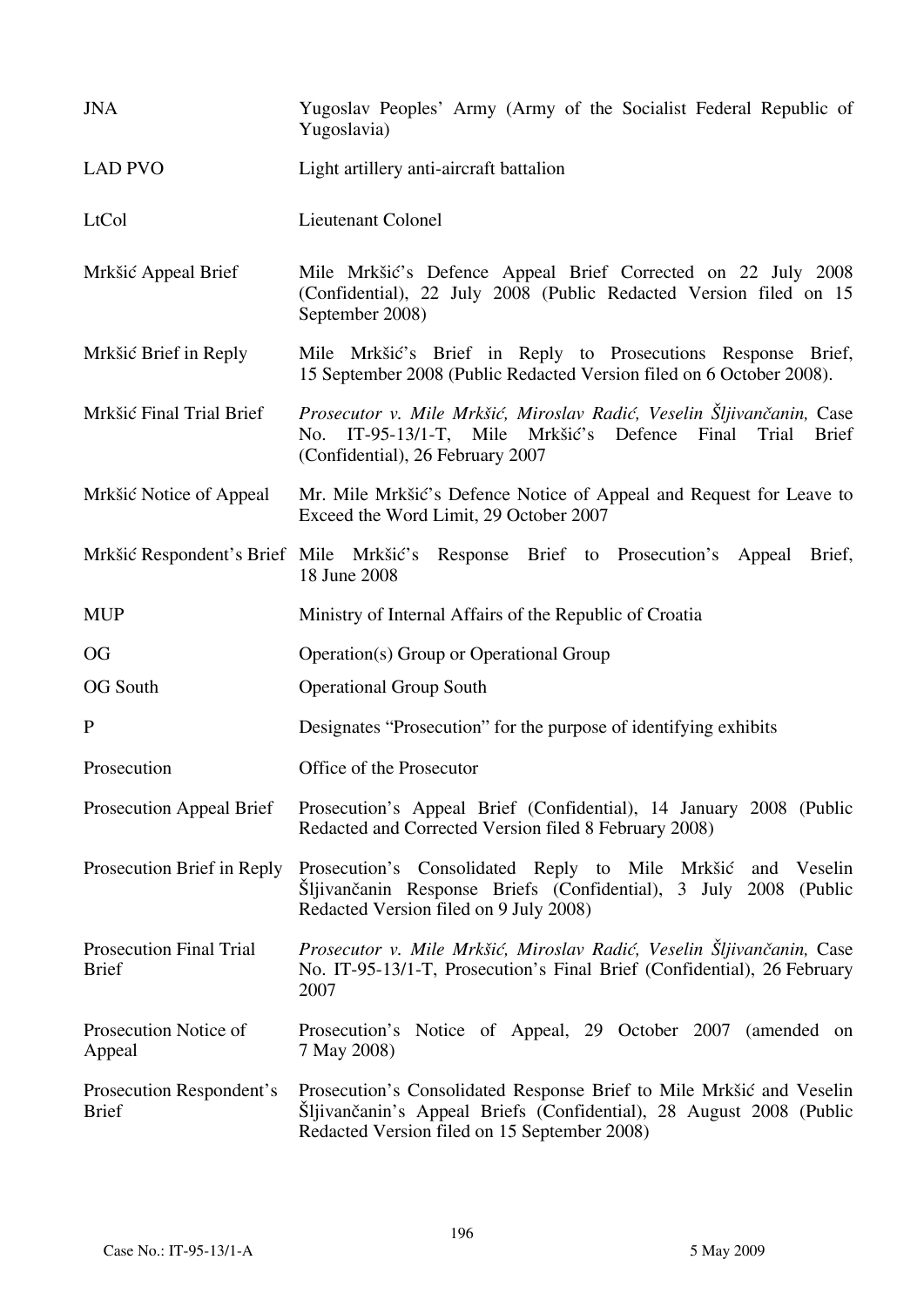| | |
|---|---|
| JNA | Yugoslav Peoples' Army (Army of the Socialist Federal Republic of Yugoslavia) |
| LAD PVO | Light artillery anti-aircraft battalion |
| LtCol | Lieutenant Colonel |
| Mrkšić Appeal Brief | Mile Mrkšić's Defence Appeal Brief Corrected on 22 July 2008 (Confidential), 22 July 2008 (Public Redacted Version filed on 15 September 2008) |
| Mrkšić Brief in Reply | Mile Mrkšić's Brief in Reply to Prosecutions Response Brief, 15 September 2008 (Public Redacted Version filed on 6 October 2008). |
| Mrkšić Final Trial Brief | *Prosecutor v. Mile Mrkšić, Miroslav Radić, Veselin Šljivančanin,* Case No. IT-95-13/1-T, Mile Mrkšić's Defence Final Trial Brief (Confidential), 26 February 2007 |
| Mrkšić Notice of Appeal | Mr. Mile Mrkšić's Defence Notice of Appeal and Request for Leave to Exceed the Word Limit, 29 October 2007 |
| Mrkšić Respondent's Brief | Mile Mrkšić's Response Brief to Prosecution's Appeal Brief, 18 June 2008 |
| MUP | Ministry of Internal Affairs of the Republic of Croatia |
| OG | Operation(s) Group or Operational Group |
| OG South | Operational Group South |
| P | Designates "Prosecution" for the purpose of identifying exhibits |
| Prosecution | Office of the Prosecutor |
| Prosecution Appeal Brief | Prosecution's Appeal Brief (Confidential), 14 January 2008 (Public Redacted and Corrected Version filed 8 February 2008) |
| Prosecution Brief in Reply | Prosecution's Consolidated Reply to Mile Mrkšić and Veselin Šljivančanin Response Briefs (Confidential), 3 July 2008 (Public Redacted Version filed on 9 July 2008) |
| Prosecution Final Trial Brief | *Prosecutor v. Mile Mrkšić, Miroslav Radić, Veselin Šljivančanin,* Case No. IT-95-13/1-T, Prosecution's Final Brief (Confidential), 26 February 2007 |
| Prosecution Notice of Appeal | Prosecution's Notice of Appeal, 29 October 2007 (amended on 7 May 2008) |
| Prosecution Respondent's Brief | Prosecution's Consolidated Response Brief to Mile Mrkšić and Veselin Šljivančanin's Appeal Briefs (Confidential), 28 August 2008 (Public Redacted Version filed on 15 September 2008) |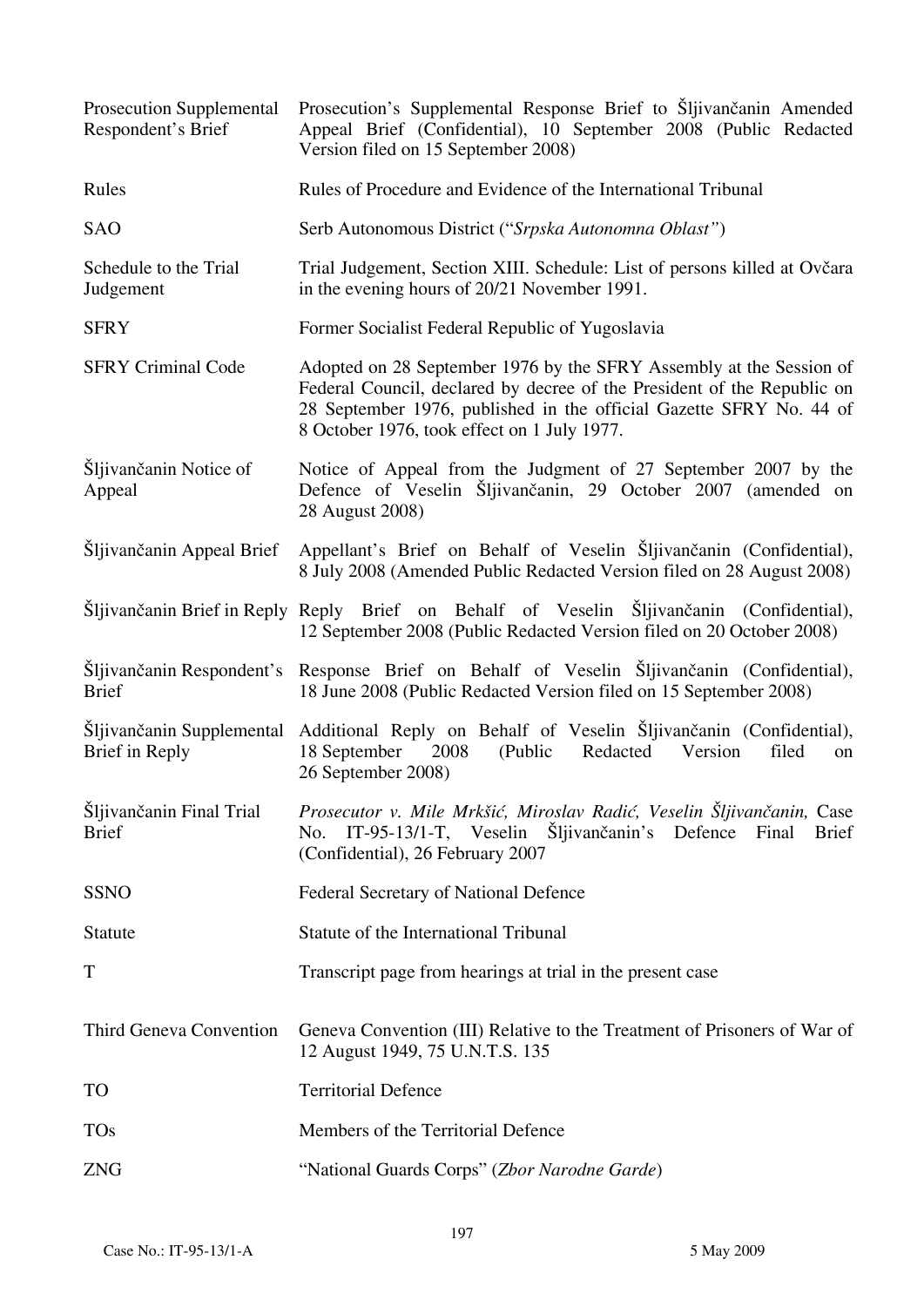| | |
|---|---|
| Prosecution Supplemental Respondent's Brief | Prosecution's Supplemental Response Brief to Šljivančanin Amended Appeal Brief (Confidential), 10 September 2008 (Public Redacted Version filed on 15 September 2008) |
| Rules | Rules of Procedure and Evidence of the International Tribunal |
| SAO | Serb Autonomous District ("*Srpska Autonomna Oblast"*) |
| Schedule to the Trial Judgement | Trial Judgement, Section XIII. Schedule: List of persons killed at Ovčara in the evening hours of 20/21 November 1991. |
| SFRY | Former Socialist Federal Republic of Yugoslavia |
| SFRY Criminal Code | Adopted on 28 September 1976 by the SFRY Assembly at the Session of Federal Council, declared by decree of the President of the Republic on 28 September 1976, published in the official Gazette SFRY No. 44 of 8 October 1976, took effect on 1 July 1977. |
| Šljivančanin Notice of Appeal | Notice of Appeal from the Judgment of 27 September 2007 by the Defence of Veselin Šljivančanin, 29 October 2007 (amended on 28 August 2008) |
| Šljivančanin Appeal Brief | Appellant's Brief on Behalf of Veselin Šljivančanin (Confidential), 8 July 2008 (Amended Public Redacted Version filed on 28 August 2008) |
| Šljivančanin Brief in Reply | Reply Brief on Behalf of Veselin Šljivančanin (Confidential), 12 September 2008 (Public Redacted Version filed on 20 October 2008) |
| Šljivančanin Respondent's Brief | Response Brief on Behalf of Veselin Šljivančanin (Confidential), 18 June 2008 (Public Redacted Version filed on 15 September 2008) |
| Šljivančanin Supplemental Brief in Reply | Additional Reply on Behalf of Veselin Šljivančanin (Confidential), 18 September 2008 (Public Redacted Version filed on 26 September 2008) |
| Šljivančanin Final Trial Brief | *Prosecutor v. Mile Mrkšić, Miroslav Radić, Veselin Šljivančanin,* Case No. IT-95-13/1-T, Veselin Šljivančanin's Defence Final Brief (Confidential), 26 February 2007 |
| SSNO | Federal Secretary of National Defence |
| Statute | Statute of the International Tribunal |
| T | Transcript page from hearings at trial in the present case |
| Third Geneva Convention | Geneva Convention (III) Relative to the Treatment of Prisoners of War of 12 August 1949, 75 U.N.T.S. 135 |
| TO | Territorial Defence |
| TOs | Members of the Territorial Defence |
| ZNG | "National Guards Corps" (*Zbor Narodne Garde*) |